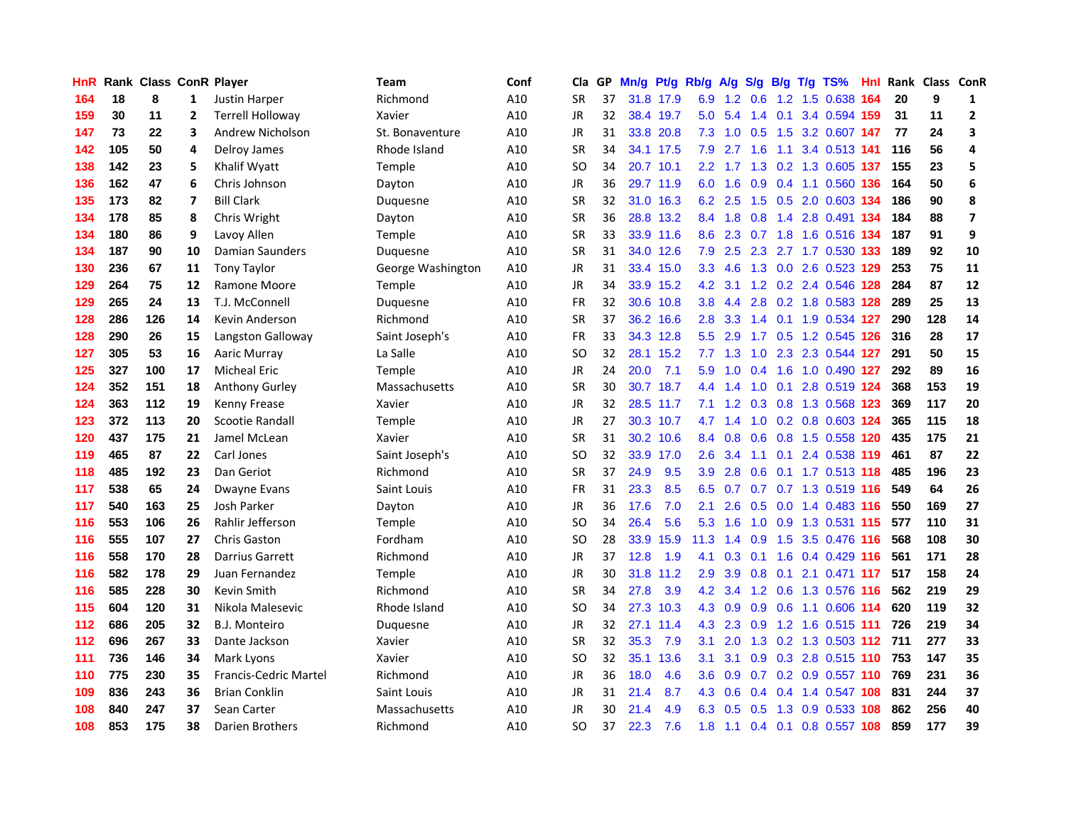| HnR | Rank | Class | ConR | Player | Team | Conf | Cla | GP | Mn/g | Pt/g | Rb/g | A/g | S/g | B/g | T/g | TS% | Hnl | Rank | Class | ConR |
|---|---|---|---|---|---|---|---|---|---|---|---|---|---|---|---|---|---|---|---|---|
| 164 | 18 | 8 | 1 | Justin Harper | Richmond | A10 | SR | 37 | 31.8 | 17.9 | 6.9 | 1.2 | 0.6 | 1.2 | 1.5 | 0.638 | 164 | 20 | 9 | 1 |
| 159 | 30 | 11 | 2 | Terrell Holloway | Xavier | A10 | JR | 32 | 38.4 | 19.7 | 5.0 | 5.4 | 1.4 | 0.1 | 3.4 | 0.594 | 159 | 31 | 11 | 2 |
| 147 | 73 | 22 | 3 | Andrew Nicholson | St. Bonaventure | A10 | JR | 31 | 33.8 | 20.8 | 7.3 | 1.0 | 0.5 | 1.5 | 3.2 | 0.607 | 147 | 77 | 24 | 3 |
| 142 | 105 | 50 | 4 | Delroy James | Rhode Island | A10 | SR | 34 | 34.1 | 17.5 | 7.9 | 2.7 | 1.6 | 1.1 | 3.4 | 0.513 | 141 | 116 | 56 | 4 |
| 138 | 142 | 23 | 5 | Khalif Wyatt | Temple | A10 | SO | 34 | 20.7 | 10.1 | 2.2 | 1.7 | 1.3 | 0.2 | 1.3 | 0.605 | 137 | 155 | 23 | 5 |
| 136 | 162 | 47 | 6 | Chris Johnson | Dayton | A10 | JR | 36 | 29.7 | 11.9 | 6.0 | 1.6 | 0.9 | 0.4 | 1.1 | 0.560 | 136 | 164 | 50 | 6 |
| 135 | 173 | 82 | 7 | Bill Clark | Duquesne | A10 | SR | 32 | 31.0 | 16.3 | 6.2 | 2.5 | 1.5 | 0.5 | 2.0 | 0.603 | 134 | 186 | 90 | 8 |
| 134 | 178 | 85 | 8 | Chris Wright | Dayton | A10 | SR | 36 | 28.8 | 13.2 | 8.4 | 1.8 | 0.8 | 1.4 | 2.8 | 0.491 | 134 | 184 | 88 | 7 |
| 134 | 180 | 86 | 9 | Lavoy Allen | Temple | A10 | SR | 33 | 33.9 | 11.6 | 8.6 | 2.3 | 0.7 | 1.8 | 1.6 | 0.516 | 134 | 187 | 91 | 9 |
| 134 | 187 | 90 | 10 | Damian Saunders | Duquesne | A10 | SR | 31 | 34.0 | 12.6 | 7.9 | 2.5 | 2.3 | 2.7 | 1.7 | 0.530 | 133 | 189 | 92 | 10 |
| 130 | 236 | 67 | 11 | Tony Taylor | George Washington | A10 | JR | 31 | 33.4 | 15.0 | 3.3 | 4.6 | 1.3 | 0.0 | 2.6 | 0.523 | 129 | 253 | 75 | 11 |
| 129 | 264 | 75 | 12 | Ramone Moore | Temple | A10 | JR | 34 | 33.9 | 15.2 | 4.2 | 3.1 | 1.2 | 0.2 | 2.4 | 0.546 | 128 | 284 | 87 | 12 |
| 129 | 265 | 24 | 13 | T.J. McConnell | Duquesne | A10 | FR | 32 | 30.6 | 10.8 | 3.8 | 4.4 | 2.8 | 0.2 | 1.8 | 0.583 | 128 | 289 | 25 | 13 |
| 128 | 286 | 126 | 14 | Kevin Anderson | Richmond | A10 | SR | 37 | 36.2 | 16.6 | 2.8 | 3.3 | 1.4 | 0.1 | 1.9 | 0.534 | 127 | 290 | 128 | 14 |
| 128 | 290 | 26 | 15 | Langston Galloway | Saint Joseph's | A10 | FR | 33 | 34.3 | 12.8 | 5.5 | 2.9 | 1.7 | 0.5 | 1.2 | 0.545 | 126 | 316 | 28 | 17 |
| 127 | 305 | 53 | 16 | Aaric Murray | La Salle | A10 | SO | 32 | 28.1 | 15.2 | 7.7 | 1.3 | 1.0 | 2.3 | 2.3 | 0.544 | 127 | 291 | 50 | 15 |
| 125 | 327 | 100 | 17 | Micheal Eric | Temple | A10 | JR | 24 | 20.0 | 7.1 | 5.9 | 1.0 | 0.4 | 1.6 | 1.0 | 0.490 | 127 | 292 | 89 | 16 |
| 124 | 352 | 151 | 18 | Anthony Gurley | Massachusetts | A10 | SR | 30 | 30.7 | 18.7 | 4.4 | 1.4 | 1.0 | 0.1 | 2.8 | 0.519 | 124 | 368 | 153 | 19 |
| 124 | 363 | 112 | 19 | Kenny Frease | Xavier | A10 | JR | 32 | 28.5 | 11.7 | 7.1 | 1.2 | 0.3 | 0.8 | 1.3 | 0.568 | 123 | 369 | 117 | 20 |
| 123 | 372 | 113 | 20 | Scootie Randall | Temple | A10 | JR | 27 | 30.3 | 10.7 | 4.7 | 1.4 | 1.0 | 0.2 | 0.8 | 0.603 | 124 | 365 | 115 | 18 |
| 120 | 437 | 175 | 21 | Jamel McLean | Xavier | A10 | SR | 31 | 30.2 | 10.6 | 8.4 | 0.8 | 0.6 | 0.8 | 1.5 | 0.558 | 120 | 435 | 175 | 21 |
| 119 | 465 | 87 | 22 | Carl Jones | Saint Joseph's | A10 | SO | 32 | 33.9 | 17.0 | 2.6 | 3.4 | 1.1 | 0.1 | 2.4 | 0.538 | 119 | 461 | 87 | 22 |
| 118 | 485 | 192 | 23 | Dan Geriot | Richmond | A10 | SR | 37 | 24.9 | 9.5 | 3.9 | 2.8 | 0.6 | 0.1 | 1.7 | 0.513 | 118 | 485 | 196 | 23 |
| 117 | 538 | 65 | 24 | Dwayne Evans | Saint Louis | A10 | FR | 31 | 23.3 | 8.5 | 6.5 | 0.7 | 0.7 | 0.7 | 1.3 | 0.519 | 116 | 549 | 64 | 26 |
| 117 | 540 | 163 | 25 | Josh Parker | Dayton | A10 | JR | 36 | 17.6 | 7.0 | 2.1 | 2.6 | 0.5 | 0.0 | 1.4 | 0.483 | 116 | 550 | 169 | 27 |
| 116 | 553 | 106 | 26 | Rahlir Jefferson | Temple | A10 | SO | 34 | 26.4 | 5.6 | 5.3 | 1.6 | 1.0 | 0.9 | 1.3 | 0.531 | 115 | 577 | 110 | 31 |
| 116 | 555 | 107 | 27 | Chris Gaston | Fordham | A10 | SO | 28 | 33.9 | 15.9 | 11.3 | 1.4 | 0.9 | 1.5 | 3.5 | 0.476 | 116 | 568 | 108 | 30 |
| 116 | 558 | 170 | 28 | Darrius Garrett | Richmond | A10 | JR | 37 | 12.8 | 1.9 | 4.1 | 0.3 | 0.1 | 1.6 | 0.4 | 0.429 | 116 | 561 | 171 | 28 |
| 116 | 582 | 178 | 29 | Juan Fernandez | Temple | A10 | JR | 30 | 31.8 | 11.2 | 2.9 | 3.9 | 0.8 | 0.1 | 2.1 | 0.471 | 117 | 517 | 158 | 24 |
| 116 | 585 | 228 | 30 | Kevin Smith | Richmond | A10 | SR | 34 | 27.8 | 3.9 | 4.2 | 3.4 | 1.2 | 0.6 | 1.3 | 0.576 | 116 | 562 | 219 | 29 |
| 115 | 604 | 120 | 31 | Nikola Malesevic | Rhode Island | A10 | SO | 34 | 27.3 | 10.3 | 4.3 | 0.9 | 0.9 | 0.6 | 1.1 | 0.606 | 114 | 620 | 119 | 32 |
| 112 | 686 | 205 | 32 | B.J. Monteiro | Duquesne | A10 | JR | 32 | 27.1 | 11.4 | 4.3 | 2.3 | 0.9 | 1.2 | 1.6 | 0.515 | 111 | 726 | 219 | 34 |
| 112 | 696 | 267 | 33 | Dante Jackson | Xavier | A10 | SR | 32 | 35.3 | 7.9 | 3.1 | 2.0 | 1.3 | 0.2 | 1.3 | 0.503 | 112 | 711 | 277 | 33 |
| 111 | 736 | 146 | 34 | Mark Lyons | Xavier | A10 | SO | 32 | 35.1 | 13.6 | 3.1 | 3.1 | 0.9 | 0.3 | 2.8 | 0.515 | 110 | 753 | 147 | 35 |
| 110 | 775 | 230 | 35 | Francis-Cedric Martel | Richmond | A10 | JR | 36 | 18.0 | 4.6 | 3.6 | 0.9 | 0.7 | 0.2 | 0.9 | 0.557 | 110 | 769 | 231 | 36 |
| 109 | 836 | 243 | 36 | Brian Conklin | Saint Louis | A10 | JR | 31 | 21.4 | 8.7 | 4.3 | 0.6 | 0.4 | 0.4 | 1.4 | 0.547 | 108 | 831 | 244 | 37 |
| 108 | 840 | 247 | 37 | Sean Carter | Massachusetts | A10 | JR | 30 | 21.4 | 4.9 | 6.3 | 0.5 | 0.5 | 1.3 | 0.9 | 0.533 | 108 | 862 | 256 | 40 |
| 108 | 853 | 175 | 38 | Darien Brothers | Richmond | A10 | SO | 37 | 22.3 | 7.6 | 1.8 | 1.1 | 0.4 | 0.1 | 0.8 | 0.557 | 108 | 859 | 177 | 39 |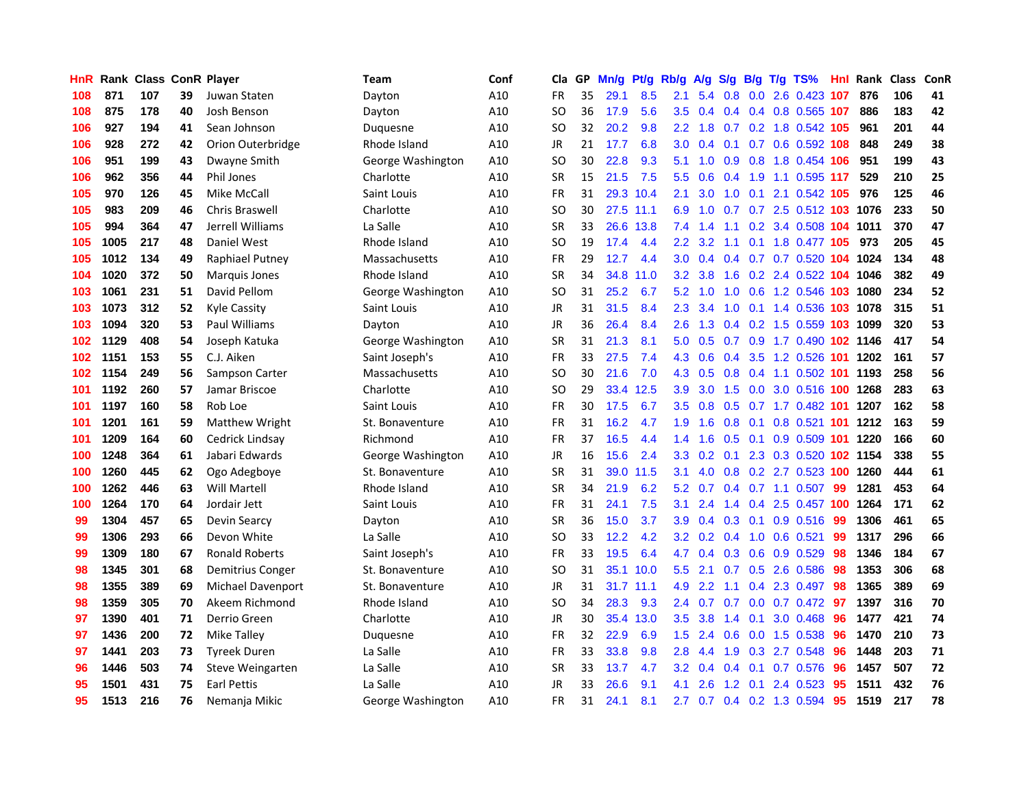| HnR | Rank | Class | ConR | Player | Team | Conf | Cla | GP | Mn/g | Pt/g | Rb/g | A/g | S/g | B/g | T/g | TS% | HnI | Rank | Class | ConR |
|---|---|---|---|---|---|---|---|---|---|---|---|---|---|---|---|---|---|---|---|---|
| 108 | 871 | 107 | 39 | Juwan Staten | Dayton | A10 | FR | 35 | 29.1 | 8.5 | 2.1 | 5.4 | 0.8 | 0.0 | 2.6 | 0.423 | 107 | 876 | 106 | 41 |
| 108 | 875 | 178 | 40 | Josh Benson | Dayton | A10 | SO | 36 | 17.9 | 5.6 | 3.5 | 0.4 | 0.4 | 0.4 | 0.8 | 0.565 | 107 | 886 | 183 | 42 |
| 106 | 927 | 194 | 41 | Sean Johnson | Duquesne | A10 | SO | 32 | 20.2 | 9.8 | 2.2 | 1.8 | 0.7 | 0.2 | 1.8 | 0.542 | 105 | 961 | 201 | 44 |
| 106 | 928 | 272 | 42 | Orion Outerbridge | Rhode Island | A10 | JR | 21 | 17.7 | 6.8 | 3.0 | 0.4 | 0.1 | 0.7 | 0.6 | 0.592 | 108 | 848 | 249 | 38 |
| 106 | 951 | 199 | 43 | Dwayne Smith | George Washington | A10 | SO | 30 | 22.8 | 9.3 | 5.1 | 1.0 | 0.9 | 0.8 | 1.8 | 0.454 | 106 | 951 | 199 | 43 |
| 106 | 962 | 356 | 44 | Phil Jones | Charlotte | A10 | SR | 15 | 21.5 | 7.5 | 5.5 | 0.6 | 0.4 | 1.9 | 1.1 | 0.595 | 117 | 529 | 210 | 25 |
| 105 | 970 | 126 | 45 | Mike McCall | Saint Louis | A10 | FR | 31 | 29.3 | 10.4 | 2.1 | 3.0 | 1.0 | 0.1 | 2.1 | 0.542 | 105 | 976 | 125 | 46 |
| 105 | 983 | 209 | 46 | Chris Braswell | Charlotte | A10 | SO | 30 | 27.5 | 11.1 | 6.9 | 1.0 | 0.7 | 0.7 | 2.5 | 0.512 | 103 | 1076 | 233 | 50 |
| 105 | 994 | 364 | 47 | Jerrell Williams | La Salle | A10 | SR | 33 | 26.6 | 13.8 | 7.4 | 1.4 | 1.1 | 0.2 | 3.4 | 0.508 | 104 | 1011 | 370 | 47 |
| 105 | 1005 | 217 | 48 | Daniel West | Rhode Island | A10 | SO | 19 | 17.4 | 4.4 | 2.2 | 3.2 | 1.1 | 0.1 | 1.8 | 0.477 | 105 | 973 | 205 | 45 |
| 105 | 1012 | 134 | 49 | Raphiael Putney | Massachusetts | A10 | FR | 29 | 12.7 | 4.4 | 3.0 | 0.4 | 0.4 | 0.7 | 0.7 | 0.520 | 104 | 1024 | 134 | 48 |
| 104 | 1020 | 372 | 50 | Marquis Jones | Rhode Island | A10 | SR | 34 | 34.8 | 11.0 | 3.2 | 3.8 | 1.6 | 0.2 | 2.4 | 0.522 | 104 | 1046 | 382 | 49 |
| 103 | 1061 | 231 | 51 | David Pellom | George Washington | A10 | SO | 31 | 25.2 | 6.7 | 5.2 | 1.0 | 1.0 | 0.6 | 1.2 | 0.546 | 103 | 1080 | 234 | 52 |
| 103 | 1073 | 312 | 52 | Kyle Cassity | Saint Louis | A10 | JR | 31 | 31.5 | 8.4 | 2.3 | 3.4 | 1.0 | 0.1 | 1.4 | 0.536 | 103 | 1078 | 315 | 51 |
| 103 | 1094 | 320 | 53 | Paul Williams | Dayton | A10 | JR | 36 | 26.4 | 8.4 | 2.6 | 1.3 | 0.4 | 0.2 | 1.5 | 0.559 | 103 | 1099 | 320 | 53 |
| 102 | 1129 | 408 | 54 | Joseph Katuka | George Washington | A10 | SR | 31 | 21.3 | 8.1 | 5.0 | 0.5 | 0.7 | 0.9 | 1.7 | 0.490 | 102 | 1146 | 417 | 54 |
| 102 | 1151 | 153 | 55 | C.J. Aiken | Saint Joseph's | A10 | FR | 33 | 27.5 | 7.4 | 4.3 | 0.6 | 0.4 | 3.5 | 1.2 | 0.526 | 101 | 1202 | 161 | 57 |
| 102 | 1154 | 249 | 56 | Sampson Carter | Massachusetts | A10 | SO | 30 | 21.6 | 7.0 | 4.3 | 0.5 | 0.8 | 0.4 | 1.1 | 0.502 | 101 | 1193 | 258 | 56 |
| 101 | 1192 | 260 | 57 | Jamar Briscoe | Charlotte | A10 | SO | 29 | 33.4 | 12.5 | 3.9 | 3.0 | 1.5 | 0.0 | 3.0 | 0.516 | 100 | 1268 | 283 | 63 |
| 101 | 1197 | 160 | 58 | Rob Loe | Saint Louis | A10 | FR | 30 | 17.5 | 6.7 | 3.5 | 0.8 | 0.5 | 0.7 | 1.7 | 0.482 | 101 | 1207 | 162 | 58 |
| 101 | 1201 | 161 | 59 | Matthew Wright | St. Bonaventure | A10 | FR | 31 | 16.2 | 4.7 | 1.9 | 1.6 | 0.8 | 0.1 | 0.8 | 0.521 | 101 | 1212 | 163 | 59 |
| 101 | 1209 | 164 | 60 | Cedrick Lindsay | Richmond | A10 | FR | 37 | 16.5 | 4.4 | 1.4 | 1.6 | 0.5 | 0.1 | 0.9 | 0.509 | 101 | 1220 | 166 | 60 |
| 100 | 1248 | 364 | 61 | Jabari Edwards | George Washington | A10 | JR | 16 | 15.6 | 2.4 | 3.3 | 0.2 | 0.1 | 2.3 | 0.3 | 0.520 | 102 | 1154 | 338 | 55 |
| 100 | 1260 | 445 | 62 | Ogo Adegboye | St. Bonaventure | A10 | SR | 31 | 39.0 | 11.5 | 3.1 | 4.0 | 0.8 | 0.2 | 2.7 | 0.523 | 100 | 1260 | 444 | 61 |
| 100 | 1262 | 446 | 63 | Will Martell | Rhode Island | A10 | SR | 34 | 21.9 | 6.2 | 5.2 | 0.7 | 0.4 | 0.7 | 1.1 | 0.507 | 99 | 1281 | 453 | 64 |
| 100 | 1264 | 170 | 64 | Jordair Jett | Saint Louis | A10 | FR | 31 | 24.1 | 7.5 | 3.1 | 2.4 | 1.4 | 0.4 | 2.5 | 0.457 | 100 | 1264 | 171 | 62 |
| 99 | 1304 | 457 | 65 | Devin Searcy | Dayton | A10 | SR | 36 | 15.0 | 3.7 | 3.9 | 0.4 | 0.3 | 0.1 | 0.9 | 0.516 | 99 | 1306 | 461 | 65 |
| 99 | 1306 | 293 | 66 | Devon White | La Salle | A10 | SO | 33 | 12.2 | 4.2 | 3.2 | 0.2 | 0.4 | 1.0 | 0.6 | 0.521 | 99 | 1317 | 296 | 66 |
| 99 | 1309 | 180 | 67 | Ronald Roberts | Saint Joseph's | A10 | FR | 33 | 19.5 | 6.4 | 4.7 | 0.4 | 0.3 | 0.6 | 0.9 | 0.529 | 98 | 1346 | 184 | 67 |
| 98 | 1345 | 301 | 68 | Demitrius Conger | St. Bonaventure | A10 | SO | 31 | 35.1 | 10.0 | 5.5 | 2.1 | 0.7 | 0.5 | 2.6 | 0.586 | 98 | 1353 | 306 | 68 |
| 98 | 1355 | 389 | 69 | Michael Davenport | St. Bonaventure | A10 | JR | 31 | 31.7 | 11.1 | 4.9 | 2.2 | 1.1 | 0.4 | 2.3 | 0.497 | 98 | 1365 | 389 | 69 |
| 98 | 1359 | 305 | 70 | Akeem Richmond | Rhode Island | A10 | SO | 34 | 28.3 | 9.3 | 2.4 | 0.7 | 0.7 | 0.0 | 0.7 | 0.472 | 97 | 1397 | 316 | 70 |
| 97 | 1390 | 401 | 71 | Derrio Green | Charlotte | A10 | JR | 30 | 35.4 | 13.0 | 3.5 | 3.8 | 1.4 | 0.1 | 3.0 | 0.468 | 96 | 1477 | 421 | 74 |
| 97 | 1436 | 200 | 72 | Mike Talley | Duquesne | A10 | FR | 32 | 22.9 | 6.9 | 1.5 | 2.4 | 0.6 | 0.0 | 1.5 | 0.538 | 96 | 1470 | 210 | 73 |
| 97 | 1441 | 203 | 73 | Tyreek Duren | La Salle | A10 | FR | 33 | 33.8 | 9.8 | 2.8 | 4.4 | 1.9 | 0.3 | 2.7 | 0.548 | 96 | 1448 | 203 | 71 |
| 96 | 1446 | 503 | 74 | Steve Weingarten | La Salle | A10 | SR | 33 | 13.7 | 4.7 | 3.2 | 0.4 | 0.4 | 0.1 | 0.7 | 0.576 | 96 | 1457 | 507 | 72 |
| 95 | 1501 | 431 | 75 | Earl Pettis | La Salle | A10 | JR | 33 | 26.6 | 9.1 | 4.1 | 2.6 | 1.2 | 0.1 | 2.4 | 0.523 | 95 | 1511 | 432 | 76 |
| 95 | 1513 | 216 | 76 | Nemanja Mikic | George Washington | A10 | FR | 31 | 24.1 | 8.1 | 2.7 | 0.7 | 0.4 | 0.2 | 1.3 | 0.594 | 95 | 1519 | 217 | 78 |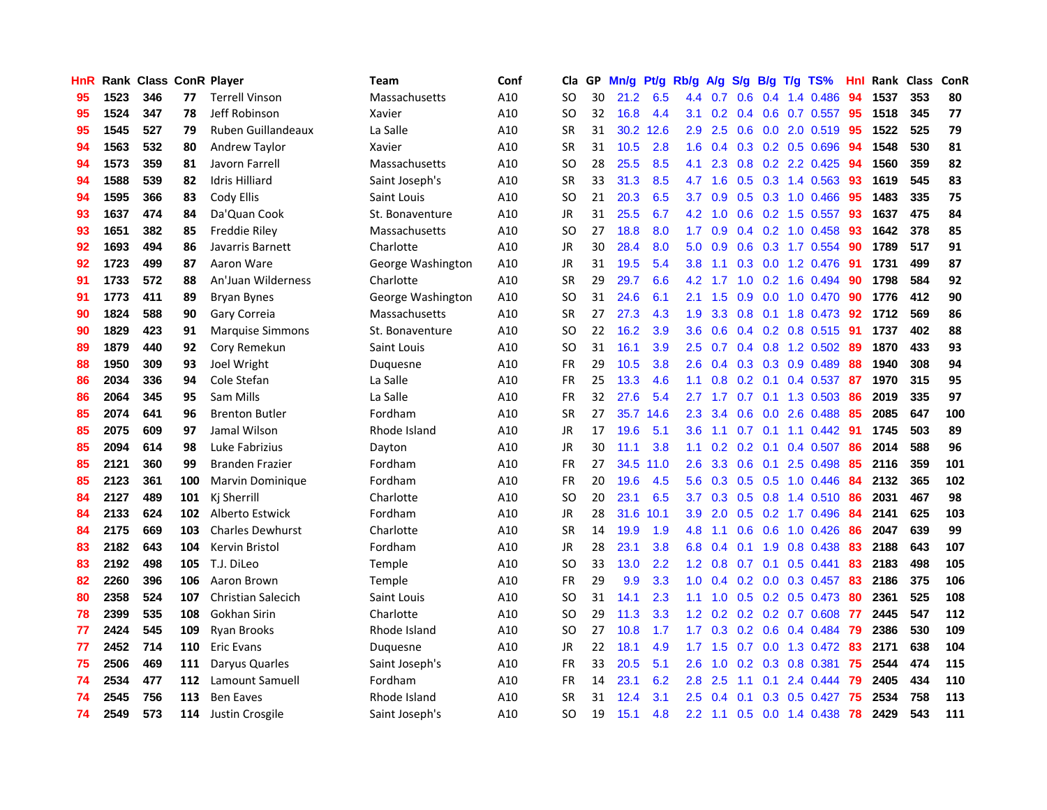| HnR | Rank | Class | ConR | Player | Team | Conf | Cla | GP | Mn/g | Pt/g | Rb/g | A/g | S/g | B/g | T/g | TS% | HnI | Rank | Class | ConR |
|---|---|---|---|---|---|---|---|---|---|---|---|---|---|---|---|---|---|---|---|---|
| 95 | 1523 | 346 | 77 | Terrell Vinson | Massachusetts | A10 | SO | 30 | 21.2 | 6.5 | 4.4 | 0.7 | 0.6 | 0.4 | 1.4 | 0.486 | 94 | 1537 | 353 | 80 |
| 95 | 1524 | 347 | 78 | Jeff Robinson | Xavier | A10 | SO | 32 | 16.8 | 4.4 | 3.1 | 0.2 | 0.4 | 0.6 | 0.7 | 0.557 | 95 | 1518 | 345 | 77 |
| 95 | 1545 | 527 | 79 | Ruben Guillandeaux | La Salle | A10 | SR | 31 | 30.2 | 12.6 | 2.9 | 2.5 | 0.6 | 0.0 | 2.0 | 0.519 | 95 | 1522 | 525 | 79 |
| 94 | 1563 | 532 | 80 | Andrew Taylor | Xavier | A10 | SR | 31 | 10.5 | 2.8 | 1.6 | 0.4 | 0.3 | 0.2 | 0.5 | 0.696 | 94 | 1548 | 530 | 81 |
| 94 | 1573 | 359 | 81 | Javorn Farrell | Massachusetts | A10 | SO | 28 | 25.5 | 8.5 | 4.1 | 2.3 | 0.8 | 0.2 | 2.2 | 0.425 | 94 | 1560 | 359 | 82 |
| 94 | 1588 | 539 | 82 | Idris Hilliard | Saint Joseph's | A10 | SR | 33 | 31.3 | 8.5 | 4.7 | 1.6 | 0.5 | 0.3 | 1.4 | 0.563 | 93 | 1619 | 545 | 83 |
| 94 | 1595 | 366 | 83 | Cody Ellis | Saint Louis | A10 | SO | 21 | 20.3 | 6.5 | 3.7 | 0.9 | 0.5 | 0.3 | 1.0 | 0.466 | 95 | 1483 | 335 | 75 |
| 93 | 1637 | 474 | 84 | Da'Quan Cook | St. Bonaventure | A10 | JR | 31 | 25.5 | 6.7 | 4.2 | 1.0 | 0.6 | 0.2 | 1.5 | 0.557 | 93 | 1637 | 475 | 84 |
| 93 | 1651 | 382 | 85 | Freddie Riley | Massachusetts | A10 | SO | 27 | 18.8 | 8.0 | 1.7 | 0.9 | 0.4 | 0.2 | 1.0 | 0.458 | 93 | 1642 | 378 | 85 |
| 92 | 1693 | 494 | 86 | Javarris Barnett | Charlotte | A10 | JR | 30 | 28.4 | 8.0 | 5.0 | 0.9 | 0.6 | 0.3 | 1.7 | 0.554 | 90 | 1789 | 517 | 91 |
| 92 | 1723 | 499 | 87 | Aaron Ware | George Washington | A10 | JR | 31 | 19.5 | 5.4 | 3.8 | 1.1 | 0.3 | 0.0 | 1.2 | 0.476 | 91 | 1731 | 499 | 87 |
| 91 | 1733 | 572 | 88 | An'Juan Wilderness | Charlotte | A10 | SR | 29 | 29.7 | 6.6 | 4.2 | 1.7 | 1.0 | 0.2 | 1.6 | 0.494 | 90 | 1798 | 584 | 92 |
| 91 | 1773 | 411 | 89 | Bryan Bynes | George Washington | A10 | SO | 31 | 24.6 | 6.1 | 2.1 | 1.5 | 0.9 | 0.0 | 1.0 | 0.470 | 90 | 1776 | 412 | 90 |
| 90 | 1824 | 588 | 90 | Gary Correia | Massachusetts | A10 | SR | 27 | 27.3 | 4.3 | 1.9 | 3.3 | 0.8 | 0.1 | 1.8 | 0.473 | 92 | 1712 | 569 | 86 |
| 90 | 1829 | 423 | 91 | Marquise Simmons | St. Bonaventure | A10 | SO | 22 | 16.2 | 3.9 | 3.6 | 0.6 | 0.4 | 0.2 | 0.8 | 0.515 | 91 | 1737 | 402 | 88 |
| 89 | 1879 | 440 | 92 | Cory Remekun | Saint Louis | A10 | SO | 31 | 16.1 | 3.9 | 2.5 | 0.7 | 0.4 | 0.8 | 1.2 | 0.502 | 89 | 1870 | 433 | 93 |
| 88 | 1950 | 309 | 93 | Joel Wright | Duquesne | A10 | FR | 29 | 10.5 | 3.8 | 2.6 | 0.4 | 0.3 | 0.3 | 0.9 | 0.489 | 88 | 1940 | 308 | 94 |
| 86 | 2034 | 336 | 94 | Cole Stefan | La Salle | A10 | FR | 25 | 13.3 | 4.6 | 1.1 | 0.8 | 0.2 | 0.1 | 0.4 | 0.537 | 87 | 1970 | 315 | 95 |
| 86 | 2064 | 345 | 95 | Sam Mills | La Salle | A10 | FR | 32 | 27.6 | 5.4 | 2.7 | 1.7 | 0.7 | 0.1 | 1.3 | 0.503 | 86 | 2019 | 335 | 97 |
| 85 | 2074 | 641 | 96 | Brenton Butler | Fordham | A10 | SR | 27 | 35.7 | 14.6 | 2.3 | 3.4 | 0.6 | 0.0 | 2.6 | 0.488 | 85 | 2085 | 647 | 100 |
| 85 | 2075 | 609 | 97 | Jamal Wilson | Rhode Island | A10 | JR | 17 | 19.6 | 5.1 | 3.6 | 1.1 | 0.7 | 0.1 | 1.1 | 0.442 | 91 | 1745 | 503 | 89 |
| 85 | 2094 | 614 | 98 | Luke Fabrizius | Dayton | A10 | JR | 30 | 11.1 | 3.8 | 1.1 | 0.2 | 0.2 | 0.1 | 0.4 | 0.507 | 86 | 2014 | 588 | 96 |
| 85 | 2121 | 360 | 99 | Branden Frazier | Fordham | A10 | FR | 27 | 34.5 | 11.0 | 2.6 | 3.3 | 0.6 | 0.1 | 2.5 | 0.498 | 85 | 2116 | 359 | 101 |
| 85 | 2123 | 361 | 100 | Marvin Dominique | Fordham | A10 | FR | 20 | 19.6 | 4.5 | 5.6 | 0.3 | 0.5 | 0.5 | 1.0 | 0.446 | 84 | 2132 | 365 | 102 |
| 84 | 2127 | 489 | 101 | Kj Sherrill | Charlotte | A10 | SO | 20 | 23.1 | 6.5 | 3.7 | 0.3 | 0.5 | 0.8 | 1.4 | 0.510 | 86 | 2031 | 467 | 98 |
| 84 | 2133 | 624 | 102 | Alberto Estwick | Fordham | A10 | JR | 28 | 31.6 | 10.1 | 3.9 | 2.0 | 0.5 | 0.2 | 1.7 | 0.496 | 84 | 2141 | 625 | 103 |
| 84 | 2175 | 669 | 103 | Charles Dewhurst | Charlotte | A10 | SR | 14 | 19.9 | 1.9 | 4.8 | 1.1 | 0.6 | 0.6 | 1.0 | 0.426 | 86 | 2047 | 639 | 99 |
| 83 | 2182 | 643 | 104 | Kervin Bristol | Fordham | A10 | JR | 28 | 23.1 | 3.8 | 6.8 | 0.4 | 0.1 | 1.9 | 0.8 | 0.438 | 83 | 2188 | 643 | 107 |
| 83 | 2192 | 498 | 105 | T.J. DiLeo | Temple | A10 | SO | 33 | 13.0 | 2.2 | 1.2 | 0.8 | 0.7 | 0.1 | 0.5 | 0.441 | 83 | 2183 | 498 | 105 |
| 82 | 2260 | 396 | 106 | Aaron Brown | Temple | A10 | FR | 29 | 9.9 | 3.3 | 1.0 | 0.4 | 0.2 | 0.0 | 0.3 | 0.457 | 83 | 2186 | 375 | 106 |
| 80 | 2358 | 524 | 107 | Christian Salecich | Saint Louis | A10 | SO | 31 | 14.1 | 2.3 | 1.1 | 1.0 | 0.5 | 0.2 | 0.5 | 0.473 | 80 | 2361 | 525 | 108 |
| 78 | 2399 | 535 | 108 | Gokhan Sirin | Charlotte | A10 | SO | 29 | 11.3 | 3.3 | 1.2 | 0.2 | 0.2 | 0.2 | 0.7 | 0.608 | 77 | 2445 | 547 | 112 |
| 77 | 2424 | 545 | 109 | Ryan Brooks | Rhode Island | A10 | SO | 27 | 10.8 | 1.7 | 1.7 | 0.3 | 0.2 | 0.6 | 0.4 | 0.484 | 79 | 2386 | 530 | 109 |
| 77 | 2452 | 714 | 110 | Eric Evans | Duquesne | A10 | JR | 22 | 18.1 | 4.9 | 1.7 | 1.5 | 0.7 | 0.0 | 1.3 | 0.472 | 83 | 2171 | 638 | 104 |
| 75 | 2506 | 469 | 111 | Daryus Quarles | Saint Joseph's | A10 | FR | 33 | 20.5 | 5.1 | 2.6 | 1.0 | 0.2 | 0.3 | 0.8 | 0.381 | 75 | 2544 | 474 | 115 |
| 74 | 2534 | 477 | 112 | Lamount Samuell | Fordham | A10 | FR | 14 | 23.1 | 6.2 | 2.8 | 2.5 | 1.1 | 0.1 | 2.4 | 0.444 | 79 | 2405 | 434 | 110 |
| 74 | 2545 | 756 | 113 | Ben Eaves | Rhode Island | A10 | SR | 31 | 12.4 | 3.1 | 2.5 | 0.4 | 0.1 | 0.3 | 0.5 | 0.427 | 75 | 2534 | 758 | 113 |
| 74 | 2549 | 573 | 114 | Justin Crosgile | Saint Joseph's | A10 | SO | 19 | 15.1 | 4.8 | 2.2 | 1.1 | 0.5 | 0.0 | 1.4 | 0.438 | 78 | 2429 | 543 | 111 |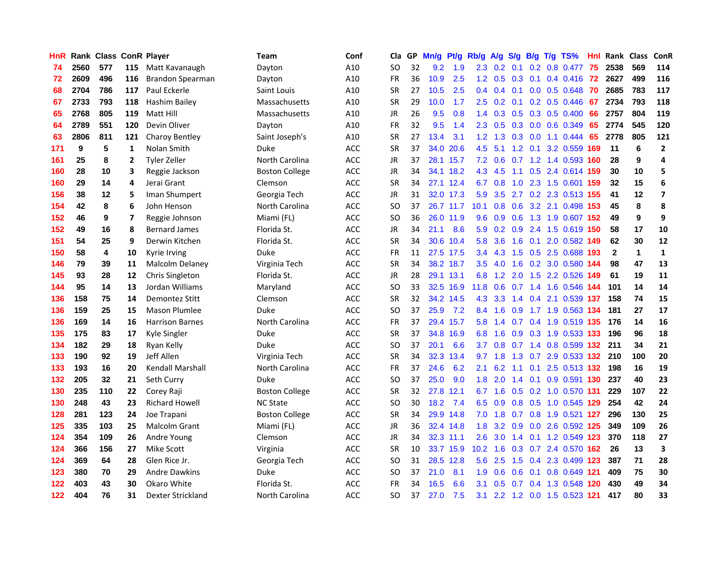| HnR | Rank | Class | ConR | Player | Team | Conf | Cla | GP | Mn/g | Pt/g | Rb/g | A/g | S/g | B/g | T/g | TS% | HnI | Rank | Class | ConR |
|---|---|---|---|---|---|---|---|---|---|---|---|---|---|---|---|---|---|---|---|---|
| 74 | 2560 | 577 | 115 | Matt Kavanaugh | Dayton | A10 | SO | 32 | 9.2 | 1.9 | 2.3 | 0.2 | 0.1 | 0.2 | 0.8 | 0.477 | 75 | 2538 | 569 | 114 |
| 72 | 2609 | 496 | 116 | Brandon Spearman | Dayton | A10 | FR | 36 | 10.9 | 2.5 | 1.2 | 0.5 | 0.3 | 0.1 | 0.4 | 0.416 | 72 | 2627 | 499 | 116 |
| 68 | 2704 | 786 | 117 | Paul Eckerle | Saint Louis | A10 | SR | 27 | 10.5 | 2.5 | 0.4 | 0.4 | 0.1 | 0.0 | 0.5 | 0.648 | 70 | 2685 | 783 | 117 |
| 67 | 2733 | 793 | 118 | Hashim Bailey | Massachusetts | A10 | SR | 29 | 10.0 | 1.7 | 2.5 | 0.2 | 0.1 | 0.2 | 0.5 | 0.446 | 67 | 2734 | 793 | 118 |
| 65 | 2768 | 805 | 119 | Matt Hill | Massachusetts | A10 | JR | 26 | 9.5 | 0.8 | 1.4 | 0.3 | 0.5 | 0.3 | 0.5 | 0.400 | 66 | 2757 | 804 | 119 |
| 64 | 2789 | 551 | 120 | Devin Oliver | Dayton | A10 | FR | 32 | 9.5 | 1.4 | 2.3 | 0.5 | 0.3 | 0.0 | 0.6 | 0.349 | 65 | 2774 | 545 | 120 |
| 63 | 2806 | 811 | 121 | Charoy Bentley | Saint Joseph's | A10 | SR | 27 | 13.4 | 3.1 | 1.2 | 1.3 | 0.3 | 0.0 | 1.1 | 0.444 | 65 | 2778 | 805 | 121 |
| 171 | 9 | 5 | 1 | Nolan Smith | Duke | ACC | SR | 37 | 34.0 | 20.6 | 4.5 | 5.1 | 1.2 | 0.1 | 3.2 | 0.559 | 169 | 11 | 6 | 2 |
| 161 | 25 | 8 | 2 | Tyler Zeller | North Carolina | ACC | JR | 37 | 28.1 | 15.7 | 7.2 | 0.6 | 0.7 | 1.2 | 1.4 | 0.593 | 160 | 28 | 9 | 4 |
| 160 | 28 | 10 | 3 | Reggie Jackson | Boston College | ACC | JR | 34 | 34.1 | 18.2 | 4.3 | 4.5 | 1.1 | 0.5 | 2.4 | 0.614 | 159 | 30 | 10 | 5 |
| 160 | 29 | 14 | 4 | Jerai Grant | Clemson | ACC | SR | 34 | 27.1 | 12.4 | 6.7 | 0.8 | 1.0 | 2.3 | 1.5 | 0.601 | 159 | 32 | 15 | 6 |
| 156 | 38 | 12 | 5 | Iman Shumpert | Georgia Tech | ACC | JR | 31 | 32.0 | 17.3 | 5.9 | 3.5 | 2.7 | 0.2 | 2.3 | 0.513 | 155 | 41 | 12 | 7 |
| 154 | 42 | 8 | 6 | John Henson | North Carolina | ACC | SO | 37 | 26.7 | 11.7 | 10.1 | 0.8 | 0.6 | 3.2 | 2.1 | 0.498 | 153 | 45 | 8 | 8 |
| 152 | 46 | 9 | 7 | Reggie Johnson | Miami (FL) | ACC | SO | 36 | 26.0 | 11.9 | 9.6 | 0.9 | 0.6 | 1.3 | 1.9 | 0.607 | 152 | 49 | 9 | 9 |
| 152 | 49 | 16 | 8 | Bernard James | Florida St. | ACC | JR | 34 | 21.1 | 8.6 | 5.9 | 0.2 | 0.9 | 2.4 | 1.5 | 0.619 | 150 | 58 | 17 | 10 |
| 151 | 54 | 25 | 9 | Derwin Kitchen | Florida St. | ACC | SR | 34 | 30.6 | 10.4 | 5.8 | 3.6 | 1.6 | 0.1 | 2.0 | 0.582 | 149 | 62 | 30 | 12 |
| 150 | 58 | 4 | 10 | Kyrie Irving | Duke | ACC | FR | 11 | 27.5 | 17.5 | 3.4 | 4.3 | 1.5 | 0.5 | 2.5 | 0.688 | 193 | 2 | 1 | 1 |
| 146 | 79 | 39 | 11 | Malcolm Delaney | Virginia Tech | ACC | SR | 34 | 38.2 | 18.7 | 3.5 | 4.0 | 1.6 | 0.2 | 3.0 | 0.580 | 144 | 98 | 47 | 13 |
| 145 | 93 | 28 | 12 | Chris Singleton | Florida St. | ACC | JR | 28 | 29.1 | 13.1 | 6.8 | 1.2 | 2.0 | 1.5 | 2.2 | 0.526 | 149 | 61 | 19 | 11 |
| 144 | 95 | 14 | 13 | Jordan Williams | Maryland | ACC | SO | 33 | 32.5 | 16.9 | 11.8 | 0.6 | 0.7 | 1.4 | 1.6 | 0.546 | 144 | 101 | 14 | 14 |
| 136 | 158 | 75 | 14 | Demontez Stitt | Clemson | ACC | SR | 32 | 34.2 | 14.5 | 4.3 | 3.3 | 1.4 | 0.4 | 2.1 | 0.539 | 137 | 158 | 74 | 15 |
| 136 | 159 | 25 | 15 | Mason Plumlee | Duke | ACC | SO | 37 | 25.9 | 7.2 | 8.4 | 1.6 | 0.9 | 1.7 | 1.9 | 0.563 | 134 | 181 | 27 | 17 |
| 136 | 169 | 14 | 16 | Harrison Barnes | North Carolina | ACC | FR | 37 | 29.4 | 15.7 | 5.8 | 1.4 | 0.7 | 0.4 | 1.9 | 0.519 | 135 | 176 | 14 | 16 |
| 135 | 175 | 83 | 17 | Kyle Singler | Duke | ACC | SR | 37 | 34.8 | 16.9 | 6.8 | 1.6 | 0.9 | 0.3 | 1.9 | 0.533 | 133 | 196 | 96 | 18 |
| 134 | 182 | 29 | 18 | Ryan Kelly | Duke | ACC | SO | 37 | 20.1 | 6.6 | 3.7 | 0.8 | 0.7 | 1.4 | 0.8 | 0.599 | 132 | 211 | 34 | 21 |
| 133 | 190 | 92 | 19 | Jeff Allen | Virginia Tech | ACC | SR | 34 | 32.3 | 13.4 | 9.7 | 1.8 | 1.3 | 0.7 | 2.9 | 0.533 | 132 | 210 | 100 | 20 |
| 133 | 193 | 16 | 20 | Kendall Marshall | North Carolina | ACC | FR | 37 | 24.6 | 6.2 | 2.1 | 6.2 | 1.1 | 0.1 | 2.5 | 0.513 | 132 | 198 | 16 | 19 |
| 132 | 205 | 32 | 21 | Seth Curry | Duke | ACC | SO | 37 | 25.0 | 9.0 | 1.8 | 2.0 | 1.4 | 0.1 | 0.9 | 0.591 | 130 | 237 | 40 | 23 |
| 130 | 235 | 110 | 22 | Corey Raji | Boston College | ACC | SR | 32 | 27.8 | 12.1 | 6.7 | 1.6 | 0.5 | 0.2 | 1.0 | 0.570 | 131 | 229 | 107 | 22 |
| 130 | 248 | 43 | 23 | Richard Howell | NC State | ACC | SO | 30 | 18.2 | 7.4 | 6.5 | 0.9 | 0.8 | 0.5 | 1.0 | 0.545 | 129 | 254 | 42 | 24 |
| 128 | 281 | 123 | 24 | Joe Trapani | Boston College | ACC | SR | 34 | 29.9 | 14.8 | 7.0 | 1.8 | 0.7 | 0.8 | 1.9 | 0.521 | 127 | 296 | 130 | 25 |
| 125 | 335 | 103 | 25 | Malcolm Grant | Miami (FL) | ACC | JR | 36 | 32.4 | 14.8 | 1.8 | 3.2 | 0.9 | 0.0 | 2.6 | 0.592 | 125 | 349 | 109 | 26 |
| 124 | 354 | 109 | 26 | Andre Young | Clemson | ACC | JR | 34 | 32.3 | 11.1 | 2.6 | 3.0 | 1.4 | 0.1 | 1.2 | 0.549 | 123 | 370 | 118 | 27 |
| 124 | 366 | 156 | 27 | Mike Scott | Virginia | ACC | SR | 10 | 33.7 | 15.9 | 10.2 | 1.6 | 0.3 | 0.7 | 2.4 | 0.570 | 162 | 26 | 13 | 3 |
| 124 | 369 | 64 | 28 | Glen Rice Jr. | Georgia Tech | ACC | SO | 31 | 28.5 | 12.8 | 5.6 | 2.5 | 1.5 | 0.4 | 2.3 | 0.499 | 123 | 387 | 71 | 28 |
| 123 | 380 | 70 | 29 | Andre Dawkins | Duke | ACC | SO | 37 | 21.0 | 8.1 | 1.9 | 0.6 | 0.6 | 0.1 | 0.8 | 0.649 | 121 | 409 | 75 | 30 |
| 122 | 403 | 43 | 30 | Okaro White | Florida St. | ACC | FR | 34 | 16.5 | 6.6 | 3.1 | 0.5 | 0.7 | 0.4 | 1.3 | 0.548 | 120 | 430 | 49 | 34 |
| 122 | 404 | 76 | 31 | Dexter Strickland | North Carolina | ACC | SO | 37 | 27.0 | 7.5 | 3.1 | 2.2 | 1.2 | 0.0 | 1.5 | 0.523 | 121 | 417 | 80 | 33 |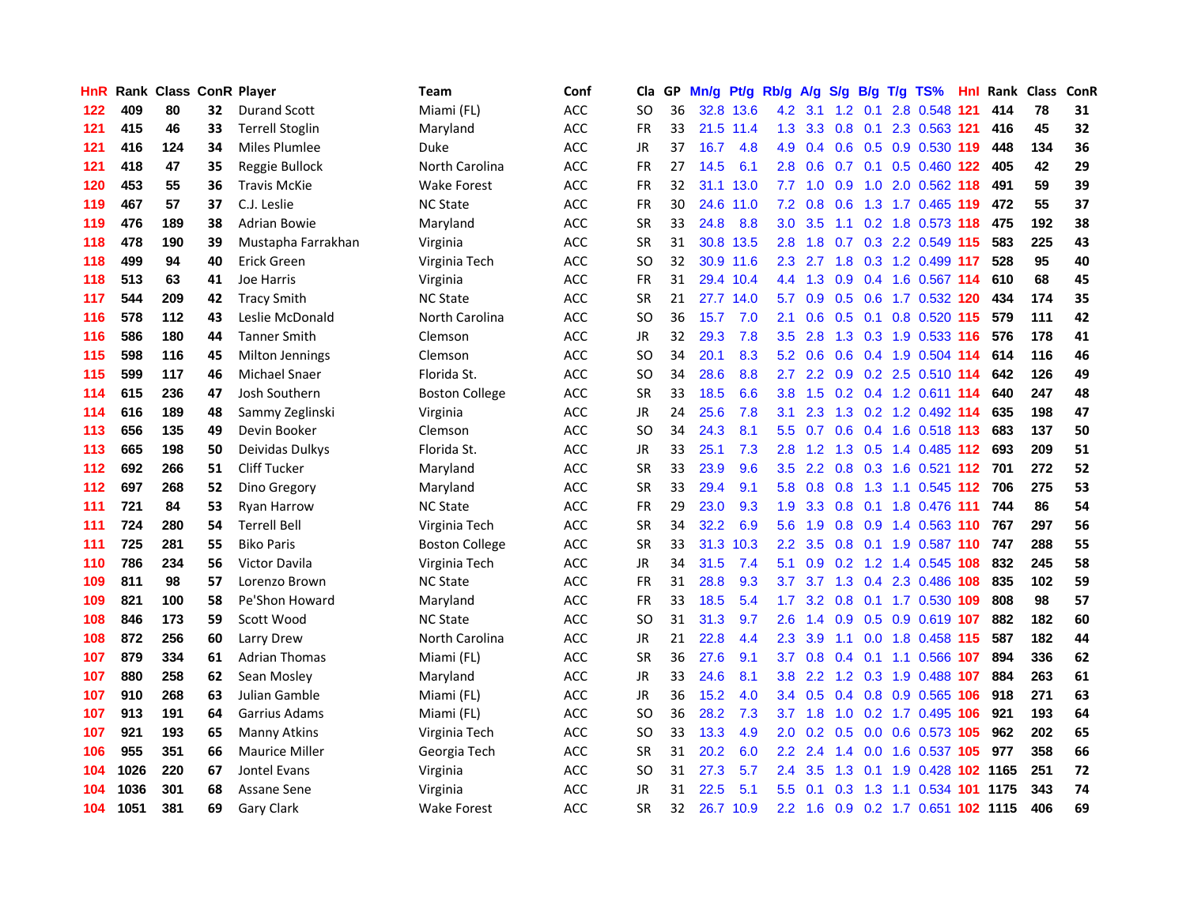| HnR | Rank | Class | ConR | Player | Team | Conf | Cla | GP | Mn/g | Pt/g | Rb/g | A/g | S/g | B/g | T/g | TS% | HnI | Rank | Class | ConR |
|---|---|---|---|---|---|---|---|---|---|---|---|---|---|---|---|---|---|---|---|---|
| 122 | 409 | 80 | 32 | Durand Scott | Miami (FL) | ACC | SO | 36 | 32.8 | 13.6 | 4.2 | 3.1 | 1.2 | 0.1 | 2.8 | 0.548 | 121 | 414 | 78 | 31 |
| 121 | 415 | 46 | 33 | Terrell Stoglin | Maryland | ACC | FR | 33 | 21.5 | 11.4 | 1.3 | 3.3 | 0.8 | 0.1 | 2.3 | 0.563 | 121 | 416 | 45 | 32 |
| 121 | 416 | 124 | 34 | Miles Plumlee | Duke | ACC | JR | 37 | 16.7 | 4.8 | 4.9 | 0.4 | 0.6 | 0.5 | 0.9 | 0.530 | 119 | 448 | 134 | 36 |
| 121 | 418 | 47 | 35 | Reggie Bullock | North Carolina | ACC | FR | 27 | 14.5 | 6.1 | 2.8 | 0.6 | 0.7 | 0.1 | 0.5 | 0.460 | 122 | 405 | 42 | 29 |
| 120 | 453 | 55 | 36 | Travis McKie | Wake Forest | ACC | FR | 32 | 31.1 | 13.0 | 7.7 | 1.0 | 0.9 | 1.0 | 2.0 | 0.562 | 118 | 491 | 59 | 39 |
| 119 | 467 | 57 | 37 | C.J. Leslie | NC State | ACC | FR | 30 | 24.6 | 11.0 | 7.2 | 0.8 | 0.6 | 1.3 | 1.7 | 0.465 | 119 | 472 | 55 | 37 |
| 119 | 476 | 189 | 38 | Adrian Bowie | Maryland | ACC | SR | 33 | 24.8 | 8.8 | 3.0 | 3.5 | 1.1 | 0.2 | 1.8 | 0.573 | 118 | 475 | 192 | 38 |
| 118 | 478 | 190 | 39 | Mustapha Farrakhan | Virginia | ACC | SR | 31 | 30.8 | 13.5 | 2.8 | 1.8 | 0.7 | 0.3 | 2.2 | 0.549 | 115 | 583 | 225 | 43 |
| 118 | 499 | 94 | 40 | Erick Green | Virginia Tech | ACC | SO | 32 | 30.9 | 11.6 | 2.3 | 2.7 | 1.8 | 0.3 | 1.2 | 0.499 | 117 | 528 | 95 | 40 |
| 118 | 513 | 63 | 41 | Joe Harris | Virginia | ACC | FR | 31 | 29.4 | 10.4 | 4.4 | 1.3 | 0.9 | 0.4 | 1.6 | 0.567 | 114 | 610 | 68 | 45 |
| 117 | 544 | 209 | 42 | Tracy Smith | NC State | ACC | SR | 21 | 27.7 | 14.0 | 5.7 | 0.9 | 0.5 | 0.6 | 1.7 | 0.532 | 120 | 434 | 174 | 35 |
| 116 | 578 | 112 | 43 | Leslie McDonald | North Carolina | ACC | SO | 36 | 15.7 | 7.0 | 2.1 | 0.6 | 0.5 | 0.1 | 0.8 | 0.520 | 115 | 579 | 111 | 42 |
| 116 | 586 | 180 | 44 | Tanner Smith | Clemson | ACC | JR | 32 | 29.3 | 7.8 | 3.5 | 2.8 | 1.3 | 0.3 | 1.9 | 0.533 | 116 | 576 | 178 | 41 |
| 115 | 598 | 116 | 45 | Milton Jennings | Clemson | ACC | SO | 34 | 20.1 | 8.3 | 5.2 | 0.6 | 0.6 | 0.4 | 1.9 | 0.504 | 114 | 614 | 116 | 46 |
| 115 | 599 | 117 | 46 | Michael Snaer | Florida St. | ACC | SO | 34 | 28.6 | 8.8 | 2.7 | 2.2 | 0.9 | 0.2 | 2.5 | 0.510 | 114 | 642 | 126 | 49 |
| 114 | 615 | 236 | 47 | Josh Southern | Boston College | ACC | SR | 33 | 18.5 | 6.6 | 3.8 | 1.5 | 0.2 | 0.4 | 1.2 | 0.611 | 114 | 640 | 247 | 48 |
| 114 | 616 | 189 | 48 | Sammy Zeglinski | Virginia | ACC | JR | 24 | 25.6 | 7.8 | 3.1 | 2.3 | 1.3 | 0.2 | 1.2 | 0.492 | 114 | 635 | 198 | 47 |
| 113 | 656 | 135 | 49 | Devin Booker | Clemson | ACC | SO | 34 | 24.3 | 8.1 | 5.5 | 0.7 | 0.6 | 0.4 | 1.6 | 0.518 | 113 | 683 | 137 | 50 |
| 113 | 665 | 198 | 50 | Deividas Dulkys | Florida St. | ACC | JR | 33 | 25.1 | 7.3 | 2.8 | 1.2 | 1.3 | 0.5 | 1.4 | 0.485 | 112 | 693 | 209 | 51 |
| 112 | 692 | 266 | 51 | Cliff Tucker | Maryland | ACC | SR | 33 | 23.9 | 9.6 | 3.5 | 2.2 | 0.8 | 0.3 | 1.6 | 0.521 | 112 | 701 | 272 | 52 |
| 112 | 697 | 268 | 52 | Dino Gregory | Maryland | ACC | SR | 33 | 29.4 | 9.1 | 5.8 | 0.8 | 0.8 | 1.3 | 1.1 | 0.545 | 112 | 706 | 275 | 53 |
| 111 | 721 | 84 | 53 | Ryan Harrow | NC State | ACC | FR | 29 | 23.0 | 9.3 | 1.9 | 3.3 | 0.8 | 0.1 | 1.8 | 0.476 | 111 | 744 | 86 | 54 |
| 111 | 724 | 280 | 54 | Terrell Bell | Virginia Tech | ACC | SR | 34 | 32.2 | 6.9 | 5.6 | 1.9 | 0.8 | 0.9 | 1.4 | 0.563 | 110 | 767 | 297 | 56 |
| 111 | 725 | 281 | 55 | Biko Paris | Boston College | ACC | SR | 33 | 31.3 | 10.3 | 2.2 | 3.5 | 0.8 | 0.1 | 1.9 | 0.587 | 110 | 747 | 288 | 55 |
| 110 | 786 | 234 | 56 | Victor Davila | Virginia Tech | ACC | JR | 34 | 31.5 | 7.4 | 5.1 | 0.9 | 0.2 | 1.2 | 1.4 | 0.545 | 108 | 832 | 245 | 58 |
| 109 | 811 | 98 | 57 | Lorenzo Brown | NC State | ACC | FR | 31 | 28.8 | 9.3 | 3.7 | 3.7 | 1.3 | 0.4 | 2.3 | 0.486 | 108 | 835 | 102 | 59 |
| 109 | 821 | 100 | 58 | Pe'Shon Howard | Maryland | ACC | FR | 33 | 18.5 | 5.4 | 1.7 | 3.2 | 0.8 | 0.1 | 1.7 | 0.530 | 109 | 808 | 98 | 57 |
| 108 | 846 | 173 | 59 | Scott Wood | NC State | ACC | SO | 31 | 31.3 | 9.7 | 2.6 | 1.4 | 0.9 | 0.5 | 0.9 | 0.619 | 107 | 882 | 182 | 60 |
| 108 | 872 | 256 | 60 | Larry Drew | North Carolina | ACC | JR | 21 | 22.8 | 4.4 | 2.3 | 3.9 | 1.1 | 0.0 | 1.8 | 0.458 | 115 | 587 | 182 | 44 |
| 107 | 879 | 334 | 61 | Adrian Thomas | Miami (FL) | ACC | SR | 36 | 27.6 | 9.1 | 3.7 | 0.8 | 0.4 | 0.1 | 1.1 | 0.566 | 107 | 894 | 336 | 62 |
| 107 | 880 | 258 | 62 | Sean Mosley | Maryland | ACC | JR | 33 | 24.6 | 8.1 | 3.8 | 2.2 | 1.2 | 0.3 | 1.9 | 0.488 | 107 | 884 | 263 | 61 |
| 107 | 910 | 268 | 63 | Julian Gamble | Miami (FL) | ACC | JR | 36 | 15.2 | 4.0 | 3.4 | 0.5 | 0.4 | 0.8 | 0.9 | 0.565 | 106 | 918 | 271 | 63 |
| 107 | 913 | 191 | 64 | Garrius Adams | Miami (FL) | ACC | SO | 36 | 28.2 | 7.3 | 3.7 | 1.8 | 1.0 | 0.2 | 1.7 | 0.495 | 106 | 921 | 193 | 64 |
| 107 | 921 | 193 | 65 | Manny Atkins | Virginia Tech | ACC | SO | 33 | 13.3 | 4.9 | 2.0 | 0.2 | 0.5 | 0.0 | 0.6 | 0.573 | 105 | 962 | 202 | 65 |
| 106 | 955 | 351 | 66 | Maurice Miller | Georgia Tech | ACC | SR | 31 | 20.2 | 6.0 | 2.2 | 2.4 | 1.4 | 0.0 | 1.6 | 0.537 | 105 | 977 | 358 | 66 |
| 104 | 1026 | 220 | 67 | Jontel Evans | Virginia | ACC | SO | 31 | 27.3 | 5.7 | 2.4 | 3.5 | 1.3 | 0.1 | 1.9 | 0.428 | 102 | 1165 | 251 | 72 |
| 104 | 1036 | 301 | 68 | Assane Sene | Virginia | ACC | JR | 31 | 22.5 | 5.1 | 5.5 | 0.1 | 0.3 | 1.3 | 1.1 | 0.534 | 101 | 1175 | 343 | 74 |
| 104 | 1051 | 381 | 69 | Gary Clark | Wake Forest | ACC | SR | 32 | 26.7 | 10.9 | 2.2 | 1.6 | 0.9 | 0.2 | 1.7 | 0.651 | 102 | 1115 | 406 | 69 |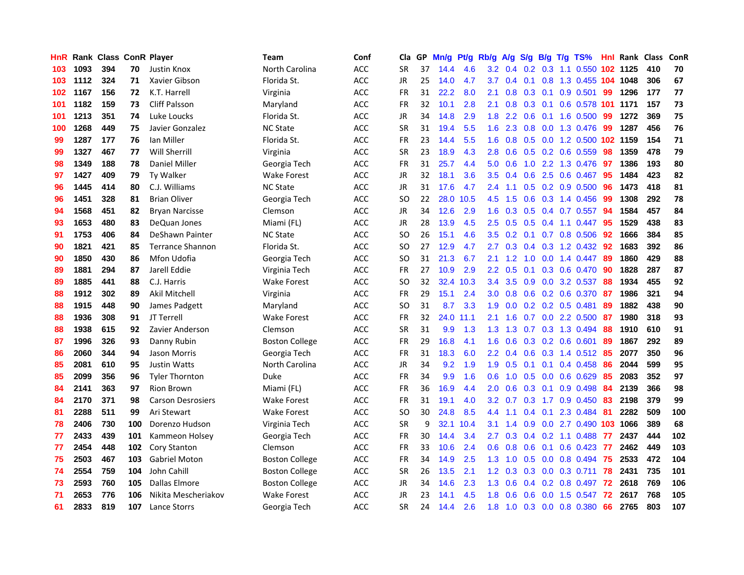| HnR | Rank | Class | ConR | Player | Team | Conf | Cla | GP | Mn/g | Pt/g | Rb/g | A/g | S/g | B/g | T/g | TS% | HnI | Rank | Class | ConR |
|---|---|---|---|---|---|---|---|---|---|---|---|---|---|---|---|---|---|---|---|---|
| 103 | 1093 | 394 | 70 | Justin Knox | North Carolina | ACC | SR | 37 | 14.4 | 4.6 | 3.2 | 0.4 | 0.2 | 0.3 | 1.1 | 0.550 | 102 | 1125 | 410 | 70 |
| 103 | 1112 | 324 | 71 | Xavier Gibson | Florida St. | ACC | JR | 25 | 14.0 | 4.7 | 3.7 | 0.4 | 0.1 | 0.8 | 1.3 | 0.455 | 104 | 1048 | 306 | 67 |
| 102 | 1167 | 156 | 72 | K.T. Harrell | Virginia | ACC | FR | 31 | 22.2 | 8.0 | 2.1 | 0.8 | 0.3 | 0.1 | 0.9 | 0.501 | 99 | 1296 | 177 | 77 |
| 101 | 1182 | 159 | 73 | Cliff Palsson | Maryland | ACC | FR | 32 | 10.1 | 2.8 | 2.1 | 0.8 | 0.3 | 0.1 | 0.6 | 0.578 | 101 | 1171 | 157 | 73 |
| 101 | 1213 | 351 | 74 | Luke Loucks | Florida St. | ACC | JR | 34 | 14.8 | 2.9 | 1.8 | 2.2 | 0.6 | 0.1 | 1.6 | 0.500 | 99 | 1272 | 369 | 75 |
| 100 | 1268 | 449 | 75 | Javier Gonzalez | NC State | ACC | SR | 31 | 19.4 | 5.5 | 1.6 | 2.3 | 0.8 | 0.0 | 1.3 | 0.476 | 99 | 1287 | 456 | 76 |
| 99 | 1287 | 177 | 76 | Ian Miller | Florida St. | ACC | FR | 23 | 14.4 | 5.5 | 1.6 | 0.8 | 0.5 | 0.0 | 1.2 | 0.500 | 102 | 1159 | 154 | 71 |
| 99 | 1327 | 467 | 77 | Will Sherrill | Virginia | ACC | SR | 23 | 18.9 | 4.3 | 2.8 | 0.6 | 0.5 | 0.2 | 0.6 | 0.559 | 98 | 1359 | 478 | 79 |
| 98 | 1349 | 188 | 78 | Daniel Miller | Georgia Tech | ACC | FR | 31 | 25.7 | 4.4 | 5.0 | 0.6 | 1.0 | 2.2 | 1.3 | 0.476 | 97 | 1386 | 193 | 80 |
| 97 | 1427 | 409 | 79 | Ty Walker | Wake Forest | ACC | JR | 32 | 18.1 | 3.6 | 3.5 | 0.4 | 0.6 | 2.5 | 0.6 | 0.467 | 95 | 1484 | 423 | 82 |
| 96 | 1445 | 414 | 80 | C.J. Williams | NC State | ACC | JR | 31 | 17.6 | 4.7 | 2.4 | 1.1 | 0.5 | 0.2 | 0.9 | 0.500 | 96 | 1473 | 418 | 81 |
| 96 | 1451 | 328 | 81 | Brian Oliver | Georgia Tech | ACC | SO | 22 | 28.0 | 10.5 | 4.5 | 1.5 | 0.6 | 0.3 | 1.4 | 0.456 | 99 | 1308 | 292 | 78 |
| 94 | 1568 | 451 | 82 | Bryan Narcisse | Clemson | ACC | JR | 34 | 12.6 | 2.9 | 1.6 | 0.3 | 0.5 | 0.4 | 0.7 | 0.557 | 94 | 1584 | 457 | 84 |
| 93 | 1653 | 480 | 83 | DeQuan Jones | Miami (FL) | ACC | JR | 28 | 13.9 | 4.5 | 2.5 | 0.5 | 0.5 | 0.4 | 1.1 | 0.447 | 95 | 1529 | 438 | 83 |
| 91 | 1753 | 406 | 84 | DeShawn Painter | NC State | ACC | SO | 26 | 15.1 | 4.6 | 3.5 | 0.2 | 0.1 | 0.7 | 0.8 | 0.506 | 92 | 1666 | 384 | 85 |
| 90 | 1821 | 421 | 85 | Terrance Shannon | Florida St. | ACC | SO | 27 | 12.9 | 4.7 | 2.7 | 0.3 | 0.4 | 0.3 | 1.2 | 0.432 | 92 | 1683 | 392 | 86 |
| 90 | 1850 | 430 | 86 | Mfon Udofia | Georgia Tech | ACC | SO | 31 | 21.3 | 6.7 | 2.1 | 1.2 | 1.0 | 0.0 | 1.4 | 0.447 | 89 | 1860 | 429 | 88 |
| 89 | 1881 | 294 | 87 | Jarell Eddie | Virginia Tech | ACC | FR | 27 | 10.9 | 2.9 | 2.2 | 0.5 | 0.1 | 0.3 | 0.6 | 0.470 | 90 | 1828 | 287 | 87 |
| 89 | 1885 | 441 | 88 | C.J. Harris | Wake Forest | ACC | SO | 32 | 32.4 | 10.3 | 3.4 | 3.5 | 0.9 | 0.0 | 3.2 | 0.537 | 88 | 1934 | 455 | 92 |
| 88 | 1912 | 302 | 89 | Akil Mitchell | Virginia | ACC | FR | 29 | 15.1 | 2.4 | 3.0 | 0.8 | 0.6 | 0.2 | 0.6 | 0.370 | 87 | 1986 | 321 | 94 |
| 88 | 1915 | 448 | 90 | James Padgett | Maryland | ACC | SO | 31 | 8.7 | 3.3 | 1.9 | 0.0 | 0.2 | 0.2 | 0.5 | 0.481 | 89 | 1882 | 438 | 90 |
| 88 | 1936 | 308 | 91 | JT Terrell | Wake Forest | ACC | FR | 32 | 24.0 | 11.1 | 2.1 | 1.6 | 0.7 | 0.0 | 2.2 | 0.500 | 87 | 1980 | 318 | 93 |
| 88 | 1938 | 615 | 92 | Zavier Anderson | Clemson | ACC | SR | 31 | 9.9 | 1.3 | 1.3 | 1.3 | 0.7 | 0.3 | 1.3 | 0.494 | 88 | 1910 | 610 | 91 |
| 87 | 1996 | 326 | 93 | Danny Rubin | Boston College | ACC | FR | 29 | 16.8 | 4.1 | 1.6 | 0.6 | 0.3 | 0.2 | 0.6 | 0.601 | 89 | 1867 | 292 | 89 |
| 86 | 2060 | 344 | 94 | Jason Morris | Georgia Tech | ACC | FR | 31 | 18.3 | 6.0 | 2.2 | 0.4 | 0.6 | 0.3 | 1.4 | 0.512 | 85 | 2077 | 350 | 96 |
| 85 | 2081 | 610 | 95 | Justin Watts | North Carolina | ACC | JR | 34 | 9.2 | 1.9 | 1.9 | 0.5 | 0.1 | 0.1 | 0.4 | 0.458 | 86 | 2044 | 599 | 95 |
| 85 | 2099 | 356 | 96 | Tyler Thornton | Duke | ACC | FR | 34 | 9.9 | 1.6 | 0.6 | 1.0 | 0.5 | 0.0 | 0.6 | 0.629 | 85 | 2083 | 352 | 97 |
| 84 | 2141 | 363 | 97 | Rion Brown | Miami (FL) | ACC | FR | 36 | 16.9 | 4.4 | 2.0 | 0.6 | 0.3 | 0.1 | 0.9 | 0.498 | 84 | 2139 | 366 | 98 |
| 84 | 2170 | 371 | 98 | Carson Desrosiers | Wake Forest | ACC | FR | 31 | 19.1 | 4.0 | 3.2 | 0.7 | 0.3 | 1.7 | 0.9 | 0.450 | 83 | 2198 | 379 | 99 |
| 81 | 2288 | 511 | 99 | Ari Stewart | Wake Forest | ACC | SO | 30 | 24.8 | 8.5 | 4.4 | 1.1 | 0.4 | 0.1 | 2.3 | 0.484 | 81 | 2282 | 509 | 100 |
| 78 | 2406 | 730 | 100 | Dorenzo Hudson | Virginia Tech | ACC | SR | 9 | 32.1 | 10.4 | 3.1 | 1.4 | 0.9 | 0.0 | 2.7 | 0.490 | 103 | 1066 | 389 | 68 |
| 77 | 2433 | 439 | 101 | Kammeon Holsey | Georgia Tech | ACC | FR | 30 | 14.4 | 3.4 | 2.7 | 0.3 | 0.4 | 0.2 | 1.1 | 0.488 | 77 | 2437 | 444 | 102 |
| 77 | 2454 | 448 | 102 | Cory Stanton | Clemson | ACC | FR | 33 | 10.6 | 2.4 | 0.6 | 0.8 | 0.6 | 0.1 | 0.6 | 0.423 | 77 | 2462 | 449 | 103 |
| 75 | 2503 | 467 | 103 | Gabriel Moton | Boston College | ACC | FR | 34 | 14.9 | 2.5 | 1.3 | 1.0 | 0.5 | 0.0 | 0.8 | 0.494 | 75 | 2533 | 472 | 104 |
| 74 | 2554 | 759 | 104 | John Cahill | Boston College | ACC | SR | 26 | 13.5 | 2.1 | 1.2 | 0.3 | 0.3 | 0.0 | 0.3 | 0.711 | 78 | 2431 | 735 | 101 |
| 73 | 2593 | 760 | 105 | Dallas Elmore | Boston College | ACC | JR | 34 | 14.6 | 2.3 | 1.3 | 0.6 | 0.4 | 0.2 | 0.8 | 0.497 | 72 | 2618 | 769 | 106 |
| 71 | 2653 | 776 | 106 | Nikita Mescheriakov | Wake Forest | ACC | JR | 23 | 14.1 | 4.5 | 1.8 | 0.6 | 0.6 | 0.0 | 1.5 | 0.547 | 72 | 2617 | 768 | 105 |
| 61 | 2833 | 819 | 107 | Lance Storrs | Georgia Tech | ACC | SR | 24 | 14.4 | 2.6 | 1.8 | 1.0 | 0.3 | 0.0 | 0.8 | 0.380 | 66 | 2765 | 803 | 107 |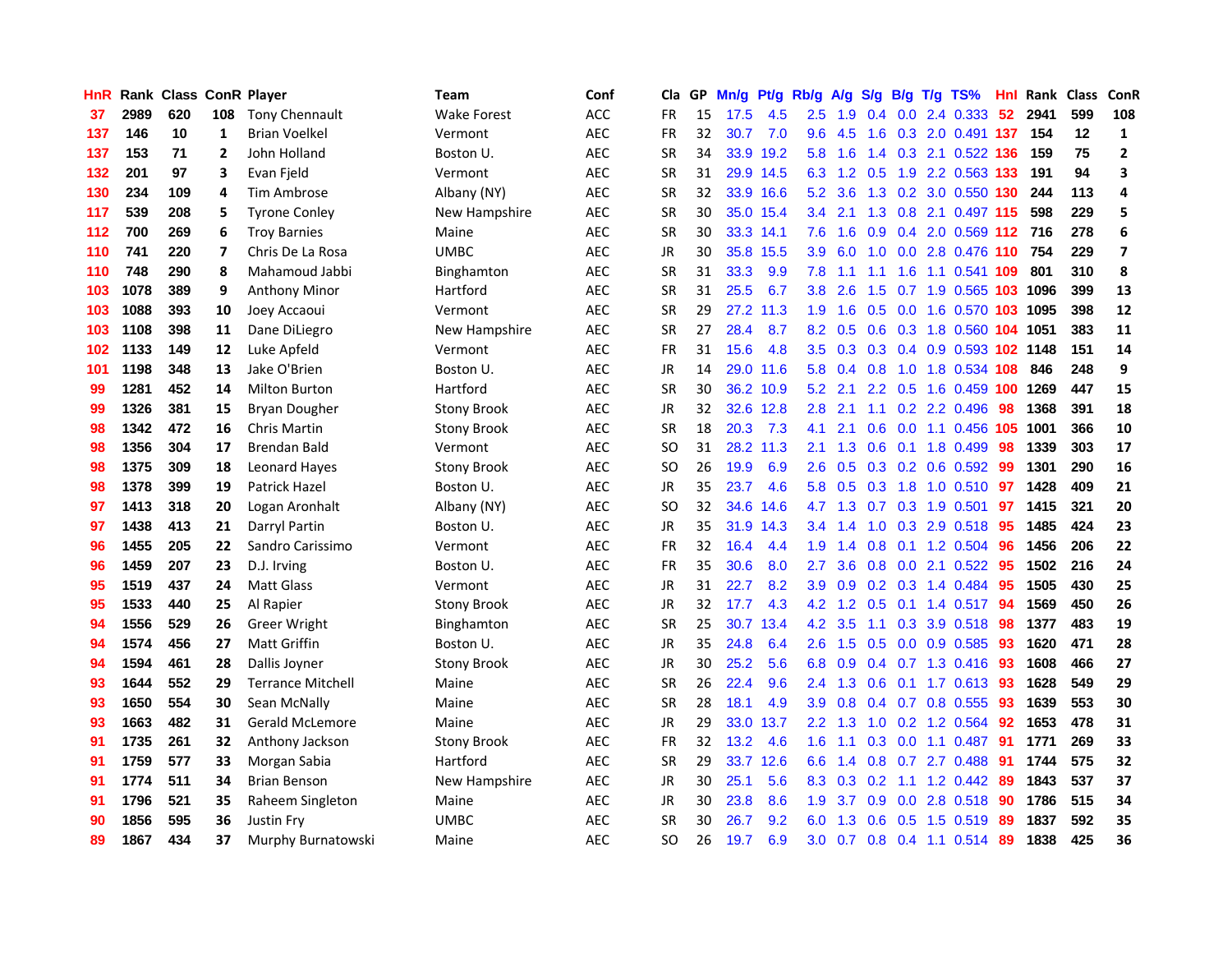| HnR | Rank | Class | ConR | Player | Team | Conf | Cla | GP | Mn/g | Pt/g | Rb/g | A/g | S/g | B/g | T/g | TS% | HnI | Rank | Class | ConR |
|---|---|---|---|---|---|---|---|---|---|---|---|---|---|---|---|---|---|---|---|---|
| 37 | 2989 | 620 | 108 | Tony Chennault | Wake Forest | ACC | FR | 15 | 17.5 | 4.5 | 2.5 | 1.9 | 0.4 | 0.0 | 2.4 | 0.333 | 52 | 2941 | 599 | 108 |
| 137 | 146 | 10 | 1 | Brian Voelkel | Vermont | AEC | FR | 32 | 30.7 | 7.0 | 9.6 | 4.5 | 1.6 | 0.3 | 2.0 | 0.491 | 137 | 154 | 12 | 1 |
| 137 | 153 | 71 | 2 | John Holland | Boston U. | AEC | SR | 34 | 33.9 | 19.2 | 5.8 | 1.6 | 1.4 | 0.3 | 2.1 | 0.522 | 136 | 159 | 75 | 2 |
| 132 | 201 | 97 | 3 | Evan Fjeld | Vermont | AEC | SR | 31 | 29.9 | 14.5 | 6.3 | 1.2 | 0.5 | 1.9 | 2.2 | 0.563 | 133 | 191 | 94 | 3 |
| 130 | 234 | 109 | 4 | Tim Ambrose | Albany (NY) | AEC | SR | 32 | 33.9 | 16.6 | 5.2 | 3.6 | 1.3 | 0.2 | 3.0 | 0.550 | 130 | 244 | 113 | 4 |
| 117 | 539 | 208 | 5 | Tyrone Conley | New Hampshire | AEC | SR | 30 | 35.0 | 15.4 | 3.4 | 2.1 | 1.3 | 0.8 | 2.1 | 0.497 | 115 | 598 | 229 | 5 |
| 112 | 700 | 269 | 6 | Troy Barnies | Maine | AEC | SR | 30 | 33.3 | 14.1 | 7.6 | 1.6 | 0.9 | 0.4 | 2.0 | 0.569 | 112 | 716 | 278 | 6 |
| 110 | 741 | 220 | 7 | Chris De La Rosa | UMBC | AEC | JR | 30 | 35.8 | 15.5 | 3.9 | 6.0 | 1.0 | 0.0 | 2.8 | 0.476 | 110 | 754 | 229 | 7 |
| 110 | 748 | 290 | 8 | Mahamoud Jabbi | Binghamton | AEC | SR | 31 | 33.3 | 9.9 | 7.8 | 1.1 | 1.1 | 1.6 | 1.1 | 0.541 | 109 | 801 | 310 | 8 |
| 103 | 1078 | 389 | 9 | Anthony Minor | Hartford | AEC | SR | 31 | 25.5 | 6.7 | 3.8 | 2.6 | 1.5 | 0.7 | 1.9 | 0.565 | 103 | 1096 | 399 | 13 |
| 103 | 1088 | 393 | 10 | Joey Accaoui | Vermont | AEC | SR | 29 | 27.2 | 11.3 | 1.9 | 1.6 | 0.5 | 0.0 | 1.6 | 0.570 | 103 | 1095 | 398 | 12 |
| 103 | 1108 | 398 | 11 | Dane DiLiegro | New Hampshire | AEC | SR | 27 | 28.4 | 8.7 | 8.2 | 0.5 | 0.6 | 0.3 | 1.8 | 0.560 | 104 | 1051 | 383 | 11 |
| 102 | 1133 | 149 | 12 | Luke Apfeld | Vermont | AEC | FR | 31 | 15.6 | 4.8 | 3.5 | 0.3 | 0.3 | 0.4 | 0.9 | 0.593 | 102 | 1148 | 151 | 14 |
| 101 | 1198 | 348 | 13 | Jake O'Brien | Boston U. | AEC | JR | 14 | 29.0 | 11.6 | 5.8 | 0.4 | 0.8 | 1.0 | 1.8 | 0.534 | 108 | 846 | 248 | 9 |
| 99 | 1281 | 452 | 14 | Milton Burton | Hartford | AEC | SR | 30 | 36.2 | 10.9 | 5.2 | 2.1 | 2.2 | 0.5 | 1.6 | 0.459 | 100 | 1269 | 447 | 15 |
| 99 | 1326 | 381 | 15 | Bryan Dougher | Stony Brook | AEC | JR | 32 | 32.6 | 12.8 | 2.8 | 2.1 | 1.1 | 0.2 | 2.2 | 0.496 | 98 | 1368 | 391 | 18 |
| 98 | 1342 | 472 | 16 | Chris Martin | Stony Brook | AEC | SR | 18 | 20.3 | 7.3 | 4.1 | 2.1 | 0.6 | 0.0 | 1.1 | 0.456 | 105 | 1001 | 366 | 10 |
| 98 | 1356 | 304 | 17 | Brendan Bald | Vermont | AEC | SO | 31 | 28.2 | 11.3 | 2.1 | 1.3 | 0.6 | 0.1 | 1.8 | 0.499 | 98 | 1339 | 303 | 17 |
| 98 | 1375 | 309 | 18 | Leonard Hayes | Stony Brook | AEC | SO | 26 | 19.9 | 6.9 | 2.6 | 0.5 | 0.3 | 0.2 | 0.6 | 0.592 | 99 | 1301 | 290 | 16 |
| 98 | 1378 | 399 | 19 | Patrick Hazel | Boston U. | AEC | JR | 35 | 23.7 | 4.6 | 5.8 | 0.5 | 0.3 | 1.8 | 1.0 | 0.510 | 97 | 1428 | 409 | 21 |
| 97 | 1413 | 318 | 20 | Logan Aronhalt | Albany (NY) | AEC | SO | 32 | 34.6 | 14.6 | 4.7 | 1.3 | 0.7 | 0.3 | 1.9 | 0.501 | 97 | 1415 | 321 | 20 |
| 97 | 1438 | 413 | 21 | Darryl Partin | Boston U. | AEC | JR | 35 | 31.9 | 14.3 | 3.4 | 1.4 | 1.0 | 0.3 | 2.9 | 0.518 | 95 | 1485 | 424 | 23 |
| 96 | 1455 | 205 | 22 | Sandro Carissimo | Vermont | AEC | FR | 32 | 16.4 | 4.4 | 1.9 | 1.4 | 0.8 | 0.1 | 1.2 | 0.504 | 96 | 1456 | 206 | 22 |
| 96 | 1459 | 207 | 23 | D.J. Irving | Boston U. | AEC | FR | 35 | 30.6 | 8.0 | 2.7 | 3.6 | 0.8 | 0.0 | 2.1 | 0.522 | 95 | 1502 | 216 | 24 |
| 95 | 1519 | 437 | 24 | Matt Glass | Vermont | AEC | JR | 31 | 22.7 | 8.2 | 3.9 | 0.9 | 0.2 | 0.3 | 1.4 | 0.484 | 95 | 1505 | 430 | 25 |
| 95 | 1533 | 440 | 25 | Al Rapier | Stony Brook | AEC | JR | 32 | 17.7 | 4.3 | 4.2 | 1.2 | 0.5 | 0.1 | 1.4 | 0.517 | 94 | 1569 | 450 | 26 |
| 94 | 1556 | 529 | 26 | Greer Wright | Binghamton | AEC | SR | 25 | 30.7 | 13.4 | 4.2 | 3.5 | 1.1 | 0.3 | 3.9 | 0.518 | 98 | 1377 | 483 | 19 |
| 94 | 1574 | 456 | 27 | Matt Griffin | Boston U. | AEC | JR | 35 | 24.8 | 6.4 | 2.6 | 1.5 | 0.5 | 0.0 | 0.9 | 0.585 | 93 | 1620 | 471 | 28 |
| 94 | 1594 | 461 | 28 | Dallis Joyner | Stony Brook | AEC | JR | 30 | 25.2 | 5.6 | 6.8 | 0.9 | 0.4 | 0.7 | 1.3 | 0.416 | 93 | 1608 | 466 | 27 |
| 93 | 1644 | 552 | 29 | Terrance Mitchell | Maine | AEC | SR | 26 | 22.4 | 9.6 | 2.4 | 1.3 | 0.6 | 0.1 | 1.7 | 0.613 | 93 | 1628 | 549 | 29 |
| 93 | 1650 | 554 | 30 | Sean McNally | Maine | AEC | SR | 28 | 18.1 | 4.9 | 3.9 | 0.8 | 0.4 | 0.7 | 0.8 | 0.555 | 93 | 1639 | 553 | 30 |
| 93 | 1663 | 482 | 31 | Gerald McLemore | Maine | AEC | JR | 29 | 33.0 | 13.7 | 2.2 | 1.3 | 1.0 | 0.2 | 1.2 | 0.564 | 92 | 1653 | 478 | 31 |
| 91 | 1735 | 261 | 32 | Anthony Jackson | Stony Brook | AEC | FR | 32 | 13.2 | 4.6 | 1.6 | 1.1 | 0.3 | 0.0 | 1.1 | 0.487 | 91 | 1771 | 269 | 33 |
| 91 | 1759 | 577 | 33 | Morgan Sabia | Hartford | AEC | SR | 29 | 33.7 | 12.6 | 6.6 | 1.4 | 0.8 | 0.7 | 2.7 | 0.488 | 91 | 1744 | 575 | 32 |
| 91 | 1774 | 511 | 34 | Brian Benson | New Hampshire | AEC | JR | 30 | 25.1 | 5.6 | 8.3 | 0.3 | 0.2 | 1.1 | 1.2 | 0.442 | 89 | 1843 | 537 | 37 |
| 91 | 1796 | 521 | 35 | Raheem Singleton | Maine | AEC | JR | 30 | 23.8 | 8.6 | 1.9 | 3.7 | 0.9 | 0.0 | 2.8 | 0.518 | 90 | 1786 | 515 | 34 |
| 90 | 1856 | 595 | 36 | Justin Fry | UMBC | AEC | SR | 30 | 26.7 | 9.2 | 6.0 | 1.3 | 0.6 | 0.5 | 1.5 | 0.519 | 89 | 1837 | 592 | 35 |
| 89 | 1867 | 434 | 37 | Murphy Burnatowski | Maine | AEC | SO | 26 | 19.7 | 6.9 | 3.0 | 0.7 | 0.8 | 0.4 | 1.1 | 0.514 | 89 | 1838 | 425 | 36 |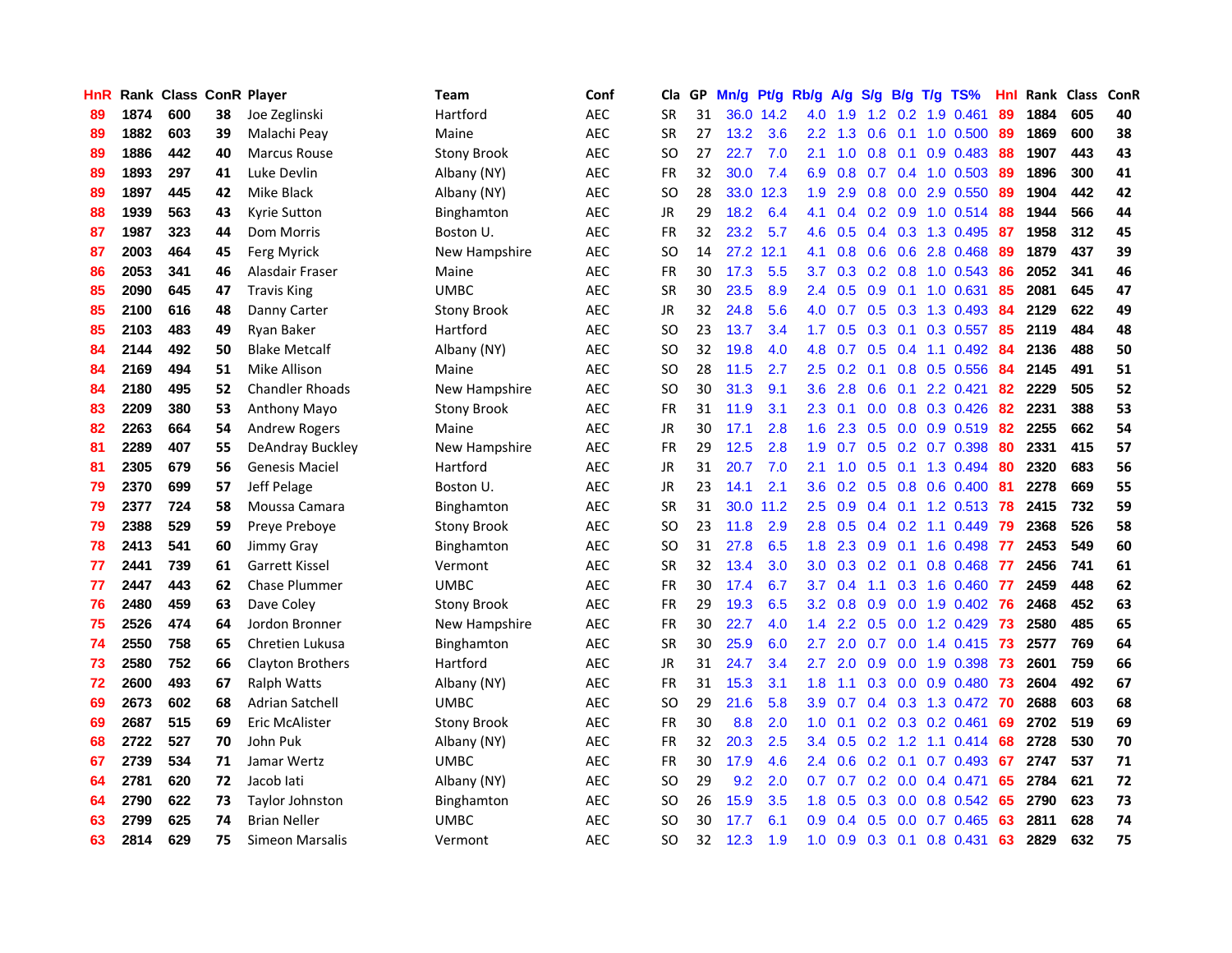| HnR | Rank | Class | ConR | Player | Team | Conf | Cla | GP | Mn/g | Pt/g | Rb/g | A/g | S/g | B/g | T/g | TS% | HnI | Rank | Class | ConR |
|---|---|---|---|---|---|---|---|---|---|---|---|---|---|---|---|---|---|---|---|---|
| 89 | 1874 | 600 | 38 | Joe Zeglinski | Hartford | AEC | SR | 31 | 36.0 | 14.2 | 4.0 | 1.9 | 1.2 | 0.2 | 1.9 | 0.461 | 89 | 1884 | 605 | 40 |
| 89 | 1882 | 603 | 39 | Malachi Peay | Maine | AEC | SR | 27 | 13.2 | 3.6 | 2.2 | 1.3 | 0.6 | 0.1 | 1.0 | 0.500 | 89 | 1869 | 600 | 38 |
| 89 | 1886 | 442 | 40 | Marcus Rouse | Stony Brook | AEC | SO | 27 | 22.7 | 7.0 | 2.1 | 1.0 | 0.8 | 0.1 | 0.9 | 0.483 | 88 | 1907 | 443 | 43 |
| 89 | 1893 | 297 | 41 | Luke Devlin | Albany (NY) | AEC | FR | 32 | 30.0 | 7.4 | 6.9 | 0.8 | 0.7 | 0.4 | 1.0 | 0.503 | 89 | 1896 | 300 | 41 |
| 89 | 1897 | 445 | 42 | Mike Black | Albany (NY) | AEC | SO | 28 | 33.0 | 12.3 | 1.9 | 2.9 | 0.8 | 0.0 | 2.9 | 0.550 | 89 | 1904 | 442 | 42 |
| 88 | 1939 | 563 | 43 | Kyrie Sutton | Binghamton | AEC | JR | 29 | 18.2 | 6.4 | 4.1 | 0.4 | 0.2 | 0.9 | 1.0 | 0.514 | 88 | 1944 | 566 | 44 |
| 87 | 1987 | 323 | 44 | Dom Morris | Boston U. | AEC | FR | 32 | 23.2 | 5.7 | 4.6 | 0.5 | 0.4 | 0.3 | 1.3 | 0.495 | 87 | 1958 | 312 | 45 |
| 87 | 2003 | 464 | 45 | Ferg Myrick | New Hampshire | AEC | SO | 14 | 27.2 | 12.1 | 4.1 | 0.8 | 0.6 | 0.6 | 2.8 | 0.468 | 89 | 1879 | 437 | 39 |
| 86 | 2053 | 341 | 46 | Alasdair Fraser | Maine | AEC | FR | 30 | 17.3 | 5.5 | 3.7 | 0.3 | 0.2 | 0.8 | 1.0 | 0.543 | 86 | 2052 | 341 | 46 |
| 85 | 2090 | 645 | 47 | Travis King | UMBC | AEC | SR | 30 | 23.5 | 8.9 | 2.4 | 0.5 | 0.9 | 0.1 | 1.0 | 0.631 | 85 | 2081 | 645 | 47 |
| 85 | 2100 | 616 | 48 | Danny Carter | Stony Brook | AEC | JR | 32 | 24.8 | 5.6 | 4.0 | 0.7 | 0.5 | 0.3 | 1.3 | 0.493 | 84 | 2129 | 622 | 49 |
| 85 | 2103 | 483 | 49 | Ryan Baker | Hartford | AEC | SO | 23 | 13.7 | 3.4 | 1.7 | 0.5 | 0.3 | 0.1 | 0.3 | 0.557 | 85 | 2119 | 484 | 48 |
| 84 | 2144 | 492 | 50 | Blake Metcalf | Albany (NY) | AEC | SO | 32 | 19.8 | 4.0 | 4.8 | 0.7 | 0.5 | 0.4 | 1.1 | 0.492 | 84 | 2136 | 488 | 50 |
| 84 | 2169 | 494 | 51 | Mike Allison | Maine | AEC | SO | 28 | 11.5 | 2.7 | 2.5 | 0.2 | 0.1 | 0.8 | 0.5 | 0.556 | 84 | 2145 | 491 | 51 |
| 84 | 2180 | 495 | 52 | Chandler Rhoads | New Hampshire | AEC | SO | 30 | 31.3 | 9.1 | 3.6 | 2.8 | 0.6 | 0.1 | 2.2 | 0.421 | 82 | 2229 | 505 | 52 |
| 83 | 2209 | 380 | 53 | Anthony Mayo | Stony Brook | AEC | FR | 31 | 11.9 | 3.1 | 2.3 | 0.1 | 0.0 | 0.8 | 0.3 | 0.426 | 82 | 2231 | 388 | 53 |
| 82 | 2263 | 664 | 54 | Andrew Rogers | Maine | AEC | JR | 30 | 17.1 | 2.8 | 1.6 | 2.3 | 0.5 | 0.0 | 0.9 | 0.519 | 82 | 2255 | 662 | 54 |
| 81 | 2289 | 407 | 55 | DeAndray Buckley | New Hampshire | AEC | FR | 29 | 12.5 | 2.8 | 1.9 | 0.7 | 0.5 | 0.2 | 0.7 | 0.398 | 80 | 2331 | 415 | 57 |
| 81 | 2305 | 679 | 56 | Genesis Maciel | Hartford | AEC | JR | 31 | 20.7 | 7.0 | 2.1 | 1.0 | 0.5 | 0.1 | 1.3 | 0.494 | 80 | 2320 | 683 | 56 |
| 79 | 2370 | 699 | 57 | Jeff Pelage | Boston U. | AEC | JR | 23 | 14.1 | 2.1 | 3.6 | 0.2 | 0.5 | 0.8 | 0.6 | 0.400 | 81 | 2278 | 669 | 55 |
| 79 | 2377 | 724 | 58 | Moussa Camara | Binghamton | AEC | SR | 31 | 30.0 | 11.2 | 2.5 | 0.9 | 0.4 | 0.1 | 1.2 | 0.513 | 78 | 2415 | 732 | 59 |
| 79 | 2388 | 529 | 59 | Preye Preboye | Stony Brook | AEC | SO | 23 | 11.8 | 2.9 | 2.8 | 0.5 | 0.4 | 0.2 | 1.1 | 0.449 | 79 | 2368 | 526 | 58 |
| 78 | 2413 | 541 | 60 | Jimmy Gray | Binghamton | AEC | SO | 31 | 27.8 | 6.5 | 1.8 | 2.3 | 0.9 | 0.1 | 1.6 | 0.498 | 77 | 2453 | 549 | 60 |
| 77 | 2441 | 739 | 61 | Garrett Kissel | Vermont | AEC | SR | 32 | 13.4 | 3.0 | 3.0 | 0.3 | 0.2 | 0.1 | 0.8 | 0.468 | 77 | 2456 | 741 | 61 |
| 77 | 2447 | 443 | 62 | Chase Plummer | UMBC | AEC | FR | 30 | 17.4 | 6.7 | 3.7 | 0.4 | 1.1 | 0.3 | 1.6 | 0.460 | 77 | 2459 | 448 | 62 |
| 76 | 2480 | 459 | 63 | Dave Coley | Stony Brook | AEC | FR | 29 | 19.3 | 6.5 | 3.2 | 0.8 | 0.9 | 0.0 | 1.9 | 0.402 | 76 | 2468 | 452 | 63 |
| 75 | 2526 | 474 | 64 | Jordon Bronner | New Hampshire | AEC | FR | 30 | 22.7 | 4.0 | 1.4 | 2.2 | 0.5 | 0.0 | 1.2 | 0.429 | 73 | 2580 | 485 | 65 |
| 74 | 2550 | 758 | 65 | Chretien Lukusa | Binghamton | AEC | SR | 30 | 25.9 | 6.0 | 2.7 | 2.0 | 0.7 | 0.0 | 1.4 | 0.415 | 73 | 2577 | 769 | 64 |
| 73 | 2580 | 752 | 66 | Clayton Brothers | Hartford | AEC | JR | 31 | 24.7 | 3.4 | 2.7 | 2.0 | 0.9 | 0.0 | 1.9 | 0.398 | 73 | 2601 | 759 | 66 |
| 72 | 2600 | 493 | 67 | Ralph Watts | Albany (NY) | AEC | FR | 31 | 15.3 | 3.1 | 1.8 | 1.1 | 0.3 | 0.0 | 0.9 | 0.480 | 73 | 2604 | 492 | 67 |
| 69 | 2673 | 602 | 68 | Adrian Satchell | UMBC | AEC | SO | 29 | 21.6 | 5.8 | 3.9 | 0.7 | 0.4 | 0.3 | 1.3 | 0.472 | 70 | 2688 | 603 | 68 |
| 69 | 2687 | 515 | 69 | Eric McAlister | Stony Brook | AEC | FR | 30 | 8.8 | 2.0 | 1.0 | 0.1 | 0.2 | 0.3 | 0.2 | 0.461 | 69 | 2702 | 519 | 69 |
| 68 | 2722 | 527 | 70 | John Puk | Albany (NY) | AEC | FR | 32 | 20.3 | 2.5 | 3.4 | 0.5 | 0.2 | 1.2 | 1.1 | 0.414 | 68 | 2728 | 530 | 70 |
| 67 | 2739 | 534 | 71 | Jamar Wertz | UMBC | AEC | FR | 30 | 17.9 | 4.6 | 2.4 | 0.6 | 0.2 | 0.1 | 0.7 | 0.493 | 67 | 2747 | 537 | 71 |
| 64 | 2781 | 620 | 72 | Jacob Iati | Albany (NY) | AEC | SO | 29 | 9.2 | 2.0 | 0.7 | 0.7 | 0.2 | 0.0 | 0.4 | 0.471 | 65 | 2784 | 621 | 72 |
| 64 | 2790 | 622 | 73 | Taylor Johnston | Binghamton | AEC | SO | 26 | 15.9 | 3.5 | 1.8 | 0.5 | 0.3 | 0.0 | 0.8 | 0.542 | 65 | 2790 | 623 | 73 |
| 63 | 2799 | 625 | 74 | Brian Neller | UMBC | AEC | SO | 30 | 17.7 | 6.1 | 0.9 | 0.4 | 0.5 | 0.0 | 0.7 | 0.465 | 63 | 2811 | 628 | 74 |
| 63 | 2814 | 629 | 75 | Simeon Marsalis | Vermont | AEC | SO | 32 | 12.3 | 1.9 | 1.0 | 0.9 | 0.3 | 0.1 | 0.8 | 0.431 | 63 | 2829 | 632 | 75 |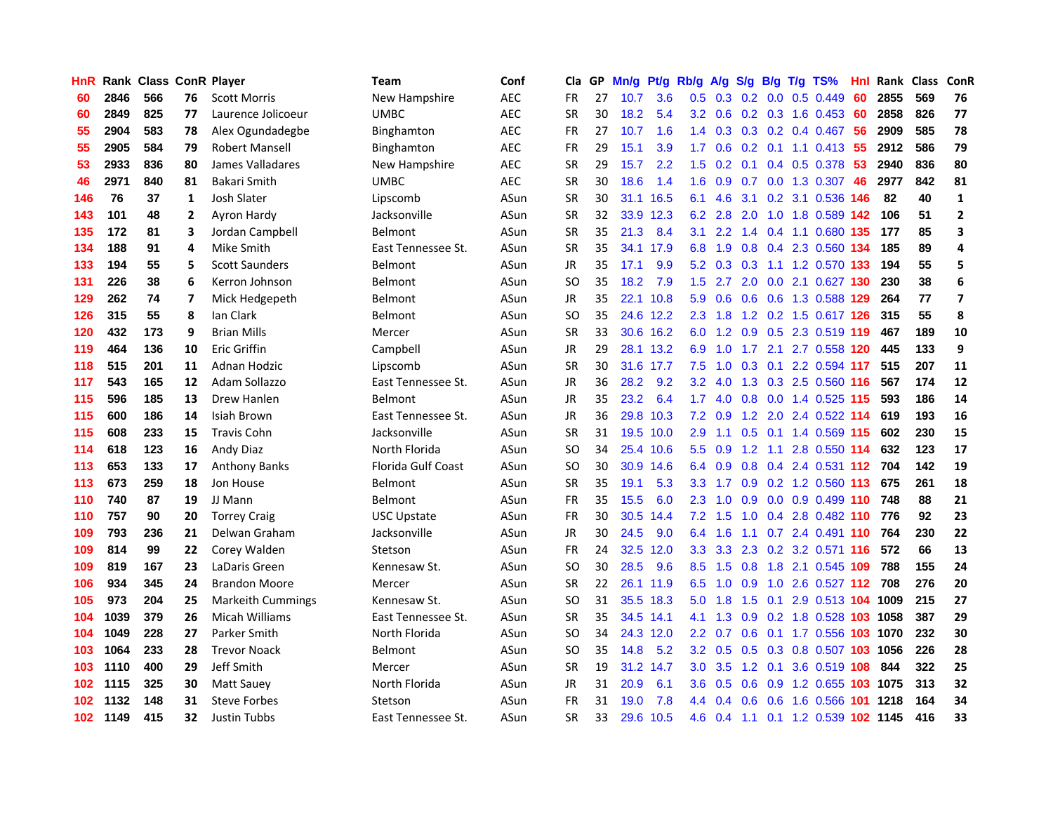| HnR | Rank | Class | ConR | Player | Team | Conf | Cla | GP | Mn/g | Pt/g | Rb/g | A/g | S/g | B/g | T/g | TS% | HnI | Rank | Class | ConR |
|---|---|---|---|---|---|---|---|---|---|---|---|---|---|---|---|---|---|---|---|---|
| 60 | 2846 | 566 | 76 | Scott Morris | New Hampshire | AEC | FR | 27 | 10.7 | 3.6 | 0.5 | 0.3 | 0.2 | 0.0 | 0.5 | 0.449 | 60 | 2855 | 569 | 76 |
| 60 | 2849 | 825 | 77 | Laurence Jolicoeur | UMBC | AEC | SR | 30 | 18.2 | 5.4 | 3.2 | 0.6 | 0.2 | 0.3 | 1.6 | 0.453 | 60 | 2858 | 826 | 77 |
| 55 | 2904 | 583 | 78 | Alex Ogundadegbe | Binghamton | AEC | FR | 27 | 10.7 | 1.6 | 1.4 | 0.3 | 0.3 | 0.2 | 0.4 | 0.467 | 56 | 2909 | 585 | 78 |
| 55 | 2905 | 584 | 79 | Robert Mansell | Binghamton | AEC | FR | 29 | 15.1 | 3.9 | 1.7 | 0.6 | 0.2 | 0.1 | 1.1 | 0.413 | 55 | 2912 | 586 | 79 |
| 53 | 2933 | 836 | 80 | James Valladares | New Hampshire | AEC | SR | 29 | 15.7 | 2.2 | 1.5 | 0.2 | 0.1 | 0.4 | 0.5 | 0.378 | 53 | 2940 | 836 | 80 |
| 46 | 2971 | 840 | 81 | Bakari Smith | UMBC | AEC | SR | 30 | 18.6 | 1.4 | 1.6 | 0.9 | 0.7 | 0.0 | 1.3 | 0.307 | 46 | 2977 | 842 | 81 |
| 146 | 76 | 37 | 1 | Josh Slater | Lipscomb | ASun | SR | 30 | 31.1 | 16.5 | 6.1 | 4.6 | 3.1 | 0.2 | 3.1 | 0.536 | 146 | 82 | 40 | 1 |
| 143 | 101 | 48 | 2 | Ayron Hardy | Jacksonville | ASun | SR | 32 | 33.9 | 12.3 | 6.2 | 2.8 | 2.0 | 1.0 | 1.8 | 0.589 | 142 | 106 | 51 | 2 |
| 135 | 172 | 81 | 3 | Jordan Campbell | Belmont | ASun | SR | 35 | 21.3 | 8.4 | 3.1 | 2.2 | 1.4 | 0.4 | 1.1 | 0.680 | 135 | 177 | 85 | 3 |
| 134 | 188 | 91 | 4 | Mike Smith | East Tennessee St. | ASun | SR | 35 | 34.1 | 17.9 | 6.8 | 1.9 | 0.8 | 0.4 | 2.3 | 0.560 | 134 | 185 | 89 | 4 |
| 133 | 194 | 55 | 5 | Scott Saunders | Belmont | ASun | JR | 35 | 17.1 | 9.9 | 5.2 | 0.3 | 0.3 | 1.1 | 1.2 | 0.570 | 133 | 194 | 55 | 5 |
| 131 | 226 | 38 | 6 | Kerron Johnson | Belmont | ASun | SO | 35 | 18.2 | 7.9 | 1.5 | 2.7 | 2.0 | 0.0 | 2.1 | 0.627 | 130 | 230 | 38 | 6 |
| 129 | 262 | 74 | 7 | Mick Hedgepeth | Belmont | ASun | JR | 35 | 22.1 | 10.8 | 5.9 | 0.6 | 0.6 | 0.6 | 1.3 | 0.588 | 129 | 264 | 77 | 7 |
| 126 | 315 | 55 | 8 | Ian Clark | Belmont | ASun | SO | 35 | 24.6 | 12.2 | 2.3 | 1.8 | 1.2 | 0.2 | 1.5 | 0.617 | 126 | 315 | 55 | 8 |
| 120 | 432 | 173 | 9 | Brian Mills | Mercer | ASun | SR | 33 | 30.6 | 16.2 | 6.0 | 1.2 | 0.9 | 0.5 | 2.3 | 0.519 | 119 | 467 | 189 | 10 |
| 119 | 464 | 136 | 10 | Eric Griffin | Campbell | ASun | JR | 29 | 28.1 | 13.2 | 6.9 | 1.0 | 1.7 | 2.1 | 2.7 | 0.558 | 120 | 445 | 133 | 9 |
| 118 | 515 | 201 | 11 | Adnan Hodzic | Lipscomb | ASun | SR | 30 | 31.6 | 17.7 | 7.5 | 1.0 | 0.3 | 0.1 | 2.2 | 0.594 | 117 | 515 | 207 | 11 |
| 117 | 543 | 165 | 12 | Adam Sollazzo | East Tennessee St. | ASun | JR | 36 | 28.2 | 9.2 | 3.2 | 4.0 | 1.3 | 0.3 | 2.5 | 0.560 | 116 | 567 | 174 | 12 |
| 115 | 596 | 185 | 13 | Drew Hanlen | Belmont | ASun | JR | 35 | 23.2 | 6.4 | 1.7 | 4.0 | 0.8 | 0.0 | 1.4 | 0.525 | 115 | 593 | 186 | 14 |
| 115 | 600 | 186 | 14 | Isiah Brown | East Tennessee St. | ASun | JR | 36 | 29.8 | 10.3 | 7.2 | 0.9 | 1.2 | 2.0 | 2.4 | 0.522 | 114 | 619 | 193 | 16 |
| 115 | 608 | 233 | 15 | Travis Cohn | Jacksonville | ASun | SR | 31 | 19.5 | 10.0 | 2.9 | 1.1 | 0.5 | 0.1 | 1.4 | 0.569 | 115 | 602 | 230 | 15 |
| 114 | 618 | 123 | 16 | Andy Diaz | North Florida | ASun | SO | 34 | 25.4 | 10.6 | 5.5 | 0.9 | 1.2 | 1.1 | 2.8 | 0.550 | 114 | 632 | 123 | 17 |
| 113 | 653 | 133 | 17 | Anthony Banks | Florida Gulf Coast | ASun | SO | 30 | 30.9 | 14.6 | 6.4 | 0.9 | 0.8 | 0.4 | 2.4 | 0.531 | 112 | 704 | 142 | 19 |
| 113 | 673 | 259 | 18 | Jon House | Belmont | ASun | SR | 35 | 19.1 | 5.3 | 3.3 | 1.7 | 0.9 | 0.2 | 1.2 | 0.560 | 113 | 675 | 261 | 18 |
| 110 | 740 | 87 | 19 | JJ Mann | Belmont | ASun | FR | 35 | 15.5 | 6.0 | 2.3 | 1.0 | 0.9 | 0.0 | 0.9 | 0.499 | 110 | 748 | 88 | 21 |
| 110 | 757 | 90 | 20 | Torrey Craig | USC Upstate | ASun | FR | 30 | 30.5 | 14.4 | 7.2 | 1.5 | 1.0 | 0.4 | 2.8 | 0.482 | 110 | 776 | 92 | 23 |
| 109 | 793 | 236 | 21 | Delwan Graham | Jacksonville | ASun | JR | 30 | 24.5 | 9.0 | 6.4 | 1.6 | 1.1 | 0.7 | 2.4 | 0.491 | 110 | 764 | 230 | 22 |
| 109 | 814 | 99 | 22 | Corey Walden | Stetson | ASun | FR | 24 | 32.5 | 12.0 | 3.3 | 3.3 | 2.3 | 0.2 | 3.2 | 0.571 | 116 | 572 | 66 | 13 |
| 109 | 819 | 167 | 23 | LaDaris Green | Kennesaw St. | ASun | SO | 30 | 28.5 | 9.6 | 8.5 | 1.5 | 0.8 | 1.8 | 2.1 | 0.545 | 109 | 788 | 155 | 24 |
| 106 | 934 | 345 | 24 | Brandon Moore | Mercer | ASun | SR | 22 | 26.1 | 11.9 | 6.5 | 1.0 | 0.9 | 1.0 | 2.6 | 0.527 | 112 | 708 | 276 | 20 |
| 105 | 973 | 204 | 25 | Markeith Cummings | Kennesaw St. | ASun | SO | 31 | 35.5 | 18.3 | 5.0 | 1.8 | 1.5 | 0.1 | 2.9 | 0.513 | 104 | 1009 | 215 | 27 |
| 104 | 1039 | 379 | 26 | Micah Williams | East Tennessee St. | ASun | SR | 35 | 34.5 | 14.1 | 4.1 | 1.3 | 0.9 | 0.2 | 1.8 | 0.528 | 103 | 1058 | 387 | 29 |
| 104 | 1049 | 228 | 27 | Parker Smith | North Florida | ASun | SO | 34 | 24.3 | 12.0 | 2.2 | 0.7 | 0.6 | 0.1 | 1.7 | 0.556 | 103 | 1070 | 232 | 30 |
| 103 | 1064 | 233 | 28 | Trevor Noack | Belmont | ASun | SO | 35 | 14.8 | 5.2 | 3.2 | 0.5 | 0.5 | 0.3 | 0.8 | 0.507 | 103 | 1056 | 226 | 28 |
| 103 | 1110 | 400 | 29 | Jeff Smith | Mercer | ASun | SR | 19 | 31.2 | 14.7 | 3.0 | 3.5 | 1.2 | 0.1 | 3.6 | 0.519 | 108 | 844 | 322 | 25 |
| 102 | 1115 | 325 | 30 | Matt Sauey | North Florida | ASun | JR | 31 | 20.9 | 6.1 | 3.6 | 0.5 | 0.6 | 0.9 | 1.2 | 0.655 | 103 | 1075 | 313 | 32 |
| 102 | 1132 | 148 | 31 | Steve Forbes | Stetson | ASun | FR | 31 | 19.0 | 7.8 | 4.4 | 0.4 | 0.6 | 0.6 | 1.6 | 0.566 | 101 | 1218 | 164 | 34 |
| 102 | 1149 | 415 | 32 | Justin Tubbs | East Tennessee St. | ASun | SR | 33 | 29.6 | 10.5 | 4.6 | 0.4 | 1.1 | 0.1 | 1.2 | 0.539 | 102 | 1145 | 416 | 33 |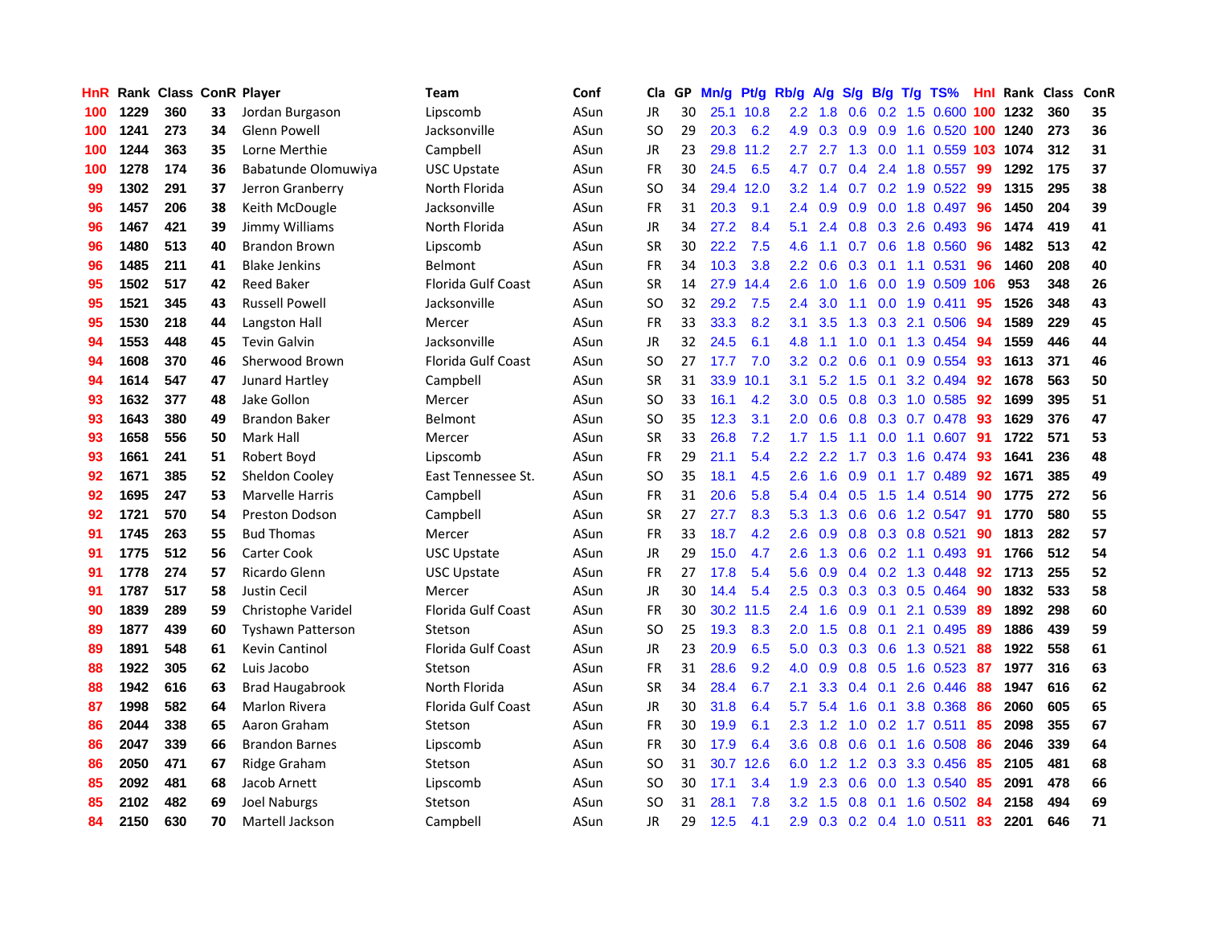| HnR | Rank | Class | ConR | Player | Team | Conf | Cla | GP | Mn/g | Pt/g | Rb/g | A/g | S/g | B/g | T/g | TS% | HnI | Rank | Class | ConR |
|---|---|---|---|---|---|---|---|---|---|---|---|---|---|---|---|---|---|---|---|---|
| 100 | 1229 | 360 | 33 | Jordan Burgason | Lipscomb | ASun | JR | 30 | 25.1 | 10.8 | 2.2 | 1.8 | 0.6 | 0.2 | 1.5 | 0.600 | 100 | 1232 | 360 | 35 |
| 100 | 1241 | 273 | 34 | Glenn Powell | Jacksonville | ASun | SO | 29 | 20.3 | 6.2 | 4.9 | 0.3 | 0.9 | 0.9 | 1.6 | 0.520 | 100 | 1240 | 273 | 36 |
| 100 | 1244 | 363 | 35 | Lorne Merthie | Campbell | ASun | JR | 23 | 29.8 | 11.2 | 2.7 | 2.7 | 1.3 | 0.0 | 1.1 | 0.559 | 103 | 1074 | 312 | 31 |
| 100 | 1278 | 174 | 36 | Babatunde Olomuwiya | USC Upstate | ASun | FR | 30 | 24.5 | 6.5 | 4.7 | 0.7 | 0.4 | 2.4 | 1.8 | 0.557 | 99 | 1292 | 175 | 37 |
| 99 | 1302 | 291 | 37 | Jerron Granberry | North Florida | ASun | SO | 34 | 29.4 | 12.0 | 3.2 | 1.4 | 0.7 | 0.2 | 1.9 | 0.522 | 99 | 1315 | 295 | 38 |
| 96 | 1457 | 206 | 38 | Keith McDougle | Jacksonville | ASun | FR | 31 | 20.3 | 9.1 | 2.4 | 0.9 | 0.9 | 0.0 | 1.8 | 0.497 | 96 | 1450 | 204 | 39 |
| 96 | 1467 | 421 | 39 | Jimmy Williams | North Florida | ASun | JR | 34 | 27.2 | 8.4 | 5.1 | 2.4 | 0.8 | 0.3 | 2.6 | 0.493 | 96 | 1474 | 419 | 41 |
| 96 | 1480 | 513 | 40 | Brandon Brown | Lipscomb | ASun | SR | 30 | 22.2 | 7.5 | 4.6 | 1.1 | 0.7 | 0.6 | 1.8 | 0.560 | 96 | 1482 | 513 | 42 |
| 96 | 1485 | 211 | 41 | Blake Jenkins | Belmont | ASun | FR | 34 | 10.3 | 3.8 | 2.2 | 0.6 | 0.3 | 0.1 | 1.1 | 0.531 | 96 | 1460 | 208 | 40 |
| 95 | 1502 | 517 | 42 | Reed Baker | Florida Gulf Coast | ASun | SR | 14 | 27.9 | 14.4 | 2.6 | 1.0 | 1.6 | 0.0 | 1.9 | 0.509 | 106 | 953 | 348 | 26 |
| 95 | 1521 | 345 | 43 | Russell Powell | Jacksonville | ASun | SO | 32 | 29.2 | 7.5 | 2.4 | 3.0 | 1.1 | 0.0 | 1.9 | 0.411 | 95 | 1526 | 348 | 43 |
| 95 | 1530 | 218 | 44 | Langston Hall | Mercer | ASun | FR | 33 | 33.3 | 8.2 | 3.1 | 3.5 | 1.3 | 0.3 | 2.1 | 0.506 | 94 | 1589 | 229 | 45 |
| 94 | 1553 | 448 | 45 | Tevin Galvin | Jacksonville | ASun | JR | 32 | 24.5 | 6.1 | 4.8 | 1.1 | 1.0 | 0.1 | 1.3 | 0.454 | 94 | 1559 | 446 | 44 |
| 94 | 1608 | 370 | 46 | Sherwood Brown | Florida Gulf Coast | ASun | SO | 27 | 17.7 | 7.0 | 3.2 | 0.2 | 0.6 | 0.1 | 0.9 | 0.554 | 93 | 1613 | 371 | 46 |
| 94 | 1614 | 547 | 47 | Junard Hartley | Campbell | ASun | SR | 31 | 33.9 | 10.1 | 3.1 | 5.2 | 1.5 | 0.1 | 3.2 | 0.494 | 92 | 1678 | 563 | 50 |
| 93 | 1632 | 377 | 48 | Jake Gollon | Mercer | ASun | SO | 33 | 16.1 | 4.2 | 3.0 | 0.5 | 0.8 | 0.3 | 1.0 | 0.585 | 92 | 1699 | 395 | 51 |
| 93 | 1643 | 380 | 49 | Brandon Baker | Belmont | ASun | SO | 35 | 12.3 | 3.1 | 2.0 | 0.6 | 0.8 | 0.3 | 0.7 | 0.478 | 93 | 1629 | 376 | 47 |
| 93 | 1658 | 556 | 50 | Mark Hall | Mercer | ASun | SR | 33 | 26.8 | 7.2 | 1.7 | 1.5 | 1.1 | 0.0 | 1.1 | 0.607 | 91 | 1722 | 571 | 53 |
| 93 | 1661 | 241 | 51 | Robert Boyd | Lipscomb | ASun | FR | 29 | 21.1 | 5.4 | 2.2 | 2.2 | 1.7 | 0.3 | 1.6 | 0.474 | 93 | 1641 | 236 | 48 |
| 92 | 1671 | 385 | 52 | Sheldon Cooley | East Tennessee St. | ASun | SO | 35 | 18.1 | 4.5 | 2.6 | 1.6 | 0.9 | 0.1 | 1.7 | 0.489 | 92 | 1671 | 385 | 49 |
| 92 | 1695 | 247 | 53 | Marvelle Harris | Campbell | ASun | FR | 31 | 20.6 | 5.8 | 5.4 | 0.4 | 0.5 | 1.5 | 1.4 | 0.514 | 90 | 1775 | 272 | 56 |
| 92 | 1721 | 570 | 54 | Preston Dodson | Campbell | ASun | SR | 27 | 27.7 | 8.3 | 5.3 | 1.3 | 0.6 | 0.6 | 1.2 | 0.547 | 91 | 1770 | 580 | 55 |
| 91 | 1745 | 263 | 55 | Bud Thomas | Mercer | ASun | FR | 33 | 18.7 | 4.2 | 2.6 | 0.9 | 0.8 | 0.3 | 0.8 | 0.521 | 90 | 1813 | 282 | 57 |
| 91 | 1775 | 512 | 56 | Carter Cook | USC Upstate | ASun | JR | 29 | 15.0 | 4.7 | 2.6 | 1.3 | 0.6 | 0.2 | 1.1 | 0.493 | 91 | 1766 | 512 | 54 |
| 91 | 1778 | 274 | 57 | Ricardo Glenn | USC Upstate | ASun | FR | 27 | 17.8 | 5.4 | 5.6 | 0.9 | 0.4 | 0.2 | 1.3 | 0.448 | 92 | 1713 | 255 | 52 |
| 91 | 1787 | 517 | 58 | Justin Cecil | Mercer | ASun | JR | 30 | 14.4 | 5.4 | 2.5 | 0.3 | 0.3 | 0.3 | 0.5 | 0.464 | 90 | 1832 | 533 | 58 |
| 90 | 1839 | 289 | 59 | Christophe Varidel | Florida Gulf Coast | ASun | FR | 30 | 30.2 | 11.5 | 2.4 | 1.6 | 0.9 | 0.1 | 2.1 | 0.539 | 89 | 1892 | 298 | 60 |
| 89 | 1877 | 439 | 60 | Tyshawn Patterson | Stetson | ASun | SO | 25 | 19.3 | 8.3 | 2.0 | 1.5 | 0.8 | 0.1 | 2.1 | 0.495 | 89 | 1886 | 439 | 59 |
| 89 | 1891 | 548 | 61 | Kevin Cantinol | Florida Gulf Coast | ASun | JR | 23 | 20.9 | 6.5 | 5.0 | 0.3 | 0.3 | 0.6 | 1.3 | 0.521 | 88 | 1922 | 558 | 61 |
| 88 | 1922 | 305 | 62 | Luis Jacobo | Stetson | ASun | FR | 31 | 28.6 | 9.2 | 4.0 | 0.9 | 0.8 | 0.5 | 1.6 | 0.523 | 87 | 1977 | 316 | 63 |
| 88 | 1942 | 616 | 63 | Brad Haugabrook | North Florida | ASun | SR | 34 | 28.4 | 6.7 | 2.1 | 3.3 | 0.4 | 0.1 | 2.6 | 0.446 | 88 | 1947 | 616 | 62 |
| 87 | 1998 | 582 | 64 | Marlon Rivera | Florida Gulf Coast | ASun | JR | 30 | 31.8 | 6.4 | 5.7 | 5.4 | 1.6 | 0.1 | 3.8 | 0.368 | 86 | 2060 | 605 | 65 |
| 86 | 2044 | 338 | 65 | Aaron Graham | Stetson | ASun | FR | 30 | 19.9 | 6.1 | 2.3 | 1.2 | 1.0 | 0.2 | 1.7 | 0.511 | 85 | 2098 | 355 | 67 |
| 86 | 2047 | 339 | 66 | Brandon Barnes | Lipscomb | ASun | FR | 30 | 17.9 | 6.4 | 3.6 | 0.8 | 0.6 | 0.1 | 1.6 | 0.508 | 86 | 2046 | 339 | 64 |
| 86 | 2050 | 471 | 67 | Ridge Graham | Stetson | ASun | SO | 31 | 30.7 | 12.6 | 6.0 | 1.2 | 1.2 | 0.3 | 3.3 | 0.456 | 85 | 2105 | 481 | 68 |
| 85 | 2092 | 481 | 68 | Jacob Arnett | Lipscomb | ASun | SO | 30 | 17.1 | 3.4 | 1.9 | 2.3 | 0.6 | 0.0 | 1.3 | 0.540 | 85 | 2091 | 478 | 66 |
| 85 | 2102 | 482 | 69 | Joel Naburgs | Stetson | ASun | SO | 31 | 28.1 | 7.8 | 3.2 | 1.5 | 0.8 | 0.1 | 1.6 | 0.502 | 84 | 2158 | 494 | 69 |
| 84 | 2150 | 630 | 70 | Martell Jackson | Campbell | ASun | JR | 29 | 12.5 | 4.1 | 2.9 | 0.3 | 0.2 | 0.4 | 1.0 | 0.511 | 83 | 2201 | 646 | 71 |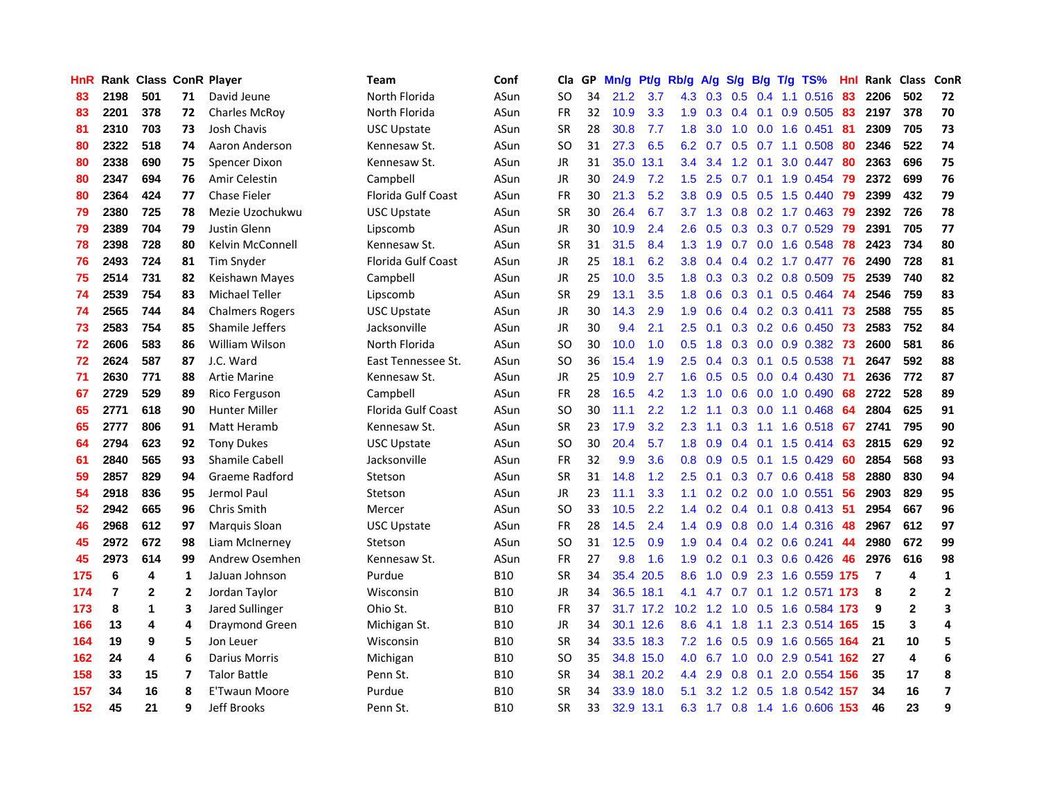| HnR | Rank | Class | ConR | Player | Team | Conf | Cla | GP | Mn/g | Pt/g | Rb/g | A/g | S/g | B/g | T/g | TS% | Hnl | Rank | Class | ConR |
|---|---|---|---|---|---|---|---|---|---|---|---|---|---|---|---|---|---|---|---|---|
| 83 | 2198 | 501 | 71 | David Jeune | North Florida | ASun | SO | 34 | 21.2 | 3.7 | 4.3 | 0.3 | 0.5 | 0.4 | 1.1 | 0.516 | 83 | 2206 | 502 | 72 |
| 83 | 2201 | 378 | 72 | Charles McRoy | North Florida | ASun | FR | 32 | 10.9 | 3.3 | 1.9 | 0.3 | 0.4 | 0.1 | 0.9 | 0.505 | 83 | 2197 | 378 | 70 |
| 81 | 2310 | 703 | 73 | Josh Chavis | USC Upstate | ASun | SR | 28 | 30.8 | 7.7 | 1.8 | 3.0 | 1.0 | 0.0 | 1.6 | 0.451 | 81 | 2309 | 705 | 73 |
| 80 | 2322 | 518 | 74 | Aaron Anderson | Kennesaw St. | ASun | SO | 31 | 27.3 | 6.5 | 6.2 | 0.7 | 0.5 | 0.7 | 1.1 | 0.508 | 80 | 2346 | 522 | 74 |
| 80 | 2338 | 690 | 75 | Spencer Dixon | Kennesaw St. | ASun | JR | 31 | 35.0 | 13.1 | 3.4 | 3.4 | 1.2 | 0.1 | 3.0 | 0.447 | 80 | 2363 | 696 | 75 |
| 80 | 2347 | 694 | 76 | Amir Celestin | Campbell | ASun | JR | 30 | 24.9 | 7.2 | 1.5 | 2.5 | 0.7 | 0.1 | 1.9 | 0.454 | 79 | 2372 | 699 | 76 |
| 80 | 2364 | 424 | 77 | Chase Fieler | Florida Gulf Coast | ASun | FR | 30 | 21.3 | 5.2 | 3.8 | 0.9 | 0.5 | 0.5 | 1.5 | 0.440 | 79 | 2399 | 432 | 79 |
| 79 | 2380 | 725 | 78 | Mezie Uzochukwu | USC Upstate | ASun | SR | 30 | 26.4 | 6.7 | 3.7 | 1.3 | 0.8 | 0.2 | 1.7 | 0.463 | 79 | 2392 | 726 | 78 |
| 79 | 2389 | 704 | 79 | Justin Glenn | Lipscomb | ASun | JR | 30 | 10.9 | 2.4 | 2.6 | 0.5 | 0.3 | 0.3 | 0.7 | 0.529 | 79 | 2391 | 705 | 77 |
| 78 | 2398 | 728 | 80 | Kelvin McConnell | Kennesaw St. | ASun | SR | 31 | 31.5 | 8.4 | 1.3 | 1.9 | 0.7 | 0.0 | 1.6 | 0.548 | 78 | 2423 | 734 | 80 |
| 76 | 2493 | 724 | 81 | Tim Snyder | Florida Gulf Coast | ASun | JR | 25 | 18.1 | 6.2 | 3.8 | 0.4 | 0.4 | 0.2 | 1.7 | 0.477 | 76 | 2490 | 728 | 81 |
| 75 | 2514 | 731 | 82 | Keishawn Mayes | Campbell | ASun | JR | 25 | 10.0 | 3.5 | 1.8 | 0.3 | 0.3 | 0.2 | 0.8 | 0.509 | 75 | 2539 | 740 | 82 |
| 74 | 2539 | 754 | 83 | Michael Teller | Lipscomb | ASun | SR | 29 | 13.1 | 3.5 | 1.8 | 0.6 | 0.3 | 0.1 | 0.5 | 0.464 | 74 | 2546 | 759 | 83 |
| 74 | 2565 | 744 | 84 | Chalmers Rogers | USC Upstate | ASun | JR | 30 | 14.3 | 2.9 | 1.9 | 0.6 | 0.4 | 0.2 | 0.3 | 0.411 | 73 | 2588 | 755 | 85 |
| 73 | 2583 | 754 | 85 | Shamile Jeffers | Jacksonville | ASun | JR | 30 | 9.4 | 2.1 | 2.5 | 0.1 | 0.3 | 0.2 | 0.6 | 0.450 | 73 | 2583 | 752 | 84 |
| 72 | 2606 | 583 | 86 | William Wilson | North Florida | ASun | SO | 30 | 10.0 | 1.0 | 0.5 | 1.8 | 0.3 | 0.0 | 0.9 | 0.382 | 73 | 2600 | 581 | 86 |
| 72 | 2624 | 587 | 87 | J.C. Ward | East Tennessee St. | ASun | SO | 36 | 15.4 | 1.9 | 2.5 | 0.4 | 0.3 | 0.1 | 0.5 | 0.538 | 71 | 2647 | 592 | 88 |
| 71 | 2630 | 771 | 88 | Artie Marine | Kennesaw St. | ASun | JR | 25 | 10.9 | 2.7 | 1.6 | 0.5 | 0.5 | 0.0 | 0.4 | 0.430 | 71 | 2636 | 772 | 87 |
| 67 | 2729 | 529 | 89 | Rico Ferguson | Campbell | ASun | FR | 28 | 16.5 | 4.2 | 1.3 | 1.0 | 0.6 | 0.0 | 1.0 | 0.490 | 68 | 2722 | 528 | 89 |
| 65 | 2771 | 618 | 90 | Hunter Miller | Florida Gulf Coast | ASun | SO | 30 | 11.1 | 2.2 | 1.2 | 1.1 | 0.3 | 0.0 | 1.1 | 0.468 | 64 | 2804 | 625 | 91 |
| 65 | 2777 | 806 | 91 | Matt Heramb | Kennesaw St. | ASun | SR | 23 | 17.9 | 3.2 | 2.3 | 1.1 | 0.3 | 1.1 | 1.6 | 0.518 | 67 | 2741 | 795 | 90 |
| 64 | 2794 | 623 | 92 | Tony Dukes | USC Upstate | ASun | SO | 30 | 20.4 | 5.7 | 1.8 | 0.9 | 0.4 | 0.1 | 1.5 | 0.414 | 63 | 2815 | 629 | 92 |
| 61 | 2840 | 565 | 93 | Shamile Cabell | Jacksonville | ASun | FR | 32 | 9.9 | 3.6 | 0.8 | 0.9 | 0.5 | 0.1 | 1.5 | 0.429 | 60 | 2854 | 568 | 93 |
| 59 | 2857 | 829 | 94 | Graeme Radford | Stetson | ASun | SR | 31 | 14.8 | 1.2 | 2.5 | 0.1 | 0.3 | 0.7 | 0.6 | 0.418 | 58 | 2880 | 830 | 94 |
| 54 | 2918 | 836 | 95 | Jermol Paul | Stetson | ASun | JR | 23 | 11.1 | 3.3 | 1.1 | 0.2 | 0.2 | 0.0 | 1.0 | 0.551 | 56 | 2903 | 829 | 95 |
| 52 | 2942 | 665 | 96 | Chris Smith | Mercer | ASun | SO | 33 | 10.5 | 2.2 | 1.4 | 0.2 | 0.4 | 0.1 | 0.8 | 0.413 | 51 | 2954 | 667 | 96 |
| 46 | 2968 | 612 | 97 | Marquis Sloan | USC Upstate | ASun | FR | 28 | 14.5 | 2.4 | 1.4 | 0.9 | 0.8 | 0.0 | 1.4 | 0.316 | 48 | 2967 | 612 | 97 |
| 45 | 2972 | 672 | 98 | Liam McInerney | Stetson | ASun | SO | 31 | 12.5 | 0.9 | 1.9 | 0.4 | 0.4 | 0.2 | 0.6 | 0.241 | 44 | 2980 | 672 | 99 |
| 45 | 2973 | 614 | 99 | Andrew Osemhen | Kennesaw St. | ASun | FR | 27 | 9.8 | 1.6 | 1.9 | 0.2 | 0.1 | 0.3 | 0.6 | 0.426 | 46 | 2976 | 616 | 98 |
| 175 | 6 | 4 | 1 | JaJuan Johnson | Purdue | B10 | SR | 34 | 35.4 | 20.5 | 8.6 | 1.0 | 0.9 | 2.3 | 1.6 | 0.559 | 175 | 7 | 4 | 1 |
| 174 | 7 | 2 | 2 | Jordan Taylor | Wisconsin | B10 | JR | 34 | 36.5 | 18.1 | 4.1 | 4.7 | 0.7 | 0.1 | 1.2 | 0.571 | 173 | 8 | 2 | 2 |
| 173 | 8 | 1 | 3 | Jared Sullinger | Ohio St. | B10 | FR | 37 | 31.7 | 17.2 | 10.2 | 1.2 | 1.0 | 0.5 | 1.6 | 0.584 | 173 | 9 | 2 | 3 |
| 166 | 13 | 4 | 4 | Draymond Green | Michigan St. | B10 | JR | 34 | 30.1 | 12.6 | 8.6 | 4.1 | 1.8 | 1.1 | 2.3 | 0.514 | 165 | 15 | 3 | 4 |
| 164 | 19 | 9 | 5 | Jon Leuer | Wisconsin | B10 | SR | 34 | 33.5 | 18.3 | 7.2 | 1.6 | 0.5 | 0.9 | 1.6 | 0.565 | 164 | 21 | 10 | 5 |
| 162 | 24 | 4 | 6 | Darius Morris | Michigan | B10 | SO | 35 | 34.8 | 15.0 | 4.0 | 6.7 | 1.0 | 0.0 | 2.9 | 0.541 | 162 | 27 | 4 | 6 |
| 158 | 33 | 15 | 7 | Talor Battle | Penn St. | B10 | SR | 34 | 38.1 | 20.2 | 4.4 | 2.9 | 0.8 | 0.1 | 2.0 | 0.554 | 156 | 35 | 17 | 8 |
| 157 | 34 | 16 | 8 | E'Twaun Moore | Purdue | B10 | SR | 34 | 33.9 | 18.0 | 5.1 | 3.2 | 1.2 | 0.5 | 1.8 | 0.542 | 157 | 34 | 16 | 7 |
| 152 | 45 | 21 | 9 | Jeff Brooks | Penn St. | B10 | SR | 33 | 32.9 | 13.1 | 6.3 | 1.7 | 0.8 | 1.4 | 1.6 | 0.606 | 153 | 46 | 23 | 9 |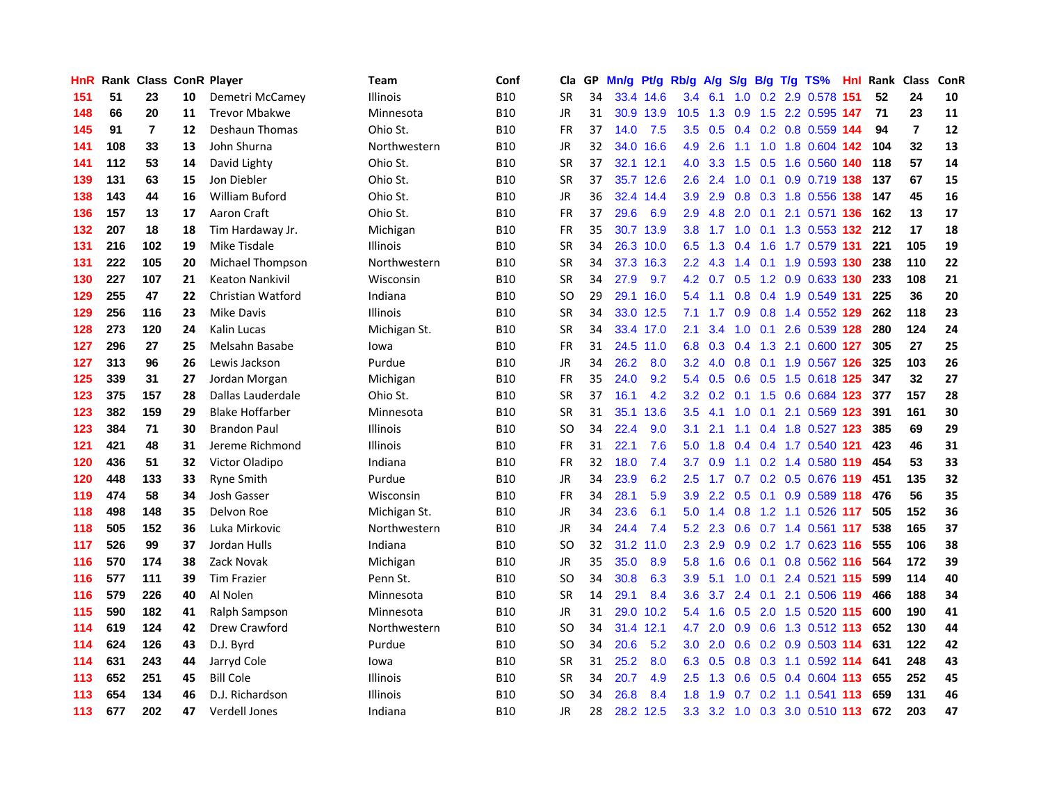| HnR | Rank | Class | ConR | Player | Team | Conf | Cla | GP | Mn/g | Pt/g | Rb/g | A/g | S/g | B/g | T/g | TS% | HnI | Rank | Class | ConR |
|---|---|---|---|---|---|---|---|---|---|---|---|---|---|---|---|---|---|---|---|---|
| 151 | 51 | 23 | 10 | Demetri McCamey | Illinois | B10 | SR | 34 | 33.4 | 14.6 | 3.4 | 6.1 | 1.0 | 0.2 | 2.9 | 0.578 | 151 | 52 | 24 | 10 |
| 148 | 66 | 20 | 11 | Trevor Mbakwe | Minnesota | B10 | JR | 31 | 30.9 | 13.9 | 10.5 | 1.3 | 0.9 | 1.5 | 2.2 | 0.595 | 147 | 71 | 23 | 11 |
| 145 | 91 | 7 | 12 | Deshaun Thomas | Ohio St. | B10 | FR | 37 | 14.0 | 7.5 | 3.5 | 0.5 | 0.4 | 0.2 | 0.8 | 0.559 | 144 | 94 | 7 | 12 |
| 141 | 108 | 33 | 13 | John Shurna | Northwestern | B10 | JR | 32 | 34.0 | 16.6 | 4.9 | 2.6 | 1.1 | 1.0 | 1.8 | 0.604 | 142 | 104 | 32 | 13 |
| 141 | 112 | 53 | 14 | David Lighty | Ohio St. | B10 | SR | 37 | 32.1 | 12.1 | 4.0 | 3.3 | 1.5 | 0.5 | 1.6 | 0.560 | 140 | 118 | 57 | 14 |
| 139 | 131 | 63 | 15 | Jon Diebler | Ohio St. | B10 | SR | 37 | 35.7 | 12.6 | 2.6 | 2.4 | 1.0 | 0.1 | 0.9 | 0.719 | 138 | 137 | 67 | 15 |
| 138 | 143 | 44 | 16 | William Buford | Ohio St. | B10 | JR | 36 | 32.4 | 14.4 | 3.9 | 2.9 | 0.8 | 0.3 | 1.8 | 0.556 | 138 | 147 | 45 | 16 |
| 136 | 157 | 13 | 17 | Aaron Craft | Ohio St. | B10 | FR | 37 | 29.6 | 6.9 | 2.9 | 4.8 | 2.0 | 0.1 | 2.1 | 0.571 | 136 | 162 | 13 | 17 |
| 132 | 207 | 18 | 18 | Tim Hardaway Jr. | Michigan | B10 | FR | 35 | 30.7 | 13.9 | 3.8 | 1.7 | 1.0 | 0.1 | 1.3 | 0.553 | 132 | 212 | 17 | 18 |
| 131 | 216 | 102 | 19 | Mike Tisdale | Illinois | B10 | SR | 34 | 26.3 | 10.0 | 6.5 | 1.3 | 0.4 | 1.6 | 1.7 | 0.579 | 131 | 221 | 105 | 19 |
| 131 | 222 | 105 | 20 | Michael Thompson | Northwestern | B10 | SR | 34 | 37.3 | 16.3 | 2.2 | 4.3 | 1.4 | 0.1 | 1.9 | 0.593 | 130 | 238 | 110 | 22 |
| 130 | 227 | 107 | 21 | Keaton Nankivil | Wisconsin | B10 | SR | 34 | 27.9 | 9.7 | 4.2 | 0.7 | 0.5 | 1.2 | 0.9 | 0.633 | 130 | 233 | 108 | 21 |
| 129 | 255 | 47 | 22 | Christian Watford | Indiana | B10 | SO | 29 | 29.1 | 16.0 | 5.4 | 1.1 | 0.8 | 0.4 | 1.9 | 0.549 | 131 | 225 | 36 | 20 |
| 129 | 256 | 116 | 23 | Mike Davis | Illinois | B10 | SR | 34 | 33.0 | 12.5 | 7.1 | 1.7 | 0.9 | 0.8 | 1.4 | 0.552 | 129 | 262 | 118 | 23 |
| 128 | 273 | 120 | 24 | Kalin Lucas | Michigan St. | B10 | SR | 34 | 33.4 | 17.0 | 2.1 | 3.4 | 1.0 | 0.1 | 2.6 | 0.539 | 128 | 280 | 124 | 24 |
| 127 | 296 | 27 | 25 | Melsahn Basabe | Iowa | B10 | FR | 31 | 24.5 | 11.0 | 6.8 | 0.3 | 0.4 | 1.3 | 2.1 | 0.600 | 127 | 305 | 27 | 25 |
| 127 | 313 | 96 | 26 | Lewis Jackson | Purdue | B10 | JR | 34 | 26.2 | 8.0 | 3.2 | 4.0 | 0.8 | 0.1 | 1.9 | 0.567 | 126 | 325 | 103 | 26 |
| 125 | 339 | 31 | 27 | Jordan Morgan | Michigan | B10 | FR | 35 | 24.0 | 9.2 | 5.4 | 0.5 | 0.6 | 0.5 | 1.5 | 0.618 | 125 | 347 | 32 | 27 |
| 123 | 375 | 157 | 28 | Dallas Lauderdale | Ohio St. | B10 | SR | 37 | 16.1 | 4.2 | 3.2 | 0.2 | 0.1 | 1.5 | 0.6 | 0.684 | 123 | 377 | 157 | 28 |
| 123 | 382 | 159 | 29 | Blake Hoffarber | Minnesota | B10 | SR | 31 | 35.1 | 13.6 | 3.5 | 4.1 | 1.0 | 0.1 | 2.1 | 0.569 | 123 | 391 | 161 | 30 |
| 123 | 384 | 71 | 30 | Brandon Paul | Illinois | B10 | SO | 34 | 22.4 | 9.0 | 3.1 | 2.1 | 1.1 | 0.4 | 1.8 | 0.527 | 123 | 385 | 69 | 29 |
| 121 | 421 | 48 | 31 | Jereme Richmond | Illinois | B10 | FR | 31 | 22.1 | 7.6 | 5.0 | 1.8 | 0.4 | 0.4 | 1.7 | 0.540 | 121 | 423 | 46 | 31 |
| 120 | 436 | 51 | 32 | Victor Oladipo | Indiana | B10 | FR | 32 | 18.0 | 7.4 | 3.7 | 0.9 | 1.1 | 0.2 | 1.4 | 0.580 | 119 | 454 | 53 | 33 |
| 120 | 448 | 133 | 33 | Ryne Smith | Purdue | B10 | JR | 34 | 23.9 | 6.2 | 2.5 | 1.7 | 0.7 | 0.2 | 0.5 | 0.676 | 119 | 451 | 135 | 32 |
| 119 | 474 | 58 | 34 | Josh Gasser | Wisconsin | B10 | FR | 34 | 28.1 | 5.9 | 3.9 | 2.2 | 0.5 | 0.1 | 0.9 | 0.589 | 118 | 476 | 56 | 35 |
| 118 | 498 | 148 | 35 | Delvon Roe | Michigan St. | B10 | JR | 34 | 23.6 | 6.1 | 5.0 | 1.4 | 0.8 | 1.2 | 1.1 | 0.526 | 117 | 505 | 152 | 36 |
| 118 | 505 | 152 | 36 | Luka Mirkovic | Northwestern | B10 | JR | 34 | 24.4 | 7.4 | 5.2 | 2.3 | 0.6 | 0.7 | 1.4 | 0.561 | 117 | 538 | 165 | 37 |
| 117 | 526 | 99 | 37 | Jordan Hulls | Indiana | B10 | SO | 32 | 31.2 | 11.0 | 2.3 | 2.9 | 0.9 | 0.2 | 1.7 | 0.623 | 116 | 555 | 106 | 38 |
| 116 | 570 | 174 | 38 | Zack Novak | Michigan | B10 | JR | 35 | 35.0 | 8.9 | 5.8 | 1.6 | 0.6 | 0.1 | 0.8 | 0.562 | 116 | 564 | 172 | 39 |
| 116 | 577 | 111 | 39 | Tim Frazier | Penn St. | B10 | SO | 34 | 30.8 | 6.3 | 3.9 | 5.1 | 1.0 | 0.1 | 2.4 | 0.521 | 115 | 599 | 114 | 40 |
| 116 | 579 | 226 | 40 | Al Nolen | Minnesota | B10 | SR | 14 | 29.1 | 8.4 | 3.6 | 3.7 | 2.4 | 0.1 | 2.1 | 0.506 | 119 | 466 | 188 | 34 |
| 115 | 590 | 182 | 41 | Ralph Sampson | Minnesota | B10 | JR | 31 | 29.0 | 10.2 | 5.4 | 1.6 | 0.5 | 2.0 | 1.5 | 0.520 | 115 | 600 | 190 | 41 |
| 114 | 619 | 124 | 42 | Drew Crawford | Northwestern | B10 | SO | 34 | 31.4 | 12.1 | 4.7 | 2.0 | 0.9 | 0.6 | 1.3 | 0.512 | 113 | 652 | 130 | 44 |
| 114 | 624 | 126 | 43 | D.J. Byrd | Purdue | B10 | SO | 34 | 20.6 | 5.2 | 3.0 | 2.0 | 0.6 | 0.2 | 0.9 | 0.503 | 114 | 631 | 122 | 42 |
| 114 | 631 | 243 | 44 | Jarryd Cole | Iowa | B10 | SR | 31 | 25.2 | 8.0 | 6.3 | 0.5 | 0.8 | 0.3 | 1.1 | 0.592 | 114 | 641 | 248 | 43 |
| 113 | 652 | 251 | 45 | Bill Cole | Illinois | B10 | SR | 34 | 20.7 | 4.9 | 2.5 | 1.3 | 0.6 | 0.5 | 0.4 | 0.604 | 113 | 655 | 252 | 45 |
| 113 | 654 | 134 | 46 | D.J. Richardson | Illinois | B10 | SO | 34 | 26.8 | 8.4 | 1.8 | 1.9 | 0.7 | 0.2 | 1.1 | 0.541 | 113 | 659 | 131 | 46 |
| 113 | 677 | 202 | 47 | Verdell Jones | Indiana | B10 | JR | 28 | 28.2 | 12.5 | 3.3 | 3.2 | 1.0 | 0.3 | 3.0 | 0.510 | 113 | 672 | 203 | 47 |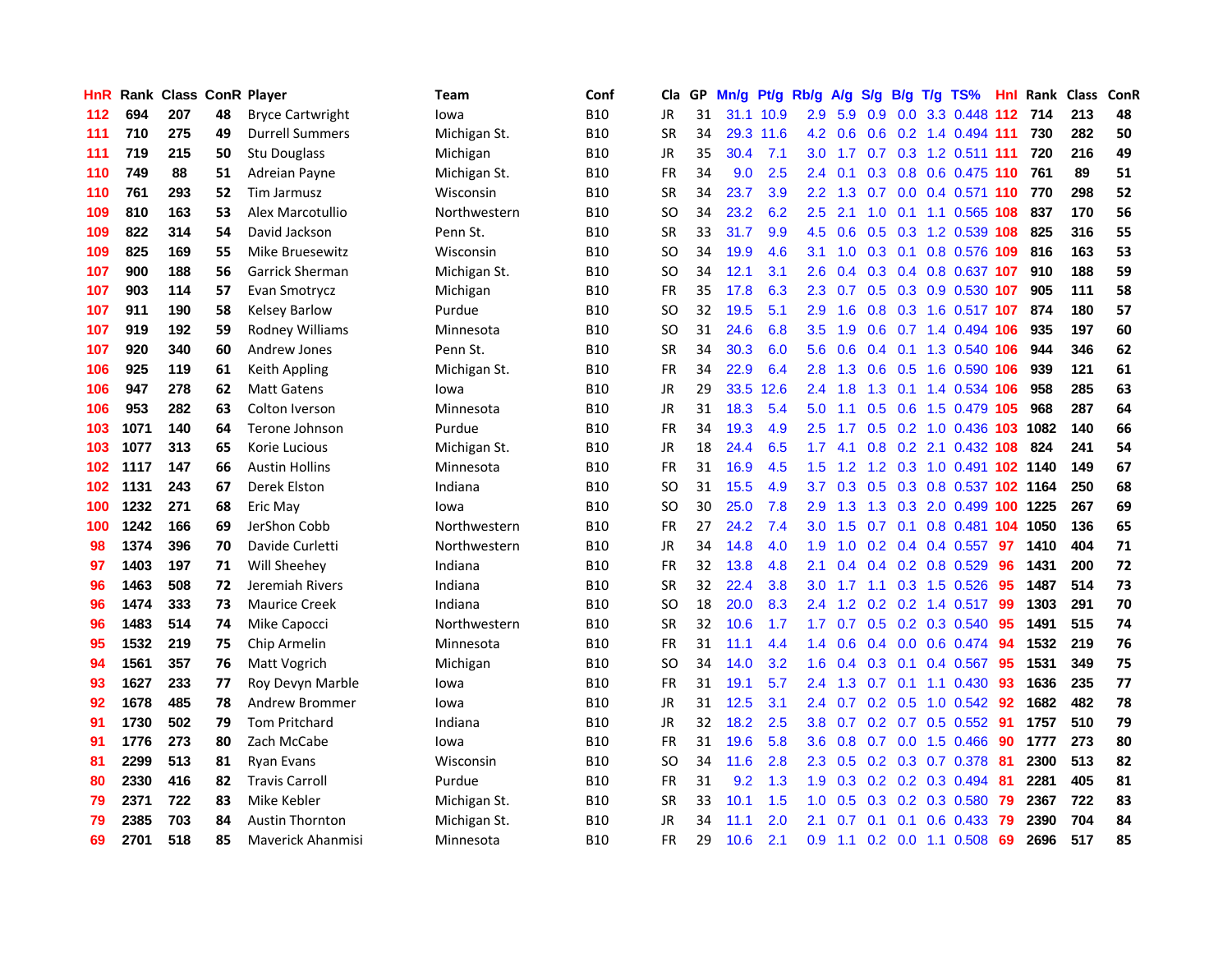| HnR | Rank | Class | ConR | Player | Team | Conf | Cla | GP | Mn/g | Pt/g | Rb/g | A/g | S/g | B/g | T/g | TS% | HnI | Rank | Class | ConR |
|---|---|---|---|---|---|---|---|---|---|---|---|---|---|---|---|---|---|---|---|---|
| 112 | 694 | 207 | 48 | Bryce Cartwright | Iowa | B10 | JR | 31 | 31.1 | 10.9 | 2.9 | 5.9 | 0.9 | 0.0 | 3.3 | 0.448 | 112 | 714 | 213 | 48 |
| 111 | 710 | 275 | 49 | Durrell Summers | Michigan St. | B10 | SR | 34 | 29.3 | 11.6 | 4.2 | 0.6 | 0.6 | 0.2 | 1.4 | 0.494 | 111 | 730 | 282 | 50 |
| 111 | 719 | 215 | 50 | Stu Douglass | Michigan | B10 | JR | 35 | 30.4 | 7.1 | 3.0 | 1.7 | 0.7 | 0.3 | 1.2 | 0.511 | 111 | 720 | 216 | 49 |
| 110 | 749 | 88 | 51 | Adreian Payne | Michigan St. | B10 | FR | 34 | 9.0 | 2.5 | 2.4 | 0.1 | 0.3 | 0.8 | 0.6 | 0.475 | 110 | 761 | 89 | 51 |
| 110 | 761 | 293 | 52 | Tim Jarmusz | Wisconsin | B10 | SR | 34 | 23.7 | 3.9 | 2.2 | 1.3 | 0.7 | 0.0 | 0.4 | 0.571 | 110 | 770 | 298 | 52 |
| 109 | 810 | 163 | 53 | Alex Marcotullio | Northwestern | B10 | SO | 34 | 23.2 | 6.2 | 2.5 | 2.1 | 1.0 | 0.1 | 1.1 | 0.565 | 108 | 837 | 170 | 56 |
| 109 | 822 | 314 | 54 | David Jackson | Penn St. | B10 | SR | 33 | 31.7 | 9.9 | 4.5 | 0.6 | 0.5 | 0.3 | 1.2 | 0.539 | 108 | 825 | 316 | 55 |
| 109 | 825 | 169 | 55 | Mike Bruesewitz | Wisconsin | B10 | SO | 34 | 19.9 | 4.6 | 3.1 | 1.0 | 0.3 | 0.1 | 0.8 | 0.576 | 109 | 816 | 163 | 53 |
| 107 | 900 | 188 | 56 | Garrick Sherman | Michigan St. | B10 | SO | 34 | 12.1 | 3.1 | 2.6 | 0.4 | 0.3 | 0.4 | 0.8 | 0.637 | 107 | 910 | 188 | 59 |
| 107 | 903 | 114 | 57 | Evan Smotrycz | Michigan | B10 | FR | 35 | 17.8 | 6.3 | 2.3 | 0.7 | 0.5 | 0.3 | 0.9 | 0.530 | 107 | 905 | 111 | 58 |
| 107 | 911 | 190 | 58 | Kelsey Barlow | Purdue | B10 | SO | 32 | 19.5 | 5.1 | 2.9 | 1.6 | 0.8 | 0.3 | 1.6 | 0.517 | 107 | 874 | 180 | 57 |
| 107 | 919 | 192 | 59 | Rodney Williams | Minnesota | B10 | SO | 31 | 24.6 | 6.8 | 3.5 | 1.9 | 0.6 | 0.7 | 1.4 | 0.494 | 106 | 935 | 197 | 60 |
| 107 | 920 | 340 | 60 | Andrew Jones | Penn St. | B10 | SR | 34 | 30.3 | 6.0 | 5.6 | 0.6 | 0.4 | 0.1 | 1.3 | 0.540 | 106 | 944 | 346 | 62 |
| 106 | 925 | 119 | 61 | Keith Appling | Michigan St. | B10 | FR | 34 | 22.9 | 6.4 | 2.8 | 1.3 | 0.6 | 0.5 | 1.6 | 0.590 | 106 | 939 | 121 | 61 |
| 106 | 947 | 278 | 62 | Matt Gatens | Iowa | B10 | JR | 29 | 33.5 | 12.6 | 2.4 | 1.8 | 1.3 | 0.1 | 1.4 | 0.534 | 106 | 958 | 285 | 63 |
| 106 | 953 | 282 | 63 | Colton Iverson | Minnesota | B10 | JR | 31 | 18.3 | 5.4 | 5.0 | 1.1 | 0.5 | 0.6 | 1.5 | 0.479 | 105 | 968 | 287 | 64 |
| 103 | 1071 | 140 | 64 | Terone Johnson | Purdue | B10 | FR | 34 | 19.3 | 4.9 | 2.5 | 1.7 | 0.5 | 0.2 | 1.0 | 0.436 | 103 | 1082 | 140 | 66 |
| 103 | 1077 | 313 | 65 | Korie Lucious | Michigan St. | B10 | JR | 18 | 24.4 | 6.5 | 1.7 | 4.1 | 0.8 | 0.2 | 2.1 | 0.432 | 108 | 824 | 241 | 54 |
| 102 | 1117 | 147 | 66 | Austin Hollins | Minnesota | B10 | FR | 31 | 16.9 | 4.5 | 1.5 | 1.2 | 1.2 | 0.3 | 1.0 | 0.491 | 102 | 1140 | 149 | 67 |
| 102 | 1131 | 243 | 67 | Derek Elston | Indiana | B10 | SO | 31 | 15.5 | 4.9 | 3.7 | 0.3 | 0.5 | 0.3 | 0.8 | 0.537 | 102 | 1164 | 250 | 68 |
| 100 | 1232 | 271 | 68 | Eric May | Iowa | B10 | SO | 30 | 25.0 | 7.8 | 2.9 | 1.3 | 1.3 | 0.3 | 2.0 | 0.499 | 100 | 1225 | 267 | 69 |
| 100 | 1242 | 166 | 69 | JerShon Cobb | Northwestern | B10 | FR | 27 | 24.2 | 7.4 | 3.0 | 1.5 | 0.7 | 0.1 | 0.8 | 0.481 | 104 | 1050 | 136 | 65 |
| 98 | 1374 | 396 | 70 | Davide Curletti | Northwestern | B10 | JR | 34 | 14.8 | 4.0 | 1.9 | 1.0 | 0.2 | 0.4 | 0.4 | 0.557 | 97 | 1410 | 404 | 71 |
| 97 | 1403 | 197 | 71 | Will Sheehey | Indiana | B10 | FR | 32 | 13.8 | 4.8 | 2.1 | 0.4 | 0.4 | 0.2 | 0.8 | 0.529 | 96 | 1431 | 200 | 72 |
| 96 | 1463 | 508 | 72 | Jeremiah Rivers | Indiana | B10 | SR | 32 | 22.4 | 3.8 | 3.0 | 1.7 | 1.1 | 0.3 | 1.5 | 0.526 | 95 | 1487 | 514 | 73 |
| 96 | 1474 | 333 | 73 | Maurice Creek | Indiana | B10 | SO | 18 | 20.0 | 8.3 | 2.4 | 1.2 | 0.2 | 0.2 | 1.4 | 0.517 | 99 | 1303 | 291 | 70 |
| 96 | 1483 | 514 | 74 | Mike Capocci | Northwestern | B10 | SR | 32 | 10.6 | 1.7 | 1.7 | 0.7 | 0.5 | 0.2 | 0.3 | 0.540 | 95 | 1491 | 515 | 74 |
| 95 | 1532 | 219 | 75 | Chip Armelin | Minnesota | B10 | FR | 31 | 11.1 | 4.4 | 1.4 | 0.6 | 0.4 | 0.0 | 0.6 | 0.474 | 94 | 1532 | 219 | 76 |
| 94 | 1561 | 357 | 76 | Matt Vogrich | Michigan | B10 | SO | 34 | 14.0 | 3.2 | 1.6 | 0.4 | 0.3 | 0.1 | 0.4 | 0.567 | 95 | 1531 | 349 | 75 |
| 93 | 1627 | 233 | 77 | Roy Devyn Marble | Iowa | B10 | FR | 31 | 19.1 | 5.7 | 2.4 | 1.3 | 0.7 | 0.1 | 1.1 | 0.430 | 93 | 1636 | 235 | 77 |
| 92 | 1678 | 485 | 78 | Andrew Brommer | Iowa | B10 | JR | 31 | 12.5 | 3.1 | 2.4 | 0.7 | 0.2 | 0.5 | 1.0 | 0.542 | 92 | 1682 | 482 | 78 |
| 91 | 1730 | 502 | 79 | Tom Pritchard | Indiana | B10 | JR | 32 | 18.2 | 2.5 | 3.8 | 0.7 | 0.2 | 0.7 | 0.5 | 0.552 | 91 | 1757 | 510 | 79 |
| 91 | 1776 | 273 | 80 | Zach McCabe | Iowa | B10 | FR | 31 | 19.6 | 5.8 | 3.6 | 0.8 | 0.7 | 0.0 | 1.5 | 0.466 | 90 | 1777 | 273 | 80 |
| 81 | 2299 | 513 | 81 | Ryan Evans | Wisconsin | B10 | SO | 34 | 11.6 | 2.8 | 2.3 | 0.5 | 0.2 | 0.3 | 0.7 | 0.378 | 81 | 2300 | 513 | 82 |
| 80 | 2330 | 416 | 82 | Travis Carroll | Purdue | B10 | FR | 31 | 9.2 | 1.3 | 1.9 | 0.3 | 0.2 | 0.2 | 0.3 | 0.494 | 81 | 2281 | 405 | 81 |
| 79 | 2371 | 722 | 83 | Mike Kebler | Michigan St. | B10 | SR | 33 | 10.1 | 1.5 | 1.0 | 0.5 | 0.3 | 0.2 | 0.3 | 0.580 | 79 | 2367 | 722 | 83 |
| 79 | 2385 | 703 | 84 | Austin Thornton | Michigan St. | B10 | JR | 34 | 11.1 | 2.0 | 2.1 | 0.7 | 0.1 | 0.1 | 0.6 | 0.433 | 79 | 2390 | 704 | 84 |
| 69 | 2701 | 518 | 85 | Maverick Ahanmisi | Minnesota | B10 | FR | 29 | 10.6 | 2.1 | 0.9 | 1.1 | 0.2 | 0.0 | 1.1 | 0.508 | 69 | 2696 | 517 | 85 |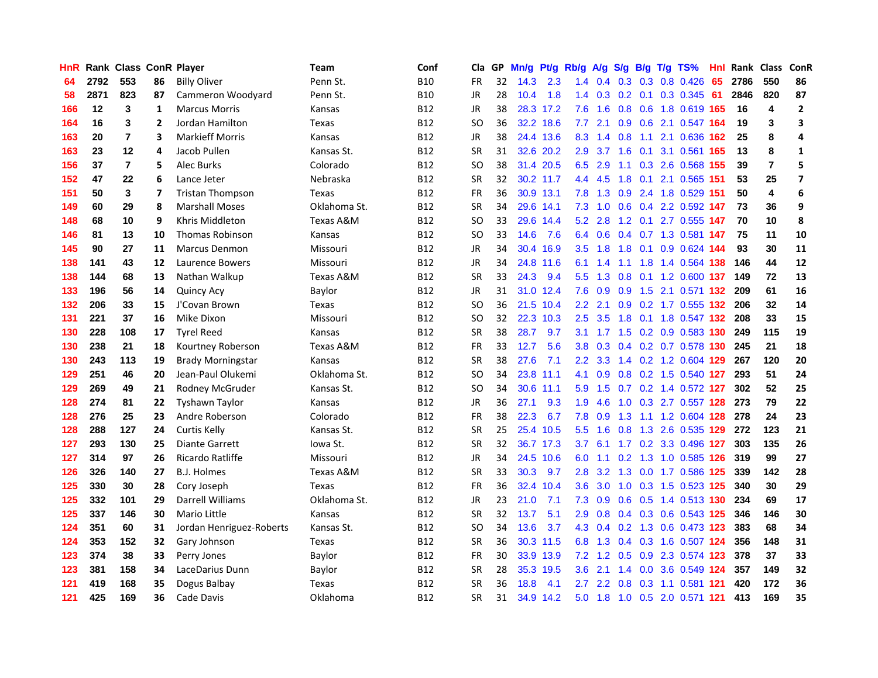| HnR | Rank | Class | ConR | Player | Team | Conf | Cla | GP | Mn/g | Pt/g | Rb/g | A/g | S/g | B/g | T/g | TS% | Hnl | Rank | Class | ConR |
|---|---|---|---|---|---|---|---|---|---|---|---|---|---|---|---|---|---|---|---|---|
| 64 | 2792 | 553 | 86 | Billy Oliver | Penn St. | B10 | FR | 32 | 14.3 | 2.3 | 1.4 | 0.4 | 0.3 | 0.3 | 0.8 | 0.426 | 65 | 2786 | 550 | 86 |
| 58 | 2871 | 823 | 87 | Cammeron Woodyard | Penn St. | B10 | JR | 28 | 10.4 | 1.8 | 1.4 | 0.3 | 0.2 | 0.1 | 0.3 | 0.345 | 61 | 2846 | 820 | 87 |
| 166 | 12 | 3 | 1 | Marcus Morris | Kansas | B12 | JR | 38 | 28.3 | 17.2 | 7.6 | 1.6 | 0.8 | 0.6 | 1.8 | 0.619 | 165 | 16 | 4 | 2 |
| 164 | 16 | 3 | 2 | Jordan Hamilton | Texas | B12 | SO | 36 | 32.2 | 18.6 | 7.7 | 2.1 | 0.9 | 0.6 | 2.1 | 0.547 | 164 | 19 | 3 | 3 |
| 163 | 20 | 7 | 3 | Markieff Morris | Kansas | B12 | JR | 38 | 24.4 | 13.6 | 8.3 | 1.4 | 0.8 | 1.1 | 2.1 | 0.636 | 162 | 25 | 8 | 4 |
| 163 | 23 | 12 | 4 | Jacob Pullen | Kansas St. | B12 | SR | 31 | 32.6 | 20.2 | 2.9 | 3.7 | 1.6 | 0.1 | 3.1 | 0.561 | 165 | 13 | 8 | 1 |
| 156 | 37 | 7 | 5 | Alec Burks | Colorado | B12 | SO | 38 | 31.4 | 20.5 | 6.5 | 2.9 | 1.1 | 0.3 | 2.6 | 0.568 | 155 | 39 | 7 | 5 |
| 152 | 47 | 22 | 6 | Lance Jeter | Nebraska | B12 | SR | 32 | 30.2 | 11.7 | 4.4 | 4.5 | 1.8 | 0.1 | 2.1 | 0.565 | 151 | 53 | 25 | 7 |
| 151 | 50 | 3 | 7 | Tristan Thompson | Texas | B12 | FR | 36 | 30.9 | 13.1 | 7.8 | 1.3 | 0.9 | 2.4 | 1.8 | 0.529 | 151 | 50 | 4 | 6 |
| 149 | 60 | 29 | 8 | Marshall Moses | Oklahoma St. | B12 | SR | 34 | 29.6 | 14.1 | 7.3 | 1.0 | 0.6 | 0.4 | 2.2 | 0.592 | 147 | 73 | 36 | 9 |
| 148 | 68 | 10 | 9 | Khris Middleton | Texas A&M | B12 | SO | 33 | 29.6 | 14.4 | 5.2 | 2.8 | 1.2 | 0.1 | 2.7 | 0.555 | 147 | 70 | 10 | 8 |
| 146 | 81 | 13 | 10 | Thomas Robinson | Kansas | B12 | SO | 33 | 14.6 | 7.6 | 6.4 | 0.6 | 0.4 | 0.7 | 1.3 | 0.581 | 147 | 75 | 11 | 10 |
| 145 | 90 | 27 | 11 | Marcus Denmon | Missouri | B12 | JR | 34 | 30.4 | 16.9 | 3.5 | 1.8 | 1.8 | 0.1 | 0.9 | 0.624 | 144 | 93 | 30 | 11 |
| 138 | 141 | 43 | 12 | Laurence Bowers | Missouri | B12 | JR | 34 | 24.8 | 11.6 | 6.1 | 1.4 | 1.1 | 1.8 | 1.4 | 0.564 | 138 | 146 | 44 | 12 |
| 138 | 144 | 68 | 13 | Nathan Walkup | Texas A&M | B12 | SR | 33 | 24.3 | 9.4 | 5.5 | 1.3 | 0.8 | 0.1 | 1.2 | 0.600 | 137 | 149 | 72 | 13 |
| 133 | 196 | 56 | 14 | Quincy Acy | Baylor | B12 | JR | 31 | 31.0 | 12.4 | 7.6 | 0.9 | 0.9 | 1.5 | 2.1 | 0.571 | 132 | 209 | 61 | 16 |
| 132 | 206 | 33 | 15 | J'Covan Brown | Texas | B12 | SO | 36 | 21.5 | 10.4 | 2.2 | 2.1 | 0.9 | 0.2 | 1.7 | 0.555 | 132 | 206 | 32 | 14 |
| 131 | 221 | 37 | 16 | Mike Dixon | Missouri | B12 | SO | 32 | 22.3 | 10.3 | 2.5 | 3.5 | 1.8 | 0.1 | 1.8 | 0.547 | 132 | 208 | 33 | 15 |
| 130 | 228 | 108 | 17 | Tyrel Reed | Kansas | B12 | SR | 38 | 28.7 | 9.7 | 3.1 | 1.7 | 1.5 | 0.2 | 0.9 | 0.583 | 130 | 249 | 115 | 19 |
| 130 | 238 | 21 | 18 | Kourtney Roberson | Texas A&M | B12 | FR | 33 | 12.7 | 5.6 | 3.8 | 0.3 | 0.4 | 0.2 | 0.7 | 0.578 | 130 | 245 | 21 | 18 |
| 130 | 243 | 113 | 19 | Brady Morningstar | Kansas | B12 | SR | 38 | 27.6 | 7.1 | 2.2 | 3.3 | 1.4 | 0.2 | 1.2 | 0.604 | 129 | 267 | 120 | 20 |
| 129 | 251 | 46 | 20 | Jean-Paul Olukemi | Oklahoma St. | B12 | SO | 34 | 23.8 | 11.1 | 4.1 | 0.9 | 0.8 | 0.2 | 1.5 | 0.540 | 127 | 293 | 51 | 24 |
| 129 | 269 | 49 | 21 | Rodney McGruder | Kansas St. | B12 | SO | 34 | 30.6 | 11.1 | 5.9 | 1.5 | 0.7 | 0.2 | 1.4 | 0.572 | 127 | 302 | 52 | 25 |
| 128 | 274 | 81 | 22 | Tyshawn Taylor | Kansas | B12 | JR | 36 | 27.1 | 9.3 | 1.9 | 4.6 | 1.0 | 0.3 | 2.7 | 0.557 | 128 | 273 | 79 | 22 |
| 128 | 276 | 25 | 23 | Andre Roberson | Colorado | B12 | FR | 38 | 22.3 | 6.7 | 7.8 | 0.9 | 1.3 | 1.1 | 1.2 | 0.604 | 128 | 278 | 24 | 23 |
| 128 | 288 | 127 | 24 | Curtis Kelly | Kansas St. | B12 | SR | 25 | 25.4 | 10.5 | 5.5 | 1.6 | 0.8 | 1.3 | 2.6 | 0.535 | 129 | 272 | 123 | 21 |
| 127 | 293 | 130 | 25 | Diante Garrett | Iowa St. | B12 | SR | 32 | 36.7 | 17.3 | 3.7 | 6.1 | 1.7 | 0.2 | 3.3 | 0.496 | 127 | 303 | 135 | 26 |
| 127 | 314 | 97 | 26 | Ricardo Ratliffe | Missouri | B12 | JR | 34 | 24.5 | 10.6 | 6.0 | 1.1 | 0.2 | 1.3 | 1.0 | 0.585 | 126 | 319 | 99 | 27 |
| 126 | 326 | 140 | 27 | B.J. Holmes | Texas A&M | B12 | SR | 33 | 30.3 | 9.7 | 2.8 | 3.2 | 1.3 | 0.0 | 1.7 | 0.586 | 125 | 339 | 142 | 28 |
| 125 | 330 | 30 | 28 | Cory Joseph | Texas | B12 | FR | 36 | 32.4 | 10.4 | 3.6 | 3.0 | 1.0 | 0.3 | 1.5 | 0.523 | 125 | 340 | 30 | 29 |
| 125 | 332 | 101 | 29 | Darrell Williams | Oklahoma St. | B12 | JR | 23 | 21.0 | 7.1 | 7.3 | 0.9 | 0.6 | 0.5 | 1.4 | 0.513 | 130 | 234 | 69 | 17 |
| 125 | 337 | 146 | 30 | Mario Little | Kansas | B12 | SR | 32 | 13.7 | 5.1 | 2.9 | 0.8 | 0.4 | 0.3 | 0.6 | 0.543 | 125 | 346 | 146 | 30 |
| 124 | 351 | 60 | 31 | Jordan Henriguez-Roberts | Kansas St. | B12 | SO | 34 | 13.6 | 3.7 | 4.3 | 0.4 | 0.2 | 1.3 | 0.6 | 0.473 | 123 | 383 | 68 | 34 |
| 124 | 353 | 152 | 32 | Gary Johnson | Texas | B12 | SR | 36 | 30.3 | 11.5 | 6.8 | 1.3 | 0.4 | 0.3 | 1.6 | 0.507 | 124 | 356 | 148 | 31 |
| 123 | 374 | 38 | 33 | Perry Jones | Baylor | B12 | FR | 30 | 33.9 | 13.9 | 7.2 | 1.2 | 0.5 | 0.9 | 2.3 | 0.574 | 123 | 378 | 37 | 33 |
| 123 | 381 | 158 | 34 | LaceDarius Dunn | Baylor | B12 | SR | 28 | 35.3 | 19.5 | 3.6 | 2.1 | 1.4 | 0.0 | 3.6 | 0.549 | 124 | 357 | 149 | 32 |
| 121 | 419 | 168 | 35 | Dogus Balbay | Texas | B12 | SR | 36 | 18.8 | 4.1 | 2.7 | 2.2 | 0.8 | 0.3 | 1.1 | 0.581 | 121 | 420 | 172 | 36 |
| 121 | 425 | 169 | 36 | Cade Davis | Oklahoma | B12 | SR | 31 | 34.9 | 14.2 | 5.0 | 1.8 | 1.0 | 0.5 | 2.0 | 0.571 | 121 | 413 | 169 | 35 |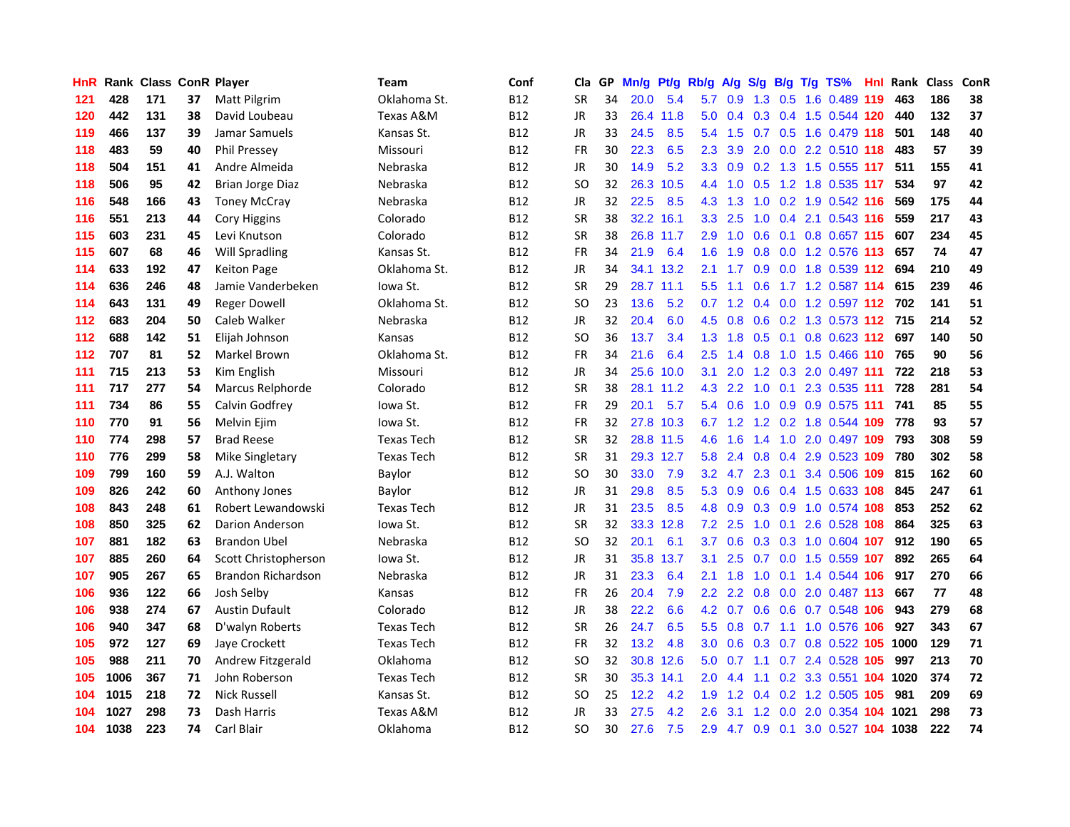| HnR | Rank | Class | ConR | Player | Team | Conf | Cla | GP | Mn/g | Pt/g | Rb/g | A/g | S/g | B/g | T/g | TS% | HnI | Rank | Class | ConR |
|---|---|---|---|---|---|---|---|---|---|---|---|---|---|---|---|---|---|---|---|---|
| 121 | 428 | 171 | 37 | Matt Pilgrim | Oklahoma St. | B12 | SR | 34 | 20.0 | 5.4 | 5.7 | 0.9 | 1.3 | 0.5 | 1.6 | 0.489 | 119 | 463 | 186 | 38 |
| 120 | 442 | 131 | 38 | David Loubeau | Texas A&M | B12 | JR | 33 | 26.4 | 11.8 | 5.0 | 0.4 | 0.3 | 0.4 | 1.5 | 0.544 | 120 | 440 | 132 | 37 |
| 119 | 466 | 137 | 39 | Jamar Samuels | Kansas St. | B12 | JR | 33 | 24.5 | 8.5 | 5.4 | 1.5 | 0.7 | 0.5 | 1.6 | 0.479 | 118 | 501 | 148 | 40 |
| 118 | 483 | 59 | 40 | Phil Pressey | Missouri | B12 | FR | 30 | 22.3 | 6.5 | 2.3 | 3.9 | 2.0 | 0.0 | 2.2 | 0.510 | 118 | 483 | 57 | 39 |
| 118 | 504 | 151 | 41 | Andre Almeida | Nebraska | B12 | JR | 30 | 14.9 | 5.2 | 3.3 | 0.9 | 0.2 | 1.3 | 1.5 | 0.555 | 117 | 511 | 155 | 41 |
| 118 | 506 | 95 | 42 | Brian Jorge Diaz | Nebraska | B12 | SO | 32 | 26.3 | 10.5 | 4.4 | 1.0 | 0.5 | 1.2 | 1.8 | 0.535 | 117 | 534 | 97 | 42 |
| 116 | 548 | 166 | 43 | Toney McCray | Nebraska | B12 | JR | 32 | 22.5 | 8.5 | 4.3 | 1.3 | 1.0 | 0.2 | 1.9 | 0.542 | 116 | 569 | 175 | 44 |
| 116 | 551 | 213 | 44 | Cory Higgins | Colorado | B12 | SR | 38 | 32.2 | 16.1 | 3.3 | 2.5 | 1.0 | 0.4 | 2.1 | 0.543 | 116 | 559 | 217 | 43 |
| 115 | 603 | 231 | 45 | Levi Knutson | Colorado | B12 | SR | 38 | 26.8 | 11.7 | 2.9 | 1.0 | 0.6 | 0.1 | 0.8 | 0.657 | 115 | 607 | 234 | 45 |
| 115 | 607 | 68 | 46 | Will Spradling | Kansas St. | B12 | FR | 34 | 21.9 | 6.4 | 1.6 | 1.9 | 0.8 | 0.0 | 1.2 | 0.576 | 113 | 657 | 74 | 47 |
| 114 | 633 | 192 | 47 | Keiton Page | Oklahoma St. | B12 | JR | 34 | 34.1 | 13.2 | 2.1 | 1.7 | 0.9 | 0.0 | 1.8 | 0.539 | 112 | 694 | 210 | 49 |
| 114 | 636 | 246 | 48 | Jamie Vanderbeken | Iowa St. | B12 | SR | 29 | 28.7 | 11.1 | 5.5 | 1.1 | 0.6 | 1.7 | 1.2 | 0.587 | 114 | 615 | 239 | 46 |
| 114 | 643 | 131 | 49 | Reger Dowell | Oklahoma St. | B12 | SO | 23 | 13.6 | 5.2 | 0.7 | 1.2 | 0.4 | 0.0 | 1.2 | 0.597 | 112 | 702 | 141 | 51 |
| 112 | 683 | 204 | 50 | Caleb Walker | Nebraska | B12 | JR | 32 | 20.4 | 6.0 | 4.5 | 0.8 | 0.6 | 0.2 | 1.3 | 0.573 | 112 | 715 | 214 | 52 |
| 112 | 688 | 142 | 51 | Elijah Johnson | Kansas | B12 | SO | 36 | 13.7 | 3.4 | 1.3 | 1.8 | 0.5 | 0.1 | 0.8 | 0.623 | 112 | 697 | 140 | 50 |
| 112 | 707 | 81 | 52 | Markel Brown | Oklahoma St. | B12 | FR | 34 | 21.6 | 6.4 | 2.5 | 1.4 | 0.8 | 1.0 | 1.5 | 0.466 | 110 | 765 | 90 | 56 |
| 111 | 715 | 213 | 53 | Kim English | Missouri | B12 | JR | 34 | 25.6 | 10.0 | 3.1 | 2.0 | 1.2 | 0.3 | 2.0 | 0.497 | 111 | 722 | 218 | 53 |
| 111 | 717 | 277 | 54 | Marcus Relphorde | Colorado | B12 | SR | 38 | 28.1 | 11.2 | 4.3 | 2.2 | 1.0 | 0.1 | 2.3 | 0.535 | 111 | 728 | 281 | 54 |
| 111 | 734 | 86 | 55 | Calvin Godfrey | Iowa St. | B12 | FR | 29 | 20.1 | 5.7 | 5.4 | 0.6 | 1.0 | 0.9 | 0.9 | 0.575 | 111 | 741 | 85 | 55 |
| 110 | 770 | 91 | 56 | Melvin Ejim | Iowa St. | B12 | FR | 32 | 27.8 | 10.3 | 6.7 | 1.2 | 1.2 | 0.2 | 1.8 | 0.544 | 109 | 778 | 93 | 57 |
| 110 | 774 | 298 | 57 | Brad Reese | Texas Tech | B12 | SR | 32 | 28.8 | 11.5 | 4.6 | 1.6 | 1.4 | 1.0 | 2.0 | 0.497 | 109 | 793 | 308 | 59 |
| 110 | 776 | 299 | 58 | Mike Singletary | Texas Tech | B12 | SR | 31 | 29.3 | 12.7 | 5.8 | 2.4 | 0.8 | 0.4 | 2.9 | 0.523 | 109 | 780 | 302 | 58 |
| 109 | 799 | 160 | 59 | A.J. Walton | Baylor | B12 | SO | 30 | 33.0 | 7.9 | 3.2 | 4.7 | 2.3 | 0.1 | 3.4 | 0.506 | 109 | 815 | 162 | 60 |
| 109 | 826 | 242 | 60 | Anthony Jones | Baylor | B12 | JR | 31 | 29.8 | 8.5 | 5.3 | 0.9 | 0.6 | 0.4 | 1.5 | 0.633 | 108 | 845 | 247 | 61 |
| 108 | 843 | 248 | 61 | Robert Lewandowski | Texas Tech | B12 | JR | 31 | 23.5 | 8.5 | 4.8 | 0.9 | 0.3 | 0.9 | 1.0 | 0.574 | 108 | 853 | 252 | 62 |
| 108 | 850 | 325 | 62 | Darion Anderson | Iowa St. | B12 | SR | 32 | 33.3 | 12.8 | 7.2 | 2.5 | 1.0 | 0.1 | 2.6 | 0.528 | 108 | 864 | 325 | 63 |
| 107 | 881 | 182 | 63 | Brandon Ubel | Nebraska | B12 | SO | 32 | 20.1 | 6.1 | 3.7 | 0.6 | 0.3 | 0.3 | 1.0 | 0.604 | 107 | 912 | 190 | 65 |
| 107 | 885 | 260 | 64 | Scott Christopherson | Iowa St. | B12 | JR | 31 | 35.8 | 13.7 | 3.1 | 2.5 | 0.7 | 0.0 | 1.5 | 0.559 | 107 | 892 | 265 | 64 |
| 107 | 905 | 267 | 65 | Brandon Richardson | Nebraska | B12 | JR | 31 | 23.3 | 6.4 | 2.1 | 1.8 | 1.0 | 0.1 | 1.4 | 0.544 | 106 | 917 | 270 | 66 |
| 106 | 936 | 122 | 66 | Josh Selby | Kansas | B12 | FR | 26 | 20.4 | 7.9 | 2.2 | 2.2 | 0.8 | 0.0 | 2.0 | 0.487 | 113 | 667 | 77 | 48 |
| 106 | 938 | 274 | 67 | Austin Dufault | Colorado | B12 | JR | 38 | 22.2 | 6.6 | 4.2 | 0.7 | 0.6 | 0.6 | 0.7 | 0.548 | 106 | 943 | 279 | 68 |
| 106 | 940 | 347 | 68 | D'walyn Roberts | Texas Tech | B12 | SR | 26 | 24.7 | 6.5 | 5.5 | 0.8 | 0.7 | 1.1 | 1.0 | 0.576 | 106 | 927 | 343 | 67 |
| 105 | 972 | 127 | 69 | Jaye Crockett | Texas Tech | B12 | FR | 32 | 13.2 | 4.8 | 3.0 | 0.6 | 0.3 | 0.7 | 0.8 | 0.522 | 105 | 1000 | 129 | 71 |
| 105 | 988 | 211 | 70 | Andrew Fitzgerald | Oklahoma | B12 | SO | 32 | 30.8 | 12.6 | 5.0 | 0.7 | 1.1 | 0.7 | 2.4 | 0.528 | 105 | 997 | 213 | 70 |
| 105 | 1006 | 367 | 71 | John Roberson | Texas Tech | B12 | SR | 30 | 35.3 | 14.1 | 2.0 | 4.4 | 1.1 | 0.2 | 3.3 | 0.551 | 104 | 1020 | 374 | 72 |
| 104 | 1015 | 218 | 72 | Nick Russell | Kansas St. | B12 | SO | 25 | 12.2 | 4.2 | 1.9 | 1.2 | 0.4 | 0.2 | 1.2 | 0.505 | 105 | 981 | 209 | 69 |
| 104 | 1027 | 298 | 73 | Dash Harris | Texas A&M | B12 | JR | 33 | 27.5 | 4.2 | 2.6 | 3.1 | 1.2 | 0.0 | 2.0 | 0.354 | 104 | 1021 | 298 | 73 |
| 104 | 1038 | 223 | 74 | Carl Blair | Oklahoma | B12 | SO | 30 | 27.6 | 7.5 | 2.9 | 4.7 | 0.9 | 0.1 | 3.0 | 0.527 | 104 | 1038 | 222 | 74 |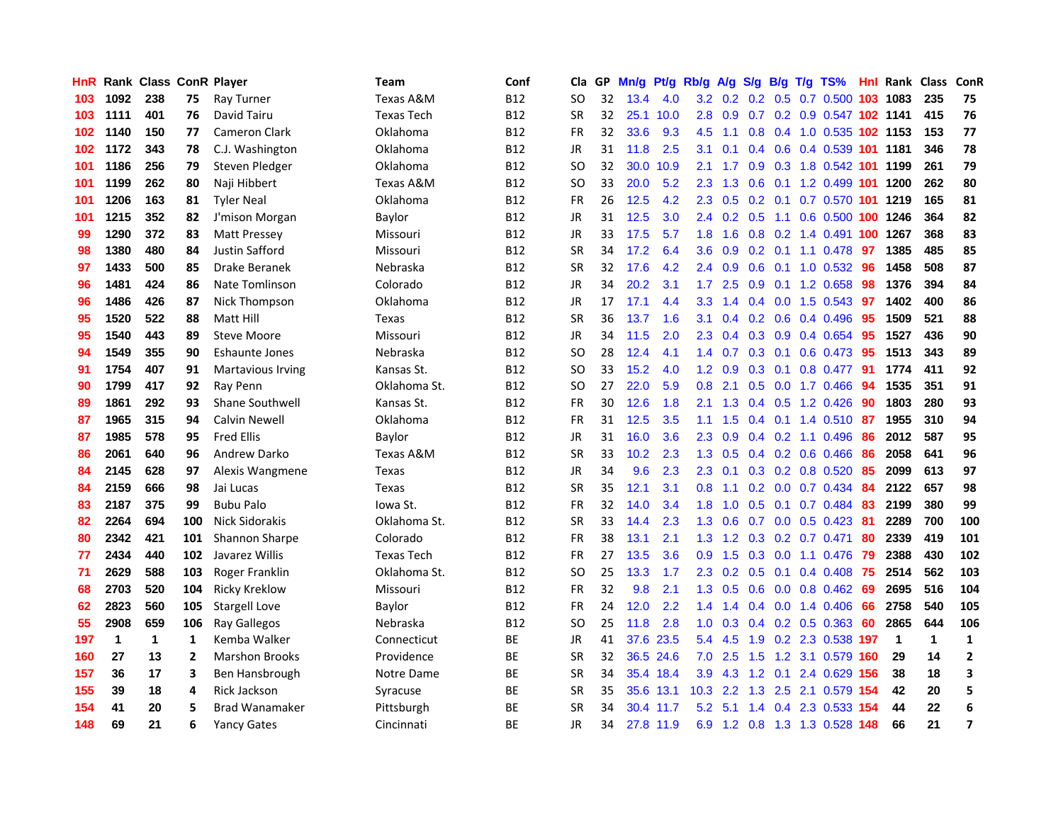| HnR | Rank | Class | ConR | Player | Team | Conf | Cla | GP | Mn/g | Pt/g | Rb/g | A/g | S/g | B/g | T/g | TS% | HnI | Rank | Class | ConR |
|---|---|---|---|---|---|---|---|---|---|---|---|---|---|---|---|---|---|---|---|---|
| 103 | 1092 | 238 | 75 | Ray Turner | Texas A&M | B12 | SO | 32 | 13.4 | 4.0 | 3.2 | 0.2 | 0.2 | 0.5 | 0.7 | 0.500 | 103 | 1083 | 235 | 75 |
| 103 | 1111 | 401 | 76 | David Tairu | Texas Tech | B12 | SR | 32 | 25.1 | 10.0 | 2.8 | 0.9 | 0.7 | 0.2 | 0.9 | 0.547 | 102 | 1141 | 415 | 76 |
| 102 | 1140 | 150 | 77 | Cameron Clark | Oklahoma | B12 | FR | 32 | 33.6 | 9.3 | 4.5 | 1.1 | 0.8 | 0.4 | 1.0 | 0.535 | 102 | 1153 | 153 | 77 |
| 102 | 1172 | 343 | 78 | C.J. Washington | Oklahoma | B12 | JR | 31 | 11.8 | 2.5 | 3.1 | 0.1 | 0.4 | 0.6 | 0.4 | 0.539 | 101 | 1181 | 346 | 78 |
| 101 | 1186 | 256 | 79 | Steven Pledger | Oklahoma | B12 | SO | 32 | 30.0 | 10.9 | 2.1 | 1.7 | 0.9 | 0.3 | 1.8 | 0.542 | 101 | 1199 | 261 | 79 |
| 101 | 1199 | 262 | 80 | Naji Hibbert | Texas A&M | B12 | SO | 33 | 20.0 | 5.2 | 2.3 | 1.3 | 0.6 | 0.1 | 1.2 | 0.499 | 101 | 1200 | 262 | 80 |
| 101 | 1206 | 163 | 81 | Tyler Neal | Oklahoma | B12 | FR | 26 | 12.5 | 4.2 | 2.3 | 0.5 | 0.2 | 0.1 | 0.7 | 0.570 | 101 | 1219 | 165 | 81 |
| 101 | 1215 | 352 | 82 | J'mison Morgan | Baylor | B12 | JR | 31 | 12.5 | 3.0 | 2.4 | 0.2 | 0.5 | 1.1 | 0.6 | 0.500 | 100 | 1246 | 364 | 82 |
| 99 | 1290 | 372 | 83 | Matt Pressey | Missouri | B12 | JR | 33 | 17.5 | 5.7 | 1.8 | 1.6 | 0.8 | 0.2 | 1.4 | 0.491 | 100 | 1267 | 368 | 83 |
| 98 | 1380 | 480 | 84 | Justin Safford | Missouri | B12 | SR | 34 | 17.2 | 6.4 | 3.6 | 0.9 | 0.2 | 0.1 | 1.1 | 0.478 | 97 | 1385 | 485 | 85 |
| 97 | 1433 | 500 | 85 | Drake Beranek | Nebraska | B12 | SR | 32 | 17.6 | 4.2 | 2.4 | 0.9 | 0.6 | 0.1 | 1.0 | 0.532 | 96 | 1458 | 508 | 87 |
| 96 | 1481 | 424 | 86 | Nate Tomlinson | Colorado | B12 | JR | 34 | 20.2 | 3.1 | 1.7 | 2.5 | 0.9 | 0.1 | 1.2 | 0.658 | 98 | 1376 | 394 | 84 |
| 96 | 1486 | 426 | 87 | Nick Thompson | Oklahoma | B12 | JR | 17 | 17.1 | 4.4 | 3.3 | 1.4 | 0.4 | 0.0 | 1.5 | 0.543 | 97 | 1402 | 400 | 86 |
| 95 | 1520 | 522 | 88 | Matt Hill | Texas | B12 | SR | 36 | 13.7 | 1.6 | 3.1 | 0.4 | 0.2 | 0.6 | 0.4 | 0.496 | 95 | 1509 | 521 | 88 |
| 95 | 1540 | 443 | 89 | Steve Moore | Missouri | B12 | JR | 34 | 11.5 | 2.0 | 2.3 | 0.4 | 0.3 | 0.9 | 0.4 | 0.654 | 95 | 1527 | 436 | 90 |
| 94 | 1549 | 355 | 90 | Eshaunte Jones | Nebraska | B12 | SO | 28 | 12.4 | 4.1 | 1.4 | 0.7 | 0.3 | 0.1 | 0.6 | 0.473 | 95 | 1513 | 343 | 89 |
| 91 | 1754 | 407 | 91 | Martavious Irving | Kansas St. | B12 | SO | 33 | 15.2 | 4.0 | 1.2 | 0.9 | 0.3 | 0.1 | 0.8 | 0.477 | 91 | 1774 | 411 | 92 |
| 90 | 1799 | 417 | 92 | Ray Penn | Oklahoma St. | B12 | SO | 27 | 22.0 | 5.9 | 0.8 | 2.1 | 0.5 | 0.0 | 1.7 | 0.466 | 94 | 1535 | 351 | 91 |
| 89 | 1861 | 292 | 93 | Shane Southwell | Kansas St. | B12 | FR | 30 | 12.6 | 1.8 | 2.1 | 1.3 | 0.4 | 0.5 | 1.2 | 0.426 | 90 | 1803 | 280 | 93 |
| 87 | 1965 | 315 | 94 | Calvin Newell | Oklahoma | B12 | FR | 31 | 12.5 | 3.5 | 1.1 | 1.5 | 0.4 | 0.1 | 1.4 | 0.510 | 87 | 1955 | 310 | 94 |
| 87 | 1985 | 578 | 95 | Fred Ellis | Baylor | B12 | JR | 31 | 16.0 | 3.6 | 2.3 | 0.9 | 0.4 | 0.2 | 1.1 | 0.496 | 86 | 2012 | 587 | 95 |
| 86 | 2061 | 640 | 96 | Andrew Darko | Texas A&M | B12 | SR | 33 | 10.2 | 2.3 | 1.3 | 0.5 | 0.4 | 0.2 | 0.6 | 0.466 | 86 | 2058 | 641 | 96 |
| 84 | 2145 | 628 | 97 | Alexis Wangmene | Texas | B12 | JR | 34 | 9.6 | 2.3 | 2.3 | 0.1 | 0.3 | 0.2 | 0.8 | 0.520 | 85 | 2099 | 613 | 97 |
| 84 | 2159 | 666 | 98 | Jai Lucas | Texas | B12 | SR | 35 | 12.1 | 3.1 | 0.8 | 1.1 | 0.2 | 0.0 | 0.7 | 0.434 | 84 | 2122 | 657 | 98 |
| 83 | 2187 | 375 | 99 | Bubu Palo | Iowa St. | B12 | FR | 32 | 14.0 | 3.4 | 1.8 | 1.0 | 0.5 | 0.1 | 0.7 | 0.484 | 83 | 2199 | 380 | 99 |
| 82 | 2264 | 694 | 100 | Nick Sidorakis | Oklahoma St. | B12 | SR | 33 | 14.4 | 2.3 | 1.3 | 0.6 | 0.7 | 0.0 | 0.5 | 0.423 | 81 | 2289 | 700 | 100 |
| 80 | 2342 | 421 | 101 | Shannon Sharpe | Colorado | B12 | FR | 38 | 13.1 | 2.1 | 1.3 | 1.2 | 0.3 | 0.2 | 0.7 | 0.471 | 80 | 2339 | 419 | 101 |
| 77 | 2434 | 440 | 102 | Javarez Willis | Texas Tech | B12 | FR | 27 | 13.5 | 3.6 | 0.9 | 1.5 | 0.3 | 0.0 | 1.1 | 0.476 | 79 | 2388 | 430 | 102 |
| 71 | 2629 | 588 | 103 | Roger Franklin | Oklahoma St. | B12 | SO | 25 | 13.3 | 1.7 | 2.3 | 0.2 | 0.5 | 0.1 | 0.4 | 0.408 | 75 | 2514 | 562 | 103 |
| 68 | 2703 | 520 | 104 | Ricky Kreklow | Missouri | B12 | FR | 32 | 9.8 | 2.1 | 1.3 | 0.5 | 0.6 | 0.0 | 0.8 | 0.462 | 69 | 2695 | 516 | 104 |
| 62 | 2823 | 560 | 105 | Stargell Love | Baylor | B12 | FR | 24 | 12.0 | 2.2 | 1.4 | 1.4 | 0.4 | 0.0 | 1.4 | 0.406 | 66 | 2758 | 540 | 105 |
| 55 | 2908 | 659 | 106 | Ray Gallegos | Nebraska | B12 | SO | 25 | 11.8 | 2.8 | 1.0 | 0.3 | 0.4 | 0.2 | 0.5 | 0.363 | 60 | 2865 | 644 | 106 |
| 197 | 1 | 1 | 1 | Kemba Walker | Connecticut | BE | JR | 41 | 37.6 | 23.5 | 5.4 | 4.5 | 1.9 | 0.2 | 2.3 | 0.538 | 197 | 1 | 1 | 1 |
| 160 | 27 | 13 | 2 | Marshon Brooks | Providence | BE | SR | 32 | 36.5 | 24.6 | 7.0 | 2.5 | 1.5 | 1.2 | 3.1 | 0.579 | 160 | 29 | 14 | 2 |
| 157 | 36 | 17 | 3 | Ben Hansbrough | Notre Dame | BE | SR | 34 | 35.4 | 18.4 | 3.9 | 4.3 | 1.2 | 0.1 | 2.4 | 0.629 | 156 | 38 | 18 | 3 |
| 155 | 39 | 18 | 4 | Rick Jackson | Syracuse | BE | SR | 35 | 35.6 | 13.1 | 10.3 | 2.2 | 1.3 | 2.5 | 2.1 | 0.579 | 154 | 42 | 20 | 5 |
| 154 | 41 | 20 | 5 | Brad Wanamaker | Pittsburgh | BE | SR | 34 | 30.4 | 11.7 | 5.2 | 5.1 | 1.4 | 0.4 | 2.3 | 0.533 | 154 | 44 | 22 | 6 |
| 148 | 69 | 21 | 6 | Yancy Gates | Cincinnati | BE | JR | 34 | 27.8 | 11.9 | 6.9 | 1.2 | 0.8 | 1.3 | 1.3 | 0.528 | 148 | 66 | 21 | 7 |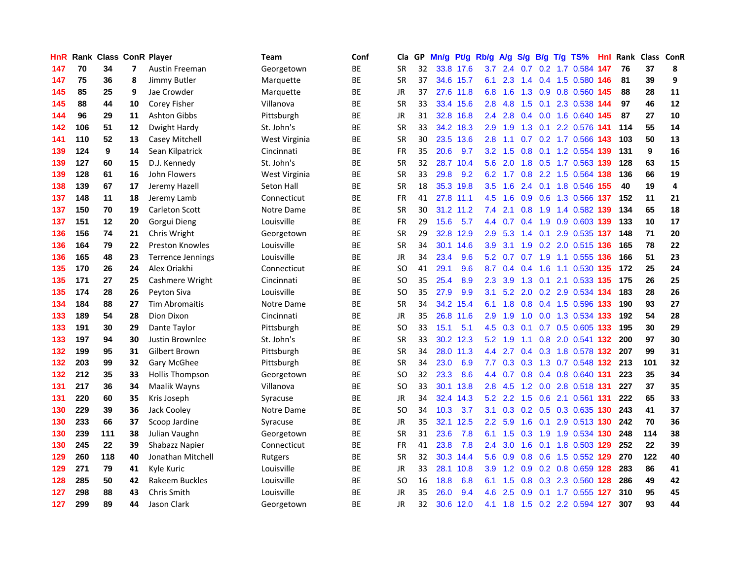| HnR | Rank | Class | ConR | Player | Team | Conf | Cla | GP | Mn/g | Pt/g | Rb/g | A/g | S/g | B/g | T/g | TS% | Hnl | Rank | Class | ConR |
|---|---|---|---|---|---|---|---|---|---|---|---|---|---|---|---|---|---|---|---|---|
| 147 | 70 | 34 | 7 | Austin Freeman | Georgetown | BE | SR | 32 | 33.8 | 17.6 | 3.7 | 2.4 | 0.7 | 0.2 | 1.7 | 0.584 | 147 | 76 | 37 | 8 |
| 147 | 75 | 36 | 8 | Jimmy Butler | Marquette | BE | SR | 37 | 34.6 | 15.7 | 6.1 | 2.3 | 1.4 | 0.4 | 1.5 | 0.580 | 146 | 81 | 39 | 9 |
| 145 | 85 | 25 | 9 | Jae Crowder | Marquette | BE | JR | 37 | 27.6 | 11.8 | 6.8 | 1.6 | 1.3 | 0.9 | 0.8 | 0.560 | 145 | 88 | 28 | 11 |
| 145 | 88 | 44 | 10 | Corey Fisher | Villanova | BE | SR | 33 | 33.4 | 15.6 | 2.8 | 4.8 | 1.5 | 0.1 | 2.3 | 0.538 | 144 | 97 | 46 | 12 |
| 144 | 96 | 29 | 11 | Ashton Gibbs | Pittsburgh | BE | JR | 31 | 32.8 | 16.8 | 2.4 | 2.8 | 0.4 | 0.0 | 1.6 | 0.640 | 145 | 87 | 27 | 10 |
| 142 | 106 | 51 | 12 | Dwight Hardy | St. John's | BE | SR | 33 | 34.2 | 18.3 | 2.9 | 1.9 | 1.3 | 0.1 | 2.2 | 0.576 | 141 | 114 | 55 | 14 |
| 141 | 110 | 52 | 13 | Casey Mitchell | West Virginia | BE | SR | 30 | 23.5 | 13.6 | 2.8 | 1.1 | 0.7 | 0.2 | 1.7 | 0.566 | 143 | 103 | 50 | 13 |
| 139 | 124 | 9 | 14 | Sean Kilpatrick | Cincinnati | BE | FR | 35 | 20.6 | 9.7 | 3.2 | 1.5 | 0.8 | 0.1 | 1.2 | 0.554 | 139 | 131 | 9 | 16 |
| 139 | 127 | 60 | 15 | D.J. Kennedy | St. John's | BE | SR | 32 | 28.7 | 10.4 | 5.6 | 2.0 | 1.8 | 0.5 | 1.7 | 0.563 | 139 | 128 | 63 | 15 |
| 139 | 128 | 61 | 16 | John Flowers | West Virginia | BE | SR | 33 | 29.8 | 9.2 | 6.2 | 1.7 | 0.8 | 2.2 | 1.5 | 0.564 | 138 | 136 | 66 | 19 |
| 138 | 139 | 67 | 17 | Jeremy Hazell | Seton Hall | BE | SR | 18 | 35.3 | 19.8 | 3.5 | 1.6 | 2.4 | 0.1 | 1.8 | 0.546 | 155 | 40 | 19 | 4 |
| 137 | 148 | 11 | 18 | Jeremy Lamb | Connecticut | BE | FR | 41 | 27.8 | 11.1 | 4.5 | 1.6 | 0.9 | 0.6 | 1.3 | 0.566 | 137 | 152 | 11 | 21 |
| 137 | 150 | 70 | 19 | Carleton Scott | Notre Dame | BE | SR | 30 | 31.2 | 11.2 | 7.4 | 2.1 | 0.8 | 1.9 | 1.4 | 0.582 | 139 | 134 | 65 | 18 |
| 137 | 151 | 12 | 20 | Gorgui Dieng | Louisville | BE | FR | 29 | 15.6 | 5.7 | 4.4 | 0.7 | 0.4 | 1.9 | 0.9 | 0.603 | 139 | 133 | 10 | 17 |
| 136 | 156 | 74 | 21 | Chris Wright | Georgetown | BE | SR | 29 | 32.8 | 12.9 | 2.9 | 5.3 | 1.4 | 0.1 | 2.9 | 0.535 | 137 | 148 | 71 | 20 |
| 136 | 164 | 79 | 22 | Preston Knowles | Louisville | BE | SR | 34 | 30.1 | 14.6 | 3.9 | 3.1 | 1.9 | 0.2 | 2.0 | 0.515 | 136 | 165 | 78 | 22 |
| 136 | 165 | 48 | 23 | Terrence Jennings | Louisville | BE | JR | 34 | 23.4 | 9.6 | 5.2 | 0.7 | 0.7 | 1.9 | 1.1 | 0.555 | 136 | 166 | 51 | 23 |
| 135 | 170 | 26 | 24 | Alex Oriakhi | Connecticut | BE | SO | 41 | 29.1 | 9.6 | 8.7 | 0.4 | 0.4 | 1.6 | 1.1 | 0.530 | 135 | 172 | 25 | 24 |
| 135 | 171 | 27 | 25 | Cashmere Wright | Cincinnati | BE | SO | 35 | 25.4 | 8.9 | 2.3 | 3.9 | 1.3 | 0.1 | 2.1 | 0.533 | 135 | 175 | 26 | 25 |
| 135 | 174 | 28 | 26 | Peyton Siva | Louisville | BE | SO | 35 | 27.9 | 9.9 | 3.1 | 5.2 | 2.0 | 0.2 | 2.9 | 0.534 | 134 | 183 | 28 | 26 |
| 134 | 184 | 88 | 27 | Tim Abromaitis | Notre Dame | BE | SR | 34 | 34.2 | 15.4 | 6.1 | 1.8 | 0.8 | 0.4 | 1.5 | 0.596 | 133 | 190 | 93 | 27 |
| 133 | 189 | 54 | 28 | Dion Dixon | Cincinnati | BE | JR | 35 | 26.8 | 11.6 | 2.9 | 1.9 | 1.0 | 0.0 | 1.3 | 0.534 | 133 | 192 | 54 | 28 |
| 133 | 191 | 30 | 29 | Dante Taylor | Pittsburgh | BE | SO | 33 | 15.1 | 5.1 | 4.5 | 0.3 | 0.1 | 0.7 | 0.5 | 0.605 | 133 | 195 | 30 | 29 |
| 133 | 197 | 94 | 30 | Justin Brownlee | St. John's | BE | SR | 33 | 30.2 | 12.3 | 5.2 | 1.9 | 1.1 | 0.8 | 2.0 | 0.541 | 132 | 200 | 97 | 30 |
| 132 | 199 | 95 | 31 | Gilbert Brown | Pittsburgh | BE | SR | 34 | 28.0 | 11.3 | 4.4 | 2.7 | 0.4 | 0.3 | 1.8 | 0.578 | 132 | 207 | 99 | 31 |
| 132 | 203 | 99 | 32 | Gary McGhee | Pittsburgh | BE | SR | 34 | 23.0 | 6.9 | 7.7 | 0.3 | 0.3 | 1.3 | 0.7 | 0.548 | 132 | 213 | 101 | 32 |
| 132 | 212 | 35 | 33 | Hollis Thompson | Georgetown | BE | SO | 32 | 23.3 | 8.6 | 4.4 | 0.7 | 0.8 | 0.4 | 0.8 | 0.640 | 131 | 223 | 35 | 34 |
| 131 | 217 | 36 | 34 | Maalik Wayns | Villanova | BE | SO | 33 | 30.1 | 13.8 | 2.8 | 4.5 | 1.2 | 0.0 | 2.8 | 0.518 | 131 | 227 | 37 | 35 |
| 131 | 220 | 60 | 35 | Kris Joseph | Syracuse | BE | JR | 34 | 32.4 | 14.3 | 5.2 | 2.2 | 1.5 | 0.6 | 2.1 | 0.561 | 131 | 222 | 65 | 33 |
| 130 | 229 | 39 | 36 | Jack Cooley | Notre Dame | BE | SO | 34 | 10.3 | 3.7 | 3.1 | 0.3 | 0.2 | 0.5 | 0.3 | 0.635 | 130 | 243 | 41 | 37 |
| 130 | 233 | 66 | 37 | Scoop Jardine | Syracuse | BE | JR | 35 | 32.1 | 12.5 | 2.2 | 5.9 | 1.6 | 0.1 | 2.9 | 0.513 | 130 | 242 | 70 | 36 |
| 130 | 239 | 111 | 38 | Julian Vaughn | Georgetown | BE | SR | 31 | 23.6 | 7.8 | 6.1 | 1.5 | 0.3 | 1.9 | 1.9 | 0.534 | 130 | 248 | 114 | 38 |
| 130 | 245 | 22 | 39 | Shabazz Napier | Connecticut | BE | FR | 41 | 23.8 | 7.8 | 2.4 | 3.0 | 1.6 | 0.1 | 1.8 | 0.503 | 129 | 252 | 22 | 39 |
| 129 | 260 | 118 | 40 | Jonathan Mitchell | Rutgers | BE | SR | 32 | 30.3 | 14.4 | 5.6 | 0.9 | 0.8 | 0.6 | 1.5 | 0.552 | 129 | 270 | 122 | 40 |
| 129 | 271 | 79 | 41 | Kyle Kuric | Louisville | BE | JR | 33 | 28.1 | 10.8 | 3.9 | 1.2 | 0.9 | 0.2 | 0.8 | 0.659 | 128 | 283 | 86 | 41 |
| 128 | 285 | 50 | 42 | Rakeem Buckles | Louisville | BE | SO | 16 | 18.8 | 6.8 | 6.1 | 1.5 | 0.8 | 0.3 | 2.3 | 0.560 | 128 | 286 | 49 | 42 |
| 127 | 298 | 88 | 43 | Chris Smith | Louisville | BE | JR | 35 | 26.0 | 9.4 | 4.6 | 2.5 | 0.9 | 0.1 | 1.7 | 0.555 | 127 | 310 | 95 | 45 |
| 127 | 299 | 89 | 44 | Jason Clark | Georgetown | BE | JR | 32 | 30.6 | 12.0 | 4.1 | 1.8 | 1.5 | 0.2 | 2.2 | 0.594 | 127 | 307 | 93 | 44 |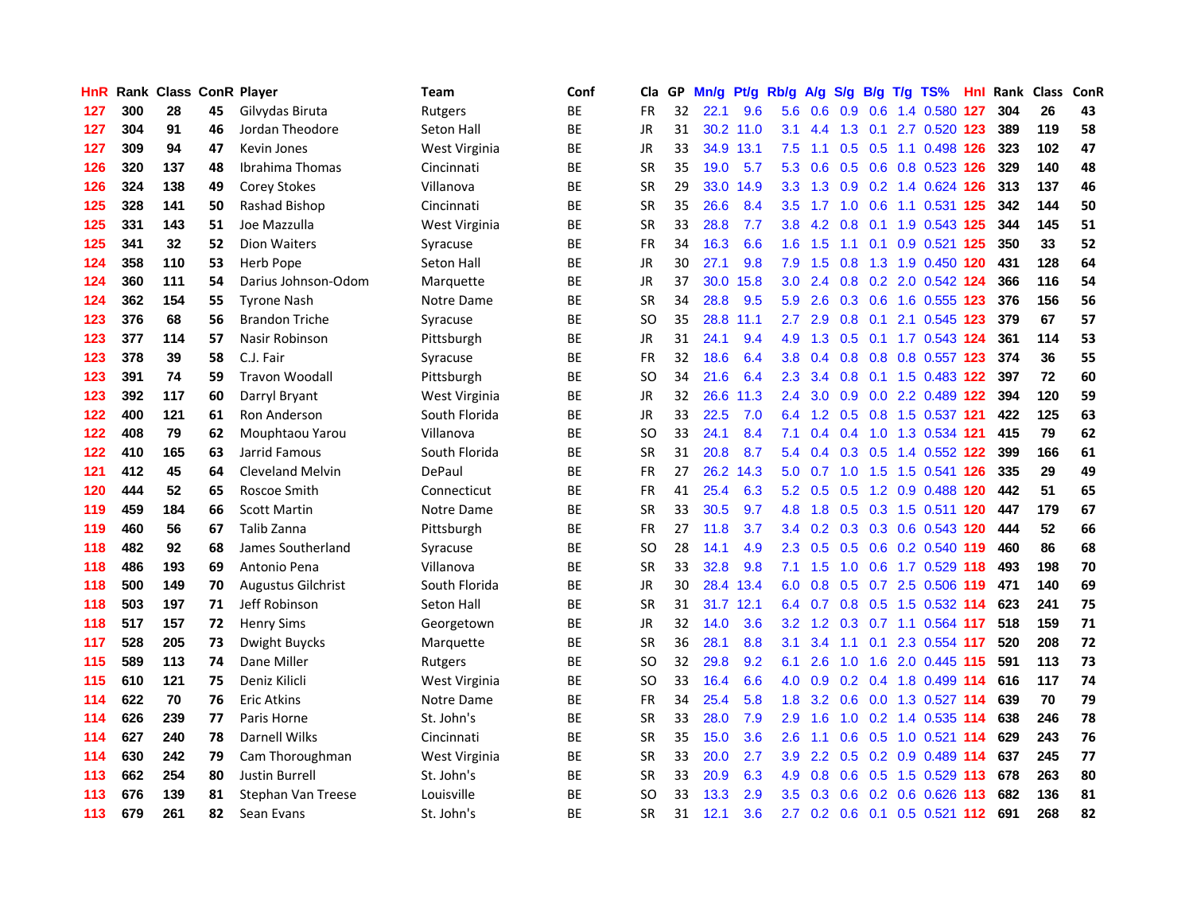| HnR | Rank | Class | ConR | Player | Team | Conf | Cla | GP | Mn/g | Pt/g | Rb/g | A/g | S/g | B/g | T/g | TS% | Hnl | Rank | Class | ConR |
|---|---|---|---|---|---|---|---|---|---|---|---|---|---|---|---|---|---|---|---|---|
| 127 | 300 | 28 | 45 | Gilvydas Biruta | Rutgers | BE | FR | 32 | 22.1 | 9.6 | 5.6 | 0.6 | 0.9 | 0.6 | 1.4 | 0.580 | 127 | 304 | 26 | 43 |
| 127 | 304 | 91 | 46 | Jordan Theodore | Seton Hall | BE | JR | 31 | 30.2 | 11.0 | 3.1 | 4.4 | 1.3 | 0.1 | 2.7 | 0.520 | 123 | 389 | 119 | 58 |
| 127 | 309 | 94 | 47 | Kevin Jones | West Virginia | BE | JR | 33 | 34.9 | 13.1 | 7.5 | 1.1 | 0.5 | 0.5 | 1.1 | 0.498 | 126 | 323 | 102 | 47 |
| 126 | 320 | 137 | 48 | Ibrahima Thomas | Cincinnati | BE | SR | 35 | 19.0 | 5.7 | 5.3 | 0.6 | 0.5 | 0.6 | 0.8 | 0.523 | 126 | 329 | 140 | 48 |
| 126 | 324 | 138 | 49 | Corey Stokes | Villanova | BE | SR | 29 | 33.0 | 14.9 | 3.3 | 1.3 | 0.9 | 0.2 | 1.4 | 0.624 | 126 | 313 | 137 | 46 |
| 125 | 328 | 141 | 50 | Rashad Bishop | Cincinnati | BE | SR | 35 | 26.6 | 8.4 | 3.5 | 1.7 | 1.0 | 0.6 | 1.1 | 0.531 | 125 | 342 | 144 | 50 |
| 125 | 331 | 143 | 51 | Joe Mazzulla | West Virginia | BE | SR | 33 | 28.8 | 7.7 | 3.8 | 4.2 | 0.8 | 0.1 | 1.9 | 0.543 | 125 | 344 | 145 | 51 |
| 125 | 341 | 32 | 52 | Dion Waiters | Syracuse | BE | FR | 34 | 16.3 | 6.6 | 1.6 | 1.5 | 1.1 | 0.1 | 0.9 | 0.521 | 125 | 350 | 33 | 52 |
| 124 | 358 | 110 | 53 | Herb Pope | Seton Hall | BE | JR | 30 | 27.1 | 9.8 | 7.9 | 1.5 | 0.8 | 1.3 | 1.9 | 0.450 | 120 | 431 | 128 | 64 |
| 124 | 360 | 111 | 54 | Darius Johnson-Odom | Marquette | BE | JR | 37 | 30.0 | 15.8 | 3.0 | 2.4 | 0.8 | 0.2 | 2.0 | 0.542 | 124 | 366 | 116 | 54 |
| 124 | 362 | 154 | 55 | Tyrone Nash | Notre Dame | BE | SR | 34 | 28.8 | 9.5 | 5.9 | 2.6 | 0.3 | 0.6 | 1.6 | 0.555 | 123 | 376 | 156 | 56 |
| 123 | 376 | 68 | 56 | Brandon Triche | Syracuse | BE | SO | 35 | 28.8 | 11.1 | 2.7 | 2.9 | 0.8 | 0.1 | 2.1 | 0.545 | 123 | 379 | 67 | 57 |
| 123 | 377 | 114 | 57 | Nasir Robinson | Pittsburgh | BE | JR | 31 | 24.1 | 9.4 | 4.9 | 1.3 | 0.5 | 0.1 | 1.7 | 0.543 | 124 | 361 | 114 | 53 |
| 123 | 378 | 39 | 58 | C.J. Fair | Syracuse | BE | FR | 32 | 18.6 | 6.4 | 3.8 | 0.4 | 0.8 | 0.8 | 0.8 | 0.557 | 123 | 374 | 36 | 55 |
| 123 | 391 | 74 | 59 | Travon Woodall | Pittsburgh | BE | SO | 34 | 21.6 | 6.4 | 2.3 | 3.4 | 0.8 | 0.1 | 1.5 | 0.483 | 122 | 397 | 72 | 60 |
| 123 | 392 | 117 | 60 | Darryl Bryant | West Virginia | BE | JR | 32 | 26.6 | 11.3 | 2.4 | 3.0 | 0.9 | 0.0 | 2.2 | 0.489 | 122 | 394 | 120 | 59 |
| 122 | 400 | 121 | 61 | Ron Anderson | South Florida | BE | JR | 33 | 22.5 | 7.0 | 6.4 | 1.2 | 0.5 | 0.8 | 1.5 | 0.537 | 121 | 422 | 125 | 63 |
| 122 | 408 | 79 | 62 | Mouphtaou Yarou | Villanova | BE | SO | 33 | 24.1 | 8.4 | 7.1 | 0.4 | 0.4 | 1.0 | 1.3 | 0.534 | 121 | 415 | 79 | 62 |
| 122 | 410 | 165 | 63 | Jarrid Famous | South Florida | BE | SR | 31 | 20.8 | 8.7 | 5.4 | 0.4 | 0.3 | 0.5 | 1.4 | 0.552 | 122 | 399 | 166 | 61 |
| 121 | 412 | 45 | 64 | Cleveland Melvin | DePaul | BE | FR | 27 | 26.2 | 14.3 | 5.0 | 0.7 | 1.0 | 1.5 | 1.5 | 0.541 | 126 | 335 | 29 | 49 |
| 120 | 444 | 52 | 65 | Roscoe Smith | Connecticut | BE | FR | 41 | 25.4 | 6.3 | 5.2 | 0.5 | 0.5 | 1.2 | 0.9 | 0.488 | 120 | 442 | 51 | 65 |
| 119 | 459 | 184 | 66 | Scott Martin | Notre Dame | BE | SR | 33 | 30.5 | 9.7 | 4.8 | 1.8 | 0.5 | 0.3 | 1.5 | 0.511 | 120 | 447 | 179 | 67 |
| 119 | 460 | 56 | 67 | Talib Zanna | Pittsburgh | BE | FR | 27 | 11.8 | 3.7 | 3.4 | 0.2 | 0.3 | 0.3 | 0.6 | 0.543 | 120 | 444 | 52 | 66 |
| 118 | 482 | 92 | 68 | James Southerland | Syracuse | BE | SO | 28 | 14.1 | 4.9 | 2.3 | 0.5 | 0.5 | 0.6 | 0.2 | 0.540 | 119 | 460 | 86 | 68 |
| 118 | 486 | 193 | 69 | Antonio Pena | Villanova | BE | SR | 33 | 32.8 | 9.8 | 7.1 | 1.5 | 1.0 | 0.6 | 1.7 | 0.529 | 118 | 493 | 198 | 70 |
| 118 | 500 | 149 | 70 | Augustus Gilchrist | South Florida | BE | JR | 30 | 28.4 | 13.4 | 6.0 | 0.8 | 0.5 | 0.7 | 2.5 | 0.506 | 119 | 471 | 140 | 69 |
| 118 | 503 | 197 | 71 | Jeff Robinson | Seton Hall | BE | SR | 31 | 31.7 | 12.1 | 6.4 | 0.7 | 0.8 | 0.5 | 1.5 | 0.532 | 114 | 623 | 241 | 75 |
| 118 | 517 | 157 | 72 | Henry Sims | Georgetown | BE | JR | 32 | 14.0 | 3.6 | 3.2 | 1.2 | 0.3 | 0.7 | 1.1 | 0.564 | 117 | 518 | 159 | 71 |
| 117 | 528 | 205 | 73 | Dwight Buycks | Marquette | BE | SR | 36 | 28.1 | 8.8 | 3.1 | 3.4 | 1.1 | 0.1 | 2.3 | 0.554 | 117 | 520 | 208 | 72 |
| 115 | 589 | 113 | 74 | Dane Miller | Rutgers | BE | SO | 32 | 29.8 | 9.2 | 6.1 | 2.6 | 1.0 | 1.6 | 2.0 | 0.445 | 115 | 591 | 113 | 73 |
| 115 | 610 | 121 | 75 | Deniz Kilicli | West Virginia | BE | SO | 33 | 16.4 | 6.6 | 4.0 | 0.9 | 0.2 | 0.4 | 1.8 | 0.499 | 114 | 616 | 117 | 74 |
| 114 | 622 | 70 | 76 | Eric Atkins | Notre Dame | BE | FR | 34 | 25.4 | 5.8 | 1.8 | 3.2 | 0.6 | 0.0 | 1.3 | 0.527 | 114 | 639 | 70 | 79 |
| 114 | 626 | 239 | 77 | Paris Horne | St. John's | BE | SR | 33 | 28.0 | 7.9 | 2.9 | 1.6 | 1.0 | 0.2 | 1.4 | 0.535 | 114 | 638 | 246 | 78 |
| 114 | 627 | 240 | 78 | Darnell Wilks | Cincinnati | BE | SR | 35 | 15.0 | 3.6 | 2.6 | 1.1 | 0.6 | 0.5 | 1.0 | 0.521 | 114 | 629 | 243 | 76 |
| 114 | 630 | 242 | 79 | Cam Thoroughman | West Virginia | BE | SR | 33 | 20.0 | 2.7 | 3.9 | 2.2 | 0.5 | 0.2 | 0.9 | 0.489 | 114 | 637 | 245 | 77 |
| 113 | 662 | 254 | 80 | Justin Burrell | St. John's | BE | SR | 33 | 20.9 | 6.3 | 4.9 | 0.8 | 0.6 | 0.5 | 1.5 | 0.529 | 113 | 678 | 263 | 80 |
| 113 | 676 | 139 | 81 | Stephan Van Treese | Louisville | BE | SO | 33 | 13.3 | 2.9 | 3.5 | 0.3 | 0.6 | 0.2 | 0.6 | 0.626 | 113 | 682 | 136 | 81 |
| 113 | 679 | 261 | 82 | Sean Evans | St. John's | BE | SR | 31 | 12.1 | 3.6 | 2.7 | 0.2 | 0.6 | 0.1 | 0.5 | 0.521 | 112 | 691 | 268 | 82 |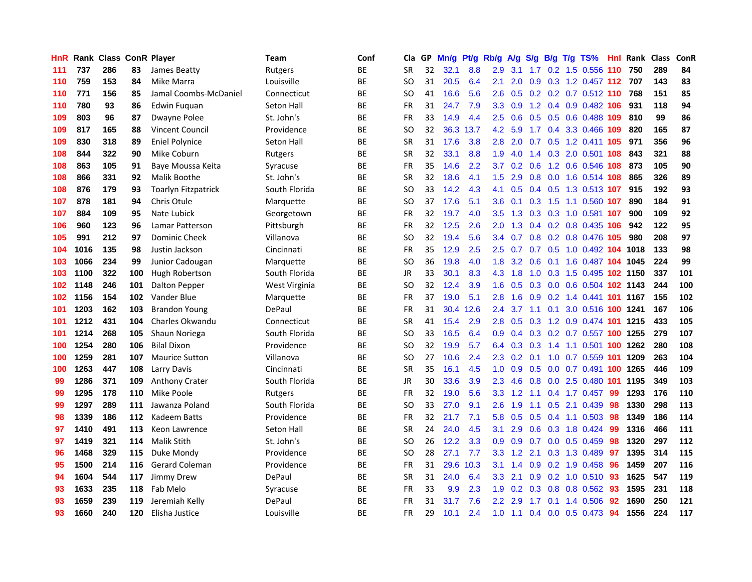| HnR | Rank | Class | ConR | Player | Team | Conf | Cla | GP | Mn/g | Pt/g | Rb/g | A/g | S/g | B/g | T/g | TS% | HnI | Rank | Class | ConR |
|---|---|---|---|---|---|---|---|---|---|---|---|---|---|---|---|---|---|---|---|---|
| 111 | 737 | 286 | 83 | James Beatty | Rutgers | BE | SR | 32 | 32.1 | 8.8 | 2.9 | 3.1 | 1.7 | 0.2 | 1.5 | 0.556 | 110 | 750 | 289 | 84 |
| 110 | 759 | 153 | 84 | Mike Marra | Louisville | BE | SO | 31 | 20.5 | 6.4 | 2.1 | 2.0 | 0.9 | 0.3 | 1.2 | 0.457 | 112 | 707 | 143 | 83 |
| 110 | 771 | 156 | 85 | Jamal Coombs-McDaniel | Connecticut | BE | SO | 41 | 16.6 | 5.6 | 2.6 | 0.5 | 0.2 | 0.2 | 0.7 | 0.512 | 110 | 768 | 151 | 85 |
| 110 | 780 | 93 | 86 | Edwin Fuquan | Seton Hall | BE | FR | 31 | 24.7 | 7.9 | 3.3 | 0.9 | 1.2 | 0.4 | 0.9 | 0.482 | 106 | 931 | 118 | 94 |
| 109 | 803 | 96 | 87 | Dwayne Polee | St. John's | BE | FR | 33 | 14.9 | 4.4 | 2.5 | 0.6 | 0.5 | 0.5 | 0.6 | 0.488 | 109 | 810 | 99 | 86 |
| 109 | 817 | 165 | 88 | Vincent Council | Providence | BE | SO | 32 | 36.3 | 13.7 | 4.2 | 5.9 | 1.7 | 0.4 | 3.3 | 0.466 | 109 | 820 | 165 | 87 |
| 109 | 830 | 318 | 89 | Eniel Polynice | Seton Hall | BE | SR | 31 | 17.6 | 3.8 | 2.8 | 2.0 | 0.7 | 0.5 | 1.2 | 0.411 | 105 | 971 | 356 | 96 |
| 108 | 844 | 322 | 90 | Mike Coburn | Rutgers | BE | SR | 32 | 33.1 | 8.8 | 1.9 | 4.0 | 1.4 | 0.3 | 2.0 | 0.501 | 108 | 843 | 321 | 88 |
| 108 | 863 | 105 | 91 | Baye Moussa Keita | Syracuse | BE | FR | 35 | 14.6 | 2.2 | 3.7 | 0.2 | 0.6 | 1.2 | 0.6 | 0.546 | 108 | 873 | 105 | 90 |
| 108 | 866 | 331 | 92 | Malik Boothe | St. John's | BE | SR | 32 | 18.6 | 4.1 | 1.5 | 2.9 | 0.8 | 0.0 | 1.6 | 0.514 | 108 | 865 | 326 | 89 |
| 108 | 876 | 179 | 93 | Toarlyn Fitzpatrick | South Florida | BE | SO | 33 | 14.2 | 4.3 | 4.1 | 0.5 | 0.4 | 0.5 | 1.3 | 0.513 | 107 | 915 | 192 | 93 |
| 107 | 878 | 181 | 94 | Chris Otule | Marquette | BE | SO | 37 | 17.6 | 5.1 | 3.6 | 0.1 | 0.3 | 1.5 | 1.1 | 0.560 | 107 | 890 | 184 | 91 |
| 107 | 884 | 109 | 95 | Nate Lubick | Georgetown | BE | FR | 32 | 19.7 | 4.0 | 3.5 | 1.3 | 0.3 | 0.3 | 1.0 | 0.581 | 107 | 900 | 109 | 92 |
| 106 | 960 | 123 | 96 | Lamar Patterson | Pittsburgh | BE | FR | 32 | 12.5 | 2.6 | 2.0 | 1.3 | 0.4 | 0.2 | 0.8 | 0.435 | 106 | 942 | 122 | 95 |
| 105 | 991 | 212 | 97 | Dominic Cheek | Villanova | BE | SO | 32 | 19.4 | 5.6 | 3.4 | 0.7 | 0.8 | 0.2 | 0.8 | 0.476 | 105 | 980 | 208 | 97 |
| 104 | 1016 | 135 | 98 | Justin Jackson | Cincinnati | BE | FR | 35 | 12.9 | 2.5 | 2.5 | 0.7 | 0.7 | 0.5 | 1.0 | 0.492 | 104 | 1018 | 133 | 98 |
| 103 | 1066 | 234 | 99 | Junior Cadougan | Marquette | BE | SO | 36 | 19.8 | 4.0 | 1.8 | 3.2 | 0.6 | 0.1 | 1.6 | 0.487 | 104 | 1045 | 224 | 99 |
| 103 | 1100 | 322 | 100 | Hugh Robertson | South Florida | BE | JR | 33 | 30.1 | 8.3 | 4.3 | 1.8 | 1.0 | 0.3 | 1.5 | 0.495 | 102 | 1150 | 337 | 101 |
| 102 | 1148 | 246 | 101 | Dalton Pepper | West Virginia | BE | SO | 32 | 12.4 | 3.9 | 1.6 | 0.5 | 0.3 | 0.0 | 0.6 | 0.504 | 102 | 1143 | 244 | 100 |
| 102 | 1156 | 154 | 102 | Vander Blue | Marquette | BE | FR | 37 | 19.0 | 5.1 | 2.8 | 1.6 | 0.9 | 0.2 | 1.4 | 0.441 | 101 | 1167 | 155 | 102 |
| 101 | 1203 | 162 | 103 | Brandon Young | DePaul | BE | FR | 31 | 30.4 | 12.6 | 2.4 | 3.7 | 1.1 | 0.1 | 3.0 | 0.516 | 100 | 1241 | 167 | 106 |
| 101 | 1212 | 431 | 104 | Charles Okwandu | Connecticut | BE | SR | 41 | 15.4 | 2.9 | 2.8 | 0.5 | 0.3 | 1.2 | 0.9 | 0.474 | 101 | 1215 | 433 | 105 |
| 101 | 1214 | 268 | 105 | Shaun Noriega | South Florida | BE | SO | 33 | 16.5 | 6.4 | 0.9 | 0.4 | 0.3 | 0.2 | 0.7 | 0.557 | 100 | 1255 | 279 | 107 |
| 100 | 1254 | 280 | 106 | Bilal Dixon | Providence | BE | SO | 32 | 19.9 | 5.7 | 6.4 | 0.3 | 0.3 | 1.4 | 1.1 | 0.501 | 100 | 1262 | 280 | 108 |
| 100 | 1259 | 281 | 107 | Maurice Sutton | Villanova | BE | SO | 27 | 10.6 | 2.4 | 2.3 | 0.2 | 0.1 | 1.0 | 0.7 | 0.559 | 101 | 1209 | 263 | 104 |
| 100 | 1263 | 447 | 108 | Larry Davis | Cincinnati | BE | SR | 35 | 16.1 | 4.5 | 1.0 | 0.9 | 0.5 | 0.0 | 0.7 | 0.491 | 100 | 1265 | 446 | 109 |
| 99 | 1286 | 371 | 109 | Anthony Crater | South Florida | BE | JR | 30 | 33.6 | 3.9 | 2.3 | 4.6 | 0.8 | 0.0 | 2.5 | 0.480 | 101 | 1195 | 349 | 103 |
| 99 | 1295 | 178 | 110 | Mike Poole | Rutgers | BE | FR | 32 | 19.0 | 5.6 | 3.3 | 1.2 | 1.1 | 0.4 | 1.7 | 0.457 | 99 | 1293 | 176 | 110 |
| 99 | 1297 | 289 | 111 | Jawanza Poland | South Florida | BE | SO | 33 | 27.0 | 9.1 | 2.6 | 1.9 | 1.1 | 0.5 | 2.1 | 0.439 | 98 | 1330 | 298 | 113 |
| 98 | 1339 | 186 | 112 | Kadeem Batts | Providence | BE | FR | 32 | 21.7 | 7.1 | 5.8 | 0.5 | 0.5 | 0.4 | 1.1 | 0.503 | 98 | 1349 | 186 | 114 |
| 97 | 1410 | 491 | 113 | Keon Lawrence | Seton Hall | BE | SR | 24 | 24.0 | 4.5 | 3.1 | 2.9 | 0.6 | 0.3 | 1.8 | 0.424 | 99 | 1316 | 466 | 111 |
| 97 | 1419 | 321 | 114 | Malik Stith | St. John's | BE | SO | 26 | 12.2 | 3.3 | 0.9 | 0.9 | 0.7 | 0.0 | 0.5 | 0.459 | 98 | 1320 | 297 | 112 |
| 96 | 1468 | 329 | 115 | Duke Mondy | Providence | BE | SO | 28 | 27.1 | 7.7 | 3.3 | 1.2 | 2.1 | 0.3 | 1.3 | 0.489 | 97 | 1395 | 314 | 115 |
| 95 | 1500 | 214 | 116 | Gerard Coleman | Providence | BE | FR | 31 | 29.6 | 10.3 | 3.1 | 1.4 | 0.9 | 0.2 | 1.9 | 0.458 | 96 | 1459 | 207 | 116 |
| 94 | 1604 | 544 | 117 | Jimmy Drew | DePaul | BE | SR | 31 | 24.0 | 6.4 | 3.3 | 2.1 | 0.9 | 0.2 | 1.0 | 0.510 | 93 | 1625 | 547 | 119 |
| 93 | 1633 | 235 | 118 | Fab Melo | Syracuse | BE | FR | 33 | 9.9 | 2.3 | 1.9 | 0.2 | 0.3 | 0.8 | 0.8 | 0.562 | 93 | 1595 | 231 | 118 |
| 93 | 1659 | 239 | 119 | Jeremiah Kelly | DePaul | BE | FR | 31 | 31.7 | 7.6 | 2.2 | 2.9 | 1.7 | 0.1 | 1.4 | 0.506 | 92 | 1690 | 250 | 121 |
| 93 | 1660 | 240 | 120 | Elisha Justice | Louisville | BE | FR | 29 | 10.1 | 2.4 | 1.0 | 1.1 | 0.4 | 0.0 | 0.5 | 0.473 | 94 | 1556 | 224 | 117 |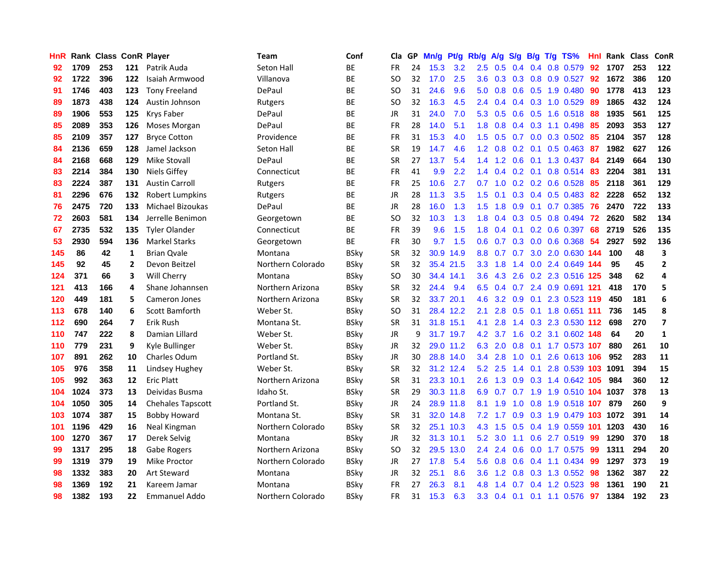| HnR | Rank | Class | ConR | Player | Team | Conf | Cla | GP | Mn/g | Pt/g | Rb/g | A/g | S/g | B/g | T/g | TS% | HnI | Rank | Class | ConR |
|---|---|---|---|---|---|---|---|---|---|---|---|---|---|---|---|---|---|---|---|---|
| 92 | 1709 | 253 | 121 | Patrik Auda | Seton Hall | BE | FR | 24 | 15.3 | 3.2 | 2.5 | 0.5 | 0.4 | 0.4 | 0.8 | 0.579 | 92 | 1707 | 253 | 122 |
| 92 | 1722 | 396 | 122 | Isaiah Armwood | Villanova | BE | SO | 32 | 17.0 | 2.5 | 3.6 | 0.3 | 0.3 | 0.8 | 0.9 | 0.527 | 92 | 1672 | 386 | 120 |
| 91 | 1746 | 403 | 123 | Tony Freeland | DePaul | BE | SO | 31 | 24.6 | 9.6 | 5.0 | 0.8 | 0.6 | 0.5 | 1.9 | 0.480 | 90 | 1778 | 413 | 123 |
| 89 | 1873 | 438 | 124 | Austin Johnson | Rutgers | BE | SO | 32 | 16.3 | 4.5 | 2.4 | 0.4 | 0.4 | 0.3 | 1.0 | 0.529 | 89 | 1865 | 432 | 124 |
| 89 | 1906 | 553 | 125 | Krys Faber | DePaul | BE | JR | 31 | 24.0 | 7.0 | 5.3 | 0.5 | 0.6 | 0.5 | 1.6 | 0.518 | 88 | 1935 | 561 | 125 |
| 85 | 2089 | 353 | 126 | Moses Morgan | DePaul | BE | FR | 28 | 14.0 | 5.1 | 1.8 | 0.8 | 0.4 | 0.3 | 1.1 | 0.498 | 85 | 2093 | 353 | 127 |
| 85 | 2109 | 357 | 127 | Bryce Cotton | Providence | BE | FR | 31 | 15.3 | 4.0 | 1.5 | 0.5 | 0.7 | 0.0 | 0.3 | 0.502 | 85 | 2104 | 357 | 128 |
| 84 | 2136 | 659 | 128 | Jamel Jackson | Seton Hall | BE | SR | 19 | 14.7 | 4.6 | 1.2 | 0.8 | 0.2 | 0.1 | 0.5 | 0.463 | 87 | 1982 | 627 | 126 |
| 84 | 2168 | 668 | 129 | Mike Stovall | DePaul | BE | SR | 27 | 13.7 | 5.4 | 1.4 | 1.2 | 0.6 | 0.1 | 1.3 | 0.437 | 84 | 2149 | 664 | 130 |
| 83 | 2214 | 384 | 130 | Niels Giffey | Connecticut | BE | FR | 41 | 9.9 | 2.2 | 1.4 | 0.4 | 0.2 | 0.1 | 0.8 | 0.514 | 83 | 2204 | 381 | 131 |
| 83 | 2224 | 387 | 131 | Austin Carroll | Rutgers | BE | FR | 25 | 10.6 | 2.7 | 0.7 | 1.0 | 0.2 | 0.2 | 0.6 | 0.528 | 85 | 2118 | 361 | 129 |
| 81 | 2296 | 676 | 132 | Robert Lumpkins | Rutgers | BE | JR | 28 | 11.3 | 3.5 | 1.5 | 0.1 | 0.3 | 0.4 | 0.5 | 0.483 | 82 | 2228 | 652 | 132 |
| 76 | 2475 | 720 | 133 | Michael Bizoukas | DePaul | BE | JR | 28 | 16.0 | 1.3 | 1.5 | 1.8 | 0.9 | 0.1 | 0.7 | 0.385 | 76 | 2470 | 722 | 133 |
| 72 | 2603 | 581 | 134 | Jerrelle Benimon | Georgetown | BE | SO | 32 | 10.3 | 1.3 | 1.8 | 0.4 | 0.3 | 0.5 | 0.8 | 0.494 | 72 | 2620 | 582 | 134 |
| 67 | 2735 | 532 | 135 | Tyler Olander | Connecticut | BE | FR | 39 | 9.6 | 1.5 | 1.8 | 0.4 | 0.1 | 0.2 | 0.6 | 0.397 | 68 | 2719 | 526 | 135 |
| 53 | 2930 | 594 | 136 | Markel Starks | Georgetown | BE | FR | 30 | 9.7 | 1.5 | 0.6 | 0.7 | 0.3 | 0.0 | 0.6 | 0.368 | 54 | 2927 | 592 | 136 |
| 145 | 86 | 42 | 1 | Brian Qvale | Montana | BSky | SR | 32 | 30.9 | 14.9 | 8.8 | 0.7 | 0.7 | 3.0 | 2.0 | 0.630 | 144 | 100 | 48 | 3 |
| 145 | 92 | 45 | 2 | Devon Beitzel | Northern Colorado | BSky | SR | 32 | 35.4 | 21.5 | 3.3 | 1.8 | 1.4 | 0.0 | 2.4 | 0.649 | 144 | 95 | 45 | 2 |
| 124 | 371 | 66 | 3 | Will Cherry | Montana | BSky | SO | 30 | 34.4 | 14.1 | 3.6 | 4.3 | 2.6 | 0.2 | 2.3 | 0.516 | 125 | 348 | 62 | 4 |
| 121 | 413 | 166 | 4 | Shane Johannsen | Northern Arizona | BSky | SR | 32 | 24.4 | 9.4 | 6.5 | 0.4 | 0.7 | 2.4 | 0.9 | 0.691 | 121 | 418 | 170 | 5 |
| 120 | 449 | 181 | 5 | Cameron Jones | Northern Arizona | BSky | SR | 32 | 33.7 | 20.1 | 4.6 | 3.2 | 0.9 | 0.1 | 2.3 | 0.523 | 119 | 450 | 181 | 6 |
| 113 | 678 | 140 | 6 | Scott Bamforth | Weber St. | BSky | SO | 31 | 28.4 | 12.2 | 2.1 | 2.8 | 0.5 | 0.1 | 1.8 | 0.651 | 111 | 736 | 145 | 8 |
| 112 | 690 | 264 | 7 | Erik Rush | Montana St. | BSky | SR | 31 | 31.8 | 15.1 | 4.1 | 2.8 | 1.4 | 0.3 | 2.3 | 0.530 | 112 | 698 | 270 | 7 |
| 110 | 747 | 222 | 8 | Damian Lillard | Weber St. | BSky | JR | 9 | 31.7 | 19.7 | 4.2 | 3.7 | 1.6 | 0.2 | 3.1 | 0.602 | 148 | 64 | 20 | 1 |
| 110 | 779 | 231 | 9 | Kyle Bullinger | Weber St. | BSky | JR | 32 | 29.0 | 11.2 | 6.3 | 2.0 | 0.8 | 0.1 | 1.7 | 0.573 | 107 | 880 | 261 | 10 |
| 107 | 891 | 262 | 10 | Charles Odum | Portland St. | BSky | JR | 30 | 28.8 | 14.0 | 3.4 | 2.8 | 1.0 | 0.1 | 2.6 | 0.613 | 106 | 952 | 283 | 11 |
| 105 | 976 | 358 | 11 | Lindsey Hughey | Weber St. | BSky | SR | 32 | 31.2 | 12.4 | 5.2 | 2.5 | 1.4 | 0.1 | 2.8 | 0.539 | 103 | 1091 | 394 | 15 |
| 105 | 992 | 363 | 12 | Eric Platt | Northern Arizona | BSky | SR | 31 | 23.3 | 10.1 | 2.6 | 1.3 | 0.9 | 0.3 | 1.4 | 0.642 | 105 | 984 | 360 | 12 |
| 104 | 1024 | 373 | 13 | Deividas Busma | Idaho St. | BSky | SR | 29 | 30.3 | 11.8 | 6.9 | 0.7 | 0.7 | 1.9 | 1.9 | 0.510 | 104 | 1037 | 378 | 13 |
| 104 | 1050 | 305 | 14 | Chehales Tapscott | Portland St. | BSky | JR | 24 | 28.9 | 11.8 | 8.1 | 1.9 | 1.0 | 0.8 | 1.9 | 0.518 | 107 | 879 | 260 | 9 |
| 103 | 1074 | 387 | 15 | Bobby Howard | Montana St. | BSky | SR | 31 | 32.0 | 14.8 | 7.2 | 1.7 | 0.9 | 0.3 | 1.9 | 0.479 | 103 | 1072 | 391 | 14 |
| 101 | 1196 | 429 | 16 | Neal Kingman | Northern Colorado | BSky | SR | 32 | 25.1 | 10.3 | 4.3 | 1.5 | 0.5 | 0.4 | 1.9 | 0.559 | 101 | 1203 | 430 | 16 |
| 100 | 1270 | 367 | 17 | Derek Selvig | Montana | BSky | JR | 32 | 31.3 | 10.1 | 5.2 | 3.0 | 1.1 | 0.6 | 2.7 | 0.519 | 99 | 1290 | 370 | 18 |
| 99 | 1317 | 295 | 18 | Gabe Rogers | Northern Arizona | BSky | SO | 32 | 29.5 | 13.0 | 2.4 | 2.4 | 0.6 | 0.0 | 1.7 | 0.575 | 99 | 1311 | 294 | 20 |
| 99 | 1319 | 379 | 19 | Mike Proctor | Northern Colorado | BSky | JR | 27 | 17.8 | 5.4 | 5.6 | 0.8 | 0.6 | 0.4 | 1.1 | 0.434 | 99 | 1297 | 373 | 19 |
| 98 | 1332 | 383 | 20 | Art Steward | Montana | BSky | JR | 32 | 25.1 | 8.6 | 3.6 | 1.2 | 0.8 | 0.3 | 1.3 | 0.552 | 98 | 1362 | 387 | 22 |
| 98 | 1369 | 192 | 21 | Kareem Jamar | Montana | BSky | FR | 27 | 26.3 | 8.1 | 4.8 | 1.4 | 0.7 | 0.4 | 1.2 | 0.523 | 98 | 1361 | 190 | 21 |
| 98 | 1382 | 193 | 22 | Emmanuel Addo | Northern Colorado | BSky | FR | 31 | 15.3 | 6.3 | 3.3 | 0.4 | 0.1 | 0.1 | 1.1 | 0.576 | 97 | 1384 | 192 | 23 |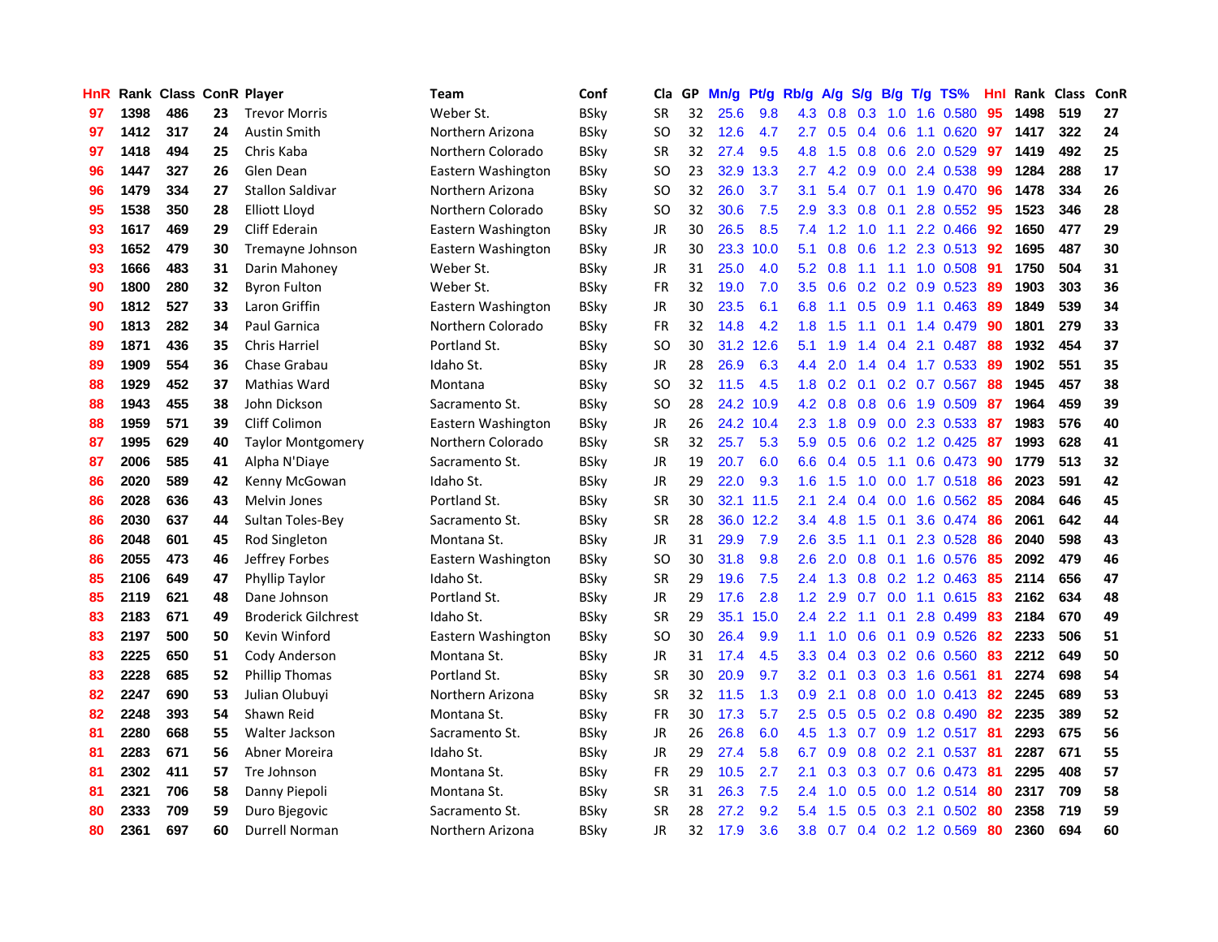| HnR | Rank | Class | ConR | Player | Team | Conf | Cla | GP | Mn/g | Pt/g | Rb/g | A/g | S/g | B/g | T/g | TS% | HnI | Rank | Class | ConR |
|---|---|---|---|---|---|---|---|---|---|---|---|---|---|---|---|---|---|---|---|---|
| 97 | 1398 | 486 | 23 | Trevor Morris | Weber St. | BSky | SR | 32 | 25.6 | 9.8 | 4.3 | 0.8 | 0.3 | 1.0 | 1.6 | 0.580 | 95 | 1498 | 519 | 27 |
| 97 | 1412 | 317 | 24 | Austin Smith | Northern Arizona | BSky | SO | 32 | 12.6 | 4.7 | 2.7 | 0.5 | 0.4 | 0.6 | 1.1 | 0.620 | 97 | 1417 | 322 | 24 |
| 97 | 1418 | 494 | 25 | Chris Kaba | Northern Colorado | BSky | SR | 32 | 27.4 | 9.5 | 4.8 | 1.5 | 0.8 | 0.6 | 2.0 | 0.529 | 97 | 1419 | 492 | 25 |
| 96 | 1447 | 327 | 26 | Glen Dean | Eastern Washington | BSky | SO | 23 | 32.9 | 13.3 | 2.7 | 4.2 | 0.9 | 0.0 | 2.4 | 0.538 | 99 | 1284 | 288 | 17 |
| 96 | 1479 | 334 | 27 | Stallon Saldivar | Northern Arizona | BSky | SO | 32 | 26.0 | 3.7 | 3.1 | 5.4 | 0.7 | 0.1 | 1.9 | 0.470 | 96 | 1478 | 334 | 26 |
| 95 | 1538 | 350 | 28 | Elliott Lloyd | Northern Colorado | BSky | SO | 32 | 30.6 | 7.5 | 2.9 | 3.3 | 0.8 | 0.1 | 2.8 | 0.552 | 95 | 1523 | 346 | 28 |
| 93 | 1617 | 469 | 29 | Cliff Ederain | Eastern Washington | BSky | JR | 30 | 26.5 | 8.5 | 7.4 | 1.2 | 1.0 | 1.1 | 2.2 | 0.466 | 92 | 1650 | 477 | 29 |
| 93 | 1652 | 479 | 30 | Tremayne Johnson | Eastern Washington | BSky | JR | 30 | 23.3 | 10.0 | 5.1 | 0.8 | 0.6 | 1.2 | 2.3 | 0.513 | 92 | 1695 | 487 | 30 |
| 93 | 1666 | 483 | 31 | Darin Mahoney | Weber St. | BSky | JR | 31 | 25.0 | 4.0 | 5.2 | 0.8 | 1.1 | 1.1 | 1.0 | 0.508 | 91 | 1750 | 504 | 31 |
| 90 | 1800 | 280 | 32 | Byron Fulton | Weber St. | BSky | FR | 32 | 19.0 | 7.0 | 3.5 | 0.6 | 0.2 | 0.2 | 0.9 | 0.523 | 89 | 1903 | 303 | 36 |
| 90 | 1812 | 527 | 33 | Laron Griffin | Eastern Washington | BSky | JR | 30 | 23.5 | 6.1 | 6.8 | 1.1 | 0.5 | 0.9 | 1.1 | 0.463 | 89 | 1849 | 539 | 34 |
| 90 | 1813 | 282 | 34 | Paul Garnica | Northern Colorado | BSky | FR | 32 | 14.8 | 4.2 | 1.8 | 1.5 | 1.1 | 0.1 | 1.4 | 0.479 | 90 | 1801 | 279 | 33 |
| 89 | 1871 | 436 | 35 | Chris Harriel | Portland St. | BSky | SO | 30 | 31.2 | 12.6 | 5.1 | 1.9 | 1.4 | 0.4 | 2.1 | 0.487 | 88 | 1932 | 454 | 37 |
| 89 | 1909 | 554 | 36 | Chase Grabau | Idaho St. | BSky | JR | 28 | 26.9 | 6.3 | 4.4 | 2.0 | 1.4 | 0.4 | 1.7 | 0.533 | 89 | 1902 | 551 | 35 |
| 88 | 1929 | 452 | 37 | Mathias Ward | Montana | BSky | SO | 32 | 11.5 | 4.5 | 1.8 | 0.2 | 0.1 | 0.2 | 0.7 | 0.567 | 88 | 1945 | 457 | 38 |
| 88 | 1943 | 455 | 38 | John Dickson | Sacramento St. | BSky | SO | 28 | 24.2 | 10.9 | 4.2 | 0.8 | 0.8 | 0.6 | 1.9 | 0.509 | 87 | 1964 | 459 | 39 |
| 88 | 1959 | 571 | 39 | Cliff Colimon | Eastern Washington | BSky | JR | 26 | 24.2 | 10.4 | 2.3 | 1.8 | 0.9 | 0.0 | 2.3 | 0.533 | 87 | 1983 | 576 | 40 |
| 87 | 1995 | 629 | 40 | Taylor Montgomery | Northern Colorado | BSky | SR | 32 | 25.7 | 5.3 | 5.9 | 0.5 | 0.6 | 0.2 | 1.2 | 0.425 | 87 | 1993 | 628 | 41 |
| 87 | 2006 | 585 | 41 | Alpha N'Diaye | Sacramento St. | BSky | JR | 19 | 20.7 | 6.0 | 6.6 | 0.4 | 0.5 | 1.1 | 0.6 | 0.473 | 90 | 1779 | 513 | 32 |
| 86 | 2020 | 589 | 42 | Kenny McGowan | Idaho St. | BSky | JR | 29 | 22.0 | 9.3 | 1.6 | 1.5 | 1.0 | 0.0 | 1.7 | 0.518 | 86 | 2023 | 591 | 42 |
| 86 | 2028 | 636 | 43 | Melvin Jones | Portland St. | BSky | SR | 30 | 32.1 | 11.5 | 2.1 | 2.4 | 0.4 | 0.0 | 1.6 | 0.562 | 85 | 2084 | 646 | 45 |
| 86 | 2030 | 637 | 44 | Sultan Toles-Bey | Sacramento St. | BSky | SR | 28 | 36.0 | 12.2 | 3.4 | 4.8 | 1.5 | 0.1 | 3.6 | 0.474 | 86 | 2061 | 642 | 44 |
| 86 | 2048 | 601 | 45 | Rod Singleton | Montana St. | BSky | JR | 31 | 29.9 | 7.9 | 2.6 | 3.5 | 1.1 | 0.1 | 2.3 | 0.528 | 86 | 2040 | 598 | 43 |
| 86 | 2055 | 473 | 46 | Jeffrey Forbes | Eastern Washington | BSky | SO | 30 | 31.8 | 9.8 | 2.6 | 2.0 | 0.8 | 0.1 | 1.6 | 0.576 | 85 | 2092 | 479 | 46 |
| 85 | 2106 | 649 | 47 | Phyllip Taylor | Idaho St. | BSky | SR | 29 | 19.6 | 7.5 | 2.4 | 1.3 | 0.8 | 0.2 | 1.2 | 0.463 | 85 | 2114 | 656 | 47 |
| 85 | 2119 | 621 | 48 | Dane Johnson | Portland St. | BSky | JR | 29 | 17.6 | 2.8 | 1.2 | 2.9 | 0.7 | 0.0 | 1.1 | 0.615 | 83 | 2162 | 634 | 48 |
| 83 | 2183 | 671 | 49 | Broderick Gilchrest | Idaho St. | BSky | SR | 29 | 35.1 | 15.0 | 2.4 | 2.2 | 1.1 | 0.1 | 2.8 | 0.499 | 83 | 2184 | 670 | 49 |
| 83 | 2197 | 500 | 50 | Kevin Winford | Eastern Washington | BSky | SO | 30 | 26.4 | 9.9 | 1.1 | 1.0 | 0.6 | 0.1 | 0.9 | 0.526 | 82 | 2233 | 506 | 51 |
| 83 | 2225 | 650 | 51 | Cody Anderson | Montana St. | BSky | JR | 31 | 17.4 | 4.5 | 3.3 | 0.4 | 0.3 | 0.2 | 0.6 | 0.560 | 83 | 2212 | 649 | 50 |
| 83 | 2228 | 685 | 52 | Phillip Thomas | Portland St. | BSky | SR | 30 | 20.9 | 9.7 | 3.2 | 0.1 | 0.3 | 0.3 | 1.6 | 0.561 | 81 | 2274 | 698 | 54 |
| 82 | 2247 | 690 | 53 | Julian Olubuyi | Northern Arizona | BSky | SR | 32 | 11.5 | 1.3 | 0.9 | 2.1 | 0.8 | 0.0 | 1.0 | 0.413 | 82 | 2245 | 689 | 53 |
| 82 | 2248 | 393 | 54 | Shawn Reid | Montana St. | BSky | FR | 30 | 17.3 | 5.7 | 2.5 | 0.5 | 0.5 | 0.2 | 0.8 | 0.490 | 82 | 2235 | 389 | 52 |
| 81 | 2280 | 668 | 55 | Walter Jackson | Sacramento St. | BSky | JR | 26 | 26.8 | 6.0 | 4.5 | 1.3 | 0.7 | 0.9 | 1.2 | 0.517 | 81 | 2293 | 675 | 56 |
| 81 | 2283 | 671 | 56 | Abner Moreira | Idaho St. | BSky | JR | 29 | 27.4 | 5.8 | 6.7 | 0.9 | 0.8 | 0.2 | 2.1 | 0.537 | 81 | 2287 | 671 | 55 |
| 81 | 2302 | 411 | 57 | Tre Johnson | Montana St. | BSky | FR | 29 | 10.5 | 2.7 | 2.1 | 0.3 | 0.3 | 0.7 | 0.6 | 0.473 | 81 | 2295 | 408 | 57 |
| 81 | 2321 | 706 | 58 | Danny Piepoli | Montana St. | BSky | SR | 31 | 26.3 | 7.5 | 2.4 | 1.0 | 0.5 | 0.0 | 1.2 | 0.514 | 80 | 2317 | 709 | 58 |
| 80 | 2333 | 709 | 59 | Duro Bjegovic | Sacramento St. | BSky | SR | 28 | 27.2 | 9.2 | 5.4 | 1.5 | 0.5 | 0.3 | 2.1 | 0.502 | 80 | 2358 | 719 | 59 |
| 80 | 2361 | 697 | 60 | Durrell Norman | Northern Arizona | BSky | JR | 32 | 17.9 | 3.6 | 3.8 | 0.7 | 0.4 | 0.2 | 1.2 | 0.569 | 80 | 2360 | 694 | 60 |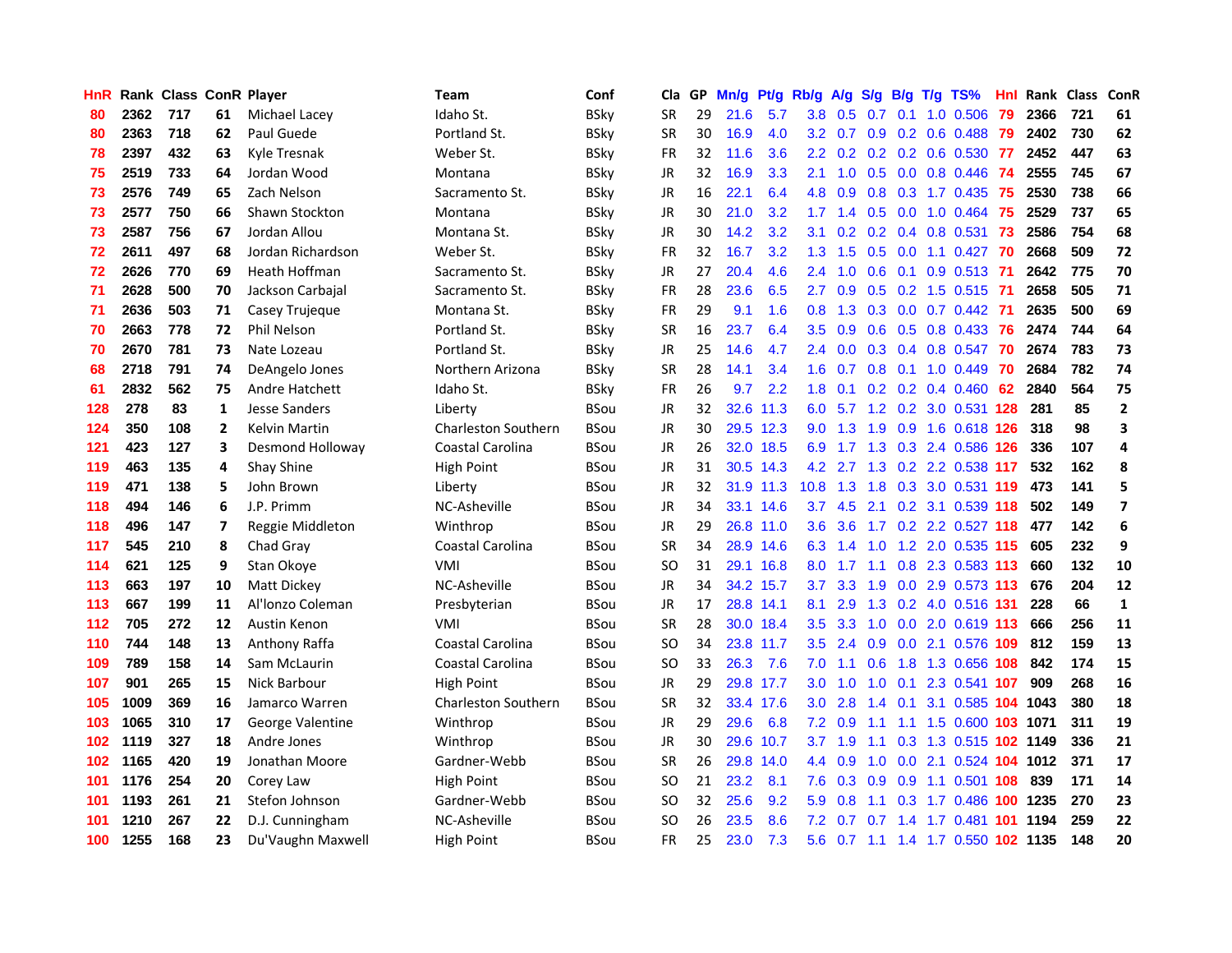| HnR | Rank | Class | ConR | Player | Team | Conf | Cla | GP | Mn/g | Pt/g | Rb/g | A/g | S/g | B/g | T/g | TS% | HnI | Rank | Class | ConR |
|---|---|---|---|---|---|---|---|---|---|---|---|---|---|---|---|---|---|---|---|---|
| 80 | 2362 | 717 | 61 | Michael Lacey | Idaho St. | BSky | SR | 29 | 21.6 | 5.7 | 3.8 | 0.5 | 0.7 | 0.1 | 1.0 | 0.506 | 79 | 2366 | 721 | 61 |
| 80 | 2363 | 718 | 62 | Paul Guede | Portland St. | BSky | SR | 30 | 16.9 | 4.0 | 3.2 | 0.7 | 0.9 | 0.2 | 0.6 | 0.488 | 79 | 2402 | 730 | 62 |
| 78 | 2397 | 432 | 63 | Kyle Tresnak | Weber St. | BSky | FR | 32 | 11.6 | 3.6 | 2.2 | 0.2 | 0.2 | 0.2 | 0.6 | 0.530 | 77 | 2452 | 447 | 63 |
| 75 | 2519 | 733 | 64 | Jordan Wood | Montana | BSky | JR | 32 | 16.9 | 3.3 | 2.1 | 1.0 | 0.5 | 0.0 | 0.8 | 0.446 | 74 | 2555 | 745 | 67 |
| 73 | 2576 | 749 | 65 | Zach Nelson | Sacramento St. | BSky | JR | 16 | 22.1 | 6.4 | 4.8 | 0.9 | 0.8 | 0.3 | 1.7 | 0.435 | 75 | 2530 | 738 | 66 |
| 73 | 2577 | 750 | 66 | Shawn Stockton | Montana | BSky | JR | 30 | 21.0 | 3.2 | 1.7 | 1.4 | 0.5 | 0.0 | 1.0 | 0.464 | 75 | 2529 | 737 | 65 |
| 73 | 2587 | 756 | 67 | Jordan Allou | Montana St. | BSky | JR | 30 | 14.2 | 3.2 | 3.1 | 0.2 | 0.2 | 0.4 | 0.8 | 0.531 | 73 | 2586 | 754 | 68 |
| 72 | 2611 | 497 | 68 | Jordan Richardson | Weber St. | BSky | FR | 32 | 16.7 | 3.2 | 1.3 | 1.5 | 0.5 | 0.0 | 1.1 | 0.427 | 70 | 2668 | 509 | 72 |
| 72 | 2626 | 770 | 69 | Heath Hoffman | Sacramento St. | BSky | JR | 27 | 20.4 | 4.6 | 2.4 | 1.0 | 0.6 | 0.1 | 0.9 | 0.513 | 71 | 2642 | 775 | 70 |
| 71 | 2628 | 500 | 70 | Jackson Carbajal | Sacramento St. | BSky | FR | 28 | 23.6 | 6.5 | 2.7 | 0.9 | 0.5 | 0.2 | 1.5 | 0.515 | 71 | 2658 | 505 | 71 |
| 71 | 2636 | 503 | 71 | Casey Trujeque | Montana St. | BSky | FR | 29 | 9.1 | 1.6 | 0.8 | 1.3 | 0.3 | 0.0 | 0.7 | 0.442 | 71 | 2635 | 500 | 69 |
| 70 | 2663 | 778 | 72 | Phil Nelson | Portland St. | BSky | SR | 16 | 23.7 | 6.4 | 3.5 | 0.9 | 0.6 | 0.5 | 0.8 | 0.433 | 76 | 2474 | 744 | 64 |
| 70 | 2670 | 781 | 73 | Nate Lozeau | Portland St. | BSky | JR | 25 | 14.6 | 4.7 | 2.4 | 0.0 | 0.3 | 0.4 | 0.8 | 0.547 | 70 | 2674 | 783 | 73 |
| 68 | 2718 | 791 | 74 | DeAngelo Jones | Northern Arizona | BSky | SR | 28 | 14.1 | 3.4 | 1.6 | 0.7 | 0.8 | 0.1 | 1.0 | 0.449 | 70 | 2684 | 782 | 74 |
| 61 | 2832 | 562 | 75 | Andre Hatchett | Idaho St. | BSky | FR | 26 | 9.7 | 2.2 | 1.8 | 0.1 | 0.2 | 0.2 | 0.4 | 0.460 | 62 | 2840 | 564 | 75 |
| 128 | 278 | 83 | 1 | Jesse Sanders | Liberty | BSou | JR | 32 | 32.6 | 11.3 | 6.0 | 5.7 | 1.2 | 0.2 | 3.0 | 0.531 | 128 | 281 | 85 | 2 |
| 124 | 350 | 108 | 2 | Kelvin Martin | Charleston Southern | BSou | JR | 30 | 29.5 | 12.3 | 9.0 | 1.3 | 1.9 | 0.9 | 1.6 | 0.618 | 126 | 318 | 98 | 3 |
| 121 | 423 | 127 | 3 | Desmond Holloway | Coastal Carolina | BSou | JR | 26 | 32.0 | 18.5 | 6.9 | 1.7 | 1.3 | 0.3 | 2.4 | 0.586 | 126 | 336 | 107 | 4 |
| 119 | 463 | 135 | 4 | Shay Shine | High Point | BSou | JR | 31 | 30.5 | 14.3 | 4.2 | 2.7 | 1.3 | 0.2 | 2.2 | 0.538 | 117 | 532 | 162 | 8 |
| 119 | 471 | 138 | 5 | John Brown | Liberty | BSou | JR | 32 | 31.9 | 11.3 | 10.8 | 1.3 | 1.8 | 0.3 | 3.0 | 0.531 | 119 | 473 | 141 | 5 |
| 118 | 494 | 146 | 6 | J.P. Primm | NC-Asheville | BSou | JR | 34 | 33.1 | 14.6 | 3.7 | 4.5 | 2.1 | 0.2 | 3.1 | 0.539 | 118 | 502 | 149 | 7 |
| 118 | 496 | 147 | 7 | Reggie Middleton | Winthrop | BSou | JR | 29 | 26.8 | 11.0 | 3.6 | 3.6 | 1.7 | 0.2 | 2.2 | 0.527 | 118 | 477 | 142 | 6 |
| 117 | 545 | 210 | 8 | Chad Gray | Coastal Carolina | BSou | SR | 34 | 28.9 | 14.6 | 6.3 | 1.4 | 1.0 | 1.2 | 2.0 | 0.535 | 115 | 605 | 232 | 9 |
| 114 | 621 | 125 | 9 | Stan Okoye | VMI | BSou | SO | 31 | 29.1 | 16.8 | 8.0 | 1.7 | 1.1 | 0.8 | 2.3 | 0.583 | 113 | 660 | 132 | 10 |
| 113 | 663 | 197 | 10 | Matt Dickey | NC-Asheville | BSou | JR | 34 | 34.2 | 15.7 | 3.7 | 3.3 | 1.9 | 0.0 | 2.9 | 0.573 | 113 | 676 | 204 | 12 |
| 113 | 667 | 199 | 11 | Al'lonzo Coleman | Presbyterian | BSou | JR | 17 | 28.8 | 14.1 | 8.1 | 2.9 | 1.3 | 0.2 | 4.0 | 0.516 | 131 | 228 | 66 | 1 |
| 112 | 705 | 272 | 12 | Austin Kenon | VMI | BSou | SR | 28 | 30.0 | 18.4 | 3.5 | 3.3 | 1.0 | 0.0 | 2.0 | 0.619 | 113 | 666 | 256 | 11 |
| 110 | 744 | 148 | 13 | Anthony Raffa | Coastal Carolina | BSou | SO | 34 | 23.8 | 11.7 | 3.5 | 2.4 | 0.9 | 0.0 | 2.1 | 0.576 | 109 | 812 | 159 | 13 |
| 109 | 789 | 158 | 14 | Sam McLaurin | Coastal Carolina | BSou | SO | 33 | 26.3 | 7.6 | 7.0 | 1.1 | 0.6 | 1.8 | 1.3 | 0.656 | 108 | 842 | 174 | 15 |
| 107 | 901 | 265 | 15 | Nick Barbour | High Point | BSou | JR | 29 | 29.8 | 17.7 | 3.0 | 1.0 | 1.0 | 0.1 | 2.3 | 0.541 | 107 | 909 | 268 | 16 |
| 105 | 1009 | 369 | 16 | Jamarco Warren | Charleston Southern | BSou | SR | 32 | 33.4 | 17.6 | 3.0 | 2.8 | 1.4 | 0.1 | 3.1 | 0.585 | 104 | 1043 | 380 | 18 |
| 103 | 1065 | 310 | 17 | George Valentine | Winthrop | BSou | JR | 29 | 29.6 | 6.8 | 7.2 | 0.9 | 1.1 | 1.1 | 1.5 | 0.600 | 103 | 1071 | 311 | 19 |
| 102 | 1119 | 327 | 18 | Andre Jones | Winthrop | BSou | JR | 30 | 29.6 | 10.7 | 3.7 | 1.9 | 1.1 | 0.3 | 1.3 | 0.515 | 102 | 1149 | 336 | 21 |
| 102 | 1165 | 420 | 19 | Jonathan Moore | Gardner-Webb | BSou | SR | 26 | 29.8 | 14.0 | 4.4 | 0.9 | 1.0 | 0.0 | 2.1 | 0.524 | 104 | 1012 | 371 | 17 |
| 101 | 1176 | 254 | 20 | Corey Law | High Point | BSou | SO | 21 | 23.2 | 8.1 | 7.6 | 0.3 | 0.9 | 0.9 | 1.1 | 0.501 | 108 | 839 | 171 | 14 |
| 101 | 1193 | 261 | 21 | Stefon Johnson | Gardner-Webb | BSou | SO | 32 | 25.6 | 9.2 | 5.9 | 0.8 | 1.1 | 0.3 | 1.7 | 0.486 | 100 | 1235 | 270 | 23 |
| 101 | 1210 | 267 | 22 | D.J. Cunningham | NC-Asheville | BSou | SO | 26 | 23.5 | 8.6 | 7.2 | 0.7 | 0.7 | 1.4 | 1.7 | 0.481 | 101 | 1194 | 259 | 22 |
| 100 | 1255 | 168 | 23 | Du'Vaughn Maxwell | High Point | BSou | FR | 25 | 23.0 | 7.3 | 5.6 | 0.7 | 1.1 | 1.4 | 1.7 | 0.550 | 102 | 1135 | 148 | 20 |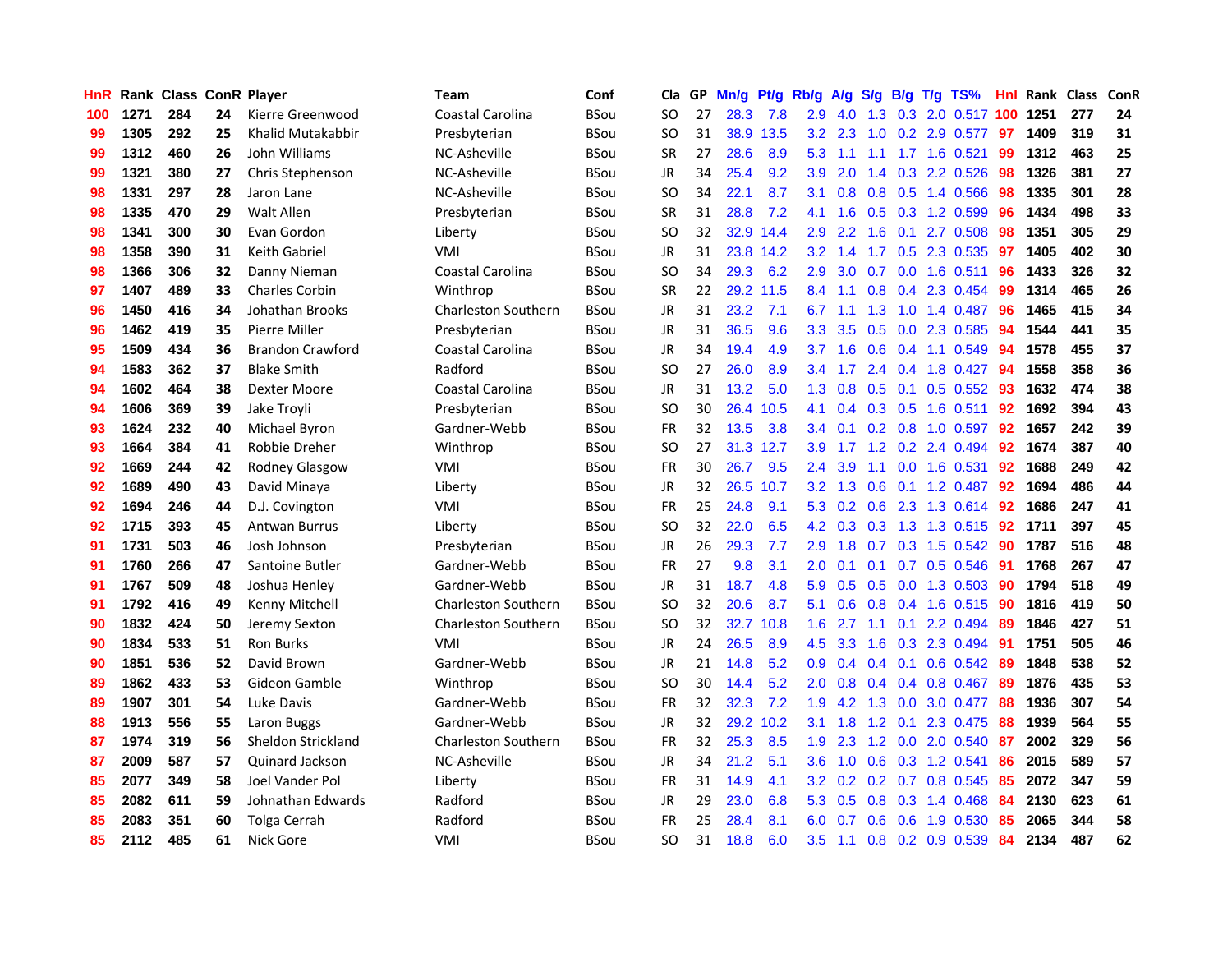| HnR | Rank | Class | ConR | Player | Team | Conf | Cla | GP | Mn/g | Pt/g | Rb/g | A/g | S/g | B/g | T/g | TS% | HnI | Rank | Class | ConR |
|---|---|---|---|---|---|---|---|---|---|---|---|---|---|---|---|---|---|---|---|---|
| 100 | 1271 | 284 | 24 | Kierre Greenwood | Coastal Carolina | BSou | SO | 27 | 28.3 | 7.8 | 2.9 | 4.0 | 1.3 | 0.3 | 2.0 | 0.517 | 100 | 1251 | 277 | 24 |
| 99 | 1305 | 292 | 25 | Khalid Mutakabbir | Presbyterian | BSou | SO | 31 | 38.9 | 13.5 | 3.2 | 2.3 | 1.0 | 0.2 | 2.9 | 0.577 | 97 | 1409 | 319 | 31 |
| 99 | 1312 | 460 | 26 | John Williams | NC-Asheville | BSou | SR | 27 | 28.6 | 8.9 | 5.3 | 1.1 | 1.1 | 1.7 | 1.6 | 0.521 | 99 | 1312 | 463 | 25 |
| 99 | 1321 | 380 | 27 | Chris Stephenson | NC-Asheville | BSou | JR | 34 | 25.4 | 9.2 | 3.9 | 2.0 | 1.4 | 0.3 | 2.2 | 0.526 | 98 | 1326 | 381 | 27 |
| 98 | 1331 | 297 | 28 | Jaron Lane | NC-Asheville | BSou | SO | 34 | 22.1 | 8.7 | 3.1 | 0.8 | 0.8 | 0.5 | 1.4 | 0.566 | 98 | 1335 | 301 | 28 |
| 98 | 1335 | 470 | 29 | Walt Allen | Presbyterian | BSou | SR | 31 | 28.8 | 7.2 | 4.1 | 1.6 | 0.5 | 0.3 | 1.2 | 0.599 | 96 | 1434 | 498 | 33 |
| 98 | 1341 | 300 | 30 | Evan Gordon | Liberty | BSou | SO | 32 | 32.9 | 14.4 | 2.9 | 2.2 | 1.6 | 0.1 | 2.7 | 0.508 | 98 | 1351 | 305 | 29 |
| 98 | 1358 | 390 | 31 | Keith Gabriel | VMI | BSou | JR | 31 | 23.8 | 14.2 | 3.2 | 1.4 | 1.7 | 0.5 | 2.3 | 0.535 | 97 | 1405 | 402 | 30 |
| 98 | 1366 | 306 | 32 | Danny Nieman | Coastal Carolina | BSou | SO | 34 | 29.3 | 6.2 | 2.9 | 3.0 | 0.7 | 0.0 | 1.6 | 0.511 | 96 | 1433 | 326 | 32 |
| 97 | 1407 | 489 | 33 | Charles Corbin | Winthrop | BSou | SR | 22 | 29.2 | 11.5 | 8.4 | 1.1 | 0.8 | 0.4 | 2.3 | 0.454 | 99 | 1314 | 465 | 26 |
| 96 | 1450 | 416 | 34 | Johathan Brooks | Charleston Southern | BSou | JR | 31 | 23.2 | 7.1 | 6.7 | 1.1 | 1.3 | 1.0 | 1.4 | 0.487 | 96 | 1465 | 415 | 34 |
| 96 | 1462 | 419 | 35 | Pierre Miller | Presbyterian | BSou | JR | 31 | 36.5 | 9.6 | 3.3 | 3.5 | 0.5 | 0.0 | 2.3 | 0.585 | 94 | 1544 | 441 | 35 |
| 95 | 1509 | 434 | 36 | Brandon Crawford | Coastal Carolina | BSou | JR | 34 | 19.4 | 4.9 | 3.7 | 1.6 | 0.6 | 0.4 | 1.1 | 0.549 | 94 | 1578 | 455 | 37 |
| 94 | 1583 | 362 | 37 | Blake Smith | Radford | BSou | SO | 27 | 26.0 | 8.9 | 3.4 | 1.7 | 2.4 | 0.4 | 1.8 | 0.427 | 94 | 1558 | 358 | 36 |
| 94 | 1602 | 464 | 38 | Dexter Moore | Coastal Carolina | BSou | JR | 31 | 13.2 | 5.0 | 1.3 | 0.8 | 0.5 | 0.1 | 0.5 | 0.552 | 93 | 1632 | 474 | 38 |
| 94 | 1606 | 369 | 39 | Jake Troyli | Presbyterian | BSou | SO | 30 | 26.4 | 10.5 | 4.1 | 0.4 | 0.3 | 0.5 | 1.6 | 0.511 | 92 | 1692 | 394 | 43 |
| 93 | 1624 | 232 | 40 | Michael Byron | Gardner-Webb | BSou | FR | 32 | 13.5 | 3.8 | 3.4 | 0.1 | 0.2 | 0.8 | 1.0 | 0.597 | 92 | 1657 | 242 | 39 |
| 93 | 1664 | 384 | 41 | Robbie Dreher | Winthrop | BSou | SO | 27 | 31.3 | 12.7 | 3.9 | 1.7 | 1.2 | 0.2 | 2.4 | 0.494 | 92 | 1674 | 387 | 40 |
| 92 | 1669 | 244 | 42 | Rodney Glasgow | VMI | BSou | FR | 30 | 26.7 | 9.5 | 2.4 | 3.9 | 1.1 | 0.0 | 1.6 | 0.531 | 92 | 1688 | 249 | 42 |
| 92 | 1689 | 490 | 43 | David Minaya | Liberty | BSou | JR | 32 | 26.5 | 10.7 | 3.2 | 1.3 | 0.6 | 0.1 | 1.2 | 0.487 | 92 | 1694 | 486 | 44 |
| 92 | 1694 | 246 | 44 | D.J. Covington | VMI | BSou | FR | 25 | 24.8 | 9.1 | 5.3 | 0.2 | 0.6 | 2.3 | 1.3 | 0.614 | 92 | 1686 | 247 | 41 |
| 92 | 1715 | 393 | 45 | Antwan Burrus | Liberty | BSou | SO | 32 | 22.0 | 6.5 | 4.2 | 0.3 | 0.3 | 1.3 | 1.3 | 0.515 | 92 | 1711 | 397 | 45 |
| 91 | 1731 | 503 | 46 | Josh Johnson | Presbyterian | BSou | JR | 26 | 29.3 | 7.7 | 2.9 | 1.8 | 0.7 | 0.3 | 1.5 | 0.542 | 90 | 1787 | 516 | 48 |
| 91 | 1760 | 266 | 47 | Santoine Butler | Gardner-Webb | BSou | FR | 27 | 9.8 | 3.1 | 2.0 | 0.1 | 0.1 | 0.7 | 0.5 | 0.546 | 91 | 1768 | 267 | 47 |
| 91 | 1767 | 509 | 48 | Joshua Henley | Gardner-Webb | BSou | JR | 31 | 18.7 | 4.8 | 5.9 | 0.5 | 0.5 | 0.0 | 1.3 | 0.503 | 90 | 1794 | 518 | 49 |
| 91 | 1792 | 416 | 49 | Kenny Mitchell | Charleston Southern | BSou | SO | 32 | 20.6 | 8.7 | 5.1 | 0.6 | 0.8 | 0.4 | 1.6 | 0.515 | 90 | 1816 | 419 | 50 |
| 90 | 1832 | 424 | 50 | Jeremy Sexton | Charleston Southern | BSou | SO | 32 | 32.7 | 10.8 | 1.6 | 2.7 | 1.1 | 0.1 | 2.2 | 0.494 | 89 | 1846 | 427 | 51 |
| 90 | 1834 | 533 | 51 | Ron Burks | VMI | BSou | JR | 24 | 26.5 | 8.9 | 4.5 | 3.3 | 1.6 | 0.3 | 2.3 | 0.494 | 91 | 1751 | 505 | 46 |
| 90 | 1851 | 536 | 52 | David Brown | Gardner-Webb | BSou | JR | 21 | 14.8 | 5.2 | 0.9 | 0.4 | 0.4 | 0.1 | 0.6 | 0.542 | 89 | 1848 | 538 | 52 |
| 89 | 1862 | 433 | 53 | Gideon Gamble | Winthrop | BSou | SO | 30 | 14.4 | 5.2 | 2.0 | 0.8 | 0.4 | 0.4 | 0.8 | 0.467 | 89 | 1876 | 435 | 53 |
| 89 | 1907 | 301 | 54 | Luke Davis | Gardner-Webb | BSou | FR | 32 | 32.3 | 7.2 | 1.9 | 4.2 | 1.3 | 0.0 | 3.0 | 0.477 | 88 | 1936 | 307 | 54 |
| 88 | 1913 | 556 | 55 | Laron Buggs | Gardner-Webb | BSou | JR | 32 | 29.2 | 10.2 | 3.1 | 1.8 | 1.2 | 0.1 | 2.3 | 0.475 | 88 | 1939 | 564 | 55 |
| 87 | 1974 | 319 | 56 | Sheldon Strickland | Charleston Southern | BSou | FR | 32 | 25.3 | 8.5 | 1.9 | 2.3 | 1.2 | 0.0 | 2.0 | 0.540 | 87 | 2002 | 329 | 56 |
| 87 | 2009 | 587 | 57 | Quinard Jackson | NC-Asheville | BSou | JR | 34 | 21.2 | 5.1 | 3.6 | 1.0 | 0.6 | 0.3 | 1.2 | 0.541 | 86 | 2015 | 589 | 57 |
| 85 | 2077 | 349 | 58 | Joel Vander Pol | Liberty | BSou | FR | 31 | 14.9 | 4.1 | 3.2 | 0.2 | 0.2 | 0.7 | 0.8 | 0.545 | 85 | 2072 | 347 | 59 |
| 85 | 2082 | 611 | 59 | Johnathan Edwards | Radford | BSou | JR | 29 | 23.0 | 6.8 | 5.3 | 0.5 | 0.8 | 0.3 | 1.4 | 0.468 | 84 | 2130 | 623 | 61 |
| 85 | 2083 | 351 | 60 | Tolga Cerrah | Radford | BSou | FR | 25 | 28.4 | 8.1 | 6.0 | 0.7 | 0.6 | 0.6 | 1.9 | 0.530 | 85 | 2065 | 344 | 58 |
| 85 | 2112 | 485 | 61 | Nick Gore | VMI | BSou | SO | 31 | 18.8 | 6.0 | 3.5 | 1.1 | 0.8 | 0.2 | 0.9 | 0.539 | 84 | 2134 | 487 | 62 |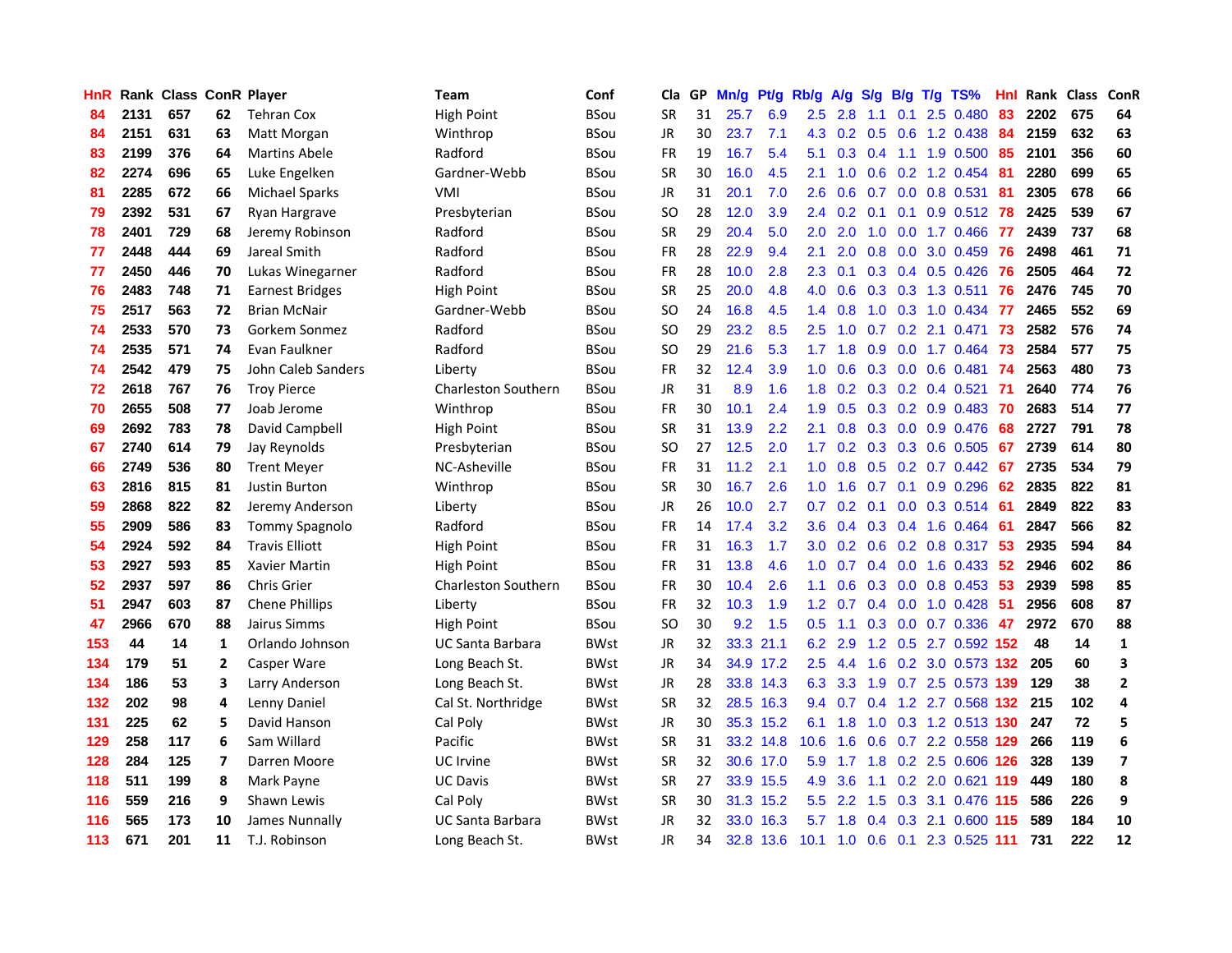| HnR | Rank | Class | ConR | Player | Team | Conf | Cla | GP | Mn/g | Pt/g | Rb/g | A/g | S/g | B/g | T/g | TS% | HnI | Rank | Class | ConR |
|---|---|---|---|---|---|---|---|---|---|---|---|---|---|---|---|---|---|---|---|---|
| 84 | 2131 | 657 | 62 | Tehran Cox | High Point | BSou | SR | 31 | 25.7 | 6.9 | 2.5 | 2.8 | 1.1 | 0.1 | 2.5 | 0.480 | 83 | 2202 | 675 | 64 |
| 84 | 2151 | 631 | 63 | Matt Morgan | Winthrop | BSou | JR | 30 | 23.7 | 7.1 | 4.3 | 0.2 | 0.5 | 0.6 | 1.2 | 0.438 | 84 | 2159 | 632 | 63 |
| 83 | 2199 | 376 | 64 | Martins Abele | Radford | BSou | FR | 19 | 16.7 | 5.4 | 5.1 | 0.3 | 0.4 | 1.1 | 1.9 | 0.500 | 85 | 2101 | 356 | 60 |
| 82 | 2274 | 696 | 65 | Luke Engelken | Gardner-Webb | BSou | SR | 30 | 16.0 | 4.5 | 2.1 | 1.0 | 0.6 | 0.2 | 1.2 | 0.454 | 81 | 2280 | 699 | 65 |
| 81 | 2285 | 672 | 66 | Michael Sparks | VMI | BSou | JR | 31 | 20.1 | 7.0 | 2.6 | 0.6 | 0.7 | 0.0 | 0.8 | 0.531 | 81 | 2305 | 678 | 66 |
| 79 | 2392 | 531 | 67 | Ryan Hargrave | Presbyterian | BSou | SO | 28 | 12.0 | 3.9 | 2.4 | 0.2 | 0.1 | 0.1 | 0.9 | 0.512 | 78 | 2425 | 539 | 67 |
| 78 | 2401 | 729 | 68 | Jeremy Robinson | Radford | BSou | SR | 29 | 20.4 | 5.0 | 2.0 | 2.0 | 1.0 | 0.0 | 1.7 | 0.466 | 77 | 2439 | 737 | 68 |
| 77 | 2448 | 444 | 69 | Jareal Smith | Radford | BSou | FR | 28 | 22.9 | 9.4 | 2.1 | 2.0 | 0.8 | 0.0 | 3.0 | 0.459 | 76 | 2498 | 461 | 71 |
| 77 | 2450 | 446 | 70 | Lukas Winegarner | Radford | BSou | FR | 28 | 10.0 | 2.8 | 2.3 | 0.1 | 0.3 | 0.4 | 0.5 | 0.426 | 76 | 2505 | 464 | 72 |
| 76 | 2483 | 748 | 71 | Earnest Bridges | High Point | BSou | SR | 25 | 20.0 | 4.8 | 4.0 | 0.6 | 0.3 | 0.3 | 1.3 | 0.511 | 76 | 2476 | 745 | 70 |
| 75 | 2517 | 563 | 72 | Brian McNair | Gardner-Webb | BSou | SO | 24 | 16.8 | 4.5 | 1.4 | 0.8 | 1.0 | 0.3 | 1.0 | 0.434 | 77 | 2465 | 552 | 69 |
| 74 | 2533 | 570 | 73 | Gorkem Sonmez | Radford | BSou | SO | 29 | 23.2 | 8.5 | 2.5 | 1.0 | 0.7 | 0.2 | 2.1 | 0.471 | 73 | 2582 | 576 | 74 |
| 74 | 2535 | 571 | 74 | Evan Faulkner | Radford | BSou | SO | 29 | 21.6 | 5.3 | 1.7 | 1.8 | 0.9 | 0.0 | 1.7 | 0.464 | 73 | 2584 | 577 | 75 |
| 74 | 2542 | 479 | 75 | John Caleb Sanders | Liberty | BSou | FR | 32 | 12.4 | 3.9 | 1.0 | 0.6 | 0.3 | 0.0 | 0.6 | 0.481 | 74 | 2563 | 480 | 73 |
| 72 | 2618 | 767 | 76 | Troy Pierce | Charleston Southern | BSou | JR | 31 | 8.9 | 1.6 | 1.8 | 0.2 | 0.3 | 0.2 | 0.4 | 0.521 | 71 | 2640 | 774 | 76 |
| 70 | 2655 | 508 | 77 | Joab Jerome | Winthrop | BSou | FR | 30 | 10.1 | 2.4 | 1.9 | 0.5 | 0.3 | 0.2 | 0.9 | 0.483 | 70 | 2683 | 514 | 77 |
| 69 | 2692 | 783 | 78 | David Campbell | High Point | BSou | SR | 31 | 13.9 | 2.2 | 2.1 | 0.8 | 0.3 | 0.0 | 0.9 | 0.476 | 68 | 2727 | 791 | 78 |
| 67 | 2740 | 614 | 79 | Jay Reynolds | Presbyterian | BSou | SO | 27 | 12.5 | 2.0 | 1.7 | 0.2 | 0.3 | 0.3 | 0.6 | 0.505 | 67 | 2739 | 614 | 80 |
| 66 | 2749 | 536 | 80 | Trent Meyer | NC-Asheville | BSou | FR | 31 | 11.2 | 2.1 | 1.0 | 0.8 | 0.5 | 0.2 | 0.7 | 0.442 | 67 | 2735 | 534 | 79 |
| 63 | 2816 | 815 | 81 | Justin Burton | Winthrop | BSou | SR | 30 | 16.7 | 2.6 | 1.0 | 1.6 | 0.7 | 0.1 | 0.9 | 0.296 | 62 | 2835 | 822 | 81 |
| 59 | 2868 | 822 | 82 | Jeremy Anderson | Liberty | BSou | JR | 26 | 10.0 | 2.7 | 0.7 | 0.2 | 0.1 | 0.0 | 0.3 | 0.514 | 61 | 2849 | 822 | 83 |
| 55 | 2909 | 586 | 83 | Tommy Spagnolo | Radford | BSou | FR | 14 | 17.4 | 3.2 | 3.6 | 0.4 | 0.3 | 0.4 | 1.6 | 0.464 | 61 | 2847 | 566 | 82 |
| 54 | 2924 | 592 | 84 | Travis Elliott | High Point | BSou | FR | 31 | 16.3 | 1.7 | 3.0 | 0.2 | 0.6 | 0.2 | 0.8 | 0.317 | 53 | 2935 | 594 | 84 |
| 53 | 2927 | 593 | 85 | Xavier Martin | High Point | BSou | FR | 31 | 13.8 | 4.6 | 1.0 | 0.7 | 0.4 | 0.0 | 1.6 | 0.433 | 52 | 2946 | 602 | 86 |
| 52 | 2937 | 597 | 86 | Chris Grier | Charleston Southern | BSou | FR | 30 | 10.4 | 2.6 | 1.1 | 0.6 | 0.3 | 0.0 | 0.8 | 0.453 | 53 | 2939 | 598 | 85 |
| 51 | 2947 | 603 | 87 | Chene Phillips | Liberty | BSou | FR | 32 | 10.3 | 1.9 | 1.2 | 0.7 | 0.4 | 0.0 | 1.0 | 0.428 | 51 | 2956 | 608 | 87 |
| 47 | 2966 | 670 | 88 | Jairus Simms | High Point | BSou | SO | 30 | 9.2 | 1.5 | 0.5 | 1.1 | 0.3 | 0.0 | 0.7 | 0.336 | 47 | 2972 | 670 | 88 |
| 153 | 44 | 14 | 1 | Orlando Johnson | UC Santa Barbara | BWst | JR | 32 | 33.3 | 21.1 | 6.2 | 2.9 | 1.2 | 0.5 | 2.7 | 0.592 | 152 | 48 | 14 | 1 |
| 134 | 179 | 51 | 2 | Casper Ware | Long Beach St. | BWst | JR | 34 | 34.9 | 17.2 | 2.5 | 4.4 | 1.6 | 0.2 | 3.0 | 0.573 | 132 | 205 | 60 | 3 |
| 134 | 186 | 53 | 3 | Larry Anderson | Long Beach St. | BWst | JR | 28 | 33.8 | 14.3 | 6.3 | 3.3 | 1.9 | 0.7 | 2.5 | 0.573 | 139 | 129 | 38 | 2 |
| 132 | 202 | 98 | 4 | Lenny Daniel | Cal St. Northridge | BWst | SR | 32 | 28.5 | 16.3 | 9.4 | 0.7 | 0.4 | 1.2 | 2.7 | 0.568 | 132 | 215 | 102 | 4 |
| 131 | 225 | 62 | 5 | David Hanson | Cal Poly | BWst | JR | 30 | 35.3 | 15.2 | 6.1 | 1.8 | 1.0 | 0.3 | 1.2 | 0.513 | 130 | 247 | 72 | 5 |
| 129 | 258 | 117 | 6 | Sam Willard | Pacific | BWst | SR | 31 | 33.2 | 14.8 | 10.6 | 1.6 | 0.6 | 0.7 | 2.2 | 0.558 | 129 | 266 | 119 | 6 |
| 128 | 284 | 125 | 7 | Darren Moore | UC Irvine | BWst | SR | 32 | 30.6 | 17.0 | 5.9 | 1.7 | 1.8 | 0.2 | 2.5 | 0.606 | 126 | 328 | 139 | 7 |
| 118 | 511 | 199 | 8 | Mark Payne | UC Davis | BWst | SR | 27 | 33.9 | 15.5 | 4.9 | 3.6 | 1.1 | 0.2 | 2.0 | 0.621 | 119 | 449 | 180 | 8 |
| 116 | 559 | 216 | 9 | Shawn Lewis | Cal Poly | BWst | SR | 30 | 31.3 | 15.2 | 5.5 | 2.2 | 1.5 | 0.3 | 3.1 | 0.476 | 115 | 586 | 226 | 9 |
| 116 | 565 | 173 | 10 | James Nunnally | UC Santa Barbara | BWst | JR | 32 | 33.0 | 16.3 | 5.7 | 1.8 | 0.4 | 0.3 | 2.1 | 0.600 | 115 | 589 | 184 | 10 |
| 113 | 671 | 201 | 11 | T.J. Robinson | Long Beach St. | BWst | JR | 34 | 32.8 | 13.6 | 10.1 | 1.0 | 0.6 | 0.1 | 2.3 | 0.525 | 111 | 731 | 222 | 12 |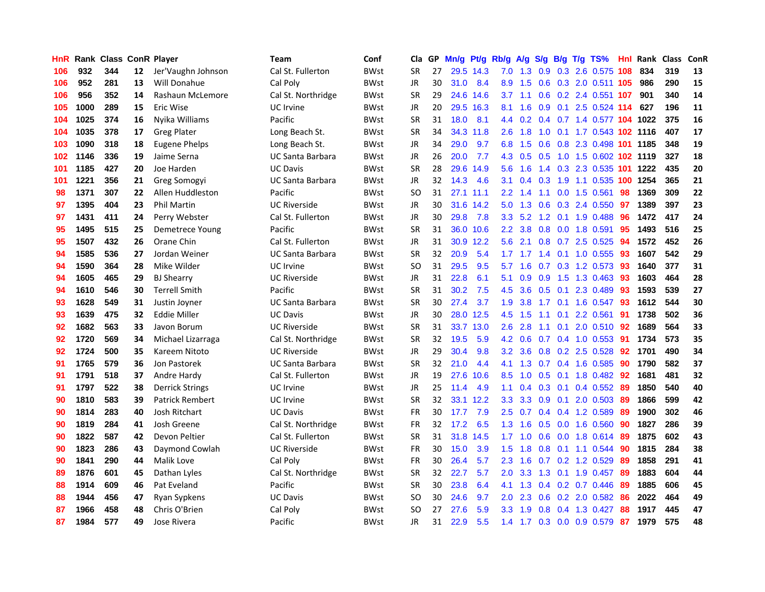| HnR | Rank | Class | ConR | Player | Team | Conf | Cla | GP | Mn/g | Pt/g | Rb/g | A/g | S/g | B/g | T/g | TS% | HnI | Rank | Class | ConR |
|---|---|---|---|---|---|---|---|---|---|---|---|---|---|---|---|---|---|---|---|---|
| 106 | 932 | 344 | 12 | Jer'Vaughn Johnson | Cal St. Fullerton | BWst | SR | 27 | 29.5 | 14.3 | 7.0 | 1.3 | 0.9 | 0.3 | 2.6 | 0.575 | 108 | 834 | 319 | 13 |
| 106 | 952 | 281 | 13 | Will Donahue | Cal Poly | BWst | JR | 30 | 31.0 | 8.4 | 8.9 | 1.5 | 0.6 | 0.3 | 2.0 | 0.511 | 105 | 986 | 290 | 15 |
| 106 | 956 | 352 | 14 | Rashaun McLemore | Cal St. Northridge | BWst | SR | 29 | 24.6 | 14.6 | 3.7 | 1.1 | 0.6 | 0.2 | 2.4 | 0.551 | 107 | 901 | 340 | 14 |
| 105 | 1000 | 289 | 15 | Eric Wise | UC Irvine | BWst | JR | 20 | 29.5 | 16.3 | 8.1 | 1.6 | 0.9 | 0.1 | 2.5 | 0.524 | 114 | 627 | 196 | 11 |
| 104 | 1025 | 374 | 16 | Nyika Williams | Pacific | BWst | SR | 31 | 18.0 | 8.1 | 4.4 | 0.2 | 0.4 | 0.7 | 1.4 | 0.577 | 104 | 1022 | 375 | 16 |
| 104 | 1035 | 378 | 17 | Greg Plater | Long Beach St. | BWst | SR | 34 | 34.3 | 11.8 | 2.6 | 1.8 | 1.0 | 0.1 | 1.7 | 0.543 | 102 | 1116 | 407 | 17 |
| 103 | 1090 | 318 | 18 | Eugene Phelps | Long Beach St. | BWst | JR | 34 | 29.0 | 9.7 | 6.8 | 1.5 | 0.6 | 0.8 | 2.3 | 0.498 | 101 | 1185 | 348 | 19 |
| 102 | 1146 | 336 | 19 | Jaime Serna | UC Santa Barbara | BWst | JR | 26 | 20.0 | 7.7 | 4.3 | 0.5 | 0.5 | 1.0 | 1.5 | 0.602 | 102 | 1119 | 327 | 18 |
| 101 | 1185 | 427 | 20 | Joe Harden | UC Davis | BWst | SR | 28 | 29.6 | 14.9 | 5.6 | 1.6 | 1.4 | 0.3 | 2.3 | 0.535 | 101 | 1222 | 435 | 20 |
| 101 | 1221 | 356 | 21 | Greg Somogyi | UC Santa Barbara | BWst | JR | 32 | 14.3 | 4.6 | 3.1 | 0.4 | 0.3 | 1.9 | 1.1 | 0.535 | 100 | 1254 | 365 | 21 |
| 98 | 1371 | 307 | 22 | Allen Huddleston | Pacific | BWst | SO | 31 | 27.1 | 11.1 | 2.2 | 1.4 | 1.1 | 0.0 | 1.5 | 0.561 | 98 | 1369 | 309 | 22 |
| 97 | 1395 | 404 | 23 | Phil Martin | UC Riverside | BWst | JR | 30 | 31.6 | 14.2 | 5.0 | 1.3 | 0.6 | 0.3 | 2.4 | 0.550 | 97 | 1389 | 397 | 23 |
| 97 | 1431 | 411 | 24 | Perry Webster | Cal St. Fullerton | BWst | JR | 30 | 29.8 | 7.8 | 3.3 | 5.2 | 1.2 | 0.1 | 1.9 | 0.488 | 96 | 1472 | 417 | 24 |
| 95 | 1495 | 515 | 25 | Demetrece Young | Pacific | BWst | SR | 31 | 36.0 | 10.6 | 2.2 | 3.8 | 0.8 | 0.0 | 1.8 | 0.591 | 95 | 1493 | 516 | 25 |
| 95 | 1507 | 432 | 26 | Orane Chin | Cal St. Fullerton | BWst | JR | 31 | 30.9 | 12.2 | 5.6 | 2.1 | 0.8 | 0.7 | 2.5 | 0.525 | 94 | 1572 | 452 | 26 |
| 94 | 1585 | 536 | 27 | Jordan Weiner | UC Santa Barbara | BWst | SR | 32 | 20.9 | 5.4 | 1.7 | 1.7 | 1.4 | 0.1 | 1.0 | 0.555 | 93 | 1607 | 542 | 29 |
| 94 | 1590 | 364 | 28 | Mike Wilder | UC Irvine | BWst | SO | 31 | 29.5 | 9.5 | 5.7 | 1.6 | 0.7 | 0.3 | 1.2 | 0.573 | 93 | 1640 | 377 | 31 |
| 94 | 1605 | 465 | 29 | BJ Shearry | UC Riverside | BWst | JR | 31 | 22.8 | 6.1 | 5.1 | 0.9 | 0.9 | 1.5 | 1.3 | 0.463 | 93 | 1603 | 464 | 28 |
| 94 | 1610 | 546 | 30 | Terrell Smith | Pacific | BWst | SR | 31 | 30.2 | 7.5 | 4.5 | 3.6 | 0.5 | 0.1 | 2.3 | 0.489 | 93 | 1593 | 539 | 27 |
| 93 | 1628 | 549 | 31 | Justin Joyner | UC Santa Barbara | BWst | SR | 30 | 27.4 | 3.7 | 1.9 | 3.8 | 1.7 | 0.1 | 1.6 | 0.547 | 93 | 1612 | 544 | 30 |
| 93 | 1639 | 475 | 32 | Eddie Miller | UC Davis | BWst | JR | 30 | 28.0 | 12.5 | 4.5 | 1.5 | 1.1 | 0.1 | 2.2 | 0.561 | 91 | 1738 | 502 | 36 |
| 92 | 1682 | 563 | 33 | Javon Borum | UC Riverside | BWst | SR | 31 | 33.7 | 13.0 | 2.6 | 2.8 | 1.1 | 0.1 | 2.0 | 0.510 | 92 | 1689 | 564 | 33 |
| 92 | 1720 | 569 | 34 | Michael Lizarraga | Cal St. Northridge | BWst | SR | 32 | 19.5 | 5.9 | 4.2 | 0.6 | 0.7 | 0.4 | 1.0 | 0.553 | 91 | 1734 | 573 | 35 |
| 92 | 1724 | 500 | 35 | Kareem Nitoto | UC Riverside | BWst | JR | 29 | 30.4 | 9.8 | 3.2 | 3.6 | 0.8 | 0.2 | 2.5 | 0.528 | 92 | 1701 | 490 | 34 |
| 91 | 1765 | 579 | 36 | Jon Pastorek | UC Santa Barbara | BWst | SR | 32 | 21.0 | 4.4 | 4.1 | 1.3 | 0.7 | 0.4 | 1.6 | 0.585 | 90 | 1790 | 582 | 37 |
| 91 | 1791 | 518 | 37 | Andre Hardy | Cal St. Fullerton | BWst | JR | 19 | 27.6 | 10.6 | 8.5 | 1.0 | 0.5 | 0.1 | 1.8 | 0.482 | 92 | 1681 | 481 | 32 |
| 91 | 1797 | 522 | 38 | Derrick Strings | UC Irvine | BWst | JR | 25 | 11.4 | 4.9 | 1.1 | 0.4 | 0.3 | 0.1 | 0.4 | 0.552 | 89 | 1850 | 540 | 40 |
| 90 | 1810 | 583 | 39 | Patrick Rembert | UC Irvine | BWst | SR | 32 | 33.1 | 12.2 | 3.3 | 3.3 | 0.9 | 0.1 | 2.0 | 0.503 | 89 | 1866 | 599 | 42 |
| 90 | 1814 | 283 | 40 | Josh Ritchart | UC Davis | BWst | FR | 30 | 17.7 | 7.9 | 2.5 | 0.7 | 0.4 | 0.4 | 1.2 | 0.589 | 89 | 1900 | 302 | 46 |
| 90 | 1819 | 284 | 41 | Josh Greene | Cal St. Northridge | BWst | FR | 32 | 17.2 | 6.5 | 1.3 | 1.6 | 0.5 | 0.0 | 1.6 | 0.560 | 90 | 1827 | 286 | 39 |
| 90 | 1822 | 587 | 42 | Devon Peltier | Cal St. Fullerton | BWst | SR | 31 | 31.8 | 14.5 | 1.7 | 1.0 | 0.6 | 0.0 | 1.8 | 0.614 | 89 | 1875 | 602 | 43 |
| 90 | 1823 | 286 | 43 | Daymond Cowlah | UC Riverside | BWst | FR | 30 | 15.0 | 3.9 | 1.5 | 1.8 | 0.8 | 0.1 | 1.1 | 0.544 | 90 | 1815 | 284 | 38 |
| 90 | 1841 | 290 | 44 | Malik Love | Cal Poly | BWst | FR | 30 | 26.4 | 5.7 | 2.3 | 1.6 | 0.7 | 0.2 | 1.2 | 0.529 | 89 | 1858 | 291 | 41 |
| 89 | 1876 | 601 | 45 | Dathan Lyles | Cal St. Northridge | BWst | SR | 32 | 22.7 | 5.7 | 2.0 | 3.3 | 1.3 | 0.1 | 1.9 | 0.457 | 89 | 1883 | 604 | 44 |
| 88 | 1914 | 609 | 46 | Pat Eveland | Pacific | BWst | SR | 30 | 23.8 | 6.4 | 4.1 | 1.3 | 0.4 | 0.2 | 0.7 | 0.446 | 89 | 1885 | 606 | 45 |
| 88 | 1944 | 456 | 47 | Ryan Sypkens | UC Davis | BWst | SO | 30 | 24.6 | 9.7 | 2.0 | 2.3 | 0.6 | 0.2 | 2.0 | 0.582 | 86 | 2022 | 464 | 49 |
| 87 | 1966 | 458 | 48 | Chris O'Brien | Cal Poly | BWst | SO | 27 | 27.6 | 5.9 | 3.3 | 1.9 | 0.8 | 0.4 | 1.3 | 0.427 | 88 | 1917 | 445 | 47 |
| 87 | 1984 | 577 | 49 | Jose Rivera | Pacific | BWst | JR | 31 | 22.9 | 5.5 | 1.4 | 1.7 | 0.3 | 0.0 | 0.9 | 0.579 | 87 | 1979 | 575 | 48 |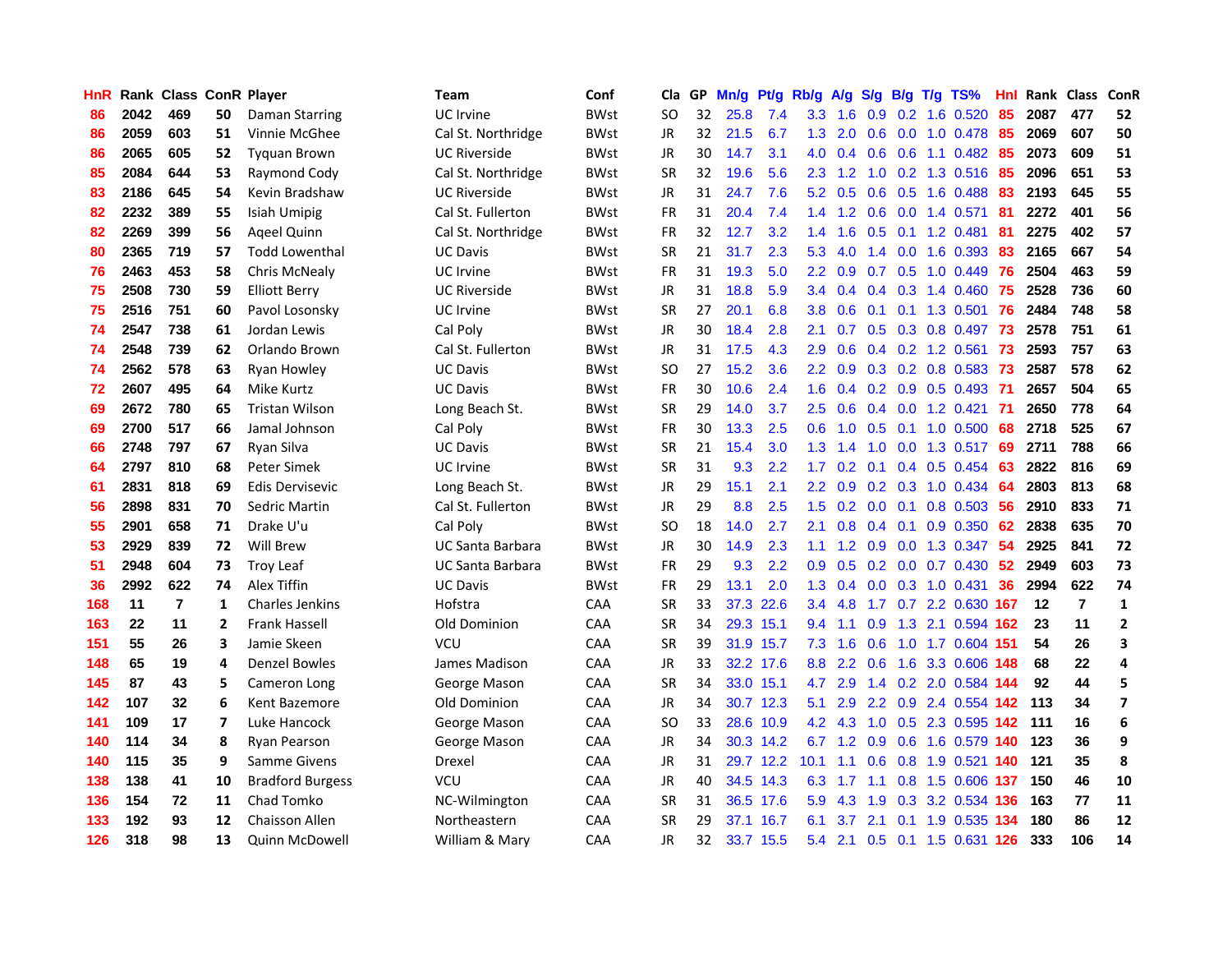| HnR | Rank | Class | ConR | Player | Team | Conf | Cla | GP | Mn/g | Pt/g | Rb/g | A/g | S/g | B/g | T/g | TS% | HnI | Rank | Class | ConR |
|---|---|---|---|---|---|---|---|---|---|---|---|---|---|---|---|---|---|---|---|---|
| 86 | 2042 | 469 | 50 | Daman Starring | UC Irvine | BWst | SO | 32 | 25.8 | 7.4 | 3.3 | 1.6 | 0.9 | 0.2 | 1.6 | 0.520 | 85 | 2087 | 477 | 52 |
| 86 | 2059 | 603 | 51 | Vinnie McGhee | Cal St. Northridge | BWst | JR | 32 | 21.5 | 6.7 | 1.3 | 2.0 | 0.6 | 0.0 | 1.0 | 0.478 | 85 | 2069 | 607 | 50 |
| 86 | 2065 | 605 | 52 | Tyquan Brown | UC Riverside | BWst | JR | 30 | 14.7 | 3.1 | 4.0 | 0.4 | 0.6 | 0.6 | 1.1 | 0.482 | 85 | 2073 | 609 | 51 |
| 85 | 2084 | 644 | 53 | Raymond Cody | Cal St. Northridge | BWst | SR | 32 | 19.6 | 5.6 | 2.3 | 1.2 | 1.0 | 0.2 | 1.3 | 0.516 | 85 | 2096 | 651 | 53 |
| 83 | 2186 | 645 | 54 | Kevin Bradshaw | UC Riverside | BWst | JR | 31 | 24.7 | 7.6 | 5.2 | 0.5 | 0.6 | 0.5 | 1.6 | 0.488 | 83 | 2193 | 645 | 55 |
| 82 | 2232 | 389 | 55 | Isiah Umipig | Cal St. Fullerton | BWst | FR | 31 | 20.4 | 7.4 | 1.4 | 1.2 | 0.6 | 0.0 | 1.4 | 0.571 | 81 | 2272 | 401 | 56 |
| 82 | 2269 | 399 | 56 | Aqeel Quinn | Cal St. Northridge | BWst | FR | 32 | 12.7 | 3.2 | 1.4 | 1.6 | 0.5 | 0.1 | 1.2 | 0.481 | 81 | 2275 | 402 | 57 |
| 80 | 2365 | 719 | 57 | Todd Lowenthal | UC Davis | BWst | SR | 21 | 31.7 | 2.3 | 5.3 | 4.0 | 1.4 | 0.0 | 1.6 | 0.393 | 83 | 2165 | 667 | 54 |
| 76 | 2463 | 453 | 58 | Chris McNealy | UC Irvine | BWst | FR | 31 | 19.3 | 5.0 | 2.2 | 0.9 | 0.7 | 0.5 | 1.0 | 0.449 | 76 | 2504 | 463 | 59 |
| 75 | 2508 | 730 | 59 | Elliott Berry | UC Riverside | BWst | JR | 31 | 18.8 | 5.9 | 3.4 | 0.4 | 0.4 | 0.3 | 1.4 | 0.460 | 75 | 2528 | 736 | 60 |
| 75 | 2516 | 751 | 60 | Pavol Losonsky | UC Irvine | BWst | SR | 27 | 20.1 | 6.8 | 3.8 | 0.6 | 0.1 | 0.1 | 1.3 | 0.501 | 76 | 2484 | 748 | 58 |
| 74 | 2547 | 738 | 61 | Jordan Lewis | Cal Poly | BWst | JR | 30 | 18.4 | 2.8 | 2.1 | 0.7 | 0.5 | 0.3 | 0.8 | 0.497 | 73 | 2578 | 751 | 61 |
| 74 | 2548 | 739 | 62 | Orlando Brown | Cal St. Fullerton | BWst | JR | 31 | 17.5 | 4.3 | 2.9 | 0.6 | 0.4 | 0.2 | 1.2 | 0.561 | 73 | 2593 | 757 | 63 |
| 74 | 2562 | 578 | 63 | Ryan Howley | UC Davis | BWst | SO | 27 | 15.2 | 3.6 | 2.2 | 0.9 | 0.3 | 0.2 | 0.8 | 0.583 | 73 | 2587 | 578 | 62 |
| 72 | 2607 | 495 | 64 | Mike Kurtz | UC Davis | BWst | FR | 30 | 10.6 | 2.4 | 1.6 | 0.4 | 0.2 | 0.9 | 0.5 | 0.493 | 71 | 2657 | 504 | 65 |
| 69 | 2672 | 780 | 65 | Tristan Wilson | Long Beach St. | BWst | SR | 29 | 14.0 | 3.7 | 2.5 | 0.6 | 0.4 | 0.0 | 1.2 | 0.421 | 71 | 2650 | 778 | 64 |
| 69 | 2700 | 517 | 66 | Jamal Johnson | Cal Poly | BWst | FR | 30 | 13.3 | 2.5 | 0.6 | 1.0 | 0.5 | 0.1 | 1.0 | 0.500 | 68 | 2718 | 525 | 67 |
| 66 | 2748 | 797 | 67 | Ryan Silva | UC Davis | BWst | SR | 21 | 15.4 | 3.0 | 1.3 | 1.4 | 1.0 | 0.0 | 1.3 | 0.517 | 69 | 2711 | 788 | 66 |
| 64 | 2797 | 810 | 68 | Peter Simek | UC Irvine | BWst | SR | 31 | 9.3 | 2.2 | 1.7 | 0.2 | 0.1 | 0.4 | 0.5 | 0.454 | 63 | 2822 | 816 | 69 |
| 61 | 2831 | 818 | 69 | Edis Dervisevic | Long Beach St. | BWst | JR | 29 | 15.1 | 2.1 | 2.2 | 0.9 | 0.2 | 0.3 | 1.0 | 0.434 | 64 | 2803 | 813 | 68 |
| 56 | 2898 | 831 | 70 | Sedric Martin | Cal St. Fullerton | BWst | JR | 29 | 8.8 | 2.5 | 1.5 | 0.2 | 0.0 | 0.1 | 0.8 | 0.503 | 56 | 2910 | 833 | 71 |
| 55 | 2901 | 658 | 71 | Drake U'u | Cal Poly | BWst | SO | 18 | 14.0 | 2.7 | 2.1 | 0.8 | 0.4 | 0.1 | 0.9 | 0.350 | 62 | 2838 | 635 | 70 |
| 53 | 2929 | 839 | 72 | Will Brew | UC Santa Barbara | BWst | JR | 30 | 14.9 | 2.3 | 1.1 | 1.2 | 0.9 | 0.0 | 1.3 | 0.347 | 54 | 2925 | 841 | 72 |
| 51 | 2948 | 604 | 73 | Troy Leaf | UC Santa Barbara | BWst | FR | 29 | 9.3 | 2.2 | 0.9 | 0.5 | 0.2 | 0.0 | 0.7 | 0.430 | 52 | 2949 | 603 | 73 |
| 36 | 2992 | 622 | 74 | Alex Tiffin | UC Davis | BWst | FR | 29 | 13.1 | 2.0 | 1.3 | 0.4 | 0.0 | 0.3 | 1.0 | 0.431 | 36 | 2994 | 622 | 74 |
| 168 | 11 | 7 | 1 | Charles Jenkins | Hofstra | CAA | SR | 33 | 37.3 | 22.6 | 3.4 | 4.8 | 1.7 | 0.7 | 2.2 | 0.630 | 167 | 12 | 7 | 1 |
| 163 | 22 | 11 | 2 | Frank Hassell | Old Dominion | CAA | SR | 34 | 29.3 | 15.1 | 9.4 | 1.1 | 0.9 | 1.3 | 2.1 | 0.594 | 162 | 23 | 11 | 2 |
| 151 | 55 | 26 | 3 | Jamie Skeen | VCU | CAA | SR | 39 | 31.9 | 15.7 | 7.3 | 1.6 | 0.6 | 1.0 | 1.7 | 0.604 | 151 | 54 | 26 | 3 |
| 148 | 65 | 19 | 4 | Denzel Bowles | James Madison | CAA | JR | 33 | 32.2 | 17.6 | 8.8 | 2.2 | 0.6 | 1.6 | 3.3 | 0.606 | 148 | 68 | 22 | 4 |
| 145 | 87 | 43 | 5 | Cameron Long | George Mason | CAA | SR | 34 | 33.0 | 15.1 | 4.7 | 2.9 | 1.4 | 0.2 | 2.0 | 0.584 | 144 | 92 | 44 | 5 |
| 142 | 107 | 32 | 6 | Kent Bazemore | Old Dominion | CAA | JR | 34 | 30.7 | 12.3 | 5.1 | 2.9 | 2.2 | 0.9 | 2.4 | 0.554 | 142 | 113 | 34 | 7 |
| 141 | 109 | 17 | 7 | Luke Hancock | George Mason | CAA | SO | 33 | 28.6 | 10.9 | 4.2 | 4.3 | 1.0 | 0.5 | 2.3 | 0.595 | 142 | 111 | 16 | 6 |
| 140 | 114 | 34 | 8 | Ryan Pearson | George Mason | CAA | JR | 34 | 30.3 | 14.2 | 6.7 | 1.2 | 0.9 | 0.6 | 1.6 | 0.579 | 140 | 123 | 36 | 9 |
| 140 | 115 | 35 | 9 | Samme Givens | Drexel | CAA | JR | 31 | 29.7 | 12.2 | 10.1 | 1.1 | 0.6 | 0.8 | 1.9 | 0.521 | 140 | 121 | 35 | 8 |
| 138 | 138 | 41 | 10 | Bradford Burgess | VCU | CAA | JR | 40 | 34.5 | 14.3 | 6.3 | 1.7 | 1.1 | 0.8 | 1.5 | 0.606 | 137 | 150 | 46 | 10 |
| 136 | 154 | 72 | 11 | Chad Tomko | NC-Wilmington | CAA | SR | 31 | 36.5 | 17.6 | 5.9 | 4.3 | 1.9 | 0.3 | 3.2 | 0.534 | 136 | 163 | 77 | 11 |
| 133 | 192 | 93 | 12 | Chaisson Allen | Northeastern | CAA | SR | 29 | 37.1 | 16.7 | 6.1 | 3.7 | 2.1 | 0.1 | 1.9 | 0.535 | 134 | 180 | 86 | 12 |
| 126 | 318 | 98 | 13 | Quinn McDowell | William & Mary | CAA | JR | 32 | 33.7 | 15.5 | 5.4 | 2.1 | 0.5 | 0.1 | 1.5 | 0.631 | 126 | 333 | 106 | 14 |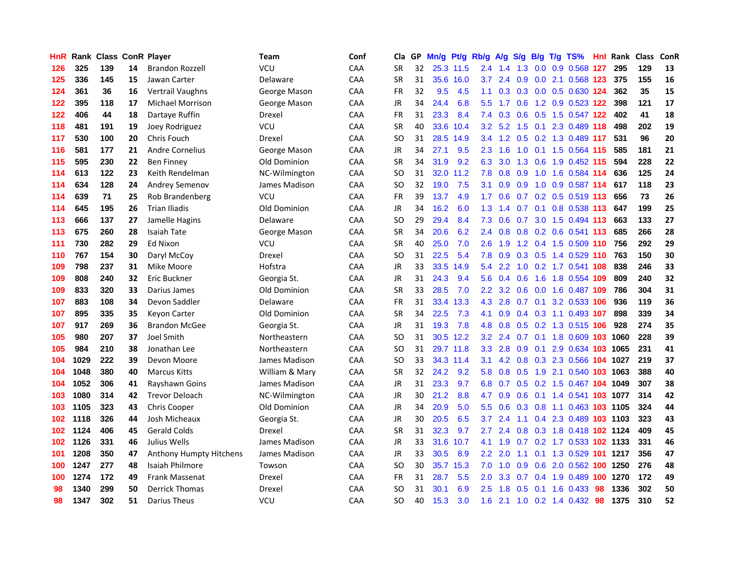| HnR | Rank | Class | ConR | Player | Team | Conf | Cla | GP | Mn/g | Pt/g | Rb/g | A/g | S/g | B/g | T/g | TS% | HnI | Rank | Class | ConR |
|---|---|---|---|---|---|---|---|---|---|---|---|---|---|---|---|---|---|---|---|---|
| 126 | 325 | 139 | 14 | Brandon Rozzell | VCU | CAA | SR | 32 | 25.3 | 11.5 | 2.4 | 1.4 | 1.3 | 0.0 | 0.9 | 0.568 | 127 | 295 | 129 | 13 |
| 125 | 336 | 145 | 15 | Jawan Carter | Delaware | CAA | SR | 31 | 35.6 | 16.0 | 3.7 | 2.4 | 0.9 | 0.0 | 2.1 | 0.568 | 123 | 375 | 155 | 16 |
| 124 | 361 | 36 | 16 | Vertrail Vaughns | George Mason | CAA | FR | 32 | 9.5 | 4.5 | 1.1 | 0.3 | 0.3 | 0.0 | 0.5 | 0.630 | 124 | 362 | 35 | 15 |
| 122 | 395 | 118 | 17 | Michael Morrison | George Mason | CAA | JR | 34 | 24.4 | 6.8 | 5.5 | 1.7 | 0.6 | 1.2 | 0.9 | 0.523 | 122 | 398 | 121 | 17 |
| 122 | 406 | 44 | 18 | Dartaye Ruffin | Drexel | CAA | FR | 31 | 23.3 | 8.4 | 7.4 | 0.3 | 0.6 | 0.5 | 1.5 | 0.547 | 122 | 402 | 41 | 18 |
| 118 | 481 | 191 | 19 | Joey Rodriguez | VCU | CAA | SR | 40 | 33.6 | 10.4 | 3.2 | 5.2 | 1.5 | 0.1 | 2.3 | 0.489 | 118 | 498 | 202 | 19 |
| 117 | 530 | 100 | 20 | Chris Fouch | Drexel | CAA | SO | 31 | 28.5 | 14.9 | 3.4 | 1.2 | 0.5 | 0.2 | 1.3 | 0.489 | 117 | 531 | 96 | 20 |
| 116 | 581 | 177 | 21 | Andre Cornelius | George Mason | CAA | JR | 34 | 27.1 | 9.5 | 2.3 | 1.6 | 1.0 | 0.1 | 1.5 | 0.564 | 115 | 585 | 181 | 21 |
| 115 | 595 | 230 | 22 | Ben Finney | Old Dominion | CAA | SR | 34 | 31.9 | 9.2 | 6.3 | 3.0 | 1.3 | 0.6 | 1.9 | 0.452 | 115 | 594 | 228 | 22 |
| 114 | 613 | 122 | 23 | Keith Rendelman | NC-Wilmington | CAA | SO | 31 | 32.0 | 11.2 | 7.8 | 0.8 | 0.9 | 1.0 | 1.6 | 0.584 | 114 | 636 | 125 | 24 |
| 114 | 634 | 128 | 24 | Andrey Semenov | James Madison | CAA | SO | 32 | 19.0 | 7.5 | 3.1 | 0.9 | 0.9 | 1.0 | 0.9 | 0.587 | 114 | 617 | 118 | 23 |
| 114 | 639 | 71 | 25 | Rob Brandenberg | VCU | CAA | FR | 39 | 13.7 | 4.9 | 1.7 | 0.6 | 0.7 | 0.2 | 0.5 | 0.519 | 113 | 656 | 73 | 26 |
| 114 | 645 | 195 | 26 | Trian Iliadis | Old Dominion | CAA | JR | 34 | 16.2 | 6.0 | 1.3 | 1.4 | 0.7 | 0.1 | 0.8 | 0.538 | 113 | 647 | 199 | 25 |
| 113 | 666 | 137 | 27 | Jamelle Hagins | Delaware | CAA | SO | 29 | 29.4 | 8.4 | 7.3 | 0.6 | 0.7 | 3.0 | 1.5 | 0.494 | 113 | 663 | 133 | 27 |
| 113 | 675 | 260 | 28 | Isaiah Tate | George Mason | CAA | SR | 34 | 20.6 | 6.2 | 2.4 | 0.8 | 0.8 | 0.2 | 0.6 | 0.541 | 113 | 685 | 266 | 28 |
| 111 | 730 | 282 | 29 | Ed Nixon | VCU | CAA | SR | 40 | 25.0 | 7.0 | 2.6 | 1.9 | 1.2 | 0.4 | 1.5 | 0.509 | 110 | 756 | 292 | 29 |
| 110 | 767 | 154 | 30 | Daryl McCoy | Drexel | CAA | SO | 31 | 22.5 | 5.4 | 7.8 | 0.9 | 0.3 | 0.5 | 1.4 | 0.529 | 110 | 763 | 150 | 30 |
| 109 | 798 | 237 | 31 | Mike Moore | Hofstra | CAA | JR | 33 | 33.5 | 14.9 | 5.4 | 2.2 | 1.0 | 0.2 | 1.7 | 0.541 | 108 | 838 | 246 | 33 |
| 109 | 808 | 240 | 32 | Eric Buckner | Georgia St. | CAA | JR | 31 | 24.3 | 9.4 | 5.6 | 0.4 | 0.6 | 1.6 | 1.8 | 0.554 | 109 | 809 | 240 | 32 |
| 109 | 833 | 320 | 33 | Darius James | Old Dominion | CAA | SR | 33 | 28.5 | 7.0 | 2.2 | 3.2 | 0.6 | 0.0 | 1.6 | 0.487 | 109 | 786 | 304 | 31 |
| 107 | 883 | 108 | 34 | Devon Saddler | Delaware | CAA | FR | 31 | 33.4 | 13.3 | 4.3 | 2.8 | 0.7 | 0.1 | 3.2 | 0.533 | 106 | 936 | 119 | 36 |
| 107 | 895 | 335 | 35 | Keyon Carter | Old Dominion | CAA | SR | 34 | 22.5 | 7.3 | 4.1 | 0.9 | 0.4 | 0.3 | 1.1 | 0.493 | 107 | 898 | 339 | 34 |
| 107 | 917 | 269 | 36 | Brandon McGee | Georgia St. | CAA | JR | 31 | 19.3 | 7.8 | 4.8 | 0.8 | 0.5 | 0.2 | 1.3 | 0.515 | 106 | 928 | 274 | 35 |
| 105 | 980 | 207 | 37 | Joel Smith | Northeastern | CAA | SO | 31 | 30.5 | 12.2 | 3.2 | 2.4 | 0.7 | 0.1 | 1.8 | 0.609 | 103 | 1060 | 228 | 39 |
| 105 | 984 | 210 | 38 | Jonathan Lee | Northeastern | CAA | SO | 31 | 29.7 | 11.8 | 3.3 | 2.8 | 0.9 | 0.1 | 2.9 | 0.634 | 103 | 1065 | 231 | 41 |
| 104 | 1029 | 222 | 39 | Devon Moore | James Madison | CAA | SO | 33 | 34.3 | 11.4 | 3.1 | 4.2 | 0.8 | 0.3 | 2.3 | 0.566 | 104 | 1027 | 219 | 37 |
| 104 | 1048 | 380 | 40 | Marcus Kitts | William & Mary | CAA | SR | 32 | 24.2 | 9.2 | 5.8 | 0.8 | 0.5 | 1.9 | 2.1 | 0.540 | 103 | 1063 | 388 | 40 |
| 104 | 1052 | 306 | 41 | Rayshawn Goins | James Madison | CAA | JR | 31 | 23.3 | 9.7 | 6.8 | 0.7 | 0.5 | 0.2 | 1.5 | 0.467 | 104 | 1049 | 307 | 38 |
| 103 | 1080 | 314 | 42 | Trevor Deloach | NC-Wilmington | CAA | JR | 30 | 21.2 | 8.8 | 4.7 | 0.9 | 0.6 | 0.1 | 1.4 | 0.541 | 103 | 1077 | 314 | 42 |
| 103 | 1105 | 323 | 43 | Chris Cooper | Old Dominion | CAA | JR | 34 | 20.9 | 5.0 | 5.5 | 0.6 | 0.3 | 0.8 | 1.1 | 0.463 | 103 | 1105 | 324 | 44 |
| 102 | 1118 | 326 | 44 | Josh Micheaux | Georgia St. | CAA | JR | 30 | 20.5 | 6.5 | 3.7 | 2.4 | 1.1 | 0.4 | 2.3 | 0.489 | 103 | 1103 | 323 | 43 |
| 102 | 1124 | 406 | 45 | Gerald Colds | Drexel | CAA | SR | 31 | 32.3 | 9.7 | 2.7 | 2.4 | 0.8 | 0.3 | 1.8 | 0.418 | 102 | 1124 | 409 | 45 |
| 102 | 1126 | 331 | 46 | Julius Wells | James Madison | CAA | JR | 33 | 31.6 | 10.7 | 4.1 | 1.9 | 0.7 | 0.2 | 1.7 | 0.533 | 102 | 1133 | 331 | 46 |
| 101 | 1208 | 350 | 47 | Anthony Humpty Hitchens | James Madison | CAA | JR | 33 | 30.5 | 8.9 | 2.2 | 2.0 | 1.1 | 0.1 | 1.3 | 0.529 | 101 | 1217 | 356 | 47 |
| 100 | 1247 | 277 | 48 | Isaiah Philmore | Towson | CAA | SO | 30 | 35.7 | 15.3 | 7.0 | 1.0 | 0.9 | 0.6 | 2.0 | 0.562 | 100 | 1250 | 276 | 48 |
| 100 | 1274 | 172 | 49 | Frank Massenat | Drexel | CAA | FR | 31 | 28.7 | 5.5 | 2.0 | 3.3 | 0.7 | 0.4 | 1.9 | 0.489 | 100 | 1270 | 172 | 49 |
| 98 | 1340 | 299 | 50 | Derrick Thomas | Drexel | CAA | SO | 31 | 30.1 | 6.9 | 2.5 | 1.8 | 0.5 | 0.1 | 1.6 | 0.433 | 98 | 1336 | 302 | 50 |
| 98 | 1347 | 302 | 51 | Darius Theus | VCU | CAA | SO | 40 | 15.3 | 3.0 | 1.6 | 2.1 | 1.0 | 0.2 | 1.4 | 0.432 | 98 | 1375 | 310 | 52 |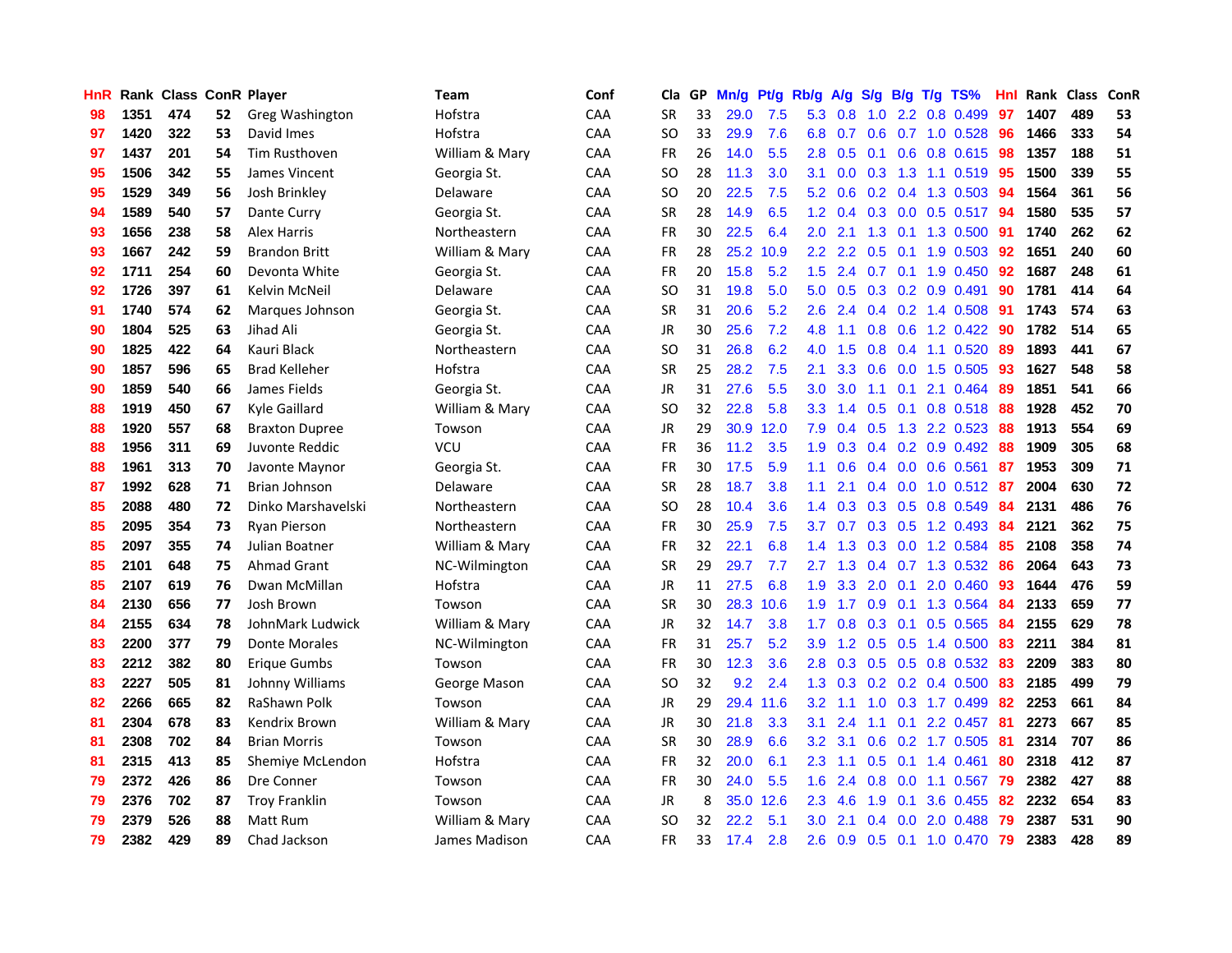| HnR | Rank | Class | ConR | Player | Team | Conf | Cla | GP | Mn/g | Pt/g | Rb/g | A/g | S/g | B/g | T/g | TS% | HnI | Rank | Class | ConR |
|---|---|---|---|---|---|---|---|---|---|---|---|---|---|---|---|---|---|---|---|---|
| 98 | 1351 | 474 | 52 | Greg Washington | Hofstra | CAA | SR | 33 | 29.0 | 7.5 | 5.3 | 0.8 | 1.0 | 2.2 | 0.8 | 0.499 | 97 | 1407 | 489 | 53 |
| 97 | 1420 | 322 | 53 | David Imes | Hofstra | CAA | SO | 33 | 29.9 | 7.6 | 6.8 | 0.7 | 0.6 | 0.7 | 1.0 | 0.528 | 96 | 1466 | 333 | 54 |
| 97 | 1437 | 201 | 54 | Tim Rusthoven | William & Mary | CAA | FR | 26 | 14.0 | 5.5 | 2.8 | 0.5 | 0.1 | 0.6 | 0.8 | 0.615 | 98 | 1357 | 188 | 51 |
| 95 | 1506 | 342 | 55 | James Vincent | Georgia St. | CAA | SO | 28 | 11.3 | 3.0 | 3.1 | 0.0 | 0.3 | 1.3 | 1.1 | 0.519 | 95 | 1500 | 339 | 55 |
| 95 | 1529 | 349 | 56 | Josh Brinkley | Delaware | CAA | SO | 20 | 22.5 | 7.5 | 5.2 | 0.6 | 0.2 | 0.4 | 1.3 | 0.503 | 94 | 1564 | 361 | 56 |
| 94 | 1589 | 540 | 57 | Dante Curry | Georgia St. | CAA | SR | 28 | 14.9 | 6.5 | 1.2 | 0.4 | 0.3 | 0.0 | 0.5 | 0.517 | 94 | 1580 | 535 | 57 |
| 93 | 1656 | 238 | 58 | Alex Harris | Northeastern | CAA | FR | 30 | 22.5 | 6.4 | 2.0 | 2.1 | 1.3 | 0.1 | 1.3 | 0.500 | 91 | 1740 | 262 | 62 |
| 93 | 1667 | 242 | 59 | Brandon Britt | William & Mary | CAA | FR | 28 | 25.2 | 10.9 | 2.2 | 2.2 | 0.5 | 0.1 | 1.9 | 0.503 | 92 | 1651 | 240 | 60 |
| 92 | 1711 | 254 | 60 | Devonta White | Georgia St. | CAA | FR | 20 | 15.8 | 5.2 | 1.5 | 2.4 | 0.7 | 0.1 | 1.9 | 0.450 | 92 | 1687 | 248 | 61 |
| 92 | 1726 | 397 | 61 | Kelvin McNeil | Delaware | CAA | SO | 31 | 19.8 | 5.0 | 5.0 | 0.5 | 0.3 | 0.2 | 0.9 | 0.491 | 90 | 1781 | 414 | 64 |
| 91 | 1740 | 574 | 62 | Marques Johnson | Georgia St. | CAA | SR | 31 | 20.6 | 5.2 | 2.6 | 2.4 | 0.4 | 0.2 | 1.4 | 0.508 | 91 | 1743 | 574 | 63 |
| 90 | 1804 | 525 | 63 | Jihad Ali | Georgia St. | CAA | JR | 30 | 25.6 | 7.2 | 4.8 | 1.1 | 0.8 | 0.6 | 1.2 | 0.422 | 90 | 1782 | 514 | 65 |
| 90 | 1825 | 422 | 64 | Kauri Black | Northeastern | CAA | SO | 31 | 26.8 | 6.2 | 4.0 | 1.5 | 0.8 | 0.4 | 1.1 | 0.520 | 89 | 1893 | 441 | 67 |
| 90 | 1857 | 596 | 65 | Brad Kelleher | Hofstra | CAA | SR | 25 | 28.2 | 7.5 | 2.1 | 3.3 | 0.6 | 0.0 | 1.5 | 0.505 | 93 | 1627 | 548 | 58 |
| 90 | 1859 | 540 | 66 | James Fields | Georgia St. | CAA | JR | 31 | 27.6 | 5.5 | 3.0 | 3.0 | 1.1 | 0.1 | 2.1 | 0.464 | 89 | 1851 | 541 | 66 |
| 88 | 1919 | 450 | 67 | Kyle Gaillard | William & Mary | CAA | SO | 32 | 22.8 | 5.8 | 3.3 | 1.4 | 0.5 | 0.1 | 0.8 | 0.518 | 88 | 1928 | 452 | 70 |
| 88 | 1920 | 557 | 68 | Braxton Dupree | Towson | CAA | JR | 29 | 30.9 | 12.0 | 7.9 | 0.4 | 0.5 | 1.3 | 2.2 | 0.523 | 88 | 1913 | 554 | 69 |
| 88 | 1956 | 311 | 69 | Juvonte Reddic | VCU | CAA | FR | 36 | 11.2 | 3.5 | 1.9 | 0.3 | 0.4 | 0.2 | 0.9 | 0.492 | 88 | 1909 | 305 | 68 |
| 88 | 1961 | 313 | 70 | Javonte Maynor | Georgia St. | CAA | FR | 30 | 17.5 | 5.9 | 1.1 | 0.6 | 0.4 | 0.0 | 0.6 | 0.561 | 87 | 1953 | 309 | 71 |
| 87 | 1992 | 628 | 71 | Brian Johnson | Delaware | CAA | SR | 28 | 18.7 | 3.8 | 1.1 | 2.1 | 0.4 | 0.0 | 1.0 | 0.512 | 87 | 2004 | 630 | 72 |
| 85 | 2088 | 480 | 72 | Dinko Marshavelski | Northeastern | CAA | SO | 28 | 10.4 | 3.6 | 1.4 | 0.3 | 0.3 | 0.5 | 0.8 | 0.549 | 84 | 2131 | 486 | 76 |
| 85 | 2095 | 354 | 73 | Ryan Pierson | Northeastern | CAA | FR | 30 | 25.9 | 7.5 | 3.7 | 0.7 | 0.3 | 0.5 | 1.2 | 0.493 | 84 | 2121 | 362 | 75 |
| 85 | 2097 | 355 | 74 | Julian Boatner | William & Mary | CAA | FR | 32 | 22.1 | 6.8 | 1.4 | 1.3 | 0.3 | 0.0 | 1.2 | 0.584 | 85 | 2108 | 358 | 74 |
| 85 | 2101 | 648 | 75 | Ahmad Grant | NC-Wilmington | CAA | SR | 29 | 29.7 | 7.7 | 2.7 | 1.3 | 0.4 | 0.7 | 1.3 | 0.532 | 86 | 2064 | 643 | 73 |
| 85 | 2107 | 619 | 76 | Dwan McMillan | Hofstra | CAA | JR | 11 | 27.5 | 6.8 | 1.9 | 3.3 | 2.0 | 0.1 | 2.0 | 0.460 | 93 | 1644 | 476 | 59 |
| 84 | 2130 | 656 | 77 | Josh Brown | Towson | CAA | SR | 30 | 28.3 | 10.6 | 1.9 | 1.7 | 0.9 | 0.1 | 1.3 | 0.564 | 84 | 2133 | 659 | 77 |
| 84 | 2155 | 634 | 78 | JohnMark Ludwick | William & Mary | CAA | JR | 32 | 14.7 | 3.8 | 1.7 | 0.8 | 0.3 | 0.1 | 0.5 | 0.565 | 84 | 2155 | 629 | 78 |
| 83 | 2200 | 377 | 79 | Donte Morales | NC-Wilmington | CAA | FR | 31 | 25.7 | 5.2 | 3.9 | 1.2 | 0.5 | 0.5 | 1.4 | 0.500 | 83 | 2211 | 384 | 81 |
| 83 | 2212 | 382 | 80 | Erique Gumbs | Towson | CAA | FR | 30 | 12.3 | 3.6 | 2.8 | 0.3 | 0.5 | 0.5 | 0.8 | 0.532 | 83 | 2209 | 383 | 80 |
| 83 | 2227 | 505 | 81 | Johnny Williams | George Mason | CAA | SO | 32 | 9.2 | 2.4 | 1.3 | 0.3 | 0.2 | 0.2 | 0.4 | 0.500 | 83 | 2185 | 499 | 79 |
| 82 | 2266 | 665 | 82 | RaShawn Polk | Towson | CAA | JR | 29 | 29.4 | 11.6 | 3.2 | 1.1 | 1.0 | 0.3 | 1.7 | 0.499 | 82 | 2253 | 661 | 84 |
| 81 | 2304 | 678 | 83 | Kendrix Brown | William & Mary | CAA | JR | 30 | 21.8 | 3.3 | 3.1 | 2.4 | 1.1 | 0.1 | 2.2 | 0.457 | 81 | 2273 | 667 | 85 |
| 81 | 2308 | 702 | 84 | Brian Morris | Towson | CAA | SR | 30 | 28.9 | 6.6 | 3.2 | 3.1 | 0.6 | 0.2 | 1.7 | 0.505 | 81 | 2314 | 707 | 86 |
| 81 | 2315 | 413 | 85 | Shemiye McLendon | Hofstra | CAA | FR | 32 | 20.0 | 6.1 | 2.3 | 1.1 | 0.5 | 0.1 | 1.4 | 0.461 | 80 | 2318 | 412 | 87 |
| 79 | 2372 | 426 | 86 | Dre Conner | Towson | CAA | FR | 30 | 24.0 | 5.5 | 1.6 | 2.4 | 0.8 | 0.0 | 1.1 | 0.567 | 79 | 2382 | 427 | 88 |
| 79 | 2376 | 702 | 87 | Troy Franklin | Towson | CAA | JR | 8 | 35.0 | 12.6 | 2.3 | 4.6 | 1.9 | 0.1 | 3.6 | 0.455 | 82 | 2232 | 654 | 83 |
| 79 | 2379 | 526 | 88 | Matt Rum | William & Mary | CAA | SO | 32 | 22.2 | 5.1 | 3.0 | 2.1 | 0.4 | 0.0 | 2.0 | 0.488 | 79 | 2387 | 531 | 90 |
| 79 | 2382 | 429 | 89 | Chad Jackson | James Madison | CAA | FR | 33 | 17.4 | 2.8 | 2.6 | 0.9 | 0.5 | 0.1 | 1.0 | 0.470 | 79 | 2383 | 428 | 89 |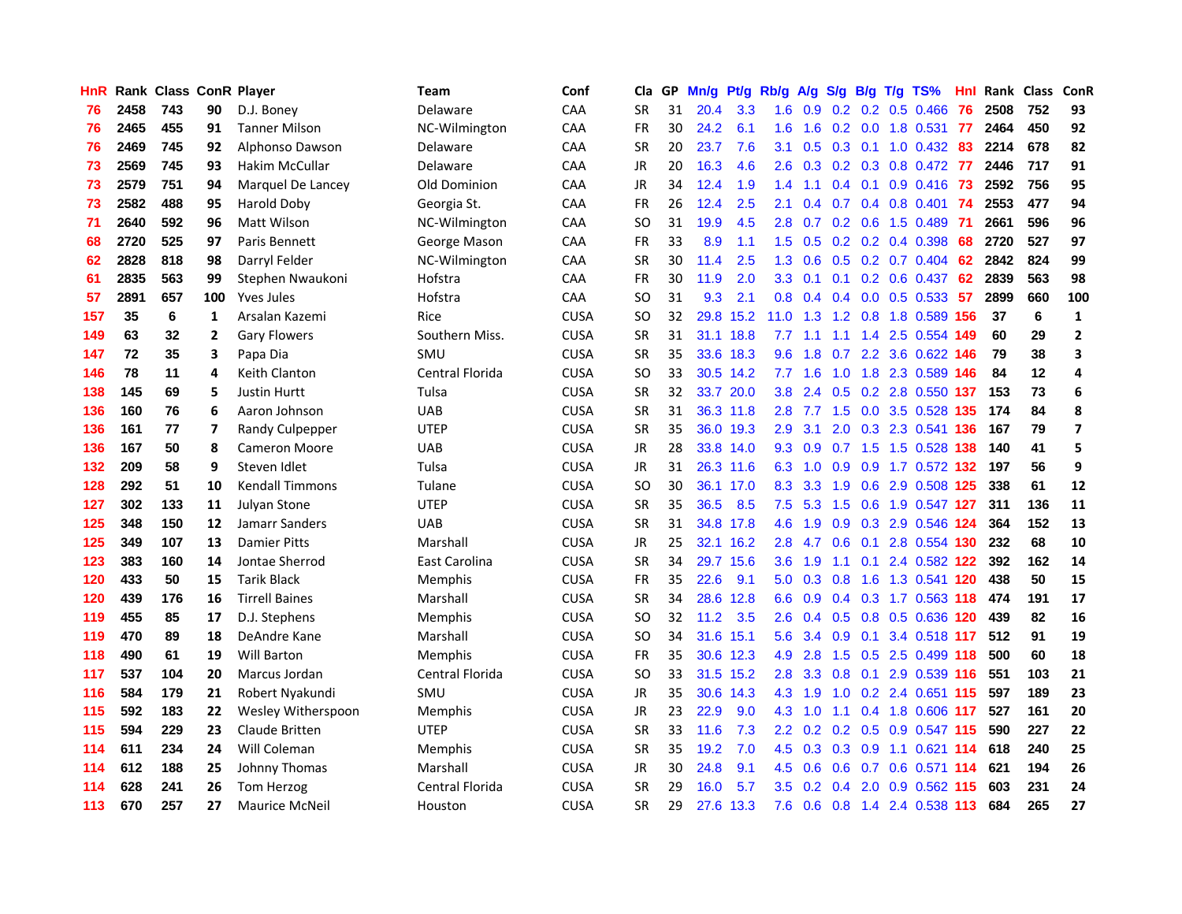| HnR | Rank | Class | ConR | Player | Team | Conf | Cla | GP | Mn/g | Pt/g | Rb/g | A/g | S/g | B/g | T/g | TS% | HnI | Rank | Class | ConR |
|---|---|---|---|---|---|---|---|---|---|---|---|---|---|---|---|---|---|---|---|---|
| 76 | 2458 | 743 | 90 | D.J. Boney | Delaware | CAA | SR | 31 | 20.4 | 3.3 | 1.6 | 0.9 | 0.2 | 0.2 | 0.5 | 0.466 | 76 | 2508 | 752 | 93 |
| 76 | 2465 | 455 | 91 | Tanner Milson | NC-Wilmington | CAA | FR | 30 | 24.2 | 6.1 | 1.6 | 1.6 | 0.2 | 0.0 | 1.8 | 0.531 | 77 | 2464 | 450 | 92 |
| 76 | 2469 | 745 | 92 | Alphonso Dawson | Delaware | CAA | SR | 20 | 23.7 | 7.6 | 3.1 | 0.5 | 0.3 | 0.1 | 1.0 | 0.432 | 83 | 2214 | 678 | 82 |
| 73 | 2569 | 745 | 93 | Hakim McCullar | Delaware | CAA | JR | 20 | 16.3 | 4.6 | 2.6 | 0.3 | 0.2 | 0.3 | 0.8 | 0.472 | 77 | 2446 | 717 | 91 |
| 73 | 2579 | 751 | 94 | Marquel De Lancey | Old Dominion | CAA | JR | 34 | 12.4 | 1.9 | 1.4 | 1.1 | 0.4 | 0.1 | 0.9 | 0.416 | 73 | 2592 | 756 | 95 |
| 73 | 2582 | 488 | 95 | Harold Doby | Georgia St. | CAA | FR | 26 | 12.4 | 2.5 | 2.1 | 0.4 | 0.7 | 0.4 | 0.8 | 0.401 | 74 | 2553 | 477 | 94 |
| 71 | 2640 | 592 | 96 | Matt Wilson | NC-Wilmington | CAA | SO | 31 | 19.9 | 4.5 | 2.8 | 0.7 | 0.2 | 0.6 | 1.5 | 0.489 | 71 | 2661 | 596 | 96 |
| 68 | 2720 | 525 | 97 | Paris Bennett | George Mason | CAA | FR | 33 | 8.9 | 1.1 | 1.5 | 0.5 | 0.2 | 0.2 | 0.4 | 0.398 | 68 | 2720 | 527 | 97 |
| 62 | 2828 | 818 | 98 | Darryl Felder | NC-Wilmington | CAA | SR | 30 | 11.4 | 2.5 | 1.3 | 0.6 | 0.5 | 0.2 | 0.7 | 0.404 | 62 | 2842 | 824 | 99 |
| 61 | 2835 | 563 | 99 | Stephen Nwaukoni | Hofstra | CAA | FR | 30 | 11.9 | 2.0 | 3.3 | 0.1 | 0.1 | 0.2 | 0.6 | 0.437 | 62 | 2839 | 563 | 98 |
| 57 | 2891 | 657 | 100 | Yves Jules | Hofstra | CAA | SO | 31 | 9.3 | 2.1 | 0.8 | 0.4 | 0.4 | 0.0 | 0.5 | 0.533 | 57 | 2899 | 660 | 100 |
| 157 | 35 | 6 | 1 | Arsalan Kazemi | Rice | CUSA | SO | 32 | 29.8 | 15.2 | 11.0 | 1.3 | 1.2 | 0.8 | 1.8 | 0.589 | 156 | 37 | 6 | 1 |
| 149 | 63 | 32 | 2 | Gary Flowers | Southern Miss. | CUSA | SR | 31 | 31.1 | 18.8 | 7.7 | 1.1 | 1.1 | 1.4 | 2.5 | 0.554 | 149 | 60 | 29 | 2 |
| 147 | 72 | 35 | 3 | Papa Dia | SMU | CUSA | SR | 35 | 33.6 | 18.3 | 9.6 | 1.8 | 0.7 | 2.2 | 3.6 | 0.622 | 146 | 79 | 38 | 3 |
| 146 | 78 | 11 | 4 | Keith Clanton | Central Florida | CUSA | SO | 33 | 30.5 | 14.2 | 7.7 | 1.6 | 1.0 | 1.8 | 2.3 | 0.589 | 146 | 84 | 12 | 4 |
| 138 | 145 | 69 | 5 | Justin Hurtt | Tulsa | CUSA | SR | 32 | 33.7 | 20.0 | 3.8 | 2.4 | 0.5 | 0.2 | 2.8 | 0.550 | 137 | 153 | 73 | 6 |
| 136 | 160 | 76 | 6 | Aaron Johnson | UAB | CUSA | SR | 31 | 36.3 | 11.8 | 2.8 | 7.7 | 1.5 | 0.0 | 3.5 | 0.528 | 135 | 174 | 84 | 8 |
| 136 | 161 | 77 | 7 | Randy Culpepper | UTEP | CUSA | SR | 35 | 36.0 | 19.3 | 2.9 | 3.1 | 2.0 | 0.3 | 2.3 | 0.541 | 136 | 167 | 79 | 7 |
| 136 | 167 | 50 | 8 | Cameron Moore | UAB | CUSA | JR | 28 | 33.8 | 14.0 | 9.3 | 0.9 | 0.7 | 1.5 | 1.5 | 0.528 | 138 | 140 | 41 | 5 |
| 132 | 209 | 58 | 9 | Steven Idlet | Tulsa | CUSA | JR | 31 | 26.3 | 11.6 | 6.3 | 1.0 | 0.9 | 0.9 | 1.7 | 0.572 | 132 | 197 | 56 | 9 |
| 128 | 292 | 51 | 10 | Kendall Timmons | Tulane | CUSA | SO | 30 | 36.1 | 17.0 | 8.3 | 3.3 | 1.9 | 0.6 | 2.9 | 0.508 | 125 | 338 | 61 | 12 |
| 127 | 302 | 133 | 11 | Julyan Stone | UTEP | CUSA | SR | 35 | 36.5 | 8.5 | 7.5 | 5.3 | 1.5 | 0.6 | 1.9 | 0.547 | 127 | 311 | 136 | 11 |
| 125 | 348 | 150 | 12 | Jamarr Sanders | UAB | CUSA | SR | 31 | 34.8 | 17.8 | 4.6 | 1.9 | 0.9 | 0.3 | 2.9 | 0.546 | 124 | 364 | 152 | 13 |
| 125 | 349 | 107 | 13 | Damier Pitts | Marshall | CUSA | JR | 25 | 32.1 | 16.2 | 2.8 | 4.7 | 0.6 | 0.1 | 2.8 | 0.554 | 130 | 232 | 68 | 10 |
| 123 | 383 | 160 | 14 | Jontae Sherrod | East Carolina | CUSA | SR | 34 | 29.7 | 15.6 | 3.6 | 1.9 | 1.1 | 0.1 | 2.4 | 0.582 | 122 | 392 | 162 | 14 |
| 120 | 433 | 50 | 15 | Tarik Black | Memphis | CUSA | FR | 35 | 22.6 | 9.1 | 5.0 | 0.3 | 0.8 | 1.6 | 1.3 | 0.541 | 120 | 438 | 50 | 15 |
| 120 | 439 | 176 | 16 | Tirrell Baines | Marshall | CUSA | SR | 34 | 28.6 | 12.8 | 6.6 | 0.9 | 0.4 | 0.3 | 1.7 | 0.563 | 118 | 474 | 191 | 17 |
| 119 | 455 | 85 | 17 | D.J. Stephens | Memphis | CUSA | SO | 32 | 11.2 | 3.5 | 2.6 | 0.4 | 0.5 | 0.8 | 0.5 | 0.636 | 120 | 439 | 82 | 16 |
| 119 | 470 | 89 | 18 | DeAndre Kane | Marshall | CUSA | SO | 34 | 31.6 | 15.1 | 5.6 | 3.4 | 0.9 | 0.1 | 3.4 | 0.518 | 117 | 512 | 91 | 19 |
| 118 | 490 | 61 | 19 | Will Barton | Memphis | CUSA | FR | 35 | 30.6 | 12.3 | 4.9 | 2.8 | 1.5 | 0.5 | 2.5 | 0.499 | 118 | 500 | 60 | 18 |
| 117 | 537 | 104 | 20 | Marcus Jordan | Central Florida | CUSA | SO | 33 | 31.5 | 15.2 | 2.8 | 3.3 | 0.8 | 0.1 | 2.9 | 0.539 | 116 | 551 | 103 | 21 |
| 116 | 584 | 179 | 21 | Robert Nyakundi | SMU | CUSA | JR | 35 | 30.6 | 14.3 | 4.3 | 1.9 | 1.0 | 0.2 | 2.4 | 0.651 | 115 | 597 | 189 | 23 |
| 115 | 592 | 183 | 22 | Wesley Witherspoon | Memphis | CUSA | JR | 23 | 22.9 | 9.0 | 4.3 | 1.0 | 1.1 | 0.4 | 1.8 | 0.606 | 117 | 527 | 161 | 20 |
| 115 | 594 | 229 | 23 | Claude Britten | UTEP | CUSA | SR | 33 | 11.6 | 7.3 | 2.2 | 0.2 | 0.2 | 0.5 | 0.9 | 0.547 | 115 | 590 | 227 | 22 |
| 114 | 611 | 234 | 24 | Will Coleman | Memphis | CUSA | SR | 35 | 19.2 | 7.0 | 4.5 | 0.3 | 0.3 | 0.9 | 1.1 | 0.621 | 114 | 618 | 240 | 25 |
| 114 | 612 | 188 | 25 | Johnny Thomas | Marshall | CUSA | JR | 30 | 24.8 | 9.1 | 4.5 | 0.6 | 0.6 | 0.7 | 0.6 | 0.571 | 114 | 621 | 194 | 26 |
| 114 | 628 | 241 | 26 | Tom Herzog | Central Florida | CUSA | SR | 29 | 16.0 | 5.7 | 3.5 | 0.2 | 0.4 | 2.0 | 0.9 | 0.562 | 115 | 603 | 231 | 24 |
| 113 | 670 | 257 | 27 | Maurice McNeil | Houston | CUSA | SR | 29 | 27.6 | 13.3 | 7.6 | 0.6 | 0.8 | 1.4 | 2.4 | 0.538 | 113 | 684 | 265 | 27 |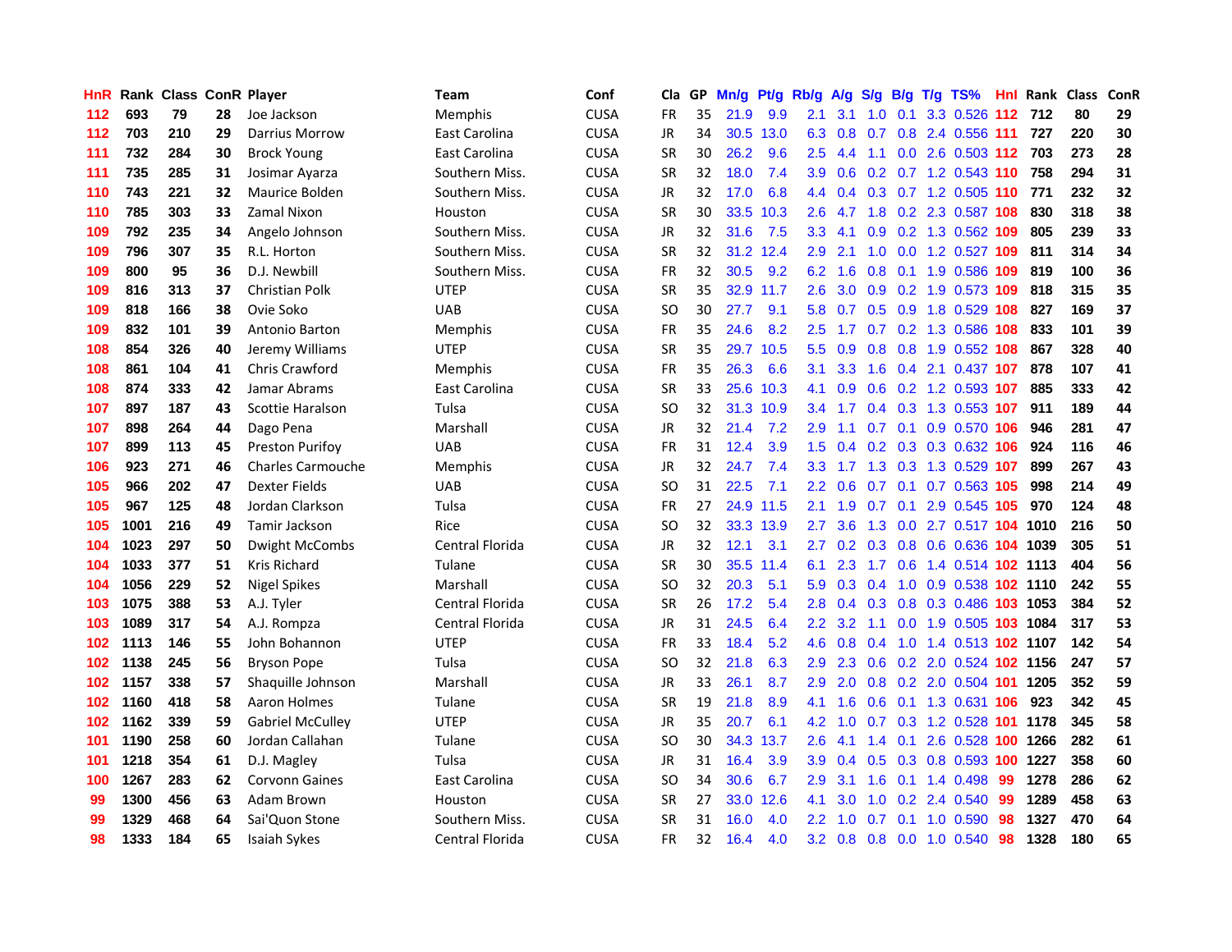| HnR | Rank | Class | ConR | Player | Team | Conf | Cla | GP | Mn/g | Pt/g | Rb/g | A/g | S/g | B/g | T/g | TS% | HnI | Rank | Class | ConR |
|---|---|---|---|---|---|---|---|---|---|---|---|---|---|---|---|---|---|---|---|---|
| 112 | 693 | 79 | 28 | Joe Jackson | Memphis | CUSA | FR | 35 | 21.9 | 9.9 | 2.1 | 3.1 | 1.0 | 0.1 | 3.3 | 0.526 | 112 | 712 | 80 | 29 |
| 112 | 703 | 210 | 29 | Darrius Morrow | East Carolina | CUSA | JR | 34 | 30.5 | 13.0 | 6.3 | 0.8 | 0.7 | 0.8 | 2.4 | 0.556 | 111 | 727 | 220 | 30 |
| 111 | 732 | 284 | 30 | Brock Young | East Carolina | CUSA | SR | 30 | 26.2 | 9.6 | 2.5 | 4.4 | 1.1 | 0.0 | 2.6 | 0.503 | 112 | 703 | 273 | 28 |
| 111 | 735 | 285 | 31 | Josimar Ayarza | Southern Miss. | CUSA | SR | 32 | 18.0 | 7.4 | 3.9 | 0.6 | 0.2 | 0.7 | 1.2 | 0.543 | 110 | 758 | 294 | 31 |
| 110 | 743 | 221 | 32 | Maurice Bolden | Southern Miss. | CUSA | JR | 32 | 17.0 | 6.8 | 4.4 | 0.4 | 0.3 | 0.7 | 1.2 | 0.505 | 110 | 771 | 232 | 32 |
| 110 | 785 | 303 | 33 | Zamal Nixon | Houston | CUSA | SR | 30 | 33.5 | 10.3 | 2.6 | 4.7 | 1.8 | 0.2 | 2.3 | 0.587 | 108 | 830 | 318 | 38 |
| 109 | 792 | 235 | 34 | Angelo Johnson | Southern Miss. | CUSA | JR | 32 | 31.6 | 7.5 | 3.3 | 4.1 | 0.9 | 0.2 | 1.3 | 0.562 | 109 | 805 | 239 | 33 |
| 109 | 796 | 307 | 35 | R.L. Horton | Southern Miss. | CUSA | SR | 32 | 31.2 | 12.4 | 2.9 | 2.1 | 1.0 | 0.0 | 1.2 | 0.527 | 109 | 811 | 314 | 34 |
| 109 | 800 | 95 | 36 | D.J. Newbill | Southern Miss. | CUSA | FR | 32 | 30.5 | 9.2 | 6.2 | 1.6 | 0.8 | 0.1 | 1.9 | 0.586 | 109 | 819 | 100 | 36 |
| 109 | 816 | 313 | 37 | Christian Polk | UTEP | CUSA | SR | 35 | 32.9 | 11.7 | 2.6 | 3.0 | 0.9 | 0.2 | 1.9 | 0.573 | 109 | 818 | 315 | 35 |
| 109 | 818 | 166 | 38 | Ovie Soko | UAB | CUSA | SO | 30 | 27.7 | 9.1 | 5.8 | 0.7 | 0.5 | 0.9 | 1.8 | 0.529 | 108 | 827 | 169 | 37 |
| 109 | 832 | 101 | 39 | Antonio Barton | Memphis | CUSA | FR | 35 | 24.6 | 8.2 | 2.5 | 1.7 | 0.7 | 0.2 | 1.3 | 0.586 | 108 | 833 | 101 | 39 |
| 108 | 854 | 326 | 40 | Jeremy Williams | UTEP | CUSA | SR | 35 | 29.7 | 10.5 | 5.5 | 0.9 | 0.8 | 0.8 | 1.9 | 0.552 | 108 | 867 | 328 | 40 |
| 108 | 861 | 104 | 41 | Chris Crawford | Memphis | CUSA | FR | 35 | 26.3 | 6.6 | 3.1 | 3.3 | 1.6 | 0.4 | 2.1 | 0.437 | 107 | 878 | 107 | 41 |
| 108 | 874 | 333 | 42 | Jamar Abrams | East Carolina | CUSA | SR | 33 | 25.6 | 10.3 | 4.1 | 0.9 | 0.6 | 0.2 | 1.2 | 0.593 | 107 | 885 | 333 | 42 |
| 107 | 897 | 187 | 43 | Scottie Haralson | Tulsa | CUSA | SO | 32 | 31.3 | 10.9 | 3.4 | 1.7 | 0.4 | 0.3 | 1.3 | 0.553 | 107 | 911 | 189 | 44 |
| 107 | 898 | 264 | 44 | Dago Pena | Marshall | CUSA | JR | 32 | 21.4 | 7.2 | 2.9 | 1.1 | 0.7 | 0.1 | 0.9 | 0.570 | 106 | 946 | 281 | 47 |
| 107 | 899 | 113 | 45 | Preston Purifoy | UAB | CUSA | FR | 31 | 12.4 | 3.9 | 1.5 | 0.4 | 0.2 | 0.3 | 0.3 | 0.632 | 106 | 924 | 116 | 46 |
| 106 | 923 | 271 | 46 | Charles Carmouche | Memphis | CUSA | JR | 32 | 24.7 | 7.4 | 3.3 | 1.7 | 1.3 | 0.3 | 1.3 | 0.529 | 107 | 899 | 267 | 43 |
| 105 | 966 | 202 | 47 | Dexter Fields | UAB | CUSA | SO | 31 | 22.5 | 7.1 | 2.2 | 0.6 | 0.7 | 0.1 | 0.7 | 0.563 | 105 | 998 | 214 | 49 |
| 105 | 967 | 125 | 48 | Jordan Clarkson | Tulsa | CUSA | FR | 27 | 24.9 | 11.5 | 2.1 | 1.9 | 0.7 | 0.1 | 2.9 | 0.545 | 105 | 970 | 124 | 48 |
| 105 | 1001 | 216 | 49 | Tamir Jackson | Rice | CUSA | SO | 32 | 33.3 | 13.9 | 2.7 | 3.6 | 1.3 | 0.0 | 2.7 | 0.517 | 104 | 1010 | 216 | 50 |
| 104 | 1023 | 297 | 50 | Dwight McCombs | Central Florida | CUSA | JR | 32 | 12.1 | 3.1 | 2.7 | 0.2 | 0.3 | 0.8 | 0.6 | 0.636 | 104 | 1039 | 305 | 51 |
| 104 | 1033 | 377 | 51 | Kris Richard | Tulane | CUSA | SR | 30 | 35.5 | 11.4 | 6.1 | 2.3 | 1.7 | 0.6 | 1.4 | 0.514 | 102 | 1113 | 404 | 56 |
| 104 | 1056 | 229 | 52 | Nigel Spikes | Marshall | CUSA | SO | 32 | 20.3 | 5.1 | 5.9 | 0.3 | 0.4 | 1.0 | 0.9 | 0.538 | 102 | 1110 | 242 | 55 |
| 103 | 1075 | 388 | 53 | A.J. Tyler | Central Florida | CUSA | SR | 26 | 17.2 | 5.4 | 2.8 | 0.4 | 0.3 | 0.8 | 0.3 | 0.486 | 103 | 1053 | 384 | 52 |
| 103 | 1089 | 317 | 54 | A.J. Rompza | Central Florida | CUSA | JR | 31 | 24.5 | 6.4 | 2.2 | 3.2 | 1.1 | 0.0 | 1.9 | 0.505 | 103 | 1084 | 317 | 53 |
| 102 | 1113 | 146 | 55 | John Bohannon | UTEP | CUSA | FR | 33 | 18.4 | 5.2 | 4.6 | 0.8 | 0.4 | 1.0 | 1.4 | 0.513 | 102 | 1107 | 142 | 54 |
| 102 | 1138 | 245 | 56 | Bryson Pope | Tulsa | CUSA | SO | 32 | 21.8 | 6.3 | 2.9 | 2.3 | 0.6 | 0.2 | 2.0 | 0.524 | 102 | 1156 | 247 | 57 |
| 102 | 1157 | 338 | 57 | Shaquille Johnson | Marshall | CUSA | JR | 33 | 26.1 | 8.7 | 2.9 | 2.0 | 0.8 | 0.2 | 2.0 | 0.504 | 101 | 1205 | 352 | 59 |
| 102 | 1160 | 418 | 58 | Aaron Holmes | Tulane | CUSA | SR | 19 | 21.8 | 8.9 | 4.1 | 1.6 | 0.6 | 0.1 | 1.3 | 0.631 | 106 | 923 | 342 | 45 |
| 102 | 1162 | 339 | 59 | Gabriel McCulley | UTEP | CUSA | JR | 35 | 20.7 | 6.1 | 4.2 | 1.0 | 0.7 | 0.3 | 1.2 | 0.528 | 101 | 1178 | 345 | 58 |
| 101 | 1190 | 258 | 60 | Jordan Callahan | Tulane | CUSA | SO | 30 | 34.3 | 13.7 | 2.6 | 4.1 | 1.4 | 0.1 | 2.6 | 0.528 | 100 | 1266 | 282 | 61 |
| 101 | 1218 | 354 | 61 | D.J. Magley | Tulsa | CUSA | JR | 31 | 16.4 | 3.9 | 3.9 | 0.4 | 0.5 | 0.3 | 0.8 | 0.593 | 100 | 1227 | 358 | 60 |
| 100 | 1267 | 283 | 62 | Corvonn Gaines | East Carolina | CUSA | SO | 34 | 30.6 | 6.7 | 2.9 | 3.1 | 1.6 | 0.1 | 1.4 | 0.498 | 99 | 1278 | 286 | 62 |
| 99 | 1300 | 456 | 63 | Adam Brown | Houston | CUSA | SR | 27 | 33.0 | 12.6 | 4.1 | 3.0 | 1.0 | 0.2 | 2.4 | 0.540 | 99 | 1289 | 458 | 63 |
| 99 | 1329 | 468 | 64 | Sai'Quon Stone | Southern Miss. | CUSA | SR | 31 | 16.0 | 4.0 | 2.2 | 1.0 | 0.7 | 0.1 | 1.0 | 0.590 | 98 | 1327 | 470 | 64 |
| 98 | 1333 | 184 | 65 | Isaiah Sykes | Central Florida | CUSA | FR | 32 | 16.4 | 4.0 | 3.2 | 0.8 | 0.8 | 0.0 | 1.0 | 0.540 | 98 | 1328 | 180 | 65 |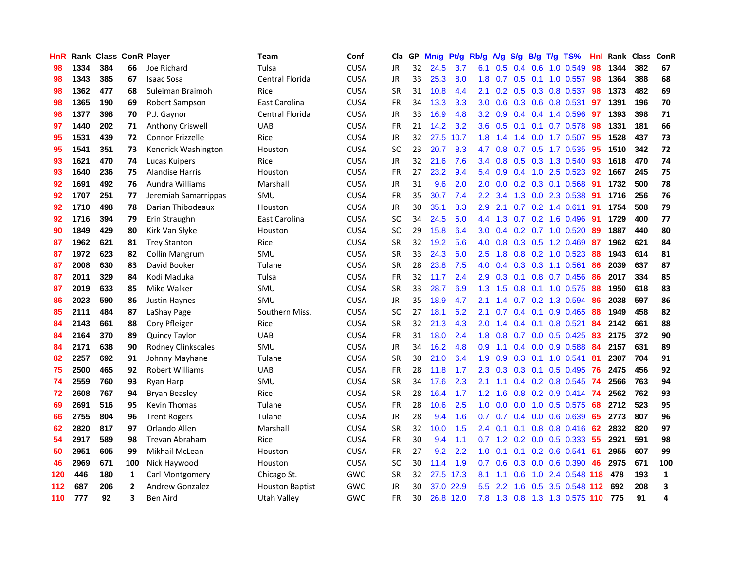| HnR | Rank | Class | ConR | Player | Team | Conf | Cla | GP | Mn/g | Pt/g | Rb/g | A/g | S/g | B/g | T/g | TS% | HnI | Rank | Class | ConR |
|---|---|---|---|---|---|---|---|---|---|---|---|---|---|---|---|---|---|---|---|---|
| 98 | 1334 | 384 | 66 | Joe Richard | Tulsa | CUSA | JR | 32 | 24.5 | 3.7 | 6.1 | 0.5 | 0.4 | 0.6 | 1.0 | 0.549 | 98 | 1344 | 382 | 67 |
| 98 | 1343 | 385 | 67 | Isaac Sosa | Central Florida | CUSA | JR | 33 | 25.3 | 8.0 | 1.8 | 0.7 | 0.5 | 0.1 | 1.0 | 0.557 | 98 | 1364 | 388 | 68 |
| 98 | 1362 | 477 | 68 | Suleiman Braimoh | Rice | CUSA | SR | 31 | 10.8 | 4.4 | 2.1 | 0.2 | 0.5 | 0.3 | 0.8 | 0.537 | 98 | 1373 | 482 | 69 |
| 98 | 1365 | 190 | 69 | Robert Sampson | East Carolina | CUSA | FR | 34 | 13.3 | 3.3 | 3.0 | 0.6 | 0.3 | 0.6 | 0.8 | 0.531 | 97 | 1391 | 196 | 70 |
| 98 | 1377 | 398 | 70 | P.J. Gaynor | Central Florida | CUSA | JR | 33 | 16.9 | 4.8 | 3.2 | 0.9 | 0.4 | 0.4 | 1.4 | 0.596 | 97 | 1393 | 398 | 71 |
| 97 | 1440 | 202 | 71 | Anthony Criswell | UAB | CUSA | FR | 21 | 14.2 | 3.2 | 3.6 | 0.5 | 0.1 | 0.1 | 0.7 | 0.578 | 98 | 1331 | 181 | 66 |
| 95 | 1531 | 439 | 72 | Connor Frizzelle | Rice | CUSA | JR | 32 | 27.5 | 10.7 | 1.8 | 1.4 | 1.4 | 0.0 | 1.7 | 0.507 | 95 | 1528 | 437 | 73 |
| 95 | 1541 | 351 | 73 | Kendrick Washington | Houston | CUSA | SO | 23 | 20.7 | 8.3 | 4.7 | 0.8 | 0.7 | 0.5 | 1.7 | 0.535 | 95 | 1510 | 342 | 72 |
| 93 | 1621 | 470 | 74 | Lucas Kuipers | Rice | CUSA | JR | 32 | 21.6 | 7.6 | 3.4 | 0.8 | 0.5 | 0.3 | 1.3 | 0.540 | 93 | 1618 | 470 | 74 |
| 93 | 1640 | 236 | 75 | Alandise Harris | Houston | CUSA | FR | 27 | 23.2 | 9.4 | 5.4 | 0.9 | 0.4 | 1.0 | 2.5 | 0.523 | 92 | 1667 | 245 | 75 |
| 92 | 1691 | 492 | 76 | Aundra Williams | Marshall | CUSA | JR | 31 | 9.6 | 2.0 | 2.0 | 0.0 | 0.2 | 0.3 | 0.1 | 0.568 | 91 | 1732 | 500 | 78 |
| 92 | 1707 | 251 | 77 | Jeremiah Samarrippas | SMU | CUSA | FR | 35 | 30.7 | 7.4 | 2.2 | 3.4 | 1.3 | 0.0 | 2.3 | 0.538 | 91 | 1716 | 256 | 76 |
| 92 | 1710 | 498 | 78 | Darian Thibodeaux | Houston | CUSA | JR | 30 | 35.1 | 8.3 | 2.9 | 2.1 | 0.7 | 0.2 | 1.4 | 0.611 | 91 | 1754 | 508 | 79 |
| 92 | 1716 | 394 | 79 | Erin Straughn | East Carolina | CUSA | SO | 34 | 24.5 | 5.0 | 4.4 | 1.3 | 0.7 | 0.2 | 1.6 | 0.496 | 91 | 1729 | 400 | 77 |
| 90 | 1849 | 429 | 80 | Kirk Van Slyke | Houston | CUSA | SO | 29 | 15.8 | 6.4 | 3.0 | 0.4 | 0.2 | 0.7 | 1.0 | 0.520 | 89 | 1887 | 440 | 80 |
| 87 | 1962 | 621 | 81 | Trey Stanton | Rice | CUSA | SR | 32 | 19.2 | 5.6 | 4.0 | 0.8 | 0.3 | 0.5 | 1.2 | 0.469 | 87 | 1962 | 621 | 84 |
| 87 | 1972 | 623 | 82 | Collin Mangrum | SMU | CUSA | SR | 33 | 24.3 | 6.0 | 2.5 | 1.8 | 0.8 | 0.2 | 1.0 | 0.523 | 88 | 1943 | 614 | 81 |
| 87 | 2008 | 630 | 83 | David Booker | Tulane | CUSA | SR | 28 | 23.8 | 7.5 | 4.0 | 0.4 | 0.3 | 0.3 | 1.1 | 0.561 | 86 | 2039 | 637 | 87 |
| 87 | 2011 | 329 | 84 | Kodi Maduka | Tulsa | CUSA | FR | 32 | 11.7 | 2.4 | 2.9 | 0.3 | 0.1 | 0.8 | 0.7 | 0.456 | 86 | 2017 | 334 | 85 |
| 87 | 2019 | 633 | 85 | Mike Walker | SMU | CUSA | SR | 33 | 28.7 | 6.9 | 1.3 | 1.5 | 0.8 | 0.1 | 1.0 | 0.575 | 88 | 1950 | 618 | 83 |
| 86 | 2023 | 590 | 86 | Justin Haynes | SMU | CUSA | JR | 35 | 18.9 | 4.7 | 2.1 | 1.4 | 0.7 | 0.2 | 1.3 | 0.594 | 86 | 2038 | 597 | 86 |
| 85 | 2111 | 484 | 87 | LaShay Page | Southern Miss. | CUSA | SO | 27 | 18.1 | 6.2 | 2.1 | 0.7 | 0.4 | 0.1 | 0.9 | 0.465 | 88 | 1949 | 458 | 82 |
| 84 | 2143 | 661 | 88 | Cory Pfleiger | Rice | CUSA | SR | 32 | 21.3 | 4.3 | 2.0 | 1.4 | 0.4 | 0.1 | 0.8 | 0.521 | 84 | 2142 | 661 | 88 |
| 84 | 2164 | 370 | 89 | Quincy Taylor | UAB | CUSA | FR | 31 | 18.0 | 2.4 | 1.8 | 0.8 | 0.7 | 0.0 | 0.5 | 0.425 | 83 | 2175 | 372 | 90 |
| 84 | 2171 | 638 | 90 | Rodney Clinkscales | SMU | CUSA | JR | 34 | 16.2 | 4.8 | 0.9 | 1.1 | 0.4 | 0.0 | 0.9 | 0.588 | 84 | 2157 | 631 | 89 |
| 82 | 2257 | 692 | 91 | Johnny Mayhane | Tulane | CUSA | SR | 30 | 21.0 | 6.4 | 1.9 | 0.9 | 0.3 | 0.1 | 1.0 | 0.541 | 81 | 2307 | 704 | 91 |
| 75 | 2500 | 465 | 92 | Robert Williams | UAB | CUSA | FR | 28 | 11.8 | 1.7 | 2.3 | 0.3 | 0.3 | 0.1 | 0.5 | 0.495 | 76 | 2475 | 456 | 92 |
| 74 | 2559 | 760 | 93 | Ryan Harp | SMU | CUSA | SR | 34 | 17.6 | 2.3 | 2.1 | 1.1 | 0.4 | 0.2 | 0.8 | 0.545 | 74 | 2566 | 763 | 94 |
| 72 | 2608 | 767 | 94 | Bryan Beasley | Rice | CUSA | SR | 28 | 16.4 | 1.7 | 1.2 | 1.6 | 0.8 | 0.2 | 0.9 | 0.414 | 74 | 2562 | 762 | 93 |
| 69 | 2691 | 516 | 95 | Kevin Thomas | Tulane | CUSA | FR | 28 | 10.6 | 2.5 | 1.0 | 0.0 | 0.0 | 1.0 | 0.5 | 0.575 | 68 | 2712 | 523 | 95 |
| 66 | 2755 | 804 | 96 | Trent Rogers | Tulane | CUSA | JR | 28 | 9.4 | 1.6 | 0.7 | 0.7 | 0.4 | 0.0 | 0.6 | 0.639 | 65 | 2773 | 807 | 96 |
| 62 | 2820 | 817 | 97 | Orlando Allen | Marshall | CUSA | SR | 32 | 10.0 | 1.5 | 2.4 | 0.1 | 0.1 | 0.8 | 0.8 | 0.416 | 62 | 2832 | 820 | 97 |
| 54 | 2917 | 589 | 98 | Trevan Abraham | Rice | CUSA | FR | 30 | 9.4 | 1.1 | 0.7 | 1.2 | 0.2 | 0.0 | 0.5 | 0.333 | 55 | 2921 | 591 | 98 |
| 50 | 2951 | 605 | 99 | Mikhail McLean | Houston | CUSA | FR | 27 | 9.2 | 2.2 | 1.0 | 0.1 | 0.1 | 0.2 | 0.6 | 0.541 | 51 | 2955 | 607 | 99 |
| 46 | 2969 | 671 | 100 | Nick Haywood | Houston | CUSA | SO | 30 | 11.4 | 1.9 | 0.7 | 0.6 | 0.3 | 0.0 | 0.6 | 0.390 | 46 | 2975 | 671 | 100 |
| 120 | 446 | 180 | 1 | Carl Montgomery | Chicago St. | GWC | SR | 32 | 27.5 | 17.3 | 8.1 | 1.1 | 0.6 | 1.0 | 2.4 | 0.548 | 118 | 478 | 193 | 1 |
| 112 | 687 | 206 | 2 | Andrew Gonzalez | Houston Baptist | GWC | JR | 30 | 37.0 | 22.9 | 5.5 | 2.2 | 1.6 | 0.5 | 3.5 | 0.548 | 112 | 692 | 208 | 3 |
| 110 | 777 | 92 | 3 | Ben Aird | Utah Valley | GWC | FR | 30 | 26.8 | 12.0 | 7.8 | 1.3 | 0.8 | 1.3 | 1.3 | 0.575 | 110 | 775 | 91 | 4 |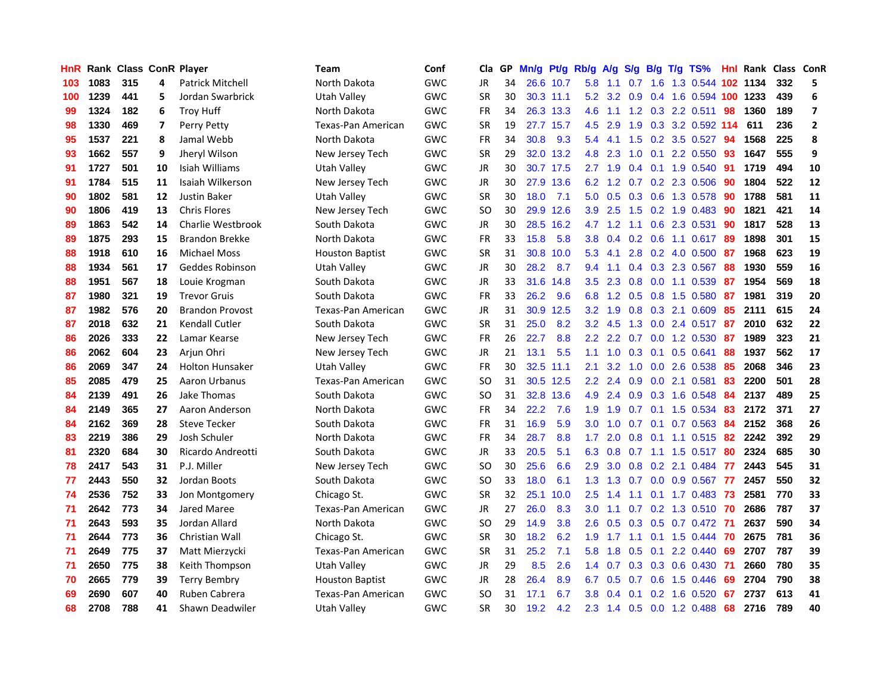| HnR | Rank | Class | ConR | Player | Team | Conf | Cla | GP | Mn/g | Pt/g | Rb/g | A/g | S/g | B/g | T/g | TS% | HnI | Rank | Class | ConR |
|---|---|---|---|---|---|---|---|---|---|---|---|---|---|---|---|---|---|---|---|---|
| 103 | 1083 | 315 | 4 | Patrick Mitchell | North Dakota | GWC | JR | 34 | 26.6 | 10.7 | 5.8 | 1.1 | 0.7 | 1.6 | 1.3 | 0.544 | 102 | 1134 | 332 | 5 |
| 100 | 1239 | 441 | 5 | Jordan Swarbrick | Utah Valley | GWC | SR | 30 | 30.3 | 11.1 | 5.2 | 3.2 | 0.9 | 0.4 | 1.6 | 0.594 | 100 | 1233 | 439 | 6 |
| 99 | 1324 | 182 | 6 | Troy Huff | North Dakota | GWC | FR | 34 | 26.3 | 13.3 | 4.6 | 1.1 | 1.2 | 0.3 | 2.2 | 0.511 | 98 | 1360 | 189 | 7 |
| 98 | 1330 | 469 | 7 | Perry Petty | Texas-Pan American | GWC | SR | 19 | 27.7 | 15.7 | 4.5 | 2.9 | 1.9 | 0.3 | 3.2 | 0.592 | 114 | 611 | 236 | 2 |
| 95 | 1537 | 221 | 8 | Jamal Webb | North Dakota | GWC | FR | 34 | 30.8 | 9.3 | 5.4 | 4.1 | 1.5 | 0.2 | 3.5 | 0.527 | 94 | 1568 | 225 | 8 |
| 93 | 1662 | 557 | 9 | Jheryl Wilson | New Jersey Tech | GWC | SR | 29 | 32.0 | 13.2 | 4.8 | 2.3 | 1.0 | 0.1 | 2.2 | 0.550 | 93 | 1647 | 555 | 9 |
| 91 | 1727 | 501 | 10 | Isiah Williams | Utah Valley | GWC | JR | 30 | 30.7 | 17.5 | 2.7 | 1.9 | 0.4 | 0.1 | 1.9 | 0.540 | 91 | 1719 | 494 | 10 |
| 91 | 1784 | 515 | 11 | Isaiah Wilkerson | New Jersey Tech | GWC | JR | 30 | 27.9 | 13.6 | 6.2 | 1.2 | 0.7 | 0.2 | 2.3 | 0.506 | 90 | 1804 | 522 | 12 |
| 90 | 1802 | 581 | 12 | Justin Baker | Utah Valley | GWC | SR | 30 | 18.0 | 7.1 | 5.0 | 0.5 | 0.3 | 0.6 | 1.3 | 0.578 | 90 | 1788 | 581 | 11 |
| 90 | 1806 | 419 | 13 | Chris Flores | New Jersey Tech | GWC | SO | 30 | 29.9 | 12.6 | 3.9 | 2.5 | 1.5 | 0.2 | 1.9 | 0.483 | 90 | 1821 | 421 | 14 |
| 89 | 1863 | 542 | 14 | Charlie Westbrook | South Dakota | GWC | JR | 30 | 28.5 | 16.2 | 4.7 | 1.2 | 1.1 | 0.6 | 2.3 | 0.531 | 90 | 1817 | 528 | 13 |
| 89 | 1875 | 293 | 15 | Brandon Brekke | North Dakota | GWC | FR | 33 | 15.8 | 5.8 | 3.8 | 0.4 | 0.2 | 0.6 | 1.1 | 0.617 | 89 | 1898 | 301 | 15 |
| 88 | 1918 | 610 | 16 | Michael Moss | Houston Baptist | GWC | SR | 31 | 30.8 | 10.0 | 5.3 | 4.1 | 2.8 | 0.2 | 4.0 | 0.500 | 87 | 1968 | 623 | 19 |
| 88 | 1934 | 561 | 17 | Geddes Robinson | Utah Valley | GWC | JR | 30 | 28.2 | 8.7 | 9.4 | 1.1 | 0.4 | 0.3 | 2.3 | 0.567 | 88 | 1930 | 559 | 16 |
| 88 | 1951 | 567 | 18 | Louie Krogman | South Dakota | GWC | JR | 33 | 31.6 | 14.8 | 3.5 | 2.3 | 0.8 | 0.0 | 1.1 | 0.539 | 87 | 1954 | 569 | 18 |
| 87 | 1980 | 321 | 19 | Trevor Gruis | South Dakota | GWC | FR | 33 | 26.2 | 9.6 | 6.8 | 1.2 | 0.5 | 0.8 | 1.5 | 0.580 | 87 | 1981 | 319 | 20 |
| 87 | 1982 | 576 | 20 | Brandon Provost | Texas-Pan American | GWC | JR | 31 | 30.9 | 12.5 | 3.2 | 1.9 | 0.8 | 0.3 | 2.1 | 0.609 | 85 | 2111 | 615 | 24 |
| 87 | 2018 | 632 | 21 | Kendall Cutler | South Dakota | GWC | SR | 31 | 25.0 | 8.2 | 3.2 | 4.5 | 1.3 | 0.0 | 2.4 | 0.517 | 87 | 2010 | 632 | 22 |
| 86 | 2026 | 333 | 22 | Lamar Kearse | New Jersey Tech | GWC | FR | 26 | 22.7 | 8.8 | 2.2 | 2.2 | 0.7 | 0.0 | 1.2 | 0.530 | 87 | 1989 | 323 | 21 |
| 86 | 2062 | 604 | 23 | Arjun Ohri | New Jersey Tech | GWC | JR | 21 | 13.1 | 5.5 | 1.1 | 1.0 | 0.3 | 0.1 | 0.5 | 0.641 | 88 | 1937 | 562 | 17 |
| 86 | 2069 | 347 | 24 | Holton Hunsaker | Utah Valley | GWC | FR | 30 | 32.5 | 11.1 | 2.1 | 3.2 | 1.0 | 0.0 | 2.6 | 0.538 | 85 | 2068 | 346 | 23 |
| 85 | 2085 | 479 | 25 | Aaron Urbanus | Texas-Pan American | GWC | SO | 31 | 30.5 | 12.5 | 2.2 | 2.4 | 0.9 | 0.0 | 2.1 | 0.581 | 83 | 2200 | 501 | 28 |
| 84 | 2139 | 491 | 26 | Jake Thomas | South Dakota | GWC | SO | 31 | 32.8 | 13.6 | 4.9 | 2.4 | 0.9 | 0.3 | 1.6 | 0.548 | 84 | 2137 | 489 | 25 |
| 84 | 2149 | 365 | 27 | Aaron Anderson | North Dakota | GWC | FR | 34 | 22.2 | 7.6 | 1.9 | 1.9 | 0.7 | 0.1 | 1.5 | 0.534 | 83 | 2172 | 371 | 27 |
| 84 | 2162 | 369 | 28 | Steve Tecker | South Dakota | GWC | FR | 31 | 16.9 | 5.9 | 3.0 | 1.0 | 0.7 | 0.1 | 0.7 | 0.563 | 84 | 2152 | 368 | 26 |
| 83 | 2219 | 386 | 29 | Josh Schuler | North Dakota | GWC | FR | 34 | 28.7 | 8.8 | 1.7 | 2.0 | 0.8 | 0.1 | 1.1 | 0.515 | 82 | 2242 | 392 | 29 |
| 81 | 2320 | 684 | 30 | Ricardo Andreotti | South Dakota | GWC | JR | 33 | 20.5 | 5.1 | 6.3 | 0.8 | 0.7 | 1.1 | 1.5 | 0.517 | 80 | 2324 | 685 | 30 |
| 78 | 2417 | 543 | 31 | P.J. Miller | New Jersey Tech | GWC | SO | 30 | 25.6 | 6.6 | 2.9 | 3.0 | 0.8 | 0.2 | 2.1 | 0.484 | 77 | 2443 | 545 | 31 |
| 77 | 2443 | 550 | 32 | Jordan Boots | South Dakota | GWC | SO | 33 | 18.0 | 6.1 | 1.3 | 1.3 | 0.7 | 0.0 | 0.9 | 0.567 | 77 | 2457 | 550 | 32 |
| 74 | 2536 | 752 | 33 | Jon Montgomery | Chicago St. | GWC | SR | 32 | 25.1 | 10.0 | 2.5 | 1.4 | 1.1 | 0.1 | 1.7 | 0.483 | 73 | 2581 | 770 | 33 |
| 71 | 2642 | 773 | 34 | Jared Maree | Texas-Pan American | GWC | JR | 27 | 26.0 | 8.3 | 3.0 | 1.1 | 0.7 | 0.2 | 1.3 | 0.510 | 70 | 2686 | 787 | 37 |
| 71 | 2643 | 593 | 35 | Jordan Allard | North Dakota | GWC | SO | 29 | 14.9 | 3.8 | 2.6 | 0.5 | 0.3 | 0.5 | 0.7 | 0.472 | 71 | 2637 | 590 | 34 |
| 71 | 2644 | 773 | 36 | Christian Wall | Chicago St. | GWC | SR | 30 | 18.2 | 6.2 | 1.9 | 1.7 | 1.1 | 0.1 | 1.5 | 0.444 | 70 | 2675 | 781 | 36 |
| 71 | 2649 | 775 | 37 | Matt Mierzycki | Texas-Pan American | GWC | SR | 31 | 25.2 | 7.1 | 5.8 | 1.8 | 0.5 | 0.1 | 2.2 | 0.440 | 69 | 2707 | 787 | 39 |
| 71 | 2650 | 775 | 38 | Keith Thompson | Utah Valley | GWC | JR | 29 | 8.5 | 2.6 | 1.4 | 0.7 | 0.3 | 0.3 | 0.6 | 0.430 | 71 | 2660 | 780 | 35 |
| 70 | 2665 | 779 | 39 | Terry Bembry | Houston Baptist | GWC | JR | 28 | 26.4 | 8.9 | 6.7 | 0.5 | 0.7 | 0.6 | 1.5 | 0.446 | 69 | 2704 | 790 | 38 |
| 69 | 2690 | 607 | 40 | Ruben Cabrera | Texas-Pan American | GWC | SO | 31 | 17.1 | 6.7 | 3.8 | 0.4 | 0.1 | 0.2 | 1.6 | 0.520 | 67 | 2737 | 613 | 41 |
| 68 | 2708 | 788 | 41 | Shawn Deadwiler | Utah Valley | GWC | SR | 30 | 19.2 | 4.2 | 2.3 | 1.4 | 0.5 | 0.0 | 1.2 | 0.488 | 68 | 2716 | 789 | 40 |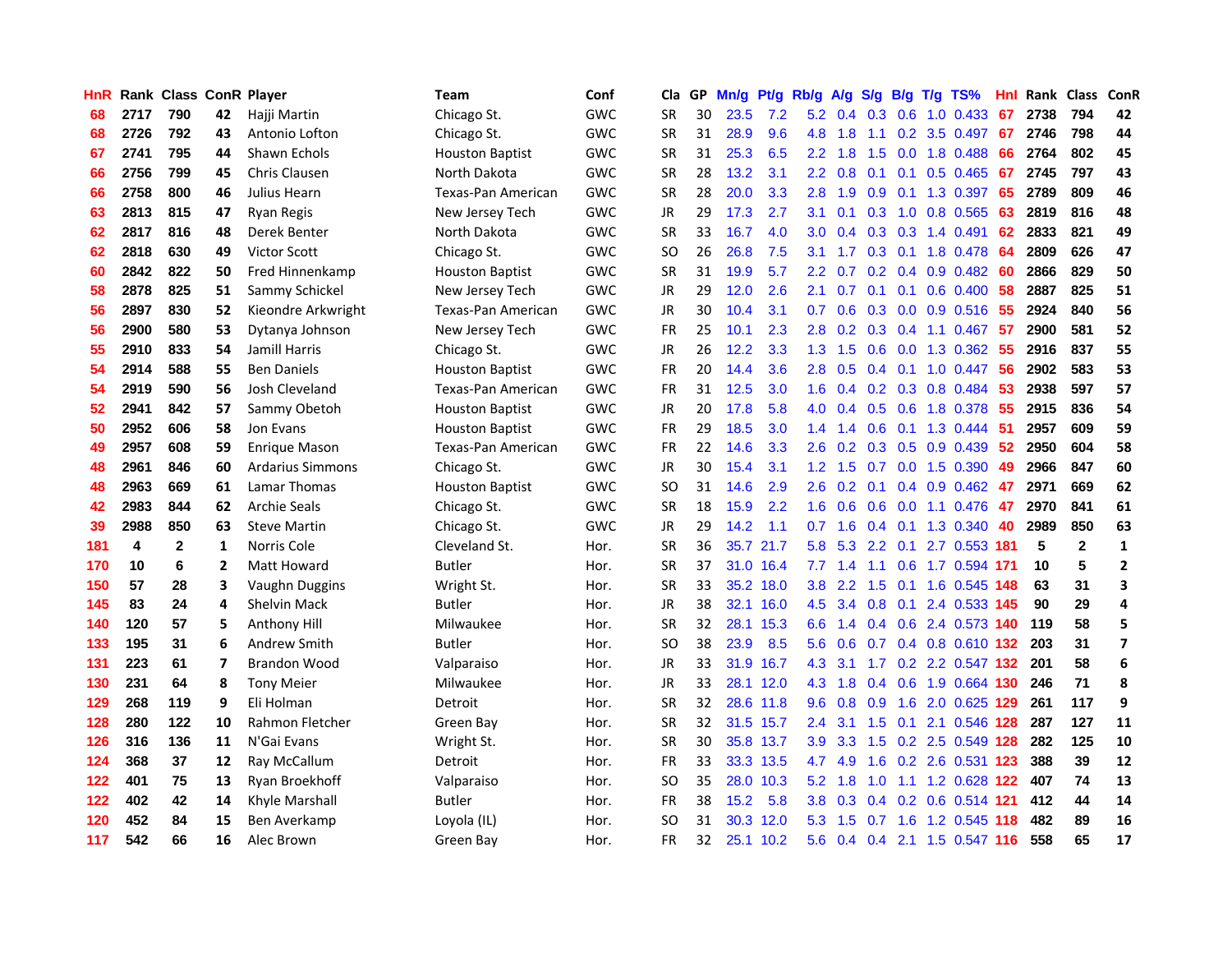| HnR | Rank | Class | ConR | Player | Team | Conf | Cla | GP | Mn/g | Pt/g | Rb/g | A/g | S/g | B/g | T/g | TS% | HnI | Rank | Class | ConR |
|---|---|---|---|---|---|---|---|---|---|---|---|---|---|---|---|---|---|---|---|---|
| 68 | 2717 | 790 | 42 | Hajji Martin | Chicago St. | GWC | SR | 30 | 23.5 | 7.2 | 5.2 | 0.4 | 0.3 | 0.6 | 1.0 | 0.433 | 67 | 2738 | 794 | 42 |
| 68 | 2726 | 792 | 43 | Antonio Lofton | Chicago St. | GWC | SR | 31 | 28.9 | 9.6 | 4.8 | 1.8 | 1.1 | 0.2 | 3.5 | 0.497 | 67 | 2746 | 798 | 44 |
| 67 | 2741 | 795 | 44 | Shawn Echols | Houston Baptist | GWC | SR | 31 | 25.3 | 6.5 | 2.2 | 1.8 | 1.5 | 0.0 | 1.8 | 0.488 | 66 | 2764 | 802 | 45 |
| 66 | 2756 | 799 | 45 | Chris Clausen | North Dakota | GWC | SR | 28 | 13.2 | 3.1 | 2.2 | 0.8 | 0.1 | 0.1 | 0.5 | 0.465 | 67 | 2745 | 797 | 43 |
| 66 | 2758 | 800 | 46 | Julius Hearn | Texas-Pan American | GWC | SR | 28 | 20.0 | 3.3 | 2.8 | 1.9 | 0.9 | 0.1 | 1.3 | 0.397 | 65 | 2789 | 809 | 46 |
| 63 | 2813 | 815 | 47 | Ryan Regis | New Jersey Tech | GWC | JR | 29 | 17.3 | 2.7 | 3.1 | 0.1 | 0.3 | 1.0 | 0.8 | 0.565 | 63 | 2819 | 816 | 48 |
| 62 | 2817 | 816 | 48 | Derek Benter | North Dakota | GWC | SR | 33 | 16.7 | 4.0 | 3.0 | 0.4 | 0.3 | 0.3 | 1.4 | 0.491 | 62 | 2833 | 821 | 49 |
| 62 | 2818 | 630 | 49 | Victor Scott | Chicago St. | GWC | SO | 26 | 26.8 | 7.5 | 3.1 | 1.7 | 0.3 | 0.1 | 1.8 | 0.478 | 64 | 2809 | 626 | 47 |
| 60 | 2842 | 822 | 50 | Fred Hinnenkamp | Houston Baptist | GWC | SR | 31 | 19.9 | 5.7 | 2.2 | 0.7 | 0.2 | 0.4 | 0.9 | 0.482 | 60 | 2866 | 829 | 50 |
| 58 | 2878 | 825 | 51 | Sammy Schickel | New Jersey Tech | GWC | JR | 29 | 12.0 | 2.6 | 2.1 | 0.7 | 0.1 | 0.1 | 0.6 | 0.400 | 58 | 2887 | 825 | 51 |
| 56 | 2897 | 830 | 52 | Kieondre Arkwright | Texas-Pan American | GWC | JR | 30 | 10.4 | 3.1 | 0.7 | 0.6 | 0.3 | 0.0 | 0.9 | 0.516 | 55 | 2924 | 840 | 56 |
| 56 | 2900 | 580 | 53 | Dytanya Johnson | New Jersey Tech | GWC | FR | 25 | 10.1 | 2.3 | 2.8 | 0.2 | 0.3 | 0.4 | 1.1 | 0.467 | 57 | 2900 | 581 | 52 |
| 55 | 2910 | 833 | 54 | Jamill Harris | Chicago St. | GWC | JR | 26 | 12.2 | 3.3 | 1.3 | 1.5 | 0.6 | 0.0 | 1.3 | 0.362 | 55 | 2916 | 837 | 55 |
| 54 | 2914 | 588 | 55 | Ben Daniels | Houston Baptist | GWC | FR | 20 | 14.4 | 3.6 | 2.8 | 0.5 | 0.4 | 0.1 | 1.0 | 0.447 | 56 | 2902 | 583 | 53 |
| 54 | 2919 | 590 | 56 | Josh Cleveland | Texas-Pan American | GWC | FR | 31 | 12.5 | 3.0 | 1.6 | 0.4 | 0.2 | 0.3 | 0.8 | 0.484 | 53 | 2938 | 597 | 57 |
| 52 | 2941 | 842 | 57 | Sammy Obetoh | Houston Baptist | GWC | JR | 20 | 17.8 | 5.8 | 4.0 | 0.4 | 0.5 | 0.6 | 1.8 | 0.378 | 55 | 2915 | 836 | 54 |
| 50 | 2952 | 606 | 58 | Jon Evans | Houston Baptist | GWC | FR | 29 | 18.5 | 3.0 | 1.4 | 1.4 | 0.6 | 0.1 | 1.3 | 0.444 | 51 | 2957 | 609 | 59 |
| 49 | 2957 | 608 | 59 | Enrique Mason | Texas-Pan American | GWC | FR | 22 | 14.6 | 3.3 | 2.6 | 0.2 | 0.3 | 0.5 | 0.9 | 0.439 | 52 | 2950 | 604 | 58 |
| 48 | 2961 | 846 | 60 | Ardarius Simmons | Chicago St. | GWC | JR | 30 | 15.4 | 3.1 | 1.2 | 1.5 | 0.7 | 0.0 | 1.5 | 0.390 | 49 | 2966 | 847 | 60 |
| 48 | 2963 | 669 | 61 | Lamar Thomas | Houston Baptist | GWC | SO | 31 | 14.6 | 2.9 | 2.6 | 0.2 | 0.1 | 0.4 | 0.9 | 0.462 | 47 | 2971 | 669 | 62 |
| 42 | 2983 | 844 | 62 | Archie Seals | Chicago St. | GWC | SR | 18 | 15.9 | 2.2 | 1.6 | 0.6 | 0.6 | 0.0 | 1.1 | 0.476 | 47 | 2970 | 841 | 61 |
| 39 | 2988 | 850 | 63 | Steve Martin | Chicago St. | GWC | JR | 29 | 14.2 | 1.1 | 0.7 | 1.6 | 0.4 | 0.1 | 1.3 | 0.340 | 40 | 2989 | 850 | 63 |
| 181 | 4 | 2 | 1 | Norris Cole | Cleveland St. | Hor. | SR | 36 | 35.7 | 21.7 | 5.8 | 5.3 | 2.2 | 0.1 | 2.7 | 0.553 | 181 | 5 | 2 | 1 |
| 170 | 10 | 6 | 2 | Matt Howard | Butler | Hor. | SR | 37 | 31.0 | 16.4 | 7.7 | 1.4 | 1.1 | 0.6 | 1.7 | 0.594 | 171 | 10 | 5 | 2 |
| 150 | 57 | 28 | 3 | Vaughn Duggins | Wright St. | Hor. | SR | 33 | 35.2 | 18.0 | 3.8 | 2.2 | 1.5 | 0.1 | 1.6 | 0.545 | 148 | 63 | 31 | 3 |
| 145 | 83 | 24 | 4 | Shelvin Mack | Butler | Hor. | JR | 38 | 32.1 | 16.0 | 4.5 | 3.4 | 0.8 | 0.1 | 2.4 | 0.533 | 145 | 90 | 29 | 4 |
| 140 | 120 | 57 | 5 | Anthony Hill | Milwaukee | Hor. | SR | 32 | 28.1 | 15.3 | 6.6 | 1.4 | 0.4 | 0.6 | 2.4 | 0.573 | 140 | 119 | 58 | 5 |
| 133 | 195 | 31 | 6 | Andrew Smith | Butler | Hor. | SO | 38 | 23.9 | 8.5 | 5.6 | 0.6 | 0.7 | 0.4 | 0.8 | 0.610 | 132 | 203 | 31 | 7 |
| 131 | 223 | 61 | 7 | Brandon Wood | Valparaiso | Hor. | JR | 33 | 31.9 | 16.7 | 4.3 | 3.1 | 1.7 | 0.2 | 2.2 | 0.547 | 132 | 201 | 58 | 6 |
| 130 | 231 | 64 | 8 | Tony Meier | Milwaukee | Hor. | JR | 33 | 28.1 | 12.0 | 4.3 | 1.8 | 0.4 | 0.6 | 1.9 | 0.664 | 130 | 246 | 71 | 8 |
| 129 | 268 | 119 | 9 | Eli Holman | Detroit | Hor. | SR | 32 | 28.6 | 11.8 | 9.6 | 0.8 | 0.9 | 1.6 | 2.0 | 0.625 | 129 | 261 | 117 | 9 |
| 128 | 280 | 122 | 10 | Rahmon Fletcher | Green Bay | Hor. | SR | 32 | 31.5 | 15.7 | 2.4 | 3.1 | 1.5 | 0.1 | 2.1 | 0.546 | 128 | 287 | 127 | 11 |
| 126 | 316 | 136 | 11 | N'Gai Evans | Wright St. | Hor. | SR | 30 | 35.8 | 13.7 | 3.9 | 3.3 | 1.5 | 0.2 | 2.5 | 0.549 | 128 | 282 | 125 | 10 |
| 124 | 368 | 37 | 12 | Ray McCallum | Detroit | Hor. | FR | 33 | 33.3 | 13.5 | 4.7 | 4.9 | 1.6 | 0.2 | 2.6 | 0.531 | 123 | 388 | 39 | 12 |
| 122 | 401 | 75 | 13 | Ryan Broekhoff | Valparaiso | Hor. | SO | 35 | 28.0 | 10.3 | 5.2 | 1.8 | 1.0 | 1.1 | 1.2 | 0.628 | 122 | 407 | 74 | 13 |
| 122 | 402 | 42 | 14 | Khyle Marshall | Butler | Hor. | FR | 38 | 15.2 | 5.8 | 3.8 | 0.3 | 0.4 | 0.2 | 0.6 | 0.514 | 121 | 412 | 44 | 14 |
| 120 | 452 | 84 | 15 | Ben Averkamp | Loyola (IL) | Hor. | SO | 31 | 30.3 | 12.0 | 5.3 | 1.5 | 0.7 | 1.6 | 1.2 | 0.545 | 118 | 482 | 89 | 16 |
| 117 | 542 | 66 | 16 | Alec Brown | Green Bay | Hor. | FR | 32 | 25.1 | 10.2 | 5.6 | 0.4 | 0.4 | 2.1 | 1.5 | 0.547 | 116 | 558 | 65 | 17 |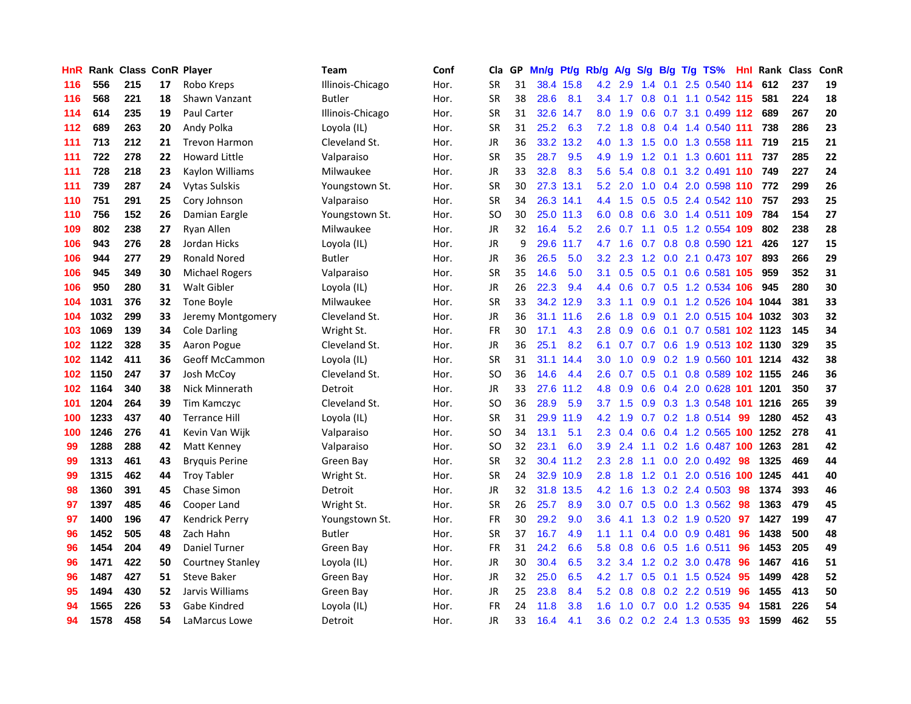| HnR | Rank | Class | ConR | Player | Team | Conf | Cla | GP | Mn/g | Pt/g | Rb/g | A/g | S/g | B/g | T/g | TS% | Hnl | Rank | Class | ConR |
|---|---|---|---|---|---|---|---|---|---|---|---|---|---|---|---|---|---|---|---|---|
| 116 | 556 | 215 | 17 | Robo Kreps | Illinois-Chicago | Hor. | SR | 31 | 38.4 | 15.8 | 4.2 | 2.9 | 1.4 | 0.1 | 2.5 | 0.540 | 114 | 612 | 237 | 19 |
| 116 | 568 | 221 | 18 | Shawn Vanzant | Butler | Hor. | SR | 38 | 28.6 | 8.1 | 3.4 | 1.7 | 0.8 | 0.1 | 1.1 | 0.542 | 115 | 581 | 224 | 18 |
| 114 | 614 | 235 | 19 | Paul Carter | Illinois-Chicago | Hor. | SR | 31 | 32.6 | 14.7 | 8.0 | 1.9 | 0.6 | 0.7 | 3.1 | 0.499 | 112 | 689 | 267 | 20 |
| 112 | 689 | 263 | 20 | Andy Polka | Loyola (IL) | Hor. | SR | 31 | 25.2 | 6.3 | 7.2 | 1.8 | 0.8 | 0.4 | 1.4 | 0.540 | 111 | 738 | 286 | 23 |
| 111 | 713 | 212 | 21 | Trevon Harmon | Cleveland St. | Hor. | JR | 36 | 33.2 | 13.2 | 4.0 | 1.3 | 1.5 | 0.0 | 1.3 | 0.558 | 111 | 719 | 215 | 21 |
| 111 | 722 | 278 | 22 | Howard Little | Valparaiso | Hor. | SR | 35 | 28.7 | 9.5 | 4.9 | 1.9 | 1.2 | 0.1 | 1.3 | 0.601 | 111 | 737 | 285 | 22 |
| 111 | 728 | 218 | 23 | Kaylon Williams | Milwaukee | Hor. | JR | 33 | 32.8 | 8.3 | 5.6 | 5.4 | 0.8 | 0.1 | 3.2 | 0.491 | 110 | 749 | 227 | 24 |
| 111 | 739 | 287 | 24 | Vytas Sulskis | Youngstown St. | Hor. | SR | 30 | 27.3 | 13.1 | 5.2 | 2.0 | 1.0 | 0.4 | 2.0 | 0.598 | 110 | 772 | 299 | 26 |
| 110 | 751 | 291 | 25 | Cory Johnson | Valparaiso | Hor. | SR | 34 | 26.3 | 14.1 | 4.4 | 1.5 | 0.5 | 0.5 | 2.4 | 0.542 | 110 | 757 | 293 | 25 |
| 110 | 756 | 152 | 26 | Damian Eargle | Youngstown St. | Hor. | SO | 30 | 25.0 | 11.3 | 6.0 | 0.8 | 0.6 | 3.0 | 1.4 | 0.511 | 109 | 784 | 154 | 27 |
| 109 | 802 | 238 | 27 | Ryan Allen | Milwaukee | Hor. | JR | 32 | 16.4 | 5.2 | 2.6 | 0.7 | 1.1 | 0.5 | 1.2 | 0.554 | 109 | 802 | 238 | 28 |
| 106 | 943 | 276 | 28 | Jordan Hicks | Loyola (IL) | Hor. | JR | 9 | 29.6 | 11.7 | 4.7 | 1.6 | 0.7 | 0.8 | 0.8 | 0.590 | 121 | 426 | 127 | 15 |
| 106 | 944 | 277 | 29 | Ronald Nored | Butler | Hor. | JR | 36 | 26.5 | 5.0 | 3.2 | 2.3 | 1.2 | 0.0 | 2.1 | 0.473 | 107 | 893 | 266 | 29 |
| 106 | 945 | 349 | 30 | Michael Rogers | Valparaiso | Hor. | SR | 35 | 14.6 | 5.0 | 3.1 | 0.5 | 0.5 | 0.1 | 0.6 | 0.581 | 105 | 959 | 352 | 31 |
| 106 | 950 | 280 | 31 | Walt Gibler | Loyola (IL) | Hor. | JR | 26 | 22.3 | 9.4 | 4.4 | 0.6 | 0.7 | 0.5 | 1.2 | 0.534 | 106 | 945 | 280 | 30 |
| 104 | 1031 | 376 | 32 | Tone Boyle | Milwaukee | Hor. | SR | 33 | 34.2 | 12.9 | 3.3 | 1.1 | 0.9 | 0.1 | 1.2 | 0.526 | 104 | 1044 | 381 | 33 |
| 104 | 1032 | 299 | 33 | Jeremy Montgomery | Cleveland St. | Hor. | JR | 36 | 31.1 | 11.6 | 2.6 | 1.8 | 0.9 | 0.1 | 2.0 | 0.515 | 104 | 1032 | 303 | 32 |
| 103 | 1069 | 139 | 34 | Cole Darling | Wright St. | Hor. | FR | 30 | 17.1 | 4.3 | 2.8 | 0.9 | 0.6 | 0.1 | 0.7 | 0.581 | 102 | 1123 | 145 | 34 |
| 102 | 1122 | 328 | 35 | Aaron Pogue | Cleveland St. | Hor. | JR | 36 | 25.1 | 8.2 | 6.1 | 0.7 | 0.7 | 0.6 | 1.9 | 0.513 | 102 | 1130 | 329 | 35 |
| 102 | 1142 | 411 | 36 | Geoff McCammon | Loyola (IL) | Hor. | SR | 31 | 31.1 | 14.4 | 3.0 | 1.0 | 0.9 | 0.2 | 1.9 | 0.560 | 101 | 1214 | 432 | 38 |
| 102 | 1150 | 247 | 37 | Josh McCoy | Cleveland St. | Hor. | SO | 36 | 14.6 | 4.4 | 2.6 | 0.7 | 0.5 | 0.1 | 0.8 | 0.589 | 102 | 1155 | 246 | 36 |
| 102 | 1164 | 340 | 38 | Nick Minnerath | Detroit | Hor. | JR | 33 | 27.6 | 11.2 | 4.8 | 0.9 | 0.6 | 0.4 | 2.0 | 0.628 | 101 | 1201 | 350 | 37 |
| 101 | 1204 | 264 | 39 | Tim Kamczyc | Cleveland St. | Hor. | SO | 36 | 28.9 | 5.9 | 3.7 | 1.5 | 0.9 | 0.3 | 1.3 | 0.548 | 101 | 1216 | 265 | 39 |
| 100 | 1233 | 437 | 40 | Terrance Hill | Loyola (IL) | Hor. | SR | 31 | 29.9 | 11.9 | 4.2 | 1.9 | 0.7 | 0.2 | 1.8 | 0.514 | 99 | 1280 | 452 | 43 |
| 100 | 1246 | 276 | 41 | Kevin Van Wijk | Valparaiso | Hor. | SO | 34 | 13.1 | 5.1 | 2.3 | 0.4 | 0.6 | 0.4 | 1.2 | 0.565 | 100 | 1252 | 278 | 41 |
| 99 | 1288 | 288 | 42 | Matt Kenney | Valparaiso | Hor. | SO | 32 | 23.1 | 6.0 | 3.9 | 2.4 | 1.1 | 0.2 | 1.6 | 0.487 | 100 | 1263 | 281 | 42 |
| 99 | 1313 | 461 | 43 | Bryquis Perine | Green Bay | Hor. | SR | 32 | 30.4 | 11.2 | 2.3 | 2.8 | 1.1 | 0.0 | 2.0 | 0.492 | 98 | 1325 | 469 | 44 |
| 99 | 1315 | 462 | 44 | Troy Tabler | Wright St. | Hor. | SR | 24 | 32.9 | 10.9 | 2.8 | 1.8 | 1.2 | 0.1 | 2.0 | 0.516 | 100 | 1245 | 441 | 40 |
| 98 | 1360 | 391 | 45 | Chase Simon | Detroit | Hor. | JR | 32 | 31.8 | 13.5 | 4.2 | 1.6 | 1.3 | 0.2 | 2.4 | 0.503 | 98 | 1374 | 393 | 46 |
| 97 | 1397 | 485 | 46 | Cooper Land | Wright St. | Hor. | SR | 26 | 25.7 | 8.9 | 3.0 | 0.7 | 0.5 | 0.0 | 1.3 | 0.562 | 98 | 1363 | 479 | 45 |
| 97 | 1400 | 196 | 47 | Kendrick Perry | Youngstown St. | Hor. | FR | 30 | 29.2 | 9.0 | 3.6 | 4.1 | 1.3 | 0.2 | 1.9 | 0.520 | 97 | 1427 | 199 | 47 |
| 96 | 1452 | 505 | 48 | Zach Hahn | Butler | Hor. | SR | 37 | 16.7 | 4.9 | 1.1 | 1.1 | 0.4 | 0.0 | 0.9 | 0.481 | 96 | 1438 | 500 | 48 |
| 96 | 1454 | 204 | 49 | Daniel Turner | Green Bay | Hor. | FR | 31 | 24.2 | 6.6 | 5.8 | 0.8 | 0.6 | 0.5 | 1.6 | 0.511 | 96 | 1453 | 205 | 49 |
| 96 | 1471 | 422 | 50 | Courtney Stanley | Loyola (IL) | Hor. | JR | 30 | 30.4 | 6.5 | 3.2 | 3.4 | 1.2 | 0.2 | 3.0 | 0.478 | 96 | 1467 | 416 | 51 |
| 96 | 1487 | 427 | 51 | Steve Baker | Green Bay | Hor. | JR | 32 | 25.0 | 6.5 | 4.2 | 1.7 | 0.5 | 0.1 | 1.5 | 0.524 | 95 | 1499 | 428 | 52 |
| 95 | 1494 | 430 | 52 | Jarvis Williams | Green Bay | Hor. | JR | 25 | 23.8 | 8.4 | 5.2 | 0.8 | 0.8 | 0.2 | 2.2 | 0.519 | 96 | 1455 | 413 | 50 |
| 94 | 1565 | 226 | 53 | Gabe Kindred | Loyola (IL) | Hor. | FR | 24 | 11.8 | 3.8 | 1.6 | 1.0 | 0.7 | 0.0 | 1.2 | 0.535 | 94 | 1581 | 226 | 54 |
| 94 | 1578 | 458 | 54 | LaMarcus Lowe | Detroit | Hor. | JR | 33 | 16.4 | 4.1 | 3.6 | 0.2 | 0.2 | 2.4 | 1.3 | 0.535 | 93 | 1599 | 462 | 55 |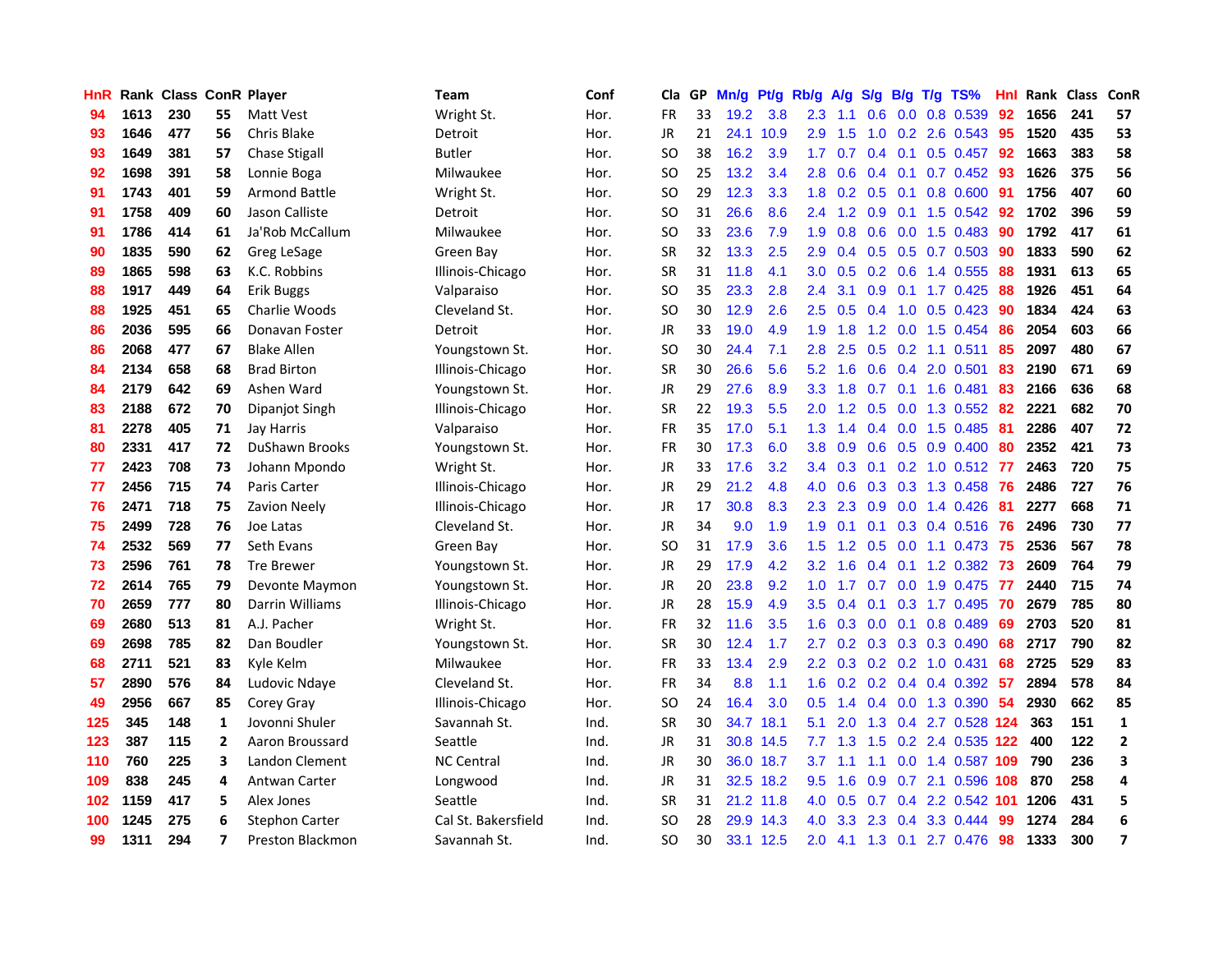| HnR | Rank | Class | ConR | Player | Team | Conf | Cla | GP | Mn/g | Pt/g | Rb/g | A/g | S/g | B/g | T/g | TS% | HnI | Rank | Class | ConR |
|---|---|---|---|---|---|---|---|---|---|---|---|---|---|---|---|---|---|---|---|---|
| 94 | 1613 | 230 | 55 | Matt Vest | Wright St. | Hor. | FR | 33 | 19.2 | 3.8 | 2.3 | 1.1 | 0.6 | 0.0 | 0.8 | 0.539 | 92 | 1656 | 241 | 57 |
| 93 | 1646 | 477 | 56 | Chris Blake | Detroit | Hor. | JR | 21 | 24.1 | 10.9 | 2.9 | 1.5 | 1.0 | 0.2 | 2.6 | 0.543 | 95 | 1520 | 435 | 53 |
| 93 | 1649 | 381 | 57 | Chase Stigall | Butler | Hor. | SO | 38 | 16.2 | 3.9 | 1.7 | 0.7 | 0.4 | 0.1 | 0.5 | 0.457 | 92 | 1663 | 383 | 58 |
| 92 | 1698 | 391 | 58 | Lonnie Boga | Milwaukee | Hor. | SO | 25 | 13.2 | 3.4 | 2.8 | 0.6 | 0.4 | 0.1 | 0.7 | 0.452 | 93 | 1626 | 375 | 56 |
| 91 | 1743 | 401 | 59 | Armond Battle | Wright St. | Hor. | SO | 29 | 12.3 | 3.3 | 1.8 | 0.2 | 0.5 | 0.1 | 0.8 | 0.600 | 91 | 1756 | 407 | 60 |
| 91 | 1758 | 409 | 60 | Jason Calliste | Detroit | Hor. | SO | 31 | 26.6 | 8.6 | 2.4 | 1.2 | 0.9 | 0.1 | 1.5 | 0.542 | 92 | 1702 | 396 | 59 |
| 91 | 1786 | 414 | 61 | Ja'Rob McCallum | Milwaukee | Hor. | SO | 33 | 23.6 | 7.9 | 1.9 | 0.8 | 0.6 | 0.0 | 1.5 | 0.483 | 90 | 1792 | 417 | 61 |
| 90 | 1835 | 590 | 62 | Greg LeSage | Green Bay | Hor. | SR | 32 | 13.3 | 2.5 | 2.9 | 0.4 | 0.5 | 0.5 | 0.7 | 0.503 | 90 | 1833 | 590 | 62 |
| 89 | 1865 | 598 | 63 | K.C. Robbins | Illinois-Chicago | Hor. | SR | 31 | 11.8 | 4.1 | 3.0 | 0.5 | 0.2 | 0.6 | 1.4 | 0.555 | 88 | 1931 | 613 | 65 |
| 88 | 1917 | 449 | 64 | Erik Buggs | Valparaiso | Hor. | SO | 35 | 23.3 | 2.8 | 2.4 | 3.1 | 0.9 | 0.1 | 1.7 | 0.425 | 88 | 1926 | 451 | 64 |
| 88 | 1925 | 451 | 65 | Charlie Woods | Cleveland St. | Hor. | SO | 30 | 12.9 | 2.6 | 2.5 | 0.5 | 0.4 | 1.0 | 0.5 | 0.423 | 90 | 1834 | 424 | 63 |
| 86 | 2036 | 595 | 66 | Donavan Foster | Detroit | Hor. | JR | 33 | 19.0 | 4.9 | 1.9 | 1.8 | 1.2 | 0.0 | 1.5 | 0.454 | 86 | 2054 | 603 | 66 |
| 86 | 2068 | 477 | 67 | Blake Allen | Youngstown St. | Hor. | SO | 30 | 24.4 | 7.1 | 2.8 | 2.5 | 0.5 | 0.2 | 1.1 | 0.511 | 85 | 2097 | 480 | 67 |
| 84 | 2134 | 658 | 68 | Brad Birton | Illinois-Chicago | Hor. | SR | 30 | 26.6 | 5.6 | 5.2 | 1.6 | 0.6 | 0.4 | 2.0 | 0.501 | 83 | 2190 | 671 | 69 |
| 84 | 2179 | 642 | 69 | Ashen Ward | Youngstown St. | Hor. | JR | 29 | 27.6 | 8.9 | 3.3 | 1.8 | 0.7 | 0.1 | 1.6 | 0.481 | 83 | 2166 | 636 | 68 |
| 83 | 2188 | 672 | 70 | Dipanjot Singh | Illinois-Chicago | Hor. | SR | 22 | 19.3 | 5.5 | 2.0 | 1.2 | 0.5 | 0.0 | 1.3 | 0.552 | 82 | 2221 | 682 | 70 |
| 81 | 2278 | 405 | 71 | Jay Harris | Valparaiso | Hor. | FR | 35 | 17.0 | 5.1 | 1.3 | 1.4 | 0.4 | 0.0 | 1.5 | 0.485 | 81 | 2286 | 407 | 72 |
| 80 | 2331 | 417 | 72 | DuShawn Brooks | Youngstown St. | Hor. | FR | 30 | 17.3 | 6.0 | 3.8 | 0.9 | 0.6 | 0.5 | 0.9 | 0.400 | 80 | 2352 | 421 | 73 |
| 77 | 2423 | 708 | 73 | Johann Mpondo | Wright St. | Hor. | JR | 33 | 17.6 | 3.2 | 3.4 | 0.3 | 0.1 | 0.2 | 1.0 | 0.512 | 77 | 2463 | 720 | 75 |
| 77 | 2456 | 715 | 74 | Paris Carter | Illinois-Chicago | Hor. | JR | 29 | 21.2 | 4.8 | 4.0 | 0.6 | 0.3 | 0.3 | 1.3 | 0.458 | 76 | 2486 | 727 | 76 |
| 76 | 2471 | 718 | 75 | Zavion Neely | Illinois-Chicago | Hor. | JR | 17 | 30.8 | 8.3 | 2.3 | 2.3 | 0.9 | 0.0 | 1.4 | 0.426 | 81 | 2277 | 668 | 71 |
| 75 | 2499 | 728 | 76 | Joe Latas | Cleveland St. | Hor. | JR | 34 | 9.0 | 1.9 | 1.9 | 0.1 | 0.1 | 0.3 | 0.4 | 0.516 | 76 | 2496 | 730 | 77 |
| 74 | 2532 | 569 | 77 | Seth Evans | Green Bay | Hor. | SO | 31 | 17.9 | 3.6 | 1.5 | 1.2 | 0.5 | 0.0 | 1.1 | 0.473 | 75 | 2536 | 567 | 78 |
| 73 | 2596 | 761 | 78 | Tre Brewer | Youngstown St. | Hor. | JR | 29 | 17.9 | 4.2 | 3.2 | 1.6 | 0.4 | 0.1 | 1.2 | 0.382 | 73 | 2609 | 764 | 79 |
| 72 | 2614 | 765 | 79 | Devonte Maymon | Youngstown St. | Hor. | JR | 20 | 23.8 | 9.2 | 1.0 | 1.7 | 0.7 | 0.0 | 1.9 | 0.475 | 77 | 2440 | 715 | 74 |
| 70 | 2659 | 777 | 80 | Darrin Williams | Illinois-Chicago | Hor. | JR | 28 | 15.9 | 4.9 | 3.5 | 0.4 | 0.1 | 0.3 | 1.7 | 0.495 | 70 | 2679 | 785 | 80 |
| 69 | 2680 | 513 | 81 | A.J. Pacher | Wright St. | Hor. | FR | 32 | 11.6 | 3.5 | 1.6 | 0.3 | 0.0 | 0.1 | 0.8 | 0.489 | 69 | 2703 | 520 | 81 |
| 69 | 2698 | 785 | 82 | Dan Boudler | Youngstown St. | Hor. | SR | 30 | 12.4 | 1.7 | 2.7 | 0.2 | 0.3 | 0.3 | 0.3 | 0.490 | 68 | 2717 | 790 | 82 |
| 68 | 2711 | 521 | 83 | Kyle Kelm | Milwaukee | Hor. | FR | 33 | 13.4 | 2.9 | 2.2 | 0.3 | 0.2 | 0.2 | 1.0 | 0.431 | 68 | 2725 | 529 | 83 |
| 57 | 2890 | 576 | 84 | Ludovic Ndaye | Cleveland St. | Hor. | FR | 34 | 8.8 | 1.1 | 1.6 | 0.2 | 0.2 | 0.4 | 0.4 | 0.392 | 57 | 2894 | 578 | 84 |
| 49 | 2956 | 667 | 85 | Corey Gray | Illinois-Chicago | Hor. | SO | 24 | 16.4 | 3.0 | 0.5 | 1.4 | 0.4 | 0.0 | 1.3 | 0.390 | 54 | 2930 | 662 | 85 |
| 125 | 345 | 148 | 1 | Jovonni Shuler | Savannah St. | Ind. | SR | 30 | 34.7 | 18.1 | 5.1 | 2.0 | 1.3 | 0.4 | 2.7 | 0.528 | 124 | 363 | 151 | 1 |
| 123 | 387 | 115 | 2 | Aaron Broussard | Seattle | Ind. | JR | 31 | 30.8 | 14.5 | 7.7 | 1.3 | 1.5 | 0.2 | 2.4 | 0.535 | 122 | 400 | 122 | 2 |
| 110 | 760 | 225 | 3 | Landon Clement | NC Central | Ind. | JR | 30 | 36.0 | 18.7 | 3.7 | 1.1 | 1.1 | 0.0 | 1.4 | 0.587 | 109 | 790 | 236 | 3 |
| 109 | 838 | 245 | 4 | Antwan Carter | Longwood | Ind. | JR | 31 | 32.5 | 18.2 | 9.5 | 1.6 | 0.9 | 0.7 | 2.1 | 0.596 | 108 | 870 | 258 | 4 |
| 102 | 1159 | 417 | 5 | Alex Jones | Seattle | Ind. | SR | 31 | 21.2 | 11.8 | 4.0 | 0.5 | 0.7 | 0.4 | 2.2 | 0.542 | 101 | 1206 | 431 | 5 |
| 100 | 1245 | 275 | 6 | Stephon Carter | Cal St. Bakersfield | Ind. | SO | 28 | 29.9 | 14.3 | 4.0 | 3.3 | 2.3 | 0.4 | 3.3 | 0.444 | 99 | 1274 | 284 | 6 |
| 99 | 1311 | 294 | 7 | Preston Blackmon | Savannah St. | Ind. | SO | 30 | 33.1 | 12.5 | 2.0 | 4.1 | 1.3 | 0.1 | 2.7 | 0.476 | 98 | 1333 | 300 | 7 |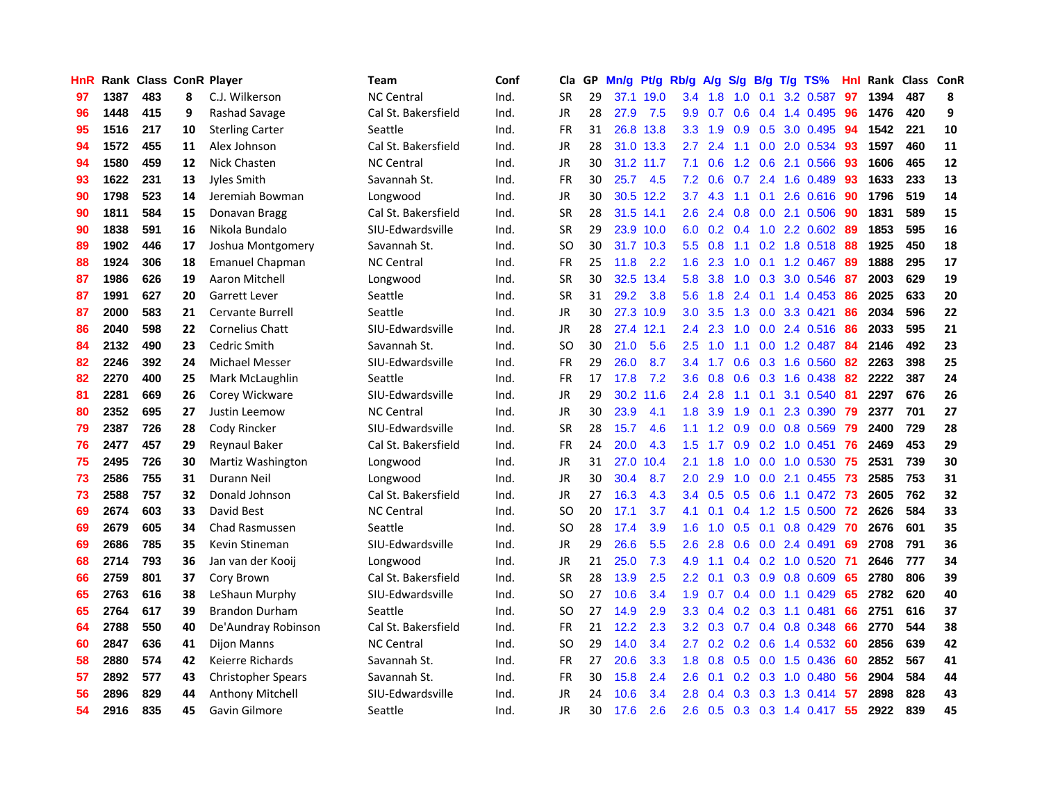| HnR | Rank | Class | ConR | Player | Team | Conf | Cla | GP | Mn/g | Pt/g | Rb/g | A/g | S/g | B/g | T/g | TS% | HnI | Rank | Class | ConR |
|---|---|---|---|---|---|---|---|---|---|---|---|---|---|---|---|---|---|---|---|---|
| 97 | 1387 | 483 | 8 | C.J. Wilkerson | NC Central | Ind. | SR | 29 | 37.1 | 19.0 | 3.4 | 1.8 | 1.0 | 0.1 | 3.2 | 0.587 | 97 | 1394 | 487 | 8 |
| 96 | 1448 | 415 | 9 | Rashad Savage | Cal St. Bakersfield | Ind. | JR | 28 | 27.9 | 7.5 | 9.9 | 0.7 | 0.6 | 0.4 | 1.4 | 0.495 | 96 | 1476 | 420 | 9 |
| 95 | 1516 | 217 | 10 | Sterling Carter | Seattle | Ind. | FR | 31 | 26.8 | 13.8 | 3.3 | 1.9 | 0.9 | 0.5 | 3.0 | 0.495 | 94 | 1542 | 221 | 10 |
| 94 | 1572 | 455 | 11 | Alex Johnson | Cal St. Bakersfield | Ind. | JR | 28 | 31.0 | 13.3 | 2.7 | 2.4 | 1.1 | 0.0 | 2.0 | 0.534 | 93 | 1597 | 460 | 11 |
| 94 | 1580 | 459 | 12 | Nick Chasten | NC Central | Ind. | JR | 30 | 31.2 | 11.7 | 7.1 | 0.6 | 1.2 | 0.6 | 2.1 | 0.566 | 93 | 1606 | 465 | 12 |
| 93 | 1622 | 231 | 13 | Jyles Smith | Savannah St. | Ind. | FR | 30 | 25.7 | 4.5 | 7.2 | 0.6 | 0.7 | 2.4 | 1.6 | 0.489 | 93 | 1633 | 233 | 13 |
| 90 | 1798 | 523 | 14 | Jeremiah Bowman | Longwood | Ind. | JR | 30 | 30.5 | 12.2 | 3.7 | 4.3 | 1.1 | 0.1 | 2.6 | 0.616 | 90 | 1796 | 519 | 14 |
| 90 | 1811 | 584 | 15 | Donavan Bragg | Cal St. Bakersfield | Ind. | SR | 28 | 31.5 | 14.1 | 2.6 | 2.4 | 0.8 | 0.0 | 2.1 | 0.506 | 90 | 1831 | 589 | 15 |
| 90 | 1838 | 591 | 16 | Nikola Bundalo | SIU-Edwardsville | Ind. | SR | 29 | 23.9 | 10.0 | 6.0 | 0.2 | 0.4 | 1.0 | 2.2 | 0.602 | 89 | 1853 | 595 | 16 |
| 89 | 1902 | 446 | 17 | Joshua Montgomery | Savannah St. | Ind. | SO | 30 | 31.7 | 10.3 | 5.5 | 0.8 | 1.1 | 0.2 | 1.8 | 0.518 | 88 | 1925 | 450 | 18 |
| 88 | 1924 | 306 | 18 | Emanuel Chapman | NC Central | Ind. | FR | 25 | 11.8 | 2.2 | 1.6 | 2.3 | 1.0 | 0.1 | 1.2 | 0.467 | 89 | 1888 | 295 | 17 |
| 87 | 1986 | 626 | 19 | Aaron Mitchell | Longwood | Ind. | SR | 30 | 32.5 | 13.4 | 5.8 | 3.8 | 1.0 | 0.3 | 3.0 | 0.546 | 87 | 2003 | 629 | 19 |
| 87 | 1991 | 627 | 20 | Garrett Lever | Seattle | Ind. | SR | 31 | 29.2 | 3.8 | 5.6 | 1.8 | 2.4 | 0.1 | 1.4 | 0.453 | 86 | 2025 | 633 | 20 |
| 87 | 2000 | 583 | 21 | Cervante Burrell | Seattle | Ind. | JR | 30 | 27.3 | 10.9 | 3.0 | 3.5 | 1.3 | 0.0 | 3.3 | 0.421 | 86 | 2034 | 596 | 22 |
| 86 | 2040 | 598 | 22 | Cornelius Chatt | SIU-Edwardsville | Ind. | JR | 28 | 27.4 | 12.1 | 2.4 | 2.3 | 1.0 | 0.0 | 2.4 | 0.516 | 86 | 2033 | 595 | 21 |
| 84 | 2132 | 490 | 23 | Cedric Smith | Savannah St. | Ind. | SO | 30 | 21.0 | 5.6 | 2.5 | 1.0 | 1.1 | 0.0 | 1.2 | 0.487 | 84 | 2146 | 492 | 23 |
| 82 | 2246 | 392 | 24 | Michael Messer | SIU-Edwardsville | Ind. | FR | 29 | 26.0 | 8.7 | 3.4 | 1.7 | 0.6 | 0.3 | 1.6 | 0.560 | 82 | 2263 | 398 | 25 |
| 82 | 2270 | 400 | 25 | Mark McLaughlin | Seattle | Ind. | FR | 17 | 17.8 | 7.2 | 3.6 | 0.8 | 0.6 | 0.3 | 1.6 | 0.438 | 82 | 2222 | 387 | 24 |
| 81 | 2281 | 669 | 26 | Corey Wickware | SIU-Edwardsville | Ind. | JR | 29 | 30.2 | 11.6 | 2.4 | 2.8 | 1.1 | 0.1 | 3.1 | 0.540 | 81 | 2297 | 676 | 26 |
| 80 | 2352 | 695 | 27 | Justin Leemow | NC Central | Ind. | JR | 30 | 23.9 | 4.1 | 1.8 | 3.9 | 1.9 | 0.1 | 2.3 | 0.390 | 79 | 2377 | 701 | 27 |
| 79 | 2387 | 726 | 28 | Cody Rincker | SIU-Edwardsville | Ind. | SR | 28 | 15.7 | 4.6 | 1.1 | 1.2 | 0.9 | 0.0 | 0.8 | 0.569 | 79 | 2400 | 729 | 28 |
| 76 | 2477 | 457 | 29 | Reynaul Baker | Cal St. Bakersfield | Ind. | FR | 24 | 20.0 | 4.3 | 1.5 | 1.7 | 0.9 | 0.2 | 1.0 | 0.451 | 76 | 2469 | 453 | 29 |
| 75 | 2495 | 726 | 30 | Martiz Washington | Longwood | Ind. | JR | 31 | 27.0 | 10.4 | 2.1 | 1.8 | 1.0 | 0.0 | 1.0 | 0.530 | 75 | 2531 | 739 | 30 |
| 73 | 2586 | 755 | 31 | Durann Neil | Longwood | Ind. | JR | 30 | 30.4 | 8.7 | 2.0 | 2.9 | 1.0 | 0.0 | 2.1 | 0.455 | 73 | 2585 | 753 | 31 |
| 73 | 2588 | 757 | 32 | Donald Johnson | Cal St. Bakersfield | Ind. | JR | 27 | 16.3 | 4.3 | 3.4 | 0.5 | 0.5 | 0.6 | 1.1 | 0.472 | 73 | 2605 | 762 | 32 |
| 69 | 2674 | 603 | 33 | David Best | NC Central | Ind. | SO | 20 | 17.1 | 3.7 | 4.1 | 0.1 | 0.4 | 1.2 | 1.5 | 0.500 | 72 | 2626 | 584 | 33 |
| 69 | 2679 | 605 | 34 | Chad Rasmussen | Seattle | Ind. | SO | 28 | 17.4 | 3.9 | 1.6 | 1.0 | 0.5 | 0.1 | 0.8 | 0.429 | 70 | 2676 | 601 | 35 |
| 69 | 2686 | 785 | 35 | Kevin Stineman | SIU-Edwardsville | Ind. | JR | 29 | 26.6 | 5.5 | 2.6 | 2.8 | 0.6 | 0.0 | 2.4 | 0.491 | 69 | 2708 | 791 | 36 |
| 68 | 2714 | 793 | 36 | Jan van der Kooij | Longwood | Ind. | JR | 21 | 25.0 | 7.3 | 4.9 | 1.1 | 0.4 | 0.2 | 1.0 | 0.520 | 71 | 2646 | 777 | 34 |
| 66 | 2759 | 801 | 37 | Cory Brown | Cal St. Bakersfield | Ind. | SR | 28 | 13.9 | 2.5 | 2.2 | 0.1 | 0.3 | 0.9 | 0.8 | 0.609 | 65 | 2780 | 806 | 39 |
| 65 | 2763 | 616 | 38 | LeShaun Murphy | SIU-Edwardsville | Ind. | SO | 27 | 10.6 | 3.4 | 1.9 | 0.7 | 0.4 | 0.0 | 1.1 | 0.429 | 65 | 2782 | 620 | 40 |
| 65 | 2764 | 617 | 39 | Brandon Durham | Seattle | Ind. | SO | 27 | 14.9 | 2.9 | 3.3 | 0.4 | 0.2 | 0.3 | 1.1 | 0.481 | 66 | 2751 | 616 | 37 |
| 64 | 2788 | 550 | 40 | De'Aundray Robinson | Cal St. Bakersfield | Ind. | FR | 21 | 12.2 | 2.3 | 3.2 | 0.3 | 0.7 | 0.4 | 0.8 | 0.348 | 66 | 2770 | 544 | 38 |
| 60 | 2847 | 636 | 41 | Dijon Manns | NC Central | Ind. | SO | 29 | 14.0 | 3.4 | 2.7 | 0.2 | 0.2 | 0.6 | 1.4 | 0.532 | 60 | 2856 | 639 | 42 |
| 58 | 2880 | 574 | 42 | Keierre Richards | Savannah St. | Ind. | FR | 27 | 20.6 | 3.3 | 1.8 | 0.8 | 0.5 | 0.0 | 1.5 | 0.436 | 60 | 2852 | 567 | 41 |
| 57 | 2892 | 577 | 43 | Christopher Spears | Savannah St. | Ind. | FR | 30 | 15.8 | 2.4 | 2.6 | 0.1 | 0.2 | 0.3 | 1.0 | 0.480 | 56 | 2904 | 584 | 44 |
| 56 | 2896 | 829 | 44 | Anthony Mitchell | SIU-Edwardsville | Ind. | JR | 24 | 10.6 | 3.4 | 2.8 | 0.4 | 0.3 | 0.3 | 1.3 | 0.414 | 57 | 2898 | 828 | 43 |
| 54 | 2916 | 835 | 45 | Gavin Gilmore | Seattle | Ind. | JR | 30 | 17.6 | 2.6 | 2.6 | 0.5 | 0.3 | 0.3 | 1.4 | 0.417 | 55 | 2922 | 839 | 45 |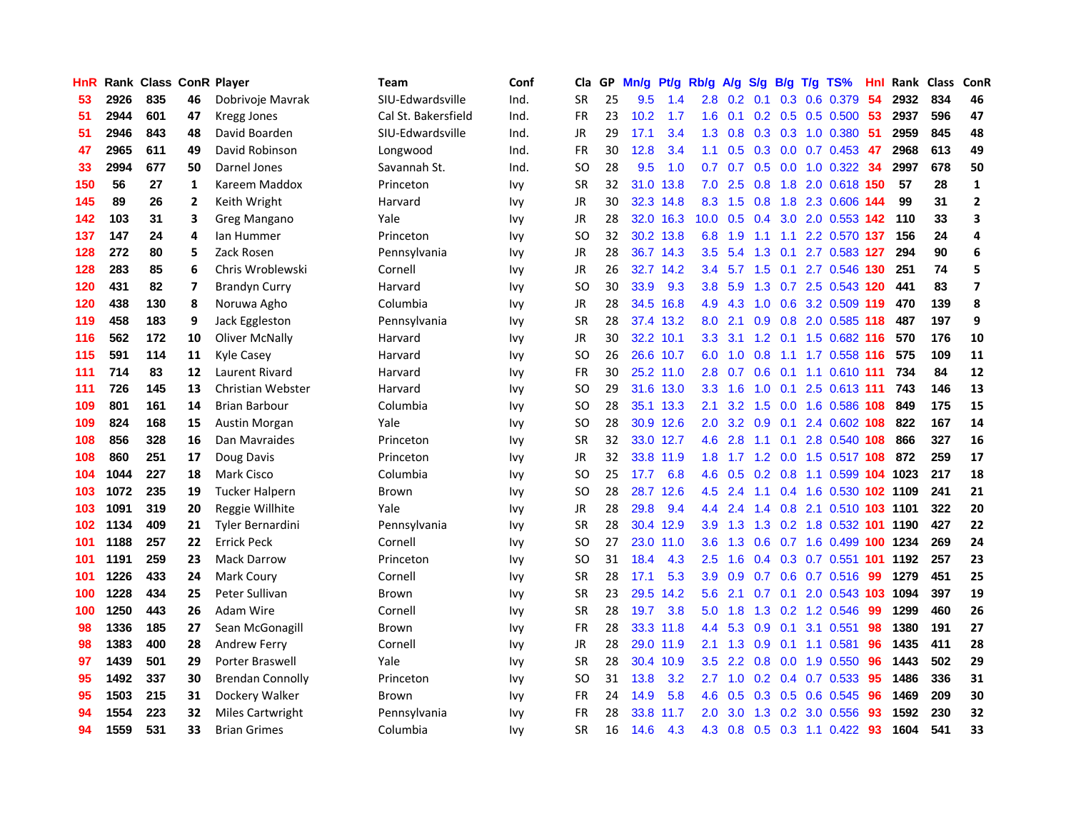| HnR | Rank | Class | ConR | Player | Team | Conf | Cla | GP | Mn/g | Pt/g | Rb/g | A/g | S/g | B/g | T/g | TS% | HnI | Rank | Class | ConR |
|---|---|---|---|---|---|---|---|---|---|---|---|---|---|---|---|---|---|---|---|---|
| 53 | 2926 | 835 | 46 | Dobrivoje Mavrak | SIU-Edwardsville | Ind. | SR | 25 | 9.5 | 1.4 | 2.8 | 0.2 | 0.1 | 0.3 | 0.6 | 0.379 | 54 | 2932 | 834 | 46 |
| 51 | 2944 | 601 | 47 | Kregg Jones | Cal St. Bakersfield | Ind. | FR | 23 | 10.2 | 1.7 | 1.6 | 0.1 | 0.2 | 0.5 | 0.5 | 0.500 | 53 | 2937 | 596 | 47 |
| 51 | 2946 | 843 | 48 | David Boarden | SIU-Edwardsville | Ind. | JR | 29 | 17.1 | 3.4 | 1.3 | 0.8 | 0.3 | 0.3 | 1.0 | 0.380 | 51 | 2959 | 845 | 48 |
| 47 | 2965 | 611 | 49 | David Robinson | Longwood | Ind. | FR | 30 | 12.8 | 3.4 | 1.1 | 0.5 | 0.3 | 0.0 | 0.7 | 0.453 | 47 | 2968 | 613 | 49 |
| 33 | 2994 | 677 | 50 | Darnel Jones | Savannah St. | Ind. | SO | 28 | 9.5 | 1.0 | 0.7 | 0.7 | 0.5 | 0.0 | 1.0 | 0.322 | 34 | 2997 | 678 | 50 |
| 150 | 56 | 27 | 1 | Kareem Maddox | Princeton | Ivy | SR | 32 | 31.0 | 13.8 | 7.0 | 2.5 | 0.8 | 1.8 | 2.0 | 0.618 | 150 | 57 | 28 | 1 |
| 145 | 89 | 26 | 2 | Keith Wright | Harvard | Ivy | JR | 30 | 32.3 | 14.8 | 8.3 | 1.5 | 0.8 | 1.8 | 2.3 | 0.606 | 144 | 99 | 31 | 2 |
| 142 | 103 | 31 | 3 | Greg Mangano | Yale | Ivy | JR | 28 | 32.0 | 16.3 | 10.0 | 0.5 | 0.4 | 3.0 | 2.0 | 0.553 | 142 | 110 | 33 | 3 |
| 137 | 147 | 24 | 4 | Ian Hummer | Princeton | Ivy | SO | 32 | 30.2 | 13.8 | 6.8 | 1.9 | 1.1 | 1.1 | 2.2 | 0.570 | 137 | 156 | 24 | 4 |
| 128 | 272 | 80 | 5 | Zack Rosen | Pennsylvania | Ivy | JR | 28 | 36.7 | 14.3 | 3.5 | 5.4 | 1.3 | 0.1 | 2.7 | 0.583 | 127 | 294 | 90 | 6 |
| 128 | 283 | 85 | 6 | Chris Wroblewski | Cornell | Ivy | JR | 26 | 32.7 | 14.2 | 3.4 | 5.7 | 1.5 | 0.1 | 2.7 | 0.546 | 130 | 251 | 74 | 5 |
| 120 | 431 | 82 | 7 | Brandyn Curry | Harvard | Ivy | SO | 30 | 33.9 | 9.3 | 3.8 | 5.9 | 1.3 | 0.7 | 2.5 | 0.543 | 120 | 441 | 83 | 7 |
| 120 | 438 | 130 | 8 | Noruwa Agho | Columbia | Ivy | JR | 28 | 34.5 | 16.8 | 4.9 | 4.3 | 1.0 | 0.6 | 3.2 | 0.509 | 119 | 470 | 139 | 8 |
| 119 | 458 | 183 | 9 | Jack Eggleston | Pennsylvania | Ivy | SR | 28 | 37.4 | 13.2 | 8.0 | 2.1 | 0.9 | 0.8 | 2.0 | 0.585 | 118 | 487 | 197 | 9 |
| 116 | 562 | 172 | 10 | Oliver McNally | Harvard | Ivy | JR | 30 | 32.2 | 10.1 | 3.3 | 3.1 | 1.2 | 0.1 | 1.5 | 0.682 | 116 | 570 | 176 | 10 |
| 115 | 591 | 114 | 11 | Kyle Casey | Harvard | Ivy | SO | 26 | 26.6 | 10.7 | 6.0 | 1.0 | 0.8 | 1.1 | 1.7 | 0.558 | 116 | 575 | 109 | 11 |
| 111 | 714 | 83 | 12 | Laurent Rivard | Harvard | Ivy | FR | 30 | 25.2 | 11.0 | 2.8 | 0.7 | 0.6 | 0.1 | 1.1 | 0.610 | 111 | 734 | 84 | 12 |
| 111 | 726 | 145 | 13 | Christian Webster | Harvard | Ivy | SO | 29 | 31.6 | 13.0 | 3.3 | 1.6 | 1.0 | 0.1 | 2.5 | 0.613 | 111 | 743 | 146 | 13 |
| 109 | 801 | 161 | 14 | Brian Barbour | Columbia | Ivy | SO | 28 | 35.1 | 13.3 | 2.1 | 3.2 | 1.5 | 0.0 | 1.6 | 0.586 | 108 | 849 | 175 | 15 |
| 109 | 824 | 168 | 15 | Austin Morgan | Yale | Ivy | SO | 28 | 30.9 | 12.6 | 2.0 | 3.2 | 0.9 | 0.1 | 2.4 | 0.602 | 108 | 822 | 167 | 14 |
| 108 | 856 | 328 | 16 | Dan Mavraides | Princeton | Ivy | SR | 32 | 33.0 | 12.7 | 4.6 | 2.8 | 1.1 | 0.1 | 2.8 | 0.540 | 108 | 866 | 327 | 16 |
| 108 | 860 | 251 | 17 | Doug Davis | Princeton | Ivy | JR | 32 | 33.8 | 11.9 | 1.8 | 1.7 | 1.2 | 0.0 | 1.5 | 0.517 | 108 | 872 | 259 | 17 |
| 104 | 1044 | 227 | 18 | Mark Cisco | Columbia | Ivy | SO | 25 | 17.7 | 6.8 | 4.6 | 0.5 | 0.2 | 0.8 | 1.1 | 0.599 | 104 | 1023 | 217 | 18 |
| 103 | 1072 | 235 | 19 | Tucker Halpern | Brown | Ivy | SO | 28 | 28.7 | 12.6 | 4.5 | 2.4 | 1.1 | 0.4 | 1.6 | 0.530 | 102 | 1109 | 241 | 21 |
| 103 | 1091 | 319 | 20 | Reggie Willhite | Yale | Ivy | JR | 28 | 29.8 | 9.4 | 4.4 | 2.4 | 1.4 | 0.8 | 2.1 | 0.510 | 103 | 1101 | 322 | 20 |
| 102 | 1134 | 409 | 21 | Tyler Bernardini | Pennsylvania | Ivy | SR | 28 | 30.4 | 12.9 | 3.9 | 1.3 | 1.3 | 0.2 | 1.8 | 0.532 | 101 | 1190 | 427 | 22 |
| 101 | 1188 | 257 | 22 | Errick Peck | Cornell | Ivy | SO | 27 | 23.0 | 11.0 | 3.6 | 1.3 | 0.6 | 0.7 | 1.6 | 0.499 | 100 | 1234 | 269 | 24 |
| 101 | 1191 | 259 | 23 | Mack Darrow | Princeton | Ivy | SO | 31 | 18.4 | 4.3 | 2.5 | 1.6 | 0.4 | 0.3 | 0.7 | 0.551 | 101 | 1192 | 257 | 23 |
| 101 | 1226 | 433 | 24 | Mark Coury | Cornell | Ivy | SR | 28 | 17.1 | 5.3 | 3.9 | 0.9 | 0.7 | 0.6 | 0.7 | 0.516 | 99 | 1279 | 451 | 25 |
| 100 | 1228 | 434 | 25 | Peter Sullivan | Brown | Ivy | SR | 23 | 29.5 | 14.2 | 5.6 | 2.1 | 0.7 | 0.1 | 2.0 | 0.543 | 103 | 1094 | 397 | 19 |
| 100 | 1250 | 443 | 26 | Adam Wire | Cornell | Ivy | SR | 28 | 19.7 | 3.8 | 5.0 | 1.8 | 1.3 | 0.2 | 1.2 | 0.546 | 99 | 1299 | 460 | 26 |
| 98 | 1336 | 185 | 27 | Sean McGonagill | Brown | Ivy | FR | 28 | 33.3 | 11.8 | 4.4 | 5.3 | 0.9 | 0.1 | 3.1 | 0.551 | 98 | 1380 | 191 | 27 |
| 98 | 1383 | 400 | 28 | Andrew Ferry | Cornell | Ivy | JR | 28 | 29.0 | 11.9 | 2.1 | 1.3 | 0.9 | 0.1 | 1.1 | 0.581 | 96 | 1435 | 411 | 28 |
| 97 | 1439 | 501 | 29 | Porter Braswell | Yale | Ivy | SR | 28 | 30.4 | 10.9 | 3.5 | 2.2 | 0.8 | 0.0 | 1.9 | 0.550 | 96 | 1443 | 502 | 29 |
| 95 | 1492 | 337 | 30 | Brendan Connolly | Princeton | Ivy | SO | 31 | 13.8 | 3.2 | 2.7 | 1.0 | 0.2 | 0.4 | 0.7 | 0.533 | 95 | 1486 | 336 | 31 |
| 95 | 1503 | 215 | 31 | Dockery Walker | Brown | Ivy | FR | 24 | 14.9 | 5.8 | 4.6 | 0.5 | 0.3 | 0.5 | 0.6 | 0.545 | 96 | 1469 | 209 | 30 |
| 94 | 1554 | 223 | 32 | Miles Cartwright | Pennsylvania | Ivy | FR | 28 | 33.8 | 11.7 | 2.0 | 3.0 | 1.3 | 0.2 | 3.0 | 0.556 | 93 | 1592 | 230 | 32 |
| 94 | 1559 | 531 | 33 | Brian Grimes | Columbia | Ivy | SR | 16 | 14.6 | 4.3 | 4.3 | 0.8 | 0.5 | 0.3 | 1.1 | 0.422 | 93 | 1604 | 541 | 33 |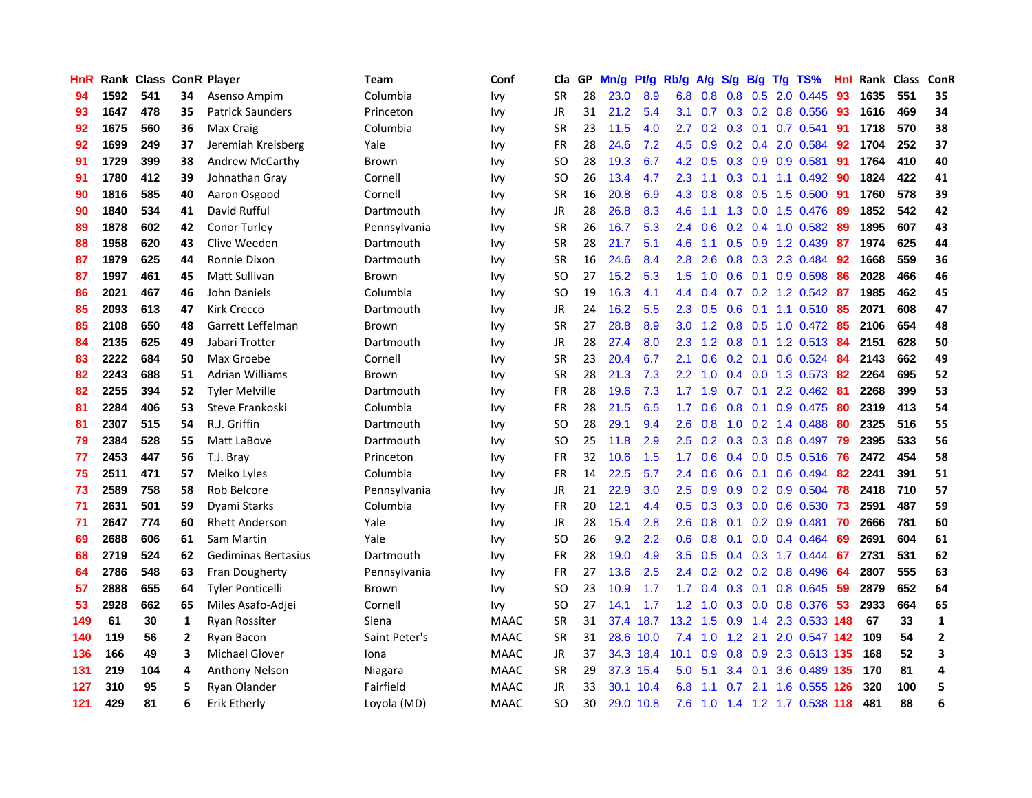| HnR | Rank | Class | ConR | Player | Team | Conf | Cla | GP | Mn/g | Pt/g | Rb/g | A/g | S/g | B/g | T/g | TS% | HnI | Rank | Class | ConR |
|---|---|---|---|---|---|---|---|---|---|---|---|---|---|---|---|---|---|---|---|---|
| 94 | 1592 | 541 | 34 | Asenso Ampim | Columbia | Ivy | SR | 28 | 23.0 | 8.9 | 6.8 | 0.8 | 0.8 | 0.5 | 2.0 | 0.445 | 93 | 1635 | 551 | 35 |
| 93 | 1647 | 478 | 35 | Patrick Saunders | Princeton | Ivy | JR | 31 | 21.2 | 5.4 | 3.1 | 0.7 | 0.3 | 0.2 | 0.8 | 0.556 | 93 | 1616 | 469 | 34 |
| 92 | 1675 | 560 | 36 | Max Craig | Columbia | Ivy | SR | 23 | 11.5 | 4.0 | 2.7 | 0.2 | 0.3 | 0.1 | 0.7 | 0.541 | 91 | 1718 | 570 | 38 |
| 92 | 1699 | 249 | 37 | Jeremiah Kreisberg | Yale | Ivy | FR | 28 | 24.6 | 7.2 | 4.5 | 0.9 | 0.2 | 0.4 | 2.0 | 0.584 | 92 | 1704 | 252 | 37 |
| 91 | 1729 | 399 | 38 | Andrew McCarthy | Brown | Ivy | SO | 28 | 19.3 | 6.7 | 4.2 | 0.5 | 0.3 | 0.9 | 0.9 | 0.581 | 91 | 1764 | 410 | 40 |
| 91 | 1780 | 412 | 39 | Johnathan Gray | Cornell | Ivy | SO | 26 | 13.4 | 4.7 | 2.3 | 1.1 | 0.3 | 0.1 | 1.1 | 0.492 | 90 | 1824 | 422 | 41 |
| 90 | 1816 | 585 | 40 | Aaron Osgood | Cornell | Ivy | SR | 16 | 20.8 | 6.9 | 4.3 | 0.8 | 0.8 | 0.5 | 1.5 | 0.500 | 91 | 1760 | 578 | 39 |
| 90 | 1840 | 534 | 41 | David Rufful | Dartmouth | Ivy | JR | 28 | 26.8 | 8.3 | 4.6 | 1.1 | 1.3 | 0.0 | 1.5 | 0.476 | 89 | 1852 | 542 | 42 |
| 89 | 1878 | 602 | 42 | Conor Turley | Pennsylvania | Ivy | SR | 26 | 16.7 | 5.3 | 2.4 | 0.6 | 0.2 | 0.4 | 1.0 | 0.582 | 89 | 1895 | 607 | 43 |
| 88 | 1958 | 620 | 43 | Clive Weeden | Dartmouth | Ivy | SR | 28 | 21.7 | 5.1 | 4.6 | 1.1 | 0.5 | 0.9 | 1.2 | 0.439 | 87 | 1974 | 625 | 44 |
| 87 | 1979 | 625 | 44 | Ronnie Dixon | Dartmouth | Ivy | SR | 16 | 24.6 | 8.4 | 2.8 | 2.6 | 0.8 | 0.3 | 2.3 | 0.484 | 92 | 1668 | 559 | 36 |
| 87 | 1997 | 461 | 45 | Matt Sullivan | Brown | Ivy | SO | 27 | 15.2 | 5.3 | 1.5 | 1.0 | 0.6 | 0.1 | 0.9 | 0.598 | 86 | 2028 | 466 | 46 |
| 86 | 2021 | 467 | 46 | John Daniels | Columbia | Ivy | SO | 19 | 16.3 | 4.1 | 4.4 | 0.4 | 0.7 | 0.2 | 1.2 | 0.542 | 87 | 1985 | 462 | 45 |
| 85 | 2093 | 613 | 47 | Kirk Crecco | Dartmouth | Ivy | JR | 24 | 16.2 | 5.5 | 2.3 | 0.5 | 0.6 | 0.1 | 1.1 | 0.510 | 85 | 2071 | 608 | 47 |
| 85 | 2108 | 650 | 48 | Garrett Leffelman | Brown | Ivy | SR | 27 | 28.8 | 8.9 | 3.0 | 1.2 | 0.8 | 0.5 | 1.0 | 0.472 | 85 | 2106 | 654 | 48 |
| 84 | 2135 | 625 | 49 | Jabari Trotter | Dartmouth | Ivy | JR | 28 | 27.4 | 8.0 | 2.3 | 1.2 | 0.8 | 0.1 | 1.2 | 0.513 | 84 | 2151 | 628 | 50 |
| 83 | 2222 | 684 | 50 | Max Groebe | Cornell | Ivy | SR | 23 | 20.4 | 6.7 | 2.1 | 0.6 | 0.2 | 0.1 | 0.6 | 0.524 | 84 | 2143 | 662 | 49 |
| 82 | 2243 | 688 | 51 | Adrian Williams | Brown | Ivy | SR | 28 | 21.3 | 7.3 | 2.2 | 1.0 | 0.4 | 0.0 | 1.3 | 0.573 | 82 | 2264 | 695 | 52 |
| 82 | 2255 | 394 | 52 | Tyler Melville | Dartmouth | Ivy | FR | 28 | 19.6 | 7.3 | 1.7 | 1.9 | 0.7 | 0.1 | 2.2 | 0.462 | 81 | 2268 | 399 | 53 |
| 81 | 2284 | 406 | 53 | Steve Frankoski | Columbia | Ivy | FR | 28 | 21.5 | 6.5 | 1.7 | 0.6 | 0.8 | 0.1 | 0.9 | 0.475 | 80 | 2319 | 413 | 54 |
| 81 | 2307 | 515 | 54 | R.J. Griffin | Dartmouth | Ivy | SO | 28 | 29.1 | 9.4 | 2.6 | 0.8 | 1.0 | 0.2 | 1.4 | 0.488 | 80 | 2325 | 516 | 55 |
| 79 | 2384 | 528 | 55 | Matt LaBove | Dartmouth | Ivy | SO | 25 | 11.8 | 2.9 | 2.5 | 0.2 | 0.3 | 0.3 | 0.8 | 0.497 | 79 | 2395 | 533 | 56 |
| 77 | 2453 | 447 | 56 | T.J. Bray | Princeton | Ivy | FR | 32 | 10.6 | 1.5 | 1.7 | 0.6 | 0.4 | 0.0 | 0.5 | 0.516 | 76 | 2472 | 454 | 58 |
| 75 | 2511 | 471 | 57 | Meiko Lyles | Columbia | Ivy | FR | 14 | 22.5 | 5.7 | 2.4 | 0.6 | 0.6 | 0.1 | 0.6 | 0.494 | 82 | 2241 | 391 | 51 |
| 73 | 2589 | 758 | 58 | Rob Belcore | Pennsylvania | Ivy | JR | 21 | 22.9 | 3.0 | 2.5 | 0.9 | 0.9 | 0.2 | 0.9 | 0.504 | 78 | 2418 | 710 | 57 |
| 71 | 2631 | 501 | 59 | Dyami Starks | Columbia | Ivy | FR | 20 | 12.1 | 4.4 | 0.5 | 0.3 | 0.3 | 0.0 | 0.6 | 0.530 | 73 | 2591 | 487 | 59 |
| 71 | 2647 | 774 | 60 | Rhett Anderson | Yale | Ivy | JR | 28 | 15.4 | 2.8 | 2.6 | 0.8 | 0.1 | 0.2 | 0.9 | 0.481 | 70 | 2666 | 781 | 60 |
| 69 | 2688 | 606 | 61 | Sam Martin | Yale | Ivy | SO | 26 | 9.2 | 2.2 | 0.6 | 0.8 | 0.1 | 0.0 | 0.4 | 0.464 | 69 | 2691 | 604 | 61 |
| 68 | 2719 | 524 | 62 | Gediminas Bertasius | Dartmouth | Ivy | FR | 28 | 19.0 | 4.9 | 3.5 | 0.5 | 0.4 | 0.3 | 1.7 | 0.444 | 67 | 2731 | 531 | 62 |
| 64 | 2786 | 548 | 63 | Fran Dougherty | Pennsylvania | Ivy | FR | 27 | 13.6 | 2.5 | 2.4 | 0.2 | 0.2 | 0.2 | 0.8 | 0.496 | 64 | 2807 | 555 | 63 |
| 57 | 2888 | 655 | 64 | Tyler Ponticelli | Brown | Ivy | SO | 23 | 10.9 | 1.7 | 1.7 | 0.4 | 0.3 | 0.1 | 0.8 | 0.645 | 59 | 2879 | 652 | 64 |
| 53 | 2928 | 662 | 65 | Miles Asafo-Adjei | Cornell | Ivy | SO | 27 | 14.1 | 1.7 | 1.2 | 1.0 | 0.3 | 0.0 | 0.8 | 0.376 | 53 | 2933 | 664 | 65 |
| 149 | 61 | 30 | 1 | Ryan Rossiter | Siena | MAAC | SR | 31 | 37.4 | 18.7 | 13.2 | 1.5 | 0.9 | 1.4 | 2.3 | 0.533 | 148 | 67 | 33 | 1 |
| 140 | 119 | 56 | 2 | Ryan Bacon | Saint Peter's | MAAC | SR | 31 | 28.6 | 10.0 | 7.4 | 1.0 | 1.2 | 2.1 | 2.0 | 0.547 | 142 | 109 | 54 | 2 |
| 136 | 166 | 49 | 3 | Michael Glover | Iona | MAAC | JR | 37 | 34.3 | 18.4 | 10.1 | 0.9 | 0.8 | 0.9 | 2.3 | 0.613 | 135 | 168 | 52 | 3 |
| 131 | 219 | 104 | 4 | Anthony Nelson | Niagara | MAAC | SR | 29 | 37.3 | 15.4 | 5.0 | 5.1 | 3.4 | 0.1 | 3.6 | 0.489 | 135 | 170 | 81 | 4 |
| 127 | 310 | 95 | 5 | Ryan Olander | Fairfield | MAAC | JR | 33 | 30.1 | 10.4 | 6.8 | 1.1 | 0.7 | 2.1 | 1.6 | 0.555 | 126 | 320 | 100 | 5 |
| 121 | 429 | 81 | 6 | Erik Etherly | Loyola (MD) | MAAC | SO | 30 | 29.0 | 10.8 | 7.6 | 1.0 | 1.4 | 1.2 | 1.7 | 0.538 | 118 | 481 | 88 | 6 |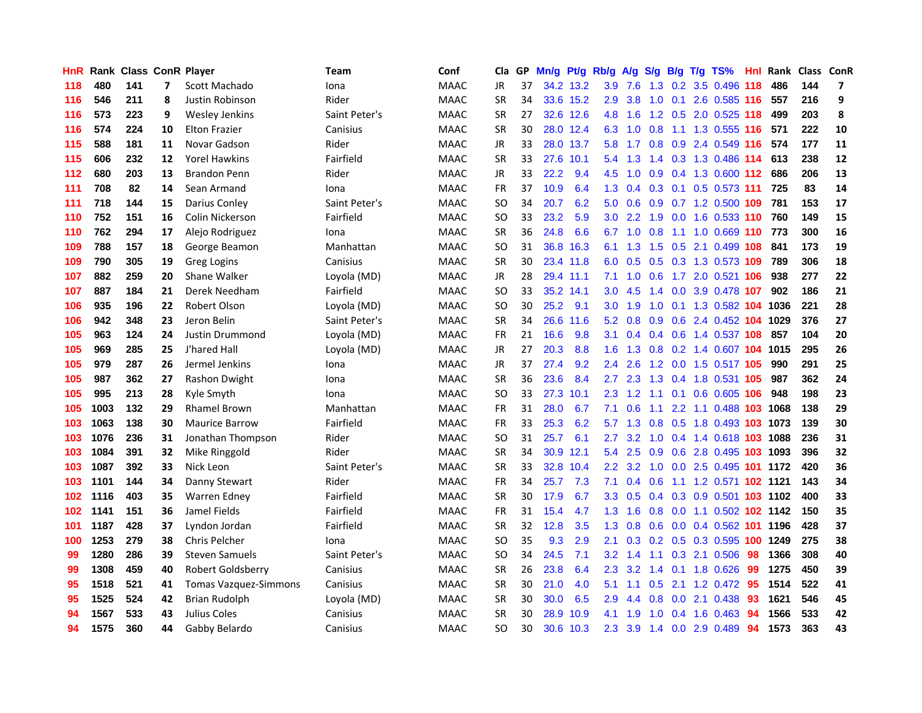| HnR | Rank | Class | ConR | Player | Team | Conf | Cla | GP | Mn/g | Pt/g | Rb/g | A/g | S/g | B/g | T/g | TS% | HnI | Rank | Class | ConR |
|---|---|---|---|---|---|---|---|---|---|---|---|---|---|---|---|---|---|---|---|---|
| 118 | 480 | 141 | 7 | Scott Machado | Iona | MAAC | JR | 37 | 34.2 | 13.2 | 3.9 | 7.6 | 1.3 | 0.2 | 3.5 | 0.496 | 118 | 486 | 144 | 7 |
| 116 | 546 | 211 | 8 | Justin Robinson | Rider | MAAC | SR | 34 | 33.6 | 15.2 | 2.9 | 3.8 | 1.0 | 0.1 | 2.6 | 0.585 | 116 | 557 | 216 | 9 |
| 116 | 573 | 223 | 9 | Wesley Jenkins | Saint Peter's | MAAC | SR | 27 | 32.6 | 12.6 | 4.8 | 1.6 | 1.2 | 0.5 | 2.0 | 0.525 | 118 | 499 | 203 | 8 |
| 116 | 574 | 224 | 10 | Elton Frazier | Canisius | MAAC | SR | 30 | 28.0 | 12.4 | 6.3 | 1.0 | 0.8 | 1.1 | 1.3 | 0.555 | 116 | 571 | 222 | 10 |
| 115 | 588 | 181 | 11 | Novar Gadson | Rider | MAAC | JR | 33 | 28.0 | 13.7 | 5.8 | 1.7 | 0.8 | 0.9 | 2.4 | 0.549 | 116 | 574 | 177 | 11 |
| 115 | 606 | 232 | 12 | Yorel Hawkins | Fairfield | MAAC | SR | 33 | 27.6 | 10.1 | 5.4 | 1.3 | 1.4 | 0.3 | 1.3 | 0.486 | 114 | 613 | 238 | 12 |
| 112 | 680 | 203 | 13 | Brandon Penn | Rider | MAAC | JR | 33 | 22.2 | 9.4 | 4.5 | 1.0 | 0.9 | 0.4 | 1.3 | 0.600 | 112 | 686 | 206 | 13 |
| 111 | 708 | 82 | 14 | Sean Armand | Iona | MAAC | FR | 37 | 10.9 | 6.4 | 1.3 | 0.4 | 0.3 | 0.1 | 0.5 | 0.573 | 111 | 725 | 83 | 14 |
| 111 | 718 | 144 | 15 | Darius Conley | Saint Peter's | MAAC | SO | 34 | 20.7 | 6.2 | 5.0 | 0.6 | 0.9 | 0.7 | 1.2 | 0.500 | 109 | 781 | 153 | 17 |
| 110 | 752 | 151 | 16 | Colin Nickerson | Fairfield | MAAC | SO | 33 | 23.2 | 5.9 | 3.0 | 2.2 | 1.9 | 0.0 | 1.6 | 0.533 | 110 | 760 | 149 | 15 |
| 110 | 762 | 294 | 17 | Alejo Rodriguez | Iona | MAAC | SR | 36 | 24.8 | 6.6 | 6.7 | 1.0 | 0.8 | 1.1 | 1.0 | 0.669 | 110 | 773 | 300 | 16 |
| 109 | 788 | 157 | 18 | George Beamon | Manhattan | MAAC | SO | 31 | 36.8 | 16.3 | 6.1 | 1.3 | 1.5 | 0.5 | 2.1 | 0.499 | 108 | 841 | 173 | 19 |
| 109 | 790 | 305 | 19 | Greg Logins | Canisius | MAAC | SR | 30 | 23.4 | 11.8 | 6.0 | 0.5 | 0.5 | 0.3 | 1.3 | 0.573 | 109 | 789 | 306 | 18 |
| 107 | 882 | 259 | 20 | Shane Walker | Loyola (MD) | MAAC | JR | 28 | 29.4 | 11.1 | 7.1 | 1.0 | 0.6 | 1.7 | 2.0 | 0.521 | 106 | 938 | 277 | 22 |
| 107 | 887 | 184 | 21 | Derek Needham | Fairfield | MAAC | SO | 33 | 35.2 | 14.1 | 3.0 | 4.5 | 1.4 | 0.0 | 3.9 | 0.478 | 107 | 902 | 186 | 21 |
| 106 | 935 | 196 | 22 | Robert Olson | Loyola (MD) | MAAC | SO | 30 | 25.2 | 9.1 | 3.0 | 1.9 | 1.0 | 0.1 | 1.3 | 0.582 | 104 | 1036 | 221 | 28 |
| 106 | 942 | 348 | 23 | Jeron Belin | Saint Peter's | MAAC | SR | 34 | 26.6 | 11.6 | 5.2 | 0.8 | 0.9 | 0.6 | 2.4 | 0.452 | 104 | 1029 | 376 | 27 |
| 105 | 963 | 124 | 24 | Justin Drummond | Loyola (MD) | MAAC | FR | 21 | 16.6 | 9.8 | 3.1 | 0.4 | 0.4 | 0.6 | 1.4 | 0.537 | 108 | 857 | 104 | 20 |
| 105 | 969 | 285 | 25 | J'hared Hall | Loyola (MD) | MAAC | JR | 27 | 20.3 | 8.8 | 1.6 | 1.3 | 0.8 | 0.2 | 1.4 | 0.607 | 104 | 1015 | 295 | 26 |
| 105 | 979 | 287 | 26 | Jermel Jenkins | Iona | MAAC | JR | 37 | 27.4 | 9.2 | 2.4 | 2.6 | 1.2 | 0.0 | 1.5 | 0.517 | 105 | 990 | 291 | 25 |
| 105 | 987 | 362 | 27 | Rashon Dwight | Iona | MAAC | SR | 36 | 23.6 | 8.4 | 2.7 | 2.3 | 1.3 | 0.4 | 1.8 | 0.531 | 105 | 987 | 362 | 24 |
| 105 | 995 | 213 | 28 | Kyle Smyth | Iona | MAAC | SO | 33 | 27.3 | 10.1 | 2.3 | 1.2 | 1.1 | 0.1 | 0.6 | 0.605 | 106 | 948 | 198 | 23 |
| 105 | 1003 | 132 | 29 | Rhamel Brown | Manhattan | MAAC | FR | 31 | 28.0 | 6.7 | 7.1 | 0.6 | 1.1 | 2.2 | 1.1 | 0.488 | 103 | 1068 | 138 | 29 |
| 103 | 1063 | 138 | 30 | Maurice Barrow | Fairfield | MAAC | FR | 33 | 25.3 | 6.2 | 5.7 | 1.3 | 0.8 | 0.5 | 1.8 | 0.493 | 103 | 1073 | 139 | 30 |
| 103 | 1076 | 236 | 31 | Jonathan Thompson | Rider | MAAC | SO | 31 | 25.7 | 6.1 | 2.7 | 3.2 | 1.0 | 0.4 | 1.4 | 0.618 | 103 | 1088 | 236 | 31 |
| 103 | 1084 | 391 | 32 | Mike Ringgold | Rider | MAAC | SR | 34 | 30.9 | 12.1 | 5.4 | 2.5 | 0.9 | 0.6 | 2.8 | 0.495 | 103 | 1093 | 396 | 32 |
| 103 | 1087 | 392 | 33 | Nick Leon | Saint Peter's | MAAC | SR | 33 | 32.8 | 10.4 | 2.2 | 3.2 | 1.0 | 0.0 | 2.5 | 0.495 | 101 | 1172 | 420 | 36 |
| 103 | 1101 | 144 | 34 | Danny Stewart | Rider | MAAC | FR | 34 | 25.7 | 7.3 | 7.1 | 0.4 | 0.6 | 1.1 | 1.2 | 0.571 | 102 | 1121 | 143 | 34 |
| 102 | 1116 | 403 | 35 | Warren Edney | Fairfield | MAAC | SR | 30 | 17.9 | 6.7 | 3.3 | 0.5 | 0.4 | 0.3 | 0.9 | 0.501 | 103 | 1102 | 400 | 33 |
| 102 | 1141 | 151 | 36 | Jamel Fields | Fairfield | MAAC | FR | 31 | 15.4 | 4.7 | 1.3 | 1.6 | 0.8 | 0.0 | 1.1 | 0.502 | 102 | 1142 | 150 | 35 |
| 101 | 1187 | 428 | 37 | Lyndon Jordan | Fairfield | MAAC | SR | 32 | 12.8 | 3.5 | 1.3 | 0.8 | 0.6 | 0.0 | 0.4 | 0.562 | 101 | 1196 | 428 | 37 |
| 100 | 1253 | 279 | 38 | Chris Pelcher | Iona | MAAC | SO | 35 | 9.3 | 2.9 | 2.1 | 0.3 | 0.2 | 0.5 | 0.3 | 0.595 | 100 | 1249 | 275 | 38 |
| 99 | 1280 | 286 | 39 | Steven Samuels | Saint Peter's | MAAC | SO | 34 | 24.5 | 7.1 | 3.2 | 1.4 | 1.1 | 0.3 | 2.1 | 0.506 | 98 | 1366 | 308 | 40 |
| 99 | 1308 | 459 | 40 | Robert Goldsberry | Canisius | MAAC | SR | 26 | 23.8 | 6.4 | 2.3 | 3.2 | 1.4 | 0.1 | 1.8 | 0.626 | 99 | 1275 | 450 | 39 |
| 95 | 1518 | 521 | 41 | Tomas Vazquez-Simmons | Canisius | MAAC | SR | 30 | 21.0 | 4.0 | 5.1 | 1.1 | 0.5 | 2.1 | 1.2 | 0.472 | 95 | 1514 | 522 | 41 |
| 95 | 1525 | 524 | 42 | Brian Rudolph | Loyola (MD) | MAAC | SR | 30 | 30.0 | 6.5 | 2.9 | 4.4 | 0.8 | 0.0 | 2.1 | 0.438 | 93 | 1621 | 546 | 45 |
| 94 | 1567 | 533 | 43 | Julius Coles | Canisius | MAAC | SR | 30 | 28.9 | 10.9 | 4.1 | 1.9 | 1.0 | 0.4 | 1.6 | 0.463 | 94 | 1566 | 533 | 42 |
| 94 | 1575 | 360 | 44 | Gabby Belardo | Canisius | MAAC | SO | 30 | 30.6 | 10.3 | 2.3 | 3.9 | 1.4 | 0.0 | 2.9 | 0.489 | 94 | 1573 | 363 | 43 |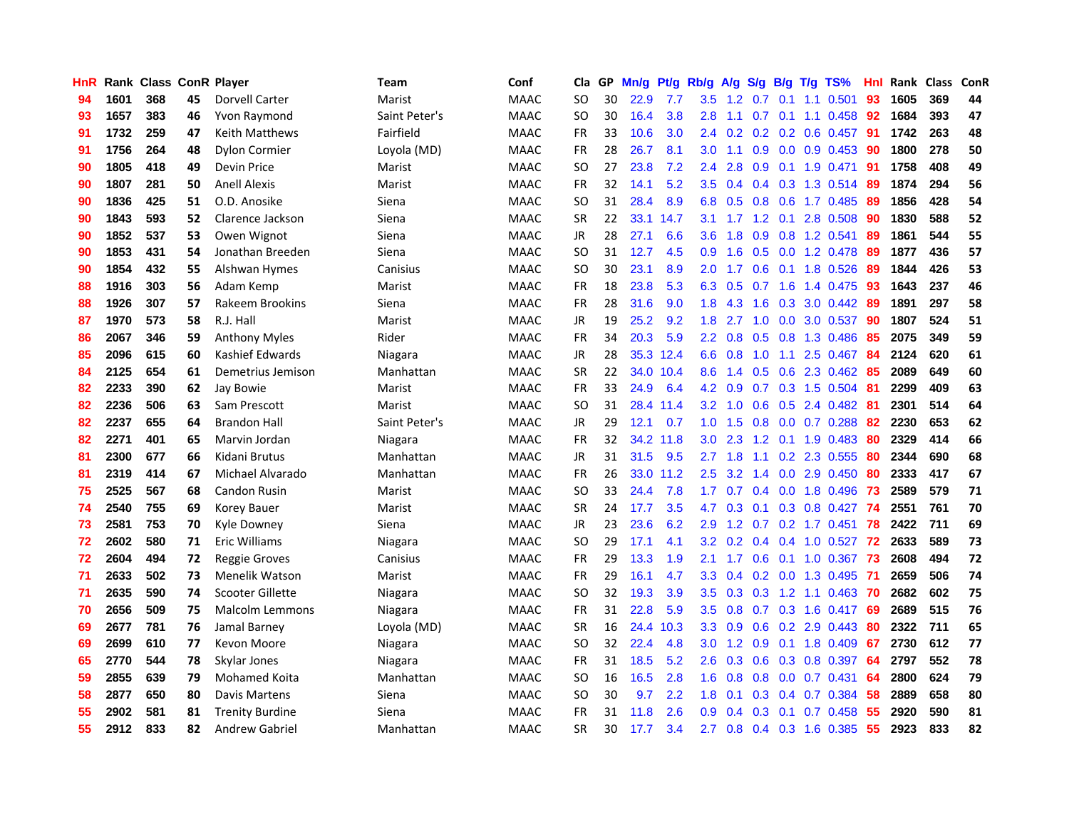| HnR | Rank | Class | ConR | Player | Team | Conf | Cla | GP | Mn/g | Pt/g | Rb/g | A/g | S/g | B/g | T/g | TS% | HnI | Rank | Class | ConR |
|---|---|---|---|---|---|---|---|---|---|---|---|---|---|---|---|---|---|---|---|---|
| 94 | 1601 | 368 | 45 | Dorvell Carter | Marist | MAAC | SO | 30 | 22.9 | 7.7 | 3.5 | 1.2 | 0.7 | 0.1 | 1.1 | 0.501 | 93 | 1605 | 369 | 44 |
| 93 | 1657 | 383 | 46 | Yvon Raymond | Saint Peter's | MAAC | SO | 30 | 16.4 | 3.8 | 2.8 | 1.1 | 0.7 | 0.1 | 1.1 | 0.458 | 92 | 1684 | 393 | 47 |
| 91 | 1732 | 259 | 47 | Keith Matthews | Fairfield | MAAC | FR | 33 | 10.6 | 3.0 | 2.4 | 0.2 | 0.2 | 0.2 | 0.6 | 0.457 | 91 | 1742 | 263 | 48 |
| 91 | 1756 | 264 | 48 | Dylon Cormier | Loyola (MD) | MAAC | FR | 28 | 26.7 | 8.1 | 3.0 | 1.1 | 0.9 | 0.0 | 0.9 | 0.453 | 90 | 1800 | 278 | 50 |
| 90 | 1805 | 418 | 49 | Devin Price | Marist | MAAC | SO | 27 | 23.8 | 7.2 | 2.4 | 2.8 | 0.9 | 0.1 | 1.9 | 0.471 | 91 | 1758 | 408 | 49 |
| 90 | 1807 | 281 | 50 | Anell Alexis | Marist | MAAC | FR | 32 | 14.1 | 5.2 | 3.5 | 0.4 | 0.4 | 0.3 | 1.3 | 0.514 | 89 | 1874 | 294 | 56 |
| 90 | 1836 | 425 | 51 | O.D. Anosike | Siena | MAAC | SO | 31 | 28.4 | 8.9 | 6.8 | 0.5 | 0.8 | 0.6 | 1.7 | 0.485 | 89 | 1856 | 428 | 54 |
| 90 | 1843 | 593 | 52 | Clarence Jackson | Siena | MAAC | SR | 22 | 33.1 | 14.7 | 3.1 | 1.7 | 1.2 | 0.1 | 2.8 | 0.508 | 90 | 1830 | 588 | 52 |
| 90 | 1852 | 537 | 53 | Owen Wignot | Siena | MAAC | JR | 28 | 27.1 | 6.6 | 3.6 | 1.8 | 0.9 | 0.8 | 1.2 | 0.541 | 89 | 1861 | 544 | 55 |
| 90 | 1853 | 431 | 54 | Jonathan Breeden | Siena | MAAC | SO | 31 | 12.7 | 4.5 | 0.9 | 1.6 | 0.5 | 0.0 | 1.2 | 0.478 | 89 | 1877 | 436 | 57 |
| 90 | 1854 | 432 | 55 | Alshwan Hymes | Canisius | MAAC | SO | 30 | 23.1 | 8.9 | 2.0 | 1.7 | 0.6 | 0.1 | 1.8 | 0.526 | 89 | 1844 | 426 | 53 |
| 88 | 1916 | 303 | 56 | Adam Kemp | Marist | MAAC | FR | 18 | 23.8 | 5.3 | 6.3 | 0.5 | 0.7 | 1.6 | 1.4 | 0.475 | 93 | 1643 | 237 | 46 |
| 88 | 1926 | 307 | 57 | Rakeem Brookins | Siena | MAAC | FR | 28 | 31.6 | 9.0 | 1.8 | 4.3 | 1.6 | 0.3 | 3.0 | 0.442 | 89 | 1891 | 297 | 58 |
| 87 | 1970 | 573 | 58 | R.J. Hall | Marist | MAAC | JR | 19 | 25.2 | 9.2 | 1.8 | 2.7 | 1.0 | 0.0 | 3.0 | 0.537 | 90 | 1807 | 524 | 51 |
| 86 | 2067 | 346 | 59 | Anthony Myles | Rider | MAAC | FR | 34 | 20.3 | 5.9 | 2.2 | 0.8 | 0.5 | 0.8 | 1.3 | 0.486 | 85 | 2075 | 349 | 59 |
| 85 | 2096 | 615 | 60 | Kashief Edwards | Niagara | MAAC | JR | 28 | 35.3 | 12.4 | 6.6 | 0.8 | 1.0 | 1.1 | 2.5 | 0.467 | 84 | 2124 | 620 | 61 |
| 84 | 2125 | 654 | 61 | Demetrius Jemison | Manhattan | MAAC | SR | 22 | 34.0 | 10.4 | 8.6 | 1.4 | 0.5 | 0.6 | 2.3 | 0.462 | 85 | 2089 | 649 | 60 |
| 82 | 2233 | 390 | 62 | Jay Bowie | Marist | MAAC | FR | 33 | 24.9 | 6.4 | 4.2 | 0.9 | 0.7 | 0.3 | 1.5 | 0.504 | 81 | 2299 | 409 | 63 |
| 82 | 2236 | 506 | 63 | Sam Prescott | Marist | MAAC | SO | 31 | 28.4 | 11.4 | 3.2 | 1.0 | 0.6 | 0.5 | 2.4 | 0.482 | 81 | 2301 | 514 | 64 |
| 82 | 2237 | 655 | 64 | Brandon Hall | Saint Peter's | MAAC | JR | 29 | 12.1 | 0.7 | 1.0 | 1.5 | 0.8 | 0.0 | 0.7 | 0.288 | 82 | 2230 | 653 | 62 |
| 82 | 2271 | 401 | 65 | Marvin Jordan | Niagara | MAAC | FR | 32 | 34.2 | 11.8 | 3.0 | 2.3 | 1.2 | 0.1 | 1.9 | 0.483 | 80 | 2329 | 414 | 66 |
| 81 | 2300 | 677 | 66 | Kidani Brutus | Manhattan | MAAC | JR | 31 | 31.5 | 9.5 | 2.7 | 1.8 | 1.1 | 0.2 | 2.3 | 0.555 | 80 | 2344 | 690 | 68 |
| 81 | 2319 | 414 | 67 | Michael Alvarado | Manhattan | MAAC | FR | 26 | 33.0 | 11.2 | 2.5 | 3.2 | 1.4 | 0.0 | 2.9 | 0.450 | 80 | 2333 | 417 | 67 |
| 75 | 2525 | 567 | 68 | Candon Rusin | Marist | MAAC | SO | 33 | 24.4 | 7.8 | 1.7 | 0.7 | 0.4 | 0.0 | 1.8 | 0.496 | 73 | 2589 | 579 | 71 |
| 74 | 2540 | 755 | 69 | Korey Bauer | Marist | MAAC | SR | 24 | 17.7 | 3.5 | 4.7 | 0.3 | 0.1 | 0.3 | 0.8 | 0.427 | 74 | 2551 | 761 | 70 |
| 73 | 2581 | 753 | 70 | Kyle Downey | Siena | MAAC | JR | 23 | 23.6 | 6.2 | 2.9 | 1.2 | 0.7 | 0.2 | 1.7 | 0.451 | 78 | 2422 | 711 | 69 |
| 72 | 2602 | 580 | 71 | Eric Williams | Niagara | MAAC | SO | 29 | 17.1 | 4.1 | 3.2 | 0.2 | 0.4 | 0.4 | 1.0 | 0.527 | 72 | 2633 | 589 | 73 |
| 72 | 2604 | 494 | 72 | Reggie Groves | Canisius | MAAC | FR | 29 | 13.3 | 1.9 | 2.1 | 1.7 | 0.6 | 0.1 | 1.0 | 0.367 | 73 | 2608 | 494 | 72 |
| 71 | 2633 | 502 | 73 | Menelik Watson | Marist | MAAC | FR | 29 | 16.1 | 4.7 | 3.3 | 0.4 | 0.2 | 0.0 | 1.3 | 0.495 | 71 | 2659 | 506 | 74 |
| 71 | 2635 | 590 | 74 | Scooter Gillette | Niagara | MAAC | SO | 32 | 19.3 | 3.9 | 3.5 | 0.3 | 0.3 | 1.2 | 1.1 | 0.463 | 70 | 2682 | 602 | 75 |
| 70 | 2656 | 509 | 75 | Malcolm Lemmons | Niagara | MAAC | FR | 31 | 22.8 | 5.9 | 3.5 | 0.8 | 0.7 | 0.3 | 1.6 | 0.417 | 69 | 2689 | 515 | 76 |
| 69 | 2677 | 781 | 76 | Jamal Barney | Loyola (MD) | MAAC | SR | 16 | 24.4 | 10.3 | 3.3 | 0.9 | 0.6 | 0.2 | 2.9 | 0.443 | 80 | 2322 | 711 | 65 |
| 69 | 2699 | 610 | 77 | Kevon Moore | Niagara | MAAC | SO | 32 | 22.4 | 4.8 | 3.0 | 1.2 | 0.9 | 0.1 | 1.8 | 0.409 | 67 | 2730 | 612 | 77 |
| 65 | 2770 | 544 | 78 | Skylar Jones | Niagara | MAAC | FR | 31 | 18.5 | 5.2 | 2.6 | 0.3 | 0.6 | 0.3 | 0.8 | 0.397 | 64 | 2797 | 552 | 78 |
| 59 | 2855 | 639 | 79 | Mohamed Koita | Manhattan | MAAC | SO | 16 | 16.5 | 2.8 | 1.6 | 0.8 | 0.8 | 0.0 | 0.7 | 0.431 | 64 | 2800 | 624 | 79 |
| 58 | 2877 | 650 | 80 | Davis Martens | Siena | MAAC | SO | 30 | 9.7 | 2.2 | 1.8 | 0.1 | 0.3 | 0.4 | 0.7 | 0.384 | 58 | 2889 | 658 | 80 |
| 55 | 2902 | 581 | 81 | Trenity Burdine | Siena | MAAC | FR | 31 | 11.8 | 2.6 | 0.9 | 0.4 | 0.3 | 0.1 | 0.7 | 0.458 | 55 | 2920 | 590 | 81 |
| 55 | 2912 | 833 | 82 | Andrew Gabriel | Manhattan | MAAC | SR | 30 | 17.7 | 3.4 | 2.7 | 0.8 | 0.4 | 0.3 | 1.6 | 0.385 | 55 | 2923 | 833 | 82 |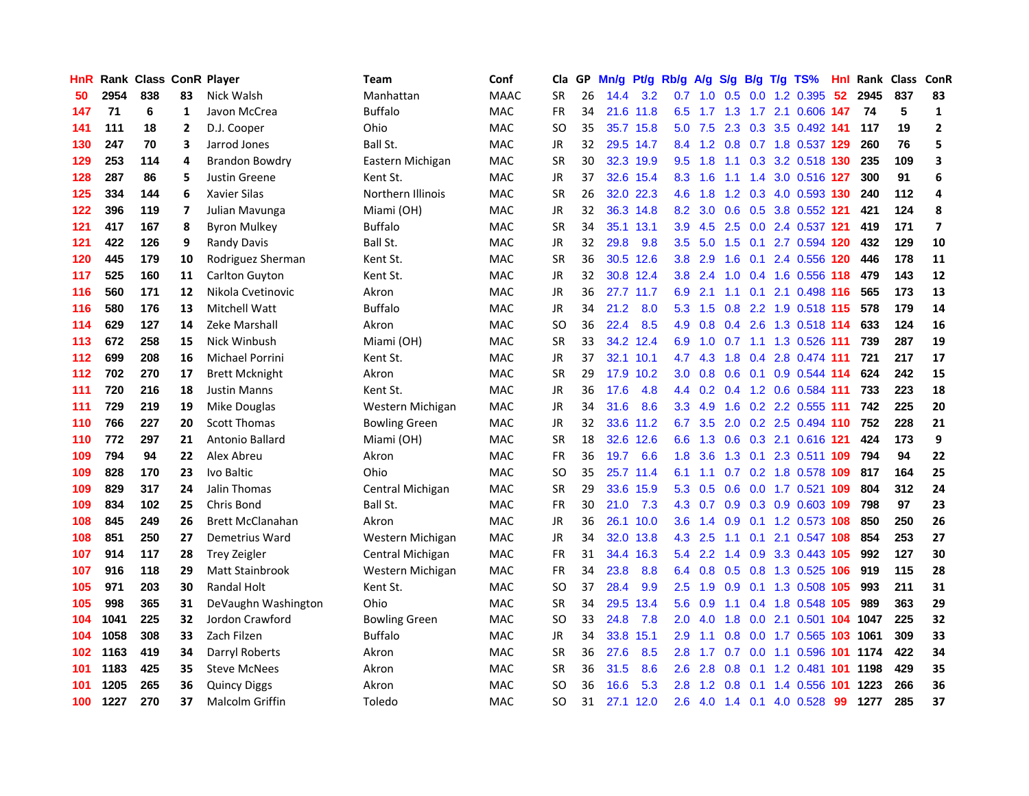| HnR | Rank | Class | ConR | Player | Team | Conf | Cla | GP | Mn/g | Pt/g | Rb/g | A/g | S/g | B/g | T/g | TS% | HnI | Rank | Class | ConR |
|---|---|---|---|---|---|---|---|---|---|---|---|---|---|---|---|---|---|---|---|---|
| 50 | 2954 | 838 | 83 | Nick Walsh | Manhattan | MAAC | SR | 26 | 14.4 | 3.2 | 0.7 | 1.0 | 0.5 | 0.0 | 1.2 | 0.395 | 52 | 2945 | 837 | 83 |
| 147 | 71 | 6 | 1 | Javon McCrea | Buffalo | MAC | FR | 34 | 21.6 | 11.8 | 6.5 | 1.7 | 1.3 | 1.7 | 2.1 | 0.606 | 147 | 74 | 5 | 1 |
| 141 | 111 | 18 | 2 | D.J. Cooper | Ohio | MAC | SO | 35 | 35.7 | 15.8 | 5.0 | 7.5 | 2.3 | 0.3 | 3.5 | 0.492 | 141 | 117 | 19 | 2 |
| 130 | 247 | 70 | 3 | Jarrod Jones | Ball St. | MAC | JR | 32 | 29.5 | 14.7 | 8.4 | 1.2 | 0.8 | 0.7 | 1.8 | 0.537 | 129 | 260 | 76 | 5 |
| 129 | 253 | 114 | 4 | Brandon Bowdry | Eastern Michigan | MAC | SR | 30 | 32.3 | 19.9 | 9.5 | 1.8 | 1.1 | 0.3 | 3.2 | 0.518 | 130 | 235 | 109 | 3 |
| 128 | 287 | 86 | 5 | Justin Greene | Kent St. | MAC | JR | 37 | 32.6 | 15.4 | 8.3 | 1.6 | 1.1 | 1.4 | 3.0 | 0.516 | 127 | 300 | 91 | 6 |
| 125 | 334 | 144 | 6 | Xavier Silas | Northern Illinois | MAC | SR | 26 | 32.0 | 22.3 | 4.6 | 1.8 | 1.2 | 0.3 | 4.0 | 0.593 | 130 | 240 | 112 | 4 |
| 122 | 396 | 119 | 7 | Julian Mavunga | Miami (OH) | MAC | JR | 32 | 36.3 | 14.8 | 8.2 | 3.0 | 0.6 | 0.5 | 3.8 | 0.552 | 121 | 421 | 124 | 8 |
| 121 | 417 | 167 | 8 | Byron Mulkey | Buffalo | MAC | SR | 34 | 35.1 | 13.1 | 3.9 | 4.5 | 2.5 | 0.0 | 2.4 | 0.537 | 121 | 419 | 171 | 7 |
| 121 | 422 | 126 | 9 | Randy Davis | Ball St. | MAC | JR | 32 | 29.8 | 9.8 | 3.5 | 5.0 | 1.5 | 0.1 | 2.7 | 0.594 | 120 | 432 | 129 | 10 |
| 120 | 445 | 179 | 10 | Rodriguez Sherman | Kent St. | MAC | SR | 36 | 30.5 | 12.6 | 3.8 | 2.9 | 1.6 | 0.1 | 2.4 | 0.556 | 120 | 446 | 178 | 11 |
| 117 | 525 | 160 | 11 | Carlton Guyton | Kent St. | MAC | JR | 32 | 30.8 | 12.4 | 3.8 | 2.4 | 1.0 | 0.4 | 1.6 | 0.556 | 118 | 479 | 143 | 12 |
| 116 | 560 | 171 | 12 | Nikola Cvetinovic | Akron | MAC | JR | 36 | 27.7 | 11.7 | 6.9 | 2.1 | 1.1 | 0.1 | 2.1 | 0.498 | 116 | 565 | 173 | 13 |
| 116 | 580 | 176 | 13 | Mitchell Watt | Buffalo | MAC | JR | 34 | 21.2 | 8.0 | 5.3 | 1.5 | 0.8 | 2.2 | 1.9 | 0.518 | 115 | 578 | 179 | 14 |
| 114 | 629 | 127 | 14 | Zeke Marshall | Akron | MAC | SO | 36 | 22.4 | 8.5 | 4.9 | 0.8 | 0.4 | 2.6 | 1.3 | 0.518 | 114 | 633 | 124 | 16 |
| 113 | 672 | 258 | 15 | Nick Winbush | Miami (OH) | MAC | SR | 33 | 34.2 | 12.4 | 6.9 | 1.0 | 0.7 | 1.1 | 1.3 | 0.526 | 111 | 739 | 287 | 19 |
| 112 | 699 | 208 | 16 | Michael Porrini | Kent St. | MAC | JR | 37 | 32.1 | 10.1 | 4.7 | 4.3 | 1.8 | 0.4 | 2.8 | 0.474 | 111 | 721 | 217 | 17 |
| 112 | 702 | 270 | 17 | Brett Mcknight | Akron | MAC | SR | 29 | 17.9 | 10.2 | 3.0 | 0.8 | 0.6 | 0.1 | 0.9 | 0.544 | 114 | 624 | 242 | 15 |
| 111 | 720 | 216 | 18 | Justin Manns | Kent St. | MAC | JR | 36 | 17.6 | 4.8 | 4.4 | 0.2 | 0.4 | 1.2 | 0.6 | 0.584 | 111 | 733 | 223 | 18 |
| 111 | 729 | 219 | 19 | Mike Douglas | Western Michigan | MAC | JR | 34 | 31.6 | 8.6 | 3.3 | 4.9 | 1.6 | 0.2 | 2.2 | 0.555 | 111 | 742 | 225 | 20 |
| 110 | 766 | 227 | 20 | Scott Thomas | Bowling Green | MAC | JR | 32 | 33.6 | 11.2 | 6.7 | 3.5 | 2.0 | 0.2 | 2.5 | 0.494 | 110 | 752 | 228 | 21 |
| 110 | 772 | 297 | 21 | Antonio Ballard | Miami (OH) | MAC | SR | 18 | 32.6 | 12.6 | 6.6 | 1.3 | 0.6 | 0.3 | 2.1 | 0.616 | 121 | 424 | 173 | 9 |
| 109 | 794 | 94 | 22 | Alex Abreu | Akron | MAC | FR | 36 | 19.7 | 6.6 | 1.8 | 3.6 | 1.3 | 0.1 | 2.3 | 0.511 | 109 | 794 | 94 | 22 |
| 109 | 828 | 170 | 23 | Ivo Baltic | Ohio | MAC | SO | 35 | 25.7 | 11.4 | 6.1 | 1.1 | 0.7 | 0.2 | 1.8 | 0.578 | 109 | 817 | 164 | 25 |
| 109 | 829 | 317 | 24 | Jalin Thomas | Central Michigan | MAC | SR | 29 | 33.6 | 15.9 | 5.3 | 0.5 | 0.6 | 0.0 | 1.7 | 0.521 | 109 | 804 | 312 | 24 |
| 109 | 834 | 102 | 25 | Chris Bond | Ball St. | MAC | FR | 30 | 21.0 | 7.3 | 4.3 | 0.7 | 0.9 | 0.3 | 0.9 | 0.603 | 109 | 798 | 97 | 23 |
| 108 | 845 | 249 | 26 | Brett McClanahan | Akron | MAC | JR | 36 | 26.1 | 10.0 | 3.6 | 1.4 | 0.9 | 0.1 | 1.2 | 0.573 | 108 | 850 | 250 | 26 |
| 108 | 851 | 250 | 27 | Demetrius Ward | Western Michigan | MAC | JR | 34 | 32.0 | 13.8 | 4.3 | 2.5 | 1.1 | 0.1 | 2.1 | 0.547 | 108 | 854 | 253 | 27 |
| 107 | 914 | 117 | 28 | Trey Zeigler | Central Michigan | MAC | FR | 31 | 34.4 | 16.3 | 5.4 | 2.2 | 1.4 | 0.9 | 3.3 | 0.443 | 105 | 992 | 127 | 30 |
| 107 | 916 | 118 | 29 | Matt Stainbrook | Western Michigan | MAC | FR | 34 | 23.8 | 8.8 | 6.4 | 0.8 | 0.5 | 0.8 | 1.3 | 0.525 | 106 | 919 | 115 | 28 |
| 105 | 971 | 203 | 30 | Randal Holt | Kent St. | MAC | SO | 37 | 28.4 | 9.9 | 2.5 | 1.9 | 0.9 | 0.1 | 1.3 | 0.508 | 105 | 993 | 211 | 31 |
| 105 | 998 | 365 | 31 | DeVaughn Washington | Ohio | MAC | SR | 34 | 29.5 | 13.4 | 5.6 | 0.9 | 1.1 | 0.4 | 1.8 | 0.548 | 105 | 989 | 363 | 29 |
| 104 | 1041 | 225 | 32 | Jordon Crawford | Bowling Green | MAC | SO | 33 | 24.8 | 7.8 | 2.0 | 4.0 | 1.8 | 0.0 | 2.1 | 0.501 | 104 | 1047 | 225 | 32 |
| 104 | 1058 | 308 | 33 | Zach Filzen | Buffalo | MAC | JR | 34 | 33.8 | 15.1 | 2.9 | 1.1 | 0.8 | 0.0 | 1.7 | 0.565 | 103 | 1061 | 309 | 33 |
| 102 | 1163 | 419 | 34 | Darryl Roberts | Akron | MAC | SR | 36 | 27.6 | 8.5 | 2.8 | 1.7 | 0.7 | 0.0 | 1.1 | 0.596 | 101 | 1174 | 422 | 34 |
| 101 | 1183 | 425 | 35 | Steve McNees | Akron | MAC | SR | 36 | 31.5 | 8.6 | 2.6 | 2.8 | 0.8 | 0.1 | 1.2 | 0.481 | 101 | 1198 | 429 | 35 |
| 101 | 1205 | 265 | 36 | Quincy Diggs | Akron | MAC | SO | 36 | 16.6 | 5.3 | 2.8 | 1.2 | 0.8 | 0.1 | 1.4 | 0.556 | 101 | 1223 | 266 | 36 |
| 100 | 1227 | 270 | 37 | Malcolm Griffin | Toledo | MAC | SO | 31 | 27.1 | 12.0 | 2.6 | 4.0 | 1.4 | 0.1 | 4.0 | 0.528 | 99 | 1277 | 285 | 37 |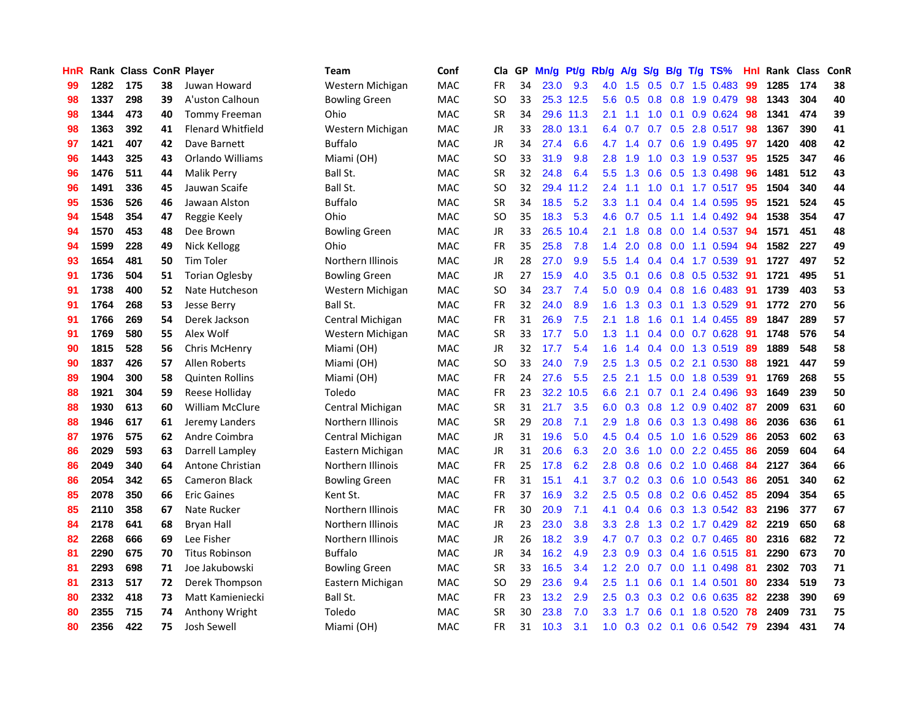| HnR | Rank | Class | ConR | Player | Team | Conf | Cla | GP | Mn/g | Pt/g | Rb/g | A/g | S/g | B/g | T/g | TS% | HnI | Rank | Class | ConR |
|---|---|---|---|---|---|---|---|---|---|---|---|---|---|---|---|---|---|---|---|---|
| 99 | 1282 | 175 | 38 | Juwan Howard | Western Michigan | MAC | FR | 34 | 23.0 | 9.3 | 4.0 | 1.5 | 0.5 | 0.7 | 1.5 | 0.483 | 99 | 1285 | 174 | 38 |
| 98 | 1337 | 298 | 39 | A'uston Calhoun | Bowling Green | MAC | SO | 33 | 25.3 | 12.5 | 5.6 | 0.5 | 0.8 | 0.8 | 1.9 | 0.479 | 98 | 1343 | 304 | 40 |
| 98 | 1344 | 473 | 40 | Tommy Freeman | Ohio | MAC | SR | 34 | 29.6 | 11.3 | 2.1 | 1.1 | 1.0 | 0.1 | 0.9 | 0.624 | 98 | 1341 | 474 | 39 |
| 98 | 1363 | 392 | 41 | Flenard Whitfield | Western Michigan | MAC | JR | 33 | 28.0 | 13.1 | 6.4 | 0.7 | 0.7 | 0.5 | 2.8 | 0.517 | 98 | 1367 | 390 | 41 |
| 97 | 1421 | 407 | 42 | Dave Barnett | Buffalo | MAC | JR | 34 | 27.4 | 6.6 | 4.7 | 1.4 | 0.7 | 0.6 | 1.9 | 0.495 | 97 | 1420 | 408 | 42 |
| 96 | 1443 | 325 | 43 | Orlando Williams | Miami (OH) | MAC | SO | 33 | 31.9 | 9.8 | 2.8 | 1.9 | 1.0 | 0.3 | 1.9 | 0.537 | 95 | 1525 | 347 | 46 |
| 96 | 1476 | 511 | 44 | Malik Perry | Ball St. | MAC | SR | 32 | 24.8 | 6.4 | 5.5 | 1.3 | 0.6 | 0.5 | 1.3 | 0.498 | 96 | 1481 | 512 | 43 |
| 96 | 1491 | 336 | 45 | Jauwan Scaife | Ball St. | MAC | SO | 32 | 29.4 | 11.2 | 2.4 | 1.1 | 1.0 | 0.1 | 1.7 | 0.517 | 95 | 1504 | 340 | 44 |
| 95 | 1536 | 526 | 46 | Jawaan Alston | Buffalo | MAC | SR | 34 | 18.5 | 5.2 | 3.3 | 1.1 | 0.4 | 0.4 | 1.4 | 0.595 | 95 | 1521 | 524 | 45 |
| 94 | 1548 | 354 | 47 | Reggie Keely | Ohio | MAC | SO | 35 | 18.3 | 5.3 | 4.6 | 0.7 | 0.5 | 1.1 | 1.4 | 0.492 | 94 | 1538 | 354 | 47 |
| 94 | 1570 | 453 | 48 | Dee Brown | Bowling Green | MAC | JR | 33 | 26.5 | 10.4 | 2.1 | 1.8 | 0.8 | 0.0 | 1.4 | 0.537 | 94 | 1571 | 451 | 48 |
| 94 | 1599 | 228 | 49 | Nick Kellogg | Ohio | MAC | FR | 35 | 25.8 | 7.8 | 1.4 | 2.0 | 0.8 | 0.0 | 1.1 | 0.594 | 94 | 1582 | 227 | 49 |
| 93 | 1654 | 481 | 50 | Tim Toler | Northern Illinois | MAC | JR | 28 | 27.0 | 9.9 | 5.5 | 1.4 | 0.4 | 0.4 | 1.7 | 0.539 | 91 | 1727 | 497 | 52 |
| 91 | 1736 | 504 | 51 | Torian Oglesby | Bowling Green | MAC | JR | 27 | 15.9 | 4.0 | 3.5 | 0.1 | 0.6 | 0.8 | 0.5 | 0.532 | 91 | 1721 | 495 | 51 |
| 91 | 1738 | 400 | 52 | Nate Hutcheson | Western Michigan | MAC | SO | 34 | 23.7 | 7.4 | 5.0 | 0.9 | 0.4 | 0.8 | 1.6 | 0.483 | 91 | 1739 | 403 | 53 |
| 91 | 1764 | 268 | 53 | Jesse Berry | Ball St. | MAC | FR | 32 | 24.0 | 8.9 | 1.6 | 1.3 | 0.3 | 0.1 | 1.3 | 0.529 | 91 | 1772 | 270 | 56 |
| 91 | 1766 | 269 | 54 | Derek Jackson | Central Michigan | MAC | FR | 31 | 26.9 | 7.5 | 2.1 | 1.8 | 1.6 | 0.1 | 1.4 | 0.455 | 89 | 1847 | 289 | 57 |
| 91 | 1769 | 580 | 55 | Alex Wolf | Western Michigan | MAC | SR | 33 | 17.7 | 5.0 | 1.3 | 1.1 | 0.4 | 0.0 | 0.7 | 0.628 | 91 | 1748 | 576 | 54 |
| 90 | 1815 | 528 | 56 | Chris McHenry | Miami (OH) | MAC | JR | 32 | 17.7 | 5.4 | 1.6 | 1.4 | 0.4 | 0.0 | 1.3 | 0.519 | 89 | 1889 | 548 | 58 |
| 90 | 1837 | 426 | 57 | Allen Roberts | Miami (OH) | MAC | SO | 33 | 24.0 | 7.9 | 2.5 | 1.3 | 0.5 | 0.2 | 2.1 | 0.530 | 88 | 1921 | 447 | 59 |
| 89 | 1904 | 300 | 58 | Quinten Rollins | Miami (OH) | MAC | FR | 24 | 27.6 | 5.5 | 2.5 | 2.1 | 1.5 | 0.0 | 1.8 | 0.539 | 91 | 1769 | 268 | 55 |
| 88 | 1921 | 304 | 59 | Reese Holliday | Toledo | MAC | FR | 23 | 32.2 | 10.5 | 6.6 | 2.1 | 0.7 | 0.1 | 2.4 | 0.496 | 93 | 1649 | 239 | 50 |
| 88 | 1930 | 613 | 60 | William McClure | Central Michigan | MAC | SR | 31 | 21.7 | 3.5 | 6.0 | 0.3 | 0.8 | 1.2 | 0.9 | 0.402 | 87 | 2009 | 631 | 60 |
| 88 | 1946 | 617 | 61 | Jeremy Landers | Northern Illinois | MAC | SR | 29 | 20.8 | 7.1 | 2.9 | 1.8 | 0.6 | 0.3 | 1.3 | 0.498 | 86 | 2036 | 636 | 61 |
| 87 | 1976 | 575 | 62 | Andre Coimbra | Central Michigan | MAC | JR | 31 | 19.6 | 5.0 | 4.5 | 0.4 | 0.5 | 1.0 | 1.6 | 0.529 | 86 | 2053 | 602 | 63 |
| 86 | 2029 | 593 | 63 | Darrell Lampley | Eastern Michigan | MAC | JR | 31 | 20.6 | 6.3 | 2.0 | 3.6 | 1.0 | 0.0 | 2.2 | 0.455 | 86 | 2059 | 604 | 64 |
| 86 | 2049 | 340 | 64 | Antone Christian | Northern Illinois | MAC | FR | 25 | 17.8 | 6.2 | 2.8 | 0.8 | 0.6 | 0.2 | 1.0 | 0.468 | 84 | 2127 | 364 | 66 |
| 86 | 2054 | 342 | 65 | Cameron Black | Bowling Green | MAC | FR | 31 | 15.1 | 4.1 | 3.7 | 0.2 | 0.3 | 0.6 | 1.0 | 0.543 | 86 | 2051 | 340 | 62 |
| 85 | 2078 | 350 | 66 | Eric Gaines | Kent St. | MAC | FR | 37 | 16.9 | 3.2 | 2.5 | 0.5 | 0.8 | 0.2 | 0.6 | 0.452 | 85 | 2094 | 354 | 65 |
| 85 | 2110 | 358 | 67 | Nate Rucker | Northern Illinois | MAC | FR | 30 | 20.9 | 7.1 | 4.1 | 0.4 | 0.6 | 0.3 | 1.3 | 0.542 | 83 | 2196 | 377 | 67 |
| 84 | 2178 | 641 | 68 | Bryan Hall | Northern Illinois | MAC | JR | 23 | 23.0 | 3.8 | 3.3 | 2.8 | 1.3 | 0.2 | 1.7 | 0.429 | 82 | 2219 | 650 | 68 |
| 82 | 2268 | 666 | 69 | Lee Fisher | Northern Illinois | MAC | JR | 26 | 18.2 | 3.9 | 4.7 | 0.7 | 0.3 | 0.2 | 0.7 | 0.465 | 80 | 2316 | 682 | 72 |
| 81 | 2290 | 675 | 70 | Titus Robinson | Buffalo | MAC | JR | 34 | 16.2 | 4.9 | 2.3 | 0.9 | 0.3 | 0.4 | 1.6 | 0.515 | 81 | 2290 | 673 | 70 |
| 81 | 2293 | 698 | 71 | Joe Jakubowski | Bowling Green | MAC | SR | 33 | 16.5 | 3.4 | 1.2 | 2.0 | 0.7 | 0.0 | 1.1 | 0.498 | 81 | 2302 | 703 | 71 |
| 81 | 2313 | 517 | 72 | Derek Thompson | Eastern Michigan | MAC | SO | 29 | 23.6 | 9.4 | 2.5 | 1.1 | 0.6 | 0.1 | 1.4 | 0.501 | 80 | 2334 | 519 | 73 |
| 80 | 2332 | 418 | 73 | Matt Kamieniecki | Ball St. | MAC | FR | 23 | 13.2 | 2.9 | 2.5 | 0.3 | 0.3 | 0.2 | 0.6 | 0.635 | 82 | 2238 | 390 | 69 |
| 80 | 2355 | 715 | 74 | Anthony Wright | Toledo | MAC | SR | 30 | 23.8 | 7.0 | 3.3 | 1.7 | 0.6 | 0.1 | 1.8 | 0.520 | 78 | 2409 | 731 | 75 |
| 80 | 2356 | 422 | 75 | Josh Sewell | Miami (OH) | MAC | FR | 31 | 10.3 | 3.1 | 1.0 | 0.3 | 0.2 | 0.1 | 0.6 | 0.542 | 79 | 2394 | 431 | 74 |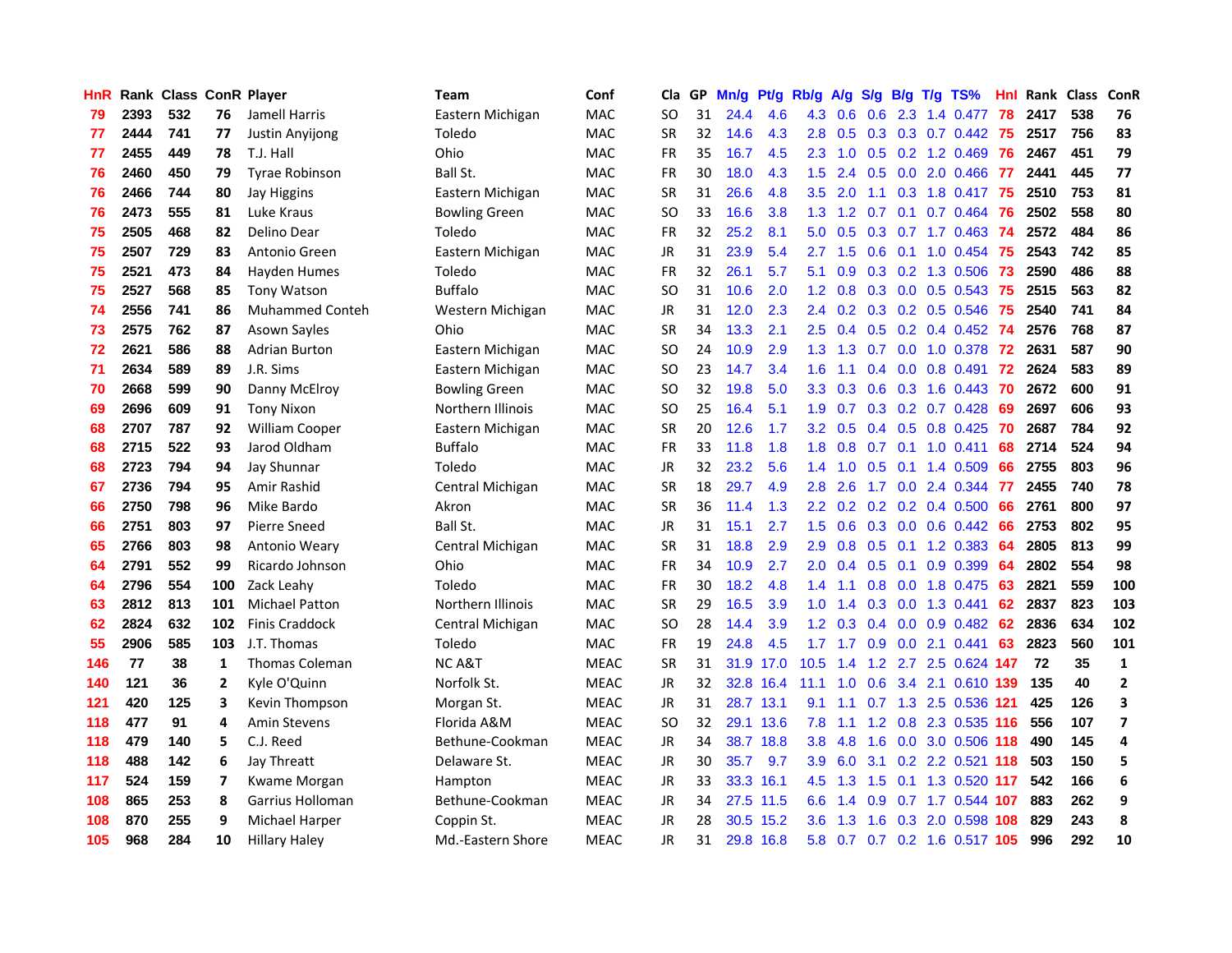| HnR | Rank | Class | ConR | Player | Team | Conf | Cla | GP | Mn/g | Pt/g | Rb/g | A/g | S/g | B/g | T/g | TS% | HnI | Rank | Class | ConR |
|---|---|---|---|---|---|---|---|---|---|---|---|---|---|---|---|---|---|---|---|---|
| 79 | 2393 | 532 | 76 | Jamell Harris | Eastern Michigan | MAC | SO | 31 | 24.4 | 4.6 | 4.3 | 0.6 | 0.6 | 2.3 | 1.4 | 0.477 | 78 | 2417 | 538 | 76 |
| 77 | 2444 | 741 | 77 | Justin Anyijong | Toledo | MAC | SR | 32 | 14.6 | 4.3 | 2.8 | 0.5 | 0.3 | 0.3 | 0.7 | 0.442 | 75 | 2517 | 756 | 83 |
| 77 | 2455 | 449 | 78 | T.J. Hall | Ohio | MAC | FR | 35 | 16.7 | 4.5 | 2.3 | 1.0 | 0.5 | 0.2 | 1.2 | 0.469 | 76 | 2467 | 451 | 79 |
| 76 | 2460 | 450 | 79 | Tyrae Robinson | Ball St. | MAC | FR | 30 | 18.0 | 4.3 | 1.5 | 2.4 | 0.5 | 0.0 | 2.0 | 0.466 | 77 | 2441 | 445 | 77 |
| 76 | 2466 | 744 | 80 | Jay Higgins | Eastern Michigan | MAC | SR | 31 | 26.6 | 4.8 | 3.5 | 2.0 | 1.1 | 0.3 | 1.8 | 0.417 | 75 | 2510 | 753 | 81 |
| 76 | 2473 | 555 | 81 | Luke Kraus | Bowling Green | MAC | SO | 33 | 16.6 | 3.8 | 1.3 | 1.2 | 0.7 | 0.1 | 0.7 | 0.464 | 76 | 2502 | 558 | 80 |
| 75 | 2505 | 468 | 82 | Delino Dear | Toledo | MAC | FR | 32 | 25.2 | 8.1 | 5.0 | 0.5 | 0.3 | 0.7 | 1.7 | 0.463 | 74 | 2572 | 484 | 86 |
| 75 | 2507 | 729 | 83 | Antonio Green | Eastern Michigan | MAC | JR | 31 | 23.9 | 5.4 | 2.7 | 1.5 | 0.6 | 0.1 | 1.0 | 0.454 | 75 | 2543 | 742 | 85 |
| 75 | 2521 | 473 | 84 | Hayden Humes | Toledo | MAC | FR | 32 | 26.1 | 5.7 | 5.1 | 0.9 | 0.3 | 0.2 | 1.3 | 0.506 | 73 | 2590 | 486 | 88 |
| 75 | 2527 | 568 | 85 | Tony Watson | Buffalo | MAC | SO | 31 | 10.6 | 2.0 | 1.2 | 0.8 | 0.3 | 0.0 | 0.5 | 0.543 | 75 | 2515 | 563 | 82 |
| 74 | 2556 | 741 | 86 | Muhammed Conteh | Western Michigan | MAC | JR | 31 | 12.0 | 2.3 | 2.4 | 0.2 | 0.3 | 0.2 | 0.5 | 0.546 | 75 | 2540 | 741 | 84 |
| 73 | 2575 | 762 | 87 | Asown Sayles | Ohio | MAC | SR | 34 | 13.3 | 2.1 | 2.5 | 0.4 | 0.5 | 0.2 | 0.4 | 0.452 | 74 | 2576 | 768 | 87 |
| 72 | 2621 | 586 | 88 | Adrian Burton | Eastern Michigan | MAC | SO | 24 | 10.9 | 2.9 | 1.3 | 1.3 | 0.7 | 0.0 | 1.0 | 0.378 | 72 | 2631 | 587 | 90 |
| 71 | 2634 | 589 | 89 | J.R. Sims | Eastern Michigan | MAC | SO | 23 | 14.7 | 3.4 | 1.6 | 1.1 | 0.4 | 0.0 | 0.8 | 0.491 | 72 | 2624 | 583 | 89 |
| 70 | 2668 | 599 | 90 | Danny McElroy | Bowling Green | MAC | SO | 32 | 19.8 | 5.0 | 3.3 | 0.3 | 0.6 | 0.3 | 1.6 | 0.443 | 70 | 2672 | 600 | 91 |
| 69 | 2696 | 609 | 91 | Tony Nixon | Northern Illinois | MAC | SO | 25 | 16.4 | 5.1 | 1.9 | 0.7 | 0.3 | 0.2 | 0.7 | 0.428 | 69 | 2697 | 606 | 93 |
| 68 | 2707 | 787 | 92 | William Cooper | Eastern Michigan | MAC | SR | 20 | 12.6 | 1.7 | 3.2 | 0.5 | 0.4 | 0.5 | 0.8 | 0.425 | 70 | 2687 | 784 | 92 |
| 68 | 2715 | 522 | 93 | Jarod Oldham | Buffalo | MAC | FR | 33 | 11.8 | 1.8 | 1.8 | 0.8 | 0.7 | 0.1 | 1.0 | 0.411 | 68 | 2714 | 524 | 94 |
| 68 | 2723 | 794 | 94 | Jay Shunnar | Toledo | MAC | JR | 32 | 23.2 | 5.6 | 1.4 | 1.0 | 0.5 | 0.1 | 1.4 | 0.509 | 66 | 2755 | 803 | 96 |
| 67 | 2736 | 794 | 95 | Amir Rashid | Central Michigan | MAC | SR | 18 | 29.7 | 4.9 | 2.8 | 2.6 | 1.7 | 0.0 | 2.4 | 0.344 | 77 | 2455 | 740 | 78 |
| 66 | 2750 | 798 | 96 | Mike Bardo | Akron | MAC | SR | 36 | 11.4 | 1.3 | 2.2 | 0.2 | 0.2 | 0.2 | 0.4 | 0.500 | 66 | 2761 | 800 | 97 |
| 66 | 2751 | 803 | 97 | Pierre Sneed | Ball St. | MAC | JR | 31 | 15.1 | 2.7 | 1.5 | 0.6 | 0.3 | 0.0 | 0.6 | 0.442 | 66 | 2753 | 802 | 95 |
| 65 | 2766 | 803 | 98 | Antonio Weary | Central Michigan | MAC | SR | 31 | 18.8 | 2.9 | 2.9 | 0.8 | 0.5 | 0.1 | 1.2 | 0.383 | 64 | 2805 | 813 | 99 |
| 64 | 2791 | 552 | 99 | Ricardo Johnson | Ohio | MAC | FR | 34 | 10.9 | 2.7 | 2.0 | 0.4 | 0.5 | 0.1 | 0.9 | 0.399 | 64 | 2802 | 554 | 98 |
| 64 | 2796 | 554 | 100 | Zack Leahy | Toledo | MAC | FR | 30 | 18.2 | 4.8 | 1.4 | 1.1 | 0.8 | 0.0 | 1.8 | 0.475 | 63 | 2821 | 559 | 100 |
| 63 | 2812 | 813 | 101 | Michael Patton | Northern Illinois | MAC | SR | 29 | 16.5 | 3.9 | 1.0 | 1.4 | 0.3 | 0.0 | 1.3 | 0.441 | 62 | 2837 | 823 | 103 |
| 62 | 2824 | 632 | 102 | Finis Craddock | Central Michigan | MAC | SO | 28 | 14.4 | 3.9 | 1.2 | 0.3 | 0.4 | 0.0 | 0.9 | 0.482 | 62 | 2836 | 634 | 102 |
| 55 | 2906 | 585 | 103 | J.T. Thomas | Toledo | MAC | FR | 19 | 24.8 | 4.5 | 1.7 | 1.7 | 0.9 | 0.0 | 2.1 | 0.441 | 63 | 2823 | 560 | 101 |
| 146 | 77 | 38 | 1 | Thomas Coleman | NC A&T | MEAC | SR | 31 | 31.9 | 17.0 | 10.5 | 1.4 | 1.2 | 2.7 | 2.5 | 0.624 | 147 | 72 | 35 | 1 |
| 140 | 121 | 36 | 2 | Kyle O'Quinn | Norfolk St. | MEAC | JR | 32 | 32.8 | 16.4 | 11.1 | 1.0 | 0.6 | 3.4 | 2.1 | 0.610 | 139 | 135 | 40 | 2 |
| 121 | 420 | 125 | 3 | Kevin Thompson | Morgan St. | MEAC | JR | 31 | 28.7 | 13.1 | 9.1 | 1.1 | 0.7 | 1.3 | 2.5 | 0.536 | 121 | 425 | 126 | 3 |
| 118 | 477 | 91 | 4 | Amin Stevens | Florida A&M | MEAC | SO | 32 | 29.1 | 13.6 | 7.8 | 1.1 | 1.2 | 0.8 | 2.3 | 0.535 | 116 | 556 | 107 | 7 |
| 118 | 479 | 140 | 5 | C.J. Reed | Bethune-Cookman | MEAC | JR | 34 | 38.7 | 18.8 | 3.8 | 4.8 | 1.6 | 0.0 | 3.0 | 0.506 | 118 | 490 | 145 | 4 |
| 118 | 488 | 142 | 6 | Jay Threatt | Delaware St. | MEAC | JR | 30 | 35.7 | 9.7 | 3.9 | 6.0 | 3.1 | 0.2 | 2.2 | 0.521 | 118 | 503 | 150 | 5 |
| 117 | 524 | 159 | 7 | Kwame Morgan | Hampton | MEAC | JR | 33 | 33.3 | 16.1 | 4.5 | 1.3 | 1.5 | 0.1 | 1.3 | 0.520 | 117 | 542 | 166 | 6 |
| 108 | 865 | 253 | 8 | Garrius Holloman | Bethune-Cookman | MEAC | JR | 34 | 27.5 | 11.5 | 6.6 | 1.4 | 0.9 | 0.7 | 1.7 | 0.544 | 107 | 883 | 262 | 9 |
| 108 | 870 | 255 | 9 | Michael Harper | Coppin St. | MEAC | JR | 28 | 30.5 | 15.2 | 3.6 | 1.3 | 1.6 | 0.3 | 2.0 | 0.598 | 108 | 829 | 243 | 8 |
| 105 | 968 | 284 | 10 | Hillary Haley | Md.-Eastern Shore | MEAC | JR | 31 | 29.8 | 16.8 | 5.8 | 0.7 | 0.7 | 0.2 | 1.6 | 0.517 | 105 | 996 | 292 | 10 |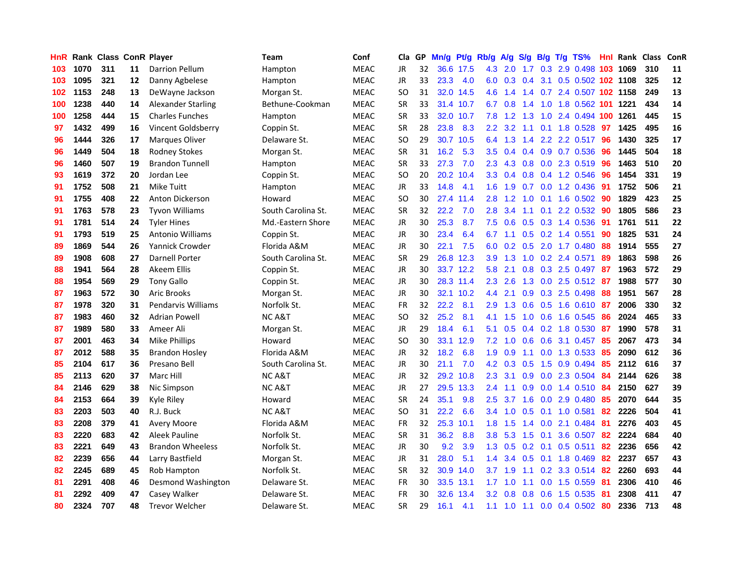| HnR | Rank | Class | ConR | Player | Team | Conf | Cla | GP | Mn/g | Pt/g | Rb/g | A/g | S/g | B/g | T/g | TS% | Hnl | Rank | Class | ConR |
|---|---|---|---|---|---|---|---|---|---|---|---|---|---|---|---|---|---|---|---|---|
| 103 | 1070 | 311 | 11 | Darrion Pellum | Hampton | MEAC | JR | 32 | 36.6 | 17.5 | 4.3 | 2.0 | 1.7 | 0.3 | 2.9 | 0.498 | 103 | 1069 | 310 | 11 |
| 103 | 1095 | 321 | 12 | Danny Agbelese | Hampton | MEAC | JR | 33 | 23.3 | 4.0 | 6.0 | 0.3 | 0.4 | 3.1 | 0.5 | 0.502 | 102 | 1108 | 325 | 12 |
| 102 | 1153 | 248 | 13 | DeWayne Jackson | Morgan St. | MEAC | SO | 31 | 32.0 | 14.5 | 4.6 | 1.4 | 1.4 | 0.7 | 2.4 | 0.507 | 102 | 1158 | 249 | 13 |
| 100 | 1238 | 440 | 14 | Alexander Starling | Bethune-Cookman | MEAC | SR | 33 | 31.4 | 10.7 | 6.7 | 0.8 | 1.4 | 1.0 | 1.8 | 0.562 | 101 | 1221 | 434 | 14 |
| 100 | 1258 | 444 | 15 | Charles Funches | Hampton | MEAC | SR | 33 | 32.0 | 10.7 | 7.8 | 1.2 | 1.3 | 1.0 | 2.4 | 0.494 | 100 | 1261 | 445 | 15 |
| 97 | 1432 | 499 | 16 | Vincent Goldsberry | Coppin St. | MEAC | SR | 28 | 23.8 | 8.3 | 2.2 | 3.2 | 1.1 | 0.1 | 1.8 | 0.528 | 97 | 1425 | 495 | 16 |
| 96 | 1444 | 326 | 17 | Marques Oliver | Delaware St. | MEAC | SO | 29 | 30.7 | 10.5 | 6.4 | 1.3 | 1.4 | 2.2 | 2.2 | 0.517 | 96 | 1430 | 325 | 17 |
| 96 | 1449 | 504 | 18 | Rodney Stokes | Morgan St. | MEAC | SR | 31 | 16.2 | 5.3 | 3.5 | 0.4 | 0.4 | 0.9 | 0.7 | 0.536 | 96 | 1445 | 504 | 18 |
| 96 | 1460 | 507 | 19 | Brandon Tunnell | Hampton | MEAC | SR | 33 | 27.3 | 7.0 | 2.3 | 4.3 | 0.8 | 0.0 | 2.3 | 0.519 | 96 | 1463 | 510 | 20 |
| 93 | 1619 | 372 | 20 | Jordan Lee | Coppin St. | MEAC | SO | 20 | 20.2 | 10.4 | 3.3 | 0.4 | 0.8 | 0.4 | 1.2 | 0.546 | 96 | 1454 | 331 | 19 |
| 91 | 1752 | 508 | 21 | Mike Tuitt | Hampton | MEAC | JR | 33 | 14.8 | 4.1 | 1.6 | 1.9 | 0.7 | 0.0 | 1.2 | 0.436 | 91 | 1752 | 506 | 21 |
| 91 | 1755 | 408 | 22 | Anton Dickerson | Howard | MEAC | SO | 30 | 27.4 | 11.4 | 2.8 | 1.2 | 1.0 | 0.1 | 1.6 | 0.502 | 90 | 1829 | 423 | 25 |
| 91 | 1763 | 578 | 23 | Tyvon Williams | South Carolina St. | MEAC | SR | 32 | 22.2 | 7.0 | 2.8 | 3.4 | 1.1 | 0.1 | 2.2 | 0.532 | 90 | 1805 | 586 | 23 |
| 91 | 1781 | 514 | 24 | Tyler Hines | Md.-Eastern Shore | MEAC | JR | 30 | 25.3 | 8.7 | 7.5 | 0.6 | 0.5 | 0.3 | 1.4 | 0.536 | 91 | 1761 | 511 | 22 |
| 91 | 1793 | 519 | 25 | Antonio Williams | Coppin St. | MEAC | JR | 30 | 23.4 | 6.4 | 6.7 | 1.1 | 0.5 | 0.2 | 1.4 | 0.551 | 90 | 1825 | 531 | 24 |
| 89 | 1869 | 544 | 26 | Yannick Crowder | Florida A&M | MEAC | JR | 30 | 22.1 | 7.5 | 6.0 | 0.2 | 0.5 | 2.0 | 1.7 | 0.480 | 88 | 1914 | 555 | 27 |
| 89 | 1908 | 608 | 27 | Darnell Porter | South Carolina St. | MEAC | SR | 29 | 26.8 | 12.3 | 3.9 | 1.3 | 1.0 | 0.2 | 2.4 | 0.571 | 89 | 1863 | 598 | 26 |
| 88 | 1941 | 564 | 28 | Akeem Ellis | Coppin St. | MEAC | JR | 30 | 33.7 | 12.2 | 5.8 | 2.1 | 0.8 | 0.3 | 2.5 | 0.497 | 87 | 1963 | 572 | 29 |
| 88 | 1954 | 569 | 29 | Tony Gallo | Coppin St. | MEAC | JR | 30 | 28.3 | 11.4 | 2.3 | 2.6 | 1.3 | 0.0 | 2.5 | 0.512 | 87 | 1988 | 577 | 30 |
| 87 | 1963 | 572 | 30 | Aric Brooks | Morgan St. | MEAC | JR | 30 | 32.1 | 10.2 | 4.4 | 2.1 | 0.9 | 0.3 | 2.5 | 0.498 | 88 | 1951 | 567 | 28 |
| 87 | 1978 | 320 | 31 | Pendarvis Williams | Norfolk St. | MEAC | FR | 32 | 22.2 | 8.1 | 2.9 | 1.3 | 0.6 | 0.5 | 1.6 | 0.610 | 87 | 2006 | 330 | 32 |
| 87 | 1983 | 460 | 32 | Adrian Powell | NC A&T | MEAC | SO | 32 | 25.2 | 8.1 | 4.1 | 1.5 | 1.0 | 0.6 | 1.6 | 0.545 | 86 | 2024 | 465 | 33 |
| 87 | 1989 | 580 | 33 | Ameer Ali | Morgan St. | MEAC | JR | 29 | 18.4 | 6.1 | 5.1 | 0.5 | 0.4 | 0.2 | 1.8 | 0.530 | 87 | 1990 | 578 | 31 |
| 87 | 2001 | 463 | 34 | Mike Phillips | Howard | MEAC | SO | 30 | 33.1 | 12.9 | 7.2 | 1.0 | 0.6 | 0.6 | 3.1 | 0.457 | 85 | 2067 | 473 | 34 |
| 87 | 2012 | 588 | 35 | Brandon Hosley | Florida A&M | MEAC | JR | 32 | 18.2 | 6.8 | 1.9 | 0.9 | 1.1 | 0.0 | 1.3 | 0.533 | 85 | 2090 | 612 | 36 |
| 85 | 2104 | 617 | 36 | Presano Bell | South Carolina St. | MEAC | JR | 30 | 21.1 | 7.0 | 4.2 | 0.3 | 0.5 | 1.5 | 0.9 | 0.494 | 85 | 2112 | 616 | 37 |
| 85 | 2113 | 620 | 37 | Marc Hill | NC A&T | MEAC | JR | 32 | 29.2 | 10.8 | 2.3 | 3.1 | 0.9 | 0.0 | 2.3 | 0.504 | 84 | 2144 | 626 | 38 |
| 84 | 2146 | 629 | 38 | Nic Simpson | NC A&T | MEAC | JR | 27 | 29.5 | 13.3 | 2.4 | 1.1 | 0.9 | 0.0 | 1.4 | 0.510 | 84 | 2150 | 627 | 39 |
| 84 | 2153 | 664 | 39 | Kyle Riley | Howard | MEAC | SR | 24 | 35.1 | 9.8 | 2.5 | 3.7 | 1.6 | 0.0 | 2.9 | 0.480 | 85 | 2070 | 644 | 35 |
| 83 | 2203 | 503 | 40 | R.J. Buck | NC A&T | MEAC | SO | 31 | 22.2 | 6.6 | 3.4 | 1.0 | 0.5 | 0.1 | 1.0 | 0.581 | 82 | 2226 | 504 | 41 |
| 83 | 2208 | 379 | 41 | Avery Moore | Florida A&M | MEAC | FR | 32 | 25.3 | 10.1 | 1.8 | 1.5 | 1.4 | 0.0 | 2.1 | 0.484 | 81 | 2276 | 403 | 45 |
| 83 | 2220 | 683 | 42 | Aleek Pauline | Norfolk St. | MEAC | SR | 31 | 36.2 | 8.8 | 3.8 | 5.3 | 1.5 | 0.1 | 3.6 | 0.507 | 82 | 2224 | 684 | 40 |
| 83 | 2221 | 649 | 43 | Brandon Wheeless | Norfolk St. | MEAC | JR | 30 | 9.2 | 3.9 | 1.3 | 0.5 | 0.2 | 0.1 | 0.5 | 0.511 | 82 | 2236 | 656 | 42 |
| 82 | 2239 | 656 | 44 | Larry Bastfield | Morgan St. | MEAC | JR | 31 | 28.0 | 5.1 | 1.4 | 3.4 | 0.5 | 0.1 | 1.8 | 0.469 | 82 | 2237 | 657 | 43 |
| 82 | 2245 | 689 | 45 | Rob Hampton | Norfolk St. | MEAC | SR | 32 | 30.9 | 14.0 | 3.7 | 1.9 | 1.1 | 0.2 | 3.3 | 0.514 | 82 | 2260 | 693 | 44 |
| 81 | 2291 | 408 | 46 | Desmond Washington | Delaware St. | MEAC | FR | 30 | 33.5 | 13.1 | 1.7 | 1.0 | 1.1 | 0.0 | 1.5 | 0.559 | 81 | 2306 | 410 | 46 |
| 81 | 2292 | 409 | 47 | Casey Walker | Delaware St. | MEAC | FR | 30 | 32.6 | 13.4 | 3.2 | 0.8 | 0.8 | 0.6 | 1.5 | 0.535 | 81 | 2308 | 411 | 47 |
| 80 | 2324 | 707 | 48 | Trevor Welcher | Delaware St. | MEAC | SR | 29 | 16.1 | 4.1 | 1.1 | 1.0 | 1.1 | 0.0 | 0.4 | 0.502 | 80 | 2336 | 713 | 48 |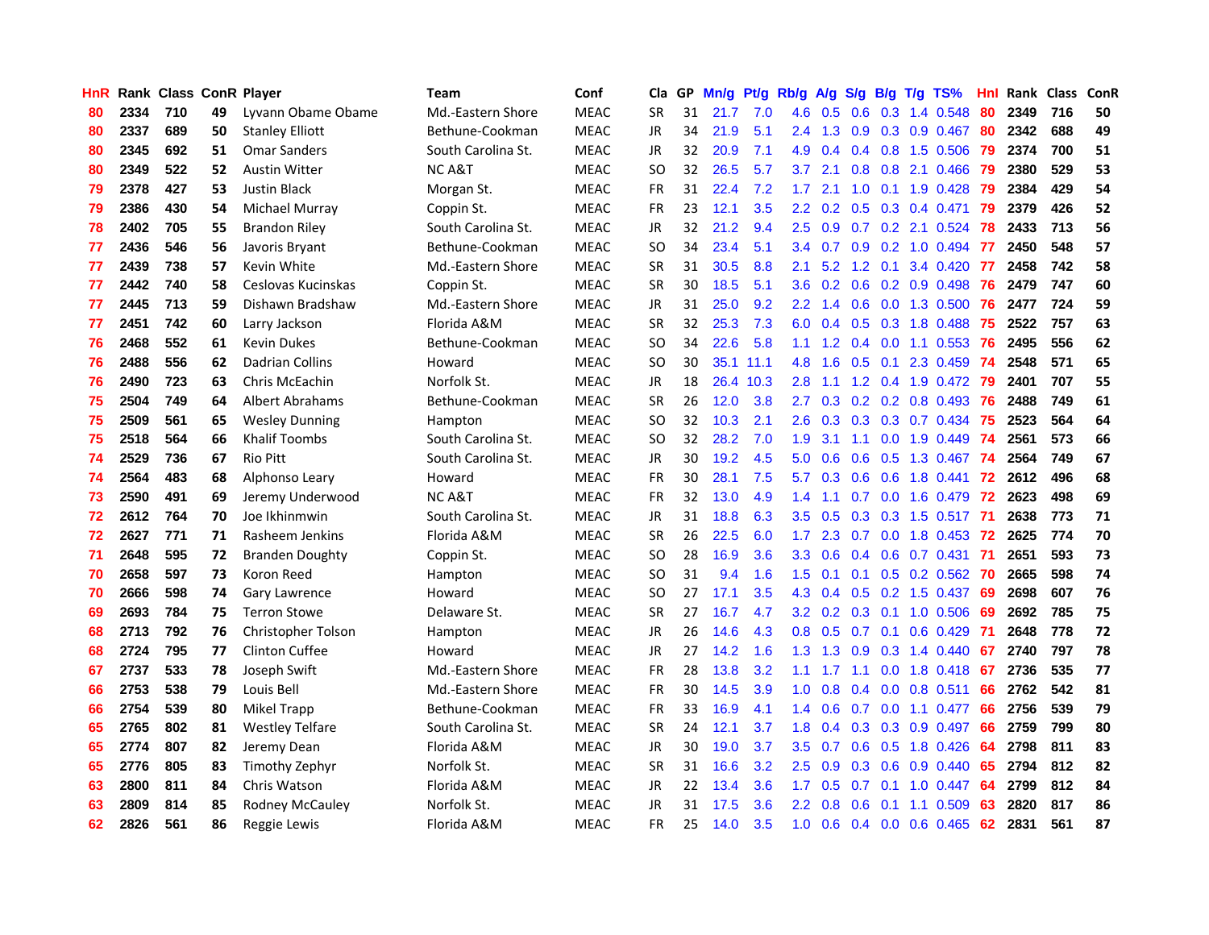| HnR | Rank | Class | ConR | Player | Team | Conf | Cla | GP | Mn/g | Pt/g | Rb/g | A/g | S/g | B/g | T/g | TS% | HnI | Rank | Class | ConR |
|---|---|---|---|---|---|---|---|---|---|---|---|---|---|---|---|---|---|---|---|---|
| 80 | 2334 | 710 | 49 | Lyvann Obame Obame | Md.-Eastern Shore | MEAC | SR | 31 | 21.7 | 7.0 | 4.6 | 0.5 | 0.6 | 0.3 | 1.4 | 0.548 | 80 | 2349 | 716 | 50 |
| 80 | 2337 | 689 | 50 | Stanley Elliott | Bethune-Cookman | MEAC | JR | 34 | 21.9 | 5.1 | 2.4 | 1.3 | 0.9 | 0.3 | 0.9 | 0.467 | 80 | 2342 | 688 | 49 |
| 80 | 2345 | 692 | 51 | Omar Sanders | South Carolina St. | MEAC | JR | 32 | 20.9 | 7.1 | 4.9 | 0.4 | 0.4 | 0.8 | 1.5 | 0.506 | 79 | 2374 | 700 | 51 |
| 80 | 2349 | 522 | 52 | Austin Witter | NC A&T | MEAC | SO | 32 | 26.5 | 5.7 | 3.7 | 2.1 | 0.8 | 0.8 | 2.1 | 0.466 | 79 | 2380 | 529 | 53 |
| 79 | 2378 | 427 | 53 | Justin Black | Morgan St. | MEAC | FR | 31 | 22.4 | 7.2 | 1.7 | 2.1 | 1.0 | 0.1 | 1.9 | 0.428 | 79 | 2384 | 429 | 54 |
| 79 | 2386 | 430 | 54 | Michael Murray | Coppin St. | MEAC | FR | 23 | 12.1 | 3.5 | 2.2 | 0.2 | 0.5 | 0.3 | 0.4 | 0.471 | 79 | 2379 | 426 | 52 |
| 78 | 2402 | 705 | 55 | Brandon Riley | South Carolina St. | MEAC | JR | 32 | 21.2 | 9.4 | 2.5 | 0.9 | 0.7 | 0.2 | 2.1 | 0.524 | 78 | 2433 | 713 | 56 |
| 77 | 2436 | 546 | 56 | Javoris Bryant | Bethune-Cookman | MEAC | SO | 34 | 23.4 | 5.1 | 3.4 | 0.7 | 0.9 | 0.2 | 1.0 | 0.494 | 77 | 2450 | 548 | 57 |
| 77 | 2439 | 738 | 57 | Kevin White | Md.-Eastern Shore | MEAC | SR | 31 | 30.5 | 8.8 | 2.1 | 5.2 | 1.2 | 0.1 | 3.4 | 0.420 | 77 | 2458 | 742 | 58 |
| 77 | 2442 | 740 | 58 | Ceslovas Kucinskas | Coppin St. | MEAC | SR | 30 | 18.5 | 5.1 | 3.6 | 0.2 | 0.6 | 0.2 | 0.9 | 0.498 | 76 | 2479 | 747 | 60 |
| 77 | 2445 | 713 | 59 | Dishawn Bradshaw | Md.-Eastern Shore | MEAC | JR | 31 | 25.0 | 9.2 | 2.2 | 1.4 | 0.6 | 0.0 | 1.3 | 0.500 | 76 | 2477 | 724 | 59 |
| 77 | 2451 | 742 | 60 | Larry Jackson | Florida A&M | MEAC | SR | 32 | 25.3 | 7.3 | 6.0 | 0.4 | 0.5 | 0.3 | 1.8 | 0.488 | 75 | 2522 | 757 | 63 |
| 76 | 2468 | 552 | 61 | Kevin Dukes | Bethune-Cookman | MEAC | SO | 34 | 22.6 | 5.8 | 1.1 | 1.2 | 0.4 | 0.0 | 1.1 | 0.553 | 76 | 2495 | 556 | 62 |
| 76 | 2488 | 556 | 62 | Dadrian Collins | Howard | MEAC | SO | 30 | 35.1 | 11.1 | 4.8 | 1.6 | 0.5 | 0.1 | 2.3 | 0.459 | 74 | 2548 | 571 | 65 |
| 76 | 2490 | 723 | 63 | Chris McEachin | Norfolk St. | MEAC | JR | 18 | 26.4 | 10.3 | 2.8 | 1.1 | 1.2 | 0.4 | 1.9 | 0.472 | 79 | 2401 | 707 | 55 |
| 75 | 2504 | 749 | 64 | Albert Abrahams | Bethune-Cookman | MEAC | SR | 26 | 12.0 | 3.8 | 2.7 | 0.3 | 0.2 | 0.2 | 0.8 | 0.493 | 76 | 2488 | 749 | 61 |
| 75 | 2509 | 561 | 65 | Wesley Dunning | Hampton | MEAC | SO | 32 | 10.3 | 2.1 | 2.6 | 0.3 | 0.3 | 0.3 | 0.7 | 0.434 | 75 | 2523 | 564 | 64 |
| 75 | 2518 | 564 | 66 | Khalif Toombs | South Carolina St. | MEAC | SO | 32 | 28.2 | 7.0 | 1.9 | 3.1 | 1.1 | 0.0 | 1.9 | 0.449 | 74 | 2561 | 573 | 66 |
| 74 | 2529 | 736 | 67 | Rio Pitt | South Carolina St. | MEAC | JR | 30 | 19.2 | 4.5 | 5.0 | 0.6 | 0.6 | 0.5 | 1.3 | 0.467 | 74 | 2564 | 749 | 67 |
| 74 | 2564 | 483 | 68 | Alphonso Leary | Howard | MEAC | FR | 30 | 28.1 | 7.5 | 5.7 | 0.3 | 0.6 | 0.6 | 1.8 | 0.441 | 72 | 2612 | 496 | 68 |
| 73 | 2590 | 491 | 69 | Jeremy Underwood | NC A&T | MEAC | FR | 32 | 13.0 | 4.9 | 1.4 | 1.1 | 0.7 | 0.0 | 1.6 | 0.479 | 72 | 2623 | 498 | 69 |
| 72 | 2612 | 764 | 70 | Joe Ikhinmwin | South Carolina St. | MEAC | JR | 31 | 18.8 | 6.3 | 3.5 | 0.5 | 0.3 | 0.3 | 1.5 | 0.517 | 71 | 2638 | 773 | 71 |
| 72 | 2627 | 771 | 71 | Rasheem Jenkins | Florida A&M | MEAC | SR | 26 | 22.5 | 6.0 | 1.7 | 2.3 | 0.7 | 0.0 | 1.8 | 0.453 | 72 | 2625 | 774 | 70 |
| 71 | 2648 | 595 | 72 | Branden Doughty | Coppin St. | MEAC | SO | 28 | 16.9 | 3.6 | 3.3 | 0.6 | 0.4 | 0.6 | 0.7 | 0.431 | 71 | 2651 | 593 | 73 |
| 70 | 2658 | 597 | 73 | Koron Reed | Hampton | MEAC | SO | 31 | 9.4 | 1.6 | 1.5 | 0.1 | 0.1 | 0.5 | 0.2 | 0.562 | 70 | 2665 | 598 | 74 |
| 70 | 2666 | 598 | 74 | Gary Lawrence | Howard | MEAC | SO | 27 | 17.1 | 3.5 | 4.3 | 0.4 | 0.5 | 0.2 | 1.5 | 0.437 | 69 | 2698 | 607 | 76 |
| 69 | 2693 | 784 | 75 | Terron Stowe | Delaware St. | MEAC | SR | 27 | 16.7 | 4.7 | 3.2 | 0.2 | 0.3 | 0.1 | 1.0 | 0.506 | 69 | 2692 | 785 | 75 |
| 68 | 2713 | 792 | 76 | Christopher Tolson | Hampton | MEAC | JR | 26 | 14.6 | 4.3 | 0.8 | 0.5 | 0.7 | 0.1 | 0.6 | 0.429 | 71 | 2648 | 778 | 72 |
| 68 | 2724 | 795 | 77 | Clinton Cuffee | Howard | MEAC | JR | 27 | 14.2 | 1.6 | 1.3 | 1.3 | 0.9 | 0.3 | 1.4 | 0.440 | 67 | 2740 | 797 | 78 |
| 67 | 2737 | 533 | 78 | Joseph Swift | Md.-Eastern Shore | MEAC | FR | 28 | 13.8 | 3.2 | 1.1 | 1.7 | 1.1 | 0.0 | 1.8 | 0.418 | 67 | 2736 | 535 | 77 |
| 66 | 2753 | 538 | 79 | Louis Bell | Md.-Eastern Shore | MEAC | FR | 30 | 14.5 | 3.9 | 1.0 | 0.8 | 0.4 | 0.0 | 0.8 | 0.511 | 66 | 2762 | 542 | 81 |
| 66 | 2754 | 539 | 80 | Mikel Trapp | Bethune-Cookman | MEAC | FR | 33 | 16.9 | 4.1 | 1.4 | 0.6 | 0.7 | 0.0 | 1.1 | 0.477 | 66 | 2756 | 539 | 79 |
| 65 | 2765 | 802 | 81 | Westley Telfare | South Carolina St. | MEAC | SR | 24 | 12.1 | 3.7 | 1.8 | 0.4 | 0.3 | 0.3 | 0.9 | 0.497 | 66 | 2759 | 799 | 80 |
| 65 | 2774 | 807 | 82 | Jeremy Dean | Florida A&M | MEAC | JR | 30 | 19.0 | 3.7 | 3.5 | 0.7 | 0.6 | 0.5 | 1.8 | 0.426 | 64 | 2798 | 811 | 83 |
| 65 | 2776 | 805 | 83 | Timothy Zephyr | Norfolk St. | MEAC | SR | 31 | 16.6 | 3.2 | 2.5 | 0.9 | 0.3 | 0.6 | 0.9 | 0.440 | 65 | 2794 | 812 | 82 |
| 63 | 2800 | 811 | 84 | Chris Watson | Florida A&M | MEAC | JR | 22 | 13.4 | 3.6 | 1.7 | 0.5 | 0.7 | 0.1 | 1.0 | 0.447 | 64 | 2799 | 812 | 84 |
| 63 | 2809 | 814 | 85 | Rodney McCauley | Norfolk St. | MEAC | JR | 31 | 17.5 | 3.6 | 2.2 | 0.8 | 0.6 | 0.1 | 1.1 | 0.509 | 63 | 2820 | 817 | 86 |
| 62 | 2826 | 561 | 86 | Reggie Lewis | Florida A&M | MEAC | FR | 25 | 14.0 | 3.5 | 1.0 | 0.6 | 0.4 | 0.0 | 0.6 | 0.465 | 62 | 2831 | 561 | 87 |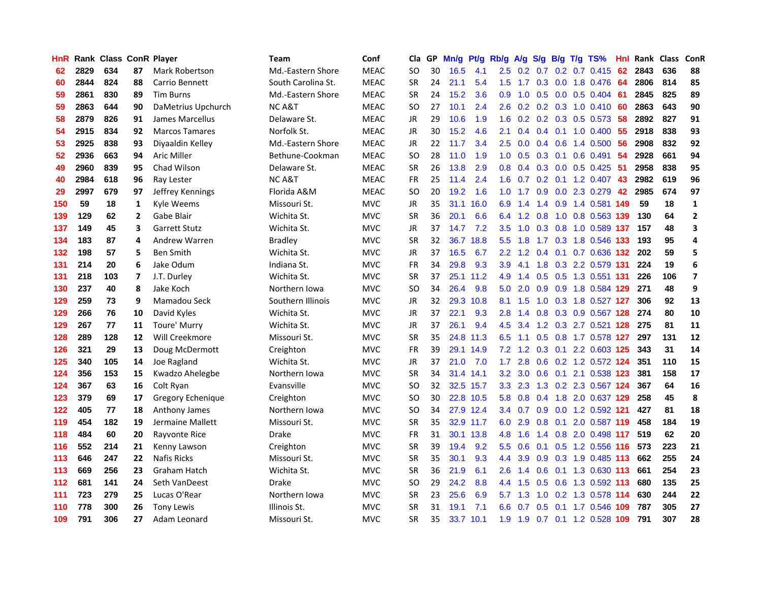| HnR | Rank | Class | ConR | Player | Team | Conf | Cla | GP | Mn/g | Pt/g | Rb/g | A/g | S/g | B/g | T/g | TS% | HnI | Rank | Class | ConR |
|---|---|---|---|---|---|---|---|---|---|---|---|---|---|---|---|---|---|---|---|---|
| 62 | 2829 | 634 | 87 | Mark Robertson | Md.-Eastern Shore | MEAC | SO | 30 | 16.5 | 4.1 | 2.5 | 0.2 | 0.7 | 0.2 | 0.7 | 0.415 | 62 | 2843 | 636 | 88 |
| 60 | 2844 | 824 | 88 | Carrio Bennett | South Carolina St. | MEAC | SR | 24 | 21.1 | 5.4 | 1.5 | 1.7 | 0.3 | 0.0 | 1.8 | 0.476 | 64 | 2806 | 814 | 85 |
| 59 | 2861 | 830 | 89 | Tim Burns | Md.-Eastern Shore | MEAC | SR | 24 | 15.2 | 3.6 | 0.9 | 1.0 | 0.5 | 0.0 | 0.5 | 0.404 | 61 | 2845 | 825 | 89 |
| 59 | 2863 | 644 | 90 | DaMetrius Upchurch | NC A&T | MEAC | SO | 27 | 10.1 | 2.4 | 2.6 | 0.2 | 0.2 | 0.3 | 1.0 | 0.410 | 60 | 2863 | 643 | 90 |
| 58 | 2879 | 826 | 91 | James Marcellus | Delaware St. | MEAC | JR | 29 | 10.6 | 1.9 | 1.6 | 0.2 | 0.2 | 0.3 | 0.5 | 0.573 | 58 | 2892 | 827 | 91 |
| 54 | 2915 | 834 | 92 | Marcos Tamares | Norfolk St. | MEAC | JR | 30 | 15.2 | 4.6 | 2.1 | 0.4 | 0.4 | 0.1 | 1.0 | 0.400 | 55 | 2918 | 838 | 93 |
| 53 | 2925 | 838 | 93 | Diyaaldin Kelley | Md.-Eastern Shore | MEAC | JR | 22 | 11.7 | 3.4 | 2.5 | 0.0 | 0.4 | 0.6 | 1.4 | 0.500 | 56 | 2908 | 832 | 92 |
| 52 | 2936 | 663 | 94 | Aric Miller | Bethune-Cookman | MEAC | SO | 28 | 11.0 | 1.9 | 1.0 | 0.5 | 0.3 | 0.1 | 0.6 | 0.491 | 54 | 2928 | 661 | 94 |
| 49 | 2960 | 839 | 95 | Chad Wilson | Delaware St. | MEAC | SR | 26 | 13.8 | 2.9 | 0.8 | 0.4 | 0.3 | 0.0 | 0.5 | 0.425 | 51 | 2958 | 838 | 95 |
| 40 | 2984 | 618 | 96 | Ray Lester | NC A&T | MEAC | FR | 25 | 11.4 | 2.4 | 1.6 | 0.7 | 0.2 | 0.1 | 1.2 | 0.407 | 43 | 2982 | 619 | 96 |
| 29 | 2997 | 679 | 97 | Jeffrey Kennings | Florida A&M | MEAC | SO | 20 | 19.2 | 1.6 | 1.0 | 1.7 | 0.9 | 0.0 | 2.3 | 0.279 | 42 | 2985 | 674 | 97 |
| 150 | 59 | 18 | 1 | Kyle Weems | Missouri St. | MVC | JR | 35 | 31.1 | 16.0 | 6.9 | 1.4 | 1.4 | 0.9 | 1.4 | 0.581 | 149 | 59 | 18 | 1 |
| 139 | 129 | 62 | 2 | Gabe Blair | Wichita St. | MVC | SR | 36 | 20.1 | 6.6 | 6.4 | 1.2 | 0.8 | 1.0 | 0.8 | 0.563 | 139 | 130 | 64 | 2 |
| 137 | 149 | 45 | 3 | Garrett Stutz | Wichita St. | MVC | JR | 37 | 14.7 | 7.2 | 3.5 | 1.0 | 0.3 | 0.8 | 1.0 | 0.589 | 137 | 157 | 48 | 3 |
| 134 | 183 | 87 | 4 | Andrew Warren | Bradley | MVC | SR | 32 | 36.7 | 18.8 | 5.5 | 1.8 | 1.7 | 0.3 | 1.8 | 0.546 | 133 | 193 | 95 | 4 |
| 132 | 198 | 57 | 5 | Ben Smith | Wichita St. | MVC | JR | 37 | 16.5 | 6.7 | 2.2 | 1.2 | 0.4 | 0.1 | 0.7 | 0.636 | 132 | 202 | 59 | 5 |
| 131 | 214 | 20 | 6 | Jake Odum | Indiana St. | MVC | FR | 34 | 29.8 | 9.3 | 3.9 | 4.1 | 1.8 | 0.3 | 2.2 | 0.579 | 131 | 224 | 19 | 6 |
| 131 | 218 | 103 | 7 | J.T. Durley | Wichita St. | MVC | SR | 37 | 25.1 | 11.2 | 4.9 | 1.4 | 0.5 | 0.5 | 1.3 | 0.551 | 131 | 226 | 106 | 7 |
| 130 | 237 | 40 | 8 | Jake Koch | Northern Iowa | MVC | SO | 34 | 26.4 | 9.8 | 5.0 | 2.0 | 0.9 | 0.9 | 1.8 | 0.584 | 129 | 271 | 48 | 9 |
| 129 | 259 | 73 | 9 | Mamadou Seck | Southern Illinois | MVC | JR | 32 | 29.3 | 10.8 | 8.1 | 1.5 | 1.0 | 0.3 | 1.8 | 0.527 | 127 | 306 | 92 | 13 |
| 129 | 266 | 76 | 10 | David Kyles | Wichita St. | MVC | JR | 37 | 22.1 | 9.3 | 2.8 | 1.4 | 0.8 | 0.3 | 0.9 | 0.567 | 128 | 274 | 80 | 10 |
| 129 | 267 | 77 | 11 | Toure' Murry | Wichita St. | MVC | JR | 37 | 26.1 | 9.4 | 4.5 | 3.4 | 1.2 | 0.3 | 2.7 | 0.521 | 128 | 275 | 81 | 11 |
| 128 | 289 | 128 | 12 | Will Creekmore | Missouri St. | MVC | SR | 35 | 24.8 | 11.3 | 6.5 | 1.1 | 0.5 | 0.8 | 1.7 | 0.578 | 127 | 297 | 131 | 12 |
| 126 | 321 | 29 | 13 | Doug McDermott | Creighton | MVC | FR | 39 | 29.1 | 14.9 | 7.2 | 1.2 | 0.3 | 0.1 | 2.2 | 0.603 | 125 | 343 | 31 | 14 |
| 125 | 340 | 105 | 14 | Joe Ragland | Wichita St. | MVC | JR | 37 | 21.0 | 7.0 | 1.7 | 2.8 | 0.6 | 0.2 | 1.2 | 0.572 | 124 | 351 | 110 | 15 |
| 124 | 356 | 153 | 15 | Kwadzo Ahelegbe | Northern Iowa | MVC | SR | 34 | 31.4 | 14.1 | 3.2 | 3.0 | 0.6 | 0.1 | 2.1 | 0.538 | 123 | 381 | 158 | 17 |
| 124 | 367 | 63 | 16 | Colt Ryan | Evansville | MVC | SO | 32 | 32.5 | 15.7 | 3.3 | 2.3 | 1.3 | 0.2 | 2.3 | 0.567 | 124 | 367 | 64 | 16 |
| 123 | 379 | 69 | 17 | Gregory Echenique | Creighton | MVC | SO | 30 | 22.8 | 10.5 | 5.8 | 0.8 | 0.4 | 1.8 | 2.0 | 0.637 | 129 | 258 | 45 | 8 |
| 122 | 405 | 77 | 18 | Anthony James | Northern Iowa | MVC | SO | 34 | 27.9 | 12.4 | 3.4 | 0.7 | 0.9 | 0.0 | 1.2 | 0.592 | 121 | 427 | 81 | 18 |
| 119 | 454 | 182 | 19 | Jermaine Mallett | Missouri St. | MVC | SR | 35 | 32.9 | 11.7 | 6.0 | 2.9 | 0.8 | 0.1 | 2.0 | 0.587 | 119 | 458 | 184 | 19 |
| 118 | 484 | 60 | 20 | Rayvonte Rice | Drake | MVC | FR | 31 | 30.1 | 13.8 | 4.8 | 1.6 | 1.4 | 0.8 | 2.0 | 0.498 | 117 | 519 | 62 | 20 |
| 116 | 552 | 214 | 21 | Kenny Lawson | Creighton | MVC | SR | 39 | 19.4 | 9.2 | 5.5 | 0.6 | 0.1 | 0.5 | 1.2 | 0.556 | 116 | 573 | 223 | 21 |
| 113 | 646 | 247 | 22 | Nafis Ricks | Missouri St. | MVC | SR | 35 | 30.1 | 9.3 | 4.4 | 3.9 | 0.9 | 0.3 | 1.9 | 0.485 | 113 | 662 | 255 | 24 |
| 113 | 669 | 256 | 23 | Graham Hatch | Wichita St. | MVC | SR | 36 | 21.9 | 6.1 | 2.6 | 1.4 | 0.6 | 0.1 | 1.3 | 0.630 | 113 | 661 | 254 | 23 |
| 112 | 681 | 141 | 24 | Seth VanDeest | Drake | MVC | SO | 29 | 24.2 | 8.8 | 4.4 | 1.5 | 0.5 | 0.6 | 1.3 | 0.592 | 113 | 680 | 135 | 25 |
| 111 | 723 | 279 | 25 | Lucas O'Rear | Northern Iowa | MVC | SR | 23 | 25.6 | 6.9 | 5.7 | 1.3 | 1.0 | 0.2 | 1.3 | 0.578 | 114 | 630 | 244 | 22 |
| 110 | 778 | 300 | 26 | Tony Lewis | Illinois St. | MVC | SR | 31 | 19.1 | 7.1 | 6.6 | 0.7 | 0.5 | 0.1 | 1.7 | 0.546 | 109 | 787 | 305 | 27 |
| 109 | 791 | 306 | 27 | Adam Leonard | Missouri St. | MVC | SR | 35 | 33.7 | 10.1 | 1.9 | 1.9 | 0.7 | 0.1 | 1.2 | 0.528 | 109 | 791 | 307 | 28 |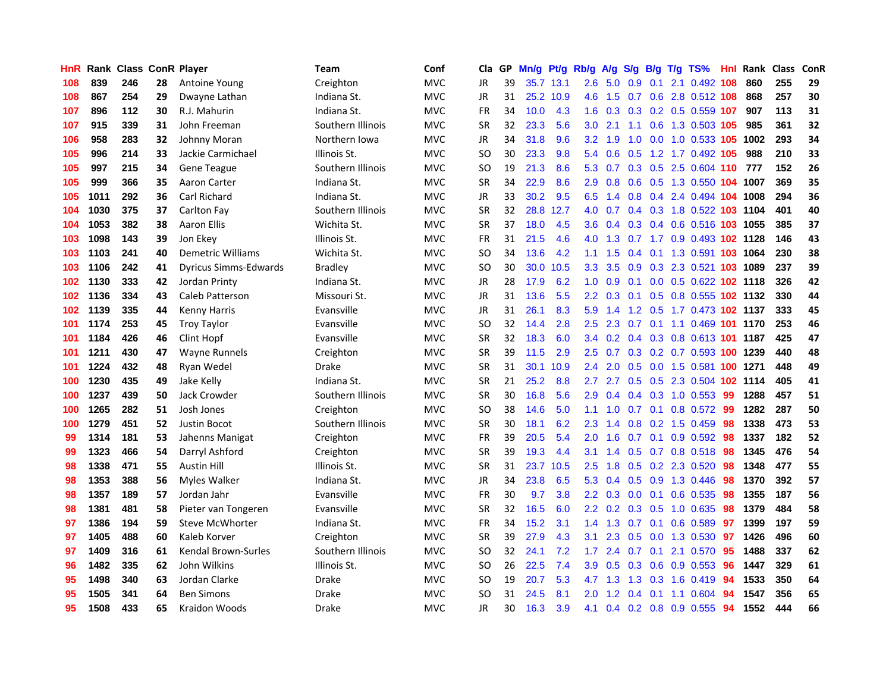| HnR | Rank | Class | ConR | Player | Team | Conf | Cla | GP | Mn/g | Pt/g | Rb/g | A/g | S/g | B/g | T/g | TS% | HnI | Rank | Class | ConR |
|---|---|---|---|---|---|---|---|---|---|---|---|---|---|---|---|---|---|---|---|---|
| 108 | 839 | 246 | 28 | Antoine Young | Creighton | MVC | JR | 39 | 35.7 | 13.1 | 2.6 | 5.0 | 0.9 | 0.1 | 2.1 | 0.492 | 108 | 860 | 255 | 29 |
| 108 | 867 | 254 | 29 | Dwayne Lathan | Indiana St. | MVC | JR | 31 | 25.2 | 10.9 | 4.6 | 1.5 | 0.7 | 0.6 | 2.8 | 0.512 | 108 | 868 | 257 | 30 |
| 107 | 896 | 112 | 30 | R.J. Mahurin | Indiana St. | MVC | FR | 34 | 10.0 | 4.3 | 1.6 | 0.3 | 0.3 | 0.2 | 0.5 | 0.559 | 107 | 907 | 113 | 31 |
| 107 | 915 | 339 | 31 | John Freeman | Southern Illinois | MVC | SR | 32 | 23.3 | 5.6 | 3.0 | 2.1 | 1.1 | 0.6 | 1.3 | 0.503 | 105 | 985 | 361 | 32 |
| 106 | 958 | 283 | 32 | Johnny Moran | Northern Iowa | MVC | JR | 34 | 31.8 | 9.6 | 3.2 | 1.9 | 1.0 | 0.0 | 1.0 | 0.533 | 105 | 1002 | 293 | 34 |
| 105 | 996 | 214 | 33 | Jackie Carmichael | Illinois St. | MVC | SO | 30 | 23.3 | 9.8 | 5.4 | 0.6 | 0.5 | 1.2 | 1.7 | 0.492 | 105 | 988 | 210 | 33 |
| 105 | 997 | 215 | 34 | Gene Teague | Southern Illinois | MVC | SO | 19 | 21.3 | 8.6 | 5.3 | 0.7 | 0.3 | 0.5 | 2.5 | 0.604 | 110 | 777 | 152 | 26 |
| 105 | 999 | 366 | 35 | Aaron Carter | Indiana St. | MVC | SR | 34 | 22.9 | 8.6 | 2.9 | 0.8 | 0.6 | 0.5 | 1.3 | 0.550 | 104 | 1007 | 369 | 35 |
| 105 | 1011 | 292 | 36 | Carl Richard | Indiana St. | MVC | JR | 33 | 30.2 | 9.5 | 6.5 | 1.4 | 0.8 | 0.4 | 2.4 | 0.494 | 104 | 1008 | 294 | 36 |
| 104 | 1030 | 375 | 37 | Carlton Fay | Southern Illinois | MVC | SR | 32 | 28.8 | 12.7 | 4.0 | 0.7 | 0.4 | 0.3 | 1.8 | 0.522 | 103 | 1104 | 401 | 40 |
| 104 | 1053 | 382 | 38 | Aaron Ellis | Wichita St. | MVC | SR | 37 | 18.0 | 4.5 | 3.6 | 0.4 | 0.3 | 0.4 | 0.6 | 0.516 | 103 | 1055 | 385 | 37 |
| 103 | 1098 | 143 | 39 | Jon Ekey | Illinois St. | MVC | FR | 31 | 21.5 | 4.6 | 4.0 | 1.3 | 0.7 | 1.7 | 0.9 | 0.493 | 102 | 1128 | 146 | 43 |
| 103 | 1103 | 241 | 40 | Demetric Williams | Wichita St. | MVC | SO | 34 | 13.6 | 4.2 | 1.1 | 1.5 | 0.4 | 0.1 | 1.3 | 0.591 | 103 | 1064 | 230 | 38 |
| 103 | 1106 | 242 | 41 | Dyricus Simms-Edwards | Bradley | MVC | SO | 30 | 30.0 | 10.5 | 3.3 | 3.5 | 0.9 | 0.3 | 2.3 | 0.521 | 103 | 1089 | 237 | 39 |
| 102 | 1130 | 333 | 42 | Jordan Printy | Indiana St. | MVC | JR | 28 | 17.9 | 6.2 | 1.0 | 0.9 | 0.1 | 0.0 | 0.5 | 0.622 | 102 | 1118 | 326 | 42 |
| 102 | 1136 | 334 | 43 | Caleb Patterson | Missouri St. | MVC | JR | 31 | 13.6 | 5.5 | 2.2 | 0.3 | 0.1 | 0.5 | 0.8 | 0.555 | 102 | 1132 | 330 | 44 |
| 102 | 1139 | 335 | 44 | Kenny Harris | Evansville | MVC | JR | 31 | 26.1 | 8.3 | 5.9 | 1.4 | 1.2 | 0.5 | 1.7 | 0.473 | 102 | 1137 | 333 | 45 |
| 101 | 1174 | 253 | 45 | Troy Taylor | Evansville | MVC | SO | 32 | 14.4 | 2.8 | 2.5 | 2.3 | 0.7 | 0.1 | 1.1 | 0.469 | 101 | 1170 | 253 | 46 |
| 101 | 1184 | 426 | 46 | Clint Hopf | Evansville | MVC | SR | 32 | 18.3 | 6.0 | 3.4 | 0.2 | 0.4 | 0.3 | 0.8 | 0.613 | 101 | 1187 | 425 | 47 |
| 101 | 1211 | 430 | 47 | Wayne Runnels | Creighton | MVC | SR | 39 | 11.5 | 2.9 | 2.5 | 0.7 | 0.3 | 0.2 | 0.7 | 0.593 | 100 | 1239 | 440 | 48 |
| 101 | 1224 | 432 | 48 | Ryan Wedel | Drake | MVC | SR | 31 | 30.1 | 10.9 | 2.4 | 2.0 | 0.5 | 0.0 | 1.5 | 0.581 | 100 | 1271 | 448 | 49 |
| 100 | 1230 | 435 | 49 | Jake Kelly | Indiana St. | MVC | SR | 21 | 25.2 | 8.8 | 2.7 | 2.7 | 0.5 | 0.5 | 2.3 | 0.504 | 102 | 1114 | 405 | 41 |
| 100 | 1237 | 439 | 50 | Jack Crowder | Southern Illinois | MVC | SR | 30 | 16.8 | 5.6 | 2.9 | 0.4 | 0.4 | 0.3 | 1.0 | 0.553 | 99 | 1288 | 457 | 51 |
| 100 | 1265 | 282 | 51 | Josh Jones | Creighton | MVC | SO | 38 | 14.6 | 5.0 | 1.1 | 1.0 | 0.7 | 0.1 | 0.8 | 0.572 | 99 | 1282 | 287 | 50 |
| 100 | 1279 | 451 | 52 | Justin Bocot | Southern Illinois | MVC | SR | 30 | 18.1 | 6.2 | 2.3 | 1.4 | 0.8 | 0.2 | 1.5 | 0.459 | 98 | 1338 | 473 | 53 |
| 99 | 1314 | 181 | 53 | Jahenns Manigat | Creighton | MVC | FR | 39 | 20.5 | 5.4 | 2.0 | 1.6 | 0.7 | 0.1 | 0.9 | 0.592 | 98 | 1337 | 182 | 52 |
| 99 | 1323 | 466 | 54 | Darryl Ashford | Creighton | MVC | SR | 39 | 19.3 | 4.4 | 3.1 | 1.4 | 0.5 | 0.7 | 0.8 | 0.518 | 98 | 1345 | 476 | 54 |
| 98 | 1338 | 471 | 55 | Austin Hill | Illinois St. | MVC | SR | 31 | 23.7 | 10.5 | 2.5 | 1.8 | 0.5 | 0.2 | 2.3 | 0.520 | 98 | 1348 | 477 | 55 |
| 98 | 1353 | 388 | 56 | Myles Walker | Indiana St. | MVC | JR | 34 | 23.8 | 6.5 | 5.3 | 0.4 | 0.5 | 0.9 | 1.3 | 0.446 | 98 | 1370 | 392 | 57 |
| 98 | 1357 | 189 | 57 | Jordan Jahr | Evansville | MVC | FR | 30 | 9.7 | 3.8 | 2.2 | 0.3 | 0.0 | 0.1 | 0.6 | 0.535 | 98 | 1355 | 187 | 56 |
| 98 | 1381 | 481 | 58 | Pieter van Tongeren | Evansville | MVC | SR | 32 | 16.5 | 6.0 | 2.2 | 0.2 | 0.3 | 0.5 | 1.0 | 0.635 | 98 | 1379 | 484 | 58 |
| 97 | 1386 | 194 | 59 | Steve McWhorter | Indiana St. | MVC | FR | 34 | 15.2 | 3.1 | 1.4 | 1.3 | 0.7 | 0.1 | 0.6 | 0.589 | 97 | 1399 | 197 | 59 |
| 97 | 1405 | 488 | 60 | Kaleb Korver | Creighton | MVC | SR | 39 | 27.9 | 4.3 | 3.1 | 2.3 | 0.5 | 0.0 | 1.3 | 0.530 | 97 | 1426 | 496 | 60 |
| 97 | 1409 | 316 | 61 | Kendal Brown-Surles | Southern Illinois | MVC | SO | 32 | 24.1 | 7.2 | 1.7 | 2.4 | 0.7 | 0.1 | 2.1 | 0.570 | 95 | 1488 | 337 | 62 |
| 96 | 1482 | 335 | 62 | John Wilkins | Illinois St. | MVC | SO | 26 | 22.5 | 7.4 | 3.9 | 0.5 | 0.3 | 0.6 | 0.9 | 0.553 | 96 | 1447 | 329 | 61 |
| 95 | 1498 | 340 | 63 | Jordan Clarke | Drake | MVC | SO | 19 | 20.7 | 5.3 | 4.7 | 1.3 | 1.3 | 0.3 | 1.6 | 0.419 | 94 | 1533 | 350 | 64 |
| 95 | 1505 | 341 | 64 | Ben Simons | Drake | MVC | SO | 31 | 24.5 | 8.1 | 2.0 | 1.2 | 0.4 | 0.1 | 1.1 | 0.604 | 94 | 1547 | 356 | 65 |
| 95 | 1508 | 433 | 65 | Kraidon Woods | Drake | MVC | JR | 30 | 16.3 | 3.9 | 4.1 | 0.4 | 0.2 | 0.8 | 0.9 | 0.555 | 94 | 1552 | 444 | 66 |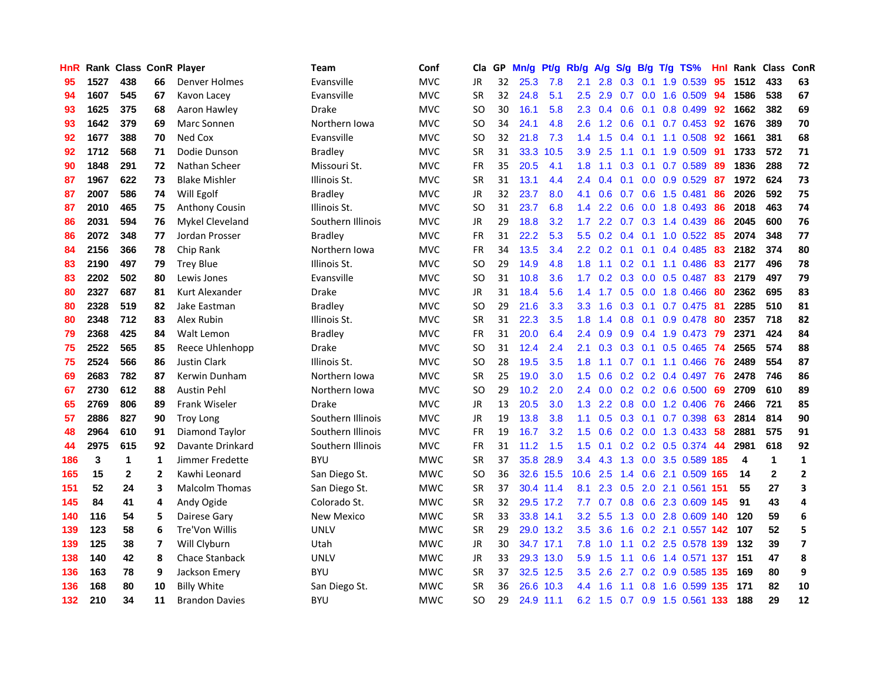| HnR | Rank | Class | ConR | Player | Team | Conf | Cla | GP | Mn/g | Pt/g | Rb/g | A/g | S/g | B/g | T/g | TS% | HnI | Rank | Class | ConR |
|---|---|---|---|---|---|---|---|---|---|---|---|---|---|---|---|---|---|---|---|---|
| 95 | 1527 | 438 | 66 | Denver Holmes | Evansville | MVC | JR | 32 | 25.3 | 7.8 | 2.1 | 2.8 | 0.3 | 0.1 | 1.9 | 0.539 | 95 | 1512 | 433 | 63 |
| 94 | 1607 | 545 | 67 | Kavon Lacey | Evansville | MVC | SR | 32 | 24.8 | 5.1 | 2.5 | 2.9 | 0.7 | 0.0 | 1.6 | 0.509 | 94 | 1586 | 538 | 67 |
| 93 | 1625 | 375 | 68 | Aaron Hawley | Drake | MVC | SO | 30 | 16.1 | 5.8 | 2.3 | 0.4 | 0.6 | 0.1 | 0.8 | 0.499 | 92 | 1662 | 382 | 69 |
| 93 | 1642 | 379 | 69 | Marc Sonnen | Northern Iowa | MVC | SO | 34 | 24.1 | 4.8 | 2.6 | 1.2 | 0.6 | 0.1 | 0.7 | 0.453 | 92 | 1676 | 389 | 70 |
| 92 | 1677 | 388 | 70 | Ned Cox | Evansville | MVC | SO | 32 | 21.8 | 7.3 | 1.4 | 1.5 | 0.4 | 0.1 | 1.1 | 0.508 | 92 | 1661 | 381 | 68 |
| 92 | 1712 | 568 | 71 | Dodie Dunson | Bradley | MVC | SR | 31 | 33.3 | 10.5 | 3.9 | 2.5 | 1.1 | 0.1 | 1.9 | 0.509 | 91 | 1733 | 572 | 71 |
| 90 | 1848 | 291 | 72 | Nathan Scheer | Missouri St. | MVC | FR | 35 | 20.5 | 4.1 | 1.8 | 1.1 | 0.3 | 0.1 | 0.7 | 0.589 | 89 | 1836 | 288 | 72 |
| 87 | 1967 | 622 | 73 | Blake Mishler | Illinois St. | MVC | SR | 31 | 13.1 | 4.4 | 2.4 | 0.4 | 0.1 | 0.0 | 0.9 | 0.529 | 87 | 1972 | 624 | 73 |
| 87 | 2007 | 586 | 74 | Will Egolf | Bradley | MVC | JR | 32 | 23.7 | 8.0 | 4.1 | 0.6 | 0.7 | 0.6 | 1.5 | 0.481 | 86 | 2026 | 592 | 75 |
| 87 | 2010 | 465 | 75 | Anthony Cousin | Illinois St. | MVC | SO | 31 | 23.7 | 6.8 | 1.4 | 2.2 | 0.6 | 0.0 | 1.8 | 0.493 | 86 | 2018 | 463 | 74 |
| 86 | 2031 | 594 | 76 | Mykel Cleveland | Southern Illinois | MVC | JR | 29 | 18.8 | 3.2 | 1.7 | 2.2 | 0.7 | 0.3 | 1.4 | 0.439 | 86 | 2045 | 600 | 76 |
| 86 | 2072 | 348 | 77 | Jordan Prosser | Bradley | MVC | FR | 31 | 22.2 | 5.3 | 5.5 | 0.2 | 0.4 | 0.1 | 1.0 | 0.522 | 85 | 2074 | 348 | 77 |
| 84 | 2156 | 366 | 78 | Chip Rank | Northern Iowa | MVC | FR | 34 | 13.5 | 3.4 | 2.2 | 0.2 | 0.1 | 0.1 | 0.4 | 0.485 | 83 | 2182 | 374 | 80 |
| 83 | 2190 | 497 | 79 | Trey Blue | Illinois St. | MVC | SO | 29 | 14.9 | 4.8 | 1.8 | 1.1 | 0.2 | 0.1 | 1.1 | 0.486 | 83 | 2177 | 496 | 78 |
| 83 | 2202 | 502 | 80 | Lewis Jones | Evansville | MVC | SO | 31 | 10.8 | 3.6 | 1.7 | 0.2 | 0.3 | 0.0 | 0.5 | 0.487 | 83 | 2179 | 497 | 79 |
| 80 | 2327 | 687 | 81 | Kurt Alexander | Drake | MVC | JR | 31 | 18.4 | 5.6 | 1.4 | 1.7 | 0.5 | 0.0 | 1.8 | 0.466 | 80 | 2362 | 695 | 83 |
| 80 | 2328 | 519 | 82 | Jake Eastman | Bradley | MVC | SO | 29 | 21.6 | 3.3 | 3.3 | 1.6 | 0.3 | 0.1 | 0.7 | 0.475 | 81 | 2285 | 510 | 81 |
| 80 | 2348 | 712 | 83 | Alex Rubin | Illinois St. | MVC | SR | 31 | 22.3 | 3.5 | 1.8 | 1.4 | 0.8 | 0.1 | 0.9 | 0.478 | 80 | 2357 | 718 | 82 |
| 79 | 2368 | 425 | 84 | Walt Lemon | Bradley | MVC | FR | 31 | 20.0 | 6.4 | 2.4 | 0.9 | 0.9 | 0.4 | 1.9 | 0.473 | 79 | 2371 | 424 | 84 |
| 75 | 2522 | 565 | 85 | Reece Uhlenhopp | Drake | MVC | SO | 31 | 12.4 | 2.4 | 2.1 | 0.3 | 0.3 | 0.1 | 0.5 | 0.465 | 74 | 2565 | 574 | 88 |
| 75 | 2524 | 566 | 86 | Justin Clark | Illinois St. | MVC | SO | 28 | 19.5 | 3.5 | 1.8 | 1.1 | 0.7 | 0.1 | 1.1 | 0.466 | 76 | 2489 | 554 | 87 |
| 69 | 2683 | 782 | 87 | Kerwin Dunham | Northern Iowa | MVC | SR | 25 | 19.0 | 3.0 | 1.5 | 0.6 | 0.2 | 0.2 | 0.4 | 0.497 | 76 | 2478 | 746 | 86 |
| 67 | 2730 | 612 | 88 | Austin Pehl | Northern Iowa | MVC | SO | 29 | 10.2 | 2.0 | 2.4 | 0.0 | 0.2 | 0.2 | 0.6 | 0.500 | 69 | 2709 | 610 | 89 |
| 65 | 2769 | 806 | 89 | Frank Wiseler | Drake | MVC | JR | 13 | 20.5 | 3.0 | 1.3 | 2.2 | 0.8 | 0.0 | 1.2 | 0.406 | 76 | 2466 | 721 | 85 |
| 57 | 2886 | 827 | 90 | Troy Long | Southern Illinois | MVC | JR | 19 | 13.8 | 3.8 | 1.1 | 0.5 | 0.3 | 0.1 | 0.7 | 0.398 | 63 | 2814 | 814 | 90 |
| 48 | 2964 | 610 | 91 | Diamond Taylor | Southern Illinois | MVC | FR | 19 | 16.7 | 3.2 | 1.5 | 0.6 | 0.2 | 0.0 | 1.3 | 0.433 | 58 | 2881 | 575 | 91 |
| 44 | 2975 | 615 | 92 | Davante Drinkard | Southern Illinois | MVC | FR | 31 | 11.2 | 1.5 | 1.5 | 0.1 | 0.2 | 0.2 | 0.5 | 0.374 | 44 | 2981 | 618 | 92 |
| 186 | 3 | 1 | 1 | Jimmer Fredette | BYU | MWC | SR | 37 | 35.8 | 28.9 | 3.4 | 4.3 | 1.3 | 0.0 | 3.5 | 0.589 | 185 | 4 | 1 | 1 |
| 165 | 15 | 2 | 2 | Kawhi Leonard | San Diego St. | MWC | SO | 36 | 32.6 | 15.5 | 10.6 | 2.5 | 1.4 | 0.6 | 2.1 | 0.509 | 165 | 14 | 2 | 2 |
| 151 | 52 | 24 | 3 | Malcolm Thomas | San Diego St. | MWC | SR | 37 | 30.4 | 11.4 | 8.1 | 2.3 | 0.5 | 2.0 | 2.1 | 0.561 | 151 | 55 | 27 | 3 |
| 145 | 84 | 41 | 4 | Andy Ogide | Colorado St. | MWC | SR | 32 | 29.5 | 17.2 | 7.7 | 0.7 | 0.8 | 0.6 | 2.3 | 0.609 | 145 | 91 | 43 | 4 |
| 140 | 116 | 54 | 5 | Dairese Gary | New Mexico | MWC | SR | 33 | 33.8 | 14.1 | 3.2 | 5.5 | 1.3 | 0.0 | 2.8 | 0.609 | 140 | 120 | 59 | 6 |
| 139 | 123 | 58 | 6 | Tre'Von Willis | UNLV | MWC | SR | 29 | 29.0 | 13.2 | 3.5 | 3.6 | 1.6 | 0.2 | 2.1 | 0.557 | 142 | 107 | 52 | 5 |
| 139 | 125 | 38 | 7 | Will Clyburn | Utah | MWC | JR | 30 | 34.7 | 17.1 | 7.8 | 1.0 | 1.1 | 0.2 | 2.5 | 0.578 | 139 | 132 | 39 | 7 |
| 138 | 140 | 42 | 8 | Chace Stanback | UNLV | MWC | JR | 33 | 29.3 | 13.0 | 5.9 | 1.5 | 1.1 | 0.6 | 1.4 | 0.571 | 137 | 151 | 47 | 8 |
| 136 | 163 | 78 | 9 | Jackson Emery | BYU | MWC | SR | 37 | 32.5 | 12.5 | 3.5 | 2.6 | 2.7 | 0.2 | 0.9 | 0.585 | 135 | 169 | 80 | 9 |
| 136 | 168 | 80 | 10 | Billy White | San Diego St. | MWC | SR | 36 | 26.6 | 10.3 | 4.4 | 1.6 | 1.1 | 0.8 | 1.6 | 0.599 | 135 | 171 | 82 | 10 |
| 132 | 210 | 34 | 11 | Brandon Davies | BYU | MWC | SO | 29 | 24.9 | 11.1 | 6.2 | 1.5 | 0.7 | 0.9 | 1.5 | 0.561 | 133 | 188 | 29 | 12 |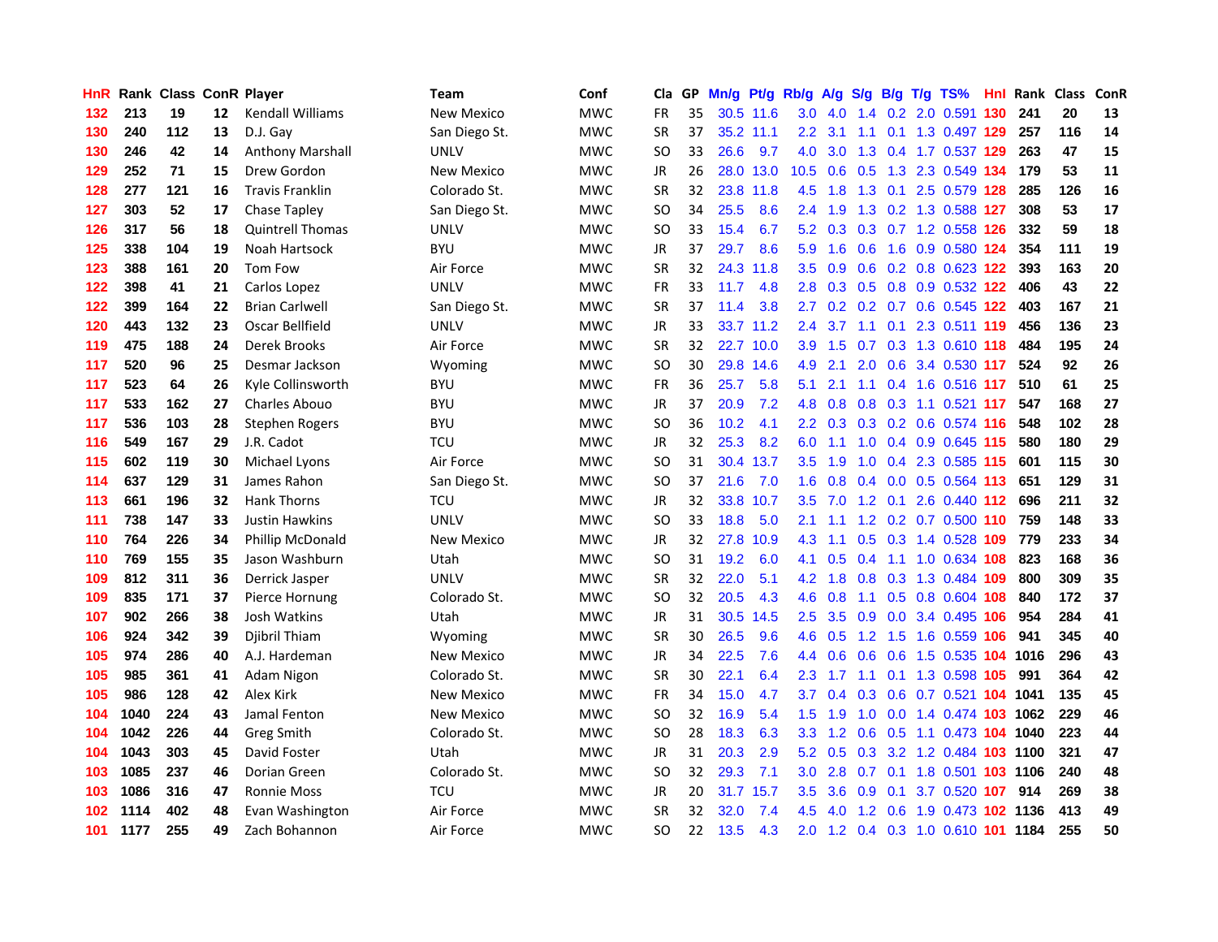| HnR | Rank | Class | ConR | Player | Team | Conf | Cla | GP | Mn/g | Pt/g | Rb/g | A/g | S/g | B/g | T/g | TS% | HnI | Rank | Class | ConR |
|---|---|---|---|---|---|---|---|---|---|---|---|---|---|---|---|---|---|---|---|---|
| 132 | 213 | 19 | 12 | Kendall Williams | New Mexico | MWC | FR | 35 | 30.5 | 11.6 | 3.0 | 4.0 | 1.4 | 0.2 | 2.0 | 0.591 | 130 | 241 | 20 | 13 |
| 130 | 240 | 112 | 13 | D.J. Gay | San Diego St. | MWC | SR | 37 | 35.2 | 11.1 | 2.2 | 3.1 | 1.1 | 0.1 | 1.3 | 0.497 | 129 | 257 | 116 | 14 |
| 130 | 246 | 42 | 14 | Anthony Marshall | UNLV | MWC | SO | 33 | 26.6 | 9.7 | 4.0 | 3.0 | 1.3 | 0.4 | 1.7 | 0.537 | 129 | 263 | 47 | 15 |
| 129 | 252 | 71 | 15 | Drew Gordon | New Mexico | MWC | JR | 26 | 28.0 | 13.0 | 10.5 | 0.6 | 0.5 | 1.3 | 2.3 | 0.549 | 134 | 179 | 53 | 11 |
| 128 | 277 | 121 | 16 | Travis Franklin | Colorado St. | MWC | SR | 32 | 23.8 | 11.8 | 4.5 | 1.8 | 1.3 | 0.1 | 2.5 | 0.579 | 128 | 285 | 126 | 16 |
| 127 | 303 | 52 | 17 | Chase Tapley | San Diego St. | MWC | SO | 34 | 25.5 | 8.6 | 2.4 | 1.9 | 1.3 | 0.2 | 1.3 | 0.588 | 127 | 308 | 53 | 17 |
| 126 | 317 | 56 | 18 | Quintrell Thomas | UNLV | MWC | SO | 33 | 15.4 | 6.7 | 5.2 | 0.3 | 0.3 | 0.7 | 1.2 | 0.558 | 126 | 332 | 59 | 18 |
| 125 | 338 | 104 | 19 | Noah Hartsock | BYU | MWC | JR | 37 | 29.7 | 8.6 | 5.9 | 1.6 | 0.6 | 1.6 | 0.9 | 0.580 | 124 | 354 | 111 | 19 |
| 123 | 388 | 161 | 20 | Tom Fow | Air Force | MWC | SR | 32 | 24.3 | 11.8 | 3.5 | 0.9 | 0.6 | 0.2 | 0.8 | 0.623 | 122 | 393 | 163 | 20 |
| 122 | 398 | 41 | 21 | Carlos Lopez | UNLV | MWC | FR | 33 | 11.7 | 4.8 | 2.8 | 0.3 | 0.5 | 0.8 | 0.9 | 0.532 | 122 | 406 | 43 | 22 |
| 122 | 399 | 164 | 22 | Brian Carlwell | San Diego St. | MWC | SR | 37 | 11.4 | 3.8 | 2.7 | 0.2 | 0.2 | 0.7 | 0.6 | 0.545 | 122 | 403 | 167 | 21 |
| 120 | 443 | 132 | 23 | Oscar Bellfield | UNLV | MWC | JR | 33 | 33.7 | 11.2 | 2.4 | 3.7 | 1.1 | 0.1 | 2.3 | 0.511 | 119 | 456 | 136 | 23 |
| 119 | 475 | 188 | 24 | Derek Brooks | Air Force | MWC | SR | 32 | 22.7 | 10.0 | 3.9 | 1.5 | 0.7 | 0.3 | 1.3 | 0.610 | 118 | 484 | 195 | 24 |
| 117 | 520 | 96 | 25 | Desmar Jackson | Wyoming | MWC | SO | 30 | 29.8 | 14.6 | 4.9 | 2.1 | 2.0 | 0.6 | 3.4 | 0.530 | 117 | 524 | 92 | 26 |
| 117 | 523 | 64 | 26 | Kyle Collinsworth | BYU | MWC | FR | 36 | 25.7 | 5.8 | 5.1 | 2.1 | 1.1 | 0.4 | 1.6 | 0.516 | 117 | 510 | 61 | 25 |
| 117 | 533 | 162 | 27 | Charles Abouo | BYU | MWC | JR | 37 | 20.9 | 7.2 | 4.8 | 0.8 | 0.8 | 0.3 | 1.1 | 0.521 | 117 | 547 | 168 | 27 |
| 117 | 536 | 103 | 28 | Stephen Rogers | BYU | MWC | SO | 36 | 10.2 | 4.1 | 2.2 | 0.3 | 0.3 | 0.2 | 0.6 | 0.574 | 116 | 548 | 102 | 28 |
| 116 | 549 | 167 | 29 | J.R. Cadot | TCU | MWC | JR | 32 | 25.3 | 8.2 | 6.0 | 1.1 | 1.0 | 0.4 | 0.9 | 0.645 | 115 | 580 | 180 | 29 |
| 115 | 602 | 119 | 30 | Michael Lyons | Air Force | MWC | SO | 31 | 30.4 | 13.7 | 3.5 | 1.9 | 1.0 | 0.4 | 2.3 | 0.585 | 115 | 601 | 115 | 30 |
| 114 | 637 | 129 | 31 | James Rahon | San Diego St. | MWC | SO | 37 | 21.6 | 7.0 | 1.6 | 0.8 | 0.4 | 0.0 | 0.5 | 0.564 | 113 | 651 | 129 | 31 |
| 113 | 661 | 196 | 32 | Hank Thorns | TCU | MWC | JR | 32 | 33.8 | 10.7 | 3.5 | 7.0 | 1.2 | 0.1 | 2.6 | 0.440 | 112 | 696 | 211 | 32 |
| 111 | 738 | 147 | 33 | Justin Hawkins | UNLV | MWC | SO | 33 | 18.8 | 5.0 | 2.1 | 1.1 | 1.2 | 0.2 | 0.7 | 0.500 | 110 | 759 | 148 | 33 |
| 110 | 764 | 226 | 34 | Phillip McDonald | New Mexico | MWC | JR | 32 | 27.8 | 10.9 | 4.3 | 1.1 | 0.5 | 0.3 | 1.4 | 0.528 | 109 | 779 | 233 | 34 |
| 110 | 769 | 155 | 35 | Jason Washburn | Utah | MWC | SO | 31 | 19.2 | 6.0 | 4.1 | 0.5 | 0.4 | 1.1 | 1.0 | 0.634 | 108 | 823 | 168 | 36 |
| 109 | 812 | 311 | 36 | Derrick Jasper | UNLV | MWC | SR | 32 | 22.0 | 5.1 | 4.2 | 1.8 | 0.8 | 0.3 | 1.3 | 0.484 | 109 | 800 | 309 | 35 |
| 109 | 835 | 171 | 37 | Pierce Hornung | Colorado St. | MWC | SO | 32 | 20.5 | 4.3 | 4.6 | 0.8 | 1.1 | 0.5 | 0.8 | 0.604 | 108 | 840 | 172 | 37 |
| 107 | 902 | 266 | 38 | Josh Watkins | Utah | MWC | JR | 31 | 30.5 | 14.5 | 2.5 | 3.5 | 0.9 | 0.0 | 3.4 | 0.495 | 106 | 954 | 284 | 41 |
| 106 | 924 | 342 | 39 | Djibril Thiam | Wyoming | MWC | SR | 30 | 26.5 | 9.6 | 4.6 | 0.5 | 1.2 | 1.5 | 1.6 | 0.559 | 106 | 941 | 345 | 40 |
| 105 | 974 | 286 | 40 | A.J. Hardeman | New Mexico | MWC | JR | 34 | 22.5 | 7.6 | 4.4 | 0.6 | 0.6 | 0.6 | 1.5 | 0.535 | 104 | 1016 | 296 | 43 |
| 105 | 985 | 361 | 41 | Adam Nigon | Colorado St. | MWC | SR | 30 | 22.1 | 6.4 | 2.3 | 1.7 | 1.1 | 0.1 | 1.3 | 0.598 | 105 | 991 | 364 | 42 |
| 105 | 986 | 128 | 42 | Alex Kirk | New Mexico | MWC | FR | 34 | 15.0 | 4.7 | 3.7 | 0.4 | 0.3 | 0.6 | 0.7 | 0.521 | 104 | 1041 | 135 | 45 |
| 104 | 1040 | 224 | 43 | Jamal Fenton | New Mexico | MWC | SO | 32 | 16.9 | 5.4 | 1.5 | 1.9 | 1.0 | 0.0 | 1.4 | 0.474 | 103 | 1062 | 229 | 46 |
| 104 | 1042 | 226 | 44 | Greg Smith | Colorado St. | MWC | SO | 28 | 18.3 | 6.3 | 3.3 | 1.2 | 0.6 | 0.5 | 1.1 | 0.473 | 104 | 1040 | 223 | 44 |
| 104 | 1043 | 303 | 45 | David Foster | Utah | MWC | JR | 31 | 20.3 | 2.9 | 5.2 | 0.5 | 0.3 | 3.2 | 1.2 | 0.484 | 103 | 1100 | 321 | 47 |
| 103 | 1085 | 237 | 46 | Dorian Green | Colorado St. | MWC | SO | 32 | 29.3 | 7.1 | 3.0 | 2.8 | 0.7 | 0.1 | 1.8 | 0.501 | 103 | 1106 | 240 | 48 |
| 103 | 1086 | 316 | 47 | Ronnie Moss | TCU | MWC | JR | 20 | 31.7 | 15.7 | 3.5 | 3.6 | 0.9 | 0.1 | 3.7 | 0.520 | 107 | 914 | 269 | 38 |
| 102 | 1114 | 402 | 48 | Evan Washington | Air Force | MWC | SR | 32 | 32.0 | 7.4 | 4.5 | 4.0 | 1.2 | 0.6 | 1.9 | 0.473 | 102 | 1136 | 413 | 49 |
| 101 | 1177 | 255 | 49 | Zach Bohannon | Air Force | MWC | SO | 22 | 13.5 | 4.3 | 2.0 | 1.2 | 0.4 | 0.3 | 1.0 | 0.610 | 101 | 1184 | 255 | 50 |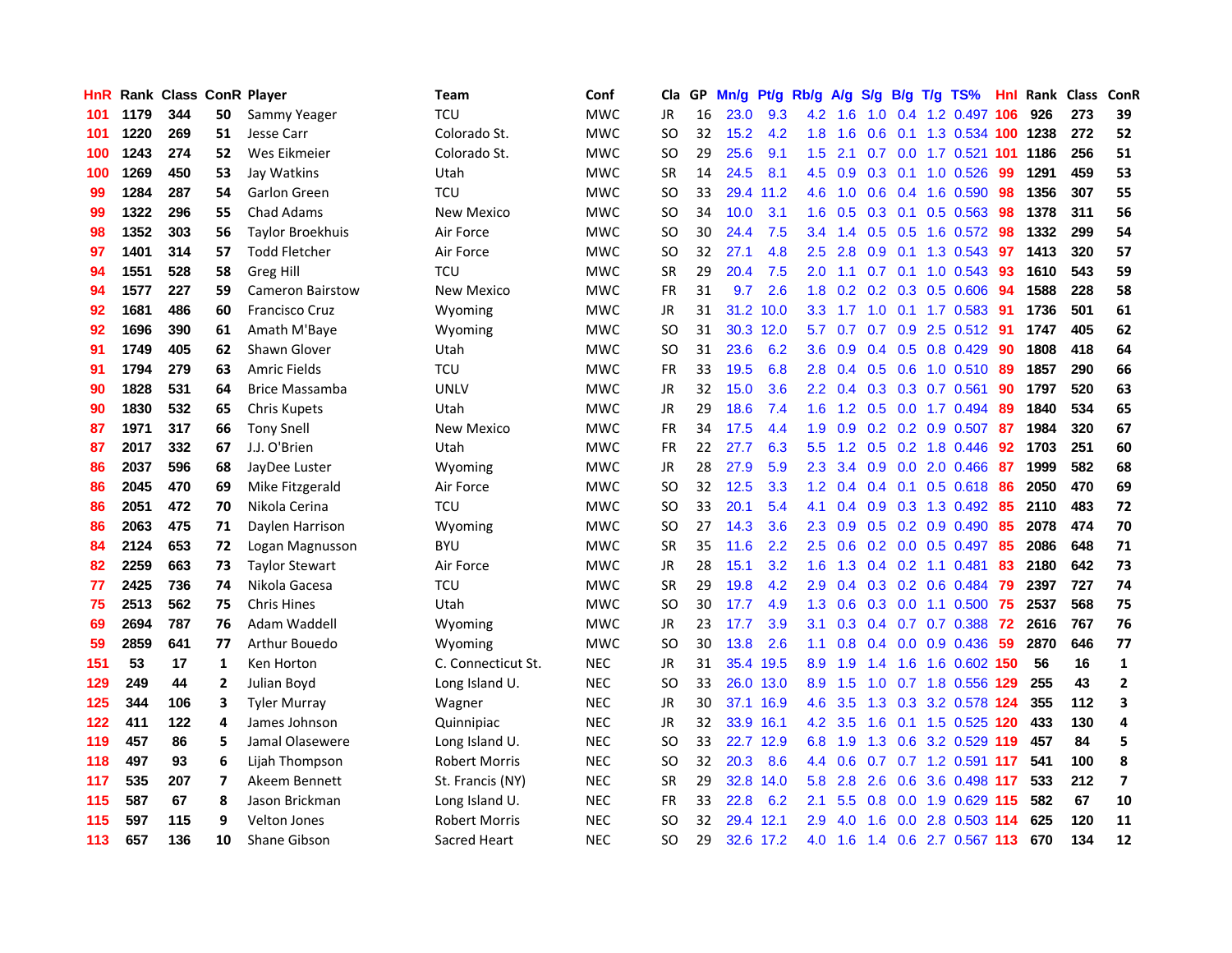| HnR | Rank | Class | ConR | Player | Team | Conf | Cla | GP | Mn/g | Pt/g | Rb/g | A/g | S/g | B/g | T/g | TS% | HnI | Rank | Class | ConR |
|---|---|---|---|---|---|---|---|---|---|---|---|---|---|---|---|---|---|---|---|---|
| 101 | 1179 | 344 | 50 | Sammy Yeager | TCU | MWC | JR | 16 | 23.0 | 9.3 | 4.2 | 1.6 | 1.0 | 0.4 | 1.2 | 0.497 | 106 | 926 | 273 | 39 |
| 101 | 1220 | 269 | 51 | Jesse Carr | Colorado St. | MWC | SO | 32 | 15.2 | 4.2 | 1.8 | 1.6 | 0.6 | 0.1 | 1.3 | 0.534 | 100 | 1238 | 272 | 52 |
| 100 | 1243 | 274 | 52 | Wes Eikmeier | Colorado St. | MWC | SO | 29 | 25.6 | 9.1 | 1.5 | 2.1 | 0.7 | 0.0 | 1.7 | 0.521 | 101 | 1186 | 256 | 51 |
| 100 | 1269 | 450 | 53 | Jay Watkins | Utah | MWC | SR | 14 | 24.5 | 8.1 | 4.5 | 0.9 | 0.3 | 0.1 | 1.0 | 0.526 | 99 | 1291 | 459 | 53 |
| 99 | 1284 | 287 | 54 | Garlon Green | TCU | MWC | SO | 33 | 29.4 | 11.2 | 4.6 | 1.0 | 0.6 | 0.4 | 1.6 | 0.590 | 98 | 1356 | 307 | 55 |
| 99 | 1322 | 296 | 55 | Chad Adams | New Mexico | MWC | SO | 34 | 10.0 | 3.1 | 1.6 | 0.5 | 0.3 | 0.1 | 0.5 | 0.563 | 98 | 1378 | 311 | 56 |
| 98 | 1352 | 303 | 56 | Taylor Broekhuis | Air Force | MWC | SO | 30 | 24.4 | 7.5 | 3.4 | 1.4 | 0.5 | 0.5 | 1.6 | 0.572 | 98 | 1332 | 299 | 54 |
| 97 | 1401 | 314 | 57 | Todd Fletcher | Air Force | MWC | SO | 32 | 27.1 | 4.8 | 2.5 | 2.8 | 0.9 | 0.1 | 1.3 | 0.543 | 97 | 1413 | 320 | 57 |
| 94 | 1551 | 528 | 58 | Greg Hill | TCU | MWC | SR | 29 | 20.4 | 7.5 | 2.0 | 1.1 | 0.7 | 0.1 | 1.0 | 0.543 | 93 | 1610 | 543 | 59 |
| 94 | 1577 | 227 | 59 | Cameron Bairstow | New Mexico | MWC | FR | 31 | 9.7 | 2.6 | 1.8 | 0.2 | 0.2 | 0.3 | 0.5 | 0.606 | 94 | 1588 | 228 | 58 |
| 92 | 1681 | 486 | 60 | Francisco Cruz | Wyoming | MWC | JR | 31 | 31.2 | 10.0 | 3.3 | 1.7 | 1.0 | 0.1 | 1.7 | 0.583 | 91 | 1736 | 501 | 61 |
| 92 | 1696 | 390 | 61 | Amath M'Baye | Wyoming | MWC | SO | 31 | 30.3 | 12.0 | 5.7 | 0.7 | 0.7 | 0.9 | 2.5 | 0.512 | 91 | 1747 | 405 | 62 |
| 91 | 1749 | 405 | 62 | Shawn Glover | Utah | MWC | SO | 31 | 23.6 | 6.2 | 3.6 | 0.9 | 0.4 | 0.5 | 0.8 | 0.429 | 90 | 1808 | 418 | 64 |
| 91 | 1794 | 279 | 63 | Amric Fields | TCU | MWC | FR | 33 | 19.5 | 6.8 | 2.8 | 0.4 | 0.5 | 0.6 | 1.0 | 0.510 | 89 | 1857 | 290 | 66 |
| 90 | 1828 | 531 | 64 | Brice Massamba | UNLV | MWC | JR | 32 | 15.0 | 3.6 | 2.2 | 0.4 | 0.3 | 0.3 | 0.7 | 0.561 | 90 | 1797 | 520 | 63 |
| 90 | 1830 | 532 | 65 | Chris Kupets | Utah | MWC | JR | 29 | 18.6 | 7.4 | 1.6 | 1.2 | 0.5 | 0.0 | 1.7 | 0.494 | 89 | 1840 | 534 | 65 |
| 87 | 1971 | 317 | 66 | Tony Snell | New Mexico | MWC | FR | 34 | 17.5 | 4.4 | 1.9 | 0.9 | 0.2 | 0.2 | 0.9 | 0.507 | 87 | 1984 | 320 | 67 |
| 87 | 2017 | 332 | 67 | J.J. O'Brien | Utah | MWC | FR | 22 | 27.7 | 6.3 | 5.5 | 1.2 | 0.5 | 0.2 | 1.8 | 0.446 | 92 | 1703 | 251 | 60 |
| 86 | 2037 | 596 | 68 | JayDee Luster | Wyoming | MWC | JR | 28 | 27.9 | 5.9 | 2.3 | 3.4 | 0.9 | 0.0 | 2.0 | 0.466 | 87 | 1999 | 582 | 68 |
| 86 | 2045 | 470 | 69 | Mike Fitzgerald | Air Force | MWC | SO | 32 | 12.5 | 3.3 | 1.2 | 0.4 | 0.4 | 0.1 | 0.5 | 0.618 | 86 | 2050 | 470 | 69 |
| 86 | 2051 | 472 | 70 | Nikola Cerina | TCU | MWC | SO | 33 | 20.1 | 5.4 | 4.1 | 0.4 | 0.9 | 0.3 | 1.3 | 0.492 | 85 | 2110 | 483 | 72 |
| 86 | 2063 | 475 | 71 | Daylen Harrison | Wyoming | MWC | SO | 27 | 14.3 | 3.6 | 2.3 | 0.9 | 0.5 | 0.2 | 0.9 | 0.490 | 85 | 2078 | 474 | 70 |
| 84 | 2124 | 653 | 72 | Logan Magnusson | BYU | MWC | SR | 35 | 11.6 | 2.2 | 2.5 | 0.6 | 0.2 | 0.0 | 0.5 | 0.497 | 85 | 2086 | 648 | 71 |
| 82 | 2259 | 663 | 73 | Taylor Stewart | Air Force | MWC | JR | 28 | 15.1 | 3.2 | 1.6 | 1.3 | 0.4 | 0.2 | 1.1 | 0.481 | 83 | 2180 | 642 | 73 |
| 77 | 2425 | 736 | 74 | Nikola Gacesa | TCU | MWC | SR | 29 | 19.8 | 4.2 | 2.9 | 0.4 | 0.3 | 0.2 | 0.6 | 0.484 | 79 | 2397 | 727 | 74 |
| 75 | 2513 | 562 | 75 | Chris Hines | Utah | MWC | SO | 30 | 17.7 | 4.9 | 1.3 | 0.6 | 0.3 | 0.0 | 1.1 | 0.500 | 75 | 2537 | 568 | 75 |
| 69 | 2694 | 787 | 76 | Adam Waddell | Wyoming | MWC | JR | 23 | 17.7 | 3.9 | 3.1 | 0.3 | 0.4 | 0.7 | 0.7 | 0.388 | 72 | 2616 | 767 | 76 |
| 59 | 2859 | 641 | 77 | Arthur Bouedo | Wyoming | MWC | SO | 30 | 13.8 | 2.6 | 1.1 | 0.8 | 0.4 | 0.0 | 0.9 | 0.436 | 59 | 2870 | 646 | 77 |
| 151 | 53 | 17 | 1 | Ken Horton | C. Connecticut St. | NEC | JR | 31 | 35.4 | 19.5 | 8.9 | 1.9 | 1.4 | 1.6 | 1.6 | 0.602 | 150 | 56 | 16 | 1 |
| 129 | 249 | 44 | 2 | Julian Boyd | Long Island U. | NEC | SO | 33 | 26.0 | 13.0 | 8.9 | 1.5 | 1.0 | 0.7 | 1.8 | 0.556 | 129 | 255 | 43 | 2 |
| 125 | 344 | 106 | 3 | Tyler Murray | Wagner | NEC | JR | 30 | 37.1 | 16.9 | 4.6 | 3.5 | 1.3 | 0.3 | 3.2 | 0.578 | 124 | 355 | 112 | 3 |
| 122 | 411 | 122 | 4 | James Johnson | Quinnipiac | NEC | JR | 32 | 33.9 | 16.1 | 4.2 | 3.5 | 1.6 | 0.1 | 1.5 | 0.525 | 120 | 433 | 130 | 4 |
| 119 | 457 | 86 | 5 | Jamal Olasewere | Long Island U. | NEC | SO | 33 | 22.7 | 12.9 | 6.8 | 1.9 | 1.3 | 0.6 | 3.2 | 0.529 | 119 | 457 | 84 | 5 |
| 118 | 497 | 93 | 6 | Lijah Thompson | Robert Morris | NEC | SO | 32 | 20.3 | 8.6 | 4.4 | 0.6 | 0.7 | 0.7 | 1.2 | 0.591 | 117 | 541 | 100 | 8 |
| 117 | 535 | 207 | 7 | Akeem Bennett | St. Francis (NY) | NEC | SR | 29 | 32.8 | 14.0 | 5.8 | 2.8 | 2.6 | 0.6 | 3.6 | 0.498 | 117 | 533 | 212 | 7 |
| 115 | 587 | 67 | 8 | Jason Brickman | Long Island U. | NEC | FR | 33 | 22.8 | 6.2 | 2.1 | 5.5 | 0.8 | 0.0 | 1.9 | 0.629 | 115 | 582 | 67 | 10 |
| 115 | 597 | 115 | 9 | Velton Jones | Robert Morris | NEC | SO | 32 | 29.4 | 12.1 | 2.9 | 4.0 | 1.6 | 0.0 | 2.8 | 0.503 | 114 | 625 | 120 | 11 |
| 113 | 657 | 136 | 10 | Shane Gibson | Sacred Heart | NEC | SO | 29 | 32.6 | 17.2 | 4.0 | 1.6 | 1.4 | 0.6 | 2.7 | 0.567 | 113 | 670 | 134 | 12 |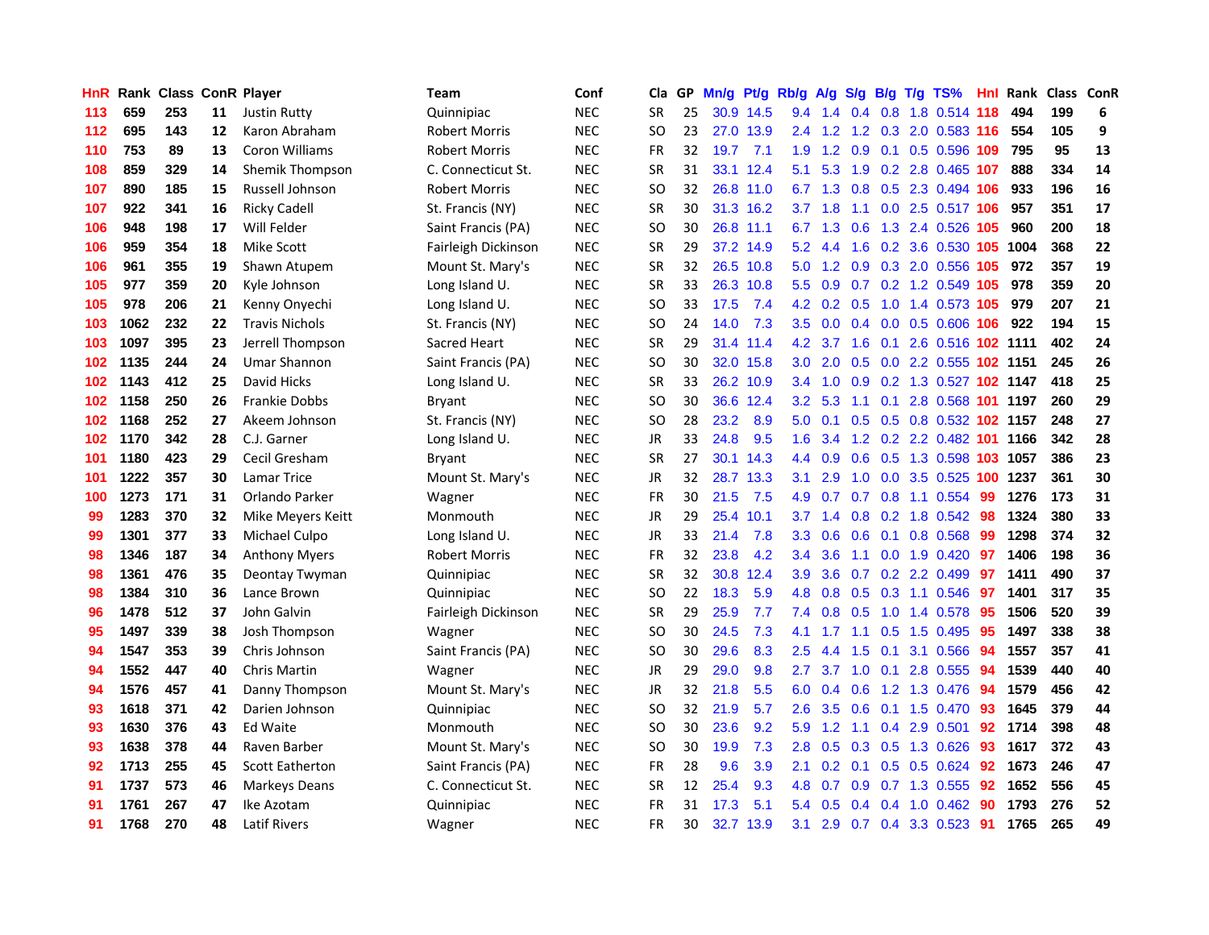| HnR | Rank | Class | ConR | Player | Team | Conf | Cla | GP | Mn/g | Pt/g | Rb/g | A/g | S/g | B/g | T/g | TS% | HnI | Rank | Class | ConR |
|---|---|---|---|---|---|---|---|---|---|---|---|---|---|---|---|---|---|---|---|---|
| 113 | 659 | 253 | 11 | Justin Rutty | Quinnipiac | NEC | SR | 25 | 30.9 | 14.5 | 9.4 | 1.4 | 0.4 | 0.8 | 1.8 | 0.514 | 118 | 494 | 199 | 6 |
| 112 | 695 | 143 | 12 | Karon Abraham | Robert Morris | NEC | SO | 23 | 27.0 | 13.9 | 2.4 | 1.2 | 1.2 | 0.3 | 2.0 | 0.583 | 116 | 554 | 105 | 9 |
| 110 | 753 | 89 | 13 | Coron Williams | Robert Morris | NEC | FR | 32 | 19.7 | 7.1 | 1.9 | 1.2 | 0.9 | 0.1 | 0.5 | 0.596 | 109 | 795 | 95 | 13 |
| 108 | 859 | 329 | 14 | Shemik Thompson | C. Connecticut St. | NEC | SR | 31 | 33.1 | 12.4 | 5.1 | 5.3 | 1.9 | 0.2 | 2.8 | 0.465 | 107 | 888 | 334 | 14 |
| 107 | 890 | 185 | 15 | Russell Johnson | Robert Morris | NEC | SO | 32 | 26.8 | 11.0 | 6.7 | 1.3 | 0.8 | 0.5 | 2.3 | 0.494 | 106 | 933 | 196 | 16 |
| 107 | 922 | 341 | 16 | Ricky Cadell | St. Francis (NY) | NEC | SR | 30 | 31.3 | 16.2 | 3.7 | 1.8 | 1.1 | 0.0 | 2.5 | 0.517 | 106 | 957 | 351 | 17 |
| 106 | 948 | 198 | 17 | Will Felder | Saint Francis (PA) | NEC | SO | 30 | 26.8 | 11.1 | 6.7 | 1.3 | 0.6 | 1.3 | 2.4 | 0.526 | 105 | 960 | 200 | 18 |
| 106 | 959 | 354 | 18 | Mike Scott | Fairleigh Dickinson | NEC | SR | 29 | 37.2 | 14.9 | 5.2 | 4.4 | 1.6 | 0.2 | 3.6 | 0.530 | 105 | 1004 | 368 | 22 |
| 106 | 961 | 355 | 19 | Shawn Atupem | Mount St. Mary's | NEC | SR | 32 | 26.5 | 10.8 | 5.0 | 1.2 | 0.9 | 0.3 | 2.0 | 0.556 | 105 | 972 | 357 | 19 |
| 105 | 977 | 359 | 20 | Kyle Johnson | Long Island U. | NEC | SR | 33 | 26.3 | 10.8 | 5.5 | 0.9 | 0.7 | 0.2 | 1.2 | 0.549 | 105 | 978 | 359 | 20 |
| 105 | 978 | 206 | 21 | Kenny Onyechi | Long Island U. | NEC | SO | 33 | 17.5 | 7.4 | 4.2 | 0.2 | 0.5 | 1.0 | 1.4 | 0.573 | 105 | 979 | 207 | 21 |
| 103 | 1062 | 232 | 22 | Travis Nichols | St. Francis (NY) | NEC | SO | 24 | 14.0 | 7.3 | 3.5 | 0.0 | 0.4 | 0.0 | 0.5 | 0.606 | 106 | 922 | 194 | 15 |
| 103 | 1097 | 395 | 23 | Jerrell Thompson | Sacred Heart | NEC | SR | 29 | 31.4 | 11.4 | 4.2 | 3.7 | 1.6 | 0.1 | 2.6 | 0.516 | 102 | 1111 | 402 | 24 |
| 102 | 1135 | 244 | 24 | Umar Shannon | Saint Francis (PA) | NEC | SO | 30 | 32.0 | 15.8 | 3.0 | 2.0 | 0.5 | 0.0 | 2.2 | 0.555 | 102 | 1151 | 245 | 26 |
| 102 | 1143 | 412 | 25 | David Hicks | Long Island U. | NEC | SR | 33 | 26.2 | 10.9 | 3.4 | 1.0 | 0.9 | 0.2 | 1.3 | 0.527 | 102 | 1147 | 418 | 25 |
| 102 | 1158 | 250 | 26 | Frankie Dobbs | Bryant | NEC | SO | 30 | 36.6 | 12.4 | 3.2 | 5.3 | 1.1 | 0.1 | 2.8 | 0.568 | 101 | 1197 | 260 | 29 |
| 102 | 1168 | 252 | 27 | Akeem Johnson | St. Francis (NY) | NEC | SO | 28 | 23.2 | 8.9 | 5.0 | 0.1 | 0.5 | 0.5 | 0.8 | 0.532 | 102 | 1157 | 248 | 27 |
| 102 | 1170 | 342 | 28 | C.J. Garner | Long Island U. | NEC | JR | 33 | 24.8 | 9.5 | 1.6 | 3.4 | 1.2 | 0.2 | 2.2 | 0.482 | 101 | 1166 | 342 | 28 |
| 101 | 1180 | 423 | 29 | Cecil Gresham | Bryant | NEC | SR | 27 | 30.1 | 14.3 | 4.4 | 0.9 | 0.6 | 0.5 | 1.3 | 0.598 | 103 | 1057 | 386 | 23 |
| 101 | 1222 | 357 | 30 | Lamar Trice | Mount St. Mary's | NEC | JR | 32 | 28.7 | 13.3 | 3.1 | 2.9 | 1.0 | 0.0 | 3.5 | 0.525 | 100 | 1237 | 361 | 30 |
| 100 | 1273 | 171 | 31 | Orlando Parker | Wagner | NEC | FR | 30 | 21.5 | 7.5 | 4.9 | 0.7 | 0.7 | 0.8 | 1.1 | 0.554 | 99 | 1276 | 173 | 31 |
| 99 | 1283 | 370 | 32 | Mike Meyers Keitt | Monmouth | NEC | JR | 29 | 25.4 | 10.1 | 3.7 | 1.4 | 0.8 | 0.2 | 1.8 | 0.542 | 98 | 1324 | 380 | 33 |
| 99 | 1301 | 377 | 33 | Michael Culpo | Long Island U. | NEC | JR | 33 | 21.4 | 7.8 | 3.3 | 0.6 | 0.6 | 0.1 | 0.8 | 0.568 | 99 | 1298 | 374 | 32 |
| 98 | 1346 | 187 | 34 | Anthony Myers | Robert Morris | NEC | FR | 32 | 23.8 | 4.2 | 3.4 | 3.6 | 1.1 | 0.0 | 1.9 | 0.420 | 97 | 1406 | 198 | 36 |
| 98 | 1361 | 476 | 35 | Deontay Twyman | Quinnipiac | NEC | SR | 32 | 30.8 | 12.4 | 3.9 | 3.6 | 0.7 | 0.2 | 2.2 | 0.499 | 97 | 1411 | 490 | 37 |
| 98 | 1384 | 310 | 36 | Lance Brown | Quinnipiac | NEC | SO | 22 | 18.3 | 5.9 | 4.8 | 0.8 | 0.5 | 0.3 | 1.1 | 0.546 | 97 | 1401 | 317 | 35 |
| 96 | 1478 | 512 | 37 | John Galvin | Fairleigh Dickinson | NEC | SR | 29 | 25.9 | 7.7 | 7.4 | 0.8 | 0.5 | 1.0 | 1.4 | 0.578 | 95 | 1506 | 520 | 39 |
| 95 | 1497 | 339 | 38 | Josh Thompson | Wagner | NEC | SO | 30 | 24.5 | 7.3 | 4.1 | 1.7 | 1.1 | 0.5 | 1.5 | 0.495 | 95 | 1497 | 338 | 38 |
| 94 | 1547 | 353 | 39 | Chris Johnson | Saint Francis (PA) | NEC | SO | 30 | 29.6 | 8.3 | 2.5 | 4.4 | 1.5 | 0.1 | 3.1 | 0.566 | 94 | 1557 | 357 | 41 |
| 94 | 1552 | 447 | 40 | Chris Martin | Wagner | NEC | JR | 29 | 29.0 | 9.8 | 2.7 | 3.7 | 1.0 | 0.1 | 2.8 | 0.555 | 94 | 1539 | 440 | 40 |
| 94 | 1576 | 457 | 41 | Danny Thompson | Mount St. Mary's | NEC | JR | 32 | 21.8 | 5.5 | 6.0 | 0.4 | 0.6 | 1.2 | 1.3 | 0.476 | 94 | 1579 | 456 | 42 |
| 93 | 1618 | 371 | 42 | Darien Johnson | Quinnipiac | NEC | SO | 32 | 21.9 | 5.7 | 2.6 | 3.5 | 0.6 | 0.1 | 1.5 | 0.470 | 93 | 1645 | 379 | 44 |
| 93 | 1630 | 376 | 43 | Ed Waite | Monmouth | NEC | SO | 30 | 23.6 | 9.2 | 5.9 | 1.2 | 1.1 | 0.4 | 2.9 | 0.501 | 92 | 1714 | 398 | 48 |
| 93 | 1638 | 378 | 44 | Raven Barber | Mount St. Mary's | NEC | SO | 30 | 19.9 | 7.3 | 2.8 | 0.5 | 0.3 | 0.5 | 1.3 | 0.626 | 93 | 1617 | 372 | 43 |
| 92 | 1713 | 255 | 45 | Scott Eatherton | Saint Francis (PA) | NEC | FR | 28 | 9.6 | 3.9 | 2.1 | 0.2 | 0.1 | 0.5 | 0.5 | 0.624 | 92 | 1673 | 246 | 47 |
| 91 | 1737 | 573 | 46 | Markeys Deans | C. Connecticut St. | NEC | SR | 12 | 25.4 | 9.3 | 4.8 | 0.7 | 0.9 | 0.7 | 1.3 | 0.555 | 92 | 1652 | 556 | 45 |
| 91 | 1761 | 267 | 47 | Ike Azotam | Quinnipiac | NEC | FR | 31 | 17.3 | 5.1 | 5.4 | 0.5 | 0.4 | 0.4 | 1.0 | 0.462 | 90 | 1793 | 276 | 52 |
| 91 | 1768 | 270 | 48 | Latif Rivers | Wagner | NEC | FR | 30 | 32.7 | 13.9 | 3.1 | 2.9 | 0.7 | 0.4 | 3.3 | 0.523 | 91 | 1765 | 265 | 49 |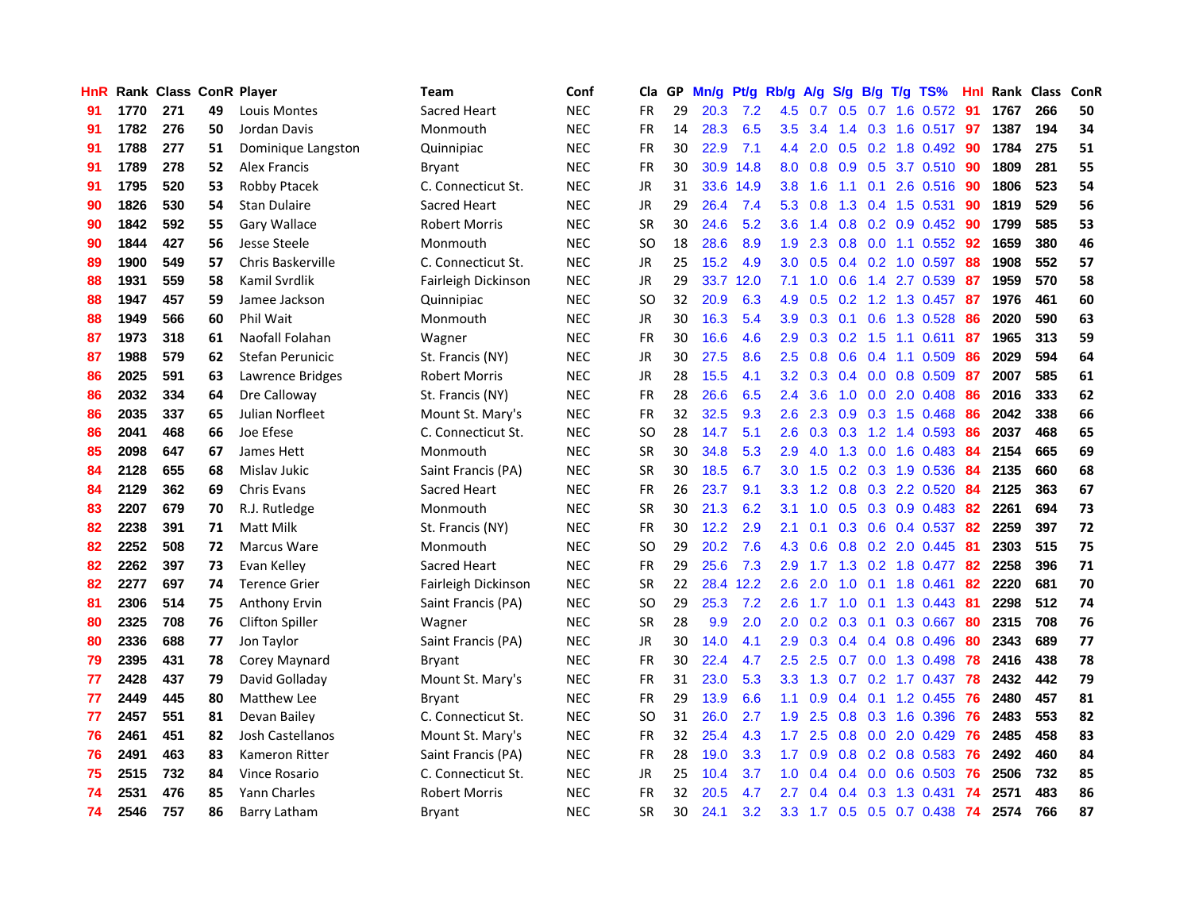| HnR | Rank | Class | ConR | Player | Team | Conf | Cla | GP | Mn/g | Pt/g | Rb/g | A/g | S/g | B/g | T/g | TS% | HnI | Rank | Class | ConR |
|---|---|---|---|---|---|---|---|---|---|---|---|---|---|---|---|---|---|---|---|---|
| 91 | 1770 | 271 | 49 | Louis Montes | Sacred Heart | NEC | FR | 29 | 20.3 | 7.2 | 4.5 | 0.7 | 0.5 | 0.7 | 1.6 | 0.572 | 91 | 1767 | 266 | 50 |
| 91 | 1782 | 276 | 50 | Jordan Davis | Monmouth | NEC | FR | 14 | 28.3 | 6.5 | 3.5 | 3.4 | 1.4 | 0.3 | 1.6 | 0.517 | 97 | 1387 | 194 | 34 |
| 91 | 1788 | 277 | 51 | Dominique Langston | Quinnipiac | NEC | FR | 30 | 22.9 | 7.1 | 4.4 | 2.0 | 0.5 | 0.2 | 1.8 | 0.492 | 90 | 1784 | 275 | 51 |
| 91 | 1789 | 278 | 52 | Alex Francis | Bryant | NEC | FR | 30 | 30.9 | 14.8 | 8.0 | 0.8 | 0.9 | 0.5 | 3.7 | 0.510 | 90 | 1809 | 281 | 55 |
| 91 | 1795 | 520 | 53 | Robby Ptacek | C. Connecticut St. | NEC | JR | 31 | 33.6 | 14.9 | 3.8 | 1.6 | 1.1 | 0.1 | 2.6 | 0.516 | 90 | 1806 | 523 | 54 |
| 90 | 1826 | 530 | 54 | Stan Dulaire | Sacred Heart | NEC | JR | 29 | 26.4 | 7.4 | 5.3 | 0.8 | 1.3 | 0.4 | 1.5 | 0.531 | 90 | 1819 | 529 | 56 |
| 90 | 1842 | 592 | 55 | Gary Wallace | Robert Morris | NEC | SR | 30 | 24.6 | 5.2 | 3.6 | 1.4 | 0.8 | 0.2 | 0.9 | 0.452 | 90 | 1799 | 585 | 53 |
| 90 | 1844 | 427 | 56 | Jesse Steele | Monmouth | NEC | SO | 18 | 28.6 | 8.9 | 1.9 | 2.3 | 0.8 | 0.0 | 1.1 | 0.552 | 92 | 1659 | 380 | 46 |
| 89 | 1900 | 549 | 57 | Chris Baskerville | C. Connecticut St. | NEC | JR | 25 | 15.2 | 4.9 | 3.0 | 0.5 | 0.4 | 0.2 | 1.0 | 0.597 | 88 | 1908 | 552 | 57 |
| 88 | 1931 | 559 | 58 | Kamil Svrdlik | Fairleigh Dickinson | NEC | JR | 29 | 33.7 | 12.0 | 7.1 | 1.0 | 0.6 | 1.4 | 2.7 | 0.539 | 87 | 1959 | 570 | 58 |
| 88 | 1947 | 457 | 59 | Jamee Jackson | Quinnipiac | NEC | SO | 32 | 20.9 | 6.3 | 4.9 | 0.5 | 0.2 | 1.2 | 1.3 | 0.457 | 87 | 1976 | 461 | 60 |
| 88 | 1949 | 566 | 60 | Phil Wait | Monmouth | NEC | JR | 30 | 16.3 | 5.4 | 3.9 | 0.3 | 0.1 | 0.6 | 1.3 | 0.528 | 86 | 2020 | 590 | 63 |
| 87 | 1973 | 318 | 61 | Naofall Folahan | Wagner | NEC | FR | 30 | 16.6 | 4.6 | 2.9 | 0.3 | 0.2 | 1.5 | 1.1 | 0.611 | 87 | 1965 | 313 | 59 |
| 87 | 1988 | 579 | 62 | Stefan Perunicic | St. Francis (NY) | NEC | JR | 30 | 27.5 | 8.6 | 2.5 | 0.8 | 0.6 | 0.4 | 1.1 | 0.509 | 86 | 2029 | 594 | 64 |
| 86 | 2025 | 591 | 63 | Lawrence Bridges | Robert Morris | NEC | JR | 28 | 15.5 | 4.1 | 3.2 | 0.3 | 0.4 | 0.0 | 0.8 | 0.509 | 87 | 2007 | 585 | 61 |
| 86 | 2032 | 334 | 64 | Dre Calloway | St. Francis (NY) | NEC | FR | 28 | 26.6 | 6.5 | 2.4 | 3.6 | 1.0 | 0.0 | 2.0 | 0.408 | 86 | 2016 | 333 | 62 |
| 86 | 2035 | 337 | 65 | Julian Norfleet | Mount St. Mary's | NEC | FR | 32 | 32.5 | 9.3 | 2.6 | 2.3 | 0.9 | 0.3 | 1.5 | 0.468 | 86 | 2042 | 338 | 66 |
| 86 | 2041 | 468 | 66 | Joe Efese | C. Connecticut St. | NEC | SO | 28 | 14.7 | 5.1 | 2.6 | 0.3 | 0.3 | 1.2 | 1.4 | 0.593 | 86 | 2037 | 468 | 65 |
| 85 | 2098 | 647 | 67 | James Hett | Monmouth | NEC | SR | 30 | 34.8 | 5.3 | 2.9 | 4.0 | 1.3 | 0.0 | 1.6 | 0.483 | 84 | 2154 | 665 | 69 |
| 84 | 2128 | 655 | 68 | Mislav Jukic | Saint Francis (PA) | NEC | SR | 30 | 18.5 | 6.7 | 3.0 | 1.5 | 0.2 | 0.3 | 1.9 | 0.536 | 84 | 2135 | 660 | 68 |
| 84 | 2129 | 362 | 69 | Chris Evans | Sacred Heart | NEC | FR | 26 | 23.7 | 9.1 | 3.3 | 1.2 | 0.8 | 0.3 | 2.2 | 0.520 | 84 | 2125 | 363 | 67 |
| 83 | 2207 | 679 | 70 | R.J. Rutledge | Monmouth | NEC | SR | 30 | 21.3 | 6.2 | 3.1 | 1.0 | 0.5 | 0.3 | 0.9 | 0.483 | 82 | 2261 | 694 | 73 |
| 82 | 2238 | 391 | 71 | Matt Milk | St. Francis (NY) | NEC | FR | 30 | 12.2 | 2.9 | 2.1 | 0.1 | 0.3 | 0.6 | 0.4 | 0.537 | 82 | 2259 | 397 | 72 |
| 82 | 2252 | 508 | 72 | Marcus Ware | Monmouth | NEC | SO | 29 | 20.2 | 7.6 | 4.3 | 0.6 | 0.8 | 0.2 | 2.0 | 0.445 | 81 | 2303 | 515 | 75 |
| 82 | 2262 | 397 | 73 | Evan Kelley | Sacred Heart | NEC | FR | 29 | 25.6 | 7.3 | 2.9 | 1.7 | 1.3 | 0.2 | 1.8 | 0.477 | 82 | 2258 | 396 | 71 |
| 82 | 2277 | 697 | 74 | Terence Grier | Fairleigh Dickinson | NEC | SR | 22 | 28.4 | 12.2 | 2.6 | 2.0 | 1.0 | 0.1 | 1.8 | 0.461 | 82 | 2220 | 681 | 70 |
| 81 | 2306 | 514 | 75 | Anthony Ervin | Saint Francis (PA) | NEC | SO | 29 | 25.3 | 7.2 | 2.6 | 1.7 | 1.0 | 0.1 | 1.3 | 0.443 | 81 | 2298 | 512 | 74 |
| 80 | 2325 | 708 | 76 | Clifton Spiller | Wagner | NEC | SR | 28 | 9.9 | 2.0 | 2.0 | 0.2 | 0.3 | 0.1 | 0.3 | 0.667 | 80 | 2315 | 708 | 76 |
| 80 | 2336 | 688 | 77 | Jon Taylor | Saint Francis (PA) | NEC | JR | 30 | 14.0 | 4.1 | 2.9 | 0.3 | 0.4 | 0.4 | 0.8 | 0.496 | 80 | 2343 | 689 | 77 |
| 79 | 2395 | 431 | 78 | Corey Maynard | Bryant | NEC | FR | 30 | 22.4 | 4.7 | 2.5 | 2.5 | 0.7 | 0.0 | 1.3 | 0.498 | 78 | 2416 | 438 | 78 |
| 77 | 2428 | 437 | 79 | David Golladay | Mount St. Mary's | NEC | FR | 31 | 23.0 | 5.3 | 3.3 | 1.3 | 0.7 | 0.2 | 1.7 | 0.437 | 78 | 2432 | 442 | 79 |
| 77 | 2449 | 445 | 80 | Matthew Lee | Bryant | NEC | FR | 29 | 13.9 | 6.6 | 1.1 | 0.9 | 0.4 | 0.1 | 1.2 | 0.455 | 76 | 2480 | 457 | 81 |
| 77 | 2457 | 551 | 81 | Devan Bailey | C. Connecticut St. | NEC | SO | 31 | 26.0 | 2.7 | 1.9 | 2.5 | 0.8 | 0.3 | 1.6 | 0.396 | 76 | 2483 | 553 | 82 |
| 76 | 2461 | 451 | 82 | Josh Castellanos | Mount St. Mary's | NEC | FR | 32 | 25.4 | 4.3 | 1.7 | 2.5 | 0.8 | 0.0 | 2.0 | 0.429 | 76 | 2485 | 458 | 83 |
| 76 | 2491 | 463 | 83 | Kameron Ritter | Saint Francis (PA) | NEC | FR | 28 | 19.0 | 3.3 | 1.7 | 0.9 | 0.8 | 0.2 | 0.8 | 0.583 | 76 | 2492 | 460 | 84 |
| 75 | 2515 | 732 | 84 | Vince Rosario | C. Connecticut St. | NEC | JR | 25 | 10.4 | 3.7 | 1.0 | 0.4 | 0.4 | 0.0 | 0.6 | 0.503 | 76 | 2506 | 732 | 85 |
| 74 | 2531 | 476 | 85 | Yann Charles | Robert Morris | NEC | FR | 32 | 20.5 | 4.7 | 2.7 | 0.4 | 0.4 | 0.3 | 1.3 | 0.431 | 74 | 2571 | 483 | 86 |
| 74 | 2546 | 757 | 86 | Barry Latham | Bryant | NEC | SR | 30 | 24.1 | 3.2 | 3.3 | 1.7 | 0.5 | 0.5 | 0.7 | 0.438 | 74 | 2574 | 766 | 87 |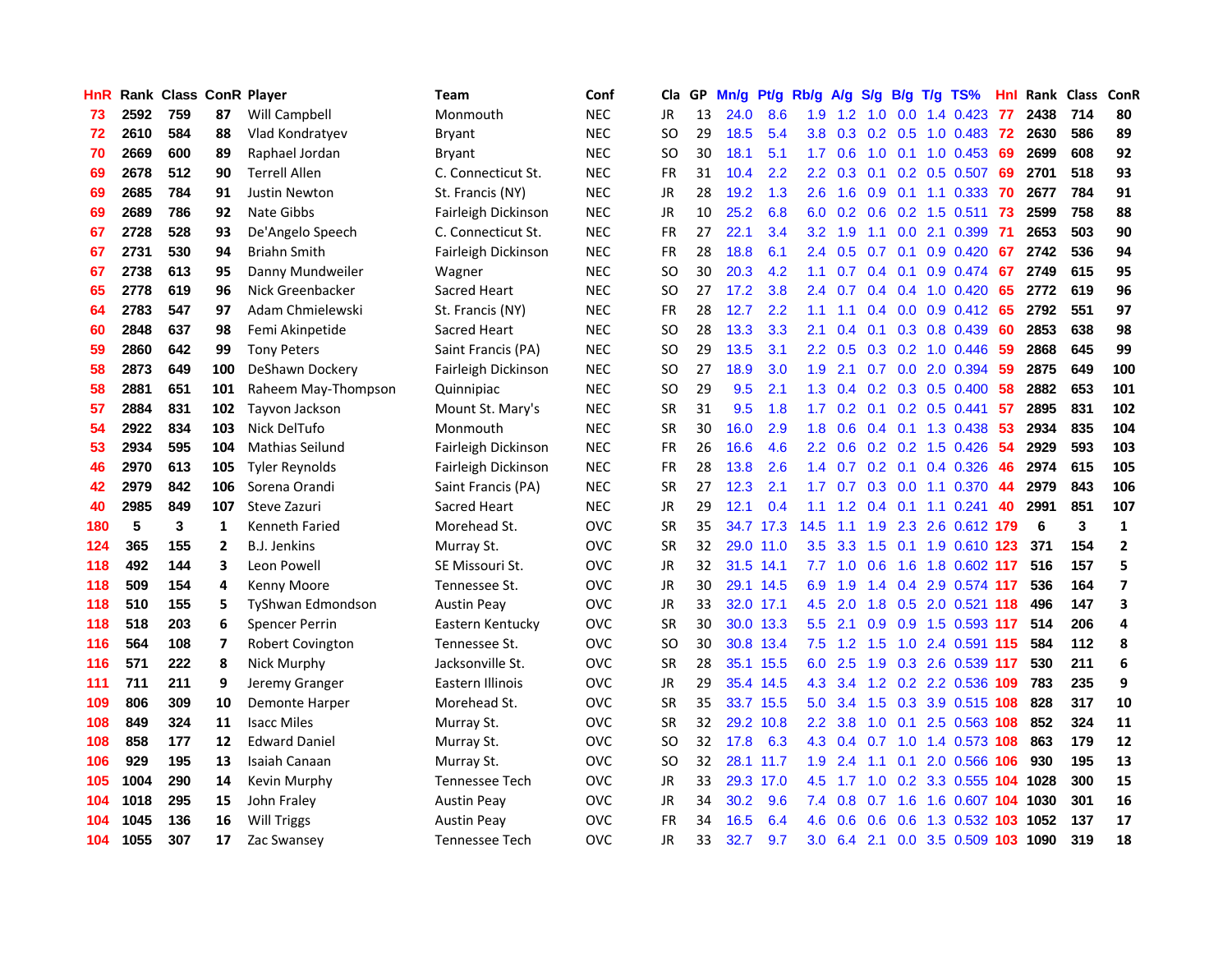| HnR | Rank | Class | ConR | Player | Team | Conf | Cla | GP | Mn/g | Pt/g | Rb/g | A/g | S/g | B/g | T/g | TS% | Hnl | Rank | Class | ConR |
|---|---|---|---|---|---|---|---|---|---|---|---|---|---|---|---|---|---|---|---|---|
| 73 | 2592 | 759 | 87 | Will Campbell | Monmouth | NEC | JR | 13 | 24.0 | 8.6 | 1.9 | 1.2 | 1.0 | 0.0 | 1.4 | 0.423 | 77 | 2438 | 714 | 80 |
| 72 | 2610 | 584 | 88 | Vlad Kondratyev | Bryant | NEC | SO | 29 | 18.5 | 5.4 | 3.8 | 0.3 | 0.2 | 0.5 | 1.0 | 0.483 | 72 | 2630 | 586 | 89 |
| 70 | 2669 | 600 | 89 | Raphael Jordan | Bryant | NEC | SO | 30 | 18.1 | 5.1 | 1.7 | 0.6 | 1.0 | 0.1 | 1.0 | 0.453 | 69 | 2699 | 608 | 92 |
| 69 | 2678 | 512 | 90 | Terrell Allen | C. Connecticut St. | NEC | FR | 31 | 10.4 | 2.2 | 2.2 | 0.3 | 0.1 | 0.2 | 0.5 | 0.507 | 69 | 2701 | 518 | 93 |
| 69 | 2685 | 784 | 91 | Justin Newton | St. Francis (NY) | NEC | JR | 28 | 19.2 | 1.3 | 2.6 | 1.6 | 0.9 | 0.1 | 1.1 | 0.333 | 70 | 2677 | 784 | 91 |
| 69 | 2689 | 786 | 92 | Nate Gibbs | Fairleigh Dickinson | NEC | JR | 10 | 25.2 | 6.8 | 6.0 | 0.2 | 0.6 | 0.2 | 1.5 | 0.511 | 73 | 2599 | 758 | 88 |
| 67 | 2728 | 528 | 93 | De'Angelo Speech | C. Connecticut St. | NEC | FR | 27 | 22.1 | 3.4 | 3.2 | 1.9 | 1.1 | 0.0 | 2.1 | 0.399 | 71 | 2653 | 503 | 90 |
| 67 | 2731 | 530 | 94 | Briahn Smith | Fairleigh Dickinson | NEC | FR | 28 | 18.8 | 6.1 | 2.4 | 0.5 | 0.7 | 0.1 | 0.9 | 0.420 | 67 | 2742 | 536 | 94 |
| 67 | 2738 | 613 | 95 | Danny Mundweiler | Wagner | NEC | SO | 30 | 20.3 | 4.2 | 1.1 | 0.7 | 0.4 | 0.1 | 0.9 | 0.474 | 67 | 2749 | 615 | 95 |
| 65 | 2778 | 619 | 96 | Nick Greenbacker | Sacred Heart | NEC | SO | 27 | 17.2 | 3.8 | 2.4 | 0.7 | 0.4 | 0.4 | 1.0 | 0.420 | 65 | 2772 | 619 | 96 |
| 64 | 2783 | 547 | 97 | Adam Chmielewski | St. Francis (NY) | NEC | FR | 28 | 12.7 | 2.2 | 1.1 | 1.1 | 0.4 | 0.0 | 0.9 | 0.412 | 65 | 2792 | 551 | 97 |
| 60 | 2848 | 637 | 98 | Femi Akinpetide | Sacred Heart | NEC | SO | 28 | 13.3 | 3.3 | 2.1 | 0.4 | 0.1 | 0.3 | 0.8 | 0.439 | 60 | 2853 | 638 | 98 |
| 59 | 2860 | 642 | 99 | Tony Peters | Saint Francis (PA) | NEC | SO | 29 | 13.5 | 3.1 | 2.2 | 0.5 | 0.3 | 0.2 | 1.0 | 0.446 | 59 | 2868 | 645 | 99 |
| 58 | 2873 | 649 | 100 | DeShawn Dockery | Fairleigh Dickinson | NEC | SO | 27 | 18.9 | 3.0 | 1.9 | 2.1 | 0.7 | 0.0 | 2.0 | 0.394 | 59 | 2875 | 649 | 100 |
| 58 | 2881 | 651 | 101 | Raheem May-Thompson | Quinnipiac | NEC | SO | 29 | 9.5 | 2.1 | 1.3 | 0.4 | 0.2 | 0.3 | 0.5 | 0.400 | 58 | 2882 | 653 | 101 |
| 57 | 2884 | 831 | 102 | Tayvon Jackson | Mount St. Mary's | NEC | SR | 31 | 9.5 | 1.8 | 1.7 | 0.2 | 0.1 | 0.2 | 0.5 | 0.441 | 57 | 2895 | 831 | 102 |
| 54 | 2922 | 834 | 103 | Nick DelTufo | Monmouth | NEC | SR | 30 | 16.0 | 2.9 | 1.8 | 0.6 | 0.4 | 0.1 | 1.3 | 0.438 | 53 | 2934 | 835 | 104 |
| 53 | 2934 | 595 | 104 | Mathias Seilund | Fairleigh Dickinson | NEC | FR | 26 | 16.6 | 4.6 | 2.2 | 0.6 | 0.2 | 0.2 | 1.5 | 0.426 | 54 | 2929 | 593 | 103 |
| 46 | 2970 | 613 | 105 | Tyler Reynolds | Fairleigh Dickinson | NEC | FR | 28 | 13.8 | 2.6 | 1.4 | 0.7 | 0.2 | 0.1 | 0.4 | 0.326 | 46 | 2974 | 615 | 105 |
| 42 | 2979 | 842 | 106 | Sorena Orandi | Saint Francis (PA) | NEC | SR | 27 | 12.3 | 2.1 | 1.7 | 0.7 | 0.3 | 0.0 | 1.1 | 0.370 | 44 | 2979 | 843 | 106 |
| 40 | 2985 | 849 | 107 | Steve Zazuri | Sacred Heart | NEC | JR | 29 | 12.1 | 0.4 | 1.1 | 1.2 | 0.4 | 0.1 | 1.1 | 0.241 | 40 | 2991 | 851 | 107 |
| 180 | 5 | 3 | 1 | Kenneth Faried | Morehead St. | OVC | SR | 35 | 34.7 | 17.3 | 14.5 | 1.1 | 1.9 | 2.3 | 2.6 | 0.612 | 179 | 6 | 3 | 1 |
| 124 | 365 | 155 | 2 | B.J. Jenkins | Murray St. | OVC | SR | 32 | 29.0 | 11.0 | 3.5 | 3.3 | 1.5 | 0.1 | 1.9 | 0.610 | 123 | 371 | 154 | 2 |
| 118 | 492 | 144 | 3 | Leon Powell | SE Missouri St. | OVC | JR | 32 | 31.5 | 14.1 | 7.7 | 1.0 | 0.6 | 1.6 | 1.8 | 0.602 | 117 | 516 | 157 | 5 |
| 118 | 509 | 154 | 4 | Kenny Moore | Tennessee St. | OVC | JR | 30 | 29.1 | 14.5 | 6.9 | 1.9 | 1.4 | 0.4 | 2.9 | 0.574 | 117 | 536 | 164 | 7 |
| 118 | 510 | 155 | 5 | TyShwan Edmondson | Austin Peay | OVC | JR | 33 | 32.0 | 17.1 | 4.5 | 2.0 | 1.8 | 0.5 | 2.0 | 0.521 | 118 | 496 | 147 | 3 |
| 118 | 518 | 203 | 6 | Spencer Perrin | Eastern Kentucky | OVC | SR | 30 | 30.0 | 13.3 | 5.5 | 2.1 | 0.9 | 0.9 | 1.5 | 0.593 | 117 | 514 | 206 | 4 |
| 116 | 564 | 108 | 7 | Robert Covington | Tennessee St. | OVC | SO | 30 | 30.8 | 13.4 | 7.5 | 1.2 | 1.5 | 1.0 | 2.4 | 0.591 | 115 | 584 | 112 | 8 |
| 116 | 571 | 222 | 8 | Nick Murphy | Jacksonville St. | OVC | SR | 28 | 35.1 | 15.5 | 6.0 | 2.5 | 1.9 | 0.3 | 2.6 | 0.539 | 117 | 530 | 211 | 6 |
| 111 | 711 | 211 | 9 | Jeremy Granger | Eastern Illinois | OVC | JR | 29 | 35.4 | 14.5 | 4.3 | 3.4 | 1.2 | 0.2 | 2.2 | 0.536 | 109 | 783 | 235 | 9 |
| 109 | 806 | 309 | 10 | Demonte Harper | Morehead St. | OVC | SR | 35 | 33.7 | 15.5 | 5.0 | 3.4 | 1.5 | 0.3 | 3.9 | 0.515 | 108 | 828 | 317 | 10 |
| 108 | 849 | 324 | 11 | Isacc Miles | Murray St. | OVC | SR | 32 | 29.2 | 10.8 | 2.2 | 3.8 | 1.0 | 0.1 | 2.5 | 0.563 | 108 | 852 | 324 | 11 |
| 108 | 858 | 177 | 12 | Edward Daniel | Murray St. | OVC | SO | 32 | 17.8 | 6.3 | 4.3 | 0.4 | 0.7 | 1.0 | 1.4 | 0.573 | 108 | 863 | 179 | 12 |
| 106 | 929 | 195 | 13 | Isaiah Canaan | Murray St. | OVC | SO | 32 | 28.1 | 11.7 | 1.9 | 2.4 | 1.1 | 0.1 | 2.0 | 0.566 | 106 | 930 | 195 | 13 |
| 105 | 1004 | 290 | 14 | Kevin Murphy | Tennessee Tech | OVC | JR | 33 | 29.3 | 17.0 | 4.5 | 1.7 | 1.0 | 0.2 | 3.3 | 0.555 | 104 | 1028 | 300 | 15 |
| 104 | 1018 | 295 | 15 | John Fraley | Austin Peay | OVC | JR | 34 | 30.2 | 9.6 | 7.4 | 0.8 | 0.7 | 1.6 | 1.6 | 0.607 | 104 | 1030 | 301 | 16 |
| 104 | 1045 | 136 | 16 | Will Triggs | Austin Peay | OVC | FR | 34 | 16.5 | 6.4 | 4.6 | 0.6 | 0.6 | 0.6 | 1.3 | 0.532 | 103 | 1052 | 137 | 17 |
| 104 | 1055 | 307 | 17 | Zac Swansey | Tennessee Tech | OVC | JR | 33 | 32.7 | 9.7 | 3.0 | 6.4 | 2.1 | 0.0 | 3.5 | 0.509 | 103 | 1090 | 319 | 18 |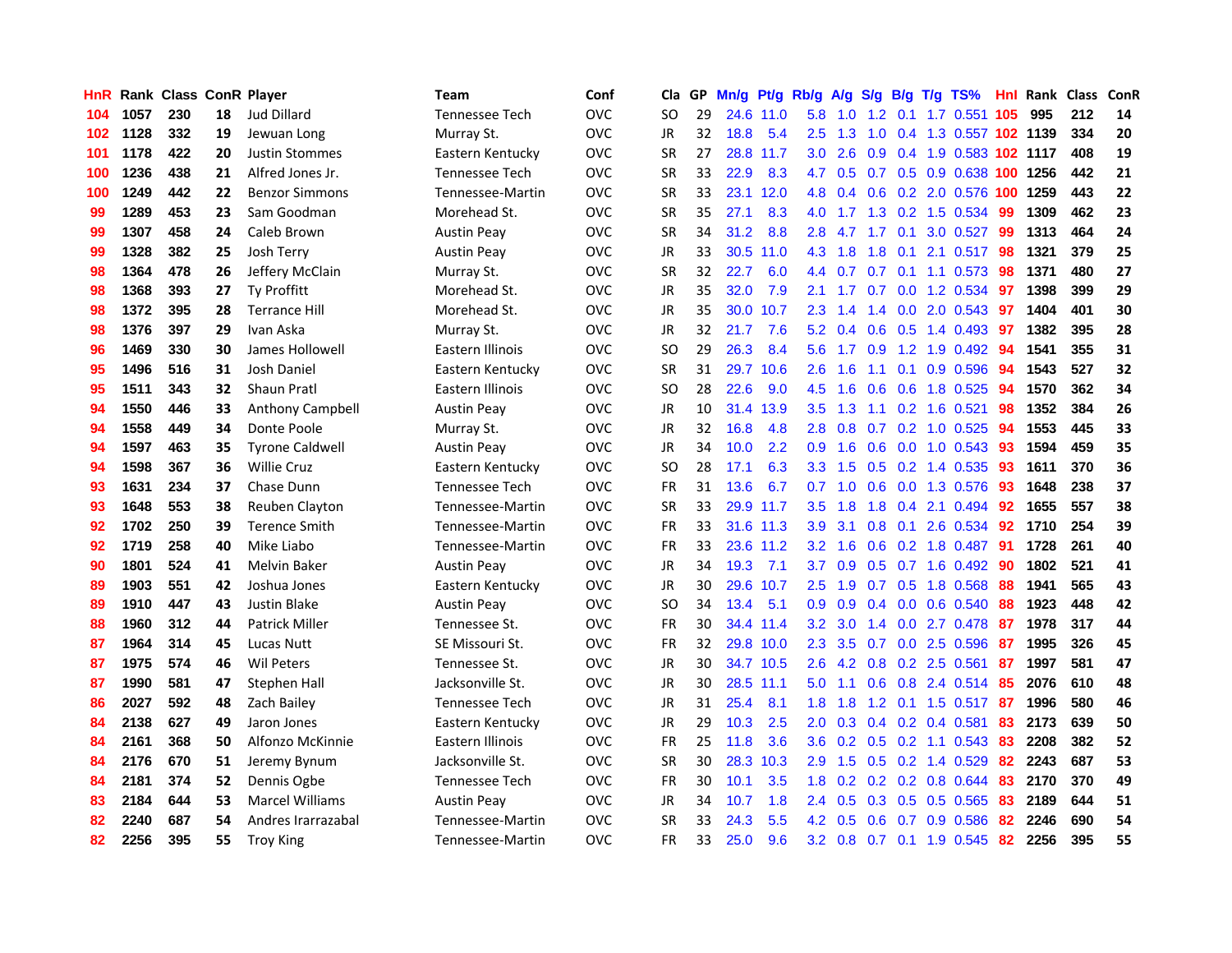| HnR | Rank | Class | ConR | Player | Team | Conf | Cla | GP | Mn/g | Pt/g | Rb/g | A/g | S/g | B/g | T/g | TS% | Hnl | Rank | Class | ConR |
|---|---|---|---|---|---|---|---|---|---|---|---|---|---|---|---|---|---|---|---|---|
| 104 | 1057 | 230 | 18 | Jud Dillard | Tennessee Tech | OVC | SO | 29 | 24.6 | 11.0 | 5.8 | 1.0 | 1.2 | 0.1 | 1.7 | 0.551 | 105 | 995 | 212 | 14 |
| 102 | 1128 | 332 | 19 | Jewuan Long | Murray St. | OVC | JR | 32 | 18.8 | 5.4 | 2.5 | 1.3 | 1.0 | 0.4 | 1.3 | 0.557 | 102 | 1139 | 334 | 20 |
| 101 | 1178 | 422 | 20 | Justin Stommes | Eastern Kentucky | OVC | SR | 27 | 28.8 | 11.7 | 3.0 | 2.6 | 0.9 | 0.4 | 1.9 | 0.583 | 102 | 1117 | 408 | 19 |
| 100 | 1236 | 438 | 21 | Alfred Jones Jr. | Tennessee Tech | OVC | SR | 33 | 22.9 | 8.3 | 4.7 | 0.5 | 0.7 | 0.5 | 0.9 | 0.638 | 100 | 1256 | 442 | 21 |
| 100 | 1249 | 442 | 22 | Benzor Simmons | Tennessee-Martin | OVC | SR | 33 | 23.1 | 12.0 | 4.8 | 0.4 | 0.6 | 0.2 | 2.0 | 0.576 | 100 | 1259 | 443 | 22 |
| 99 | 1289 | 453 | 23 | Sam Goodman | Morehead St. | OVC | SR | 35 | 27.1 | 8.3 | 4.0 | 1.7 | 1.3 | 0.2 | 1.5 | 0.534 | 99 | 1309 | 462 | 23 |
| 99 | 1307 | 458 | 24 | Caleb Brown | Austin Peay | OVC | SR | 34 | 31.2 | 8.8 | 2.8 | 4.7 | 1.7 | 0.1 | 3.0 | 0.527 | 99 | 1313 | 464 | 24 |
| 99 | 1328 | 382 | 25 | Josh Terry | Austin Peay | OVC | JR | 33 | 30.5 | 11.0 | 4.3 | 1.8 | 1.8 | 0.1 | 2.1 | 0.517 | 98 | 1321 | 379 | 25 |
| 98 | 1364 | 478 | 26 | Jeffery McClain | Murray St. | OVC | SR | 32 | 22.7 | 6.0 | 4.4 | 0.7 | 0.7 | 0.1 | 1.1 | 0.573 | 98 | 1371 | 480 | 27 |
| 98 | 1368 | 393 | 27 | Ty Proffitt | Morehead St. | OVC | JR | 35 | 32.0 | 7.9 | 2.1 | 1.7 | 0.7 | 0.0 | 1.2 | 0.534 | 97 | 1398 | 399 | 29 |
| 98 | 1372 | 395 | 28 | Terrance Hill | Morehead St. | OVC | JR | 35 | 30.0 | 10.7 | 2.3 | 1.4 | 1.4 | 0.0 | 2.0 | 0.543 | 97 | 1404 | 401 | 30 |
| 98 | 1376 | 397 | 29 | Ivan Aska | Murray St. | OVC | JR | 32 | 21.7 | 7.6 | 5.2 | 0.4 | 0.6 | 0.5 | 1.4 | 0.493 | 97 | 1382 | 395 | 28 |
| 96 | 1469 | 330 | 30 | James Hollowell | Eastern Illinois | OVC | SO | 29 | 26.3 | 8.4 | 5.6 | 1.7 | 0.9 | 1.2 | 1.9 | 0.492 | 94 | 1541 | 355 | 31 |
| 95 | 1496 | 516 | 31 | Josh Daniel | Eastern Kentucky | OVC | SR | 31 | 29.7 | 10.6 | 2.6 | 1.6 | 1.1 | 0.1 | 0.9 | 0.596 | 94 | 1543 | 527 | 32 |
| 95 | 1511 | 343 | 32 | Shaun Pratl | Eastern Illinois | OVC | SO | 28 | 22.6 | 9.0 | 4.5 | 1.6 | 0.6 | 0.6 | 1.8 | 0.525 | 94 | 1570 | 362 | 34 |
| 94 | 1550 | 446 | 33 | Anthony Campbell | Austin Peay | OVC | JR | 10 | 31.4 | 13.9 | 3.5 | 1.3 | 1.1 | 0.2 | 1.6 | 0.521 | 98 | 1352 | 384 | 26 |
| 94 | 1558 | 449 | 34 | Donte Poole | Murray St. | OVC | JR | 32 | 16.8 | 4.8 | 2.8 | 0.8 | 0.7 | 0.2 | 1.0 | 0.525 | 94 | 1553 | 445 | 33 |
| 94 | 1597 | 463 | 35 | Tyrone Caldwell | Austin Peay | OVC | JR | 34 | 10.0 | 2.2 | 0.9 | 1.6 | 0.6 | 0.0 | 1.0 | 0.543 | 93 | 1594 | 459 | 35 |
| 94 | 1598 | 367 | 36 | Willie Cruz | Eastern Kentucky | OVC | SO | 28 | 17.1 | 6.3 | 3.3 | 1.5 | 0.5 | 0.2 | 1.4 | 0.535 | 93 | 1611 | 370 | 36 |
| 93 | 1631 | 234 | 37 | Chase Dunn | Tennessee Tech | OVC | FR | 31 | 13.6 | 6.7 | 0.7 | 1.0 | 0.6 | 0.0 | 1.3 | 0.576 | 93 | 1648 | 238 | 37 |
| 93 | 1648 | 553 | 38 | Reuben Clayton | Tennessee-Martin | OVC | SR | 33 | 29.9 | 11.7 | 3.5 | 1.8 | 1.8 | 0.4 | 2.1 | 0.494 | 92 | 1655 | 557 | 38 |
| 92 | 1702 | 250 | 39 | Terence Smith | Tennessee-Martin | OVC | FR | 33 | 31.6 | 11.3 | 3.9 | 3.1 | 0.8 | 0.1 | 2.6 | 0.534 | 92 | 1710 | 254 | 39 |
| 92 | 1719 | 258 | 40 | Mike Liabo | Tennessee-Martin | OVC | FR | 33 | 23.6 | 11.2 | 3.2 | 1.6 | 0.6 | 0.2 | 1.8 | 0.487 | 91 | 1728 | 261 | 40 |
| 90 | 1801 | 524 | 41 | Melvin Baker | Austin Peay | OVC | JR | 34 | 19.3 | 7.1 | 3.7 | 0.9 | 0.5 | 0.7 | 1.6 | 0.492 | 90 | 1802 | 521 | 41 |
| 89 | 1903 | 551 | 42 | Joshua Jones | Eastern Kentucky | OVC | JR | 30 | 29.6 | 10.7 | 2.5 | 1.9 | 0.7 | 0.5 | 1.8 | 0.568 | 88 | 1941 | 565 | 43 |
| 89 | 1910 | 447 | 43 | Justin Blake | Austin Peay | OVC | SO | 34 | 13.4 | 5.1 | 0.9 | 0.9 | 0.4 | 0.0 | 0.6 | 0.540 | 88 | 1923 | 448 | 42 |
| 88 | 1960 | 312 | 44 | Patrick Miller | Tennessee St. | OVC | FR | 30 | 34.4 | 11.4 | 3.2 | 3.0 | 1.4 | 0.0 | 2.7 | 0.478 | 87 | 1978 | 317 | 44 |
| 87 | 1964 | 314 | 45 | Lucas Nutt | SE Missouri St. | OVC | FR | 32 | 29.8 | 10.0 | 2.3 | 3.5 | 0.7 | 0.0 | 2.5 | 0.596 | 87 | 1995 | 326 | 45 |
| 87 | 1975 | 574 | 46 | Wil Peters | Tennessee St. | OVC | JR | 30 | 34.7 | 10.5 | 2.6 | 4.2 | 0.8 | 0.2 | 2.5 | 0.561 | 87 | 1997 | 581 | 47 |
| 87 | 1990 | 581 | 47 | Stephen Hall | Jacksonville St. | OVC | JR | 30 | 28.5 | 11.1 | 5.0 | 1.1 | 0.6 | 0.8 | 2.4 | 0.514 | 85 | 2076 | 610 | 48 |
| 86 | 2027 | 592 | 48 | Zach Bailey | Tennessee Tech | OVC | JR | 31 | 25.4 | 8.1 | 1.8 | 1.8 | 1.2 | 0.1 | 1.5 | 0.517 | 87 | 1996 | 580 | 46 |
| 84 | 2138 | 627 | 49 | Jaron Jones | Eastern Kentucky | OVC | JR | 29 | 10.3 | 2.5 | 2.0 | 0.3 | 0.4 | 0.2 | 0.4 | 0.581 | 83 | 2173 | 639 | 50 |
| 84 | 2161 | 368 | 50 | Alfonzo McKinnie | Eastern Illinois | OVC | FR | 25 | 11.8 | 3.6 | 3.6 | 0.2 | 0.5 | 0.2 | 1.1 | 0.543 | 83 | 2208 | 382 | 52 |
| 84 | 2176 | 670 | 51 | Jeremy Bynum | Jacksonville St. | OVC | SR | 30 | 28.3 | 10.3 | 2.9 | 1.5 | 0.5 | 0.2 | 1.4 | 0.529 | 82 | 2243 | 687 | 53 |
| 84 | 2181 | 374 | 52 | Dennis Ogbe | Tennessee Tech | OVC | FR | 30 | 10.1 | 3.5 | 1.8 | 0.2 | 0.2 | 0.2 | 0.8 | 0.644 | 83 | 2170 | 370 | 49 |
| 83 | 2184 | 644 | 53 | Marcel Williams | Austin Peay | OVC | JR | 34 | 10.7 | 1.8 | 2.4 | 0.5 | 0.3 | 0.5 | 0.5 | 0.565 | 83 | 2189 | 644 | 51 |
| 82 | 2240 | 687 | 54 | Andres Irarrazabal | Tennessee-Martin | OVC | SR | 33 | 24.3 | 5.5 | 4.2 | 0.5 | 0.6 | 0.7 | 0.9 | 0.586 | 82 | 2246 | 690 | 54 |
| 82 | 2256 | 395 | 55 | Troy King | Tennessee-Martin | OVC | FR | 33 | 25.0 | 9.6 | 3.2 | 0.8 | 0.7 | 0.1 | 1.9 | 0.545 | 82 | 2256 | 395 | 55 |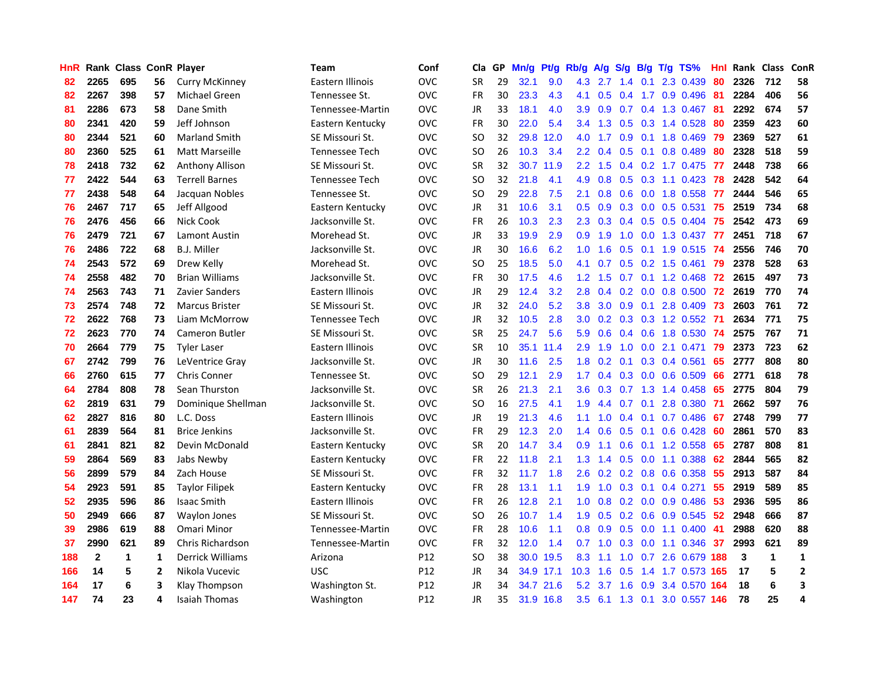| HnR | Rank | Class | ConR | Player | Team | Conf | Cla | GP | Mn/g | Pt/g | Rb/g | A/g | S/g | B/g | T/g | TS% | HnI | Rank | Class | ConR |
|---|---|---|---|---|---|---|---|---|---|---|---|---|---|---|---|---|---|---|---|---|
| 82 | 2265 | 695 | 56 | Curry McKinney | Eastern Illinois | OVC | SR | 29 | 32.1 | 9.0 | 4.3 | 2.7 | 1.4 | 0.1 | 2.3 | 0.439 | 80 | 2326 | 712 | 58 |
| 82 | 2267 | 398 | 57 | Michael Green | Tennessee St. | OVC | FR | 30 | 23.3 | 4.3 | 4.1 | 0.5 | 0.4 | 1.7 | 0.9 | 0.496 | 81 | 2284 | 406 | 56 |
| 81 | 2286 | 673 | 58 | Dane Smith | Tennessee-Martin | OVC | JR | 33 | 18.1 | 4.0 | 3.9 | 0.9 | 0.7 | 0.4 | 1.3 | 0.467 | 81 | 2292 | 674 | 57 |
| 80 | 2341 | 420 | 59 | Jeff Johnson | Eastern Kentucky | OVC | FR | 30 | 22.0 | 5.4 | 3.4 | 1.3 | 0.5 | 0.3 | 1.4 | 0.528 | 80 | 2359 | 423 | 60 |
| 80 | 2344 | 521 | 60 | Marland Smith | SE Missouri St. | OVC | SO | 32 | 29.8 | 12.0 | 4.0 | 1.7 | 0.9 | 0.1 | 1.8 | 0.469 | 79 | 2369 | 527 | 61 |
| 80 | 2360 | 525 | 61 | Matt Marseille | Tennessee Tech | OVC | SO | 26 | 10.3 | 3.4 | 2.2 | 0.4 | 0.5 | 0.1 | 0.8 | 0.489 | 80 | 2328 | 518 | 59 |
| 78 | 2418 | 732 | 62 | Anthony Allison | SE Missouri St. | OVC | SR | 32 | 30.7 | 11.9 | 2.2 | 1.5 | 0.4 | 0.2 | 1.7 | 0.475 | 77 | 2448 | 738 | 66 |
| 77 | 2422 | 544 | 63 | Terrell Barnes | Tennessee Tech | OVC | SO | 32 | 21.8 | 4.1 | 4.9 | 0.8 | 0.5 | 0.3 | 1.1 | 0.423 | 78 | 2428 | 542 | 64 |
| 77 | 2438 | 548 | 64 | Jacquan Nobles | Tennessee St. | OVC | SO | 29 | 22.8 | 7.5 | 2.1 | 0.8 | 0.6 | 0.0 | 1.8 | 0.558 | 77 | 2444 | 546 | 65 |
| 76 | 2467 | 717 | 65 | Jeff Allgood | Eastern Kentucky | OVC | JR | 31 | 10.6 | 3.1 | 0.5 | 0.9 | 0.3 | 0.0 | 0.5 | 0.531 | 75 | 2519 | 734 | 68 |
| 76 | 2476 | 456 | 66 | Nick Cook | Jacksonville St. | OVC | FR | 26 | 10.3 | 2.3 | 2.3 | 0.3 | 0.4 | 0.5 | 0.5 | 0.404 | 75 | 2542 | 473 | 69 |
| 76 | 2479 | 721 | 67 | Lamont Austin | Morehead St. | OVC | JR | 33 | 19.9 | 2.9 | 0.9 | 1.9 | 1.0 | 0.0 | 1.3 | 0.437 | 77 | 2451 | 718 | 67 |
| 76 | 2486 | 722 | 68 | B.J. Miller | Jacksonville St. | OVC | JR | 30 | 16.6 | 6.2 | 1.0 | 1.6 | 0.5 | 0.1 | 1.9 | 0.515 | 74 | 2556 | 746 | 70 |
| 74 | 2543 | 572 | 69 | Drew Kelly | Morehead St. | OVC | SO | 25 | 18.5 | 5.0 | 4.1 | 0.7 | 0.5 | 0.2 | 1.5 | 0.461 | 79 | 2378 | 528 | 63 |
| 74 | 2558 | 482 | 70 | Brian Williams | Jacksonville St. | OVC | FR | 30 | 17.5 | 4.6 | 1.2 | 1.5 | 0.7 | 0.1 | 1.2 | 0.468 | 72 | 2615 | 497 | 73 |
| 74 | 2563 | 743 | 71 | Zavier Sanders | Eastern Illinois | OVC | JR | 29 | 12.4 | 3.2 | 2.8 | 0.4 | 0.2 | 0.0 | 0.8 | 0.500 | 72 | 2619 | 770 | 74 |
| 73 | 2574 | 748 | 72 | Marcus Brister | SE Missouri St. | OVC | JR | 32 | 24.0 | 5.2 | 3.8 | 3.0 | 0.9 | 0.1 | 2.8 | 0.409 | 73 | 2603 | 761 | 72 |
| 72 | 2622 | 768 | 73 | Liam McMorrow | Tennessee Tech | OVC | JR | 32 | 10.5 | 2.8 | 3.0 | 0.2 | 0.3 | 0.3 | 1.2 | 0.552 | 71 | 2634 | 771 | 75 |
| 72 | 2623 | 770 | 74 | Cameron Butler | SE Missouri St. | OVC | SR | 25 | 24.7 | 5.6 | 5.9 | 0.6 | 0.4 | 0.6 | 1.8 | 0.530 | 74 | 2575 | 767 | 71 |
| 70 | 2664 | 779 | 75 | Tyler Laser | Eastern Illinois | OVC | SR | 10 | 35.1 | 11.4 | 2.9 | 1.9 | 1.0 | 0.0 | 2.1 | 0.471 | 79 | 2373 | 723 | 62 |
| 67 | 2742 | 799 | 76 | LeVentrice Gray | Jacksonville St. | OVC | JR | 30 | 11.6 | 2.5 | 1.8 | 0.2 | 0.1 | 0.3 | 0.4 | 0.561 | 65 | 2777 | 808 | 80 |
| 66 | 2760 | 615 | 77 | Chris Conner | Tennessee St. | OVC | SO | 29 | 12.1 | 2.9 | 1.7 | 0.4 | 0.3 | 0.0 | 0.6 | 0.509 | 66 | 2771 | 618 | 78 |
| 64 | 2784 | 808 | 78 | Sean Thurston | Jacksonville St. | OVC | SR | 26 | 21.3 | 2.1 | 3.6 | 0.3 | 0.7 | 1.3 | 1.4 | 0.458 | 65 | 2775 | 804 | 79 |
| 62 | 2819 | 631 | 79 | Dominique Shellman | Jacksonville St. | OVC | SO | 16 | 27.5 | 4.1 | 1.9 | 4.4 | 0.7 | 0.1 | 2.8 | 0.380 | 71 | 2662 | 597 | 76 |
| 62 | 2827 | 816 | 80 | L.C. Doss | Eastern Illinois | OVC | JR | 19 | 21.3 | 4.6 | 1.1 | 1.0 | 0.4 | 0.1 | 0.7 | 0.486 | 67 | 2748 | 799 | 77 |
| 61 | 2839 | 564 | 81 | Brice Jenkins | Jacksonville St. | OVC | FR | 29 | 12.3 | 2.0 | 1.4 | 0.6 | 0.5 | 0.1 | 0.6 | 0.428 | 60 | 2861 | 570 | 83 |
| 61 | 2841 | 821 | 82 | Devin McDonald | Eastern Kentucky | OVC | SR | 20 | 14.7 | 3.4 | 0.9 | 1.1 | 0.6 | 0.1 | 1.2 | 0.558 | 65 | 2787 | 808 | 81 |
| 59 | 2864 | 569 | 83 | Jabs Newby | Eastern Kentucky | OVC | FR | 22 | 11.8 | 2.1 | 1.3 | 1.4 | 0.5 | 0.0 | 1.1 | 0.388 | 62 | 2844 | 565 | 82 |
| 56 | 2899 | 579 | 84 | Zach House | SE Missouri St. | OVC | FR | 32 | 11.7 | 1.8 | 2.6 | 0.2 | 0.2 | 0.8 | 0.6 | 0.358 | 55 | 2913 | 587 | 84 |
| 54 | 2923 | 591 | 85 | Taylor Filipek | Eastern Kentucky | OVC | FR | 28 | 13.1 | 1.1 | 1.9 | 1.0 | 0.3 | 0.1 | 0.4 | 0.271 | 55 | 2919 | 589 | 85 |
| 52 | 2935 | 596 | 86 | Isaac Smith | Eastern Illinois | OVC | FR | 26 | 12.8 | 2.1 | 1.0 | 0.8 | 0.2 | 0.0 | 0.9 | 0.486 | 53 | 2936 | 595 | 86 |
| 50 | 2949 | 666 | 87 | Waylon Jones | SE Missouri St. | OVC | SO | 26 | 10.7 | 1.4 | 1.9 | 0.5 | 0.2 | 0.6 | 0.9 | 0.545 | 52 | 2948 | 666 | 87 |
| 39 | 2986 | 619 | 88 | Omari Minor | Tennessee-Martin | OVC | FR | 28 | 10.6 | 1.1 | 0.8 | 0.9 | 0.5 | 0.0 | 1.1 | 0.400 | 41 | 2988 | 620 | 88 |
| 37 | 2990 | 621 | 89 | Chris Richardson | Tennessee-Martin | OVC | FR | 32 | 12.0 | 1.4 | 0.7 | 1.0 | 0.3 | 0.0 | 1.1 | 0.346 | 37 | 2993 | 621 | 89 |
| 188 | 2 | 1 | 1 | Derrick Williams | Arizona | P12 | SO | 38 | 30.0 | 19.5 | 8.3 | 1.1 | 1.0 | 0.7 | 2.6 | 0.679 | 188 | 3 | 1 | 1 |
| 166 | 14 | 5 | 2 | Nikola Vucevic | USC | P12 | JR | 34 | 34.9 | 17.1 | 10.3 | 1.6 | 0.5 | 1.4 | 1.7 | 0.573 | 165 | 17 | 5 | 2 |
| 164 | 17 | 6 | 3 | Klay Thompson | Washington St. | P12 | JR | 34 | 34.7 | 21.6 | 5.2 | 3.7 | 1.6 | 0.9 | 3.4 | 0.570 | 164 | 18 | 6 | 3 |
| 147 | 74 | 23 | 4 | Isaiah Thomas | Washington | P12 | JR | 35 | 31.9 | 16.8 | 3.5 | 6.1 | 1.3 | 0.1 | 3.0 | 0.557 | 146 | 78 | 25 | 4 |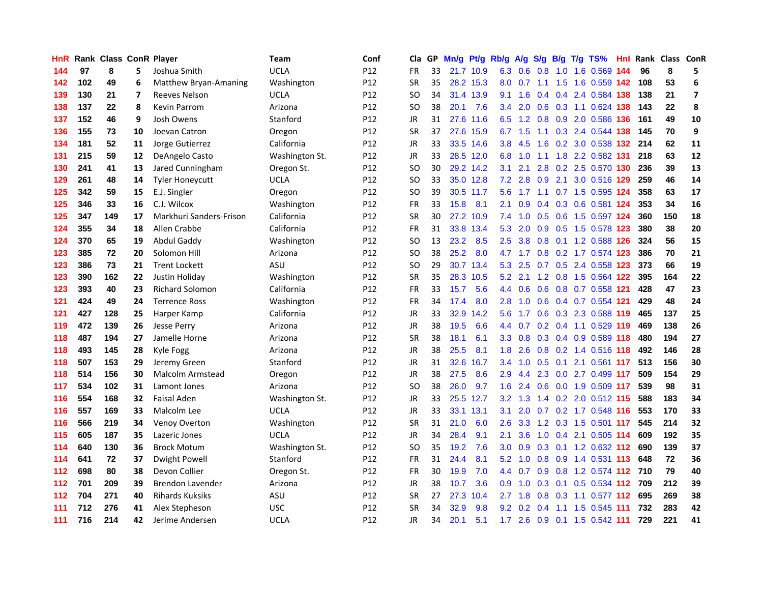| HnR | Rank | Class | ConR | Player | Team | Conf | Cla | GP | Mn/g | Pt/g | Rb/g | A/g | S/g | B/g | T/g | TS% | Hnl | Rank | Class | ConR |
|---|---|---|---|---|---|---|---|---|---|---|---|---|---|---|---|---|---|---|---|---|
| 144 | 97 | 8 | 5 | Joshua Smith | UCLA | P12 | FR | 33 | 21.7 | 10.9 | 6.3 | 0.6 | 0.8 | 1.0 | 1.6 | 0.569 | 144 | 96 | 8 | 5 |
| 142 | 102 | 49 | 6 | Matthew Bryan-Amaning | Washington | P12 | SR | 35 | 28.2 | 15.3 | 8.0 | 0.7 | 1.1 | 1.5 | 1.6 | 0.559 | 142 | 108 | 53 | 6 |
| 139 | 130 | 21 | 7 | Reeves Nelson | UCLA | P12 | SO | 34 | 31.4 | 13.9 | 9.1 | 1.6 | 0.4 | 0.4 | 2.4 | 0.584 | 138 | 138 | 21 | 7 |
| 138 | 137 | 22 | 8 | Kevin Parrom | Arizona | P12 | SO | 38 | 20.1 | 7.6 | 3.4 | 2.0 | 0.6 | 0.3 | 1.1 | 0.624 | 138 | 143 | 22 | 8 |
| 137 | 152 | 46 | 9 | Josh Owens | Stanford | P12 | JR | 31 | 27.6 | 11.6 | 6.5 | 1.2 | 0.8 | 0.9 | 2.0 | 0.586 | 136 | 161 | 49 | 10 |
| 136 | 155 | 73 | 10 | Joevan Catron | Oregon | P12 | SR | 37 | 27.6 | 15.9 | 6.7 | 1.5 | 1.1 | 0.3 | 2.4 | 0.544 | 138 | 145 | 70 | 9 |
| 134 | 181 | 52 | 11 | Jorge Gutierrez | California | P12 | JR | 33 | 33.5 | 14.6 | 3.8 | 4.5 | 1.6 | 0.2 | 3.0 | 0.538 | 132 | 214 | 62 | 11 |
| 131 | 215 | 59 | 12 | DeAngelo Casto | Washington St. | P12 | JR | 33 | 28.5 | 12.0 | 6.8 | 1.0 | 1.1 | 1.8 | 2.2 | 0.582 | 131 | 218 | 63 | 12 |
| 130 | 241 | 41 | 13 | Jared Cunningham | Oregon St. | P12 | SO | 30 | 29.2 | 14.2 | 3.1 | 2.1 | 2.8 | 0.2 | 2.5 | 0.570 | 130 | 236 | 39 | 13 |
| 129 | 261 | 48 | 14 | Tyler Honeycutt | UCLA | P12 | SO | 33 | 35.0 | 12.8 | 7.2 | 2.8 | 0.9 | 2.1 | 3.0 | 0.516 | 129 | 259 | 46 | 14 |
| 125 | 342 | 59 | 15 | E.J. Singler | Oregon | P12 | SO | 39 | 30.5 | 11.7 | 5.6 | 1.7 | 1.1 | 0.7 | 1.5 | 0.595 | 124 | 358 | 63 | 17 |
| 125 | 346 | 33 | 16 | C.J. Wilcox | Washington | P12 | FR | 33 | 15.8 | 8.1 | 2.1 | 0.9 | 0.4 | 0.3 | 0.6 | 0.581 | 124 | 353 | 34 | 16 |
| 125 | 347 | 149 | 17 | Markhuri Sanders-Frison | California | P12 | SR | 30 | 27.2 | 10.9 | 7.4 | 1.0 | 0.5 | 0.6 | 1.5 | 0.597 | 124 | 360 | 150 | 18 |
| 124 | 355 | 34 | 18 | Allen Crabbe | California | P12 | FR | 31 | 33.8 | 13.4 | 5.3 | 2.0 | 0.9 | 0.5 | 1.5 | 0.578 | 123 | 380 | 38 | 20 |
| 124 | 370 | 65 | 19 | Abdul Gaddy | Washington | P12 | SO | 13 | 23.2 | 8.5 | 2.5 | 3.8 | 0.8 | 0.1 | 1.2 | 0.588 | 126 | 324 | 56 | 15 |
| 123 | 385 | 72 | 20 | Solomon Hill | Arizona | P12 | SO | 38 | 25.2 | 8.0 | 4.7 | 1.7 | 0.8 | 0.2 | 1.7 | 0.574 | 123 | 386 | 70 | 21 |
| 123 | 386 | 73 | 21 | Trent Lockett | ASU | P12 | SO | 29 | 30.7 | 13.4 | 5.3 | 2.5 | 0.7 | 0.5 | 2.4 | 0.558 | 123 | 373 | 66 | 19 |
| 123 | 390 | 162 | 22 | Justin Holiday | Washington | P12 | SR | 35 | 28.3 | 10.5 | 5.2 | 2.1 | 1.2 | 0.8 | 1.5 | 0.564 | 122 | 395 | 164 | 22 |
| 123 | 393 | 40 | 23 | Richard Solomon | California | P12 | FR | 33 | 15.7 | 5.6 | 4.4 | 0.6 | 0.6 | 0.8 | 0.7 | 0.558 | 121 | 428 | 47 | 23 |
| 121 | 424 | 49 | 24 | Terrence Ross | Washington | P12 | FR | 34 | 17.4 | 8.0 | 2.8 | 1.0 | 0.6 | 0.4 | 0.7 | 0.554 | 121 | 429 | 48 | 24 |
| 121 | 427 | 128 | 25 | Harper Kamp | California | P12 | JR | 33 | 32.9 | 14.2 | 5.6 | 1.7 | 0.6 | 0.3 | 2.3 | 0.588 | 119 | 465 | 137 | 25 |
| 119 | 472 | 139 | 26 | Jesse Perry | Arizona | P12 | JR | 38 | 19.5 | 6.6 | 4.4 | 0.7 | 0.2 | 0.4 | 1.1 | 0.529 | 119 | 469 | 138 | 26 |
| 118 | 487 | 194 | 27 | Jamelle Horne | Arizona | P12 | SR | 38 | 18.1 | 6.1 | 3.3 | 0.8 | 0.3 | 0.4 | 0.9 | 0.589 | 118 | 480 | 194 | 27 |
| 118 | 493 | 145 | 28 | Kyle Fogg | Arizona | P12 | JR | 38 | 25.5 | 8.1 | 1.8 | 2.6 | 0.8 | 0.2 | 1.4 | 0.516 | 118 | 492 | 146 | 28 |
| 118 | 507 | 153 | 29 | Jeremy Green | Stanford | P12 | JR | 31 | 32.6 | 16.7 | 3.4 | 1.0 | 0.5 | 0.1 | 2.1 | 0.561 | 117 | 513 | 156 | 30 |
| 118 | 514 | 156 | 30 | Malcolm Armstead | Oregon | P12 | JR | 38 | 27.5 | 8.6 | 2.9 | 4.4 | 2.3 | 0.0 | 2.7 | 0.499 | 117 | 509 | 154 | 29 |
| 117 | 534 | 102 | 31 | Lamont Jones | Arizona | P12 | SO | 38 | 26.0 | 9.7 | 1.6 | 2.4 | 0.6 | 0.0 | 1.9 | 0.509 | 117 | 539 | 98 | 31 |
| 116 | 554 | 168 | 32 | Faisal Aden | Washington St. | P12 | JR | 33 | 25.5 | 12.7 | 3.2 | 1.3 | 1.4 | 0.2 | 2.0 | 0.512 | 115 | 588 | 183 | 34 |
| 116 | 557 | 169 | 33 | Malcolm Lee | UCLA | P12 | JR | 33 | 33.1 | 13.1 | 3.1 | 2.0 | 0.7 | 0.2 | 1.7 | 0.548 | 116 | 553 | 170 | 33 |
| 116 | 566 | 219 | 34 | Venoy Overton | Washington | P12 | SR | 31 | 21.0 | 6.0 | 2.6 | 3.3 | 1.2 | 0.3 | 1.5 | 0.501 | 117 | 545 | 214 | 32 |
| 115 | 605 | 187 | 35 | Lazeric Jones | UCLA | P12 | JR | 34 | 28.4 | 9.1 | 2.1 | 3.6 | 1.0 | 0.4 | 2.1 | 0.505 | 114 | 609 | 192 | 35 |
| 114 | 640 | 130 | 36 | Brock Motum | Washington St. | P12 | SO | 35 | 19.2 | 7.6 | 3.0 | 0.9 | 0.3 | 0.1 | 1.2 | 0.632 | 112 | 690 | 139 | 37 |
| 114 | 641 | 72 | 37 | Dwight Powell | Stanford | P12 | FR | 31 | 24.4 | 8.1 | 5.2 | 1.0 | 0.8 | 0.9 | 1.4 | 0.531 | 113 | 648 | 72 | 36 |
| 112 | 698 | 80 | 38 | Devon Collier | Oregon St. | P12 | FR | 30 | 19.9 | 7.0 | 4.4 | 0.7 | 0.9 | 0.8 | 1.2 | 0.574 | 112 | 710 | 79 | 40 |
| 112 | 701 | 209 | 39 | Brendon Lavender | Arizona | P12 | JR | 38 | 10.7 | 3.6 | 0.9 | 1.0 | 0.3 | 0.1 | 0.5 | 0.534 | 112 | 709 | 212 | 39 |
| 112 | 704 | 271 | 40 | Rihards Kuksiks | ASU | P12 | SR | 27 | 27.3 | 10.4 | 2.7 | 1.8 | 0.8 | 0.3 | 1.1 | 0.577 | 112 | 695 | 269 | 38 |
| 111 | 712 | 276 | 41 | Alex Stepheson | USC | P12 | SR | 34 | 32.9 | 9.8 | 9.2 | 0.2 | 0.4 | 1.1 | 1.5 | 0.545 | 111 | 732 | 283 | 42 |
| 111 | 716 | 214 | 42 | Jerime Andersen | UCLA | P12 | JR | 34 | 20.1 | 5.1 | 1.7 | 2.6 | 0.9 | 0.1 | 1.5 | 0.542 | 111 | 729 | 221 | 41 |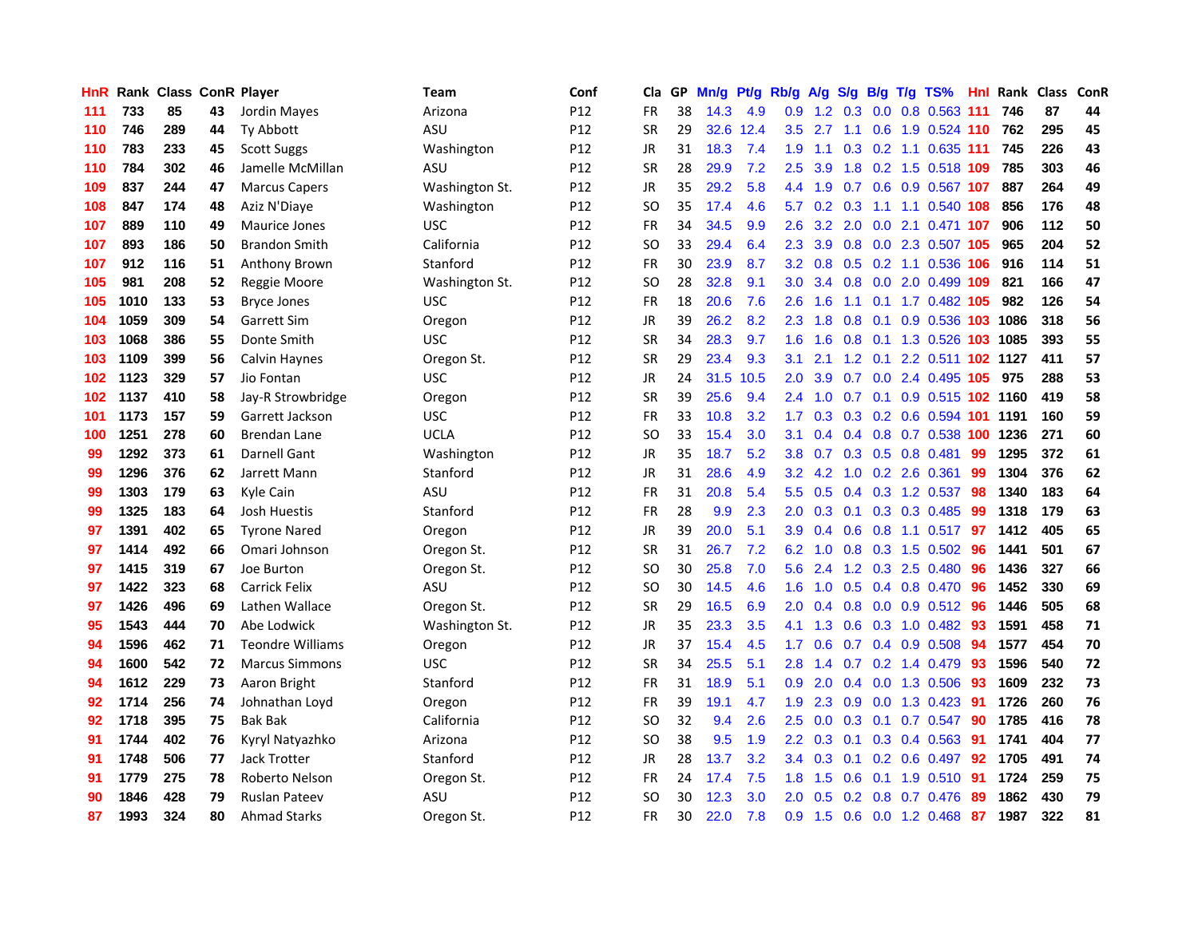| HnR | Rank | Class | ConR | Player | Team | Conf | Cla | GP | Mn/g | Pt/g | Rb/g | A/g | S/g | B/g | T/g | TS% | HnI | Rank | Class | ConR |
|---|---|---|---|---|---|---|---|---|---|---|---|---|---|---|---|---|---|---|---|---|
| 111 | 733 | 85 | 43 | Jordin Mayes | Arizona | P12 | FR | 38 | 14.3 | 4.9 | 0.9 | 1.2 | 0.3 | 0.0 | 0.8 | 0.563 | 111 | 746 | 87 | 44 |
| 110 | 746 | 289 | 44 | Ty Abbott | ASU | P12 | SR | 29 | 32.6 | 12.4 | 3.5 | 2.7 | 1.1 | 0.6 | 1.9 | 0.524 | 110 | 762 | 295 | 45 |
| 110 | 783 | 233 | 45 | Scott Suggs | Washington | P12 | JR | 31 | 18.3 | 7.4 | 1.9 | 1.1 | 0.3 | 0.2 | 1.1 | 0.635 | 111 | 745 | 226 | 43 |
| 110 | 784 | 302 | 46 | Jamelle McMillan | ASU | P12 | SR | 28 | 29.9 | 7.2 | 2.5 | 3.9 | 1.8 | 0.2 | 1.5 | 0.518 | 109 | 785 | 303 | 46 |
| 109 | 837 | 244 | 47 | Marcus Capers | Washington St. | P12 | JR | 35 | 29.2 | 5.8 | 4.4 | 1.9 | 0.7 | 0.6 | 0.9 | 0.567 | 107 | 887 | 264 | 49 |
| 108 | 847 | 174 | 48 | Aziz N'Diaye | Washington | P12 | SO | 35 | 17.4 | 4.6 | 5.7 | 0.2 | 0.3 | 1.1 | 1.1 | 0.540 | 108 | 856 | 176 | 48 |
| 107 | 889 | 110 | 49 | Maurice Jones | USC | P12 | FR | 34 | 34.5 | 9.9 | 2.6 | 3.2 | 2.0 | 0.0 | 2.1 | 0.471 | 107 | 906 | 112 | 50 |
| 107 | 893 | 186 | 50 | Brandon Smith | California | P12 | SO | 33 | 29.4 | 6.4 | 2.3 | 3.9 | 0.8 | 0.0 | 2.3 | 0.507 | 105 | 965 | 204 | 52 |
| 107 | 912 | 116 | 51 | Anthony Brown | Stanford | P12 | FR | 30 | 23.9 | 8.7 | 3.2 | 0.8 | 0.5 | 0.2 | 1.1 | 0.536 | 106 | 916 | 114 | 51 |
| 105 | 981 | 208 | 52 | Reggie Moore | Washington St. | P12 | SO | 28 | 32.8 | 9.1 | 3.0 | 3.4 | 0.8 | 0.0 | 2.0 | 0.499 | 109 | 821 | 166 | 47 |
| 105 | 1010 | 133 | 53 | Bryce Jones | USC | P12 | FR | 18 | 20.6 | 7.6 | 2.6 | 1.6 | 1.1 | 0.1 | 1.7 | 0.482 | 105 | 982 | 126 | 54 |
| 104 | 1059 | 309 | 54 | Garrett Sim | Oregon | P12 | JR | 39 | 26.2 | 8.2 | 2.3 | 1.8 | 0.8 | 0.1 | 0.9 | 0.536 | 103 | 1086 | 318 | 56 |
| 103 | 1068 | 386 | 55 | Donte Smith | USC | P12 | SR | 34 | 28.3 | 9.7 | 1.6 | 1.6 | 0.8 | 0.1 | 1.3 | 0.526 | 103 | 1085 | 393 | 55 |
| 103 | 1109 | 399 | 56 | Calvin Haynes | Oregon St. | P12 | SR | 29 | 23.4 | 9.3 | 3.1 | 2.1 | 1.2 | 0.1 | 2.2 | 0.511 | 102 | 1127 | 411 | 57 |
| 102 | 1123 | 329 | 57 | Jio Fontan | USC | P12 | JR | 24 | 31.5 | 10.5 | 2.0 | 3.9 | 0.7 | 0.0 | 2.4 | 0.495 | 105 | 975 | 288 | 53 |
| 102 | 1137 | 410 | 58 | Jay-R Strowbridge | Oregon | P12 | SR | 39 | 25.6 | 9.4 | 2.4 | 1.0 | 0.7 | 0.1 | 0.9 | 0.515 | 102 | 1160 | 419 | 58 |
| 101 | 1173 | 157 | 59 | Garrett Jackson | USC | P12 | FR | 33 | 10.8 | 3.2 | 1.7 | 0.3 | 0.3 | 0.2 | 0.6 | 0.594 | 101 | 1191 | 160 | 59 |
| 100 | 1251 | 278 | 60 | Brendan Lane | UCLA | P12 | SO | 33 | 15.4 | 3.0 | 3.1 | 0.4 | 0.4 | 0.8 | 0.7 | 0.538 | 100 | 1236 | 271 | 60 |
| 99 | 1292 | 373 | 61 | Darnell Gant | Washington | P12 | JR | 35 | 18.7 | 5.2 | 3.8 | 0.7 | 0.3 | 0.5 | 0.8 | 0.481 | 99 | 1295 | 372 | 61 |
| 99 | 1296 | 376 | 62 | Jarrett Mann | Stanford | P12 | JR | 31 | 28.6 | 4.9 | 3.2 | 4.2 | 1.0 | 0.2 | 2.6 | 0.361 | 99 | 1304 | 376 | 62 |
| 99 | 1303 | 179 | 63 | Kyle Cain | ASU | P12 | FR | 31 | 20.8 | 5.4 | 5.5 | 0.5 | 0.4 | 0.3 | 1.2 | 0.537 | 98 | 1340 | 183 | 64 |
| 99 | 1325 | 183 | 64 | Josh Huestis | Stanford | P12 | FR | 28 | 9.9 | 2.3 | 2.0 | 0.3 | 0.1 | 0.3 | 0.3 | 0.485 | 99 | 1318 | 179 | 63 |
| 97 | 1391 | 402 | 65 | Tyrone Nared | Oregon | P12 | JR | 39 | 20.0 | 5.1 | 3.9 | 0.4 | 0.6 | 0.8 | 1.1 | 0.517 | 97 | 1412 | 405 | 65 |
| 97 | 1414 | 492 | 66 | Omari Johnson | Oregon St. | P12 | SR | 31 | 26.7 | 7.2 | 6.2 | 1.0 | 0.8 | 0.3 | 1.5 | 0.502 | 96 | 1441 | 501 | 67 |
| 97 | 1415 | 319 | 67 | Joe Burton | Oregon St. | P12 | SO | 30 | 25.8 | 7.0 | 5.6 | 2.4 | 1.2 | 0.3 | 2.5 | 0.480 | 96 | 1436 | 327 | 66 |
| 97 | 1422 | 323 | 68 | Carrick Felix | ASU | P12 | SO | 30 | 14.5 | 4.6 | 1.6 | 1.0 | 0.5 | 0.4 | 0.8 | 0.470 | 96 | 1452 | 330 | 69 |
| 97 | 1426 | 496 | 69 | Lathen Wallace | Oregon St. | P12 | SR | 29 | 16.5 | 6.9 | 2.0 | 0.4 | 0.8 | 0.0 | 0.9 | 0.512 | 96 | 1446 | 505 | 68 |
| 95 | 1543 | 444 | 70 | Abe Lodwick | Washington St. | P12 | JR | 35 | 23.3 | 3.5 | 4.1 | 1.3 | 0.6 | 0.3 | 1.0 | 0.482 | 93 | 1591 | 458 | 71 |
| 94 | 1596 | 462 | 71 | Teondre Williams | Oregon | P12 | JR | 37 | 15.4 | 4.5 | 1.7 | 0.6 | 0.7 | 0.4 | 0.9 | 0.508 | 94 | 1577 | 454 | 70 |
| 94 | 1600 | 542 | 72 | Marcus Simmons | USC | P12 | SR | 34 | 25.5 | 5.1 | 2.8 | 1.4 | 0.7 | 0.2 | 1.4 | 0.479 | 93 | 1596 | 540 | 72 |
| 94 | 1612 | 229 | 73 | Aaron Bright | Stanford | P12 | FR | 31 | 18.9 | 5.1 | 0.9 | 2.0 | 0.4 | 0.0 | 1.3 | 0.506 | 93 | 1609 | 232 | 73 |
| 92 | 1714 | 256 | 74 | Johnathan Loyd | Oregon | P12 | FR | 39 | 19.1 | 4.7 | 1.9 | 2.3 | 0.9 | 0.0 | 1.3 | 0.423 | 91 | 1726 | 260 | 76 |
| 92 | 1718 | 395 | 75 | Bak Bak | California | P12 | SO | 32 | 9.4 | 2.6 | 2.5 | 0.0 | 0.3 | 0.1 | 0.7 | 0.547 | 90 | 1785 | 416 | 78 |
| 91 | 1744 | 402 | 76 | Kyryl Natyazhko | Arizona | P12 | SO | 38 | 9.5 | 1.9 | 2.2 | 0.3 | 0.1 | 0.3 | 0.4 | 0.563 | 91 | 1741 | 404 | 77 |
| 91 | 1748 | 506 | 77 | Jack Trotter | Stanford | P12 | JR | 28 | 13.7 | 3.2 | 3.4 | 0.3 | 0.1 | 0.2 | 0.6 | 0.497 | 92 | 1705 | 491 | 74 |
| 91 | 1779 | 275 | 78 | Roberto Nelson | Oregon St. | P12 | FR | 24 | 17.4 | 7.5 | 1.8 | 1.5 | 0.6 | 0.1 | 1.9 | 0.510 | 91 | 1724 | 259 | 75 |
| 90 | 1846 | 428 | 79 | Ruslan Pateev | ASU | P12 | SO | 30 | 12.3 | 3.0 | 2.0 | 0.5 | 0.2 | 0.8 | 0.7 | 0.476 | 89 | 1862 | 430 | 79 |
| 87 | 1993 | 324 | 80 | Ahmad Starks | Oregon St. | P12 | FR | 30 | 22.0 | 7.8 | 0.9 | 1.5 | 0.6 | 0.0 | 1.2 | 0.468 | 87 | 1987 | 322 | 81 |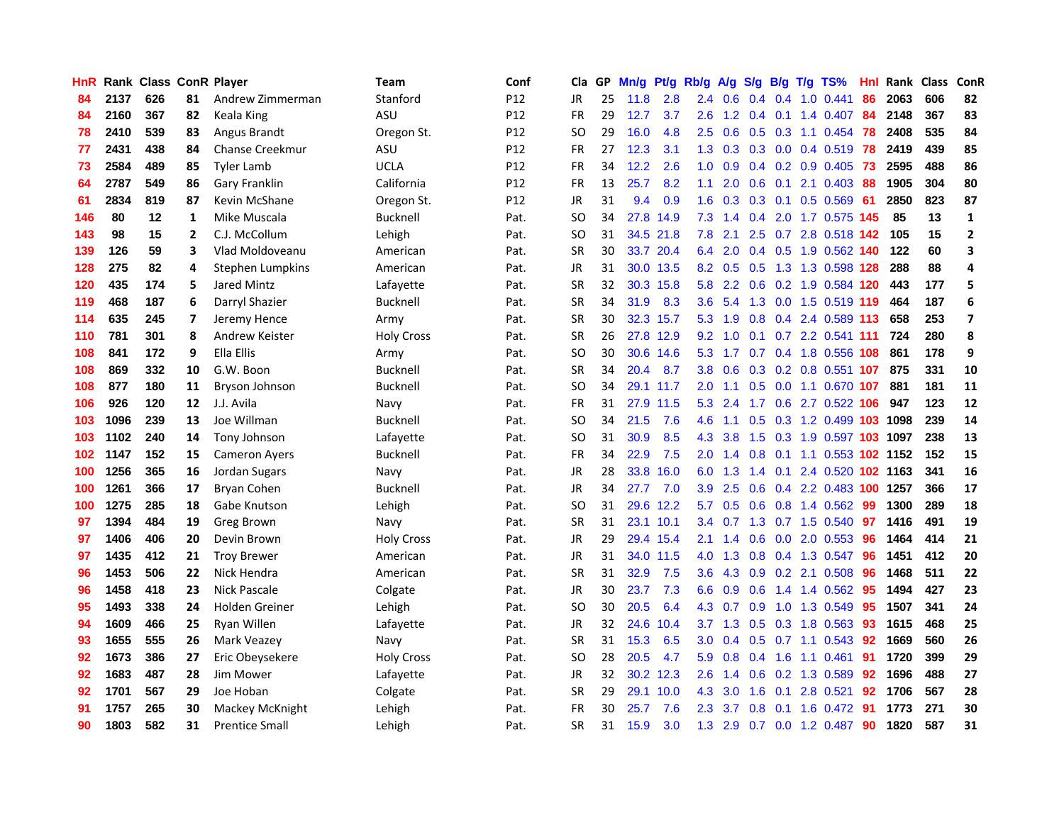| HnR | Rank | Class | ConR | Player | Team | Conf | Cla | GP | Mn/g | Pt/g | Rb/g | A/g | S/g | B/g | T/g | TS% | HnI | Rank | Class | ConR |
|---|---|---|---|---|---|---|---|---|---|---|---|---|---|---|---|---|---|---|---|---|
| 84 | 2137 | 626 | 81 | Andrew Zimmerman | Stanford | P12 | JR | 25 | 11.8 | 2.8 | 2.4 | 0.6 | 0.4 | 0.4 | 1.0 | 0.441 | 86 | 2063 | 606 | 82 |
| 84 | 2160 | 367 | 82 | Keala King | ASU | P12 | FR | 29 | 12.7 | 3.7 | 2.6 | 1.2 | 0.4 | 0.1 | 1.4 | 0.407 | 84 | 2148 | 367 | 83 |
| 78 | 2410 | 539 | 83 | Angus Brandt | Oregon St. | P12 | SO | 29 | 16.0 | 4.8 | 2.5 | 0.6 | 0.5 | 0.3 | 1.1 | 0.454 | 78 | 2408 | 535 | 84 |
| 77 | 2431 | 438 | 84 | Chanse Creekmur | ASU | P12 | FR | 27 | 12.3 | 3.1 | 1.3 | 0.3 | 0.3 | 0.0 | 0.4 | 0.519 | 78 | 2419 | 439 | 85 |
| 73 | 2584 | 489 | 85 | Tyler Lamb | UCLA | P12 | FR | 34 | 12.2 | 2.6 | 1.0 | 0.9 | 0.4 | 0.2 | 0.9 | 0.405 | 73 | 2595 | 488 | 86 |
| 64 | 2787 | 549 | 86 | Gary Franklin | California | P12 | FR | 13 | 25.7 | 8.2 | 1.1 | 2.0 | 0.6 | 0.1 | 2.1 | 0.403 | 88 | 1905 | 304 | 80 |
| 61 | 2834 | 819 | 87 | Kevin McShane | Oregon St. | P12 | JR | 31 | 9.4 | 0.9 | 1.6 | 0.3 | 0.3 | 0.1 | 0.5 | 0.569 | 61 | 2850 | 823 | 87 |
| 146 | 80 | 12 | 1 | Mike Muscala | Bucknell | Pat. | SO | 34 | 27.8 | 14.9 | 7.3 | 1.4 | 0.4 | 2.0 | 1.7 | 0.575 | 145 | 85 | 13 | 1 |
| 143 | 98 | 15 | 2 | C.J. McCollum | Lehigh | Pat. | SO | 31 | 34.5 | 21.8 | 7.8 | 2.1 | 2.5 | 0.7 | 2.8 | 0.518 | 142 | 105 | 15 | 2 |
| 139 | 126 | 59 | 3 | Vlad Moldoveanu | American | Pat. | SR | 30 | 33.7 | 20.4 | 6.4 | 2.0 | 0.4 | 0.5 | 1.9 | 0.562 | 140 | 122 | 60 | 3 |
| 128 | 275 | 82 | 4 | Stephen Lumpkins | American | Pat. | JR | 31 | 30.0 | 13.5 | 8.2 | 0.5 | 0.5 | 1.3 | 1.3 | 0.598 | 128 | 288 | 88 | 4 |
| 120 | 435 | 174 | 5 | Jared Mintz | Lafayette | Pat. | SR | 32 | 30.3 | 15.8 | 5.8 | 2.2 | 0.6 | 0.2 | 1.9 | 0.584 | 120 | 443 | 177 | 5 |
| 119 | 468 | 187 | 6 | Darryl Shazier | Bucknell | Pat. | SR | 34 | 31.9 | 8.3 | 3.6 | 5.4 | 1.3 | 0.0 | 1.5 | 0.519 | 119 | 464 | 187 | 6 |
| 114 | 635 | 245 | 7 | Jeremy Hence | Army | Pat. | SR | 30 | 32.3 | 15.7 | 5.3 | 1.9 | 0.8 | 0.4 | 2.4 | 0.589 | 113 | 658 | 253 | 7 |
| 110 | 781 | 301 | 8 | Andrew Keister | Holy Cross | Pat. | SR | 26 | 27.8 | 12.9 | 9.2 | 1.0 | 0.1 | 0.7 | 2.2 | 0.541 | 111 | 724 | 280 | 8 |
| 108 | 841 | 172 | 9 | Ella Ellis | Army | Pat. | SO | 30 | 30.6 | 14.6 | 5.3 | 1.7 | 0.7 | 0.4 | 1.8 | 0.556 | 108 | 861 | 178 | 9 |
| 108 | 869 | 332 | 10 | G.W. Boon | Bucknell | Pat. | SR | 34 | 20.4 | 8.7 | 3.8 | 0.6 | 0.3 | 0.2 | 0.8 | 0.551 | 107 | 875 | 331 | 10 |
| 108 | 877 | 180 | 11 | Bryson Johnson | Bucknell | Pat. | SO | 34 | 29.1 | 11.7 | 2.0 | 1.1 | 0.5 | 0.0 | 1.1 | 0.670 | 107 | 881 | 181 | 11 |
| 106 | 926 | 120 | 12 | J.J. Avila | Navy | Pat. | FR | 31 | 27.9 | 11.5 | 5.3 | 2.4 | 1.7 | 0.6 | 2.7 | 0.522 | 106 | 947 | 123 | 12 |
| 103 | 1096 | 239 | 13 | Joe Willman | Bucknell | Pat. | SO | 34 | 21.5 | 7.6 | 4.6 | 1.1 | 0.5 | 0.3 | 1.2 | 0.499 | 103 | 1098 | 239 | 14 |
| 103 | 1102 | 240 | 14 | Tony Johnson | Lafayette | Pat. | SO | 31 | 30.9 | 8.5 | 4.3 | 3.8 | 1.5 | 0.3 | 1.9 | 0.597 | 103 | 1097 | 238 | 13 |
| 102 | 1147 | 152 | 15 | Cameron Ayers | Bucknell | Pat. | FR | 34 | 22.9 | 7.5 | 2.0 | 1.4 | 0.8 | 0.1 | 1.1 | 0.553 | 102 | 1152 | 152 | 15 |
| 100 | 1256 | 365 | 16 | Jordan Sugars | Navy | Pat. | JR | 28 | 33.8 | 16.0 | 6.0 | 1.3 | 1.4 | 0.1 | 2.4 | 0.520 | 102 | 1163 | 341 | 16 |
| 100 | 1261 | 366 | 17 | Bryan Cohen | Bucknell | Pat. | JR | 34 | 27.7 | 7.0 | 3.9 | 2.5 | 0.6 | 0.4 | 2.2 | 0.483 | 100 | 1257 | 366 | 17 |
| 100 | 1275 | 285 | 18 | Gabe Knutson | Lehigh | Pat. | SO | 31 | 29.6 | 12.2 | 5.7 | 0.5 | 0.6 | 0.8 | 1.4 | 0.562 | 99 | 1300 | 289 | 18 |
| 97 | 1394 | 484 | 19 | Greg Brown | Navy | Pat. | SR | 31 | 23.1 | 10.1 | 3.4 | 0.7 | 1.3 | 0.7 | 1.5 | 0.540 | 97 | 1416 | 491 | 19 |
| 97 | 1406 | 406 | 20 | Devin Brown | Holy Cross | Pat. | JR | 29 | 29.4 | 15.4 | 2.1 | 1.4 | 0.6 | 0.0 | 2.0 | 0.553 | 96 | 1464 | 414 | 21 |
| 97 | 1435 | 412 | 21 | Troy Brewer | American | Pat. | JR | 31 | 34.0 | 11.5 | 4.0 | 1.3 | 0.8 | 0.4 | 1.3 | 0.547 | 96 | 1451 | 412 | 20 |
| 96 | 1453 | 506 | 22 | Nick Hendra | American | Pat. | SR | 31 | 32.9 | 7.5 | 3.6 | 4.3 | 0.9 | 0.2 | 2.1 | 0.508 | 96 | 1468 | 511 | 22 |
| 96 | 1458 | 418 | 23 | Nick Pascale | Colgate | Pat. | JR | 30 | 23.7 | 7.3 | 6.6 | 0.9 | 0.6 | 1.4 | 1.4 | 0.562 | 95 | 1494 | 427 | 23 |
| 95 | 1493 | 338 | 24 | Holden Greiner | Lehigh | Pat. | SO | 30 | 20.5 | 6.4 | 4.3 | 0.7 | 0.9 | 1.0 | 1.3 | 0.549 | 95 | 1507 | 341 | 24 |
| 94 | 1609 | 466 | 25 | Ryan Willen | Lafayette | Pat. | JR | 32 | 24.6 | 10.4 | 3.7 | 1.3 | 0.5 | 0.3 | 1.8 | 0.563 | 93 | 1615 | 468 | 25 |
| 93 | 1655 | 555 | 26 | Mark Veazey | Navy | Pat. | SR | 31 | 15.3 | 6.5 | 3.0 | 0.4 | 0.5 | 0.7 | 1.1 | 0.543 | 92 | 1669 | 560 | 26 |
| 92 | 1673 | 386 | 27 | Eric Obeysekere | Holy Cross | Pat. | SO | 28 | 20.5 | 4.7 | 5.9 | 0.8 | 0.4 | 1.6 | 1.1 | 0.461 | 91 | 1720 | 399 | 29 |
| 92 | 1683 | 487 | 28 | Jim Mower | Lafayette | Pat. | JR | 32 | 30.2 | 12.3 | 2.6 | 1.4 | 0.6 | 0.2 | 1.3 | 0.589 | 92 | 1696 | 488 | 27 |
| 92 | 1701 | 567 | 29 | Joe Hoban | Colgate | Pat. | SR | 29 | 29.1 | 10.0 | 4.3 | 3.0 | 1.6 | 0.1 | 2.8 | 0.521 | 92 | 1706 | 567 | 28 |
| 91 | 1757 | 265 | 30 | Mackey McKnight | Lehigh | Pat. | FR | 30 | 25.7 | 7.6 | 2.3 | 3.7 | 0.8 | 0.1 | 1.6 | 0.472 | 91 | 1773 | 271 | 30 |
| 90 | 1803 | 582 | 31 | Prentice Small | Lehigh | Pat. | SR | 31 | 15.9 | 3.0 | 1.3 | 2.9 | 0.7 | 0.0 | 1.2 | 0.487 | 90 | 1820 | 587 | 31 |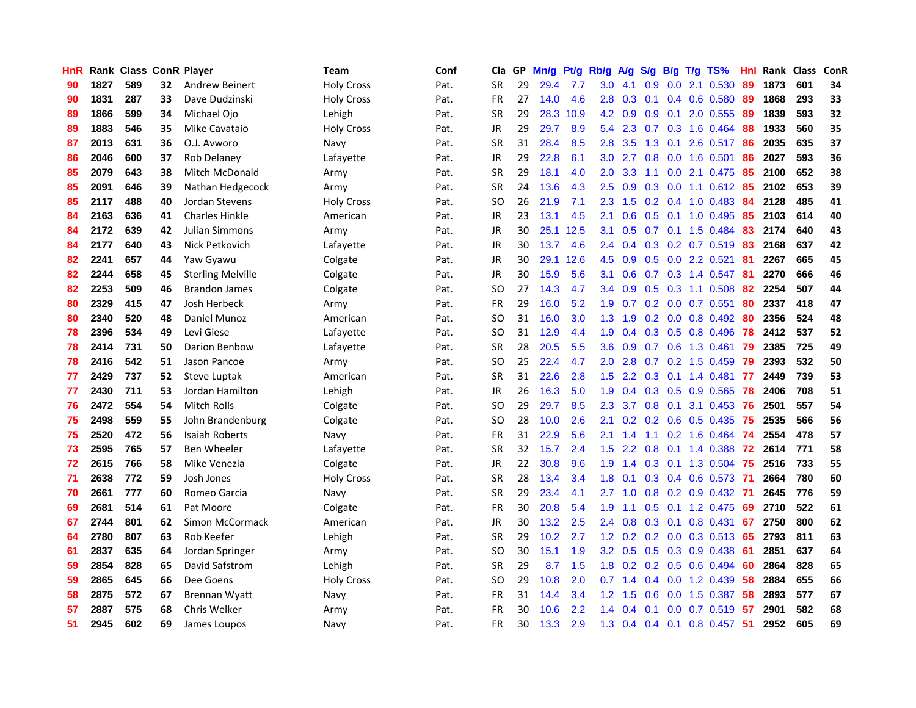| HnR | Rank | Class | ConR | Player | Team | Conf | Cla | GP | Mn/g | Pt/g | Rb/g | A/g | S/g | B/g | T/g | TS% | HnI | Rank | Class | ConR |
|---|---|---|---|---|---|---|---|---|---|---|---|---|---|---|---|---|---|---|---|---|
| 90 | 1827 | 589 | 32 | Andrew Beinert | Holy Cross | Pat. | SR | 29 | 29.4 | 7.7 | 3.0 | 4.1 | 0.9 | 0.0 | 2.1 | 0.530 | 89 | 1873 | 601 | 34 |
| 90 | 1831 | 287 | 33 | Dave Dudzinski | Holy Cross | Pat. | FR | 27 | 14.0 | 4.6 | 2.8 | 0.3 | 0.1 | 0.4 | 0.6 | 0.580 | 89 | 1868 | 293 | 33 |
| 89 | 1866 | 599 | 34 | Michael Ojo | Lehigh | Pat. | SR | 29 | 28.3 | 10.9 | 4.2 | 0.9 | 0.9 | 0.1 | 2.0 | 0.555 | 89 | 1839 | 593 | 32 |
| 89 | 1883 | 546 | 35 | Mike Cavataio | Holy Cross | Pat. | JR | 29 | 29.7 | 8.9 | 5.4 | 2.3 | 0.7 | 0.3 | 1.6 | 0.464 | 88 | 1933 | 560 | 35 |
| 87 | 2013 | 631 | 36 | O.J. Avworo | Navy | Pat. | SR | 31 | 28.4 | 8.5 | 2.8 | 3.5 | 1.3 | 0.1 | 2.6 | 0.517 | 86 | 2035 | 635 | 37 |
| 86 | 2046 | 600 | 37 | Rob Delaney | Lafayette | Pat. | JR | 29 | 22.8 | 6.1 | 3.0 | 2.7 | 0.8 | 0.0 | 1.6 | 0.501 | 86 | 2027 | 593 | 36 |
| 85 | 2079 | 643 | 38 | Mitch McDonald | Army | Pat. | SR | 29 | 18.1 | 4.0 | 2.0 | 3.3 | 1.1 | 0.0 | 2.1 | 0.475 | 85 | 2100 | 652 | 38 |
| 85 | 2091 | 646 | 39 | Nathan Hedgecock | Army | Pat. | SR | 24 | 13.6 | 4.3 | 2.5 | 0.9 | 0.3 | 0.0 | 1.1 | 0.612 | 85 | 2102 | 653 | 39 |
| 85 | 2117 | 488 | 40 | Jordan Stevens | Holy Cross | Pat. | SO | 26 | 21.9 | 7.1 | 2.3 | 1.5 | 0.2 | 0.4 | 1.0 | 0.483 | 84 | 2128 | 485 | 41 |
| 84 | 2163 | 636 | 41 | Charles Hinkle | American | Pat. | JR | 23 | 13.1 | 4.5 | 2.1 | 0.6 | 0.5 | 0.1 | 1.0 | 0.495 | 85 | 2103 | 614 | 40 |
| 84 | 2172 | 639 | 42 | Julian Simmons | Army | Pat. | JR | 30 | 25.1 | 12.5 | 3.1 | 0.5 | 0.7 | 0.1 | 1.5 | 0.484 | 83 | 2174 | 640 | 43 |
| 84 | 2177 | 640 | 43 | Nick Petkovich | Lafayette | Pat. | JR | 30 | 13.7 | 4.6 | 2.4 | 0.4 | 0.3 | 0.2 | 0.7 | 0.519 | 83 | 2168 | 637 | 42 |
| 82 | 2241 | 657 | 44 | Yaw Gyawu | Colgate | Pat. | JR | 30 | 29.1 | 12.6 | 4.5 | 0.9 | 0.5 | 0.0 | 2.2 | 0.521 | 81 | 2267 | 665 | 45 |
| 82 | 2244 | 658 | 45 | Sterling Melville | Colgate | Pat. | JR | 30 | 15.9 | 5.6 | 3.1 | 0.6 | 0.7 | 0.3 | 1.4 | 0.547 | 81 | 2270 | 666 | 46 |
| 82 | 2253 | 509 | 46 | Brandon James | Colgate | Pat. | SO | 27 | 14.3 | 4.7 | 3.4 | 0.9 | 0.5 | 0.3 | 1.1 | 0.508 | 82 | 2254 | 507 | 44 |
| 80 | 2329 | 415 | 47 | Josh Herbeck | Army | Pat. | FR | 29 | 16.0 | 5.2 | 1.9 | 0.7 | 0.2 | 0.0 | 0.7 | 0.551 | 80 | 2337 | 418 | 47 |
| 80 | 2340 | 520 | 48 | Daniel Munoz | American | Pat. | SO | 31 | 16.0 | 3.0 | 1.3 | 1.9 | 0.2 | 0.0 | 0.8 | 0.492 | 80 | 2356 | 524 | 48 |
| 78 | 2396 | 534 | 49 | Levi Giese | Lafayette | Pat. | SO | 31 | 12.9 | 4.4 | 1.9 | 0.4 | 0.3 | 0.5 | 0.8 | 0.496 | 78 | 2412 | 537 | 52 |
| 78 | 2414 | 731 | 50 | Darion Benbow | Lafayette | Pat. | SR | 28 | 20.5 | 5.5 | 3.6 | 0.9 | 0.7 | 0.6 | 1.3 | 0.461 | 79 | 2385 | 725 | 49 |
| 78 | 2416 | 542 | 51 | Jason Pancoe | Army | Pat. | SO | 25 | 22.4 | 4.7 | 2.0 | 2.8 | 0.7 | 0.2 | 1.5 | 0.459 | 79 | 2393 | 532 | 50 |
| 77 | 2429 | 737 | 52 | Steve Luptak | American | Pat. | SR | 31 | 22.6 | 2.8 | 1.5 | 2.2 | 0.3 | 0.1 | 1.4 | 0.481 | 77 | 2449 | 739 | 53 |
| 77 | 2430 | 711 | 53 | Jordan Hamilton | Lehigh | Pat. | JR | 26 | 16.3 | 5.0 | 1.9 | 0.4 | 0.3 | 0.5 | 0.9 | 0.565 | 78 | 2406 | 708 | 51 |
| 76 | 2472 | 554 | 54 | Mitch Rolls | Colgate | Pat. | SO | 29 | 29.7 | 8.5 | 2.3 | 3.7 | 0.8 | 0.1 | 3.1 | 0.453 | 76 | 2501 | 557 | 54 |
| 75 | 2498 | 559 | 55 | John Brandenburg | Colgate | Pat. | SO | 28 | 10.0 | 2.6 | 2.1 | 0.2 | 0.2 | 0.6 | 0.5 | 0.435 | 75 | 2535 | 566 | 56 |
| 75 | 2520 | 472 | 56 | Isaiah Roberts | Navy | Pat. | FR | 31 | 22.9 | 5.6 | 2.1 | 1.4 | 1.1 | 0.2 | 1.6 | 0.464 | 74 | 2554 | 478 | 57 |
| 73 | 2595 | 765 | 57 | Ben Wheeler | Lafayette | Pat. | SR | 32 | 15.7 | 2.4 | 1.5 | 2.2 | 0.8 | 0.1 | 1.4 | 0.388 | 72 | 2614 | 771 | 58 |
| 72 | 2615 | 766 | 58 | Mike Venezia | Colgate | Pat. | JR | 22 | 30.8 | 9.6 | 1.9 | 1.4 | 0.3 | 0.1 | 1.3 | 0.504 | 75 | 2516 | 733 | 55 |
| 71 | 2638 | 772 | 59 | Josh Jones | Holy Cross | Pat. | SR | 28 | 13.4 | 3.4 | 1.8 | 0.1 | 0.3 | 0.4 | 0.6 | 0.573 | 71 | 2664 | 780 | 60 |
| 70 | 2661 | 777 | 60 | Romeo Garcia | Navy | Pat. | SR | 29 | 23.4 | 4.1 | 2.7 | 1.0 | 0.8 | 0.2 | 0.9 | 0.432 | 71 | 2645 | 776 | 59 |
| 69 | 2681 | 514 | 61 | Pat Moore | Colgate | Pat. | FR | 30 | 20.8 | 5.4 | 1.9 | 1.1 | 0.5 | 0.1 | 1.2 | 0.475 | 69 | 2710 | 522 | 61 |
| 67 | 2744 | 801 | 62 | Simon McCormack | American | Pat. | JR | 30 | 13.2 | 2.5 | 2.4 | 0.8 | 0.3 | 0.1 | 0.8 | 0.431 | 67 | 2750 | 800 | 62 |
| 64 | 2780 | 807 | 63 | Rob Keefer | Lehigh | Pat. | SR | 29 | 10.2 | 2.7 | 1.2 | 0.2 | 0.2 | 0.0 | 0.3 | 0.513 | 65 | 2793 | 811 | 63 |
| 61 | 2837 | 635 | 64 | Jordan Springer | Army | Pat. | SO | 30 | 15.1 | 1.9 | 3.2 | 0.5 | 0.5 | 0.3 | 0.9 | 0.438 | 61 | 2851 | 637 | 64 |
| 59 | 2854 | 828 | 65 | David Safstrom | Lehigh | Pat. | SR | 29 | 8.7 | 1.5 | 1.8 | 0.2 | 0.2 | 0.5 | 0.6 | 0.494 | 60 | 2864 | 828 | 65 |
| 59 | 2865 | 645 | 66 | Dee Goens | Holy Cross | Pat. | SO | 29 | 10.8 | 2.0 | 0.7 | 1.4 | 0.4 | 0.0 | 1.2 | 0.439 | 58 | 2884 | 655 | 66 |
| 58 | 2875 | 572 | 67 | Brennan Wyatt | Navy | Pat. | FR | 31 | 14.4 | 3.4 | 1.2 | 1.5 | 0.6 | 0.0 | 1.5 | 0.387 | 58 | 2893 | 577 | 67 |
| 57 | 2887 | 575 | 68 | Chris Welker | Army | Pat. | FR | 30 | 10.6 | 2.2 | 1.4 | 0.4 | 0.1 | 0.0 | 0.7 | 0.519 | 57 | 2901 | 582 | 68 |
| 51 | 2945 | 602 | 69 | James Loupos | Navy | Pat. | FR | 30 | 13.3 | 2.9 | 1.3 | 0.4 | 0.4 | 0.1 | 0.8 | 0.457 | 51 | 2952 | 605 | 69 |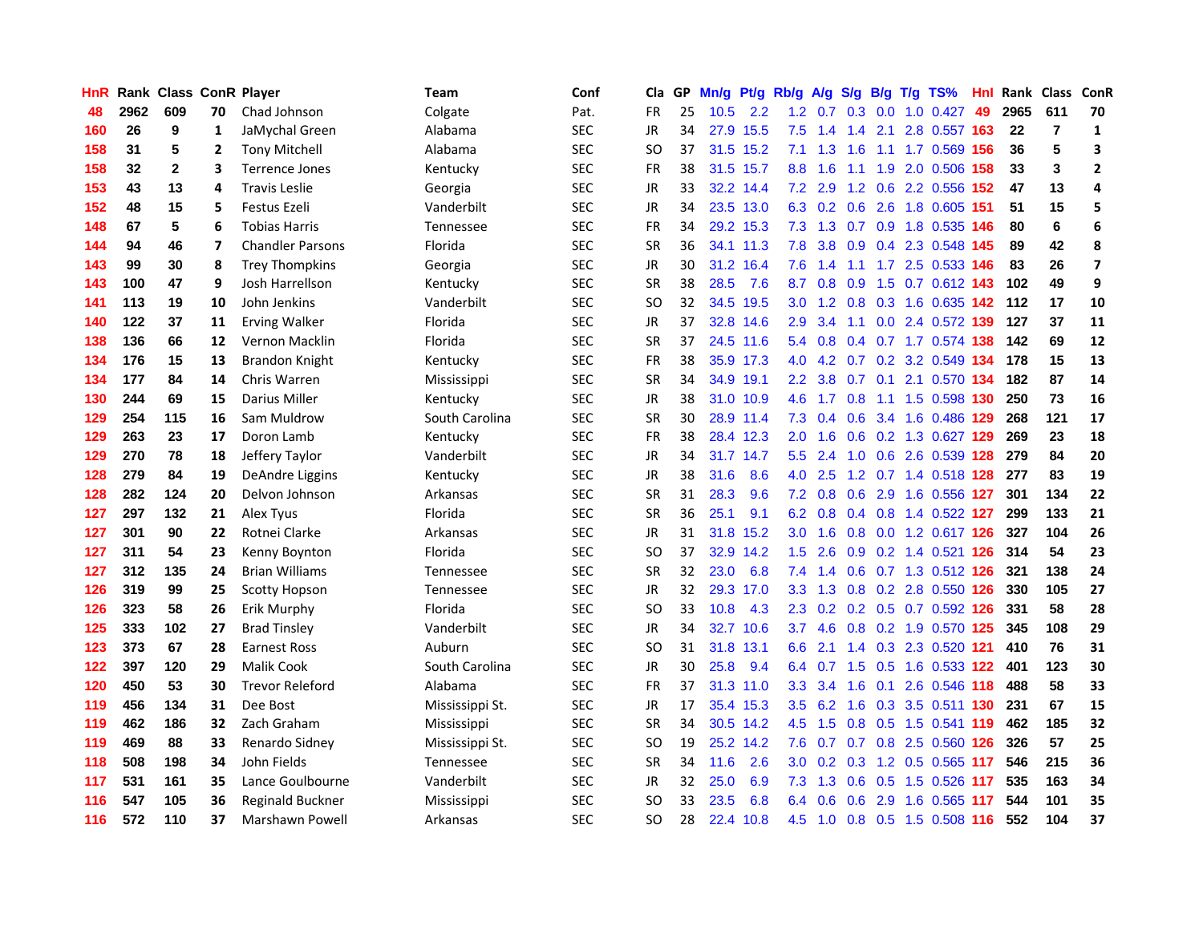| HnR | Rank | Class | ConR | Player | Team | Conf | Cla | GP | Mn/g | Pt/g | Rb/g | A/g | S/g | B/g | T/g | TS% | HnI | Rank | Class | ConR |
|---|---|---|---|---|---|---|---|---|---|---|---|---|---|---|---|---|---|---|---|---|
| 48 | 2962 | 609 | 70 | Chad Johnson | Colgate | Pat. | FR | 25 | 10.5 | 2.2 | 1.2 | 0.7 | 0.3 | 0.0 | 1.0 | 0.427 | 49 | 2965 | 611 | 70 |
| 160 | 26 | 9 | 1 | JaMychal Green | Alabama | SEC | JR | 34 | 27.9 | 15.5 | 7.5 | 1.4 | 1.4 | 2.1 | 2.8 | 0.557 | 163 | 22 | 7 | 1 |
| 158 | 31 | 5 | 2 | Tony Mitchell | Alabama | SEC | SO | 37 | 31.5 | 15.2 | 7.1 | 1.3 | 1.6 | 1.1 | 1.7 | 0.569 | 156 | 36 | 5 | 3 |
| 158 | 32 | 2 | 3 | Terrence Jones | Kentucky | SEC | FR | 38 | 31.5 | 15.7 | 8.8 | 1.6 | 1.1 | 1.9 | 2.0 | 0.506 | 158 | 33 | 3 | 2 |
| 153 | 43 | 13 | 4 | Travis Leslie | Georgia | SEC | JR | 33 | 32.2 | 14.4 | 7.2 | 2.9 | 1.2 | 0.6 | 2.2 | 0.556 | 152 | 47 | 13 | 4 |
| 152 | 48 | 15 | 5 | Festus Ezeli | Vanderbilt | SEC | JR | 34 | 23.5 | 13.0 | 6.3 | 0.2 | 0.6 | 2.6 | 1.8 | 0.605 | 151 | 51 | 15 | 5 |
| 148 | 67 | 5 | 6 | Tobias Harris | Tennessee | SEC | FR | 34 | 29.2 | 15.3 | 7.3 | 1.3 | 0.7 | 0.9 | 1.8 | 0.535 | 146 | 80 | 6 | 6 |
| 144 | 94 | 46 | 7 | Chandler Parsons | Florida | SEC | SR | 36 | 34.1 | 11.3 | 7.8 | 3.8 | 0.9 | 0.4 | 2.3 | 0.548 | 145 | 89 | 42 | 8 |
| 143 | 99 | 30 | 8 | Trey Thompkins | Georgia | SEC | JR | 30 | 31.2 | 16.4 | 7.6 | 1.4 | 1.1 | 1.7 | 2.5 | 0.533 | 146 | 83 | 26 | 7 |
| 143 | 100 | 47 | 9 | Josh Harrellson | Kentucky | SEC | SR | 38 | 28.5 | 7.6 | 8.7 | 0.8 | 0.9 | 1.5 | 0.7 | 0.612 | 143 | 102 | 49 | 9 |
| 141 | 113 | 19 | 10 | John Jenkins | Vanderbilt | SEC | SO | 32 | 34.5 | 19.5 | 3.0 | 1.2 | 0.8 | 0.3 | 1.6 | 0.635 | 142 | 112 | 17 | 10 |
| 140 | 122 | 37 | 11 | Erving Walker | Florida | SEC | JR | 37 | 32.8 | 14.6 | 2.9 | 3.4 | 1.1 | 0.0 | 2.4 | 0.572 | 139 | 127 | 37 | 11 |
| 138 | 136 | 66 | 12 | Vernon Macklin | Florida | SEC | SR | 37 | 24.5 | 11.6 | 5.4 | 0.8 | 0.4 | 0.7 | 1.7 | 0.574 | 138 | 142 | 69 | 12 |
| 134 | 176 | 15 | 13 | Brandon Knight | Kentucky | SEC | FR | 38 | 35.9 | 17.3 | 4.0 | 4.2 | 0.7 | 0.2 | 3.2 | 0.549 | 134 | 178 | 15 | 13 |
| 134 | 177 | 84 | 14 | Chris Warren | Mississippi | SEC | SR | 34 | 34.9 | 19.1 | 2.2 | 3.8 | 0.7 | 0.1 | 2.1 | 0.570 | 134 | 182 | 87 | 14 |
| 130 | 244 | 69 | 15 | Darius Miller | Kentucky | SEC | JR | 38 | 31.0 | 10.9 | 4.6 | 1.7 | 0.8 | 1.1 | 1.5 | 0.598 | 130 | 250 | 73 | 16 |
| 129 | 254 | 115 | 16 | Sam Muldrow | South Carolina | SEC | SR | 30 | 28.9 | 11.4 | 7.3 | 0.4 | 0.6 | 3.4 | 1.6 | 0.486 | 129 | 268 | 121 | 17 |
| 129 | 263 | 23 | 17 | Doron Lamb | Kentucky | SEC | FR | 38 | 28.4 | 12.3 | 2.0 | 1.6 | 0.6 | 0.2 | 1.3 | 0.627 | 129 | 269 | 23 | 18 |
| 129 | 270 | 78 | 18 | Jeffery Taylor | Vanderbilt | SEC | JR | 34 | 31.7 | 14.7 | 5.5 | 2.4 | 1.0 | 0.6 | 2.6 | 0.539 | 128 | 279 | 84 | 20 |
| 128 | 279 | 84 | 19 | DeAndre Liggins | Kentucky | SEC | JR | 38 | 31.6 | 8.6 | 4.0 | 2.5 | 1.2 | 0.7 | 1.4 | 0.518 | 128 | 277 | 83 | 19 |
| 128 | 282 | 124 | 20 | Delvon Johnson | Arkansas | SEC | SR | 31 | 28.3 | 9.6 | 7.2 | 0.8 | 0.6 | 2.9 | 1.6 | 0.556 | 127 | 301 | 134 | 22 |
| 127 | 297 | 132 | 21 | Alex Tyus | Florida | SEC | SR | 36 | 25.1 | 9.1 | 6.2 | 0.8 | 0.4 | 0.8 | 1.4 | 0.522 | 127 | 299 | 133 | 21 |
| 127 | 301 | 90 | 22 | Rotnei Clarke | Arkansas | SEC | JR | 31 | 31.8 | 15.2 | 3.0 | 1.6 | 0.8 | 0.0 | 1.2 | 0.617 | 126 | 327 | 104 | 26 |
| 127 | 311 | 54 | 23 | Kenny Boynton | Florida | SEC | SO | 37 | 32.9 | 14.2 | 1.5 | 2.6 | 0.9 | 0.2 | 1.4 | 0.521 | 126 | 314 | 54 | 23 |
| 127 | 312 | 135 | 24 | Brian Williams | Tennessee | SEC | SR | 32 | 23.0 | 6.8 | 7.4 | 1.4 | 0.6 | 0.7 | 1.3 | 0.512 | 126 | 321 | 138 | 24 |
| 126 | 319 | 99 | 25 | Scotty Hopson | Tennessee | SEC | JR | 32 | 29.3 | 17.0 | 3.3 | 1.3 | 0.8 | 0.2 | 2.8 | 0.550 | 126 | 330 | 105 | 27 |
| 126 | 323 | 58 | 26 | Erik Murphy | Florida | SEC | SO | 33 | 10.8 | 4.3 | 2.3 | 0.2 | 0.2 | 0.5 | 0.7 | 0.592 | 126 | 331 | 58 | 28 |
| 125 | 333 | 102 | 27 | Brad Tinsley | Vanderbilt | SEC | JR | 34 | 32.7 | 10.6 | 3.7 | 4.6 | 0.8 | 0.2 | 1.9 | 0.570 | 125 | 345 | 108 | 29 |
| 123 | 373 | 67 | 28 | Earnest Ross | Auburn | SEC | SO | 31 | 31.8 | 13.1 | 6.6 | 2.1 | 1.4 | 0.3 | 2.3 | 0.520 | 121 | 410 | 76 | 31 |
| 122 | 397 | 120 | 29 | Malik Cook | South Carolina | SEC | JR | 30 | 25.8 | 9.4 | 6.4 | 0.7 | 1.5 | 0.5 | 1.6 | 0.533 | 122 | 401 | 123 | 30 |
| 120 | 450 | 53 | 30 | Trevor Releford | Alabama | SEC | FR | 37 | 31.3 | 11.0 | 3.3 | 3.4 | 1.6 | 0.1 | 2.6 | 0.546 | 118 | 488 | 58 | 33 |
| 119 | 456 | 134 | 31 | Dee Bost | Mississippi St. | SEC | JR | 17 | 35.4 | 15.3 | 3.5 | 6.2 | 1.6 | 0.3 | 3.5 | 0.511 | 130 | 231 | 67 | 15 |
| 119 | 462 | 186 | 32 | Zach Graham | Mississippi | SEC | SR | 34 | 30.5 | 14.2 | 4.5 | 1.5 | 0.8 | 0.5 | 1.5 | 0.541 | 119 | 462 | 185 | 32 |
| 119 | 469 | 88 | 33 | Renardo Sidney | Mississippi St. | SEC | SO | 19 | 25.2 | 14.2 | 7.6 | 0.7 | 0.7 | 0.8 | 2.5 | 0.560 | 126 | 326 | 57 | 25 |
| 118 | 508 | 198 | 34 | John Fields | Tennessee | SEC | SR | 34 | 11.6 | 2.6 | 3.0 | 0.2 | 0.3 | 1.2 | 0.5 | 0.565 | 117 | 546 | 215 | 36 |
| 117 | 531 | 161 | 35 | Lance Goulbourne | Vanderbilt | SEC | JR | 32 | 25.0 | 6.9 | 7.3 | 1.3 | 0.6 | 0.5 | 1.5 | 0.526 | 117 | 535 | 163 | 34 |
| 116 | 547 | 105 | 36 | Reginald Buckner | Mississippi | SEC | SO | 33 | 23.5 | 6.8 | 6.4 | 0.6 | 0.6 | 2.9 | 1.6 | 0.565 | 117 | 544 | 101 | 35 |
| 116 | 572 | 110 | 37 | Marshawn Powell | Arkansas | SEC | SO | 28 | 22.4 | 10.8 | 4.5 | 1.0 | 0.8 | 0.5 | 1.5 | 0.508 | 116 | 552 | 104 | 37 |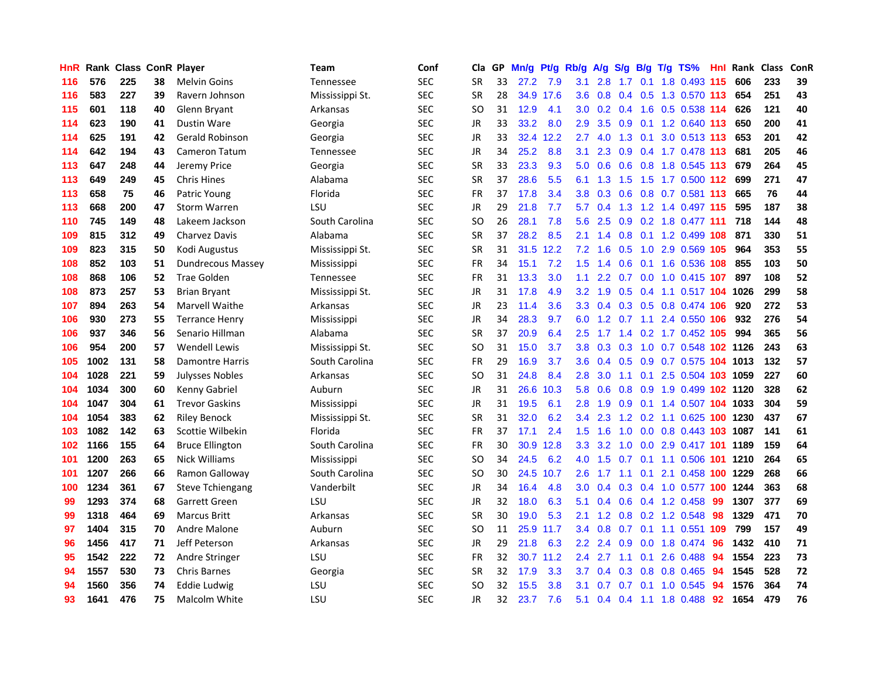| HnR | Rank | Class | ConR | Player | Team | Conf | Cla | GP | Mn/g | Pt/g | Rb/g | A/g | S/g | B/g | T/g | TS% | HnI | Rank | Class | ConR |
|---|---|---|---|---|---|---|---|---|---|---|---|---|---|---|---|---|---|---|---|---|
| 116 | 576 | 225 | 38 | Melvin Goins | Tennessee | SEC | SR | 33 | 27.2 | 7.9 | 3.1 | 2.8 | 1.7 | 0.1 | 1.8 | 0.493 | 115 | 606 | 233 | 39 |
| 116 | 583 | 227 | 39 | Ravern Johnson | Mississippi St. | SEC | SR | 28 | 34.9 | 17.6 | 3.6 | 0.8 | 0.4 | 0.5 | 1.3 | 0.570 | 113 | 654 | 251 | 43 |
| 115 | 601 | 118 | 40 | Glenn Bryant | Arkansas | SEC | SO | 31 | 12.9 | 4.1 | 3.0 | 0.2 | 0.4 | 1.6 | 0.5 | 0.538 | 114 | 626 | 121 | 40 |
| 114 | 623 | 190 | 41 | Dustin Ware | Georgia | SEC | JR | 33 | 33.2 | 8.0 | 2.9 | 3.5 | 0.9 | 0.1 | 1.2 | 0.640 | 113 | 650 | 200 | 41 |
| 114 | 625 | 191 | 42 | Gerald Robinson | Georgia | SEC | JR | 33 | 32.4 | 12.2 | 2.7 | 4.0 | 1.3 | 0.1 | 3.0 | 0.513 | 113 | 653 | 201 | 42 |
| 114 | 642 | 194 | 43 | Cameron Tatum | Tennessee | SEC | JR | 34 | 25.2 | 8.8 | 3.1 | 2.3 | 0.9 | 0.4 | 1.7 | 0.478 | 113 | 681 | 205 | 46 |
| 113 | 647 | 248 | 44 | Jeremy Price | Georgia | SEC | SR | 33 | 23.3 | 9.3 | 5.0 | 0.6 | 0.6 | 0.8 | 1.8 | 0.545 | 113 | 679 | 264 | 45 |
| 113 | 649 | 249 | 45 | Chris Hines | Alabama | SEC | SR | 37 | 28.6 | 5.5 | 6.1 | 1.3 | 1.5 | 1.5 | 1.7 | 0.500 | 112 | 699 | 271 | 47 |
| 113 | 658 | 75 | 46 | Patric Young | Florida | SEC | FR | 37 | 17.8 | 3.4 | 3.8 | 0.3 | 0.6 | 0.8 | 0.7 | 0.581 | 113 | 665 | 76 | 44 |
| 113 | 668 | 200 | 47 | Storm Warren | LSU | SEC | JR | 29 | 21.8 | 7.7 | 5.7 | 0.4 | 1.3 | 1.2 | 1.4 | 0.497 | 115 | 595 | 187 | 38 |
| 110 | 745 | 149 | 48 | Lakeem Jackson | South Carolina | SEC | SO | 26 | 28.1 | 7.8 | 5.6 | 2.5 | 0.9 | 0.2 | 1.8 | 0.477 | 111 | 718 | 144 | 48 |
| 109 | 815 | 312 | 49 | Charvez Davis | Alabama | SEC | SR | 37 | 28.2 | 8.5 | 2.1 | 1.4 | 0.8 | 0.1 | 1.2 | 0.499 | 108 | 871 | 330 | 51 |
| 109 | 823 | 315 | 50 | Kodi Augustus | Mississippi St. | SEC | SR | 31 | 31.5 | 12.2 | 7.2 | 1.6 | 0.5 | 1.0 | 2.9 | 0.569 | 105 | 964 | 353 | 55 |
| 108 | 852 | 103 | 51 | Dundrecous Massey | Mississippi | SEC | FR | 34 | 15.1 | 7.2 | 1.5 | 1.4 | 0.6 | 0.1 | 1.6 | 0.536 | 108 | 855 | 103 | 50 |
| 108 | 868 | 106 | 52 | Trae Golden | Tennessee | SEC | FR | 31 | 13.3 | 3.0 | 1.1 | 2.2 | 0.7 | 0.0 | 1.0 | 0.415 | 107 | 897 | 108 | 52 |
| 108 | 873 | 257 | 53 | Brian Bryant | Mississippi St. | SEC | JR | 31 | 17.8 | 4.9 | 3.2 | 1.9 | 0.5 | 0.4 | 1.1 | 0.517 | 104 | 1026 | 299 | 58 |
| 107 | 894 | 263 | 54 | Marvell Waithe | Arkansas | SEC | JR | 23 | 11.4 | 3.6 | 3.3 | 0.4 | 0.3 | 0.5 | 0.8 | 0.474 | 106 | 920 | 272 | 53 |
| 106 | 930 | 273 | 55 | Terrance Henry | Mississippi | SEC | JR | 34 | 28.3 | 9.7 | 6.0 | 1.2 | 0.7 | 1.1 | 2.4 | 0.550 | 106 | 932 | 276 | 54 |
| 106 | 937 | 346 | 56 | Senario Hillman | Alabama | SEC | SR | 37 | 20.9 | 6.4 | 2.5 | 1.7 | 1.4 | 0.2 | 1.7 | 0.452 | 105 | 994 | 365 | 56 |
| 106 | 954 | 200 | 57 | Wendell Lewis | Mississippi St. | SEC | SO | 31 | 15.0 | 3.7 | 3.8 | 0.3 | 0.3 | 1.0 | 0.7 | 0.548 | 102 | 1126 | 243 | 63 |
| 105 | 1002 | 131 | 58 | Damontre Harris | South Carolina | SEC | FR | 29 | 16.9 | 3.7 | 3.6 | 0.4 | 0.5 | 0.9 | 0.7 | 0.575 | 104 | 1013 | 132 | 57 |
| 104 | 1028 | 221 | 59 | Julysses Nobles | Arkansas | SEC | SO | 31 | 24.8 | 8.4 | 2.8 | 3.0 | 1.1 | 0.1 | 2.5 | 0.504 | 103 | 1059 | 227 | 60 |
| 104 | 1034 | 300 | 60 | Kenny Gabriel | Auburn | SEC | JR | 31 | 26.6 | 10.3 | 5.8 | 0.6 | 0.8 | 0.9 | 1.9 | 0.499 | 102 | 1120 | 328 | 62 |
| 104 | 1047 | 304 | 61 | Trevor Gaskins | Mississippi | SEC | JR | 31 | 19.5 | 6.1 | 2.8 | 1.9 | 0.9 | 0.1 | 1.4 | 0.507 | 104 | 1033 | 304 | 59 |
| 104 | 1054 | 383 | 62 | Riley Benock | Mississippi St. | SEC | SR | 31 | 32.0 | 6.2 | 3.4 | 2.3 | 1.2 | 0.2 | 1.1 | 0.625 | 100 | 1230 | 437 | 67 |
| 103 | 1082 | 142 | 63 | Scottie Wilbekin | Florida | SEC | FR | 37 | 17.1 | 2.4 | 1.5 | 1.6 | 1.0 | 0.0 | 0.8 | 0.443 | 103 | 1087 | 141 | 61 |
| 102 | 1166 | 155 | 64 | Bruce Ellington | South Carolina | SEC | FR | 30 | 30.9 | 12.8 | 3.3 | 3.2 | 1.0 | 0.0 | 2.9 | 0.417 | 101 | 1189 | 159 | 64 |
| 101 | 1200 | 263 | 65 | Nick Williams | Mississippi | SEC | SO | 34 | 24.5 | 6.2 | 4.0 | 1.5 | 0.7 | 0.1 | 1.1 | 0.506 | 101 | 1210 | 264 | 65 |
| 101 | 1207 | 266 | 66 | Ramon Galloway | South Carolina | SEC | SO | 30 | 24.5 | 10.7 | 2.6 | 1.7 | 1.1 | 0.1 | 2.1 | 0.458 | 100 | 1229 | 268 | 66 |
| 100 | 1234 | 361 | 67 | Steve Tchiengang | Vanderbilt | SEC | JR | 34 | 16.4 | 4.8 | 3.0 | 0.4 | 0.3 | 0.4 | 1.0 | 0.577 | 100 | 1244 | 363 | 68 |
| 99 | 1293 | 374 | 68 | Garrett Green | LSU | SEC | JR | 32 | 18.0 | 6.3 | 5.1 | 0.4 | 0.6 | 0.4 | 1.2 | 0.458 | 99 | 1307 | 377 | 69 |
| 99 | 1318 | 464 | 69 | Marcus Britt | Arkansas | SEC | SR | 30 | 19.0 | 5.3 | 2.1 | 1.2 | 0.8 | 0.2 | 1.2 | 0.548 | 98 | 1329 | 471 | 70 |
| 97 | 1404 | 315 | 70 | Andre Malone | Auburn | SEC | SO | 11 | 25.9 | 11.7 | 3.4 | 0.8 | 0.7 | 0.1 | 1.1 | 0.551 | 109 | 799 | 157 | 49 |
| 96 | 1456 | 417 | 71 | Jeff Peterson | Arkansas | SEC | JR | 29 | 21.8 | 6.3 | 2.2 | 2.4 | 0.9 | 0.0 | 1.8 | 0.474 | 96 | 1432 | 410 | 71 |
| 95 | 1542 | 222 | 72 | Andre Stringer | LSU | SEC | FR | 32 | 30.7 | 11.2 | 2.4 | 2.7 | 1.1 | 0.1 | 2.6 | 0.488 | 94 | 1554 | 223 | 73 |
| 94 | 1557 | 530 | 73 | Chris Barnes | Georgia | SEC | SR | 32 | 17.9 | 3.3 | 3.7 | 0.4 | 0.3 | 0.8 | 0.8 | 0.465 | 94 | 1545 | 528 | 72 |
| 94 | 1560 | 356 | 74 | Eddie Ludwig | LSU | SEC | SO | 32 | 15.5 | 3.8 | 3.1 | 0.7 | 0.7 | 0.1 | 1.0 | 0.545 | 94 | 1576 | 364 | 74 |
| 93 | 1641 | 476 | 75 | Malcolm White | LSU | SEC | JR | 32 | 23.7 | 7.6 | 5.1 | 0.4 | 0.4 | 1.1 | 1.8 | 0.488 | 92 | 1654 | 479 | 76 |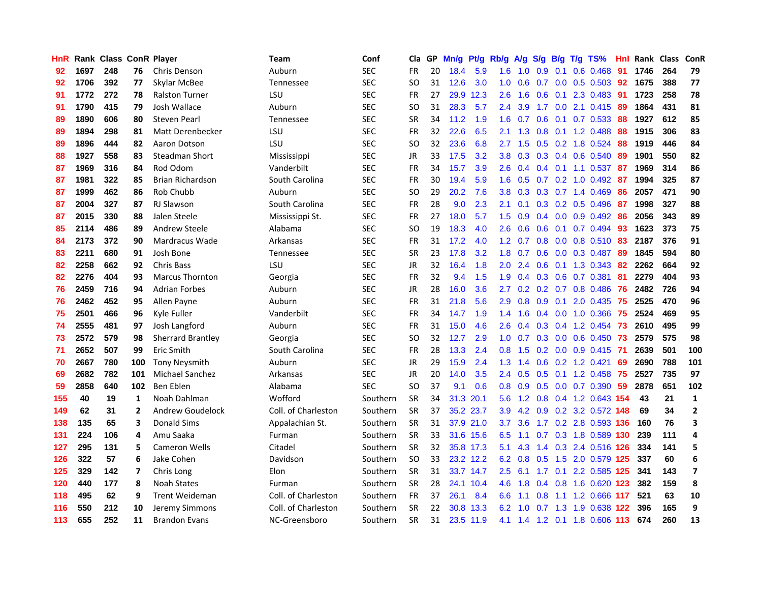| HnR | Rank | Class | ConR | Player | Team | Conf | Cla | GP | Mn/g | Pt/g | Rb/g | A/g | S/g | B/g | T/g | TS% | HnI | Rank | Class | ConR |
|---|---|---|---|---|---|---|---|---|---|---|---|---|---|---|---|---|---|---|---|---|
| 92 | 1697 | 248 | 76 | Chris Denson | Auburn | SEC | FR | 20 | 18.4 | 5.9 | 1.6 | 1.0 | 0.9 | 0.1 | 0.6 | 0.468 | 91 | 1746 | 264 | 79 |
| 92 | 1706 | 392 | 77 | Skylar McBee | Tennessee | SEC | SO | 31 | 12.6 | 3.0 | 1.0 | 0.6 | 0.7 | 0.0 | 0.5 | 0.503 | 92 | 1675 | 388 | 77 |
| 91 | 1772 | 272 | 78 | Ralston Turner | LSU | SEC | FR | 27 | 29.9 | 12.3 | 2.6 | 1.6 | 0.6 | 0.1 | 2.3 | 0.483 | 91 | 1723 | 258 | 78 |
| 91 | 1790 | 415 | 79 | Josh Wallace | Auburn | SEC | SO | 31 | 28.3 | 5.7 | 2.4 | 3.9 | 1.7 | 0.0 | 2.1 | 0.415 | 89 | 1864 | 431 | 81 |
| 89 | 1890 | 606 | 80 | Steven Pearl | Tennessee | SEC | SR | 34 | 11.2 | 1.9 | 1.6 | 0.7 | 0.6 | 0.1 | 0.7 | 0.533 | 88 | 1927 | 612 | 85 |
| 89 | 1894 | 298 | 81 | Matt Derenbecker | LSU | SEC | FR | 32 | 22.6 | 6.5 | 2.1 | 1.3 | 0.8 | 0.1 | 1.2 | 0.488 | 88 | 1915 | 306 | 83 |
| 89 | 1896 | 444 | 82 | Aaron Dotson | LSU | SEC | SO | 32 | 23.6 | 6.8 | 2.7 | 1.5 | 0.5 | 0.2 | 1.8 | 0.524 | 88 | 1919 | 446 | 84 |
| 88 | 1927 | 558 | 83 | Steadman Short | Mississippi | SEC | JR | 33 | 17.5 | 3.2 | 3.8 | 0.3 | 0.3 | 0.4 | 0.6 | 0.540 | 89 | 1901 | 550 | 82 |
| 87 | 1969 | 316 | 84 | Rod Odom | Vanderbilt | SEC | FR | 34 | 15.7 | 3.9 | 2.6 | 0.4 | 0.4 | 0.1 | 1.1 | 0.537 | 87 | 1969 | 314 | 86 |
| 87 | 1981 | 322 | 85 | Brian Richardson | South Carolina | SEC | FR | 30 | 19.4 | 5.9 | 1.6 | 0.5 | 0.7 | 0.2 | 1.0 | 0.492 | 87 | 1994 | 325 | 87 |
| 87 | 1999 | 462 | 86 | Rob Chubb | Auburn | SEC | SO | 29 | 20.2 | 7.6 | 3.8 | 0.3 | 0.3 | 0.7 | 1.4 | 0.469 | 86 | 2057 | 471 | 90 |
| 87 | 2004 | 327 | 87 | RJ Slawson | South Carolina | SEC | FR | 28 | 9.0 | 2.3 | 2.1 | 0.1 | 0.3 | 0.2 | 0.5 | 0.496 | 87 | 1998 | 327 | 88 |
| 87 | 2015 | 330 | 88 | Jalen Steele | Mississippi St. | SEC | FR | 27 | 18.0 | 5.7 | 1.5 | 0.9 | 0.4 | 0.0 | 0.9 | 0.492 | 86 | 2056 | 343 | 89 |
| 85 | 2114 | 486 | 89 | Andrew Steele | Alabama | SEC | SO | 19 | 18.3 | 4.0 | 2.6 | 0.6 | 0.6 | 0.1 | 0.7 | 0.494 | 93 | 1623 | 373 | 75 |
| 84 | 2173 | 372 | 90 | Mardracus Wade | Arkansas | SEC | FR | 31 | 17.2 | 4.0 | 1.2 | 0.7 | 0.8 | 0.0 | 0.8 | 0.510 | 83 | 2187 | 376 | 91 |
| 83 | 2211 | 680 | 91 | Josh Bone | Tennessee | SEC | SR | 23 | 17.8 | 3.2 | 1.8 | 0.7 | 0.6 | 0.0 | 0.3 | 0.487 | 89 | 1845 | 594 | 80 |
| 82 | 2258 | 662 | 92 | Chris Bass | LSU | SEC | JR | 32 | 16.4 | 1.8 | 2.0 | 2.4 | 0.6 | 0.1 | 1.3 | 0.343 | 82 | 2262 | 664 | 92 |
| 82 | 2276 | 404 | 93 | Marcus Thornton | Georgia | SEC | FR | 32 | 9.4 | 1.5 | 1.9 | 0.4 | 0.3 | 0.6 | 0.7 | 0.381 | 81 | 2279 | 404 | 93 |
| 76 | 2459 | 716 | 94 | Adrian Forbes | Auburn | SEC | JR | 28 | 16.0 | 3.6 | 2.7 | 0.2 | 0.2 | 0.7 | 0.8 | 0.486 | 76 | 2482 | 726 | 94 |
| 76 | 2462 | 452 | 95 | Allen Payne | Auburn | SEC | FR | 31 | 21.8 | 5.6 | 2.9 | 0.8 | 0.9 | 0.1 | 2.0 | 0.435 | 75 | 2525 | 470 | 96 |
| 75 | 2501 | 466 | 96 | Kyle Fuller | Vanderbilt | SEC | FR | 34 | 14.7 | 1.9 | 1.4 | 1.6 | 0.4 | 0.0 | 1.0 | 0.366 | 75 | 2524 | 469 | 95 |
| 74 | 2555 | 481 | 97 | Josh Langford | Auburn | SEC | FR | 31 | 15.0 | 4.6 | 2.6 | 0.4 | 0.3 | 0.4 | 1.2 | 0.454 | 73 | 2610 | 495 | 99 |
| 73 | 2572 | 579 | 98 | Sherrard Brantley | Georgia | SEC | SO | 32 | 12.7 | 2.9 | 1.0 | 0.7 | 0.3 | 0.0 | 0.6 | 0.450 | 73 | 2579 | 575 | 98 |
| 71 | 2652 | 507 | 99 | Eric Smith | South Carolina | SEC | FR | 28 | 13.3 | 2.4 | 0.8 | 1.5 | 0.2 | 0.0 | 0.9 | 0.415 | 71 | 2639 | 501 | 100 |
| 70 | 2667 | 780 | 100 | Tony Neysmith | Auburn | SEC | JR | 29 | 15.9 | 2.4 | 1.3 | 1.4 | 0.6 | 0.2 | 1.2 | 0.421 | 69 | 2690 | 788 | 101 |
| 69 | 2682 | 782 | 101 | Michael Sanchez | Arkansas | SEC | JR | 20 | 14.0 | 3.5 | 2.4 | 0.5 | 0.5 | 0.1 | 1.2 | 0.458 | 75 | 2527 | 735 | 97 |
| 59 | 2858 | 640 | 102 | Ben Eblen | Alabama | SEC | SO | 37 | 9.1 | 0.6 | 0.8 | 0.9 | 0.5 | 0.0 | 0.7 | 0.390 | 59 | 2878 | 651 | 102 |
| 155 | 40 | 19 | 1 | Noah Dahlman | Wofford | Southern | SR | 34 | 31.3 | 20.1 | 5.6 | 1.2 | 0.8 | 0.4 | 1.2 | 0.643 | 154 | 43 | 21 | 1 |
| 149 | 62 | 31 | 2 | Andrew Goudelock | Coll. of Charleston | Southern | SR | 37 | 35.2 | 23.7 | 3.9 | 4.2 | 0.9 | 0.2 | 3.2 | 0.572 | 148 | 69 | 34 | 2 |
| 138 | 135 | 65 | 3 | Donald Sims | Appalachian St. | Southern | SR | 31 | 37.9 | 21.0 | 3.7 | 3.6 | 1.7 | 0.2 | 2.8 | 0.593 | 136 | 160 | 76 | 3 |
| 131 | 224 | 106 | 4 | Amu Saaka | Furman | Southern | SR | 33 | 31.6 | 15.6 | 6.5 | 1.1 | 0.7 | 0.3 | 1.8 | 0.589 | 130 | 239 | 111 | 4 |
| 127 | 295 | 131 | 5 | Cameron Wells | Citadel | Southern | SR | 32 | 35.8 | 17.3 | 5.1 | 4.3 | 1.4 | 0.3 | 2.4 | 0.516 | 126 | 334 | 141 | 5 |
| 126 | 322 | 57 | 6 | Jake Cohen | Davidson | Southern | SO | 33 | 23.2 | 12.2 | 6.2 | 0.8 | 0.5 | 1.5 | 2.0 | 0.579 | 125 | 337 | 60 | 6 |
| 125 | 329 | 142 | 7 | Chris Long | Elon | Southern | SR | 31 | 33.7 | 14.7 | 2.5 | 6.1 | 1.7 | 0.1 | 2.2 | 0.585 | 125 | 341 | 143 | 7 |
| 120 | 440 | 177 | 8 | Noah States | Furman | Southern | SR | 28 | 24.1 | 10.4 | 4.6 | 1.8 | 0.4 | 0.8 | 1.6 | 0.620 | 123 | 382 | 159 | 8 |
| 118 | 495 | 62 | 9 | Trent Weideman | Coll. of Charleston | Southern | FR | 37 | 26.1 | 8.4 | 6.6 | 1.1 | 0.8 | 1.1 | 1.2 | 0.666 | 117 | 521 | 63 | 10 |
| 116 | 550 | 212 | 10 | Jeremy Simmons | Coll. of Charleston | Southern | SR | 22 | 30.8 | 13.3 | 6.2 | 1.0 | 0.7 | 1.3 | 1.9 | 0.638 | 122 | 396 | 165 | 9 |
| 113 | 655 | 252 | 11 | Brandon Evans | NC-Greensboro | Southern | SR | 31 | 23.5 | 11.9 | 4.1 | 1.4 | 1.2 | 0.1 | 1.8 | 0.606 | 113 | 674 | 260 | 13 |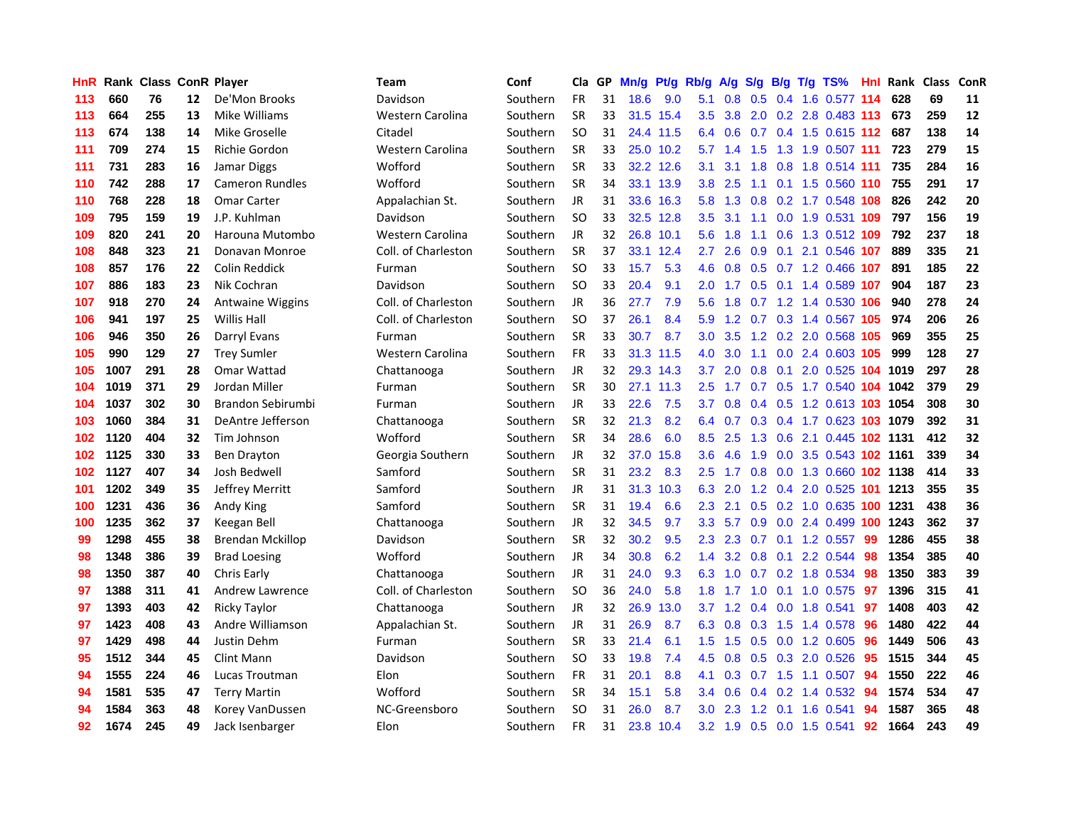| HnR | Rank | Class | ConR | Player | Team | Conf | Cla | GP | Mn/g | Pt/g | Rb/g | A/g | S/g | B/g | T/g | TS% | HnI | Rank | Class | ConR |
|---|---|---|---|---|---|---|---|---|---|---|---|---|---|---|---|---|---|---|---|---|
| 113 | 660 | 76 | 12 | De'Mon Brooks | Davidson | Southern | FR | 31 | 18.6 | 9.0 | 5.1 | 0.8 | 0.5 | 0.4 | 1.6 | 0.577 | 114 | 628 | 69 | 11 |
| 113 | 664 | 255 | 13 | Mike Williams | Western Carolina | Southern | SR | 33 | 31.5 | 15.4 | 3.5 | 3.8 | 2.0 | 0.2 | 2.8 | 0.483 | 113 | 673 | 259 | 12 |
| 113 | 674 | 138 | 14 | Mike Groselle | Citadel | Southern | SO | 31 | 24.4 | 11.5 | 6.4 | 0.6 | 0.7 | 0.4 | 1.5 | 0.615 | 112 | 687 | 138 | 14 |
| 111 | 709 | 274 | 15 | Richie Gordon | Western Carolina | Southern | SR | 33 | 25.0 | 10.2 | 5.7 | 1.4 | 1.5 | 1.3 | 1.9 | 0.507 | 111 | 723 | 279 | 15 |
| 111 | 731 | 283 | 16 | Jamar Diggs | Wofford | Southern | SR | 33 | 32.2 | 12.6 | 3.1 | 3.1 | 1.8 | 0.8 | 1.8 | 0.514 | 111 | 735 | 284 | 16 |
| 110 | 742 | 288 | 17 | Cameron Rundles | Wofford | Southern | SR | 34 | 33.1 | 13.9 | 3.8 | 2.5 | 1.1 | 0.1 | 1.5 | 0.560 | 110 | 755 | 291 | 17 |
| 110 | 768 | 228 | 18 | Omar Carter | Appalachian St. | Southern | JR | 31 | 33.6 | 16.3 | 5.8 | 1.3 | 0.8 | 0.2 | 1.7 | 0.548 | 108 | 826 | 242 | 20 |
| 109 | 795 | 159 | 19 | J.P. Kuhlman | Davidson | Southern | SO | 33 | 32.5 | 12.8 | 3.5 | 3.1 | 1.1 | 0.0 | 1.9 | 0.531 | 109 | 797 | 156 | 19 |
| 109 | 820 | 241 | 20 | Harouna Mutombo | Western Carolina | Southern | JR | 32 | 26.8 | 10.1 | 5.6 | 1.8 | 1.1 | 0.6 | 1.3 | 0.512 | 109 | 792 | 237 | 18 |
| 108 | 848 | 323 | 21 | Donavan Monroe | Coll. of Charleston | Southern | SR | 37 | 33.1 | 12.4 | 2.7 | 2.6 | 0.9 | 0.1 | 2.1 | 0.546 | 107 | 889 | 335 | 21 |
| 108 | 857 | 176 | 22 | Colin Reddick | Furman | Southern | SO | 33 | 15.7 | 5.3 | 4.6 | 0.8 | 0.5 | 0.7 | 1.2 | 0.466 | 107 | 891 | 185 | 22 |
| 107 | 886 | 183 | 23 | Nik Cochran | Davidson | Southern | SO | 33 | 20.4 | 9.1 | 2.0 | 1.7 | 0.5 | 0.1 | 1.4 | 0.589 | 107 | 904 | 187 | 23 |
| 107 | 918 | 270 | 24 | Antwaine Wiggins | Coll. of Charleston | Southern | JR | 36 | 27.7 | 7.9 | 5.6 | 1.8 | 0.7 | 1.2 | 1.4 | 0.530 | 106 | 940 | 278 | 24 |
| 106 | 941 | 197 | 25 | Willis Hall | Coll. of Charleston | Southern | SO | 37 | 26.1 | 8.4 | 5.9 | 1.2 | 0.7 | 0.3 | 1.4 | 0.567 | 105 | 974 | 206 | 26 |
| 106 | 946 | 350 | 26 | Darryl Evans | Furman | Southern | SR | 33 | 30.7 | 8.7 | 3.0 | 3.5 | 1.2 | 0.2 | 2.0 | 0.568 | 105 | 969 | 355 | 25 |
| 105 | 990 | 129 | 27 | Trey Sumler | Western Carolina | Southern | FR | 33 | 31.3 | 11.5 | 4.0 | 3.0 | 1.1 | 0.0 | 2.4 | 0.603 | 105 | 999 | 128 | 27 |
| 105 | 1007 | 291 | 28 | Omar Wattad | Chattanooga | Southern | JR | 32 | 29.3 | 14.3 | 3.7 | 2.0 | 0.8 | 0.1 | 2.0 | 0.525 | 104 | 1019 | 297 | 28 |
| 104 | 1019 | 371 | 29 | Jordan Miller | Furman | Southern | SR | 30 | 27.1 | 11.3 | 2.5 | 1.7 | 0.7 | 0.5 | 1.7 | 0.540 | 104 | 1042 | 379 | 29 |
| 104 | 1037 | 302 | 30 | Brandon Sebirumbi | Furman | Southern | JR | 33 | 22.6 | 7.5 | 3.7 | 0.8 | 0.4 | 0.5 | 1.2 | 0.613 | 103 | 1054 | 308 | 30 |
| 103 | 1060 | 384 | 31 | DeAntre Jefferson | Chattanooga | Southern | SR | 32 | 21.3 | 8.2 | 6.4 | 0.7 | 0.3 | 0.4 | 1.7 | 0.623 | 103 | 1079 | 392 | 31 |
| 102 | 1120 | 404 | 32 | Tim Johnson | Wofford | Southern | SR | 34 | 28.6 | 6.0 | 8.5 | 2.5 | 1.3 | 0.6 | 2.1 | 0.445 | 102 | 1131 | 412 | 32 |
| 102 | 1125 | 330 | 33 | Ben Drayton | Georgia Southern | Southern | JR | 32 | 37.0 | 15.8 | 3.6 | 4.6 | 1.9 | 0.0 | 3.5 | 0.543 | 102 | 1161 | 339 | 34 |
| 102 | 1127 | 407 | 34 | Josh Bedwell | Samford | Southern | SR | 31 | 23.2 | 8.3 | 2.5 | 1.7 | 0.8 | 0.0 | 1.3 | 0.660 | 102 | 1138 | 414 | 33 |
| 101 | 1202 | 349 | 35 | Jeffrey Merritt | Samford | Southern | JR | 31 | 31.3 | 10.3 | 6.3 | 2.0 | 1.2 | 0.4 | 2.0 | 0.525 | 101 | 1213 | 355 | 35 |
| 100 | 1231 | 436 | 36 | Andy King | Samford | Southern | SR | 31 | 19.4 | 6.6 | 2.3 | 2.1 | 0.5 | 0.2 | 1.0 | 0.635 | 100 | 1231 | 438 | 36 |
| 100 | 1235 | 362 | 37 | Keegan Bell | Chattanooga | Southern | JR | 32 | 34.5 | 9.7 | 3.3 | 5.7 | 0.9 | 0.0 | 2.4 | 0.499 | 100 | 1243 | 362 | 37 |
| 99 | 1298 | 455 | 38 | Brendan Mckillop | Davidson | Southern | SR | 32 | 30.2 | 9.5 | 2.3 | 2.3 | 0.7 | 0.1 | 1.2 | 0.557 | 99 | 1286 | 455 | 38 |
| 98 | 1348 | 386 | 39 | Brad Loesing | Wofford | Southern | JR | 34 | 30.8 | 6.2 | 1.4 | 3.2 | 0.8 | 0.1 | 2.2 | 0.544 | 98 | 1354 | 385 | 40 |
| 98 | 1350 | 387 | 40 | Chris Early | Chattanooga | Southern | JR | 31 | 24.0 | 9.3 | 6.3 | 1.0 | 0.7 | 0.2 | 1.8 | 0.534 | 98 | 1350 | 383 | 39 |
| 97 | 1388 | 311 | 41 | Andrew Lawrence | Coll. of Charleston | Southern | SO | 36 | 24.0 | 5.8 | 1.8 | 1.7 | 1.0 | 0.1 | 1.0 | 0.575 | 97 | 1396 | 315 | 41 |
| 97 | 1393 | 403 | 42 | Ricky Taylor | Chattanooga | Southern | JR | 32 | 26.9 | 13.0 | 3.7 | 1.2 | 0.4 | 0.0 | 1.8 | 0.541 | 97 | 1408 | 403 | 42 |
| 97 | 1423 | 408 | 43 | Andre Williamson | Appalachian St. | Southern | JR | 31 | 26.9 | 8.7 | 6.3 | 0.8 | 0.3 | 1.5 | 1.4 | 0.578 | 96 | 1480 | 422 | 44 |
| 97 | 1429 | 498 | 44 | Justin Dehm | Furman | Southern | SR | 33 | 21.4 | 6.1 | 1.5 | 1.5 | 0.5 | 0.0 | 1.2 | 0.605 | 96 | 1449 | 506 | 43 |
| 95 | 1512 | 344 | 45 | Clint Mann | Davidson | Southern | SO | 33 | 19.8 | 7.4 | 4.5 | 0.8 | 0.5 | 0.3 | 2.0 | 0.526 | 95 | 1515 | 344 | 45 |
| 94 | 1555 | 224 | 46 | Lucas Troutman | Elon | Southern | FR | 31 | 20.1 | 8.8 | 4.1 | 0.3 | 0.7 | 1.5 | 1.1 | 0.507 | 94 | 1550 | 222 | 46 |
| 94 | 1581 | 535 | 47 | Terry Martin | Wofford | Southern | SR | 34 | 15.1 | 5.8 | 3.4 | 0.6 | 0.4 | 0.2 | 1.4 | 0.532 | 94 | 1574 | 534 | 47 |
| 94 | 1584 | 363 | 48 | Korey VanDussen | NC-Greensboro | Southern | SO | 31 | 26.0 | 8.7 | 3.0 | 2.3 | 1.2 | 0.1 | 1.6 | 0.541 | 94 | 1587 | 365 | 48 |
| 92 | 1674 | 245 | 49 | Jack Isenbarger | Elon | Southern | FR | 31 | 23.8 | 10.4 | 3.2 | 1.9 | 0.5 | 0.0 | 1.5 | 0.541 | 92 | 1664 | 243 | 49 |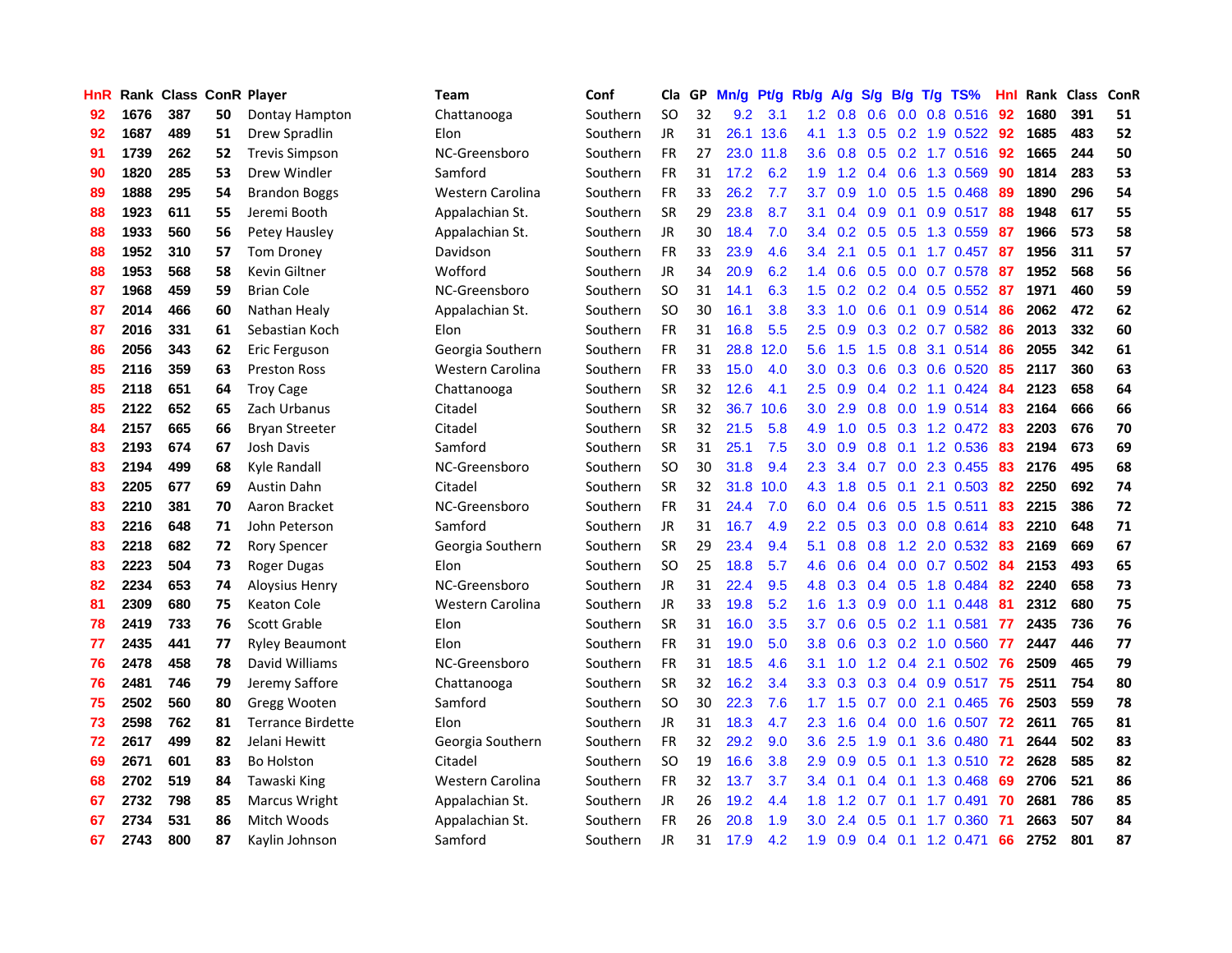| HnR | Rank | Class | ConR | Player | Team | Conf | Cla | GP | Mn/g | Pt/g | Rb/g | A/g | S/g | B/g | T/g | TS% | HnI | Rank | Class | ConR |
|---|---|---|---|---|---|---|---|---|---|---|---|---|---|---|---|---|---|---|---|---|
| 92 | 1676 | 387 | 50 | Dontay Hampton | Chattanooga | Southern | SO | 32 | 9.2 | 3.1 | 1.2 | 0.8 | 0.6 | 0.0 | 0.8 | 0.516 | 92 | 1680 | 391 | 51 |
| 92 | 1687 | 489 | 51 | Drew Spradlin | Elon | Southern | JR | 31 | 26.1 | 13.6 | 4.1 | 1.3 | 0.5 | 0.2 | 1.9 | 0.522 | 92 | 1685 | 483 | 52 |
| 91 | 1739 | 262 | 52 | Trevis Simpson | NC-Greensboro | Southern | FR | 27 | 23.0 | 11.8 | 3.6 | 0.8 | 0.5 | 0.2 | 1.7 | 0.516 | 92 | 1665 | 244 | 50 |
| 90 | 1820 | 285 | 53 | Drew Windler | Samford | Southern | FR | 31 | 17.2 | 6.2 | 1.9 | 1.2 | 0.4 | 0.6 | 1.3 | 0.569 | 90 | 1814 | 283 | 53 |
| 89 | 1888 | 295 | 54 | Brandon Boggs | Western Carolina | Southern | FR | 33 | 26.2 | 7.7 | 3.7 | 0.9 | 1.0 | 0.5 | 1.5 | 0.468 | 89 | 1890 | 296 | 54 |
| 88 | 1923 | 611 | 55 | Jeremi Booth | Appalachian St. | Southern | SR | 29 | 23.8 | 8.7 | 3.1 | 0.4 | 0.9 | 0.1 | 0.9 | 0.517 | 88 | 1948 | 617 | 55 |
| 88 | 1933 | 560 | 56 | Petey Hausley | Appalachian St. | Southern | JR | 30 | 18.4 | 7.0 | 3.4 | 0.2 | 0.5 | 0.5 | 1.3 | 0.559 | 87 | 1966 | 573 | 58 |
| 88 | 1952 | 310 | 57 | Tom Droney | Davidson | Southern | FR | 33 | 23.9 | 4.6 | 3.4 | 2.1 | 0.5 | 0.1 | 1.7 | 0.457 | 87 | 1956 | 311 | 57 |
| 88 | 1953 | 568 | 58 | Kevin Giltner | Wofford | Southern | JR | 34 | 20.9 | 6.2 | 1.4 | 0.6 | 0.5 | 0.0 | 0.7 | 0.578 | 87 | 1952 | 568 | 56 |
| 87 | 1968 | 459 | 59 | Brian Cole | NC-Greensboro | Southern | SO | 31 | 14.1 | 6.3 | 1.5 | 0.2 | 0.2 | 0.4 | 0.5 | 0.552 | 87 | 1971 | 460 | 59 |
| 87 | 2014 | 466 | 60 | Nathan Healy | Appalachian St. | Southern | SO | 30 | 16.1 | 3.8 | 3.3 | 1.0 | 0.6 | 0.1 | 0.9 | 0.514 | 86 | 2062 | 472 | 62 |
| 87 | 2016 | 331 | 61 | Sebastian Koch | Elon | Southern | FR | 31 | 16.8 | 5.5 | 2.5 | 0.9 | 0.3 | 0.2 | 0.7 | 0.582 | 86 | 2013 | 332 | 60 |
| 86 | 2056 | 343 | 62 | Eric Ferguson | Georgia Southern | Southern | FR | 31 | 28.8 | 12.0 | 5.6 | 1.5 | 1.5 | 0.8 | 3.1 | 0.514 | 86 | 2055 | 342 | 61 |
| 85 | 2116 | 359 | 63 | Preston Ross | Western Carolina | Southern | FR | 33 | 15.0 | 4.0 | 3.0 | 0.3 | 0.6 | 0.3 | 0.6 | 0.520 | 85 | 2117 | 360 | 63 |
| 85 | 2118 | 651 | 64 | Troy Cage | Chattanooga | Southern | SR | 32 | 12.6 | 4.1 | 2.5 | 0.9 | 0.4 | 0.2 | 1.1 | 0.424 | 84 | 2123 | 658 | 64 |
| 85 | 2122 | 652 | 65 | Zach Urbanus | Citadel | Southern | SR | 32 | 36.7 | 10.6 | 3.0 | 2.9 | 0.8 | 0.0 | 1.9 | 0.514 | 83 | 2164 | 666 | 66 |
| 84 | 2157 | 665 | 66 | Bryan Streeter | Citadel | Southern | SR | 32 | 21.5 | 5.8 | 4.9 | 1.0 | 0.5 | 0.3 | 1.2 | 0.472 | 83 | 2203 | 676 | 70 |
| 83 | 2193 | 674 | 67 | Josh Davis | Samford | Southern | SR | 31 | 25.1 | 7.5 | 3.0 | 0.9 | 0.8 | 0.1 | 1.2 | 0.536 | 83 | 2194 | 673 | 69 |
| 83 | 2194 | 499 | 68 | Kyle Randall | NC-Greensboro | Southern | SO | 30 | 31.8 | 9.4 | 2.3 | 3.4 | 0.7 | 0.0 | 2.3 | 0.455 | 83 | 2176 | 495 | 68 |
| 83 | 2205 | 677 | 69 | Austin Dahn | Citadel | Southern | SR | 32 | 31.8 | 10.0 | 4.3 | 1.8 | 0.5 | 0.1 | 2.1 | 0.503 | 82 | 2250 | 692 | 74 |
| 83 | 2210 | 381 | 70 | Aaron Bracket | NC-Greensboro | Southern | FR | 31 | 24.4 | 7.0 | 6.0 | 0.4 | 0.6 | 0.5 | 1.5 | 0.511 | 83 | 2215 | 386 | 72 |
| 83 | 2216 | 648 | 71 | John Peterson | Samford | Southern | JR | 31 | 16.7 | 4.9 | 2.2 | 0.5 | 0.3 | 0.0 | 0.8 | 0.614 | 83 | 2210 | 648 | 71 |
| 83 | 2218 | 682 | 72 | Rory Spencer | Georgia Southern | Southern | SR | 29 | 23.4 | 9.4 | 5.1 | 0.8 | 0.8 | 1.2 | 2.0 | 0.532 | 83 | 2169 | 669 | 67 |
| 83 | 2223 | 504 | 73 | Roger Dugas | Elon | Southern | SO | 25 | 18.8 | 5.7 | 4.6 | 0.6 | 0.4 | 0.0 | 0.7 | 0.502 | 84 | 2153 | 493 | 65 |
| 82 | 2234 | 653 | 74 | Aloysius Henry | NC-Greensboro | Southern | JR | 31 | 22.4 | 9.5 | 4.8 | 0.3 | 0.4 | 0.5 | 1.8 | 0.484 | 82 | 2240 | 658 | 73 |
| 81 | 2309 | 680 | 75 | Keaton Cole | Western Carolina | Southern | JR | 33 | 19.8 | 5.2 | 1.6 | 1.3 | 0.9 | 0.0 | 1.1 | 0.448 | 81 | 2312 | 680 | 75 |
| 78 | 2419 | 733 | 76 | Scott Grable | Elon | Southern | SR | 31 | 16.0 | 3.5 | 3.7 | 0.6 | 0.5 | 0.2 | 1.1 | 0.581 | 77 | 2435 | 736 | 76 |
| 77 | 2435 | 441 | 77 | Ryley Beaumont | Elon | Southern | FR | 31 | 19.0 | 5.0 | 3.8 | 0.6 | 0.3 | 0.2 | 1.0 | 0.560 | 77 | 2447 | 446 | 77 |
| 76 | 2478 | 458 | 78 | David Williams | NC-Greensboro | Southern | FR | 31 | 18.5 | 4.6 | 3.1 | 1.0 | 1.2 | 0.4 | 2.1 | 0.502 | 76 | 2509 | 465 | 79 |
| 76 | 2481 | 746 | 79 | Jeremy Saffore | Chattanooga | Southern | SR | 32 | 16.2 | 3.4 | 3.3 | 0.3 | 0.3 | 0.4 | 0.9 | 0.517 | 75 | 2511 | 754 | 80 |
| 75 | 2502 | 560 | 80 | Gregg Wooten | Samford | Southern | SO | 30 | 22.3 | 7.6 | 1.7 | 1.5 | 0.7 | 0.0 | 2.1 | 0.465 | 76 | 2503 | 559 | 78 |
| 73 | 2598 | 762 | 81 | Terrance Birdette | Elon | Southern | JR | 31 | 18.3 | 4.7 | 2.3 | 1.6 | 0.4 | 0.0 | 1.6 | 0.507 | 72 | 2611 | 765 | 81 |
| 72 | 2617 | 499 | 82 | Jelani Hewitt | Georgia Southern | Southern | FR | 32 | 29.2 | 9.0 | 3.6 | 2.5 | 1.9 | 0.1 | 3.6 | 0.480 | 71 | 2644 | 502 | 83 |
| 69 | 2671 | 601 | 83 | Bo Holston | Citadel | Southern | SO | 19 | 16.6 | 3.8 | 2.9 | 0.9 | 0.5 | 0.1 | 1.3 | 0.510 | 72 | 2628 | 585 | 82 |
| 68 | 2702 | 519 | 84 | Tawaski King | Western Carolina | Southern | FR | 32 | 13.7 | 3.7 | 3.4 | 0.1 | 0.4 | 0.1 | 1.3 | 0.468 | 69 | 2706 | 521 | 86 |
| 67 | 2732 | 798 | 85 | Marcus Wright | Appalachian St. | Southern | JR | 26 | 19.2 | 4.4 | 1.8 | 1.2 | 0.7 | 0.1 | 1.7 | 0.491 | 70 | 2681 | 786 | 85 |
| 67 | 2734 | 531 | 86 | Mitch Woods | Appalachian St. | Southern | FR | 26 | 20.8 | 1.9 | 3.0 | 2.4 | 0.5 | 0.1 | 1.7 | 0.360 | 71 | 2663 | 507 | 84 |
| 67 | 2743 | 800 | 87 | Kaylin Johnson | Samford | Southern | JR | 31 | 17.9 | 4.2 | 1.9 | 0.9 | 0.4 | 0.1 | 1.2 | 0.471 | 66 | 2752 | 801 | 87 |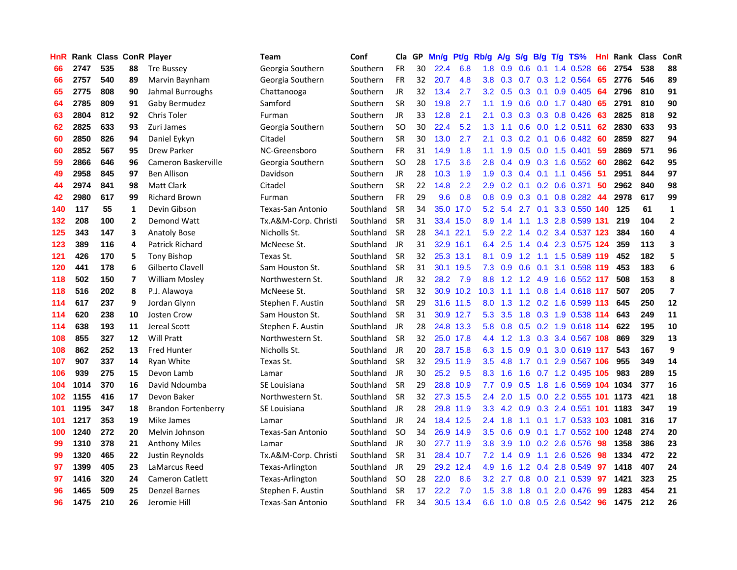| HnR | Rank | Class | ConR | Player | Team | Conf | Cla | GP | Mn/g | Pt/g | Rb/g | A/g | S/g | B/g | T/g | TS% | HnI | Rank | Class | ConR |
|---|---|---|---|---|---|---|---|---|---|---|---|---|---|---|---|---|---|---|---|---|
| 66 | 2747 | 535 | 88 | Tre Bussey | Georgia Southern | Southern | FR | 30 | 22.4 | 6.8 | 1.8 | 0.9 | 0.6 | 0.1 | 1.4 | 0.528 | 66 | 2754 | 538 | 88 |
| 66 | 2757 | 540 | 89 | Marvin Baynham | Georgia Southern | Southern | FR | 32 | 20.7 | 4.8 | 3.8 | 0.3 | 0.7 | 0.3 | 1.2 | 0.564 | 65 | 2776 | 546 | 89 |
| 65 | 2775 | 808 | 90 | Jahmal Burroughs | Chattanooga | Southern | JR | 32 | 13.4 | 2.7 | 3.2 | 0.5 | 0.3 | 0.1 | 0.9 | 0.405 | 64 | 2796 | 810 | 91 |
| 64 | 2785 | 809 | 91 | Gaby Bermudez | Samford | Southern | SR | 30 | 19.8 | 2.7 | 1.1 | 1.9 | 0.6 | 0.0 | 1.7 | 0.480 | 65 | 2791 | 810 | 90 |
| 63 | 2804 | 812 | 92 | Chris Toler | Furman | Southern | JR | 33 | 12.8 | 2.1 | 2.1 | 0.3 | 0.3 | 0.3 | 0.8 | 0.426 | 63 | 2825 | 818 | 92 |
| 62 | 2825 | 633 | 93 | Zuri James | Georgia Southern | Southern | SO | 30 | 22.4 | 5.2 | 1.3 | 1.1 | 0.6 | 0.0 | 1.2 | 0.511 | 62 | 2830 | 633 | 93 |
| 60 | 2850 | 826 | 94 | Daniel Eykyn | Citadel | Southern | SR | 30 | 13.0 | 2.7 | 2.1 | 0.3 | 0.2 | 0.1 | 0.6 | 0.482 | 60 | 2859 | 827 | 94 |
| 60 | 2852 | 567 | 95 | Drew Parker | NC-Greensboro | Southern | FR | 31 | 14.9 | 1.8 | 1.1 | 1.9 | 0.5 | 0.0 | 1.5 | 0.401 | 59 | 2869 | 571 | 96 |
| 59 | 2866 | 646 | 96 | Cameron Baskerville | Georgia Southern | Southern | SO | 28 | 17.5 | 3.6 | 2.8 | 0.4 | 0.9 | 0.3 | 1.6 | 0.552 | 60 | 2862 | 642 | 95 |
| 49 | 2958 | 845 | 97 | Ben Allison | Davidson | Southern | JR | 28 | 10.3 | 1.9 | 1.9 | 0.3 | 0.4 | 0.1 | 1.1 | 0.456 | 51 | 2951 | 844 | 97 |
| 44 | 2974 | 841 | 98 | Matt Clark | Citadel | Southern | SR | 22 | 14.8 | 2.2 | 2.9 | 0.2 | 0.1 | 0.2 | 0.6 | 0.371 | 50 | 2962 | 840 | 98 |
| 42 | 2980 | 617 | 99 | Richard Brown | Furman | Southern | FR | 29 | 9.6 | 0.8 | 0.8 | 0.9 | 0.3 | 0.1 | 0.8 | 0.282 | 44 | 2978 | 617 | 99 |
| 140 | 117 | 55 | 1 | Devin Gibson | Texas-San Antonio | Southland | SR | 34 | 35.0 | 17.0 | 5.2 | 5.4 | 2.7 | 0.1 | 3.3 | 0.550 | 140 | 125 | 61 | 1 |
| 132 | 208 | 100 | 2 | Demond Watt | Tx.A&M-Corp. Christi | Southland | SR | 31 | 33.4 | 15.0 | 8.9 | 1.4 | 1.1 | 1.3 | 2.8 | 0.599 | 131 | 219 | 104 | 2 |
| 125 | 343 | 147 | 3 | Anatoly Bose | Nicholls St. | Southland | SR | 28 | 34.1 | 22.1 | 5.9 | 2.2 | 1.4 | 0.2 | 3.4 | 0.537 | 123 | 384 | 160 | 4 |
| 123 | 389 | 116 | 4 | Patrick Richard | McNeese St. | Southland | JR | 31 | 32.9 | 16.1 | 6.4 | 2.5 | 1.4 | 0.4 | 2.3 | 0.575 | 124 | 359 | 113 | 3 |
| 121 | 426 | 170 | 5 | Tony Bishop | Texas St. | Southland | SR | 32 | 25.3 | 13.1 | 8.1 | 0.9 | 1.2 | 1.1 | 1.5 | 0.589 | 119 | 452 | 182 | 5 |
| 120 | 441 | 178 | 6 | Gilberto Clavell | Sam Houston St. | Southland | SR | 31 | 30.1 | 19.5 | 7.3 | 0.9 | 0.6 | 0.1 | 3.1 | 0.598 | 119 | 453 | 183 | 6 |
| 118 | 502 | 150 | 7 | William Mosley | Northwestern St. | Southland | JR | 32 | 28.2 | 7.9 | 8.8 | 1.2 | 1.2 | 4.9 | 1.6 | 0.552 | 117 | 508 | 153 | 8 |
| 118 | 516 | 202 | 8 | P.J. Alawoya | McNeese St. | Southland | SR | 32 | 30.9 | 10.2 | 10.3 | 1.1 | 1.1 | 0.8 | 1.4 | 0.618 | 117 | 507 | 205 | 7 |
| 114 | 617 | 237 | 9 | Jordan Glynn | Stephen F. Austin | Southland | SR | 29 | 31.6 | 11.5 | 8.0 | 1.3 | 1.2 | 0.2 | 1.6 | 0.599 | 113 | 645 | 250 | 12 |
| 114 | 620 | 238 | 10 | Josten Crow | Sam Houston St. | Southland | SR | 31 | 30.9 | 12.7 | 5.3 | 3.5 | 1.8 | 0.3 | 1.9 | 0.538 | 114 | 643 | 249 | 11 |
| 114 | 638 | 193 | 11 | Jereal Scott | Stephen F. Austin | Southland | JR | 28 | 24.8 | 13.3 | 5.8 | 0.8 | 0.5 | 0.2 | 1.9 | 0.618 | 114 | 622 | 195 | 10 |
| 108 | 855 | 327 | 12 | Will Pratt | Northwestern St. | Southland | SR | 32 | 25.0 | 17.8 | 4.4 | 1.2 | 1.3 | 0.3 | 3.4 | 0.567 | 108 | 869 | 329 | 13 |
| 108 | 862 | 252 | 13 | Fred Hunter | Nicholls St. | Southland | JR | 20 | 28.7 | 15.8 | 6.3 | 1.5 | 0.9 | 0.1 | 3.0 | 0.619 | 117 | 543 | 167 | 9 |
| 107 | 907 | 337 | 14 | Ryan White | Texas St. | Southland | SR | 32 | 29.5 | 11.9 | 3.5 | 4.8 | 1.7 | 0.1 | 2.9 | 0.567 | 106 | 955 | 349 | 14 |
| 106 | 939 | 275 | 15 | Devon Lamb | Lamar | Southland | JR | 30 | 25.2 | 9.5 | 8.3 | 1.6 | 1.6 | 0.7 | 1.2 | 0.495 | 105 | 983 | 289 | 15 |
| 104 | 1014 | 370 | 16 | David Ndoumba | SE Louisiana | Southland | SR | 29 | 28.8 | 10.9 | 7.7 | 0.9 | 0.5 | 1.8 | 1.6 | 0.569 | 104 | 1034 | 377 | 16 |
| 102 | 1155 | 416 | 17 | Devon Baker | Northwestern St. | Southland | SR | 32 | 27.3 | 15.5 | 2.4 | 2.0 | 1.5 | 0.0 | 2.2 | 0.555 | 101 | 1173 | 421 | 18 |
| 101 | 1195 | 347 | 18 | Brandon Fortenberry | SE Louisiana | Southland | JR | 28 | 29.8 | 11.9 | 3.3 | 4.2 | 0.9 | 0.3 | 2.4 | 0.551 | 101 | 1183 | 347 | 19 |
| 101 | 1217 | 353 | 19 | Mike James | Lamar | Southland | JR | 24 | 18.4 | 12.5 | 2.4 | 1.8 | 1.1 | 0.1 | 1.7 | 0.533 | 103 | 1081 | 316 | 17 |
| 100 | 1240 | 272 | 20 | Melvin Johnson | Texas-San Antonio | Southland | SO | 34 | 26.9 | 14.9 | 3.5 | 0.6 | 0.9 | 0.1 | 1.7 | 0.552 | 100 | 1248 | 274 | 20 |
| 99 | 1310 | 378 | 21 | Anthony Miles | Lamar | Southland | JR | 30 | 27.7 | 11.9 | 3.8 | 3.9 | 1.0 | 0.2 | 2.6 | 0.576 | 98 | 1358 | 386 | 23 |
| 99 | 1320 | 465 | 22 | Justin Reynolds | Tx.A&M-Corp. Christi | Southland | SR | 31 | 28.4 | 10.7 | 7.2 | 1.4 | 0.9 | 1.1 | 2.6 | 0.526 | 98 | 1334 | 472 | 22 |
| 97 | 1399 | 405 | 23 | LaMarcus Reed | Texas-Arlington | Southland | JR | 29 | 29.2 | 12.4 | 4.9 | 1.6 | 1.2 | 0.4 | 2.8 | 0.549 | 97 | 1418 | 407 | 24 |
| 97 | 1416 | 320 | 24 | Cameron Catlett | Texas-Arlington | Southland | SO | 28 | 22.0 | 8.6 | 3.2 | 2.7 | 0.8 | 0.0 | 2.1 | 0.539 | 97 | 1421 | 323 | 25 |
| 96 | 1465 | 509 | 25 | Denzel Barnes | Stephen F. Austin | Southland | SR | 17 | 22.2 | 7.0 | 1.5 | 3.8 | 1.8 | 0.1 | 2.0 | 0.476 | 99 | 1283 | 454 | 21 |
| 96 | 1475 | 210 | 26 | Jeromie Hill | Texas-San Antonio | Southland | FR | 34 | 30.5 | 13.4 | 6.6 | 1.0 | 0.8 | 0.5 | 2.6 | 0.542 | 96 | 1475 | 212 | 26 |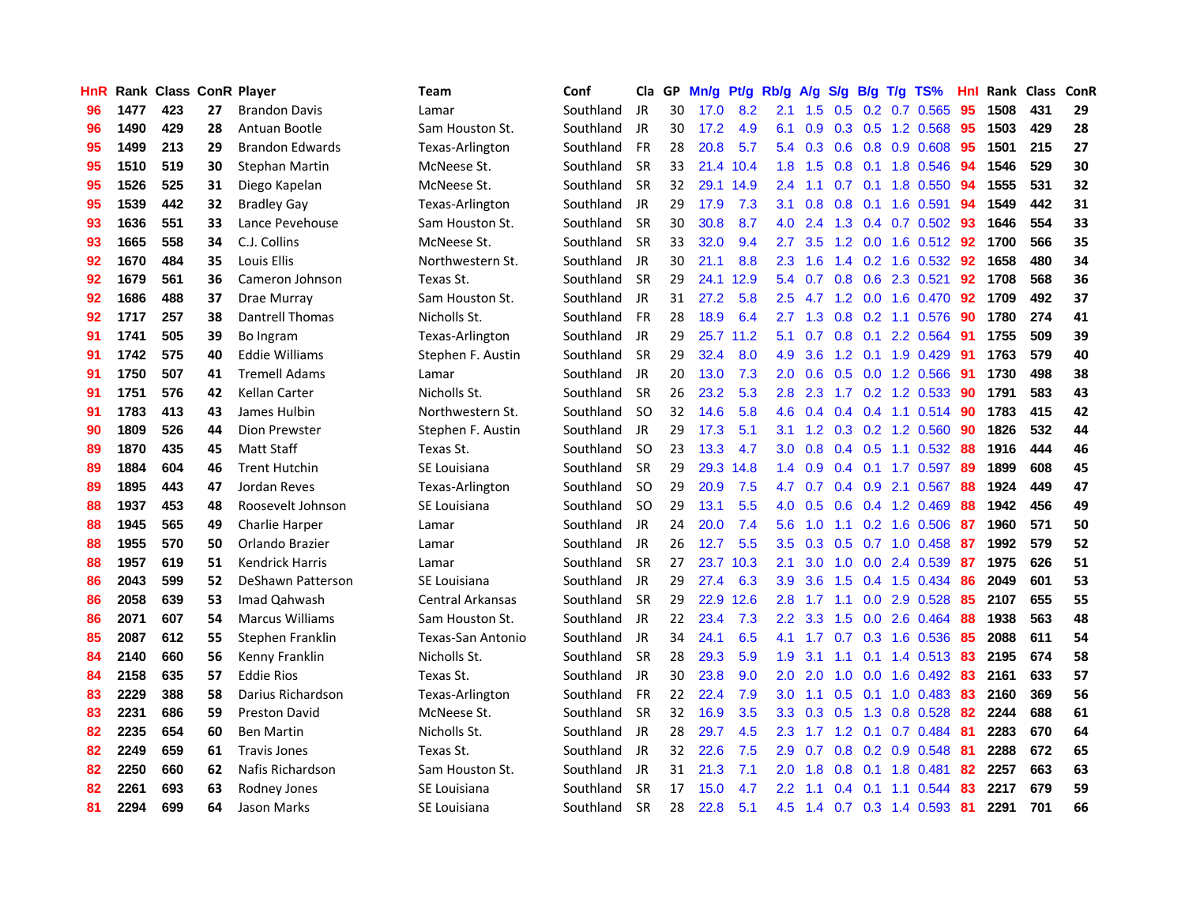| HnR | Rank | Class | ConR | Player | Team | Conf | Cla | GP | Mn/g | Pt/g | Rb/g | A/g | S/g | B/g | T/g | TS% | HnI | Rank | Class | ConR |
|---|---|---|---|---|---|---|---|---|---|---|---|---|---|---|---|---|---|---|---|---|
| 96 | 1477 | 423 | 27 | Brandon Davis | Lamar | Southland | JR | 30 | 17.0 | 8.2 | 2.1 | 1.5 | 0.5 | 0.2 | 0.7 | 0.565 | 95 | 1508 | 431 | 29 |
| 96 | 1490 | 429 | 28 | Antuan Bootle | Sam Houston St. | Southland | JR | 30 | 17.2 | 4.9 | 6.1 | 0.9 | 0.3 | 0.5 | 1.2 | 0.568 | 95 | 1503 | 429 | 28 |
| 95 | 1499 | 213 | 29 | Brandon Edwards | Texas-Arlington | Southland | FR | 28 | 20.8 | 5.7 | 5.4 | 0.3 | 0.6 | 0.8 | 0.9 | 0.608 | 95 | 1501 | 215 | 27 |
| 95 | 1510 | 519 | 30 | Stephan Martin | McNeese St. | Southland | SR | 33 | 21.4 | 10.4 | 1.8 | 1.5 | 0.8 | 0.1 | 1.8 | 0.546 | 94 | 1546 | 529 | 30 |
| 95 | 1526 | 525 | 31 | Diego Kapelan | McNeese St. | Southland | SR | 32 | 29.1 | 14.9 | 2.4 | 1.1 | 0.7 | 0.1 | 1.8 | 0.550 | 94 | 1555 | 531 | 32 |
| 95 | 1539 | 442 | 32 | Bradley Gay | Texas-Arlington | Southland | JR | 29 | 17.9 | 7.3 | 3.1 | 0.8 | 0.8 | 0.1 | 1.6 | 0.591 | 94 | 1549 | 442 | 31 |
| 93 | 1636 | 551 | 33 | Lance Pevehouse | Sam Houston St. | Southland | SR | 30 | 30.8 | 8.7 | 4.0 | 2.4 | 1.3 | 0.4 | 0.7 | 0.502 | 93 | 1646 | 554 | 33 |
| 93 | 1665 | 558 | 34 | C.J. Collins | McNeese St. | Southland | SR | 33 | 32.0 | 9.4 | 2.7 | 3.5 | 1.2 | 0.0 | 1.6 | 0.512 | 92 | 1700 | 566 | 35 |
| 92 | 1670 | 484 | 35 | Louis Ellis | Northwestern St. | Southland | JR | 30 | 21.1 | 8.8 | 2.3 | 1.6 | 1.4 | 0.2 | 1.6 | 0.532 | 92 | 1658 | 480 | 34 |
| 92 | 1679 | 561 | 36 | Cameron Johnson | Texas St. | Southland | SR | 29 | 24.1 | 12.9 | 5.4 | 0.7 | 0.8 | 0.6 | 2.3 | 0.521 | 92 | 1708 | 568 | 36 |
| 92 | 1686 | 488 | 37 | Drae Murray | Sam Houston St. | Southland | JR | 31 | 27.2 | 5.8 | 2.5 | 4.7 | 1.2 | 0.0 | 1.6 | 0.470 | 92 | 1709 | 492 | 37 |
| 92 | 1717 | 257 | 38 | Dantrell Thomas | Nicholls St. | Southland | FR | 28 | 18.9 | 6.4 | 2.7 | 1.3 | 0.8 | 0.2 | 1.1 | 0.576 | 90 | 1780 | 274 | 41 |
| 91 | 1741 | 505 | 39 | Bo Ingram | Texas-Arlington | Southland | JR | 29 | 25.7 | 11.2 | 5.1 | 0.7 | 0.8 | 0.1 | 2.2 | 0.564 | 91 | 1755 | 509 | 39 |
| 91 | 1742 | 575 | 40 | Eddie Williams | Stephen F. Austin | Southland | SR | 29 | 32.4 | 8.0 | 4.9 | 3.6 | 1.2 | 0.1 | 1.9 | 0.429 | 91 | 1763 | 579 | 40 |
| 91 | 1750 | 507 | 41 | Tremell Adams | Lamar | Southland | JR | 20 | 13.0 | 7.3 | 2.0 | 0.6 | 0.5 | 0.0 | 1.2 | 0.566 | 91 | 1730 | 498 | 38 |
| 91 | 1751 | 576 | 42 | Kellan Carter | Nicholls St. | Southland | SR | 26 | 23.2 | 5.3 | 2.8 | 2.3 | 1.7 | 0.2 | 1.2 | 0.533 | 90 | 1791 | 583 | 43 |
| 91 | 1783 | 413 | 43 | James Hulbin | Northwestern St. | Southland | SO | 32 | 14.6 | 5.8 | 4.6 | 0.4 | 0.4 | 0.4 | 1.1 | 0.514 | 90 | 1783 | 415 | 42 |
| 90 | 1809 | 526 | 44 | Dion Prewster | Stephen F. Austin | Southland | JR | 29 | 17.3 | 5.1 | 3.1 | 1.2 | 0.3 | 0.2 | 1.2 | 0.560 | 90 | 1826 | 532 | 44 |
| 89 | 1870 | 435 | 45 | Matt Staff | Texas St. | Southland | SO | 23 | 13.3 | 4.7 | 3.0 | 0.8 | 0.4 | 0.5 | 1.1 | 0.532 | 88 | 1916 | 444 | 46 |
| 89 | 1884 | 604 | 46 | Trent Hutchin | SE Louisiana | Southland | SR | 29 | 29.3 | 14.8 | 1.4 | 0.9 | 0.4 | 0.1 | 1.7 | 0.597 | 89 | 1899 | 608 | 45 |
| 89 | 1895 | 443 | 47 | Jordan Reves | Texas-Arlington | Southland | SO | 29 | 20.9 | 7.5 | 4.7 | 0.7 | 0.4 | 0.9 | 2.1 | 0.567 | 88 | 1924 | 449 | 47 |
| 88 | 1937 | 453 | 48 | Roosevelt Johnson | SE Louisiana | Southland | SO | 29 | 13.1 | 5.5 | 4.0 | 0.5 | 0.6 | 0.4 | 1.2 | 0.469 | 88 | 1942 | 456 | 49 |
| 88 | 1945 | 565 | 49 | Charlie Harper | Lamar | Southland | JR | 24 | 20.0 | 7.4 | 5.6 | 1.0 | 1.1 | 0.2 | 1.6 | 0.506 | 87 | 1960 | 571 | 50 |
| 88 | 1955 | 570 | 50 | Orlando Brazier | Lamar | Southland | JR | 26 | 12.7 | 5.5 | 3.5 | 0.3 | 0.5 | 0.7 | 1.0 | 0.458 | 87 | 1992 | 579 | 52 |
| 88 | 1957 | 619 | 51 | Kendrick Harris | Lamar | Southland | SR | 27 | 23.7 | 10.3 | 2.1 | 3.0 | 1.0 | 0.0 | 2.4 | 0.539 | 87 | 1975 | 626 | 51 |
| 86 | 2043 | 599 | 52 | DeShawn Patterson | SE Louisiana | Southland | JR | 29 | 27.4 | 6.3 | 3.9 | 3.6 | 1.5 | 0.4 | 1.5 | 0.434 | 86 | 2049 | 601 | 53 |
| 86 | 2058 | 639 | 53 | Imad Qahwash | Central Arkansas | Southland | SR | 29 | 22.9 | 12.6 | 2.8 | 1.7 | 1.1 | 0.0 | 2.9 | 0.528 | 85 | 2107 | 655 | 55 |
| 86 | 2071 | 607 | 54 | Marcus Williams | Sam Houston St. | Southland | JR | 22 | 23.4 | 7.3 | 2.2 | 3.3 | 1.5 | 0.0 | 2.6 | 0.464 | 88 | 1938 | 563 | 48 |
| 85 | 2087 | 612 | 55 | Stephen Franklin | Texas-San Antonio | Southland | JR | 34 | 24.1 | 6.5 | 4.1 | 1.7 | 0.7 | 0.3 | 1.6 | 0.536 | 85 | 2088 | 611 | 54 |
| 84 | 2140 | 660 | 56 | Kenny Franklin | Nicholls St. | Southland | SR | 28 | 29.3 | 5.9 | 1.9 | 3.1 | 1.1 | 0.1 | 1.4 | 0.513 | 83 | 2195 | 674 | 58 |
| 84 | 2158 | 635 | 57 | Eddie Rios | Texas St. | Southland | JR | 30 | 23.8 | 9.0 | 2.0 | 2.0 | 1.0 | 0.0 | 1.6 | 0.492 | 83 | 2161 | 633 | 57 |
| 83 | 2229 | 388 | 58 | Darius Richardson | Texas-Arlington | Southland | FR | 22 | 22.4 | 7.9 | 3.0 | 1.1 | 0.5 | 0.1 | 1.0 | 0.483 | 83 | 2160 | 369 | 56 |
| 83 | 2231 | 686 | 59 | Preston David | McNeese St. | Southland | SR | 32 | 16.9 | 3.5 | 3.3 | 0.3 | 0.5 | 1.3 | 0.8 | 0.528 | 82 | 2244 | 688 | 61 |
| 82 | 2235 | 654 | 60 | Ben Martin | Nicholls St. | Southland | JR | 28 | 29.7 | 4.5 | 2.3 | 1.7 | 1.2 | 0.1 | 0.7 | 0.484 | 81 | 2283 | 670 | 64 |
| 82 | 2249 | 659 | 61 | Travis Jones | Texas St. | Southland | JR | 32 | 22.6 | 7.5 | 2.9 | 0.7 | 0.8 | 0.2 | 0.9 | 0.548 | 81 | 2288 | 672 | 65 |
| 82 | 2250 | 660 | 62 | Nafis Richardson | Sam Houston St. | Southland | JR | 31 | 21.3 | 7.1 | 2.0 | 1.8 | 0.8 | 0.1 | 1.8 | 0.481 | 82 | 2257 | 663 | 63 |
| 82 | 2261 | 693 | 63 | Rodney Jones | SE Louisiana | Southland | SR | 17 | 15.0 | 4.7 | 2.2 | 1.1 | 0.4 | 0.1 | 1.1 | 0.544 | 83 | 2217 | 679 | 59 |
| 81 | 2294 | 699 | 64 | Jason Marks | SE Louisiana | Southland | SR | 28 | 22.8 | 5.1 | 4.5 | 1.4 | 0.7 | 0.3 | 1.4 | 0.593 | 81 | 2291 | 701 | 66 |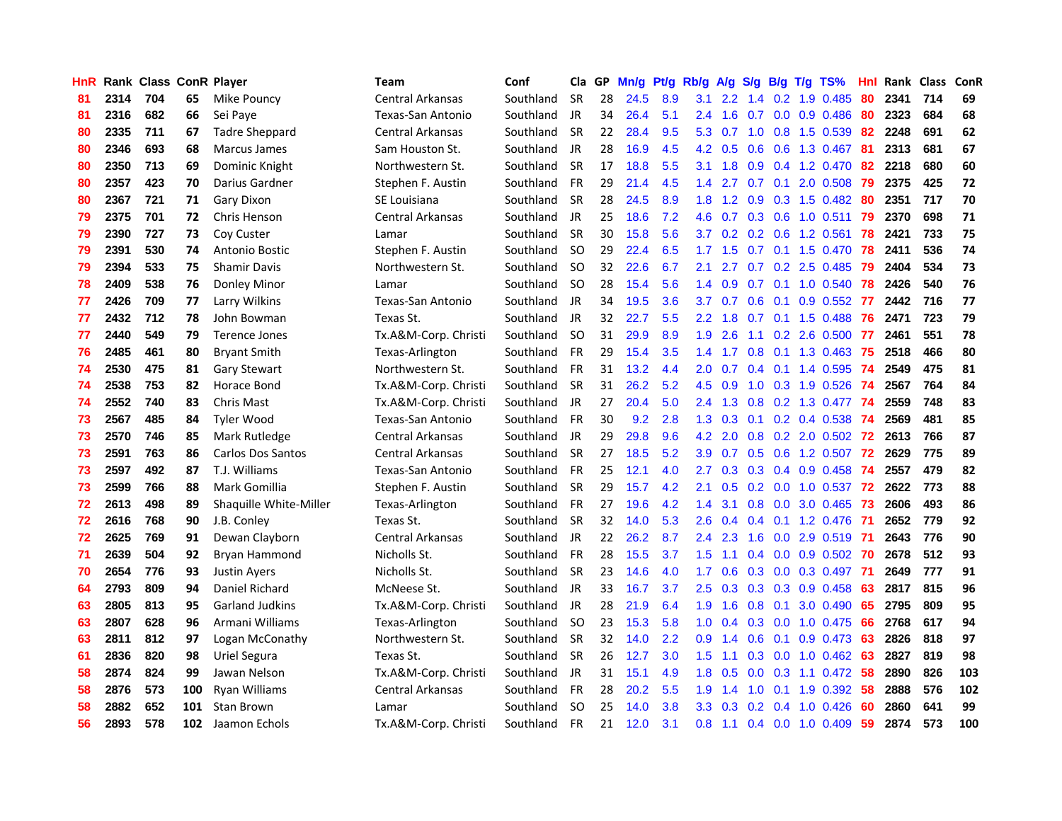| HnR | Rank | Class | ConR | Player | Team | Conf | Cla | GP | Mn/g | Pt/g | Rb/g | A/g | S/g | B/g | T/g | TS% | HnI | Rank | Class | ConR |
|---|---|---|---|---|---|---|---|---|---|---|---|---|---|---|---|---|---|---|---|---|
| 81 | 2314 | 704 | 65 | Mike Pouncy | Central Arkansas | Southland | SR | 28 | 24.5 | 8.9 | 3.1 | 2.2 | 1.4 | 0.2 | 1.9 | 0.485 | 80 | 2341 | 714 | 69 |
| 81 | 2316 | 682 | 66 | Sei Paye | Texas-San Antonio | Southland | JR | 34 | 26.4 | 5.1 | 2.4 | 1.6 | 0.7 | 0.0 | 0.9 | 0.486 | 80 | 2323 | 684 | 68 |
| 80 | 2335 | 711 | 67 | Tadre Sheppard | Central Arkansas | Southland | SR | 22 | 28.4 | 9.5 | 5.3 | 0.7 | 1.0 | 0.8 | 1.5 | 0.539 | 82 | 2248 | 691 | 62 |
| 80 | 2346 | 693 | 68 | Marcus James | Sam Houston St. | Southland | JR | 28 | 16.9 | 4.5 | 4.2 | 0.5 | 0.6 | 0.6 | 1.3 | 0.467 | 81 | 2313 | 681 | 67 |
| 80 | 2350 | 713 | 69 | Dominic Knight | Northwestern St. | Southland | SR | 17 | 18.8 | 5.5 | 3.1 | 1.8 | 0.9 | 0.4 | 1.2 | 0.470 | 82 | 2218 | 680 | 60 |
| 80 | 2357 | 423 | 70 | Darius Gardner | Stephen F. Austin | Southland | FR | 29 | 21.4 | 4.5 | 1.4 | 2.7 | 0.7 | 0.1 | 2.0 | 0.508 | 79 | 2375 | 425 | 72 |
| 80 | 2367 | 721 | 71 | Gary Dixon | SE Louisiana | Southland | SR | 28 | 24.5 | 8.9 | 1.8 | 1.2 | 0.9 | 0.3 | 1.5 | 0.482 | 80 | 2351 | 717 | 70 |
| 79 | 2375 | 701 | 72 | Chris Henson | Central Arkansas | Southland | JR | 25 | 18.6 | 7.2 | 4.6 | 0.7 | 0.3 | 0.6 | 1.0 | 0.511 | 79 | 2370 | 698 | 71 |
| 79 | 2390 | 727 | 73 | Coy Custer | Lamar | Southland | SR | 30 | 15.8 | 5.6 | 3.7 | 0.2 | 0.2 | 0.6 | 1.2 | 0.561 | 78 | 2421 | 733 | 75 |
| 79 | 2391 | 530 | 74 | Antonio Bostic | Stephen F. Austin | Southland | SO | 29 | 22.4 | 6.5 | 1.7 | 1.5 | 0.7 | 0.1 | 1.5 | 0.470 | 78 | 2411 | 536 | 74 |
| 79 | 2394 | 533 | 75 | Shamir Davis | Northwestern St. | Southland | SO | 32 | 22.6 | 6.7 | 2.1 | 2.7 | 0.7 | 0.2 | 2.5 | 0.485 | 79 | 2404 | 534 | 73 |
| 78 | 2409 | 538 | 76 | Donley Minor | Lamar | Southland | SO | 28 | 15.4 | 5.6 | 1.4 | 0.9 | 0.7 | 0.1 | 1.0 | 0.540 | 78 | 2426 | 540 | 76 |
| 77 | 2426 | 709 | 77 | Larry Wilkins | Texas-San Antonio | Southland | JR | 34 | 19.5 | 3.6 | 3.7 | 0.7 | 0.6 | 0.1 | 0.9 | 0.552 | 77 | 2442 | 716 | 77 |
| 77 | 2432 | 712 | 78 | John Bowman | Texas St. | Southland | JR | 32 | 22.7 | 5.5 | 2.2 | 1.8 | 0.7 | 0.1 | 1.5 | 0.488 | 76 | 2471 | 723 | 79 |
| 77 | 2440 | 549 | 79 | Terence Jones | Tx.A&M-Corp. Christi | Southland | SO | 31 | 29.9 | 8.9 | 1.9 | 2.6 | 1.1 | 0.2 | 2.6 | 0.500 | 77 | 2461 | 551 | 78 |
| 76 | 2485 | 461 | 80 | Bryant Smith | Texas-Arlington | Southland | FR | 29 | 15.4 | 3.5 | 1.4 | 1.7 | 0.8 | 0.1 | 1.3 | 0.463 | 75 | 2518 | 466 | 80 |
| 74 | 2530 | 475 | 81 | Gary Stewart | Northwestern St. | Southland | FR | 31 | 13.2 | 4.4 | 2.0 | 0.7 | 0.4 | 0.1 | 1.4 | 0.595 | 74 | 2549 | 475 | 81 |
| 74 | 2538 | 753 | 82 | Horace Bond | Tx.A&M-Corp. Christi | Southland | SR | 31 | 26.2 | 5.2 | 4.5 | 0.9 | 1.0 | 0.3 | 1.9 | 0.526 | 74 | 2567 | 764 | 84 |
| 74 | 2552 | 740 | 83 | Chris Mast | Tx.A&M-Corp. Christi | Southland | JR | 27 | 20.4 | 5.0 | 2.4 | 1.3 | 0.8 | 0.2 | 1.3 | 0.477 | 74 | 2559 | 748 | 83 |
| 73 | 2567 | 485 | 84 | Tyler Wood | Texas-San Antonio | Southland | FR | 30 | 9.2 | 2.8 | 1.3 | 0.3 | 0.1 | 0.2 | 0.4 | 0.538 | 74 | 2569 | 481 | 85 |
| 73 | 2570 | 746 | 85 | Mark Rutledge | Central Arkansas | Southland | JR | 29 | 29.8 | 9.6 | 4.2 | 2.0 | 0.8 | 0.2 | 2.0 | 0.502 | 72 | 2613 | 766 | 87 |
| 73 | 2591 | 763 | 86 | Carlos Dos Santos | Central Arkansas | Southland | SR | 27 | 18.5 | 5.2 | 3.9 | 0.7 | 0.5 | 0.6 | 1.2 | 0.507 | 72 | 2629 | 775 | 89 |
| 73 | 2597 | 492 | 87 | T.J. Williams | Texas-San Antonio | Southland | FR | 25 | 12.1 | 4.0 | 2.7 | 0.3 | 0.3 | 0.4 | 0.9 | 0.458 | 74 | 2557 | 479 | 82 |
| 73 | 2599 | 766 | 88 | Mark Gomillia | Stephen F. Austin | Southland | SR | 29 | 15.7 | 4.2 | 2.1 | 0.5 | 0.2 | 0.0 | 1.0 | 0.537 | 72 | 2622 | 773 | 88 |
| 72 | 2613 | 498 | 89 | Shaquille White-Miller | Texas-Arlington | Southland | FR | 27 | 19.6 | 4.2 | 1.4 | 3.1 | 0.8 | 0.0 | 3.0 | 0.465 | 73 | 2606 | 493 | 86 |
| 72 | 2616 | 768 | 90 | J.B. Conley | Texas St. | Southland | SR | 32 | 14.0 | 5.3 | 2.6 | 0.4 | 0.4 | 0.1 | 1.2 | 0.476 | 71 | 2652 | 779 | 92 |
| 72 | 2625 | 769 | 91 | Dewan Clayborn | Central Arkansas | Southland | JR | 22 | 26.2 | 8.7 | 2.4 | 2.3 | 1.6 | 0.0 | 2.9 | 0.519 | 71 | 2643 | 776 | 90 |
| 71 | 2639 | 504 | 92 | Bryan Hammond | Nicholls St. | Southland | FR | 28 | 15.5 | 3.7 | 1.5 | 1.1 | 0.4 | 0.0 | 0.9 | 0.502 | 70 | 2678 | 512 | 93 |
| 70 | 2654 | 776 | 93 | Justin Ayers | Nicholls St. | Southland | SR | 23 | 14.6 | 4.0 | 1.7 | 0.6 | 0.3 | 0.0 | 0.3 | 0.497 | 71 | 2649 | 777 | 91 |
| 64 | 2793 | 809 | 94 | Daniel Richard | McNeese St. | Southland | JR | 33 | 16.7 | 3.7 | 2.5 | 0.3 | 0.3 | 0.3 | 0.9 | 0.458 | 63 | 2817 | 815 | 96 |
| 63 | 2805 | 813 | 95 | Garland Judkins | Tx.A&M-Corp. Christi | Southland | JR | 28 | 21.9 | 6.4 | 1.9 | 1.6 | 0.8 | 0.1 | 3.0 | 0.490 | 65 | 2795 | 809 | 95 |
| 63 | 2807 | 628 | 96 | Armani Williams | Texas-Arlington | Southland | SO | 23 | 15.3 | 5.8 | 1.0 | 0.4 | 0.3 | 0.0 | 1.0 | 0.475 | 66 | 2768 | 617 | 94 |
| 63 | 2811 | 812 | 97 | Logan McConathy | Northwestern St. | Southland | SR | 32 | 14.0 | 2.2 | 0.9 | 1.4 | 0.6 | 0.1 | 0.9 | 0.473 | 63 | 2826 | 818 | 97 |
| 61 | 2836 | 820 | 98 | Uriel Segura | Texas St. | Southland | SR | 26 | 12.7 | 3.0 | 1.5 | 1.1 | 0.3 | 0.0 | 1.0 | 0.462 | 63 | 2827 | 819 | 98 |
| 58 | 2874 | 824 | 99 | Jawan Nelson | Tx.A&M-Corp. Christi | Southland | JR | 31 | 15.1 | 4.9 | 1.8 | 0.5 | 0.0 | 0.3 | 1.1 | 0.472 | 58 | 2890 | 826 | 103 |
| 58 | 2876 | 573 | 100 | Ryan Williams | Central Arkansas | Southland | FR | 28 | 20.2 | 5.5 | 1.9 | 1.4 | 1.0 | 0.1 | 1.9 | 0.392 | 58 | 2888 | 576 | 102 |
| 58 | 2882 | 652 | 101 | Stan Brown | Lamar | Southland | SO | 25 | 14.0 | 3.8 | 3.3 | 0.3 | 0.2 | 0.4 | 1.0 | 0.426 | 60 | 2860 | 641 | 99 |
| 56 | 2893 | 578 | 102 | Jaamon Echols | Tx.A&M-Corp. Christi | Southland | FR | 21 | 12.0 | 3.1 | 0.8 | 1.1 | 0.4 | 0.0 | 1.0 | 0.409 | 59 | 2874 | 573 | 100 |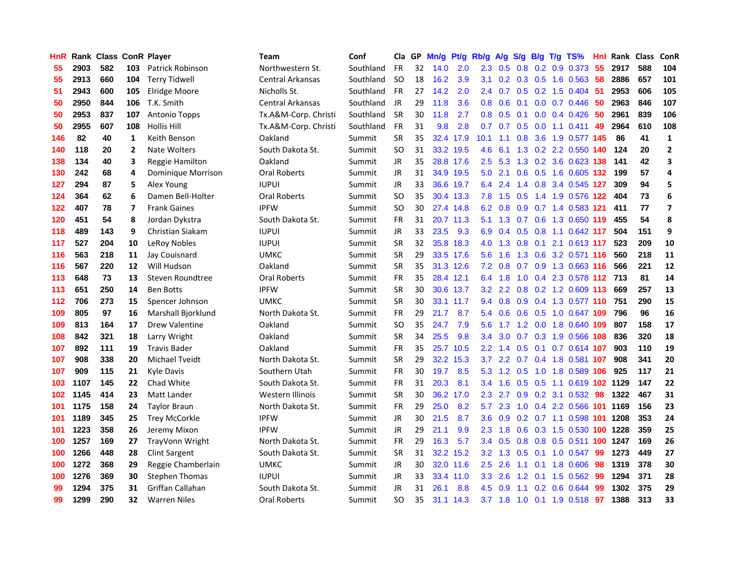| HnR | Rank | Class | ConR | Player | Team | Conf | Cla | GP | Mn/g | Pt/g | Rb/g | A/g | S/g | B/g | T/g | TS% | HnI | Rank | Class | ConR |
|---|---|---|---|---|---|---|---|---|---|---|---|---|---|---|---|---|---|---|---|---|
| 55 | 2903 | 582 | 103 | Patrick Robinson | Northwestern St. | Southland | FR | 32 | 14.0 | 2.0 | 2.3 | 0.5 | 0.8 | 0.2 | 0.9 | 0.373 | 55 | 2917 | 588 | 104 |
| 55 | 2913 | 660 | 104 | Terry Tidwell | Central Arkansas | Southland | SO | 18 | 16.2 | 3.9 | 3.1 | 0.2 | 0.3 | 0.5 | 1.6 | 0.563 | 58 | 2886 | 657 | 101 |
| 51 | 2943 | 600 | 105 | Elridge Moore | Nicholls St. | Southland | FR | 27 | 14.2 | 2.0 | 2.4 | 0.7 | 0.5 | 0.2 | 1.5 | 0.404 | 51 | 2953 | 606 | 105 |
| 50 | 2950 | 844 | 106 | T.K. Smith | Central Arkansas | Southland | JR | 29 | 11.8 | 3.6 | 0.8 | 0.6 | 0.1 | 0.0 | 0.7 | 0.446 | 50 | 2963 | 846 | 107 |
| 50 | 2953 | 837 | 107 | Antonio Topps | Tx.A&M-Corp. Christi | Southland | SR | 30 | 11.8 | 2.7 | 0.8 | 0.5 | 0.1 | 0.0 | 0.4 | 0.426 | 50 | 2961 | 839 | 106 |
| 50 | 2955 | 607 | 108 | Hollis Hill | Tx.A&M-Corp. Christi | Southland | FR | 31 | 9.8 | 2.8 | 0.7 | 0.7 | 0.5 | 0.0 | 1.1 | 0.411 | 49 | 2964 | 610 | 108 |
| 146 | 82 | 40 | 1 | Keith Benson | Oakland | Summit | SR | 35 | 32.4 | 17.9 | 10.1 | 1.1 | 0.8 | 3.6 | 1.9 | 0.577 | 145 | 86 | 41 | 1 |
| 140 | 118 | 20 | 2 | Nate Wolters | South Dakota St. | Summit | SO | 31 | 33.2 | 19.5 | 4.6 | 6.1 | 1.3 | 0.2 | 2.2 | 0.550 | 140 | 124 | 20 | 2 |
| 138 | 134 | 40 | 3 | Reggie Hamilton | Oakland | Summit | JR | 35 | 28.8 | 17.6 | 2.5 | 5.3 | 1.3 | 0.2 | 3.6 | 0.623 | 138 | 141 | 42 | 3 |
| 130 | 242 | 68 | 4 | Dominique Morrison | Oral Roberts | Summit | JR | 31 | 34.9 | 19.5 | 5.0 | 2.1 | 0.6 | 0.5 | 1.6 | 0.605 | 132 | 199 | 57 | 4 |
| 127 | 294 | 87 | 5 | Alex Young | IUPUI | Summit | JR | 33 | 36.6 | 19.7 | 6.4 | 2.4 | 1.4 | 0.8 | 3.4 | 0.545 | 127 | 309 | 94 | 5 |
| 124 | 364 | 62 | 6 | Damen Bell-Holter | Oral Roberts | Summit | SO | 35 | 30.4 | 13.3 | 7.8 | 1.5 | 0.5 | 1.4 | 1.9 | 0.576 | 122 | 404 | 73 | 6 |
| 122 | 407 | 78 | 7 | Frank Gaines | IPFW | Summit | SO | 30 | 27.4 | 14.8 | 6.2 | 0.8 | 0.9 | 0.7 | 1.4 | 0.583 | 121 | 411 | 77 | 7 |
| 120 | 451 | 54 | 8 | Jordan Dykstra | South Dakota St. | Summit | FR | 31 | 20.7 | 11.3 | 5.1 | 1.3 | 0.7 | 0.6 | 1.3 | 0.650 | 119 | 455 | 54 | 8 |
| 118 | 489 | 143 | 9 | Christian Siakam | IUPUI | Summit | JR | 33 | 23.5 | 9.3 | 6.9 | 0.4 | 0.5 | 0.8 | 1.1 | 0.642 | 117 | 504 | 151 | 9 |
| 117 | 527 | 204 | 10 | LeRoy Nobles | IUPUI | Summit | SR | 32 | 35.8 | 18.3 | 4.0 | 1.3 | 0.8 | 0.1 | 2.1 | 0.613 | 117 | 523 | 209 | 10 |
| 116 | 563 | 218 | 11 | Jay Couisnard | UMKC | Summit | SR | 29 | 33.5 | 17.6 | 5.6 | 1.6 | 1.3 | 0.6 | 3.2 | 0.571 | 116 | 560 | 218 | 11 |
| 116 | 567 | 220 | 12 | Will Hudson | Oakland | Summit | SR | 35 | 31.3 | 12.6 | 7.2 | 0.8 | 0.7 | 0.9 | 1.3 | 0.663 | 116 | 566 | 221 | 12 |
| 113 | 648 | 73 | 13 | Steven Roundtree | Oral Roberts | Summit | FR | 35 | 28.4 | 12.1 | 6.4 | 1.8 | 1.0 | 0.4 | 2.3 | 0.578 | 112 | 713 | 81 | 14 |
| 113 | 651 | 250 | 14 | Ben Botts | IPFW | Summit | SR | 30 | 30.6 | 13.7 | 3.2 | 2.2 | 0.8 | 0.2 | 1.2 | 0.609 | 113 | 669 | 257 | 13 |
| 112 | 706 | 273 | 15 | Spencer Johnson | UMKC | Summit | SR | 30 | 33.1 | 11.7 | 9.4 | 0.8 | 0.9 | 0.4 | 1.3 | 0.577 | 110 | 751 | 290 | 15 |
| 109 | 805 | 97 | 16 | Marshall Bjorklund | North Dakota St. | Summit | FR | 29 | 21.7 | 8.7 | 5.4 | 0.6 | 0.6 | 0.5 | 1.0 | 0.647 | 109 | 796 | 96 | 16 |
| 109 | 813 | 164 | 17 | Drew Valentine | Oakland | Summit | SO | 35 | 24.7 | 7.9 | 5.6 | 1.7 | 1.2 | 0.0 | 1.8 | 0.640 | 109 | 807 | 158 | 17 |
| 108 | 842 | 321 | 18 | Larry Wright | Oakland | Summit | SR | 34 | 25.5 | 9.8 | 3.4 | 3.0 | 0.7 | 0.3 | 1.9 | 0.566 | 108 | 836 | 320 | 18 |
| 107 | 892 | 111 | 19 | Travis Bader | Oakland | Summit | FR | 35 | 25.7 | 10.5 | 2.2 | 1.4 | 0.5 | 0.1 | 0.7 | 0.614 | 107 | 903 | 110 | 19 |
| 107 | 908 | 338 | 20 | Michael Tveidt | North Dakota St. | Summit | SR | 29 | 32.2 | 15.3 | 3.7 | 2.2 | 0.7 | 0.4 | 1.8 | 0.581 | 107 | 908 | 341 | 20 |
| 107 | 909 | 115 | 21 | Kyle Davis | Southern Utah | Summit | FR | 30 | 19.7 | 8.5 | 5.3 | 1.2 | 0.5 | 1.0 | 1.8 | 0.589 | 106 | 925 | 117 | 21 |
| 103 | 1107 | 145 | 22 | Chad White | South Dakota St. | Summit | FR | 31 | 20.3 | 8.1 | 3.4 | 1.6 | 0.5 | 0.5 | 1.1 | 0.619 | 102 | 1129 | 147 | 22 |
| 102 | 1145 | 414 | 23 | Matt Lander | Western Illinois | Summit | SR | 30 | 36.2 | 17.0 | 2.3 | 2.7 | 0.9 | 0.2 | 3.1 | 0.532 | 98 | 1322 | 467 | 31 |
| 101 | 1175 | 158 | 24 | Taylor Braun | North Dakota St. | Summit | FR | 29 | 25.0 | 8.2 | 5.7 | 2.3 | 1.0 | 0.4 | 2.2 | 0.566 | 101 | 1169 | 156 | 23 |
| 101 | 1189 | 345 | 25 | Trey McCorkle | IPFW | Summit | JR | 30 | 21.5 | 8.7 | 3.6 | 0.9 | 0.2 | 0.7 | 1.1 | 0.598 | 101 | 1208 | 353 | 24 |
| 101 | 1223 | 358 | 26 | Jeremy Mixon | IPFW | Summit | JR | 29 | 21.1 | 9.9 | 2.3 | 1.8 | 0.6 | 0.3 | 1.5 | 0.530 | 100 | 1228 | 359 | 25 |
| 100 | 1257 | 169 | 27 | TrayVonn Wright | North Dakota St. | Summit | FR | 29 | 16.3 | 5.7 | 3.4 | 0.5 | 0.8 | 0.8 | 0.5 | 0.511 | 100 | 1247 | 169 | 26 |
| 100 | 1266 | 448 | 28 | Clint Sargent | South Dakota St. | Summit | SR | 31 | 32.2 | 15.2 | 3.2 | 1.3 | 0.5 | 0.1 | 1.0 | 0.547 | 99 | 1273 | 449 | 27 |
| 100 | 1272 | 368 | 29 | Reggie Chamberlain | UMKC | Summit | JR | 30 | 32.0 | 11.6 | 2.5 | 2.6 | 1.1 | 0.1 | 1.8 | 0.606 | 98 | 1319 | 378 | 30 |
| 100 | 1276 | 369 | 30 | Stephen Thomas | IUPUI | Summit | JR | 33 | 33.4 | 11.0 | 3.3 | 2.6 | 1.2 | 0.1 | 1.5 | 0.562 | 99 | 1294 | 371 | 28 |
| 99 | 1294 | 375 | 31 | Griffan Callahan | South Dakota St. | Summit | JR | 31 | 26.1 | 8.8 | 4.5 | 0.9 | 1.1 | 0.2 | 0.6 | 0.644 | 99 | 1302 | 375 | 29 |
| 99 | 1299 | 290 | 32 | Warren Niles | Oral Roberts | Summit | SO | 35 | 31.1 | 14.3 | 3.7 | 1.8 | 1.0 | 0.1 | 1.9 | 0.518 | 97 | 1388 | 313 | 33 |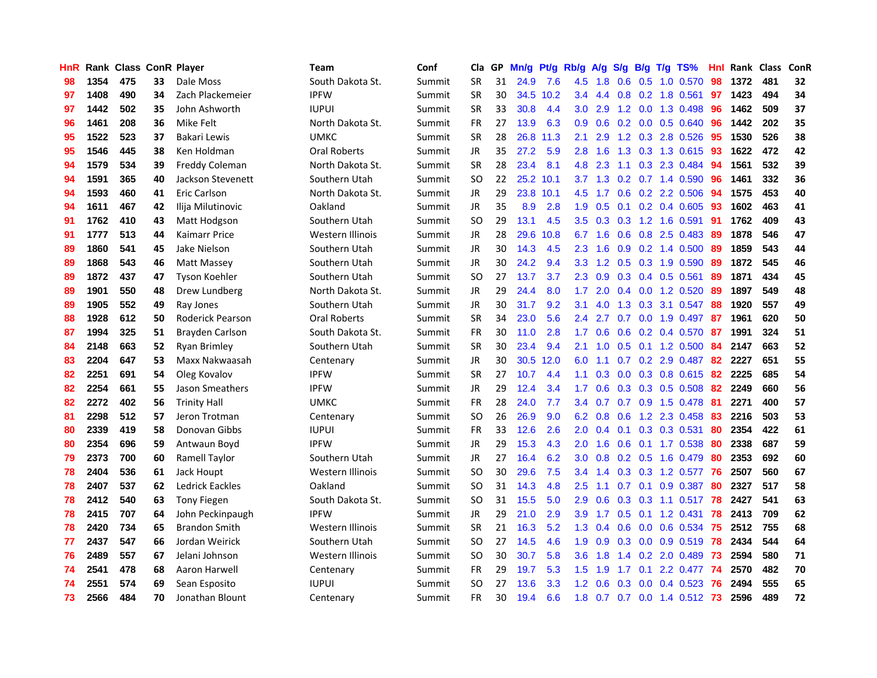| HnR | Rank | Class | ConR | Player | Team | Conf | Cla | GP | Mn/g | Pt/g | Rb/g | A/g | S/g | B/g | T/g | TS% | HnI | Rank | Class | ConR |
|---|---|---|---|---|---|---|---|---|---|---|---|---|---|---|---|---|---|---|---|---|
| 98 | 1354 | 475 | 33 | Dale Moss | South Dakota St. | Summit | SR | 31 | 24.9 | 7.6 | 4.5 | 1.8 | 0.6 | 0.5 | 1.0 | 0.570 | 98 | 1372 | 481 | 32 |
| 97 | 1408 | 490 | 34 | Zach Plackemeier | IPFW | Summit | SR | 30 | 34.5 | 10.2 | 3.4 | 4.4 | 0.8 | 0.2 | 1.8 | 0.561 | 97 | 1423 | 494 | 34 |
| 97 | 1442 | 502 | 35 | John Ashworth | IUPUI | Summit | SR | 33 | 30.8 | 4.4 | 3.0 | 2.9 | 1.2 | 0.0 | 1.3 | 0.498 | 96 | 1462 | 509 | 37 |
| 96 | 1461 | 208 | 36 | Mike Felt | North Dakota St. | Summit | FR | 27 | 13.9 | 6.3 | 0.9 | 0.6 | 0.2 | 0.0 | 0.5 | 0.640 | 96 | 1442 | 202 | 35 |
| 95 | 1522 | 523 | 37 | Bakari Lewis | UMKC | Summit | SR | 28 | 26.8 | 11.3 | 2.1 | 2.9 | 1.2 | 0.3 | 2.8 | 0.526 | 95 | 1530 | 526 | 38 |
| 95 | 1546 | 445 | 38 | Ken Holdman | Oral Roberts | Summit | JR | 35 | 27.2 | 5.9 | 2.8 | 1.6 | 1.3 | 0.3 | 1.3 | 0.615 | 93 | 1622 | 472 | 42 |
| 94 | 1579 | 534 | 39 | Freddy Coleman | North Dakota St. | Summit | SR | 28 | 23.4 | 8.1 | 4.8 | 2.3 | 1.1 | 0.3 | 2.3 | 0.484 | 94 | 1561 | 532 | 39 |
| 94 | 1591 | 365 | 40 | Jackson Stevenett | Southern Utah | Summit | SO | 22 | 25.2 | 10.1 | 3.7 | 1.3 | 0.2 | 0.7 | 1.4 | 0.590 | 96 | 1461 | 332 | 36 |
| 94 | 1593 | 460 | 41 | Eric Carlson | North Dakota St. | Summit | JR | 29 | 23.8 | 10.1 | 4.5 | 1.7 | 0.6 | 0.2 | 2.2 | 0.506 | 94 | 1575 | 453 | 40 |
| 94 | 1611 | 467 | 42 | Ilija Milutinovic | Oakland | Summit | JR | 35 | 8.9 | 2.8 | 1.9 | 0.5 | 0.1 | 0.2 | 0.4 | 0.605 | 93 | 1602 | 463 | 41 |
| 91 | 1762 | 410 | 43 | Matt Hodgson | Southern Utah | Summit | SO | 29 | 13.1 | 4.5 | 3.5 | 0.3 | 0.3 | 1.2 | 1.6 | 0.591 | 91 | 1762 | 409 | 43 |
| 91 | 1777 | 513 | 44 | Kaimarr Price | Western Illinois | Summit | JR | 28 | 29.6 | 10.8 | 6.7 | 1.6 | 0.6 | 0.8 | 2.5 | 0.483 | 89 | 1878 | 546 | 47 |
| 89 | 1860 | 541 | 45 | Jake Nielson | Southern Utah | Summit | JR | 30 | 14.3 | 4.5 | 2.3 | 1.6 | 0.9 | 0.2 | 1.4 | 0.500 | 89 | 1859 | 543 | 44 |
| 89 | 1868 | 543 | 46 | Matt Massey | Southern Utah | Summit | JR | 30 | 24.2 | 9.4 | 3.3 | 1.2 | 0.5 | 0.3 | 1.9 | 0.590 | 89 | 1872 | 545 | 46 |
| 89 | 1872 | 437 | 47 | Tyson Koehler | Southern Utah | Summit | SO | 27 | 13.7 | 3.7 | 2.3 | 0.9 | 0.3 | 0.4 | 0.5 | 0.561 | 89 | 1871 | 434 | 45 |
| 89 | 1901 | 550 | 48 | Drew Lundberg | North Dakota St. | Summit | JR | 29 | 24.4 | 8.0 | 1.7 | 2.0 | 0.4 | 0.0 | 1.2 | 0.520 | 89 | 1897 | 549 | 48 |
| 89 | 1905 | 552 | 49 | Ray Jones | Southern Utah | Summit | JR | 30 | 31.7 | 9.2 | 3.1 | 4.0 | 1.3 | 0.3 | 3.1 | 0.547 | 88 | 1920 | 557 | 49 |
| 88 | 1928 | 612 | 50 | Roderick Pearson | Oral Roberts | Summit | SR | 34 | 23.0 | 5.6 | 2.4 | 2.7 | 0.7 | 0.0 | 1.9 | 0.497 | 87 | 1961 | 620 | 50 |
| 87 | 1994 | 325 | 51 | Brayden Carlson | South Dakota St. | Summit | FR | 30 | 11.0 | 2.8 | 1.7 | 0.6 | 0.6 | 0.2 | 0.4 | 0.570 | 87 | 1991 | 324 | 51 |
| 84 | 2148 | 663 | 52 | Ryan Brimley | Southern Utah | Summit | SR | 30 | 23.4 | 9.4 | 2.1 | 1.0 | 0.5 | 0.1 | 1.2 | 0.500 | 84 | 2147 | 663 | 52 |
| 83 | 2204 | 647 | 53 | Maxx Nakwaasah | Centenary | Summit | JR | 30 | 30.5 | 12.0 | 6.0 | 1.1 | 0.7 | 0.2 | 2.9 | 0.487 | 82 | 2227 | 651 | 55 |
| 82 | 2251 | 691 | 54 | Oleg Kovalov | IPFW | Summit | SR | 27 | 10.7 | 4.4 | 1.1 | 0.3 | 0.0 | 0.3 | 0.8 | 0.615 | 82 | 2225 | 685 | 54 |
| 82 | 2254 | 661 | 55 | Jason Smeathers | IPFW | Summit | JR | 29 | 12.4 | 3.4 | 1.7 | 0.6 | 0.3 | 0.3 | 0.5 | 0.508 | 82 | 2249 | 660 | 56 |
| 82 | 2272 | 402 | 56 | Trinity Hall | UMKC | Summit | FR | 28 | 24.0 | 7.7 | 3.4 | 0.7 | 0.7 | 0.9 | 1.5 | 0.478 | 81 | 2271 | 400 | 57 |
| 81 | 2298 | 512 | 57 | Jeron Trotman | Centenary | Summit | SO | 26 | 26.9 | 9.0 | 6.2 | 0.8 | 0.6 | 1.2 | 2.3 | 0.458 | 83 | 2216 | 503 | 53 |
| 80 | 2339 | 419 | 58 | Donovan Gibbs | IUPUI | Summit | FR | 33 | 12.6 | 2.6 | 2.0 | 0.4 | 0.1 | 0.3 | 0.3 | 0.531 | 80 | 2354 | 422 | 61 |
| 80 | 2354 | 696 | 59 | Antwaun Boyd | IPFW | Summit | JR | 29 | 15.3 | 4.3 | 2.0 | 1.6 | 0.6 | 0.1 | 1.7 | 0.538 | 80 | 2338 | 687 | 59 |
| 79 | 2373 | 700 | 60 | Ramell Taylor | Southern Utah | Summit | JR | 27 | 16.4 | 6.2 | 3.0 | 0.8 | 0.2 | 0.5 | 1.6 | 0.479 | 80 | 2353 | 692 | 60 |
| 78 | 2404 | 536 | 61 | Jack Houpt | Western Illinois | Summit | SO | 30 | 29.6 | 7.5 | 3.4 | 1.4 | 0.3 | 0.3 | 1.2 | 0.577 | 76 | 2507 | 560 | 67 |
| 78 | 2407 | 537 | 62 | Ledrick Eackles | Oakland | Summit | SO | 31 | 14.3 | 4.8 | 2.5 | 1.1 | 0.7 | 0.1 | 0.9 | 0.387 | 80 | 2327 | 517 | 58 |
| 78 | 2412 | 540 | 63 | Tony Fiegen | South Dakota St. | Summit | SO | 31 | 15.5 | 5.0 | 2.9 | 0.6 | 0.3 | 0.3 | 1.1 | 0.517 | 78 | 2427 | 541 | 63 |
| 78 | 2415 | 707 | 64 | John Peckinpaugh | IPFW | Summit | JR | 29 | 21.0 | 2.9 | 3.9 | 1.7 | 0.5 | 0.1 | 1.2 | 0.431 | 78 | 2413 | 709 | 62 |
| 78 | 2420 | 734 | 65 | Brandon Smith | Western Illinois | Summit | SR | 21 | 16.3 | 5.2 | 1.3 | 0.4 | 0.6 | 0.0 | 0.6 | 0.534 | 75 | 2512 | 755 | 68 |
| 77 | 2437 | 547 | 66 | Jordan Weirick | Southern Utah | Summit | SO | 27 | 14.5 | 4.6 | 1.9 | 0.9 | 0.3 | 0.0 | 0.9 | 0.519 | 78 | 2434 | 544 | 64 |
| 76 | 2489 | 557 | 67 | Jelani Johnson | Western Illinois | Summit | SO | 30 | 30.7 | 5.8 | 3.6 | 1.8 | 1.4 | 0.2 | 2.0 | 0.489 | 73 | 2594 | 580 | 71 |
| 74 | 2541 | 478 | 68 | Aaron Harwell | Centenary | Summit | FR | 29 | 19.7 | 5.3 | 1.5 | 1.9 | 1.7 | 0.1 | 2.2 | 0.477 | 74 | 2570 | 482 | 70 |
| 74 | 2551 | 574 | 69 | Sean Esposito | IUPUI | Summit | SO | 27 | 13.6 | 3.3 | 1.2 | 0.6 | 0.3 | 0.0 | 0.4 | 0.523 | 76 | 2494 | 555 | 65 |
| 73 | 2566 | 484 | 70 | Jonathan Blount | Centenary | Summit | FR | 30 | 19.4 | 6.6 | 1.8 | 0.7 | 0.7 | 0.0 | 1.4 | 0.512 | 73 | 2596 | 489 | 72 |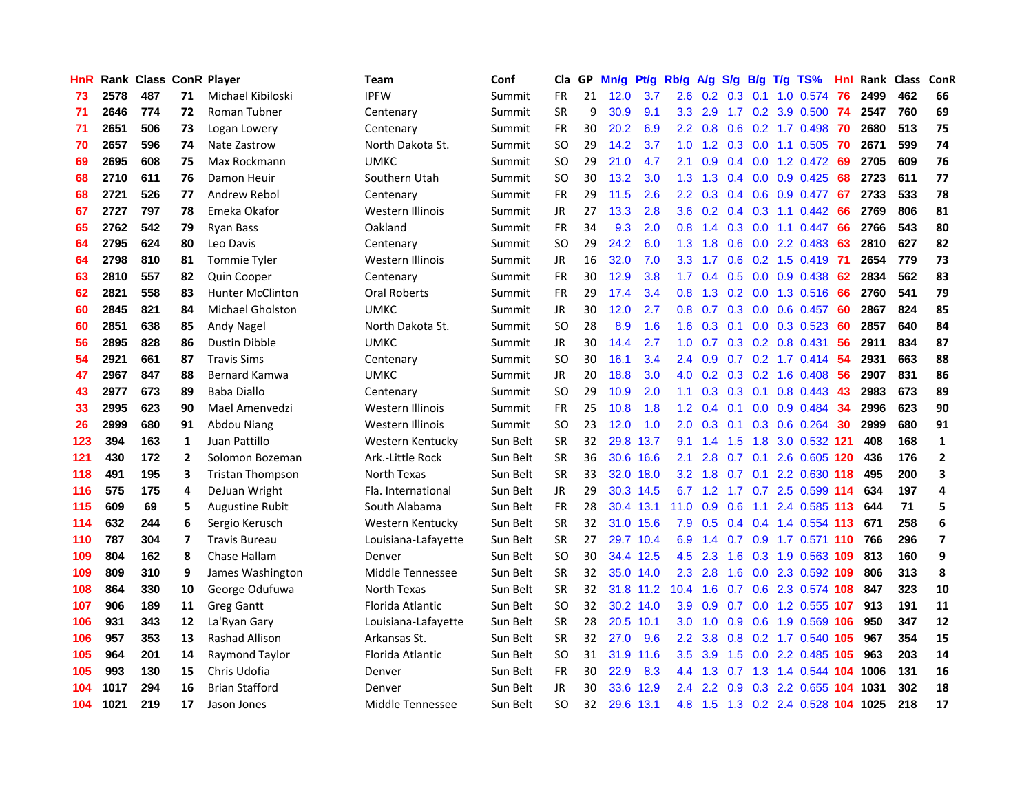| HnR | Rank | Class | ConR | Player | Team | Conf | Cla | GP | Mn/g | Pt/g | Rb/g | A/g | S/g | B/g | T/g | TS% | HnI | Rank | Class | ConR |
|---|---|---|---|---|---|---|---|---|---|---|---|---|---|---|---|---|---|---|---|---|
| 73 | 2578 | 487 | 71 | Michael Kibiloski | IPFW | Summit | FR | 21 | 12.0 | 3.7 | 2.6 | 0.2 | 0.3 | 0.1 | 1.0 | 0.574 | 76 | 2499 | 462 | 66 |
| 71 | 2646 | 774 | 72 | Roman Tubner | Centenary | Summit | SR | 9 | 30.9 | 9.1 | 3.3 | 2.9 | 1.7 | 0.2 | 3.9 | 0.500 | 74 | 2547 | 760 | 69 |
| 71 | 2651 | 506 | 73 | Logan Lowery | Centenary | Summit | FR | 30 | 20.2 | 6.9 | 2.2 | 0.8 | 0.6 | 0.2 | 1.7 | 0.498 | 70 | 2680 | 513 | 75 |
| 70 | 2657 | 596 | 74 | Nate Zastrow | North Dakota St. | Summit | SO | 29 | 14.2 | 3.7 | 1.0 | 1.2 | 0.3 | 0.0 | 1.1 | 0.505 | 70 | 2671 | 599 | 74 |
| 69 | 2695 | 608 | 75 | Max Rockmann | UMKC | Summit | SO | 29 | 21.0 | 4.7 | 2.1 | 0.9 | 0.4 | 0.0 | 1.2 | 0.472 | 69 | 2705 | 609 | 76 |
| 68 | 2710 | 611 | 76 | Damon Heuir | Southern Utah | Summit | SO | 30 | 13.2 | 3.0 | 1.3 | 1.3 | 0.4 | 0.0 | 0.9 | 0.425 | 68 | 2723 | 611 | 77 |
| 68 | 2721 | 526 | 77 | Andrew Rebol | Centenary | Summit | FR | 29 | 11.5 | 2.6 | 2.2 | 0.3 | 0.4 | 0.6 | 0.9 | 0.477 | 67 | 2733 | 533 | 78 |
| 67 | 2727 | 797 | 78 | Emeka Okafor | Western Illinois | Summit | JR | 27 | 13.3 | 2.8 | 3.6 | 0.2 | 0.4 | 0.3 | 1.1 | 0.442 | 66 | 2769 | 806 | 81 |
| 65 | 2762 | 542 | 79 | Ryan Bass | Oakland | Summit | FR | 34 | 9.3 | 2.0 | 0.8 | 1.4 | 0.3 | 0.0 | 1.1 | 0.447 | 66 | 2766 | 543 | 80 |
| 64 | 2795 | 624 | 80 | Leo Davis | Centenary | Summit | SO | 29 | 24.2 | 6.0 | 1.3 | 1.8 | 0.6 | 0.0 | 2.2 | 0.483 | 63 | 2810 | 627 | 82 |
| 64 | 2798 | 810 | 81 | Tommie Tyler | Western Illinois | Summit | JR | 16 | 32.0 | 7.0 | 3.3 | 1.7 | 0.6 | 0.2 | 1.5 | 0.419 | 71 | 2654 | 779 | 73 |
| 63 | 2810 | 557 | 82 | Quin Cooper | Centenary | Summit | FR | 30 | 12.9 | 3.8 | 1.7 | 0.4 | 0.5 | 0.0 | 0.9 | 0.438 | 62 | 2834 | 562 | 83 |
| 62 | 2821 | 558 | 83 | Hunter McClinton | Oral Roberts | Summit | FR | 29 | 17.4 | 3.4 | 0.8 | 1.3 | 0.2 | 0.0 | 1.3 | 0.516 | 66 | 2760 | 541 | 79 |
| 60 | 2845 | 821 | 84 | Michael Gholston | UMKC | Summit | JR | 30 | 12.0 | 2.7 | 0.8 | 0.7 | 0.3 | 0.0 | 0.6 | 0.457 | 60 | 2867 | 824 | 85 |
| 60 | 2851 | 638 | 85 | Andy Nagel | North Dakota St. | Summit | SO | 28 | 8.9 | 1.6 | 1.6 | 0.3 | 0.1 | 0.0 | 0.3 | 0.523 | 60 | 2857 | 640 | 84 |
| 56 | 2895 | 828 | 86 | Dustin Dibble | UMKC | Summit | JR | 30 | 14.4 | 2.7 | 1.0 | 0.7 | 0.3 | 0.2 | 0.8 | 0.431 | 56 | 2911 | 834 | 87 |
| 54 | 2921 | 661 | 87 | Travis Sims | Centenary | Summit | SO | 30 | 16.1 | 3.4 | 2.4 | 0.9 | 0.7 | 0.2 | 1.7 | 0.414 | 54 | 2931 | 663 | 88 |
| 47 | 2967 | 847 | 88 | Bernard Kamwa | UMKC | Summit | JR | 20 | 18.8 | 3.0 | 4.0 | 0.2 | 0.3 | 0.2 | 1.6 | 0.408 | 56 | 2907 | 831 | 86 |
| 43 | 2977 | 673 | 89 | Baba Diallo | Centenary | Summit | SO | 29 | 10.9 | 2.0 | 1.1 | 0.3 | 0.3 | 0.1 | 0.8 | 0.443 | 43 | 2983 | 673 | 89 |
| 33 | 2995 | 623 | 90 | Mael Amenvedzi | Western Illinois | Summit | FR | 25 | 10.8 | 1.8 | 1.2 | 0.4 | 0.1 | 0.0 | 0.9 | 0.484 | 34 | 2996 | 623 | 90 |
| 26 | 2999 | 680 | 91 | Abdou Niang | Western Illinois | Summit | SO | 23 | 12.0 | 1.0 | 2.0 | 0.3 | 0.1 | 0.3 | 0.6 | 0.264 | 30 | 2999 | 680 | 91 |
| 123 | 394 | 163 | 1 | Juan Pattillo | Western Kentucky | Sun Belt | SR | 32 | 29.8 | 13.7 | 9.1 | 1.4 | 1.5 | 1.8 | 3.0 | 0.532 | 121 | 408 | 168 | 1 |
| 121 | 430 | 172 | 2 | Solomon Bozeman | Ark.-Little Rock | Sun Belt | SR | 36 | 30.6 | 16.6 | 2.1 | 2.8 | 0.7 | 0.1 | 2.6 | 0.605 | 120 | 436 | 176 | 2 |
| 118 | 491 | 195 | 3 | Tristan Thompson | North Texas | Sun Belt | SR | 33 | 32.0 | 18.0 | 3.2 | 1.8 | 0.7 | 0.1 | 2.2 | 0.630 | 118 | 495 | 200 | 3 |
| 116 | 575 | 175 | 4 | DeJuan Wright | Fla. International | Sun Belt | JR | 29 | 30.3 | 14.5 | 6.7 | 1.2 | 1.7 | 0.7 | 2.5 | 0.599 | 114 | 634 | 197 | 4 |
| 115 | 609 | 69 | 5 | Augustine Rubit | South Alabama | Sun Belt | FR | 28 | 30.4 | 13.1 | 11.0 | 0.9 | 0.6 | 1.1 | 2.4 | 0.585 | 113 | 644 | 71 | 5 |
| 114 | 632 | 244 | 6 | Sergio Kerusch | Western Kentucky | Sun Belt | SR | 32 | 31.0 | 15.6 | 7.9 | 0.5 | 0.4 | 0.4 | 1.4 | 0.554 | 113 | 671 | 258 | 6 |
| 110 | 787 | 304 | 7 | Travis Bureau | Louisiana-Lafayette | Sun Belt | SR | 27 | 29.7 | 10.4 | 6.9 | 1.4 | 0.7 | 0.9 | 1.7 | 0.571 | 110 | 766 | 296 | 7 |
| 109 | 804 | 162 | 8 | Chase Hallam | Denver | Sun Belt | SO | 30 | 34.4 | 12.5 | 4.5 | 2.3 | 1.6 | 0.3 | 1.9 | 0.563 | 109 | 813 | 160 | 9 |
| 109 | 809 | 310 | 9 | James Washington | Middle Tennessee | Sun Belt | SR | 32 | 35.0 | 14.0 | 2.3 | 2.8 | 1.6 | 0.0 | 2.3 | 0.592 | 109 | 806 | 313 | 8 |
| 108 | 864 | 330 | 10 | George Odufuwa | North Texas | Sun Belt | SR | 32 | 31.8 | 11.2 | 10.4 | 1.6 | 0.7 | 0.6 | 2.3 | 0.574 | 108 | 847 | 323 | 10 |
| 107 | 906 | 189 | 11 | Greg Gantt | Florida Atlantic | Sun Belt | SO | 32 | 30.2 | 14.0 | 3.9 | 0.9 | 0.7 | 0.0 | 1.2 | 0.555 | 107 | 913 | 191 | 11 |
| 106 | 931 | 343 | 12 | La'Ryan Gary | Louisiana-Lafayette | Sun Belt | SR | 28 | 20.5 | 10.1 | 3.0 | 1.0 | 0.9 | 0.6 | 1.9 | 0.569 | 106 | 950 | 347 | 12 |
| 106 | 957 | 353 | 13 | Rashad Allison | Arkansas St. | Sun Belt | SR | 32 | 27.0 | 9.6 | 2.2 | 3.8 | 0.8 | 0.2 | 1.7 | 0.540 | 105 | 967 | 354 | 15 |
| 105 | 964 | 201 | 14 | Raymond Taylor | Florida Atlantic | Sun Belt | SO | 31 | 31.9 | 11.6 | 3.5 | 3.9 | 1.5 | 0.0 | 2.2 | 0.485 | 105 | 963 | 203 | 14 |
| 105 | 993 | 130 | 15 | Chris Udofia | Denver | Sun Belt | FR | 30 | 22.9 | 8.3 | 4.4 | 1.3 | 0.7 | 1.3 | 1.4 | 0.544 | 104 | 1006 | 131 | 16 |
| 104 | 1017 | 294 | 16 | Brian Stafford | Denver | Sun Belt | JR | 30 | 33.6 | 12.9 | 2.4 | 2.2 | 0.9 | 0.3 | 2.2 | 0.655 | 104 | 1031 | 302 | 18 |
| 104 | 1021 | 219 | 17 | Jason Jones | Middle Tennessee | Sun Belt | SO | 32 | 29.6 | 13.1 | 4.8 | 1.5 | 1.3 | 0.2 | 2.4 | 0.528 | 104 | 1025 | 218 | 17 |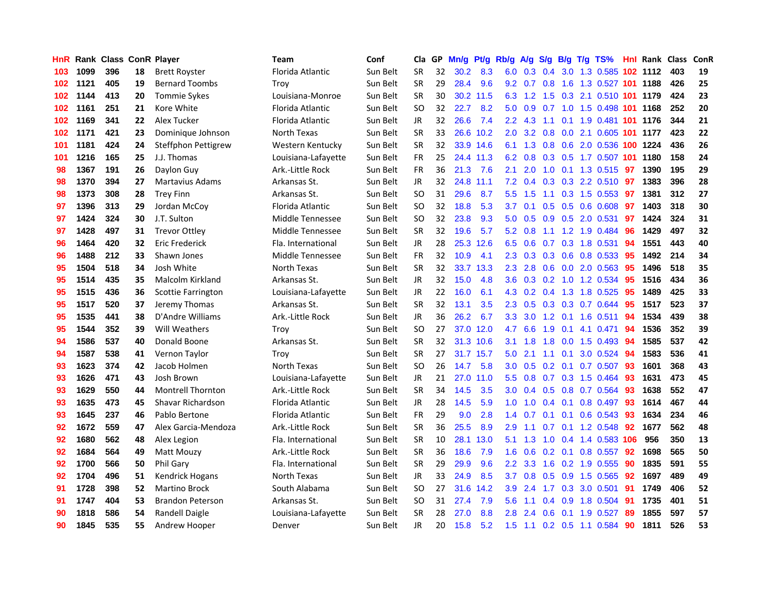| HnR | Rank | Class | ConR | Player | Team | Conf | Cla | GP | Mn/g | Pt/g | Rb/g | A/g | S/g | B/g | T/g | TS% | HnI | Rank | Class | ConR |
|---|---|---|---|---|---|---|---|---|---|---|---|---|---|---|---|---|---|---|---|---|
| 103 | 1099 | 396 | 18 | Brett Royster | Florida Atlantic | Sun Belt | SR | 32 | 30.2 | 8.3 | 6.0 | 0.3 | 0.4 | 3.0 | 1.3 | 0.585 | 102 | 1112 | 403 | 19 |
| 102 | 1121 | 405 | 19 | Bernard Toombs | Troy | Sun Belt | SR | 29 | 28.4 | 9.6 | 9.2 | 0.7 | 0.8 | 1.6 | 1.3 | 0.527 | 101 | 1188 | 426 | 25 |
| 102 | 1144 | 413 | 20 | Tommie Sykes | Louisiana-Monroe | Sun Belt | SR | 30 | 30.2 | 11.5 | 6.3 | 1.2 | 1.5 | 0.3 | 2.1 | 0.510 | 101 | 1179 | 424 | 23 |
| 102 | 1161 | 251 | 21 | Kore White | Florida Atlantic | Sun Belt | SO | 32 | 22.7 | 8.2 | 5.0 | 0.9 | 0.7 | 1.0 | 1.5 | 0.498 | 101 | 1168 | 252 | 20 |
| 102 | 1169 | 341 | 22 | Alex Tucker | Florida Atlantic | Sun Belt | JR | 32 | 26.6 | 7.4 | 2.2 | 4.3 | 1.1 | 0.1 | 1.9 | 0.481 | 101 | 1176 | 344 | 21 |
| 102 | 1171 | 421 | 23 | Dominique Johnson | North Texas | Sun Belt | SR | 33 | 26.6 | 10.2 | 2.0 | 3.2 | 0.8 | 0.0 | 2.1 | 0.605 | 101 | 1177 | 423 | 22 |
| 101 | 1181 | 424 | 24 | Steffphon Pettigrew | Western Kentucky | Sun Belt | SR | 32 | 33.9 | 14.6 | 6.1 | 1.3 | 0.8 | 0.6 | 2.0 | 0.536 | 100 | 1224 | 436 | 26 |
| 101 | 1216 | 165 | 25 | J.J. Thomas | Louisiana-Lafayette | Sun Belt | FR | 25 | 24.4 | 11.3 | 6.2 | 0.8 | 0.3 | 0.5 | 1.7 | 0.507 | 101 | 1180 | 158 | 24 |
| 98 | 1367 | 191 | 26 | Daylon Guy | Ark.-Little Rock | Sun Belt | FR | 36 | 21.3 | 7.6 | 2.1 | 2.0 | 1.0 | 0.1 | 1.3 | 0.515 | 97 | 1390 | 195 | 29 |
| 98 | 1370 | 394 | 27 | Martavius Adams | Arkansas St. | Sun Belt | JR | 32 | 24.8 | 11.1 | 7.2 | 0.4 | 0.3 | 0.3 | 2.2 | 0.510 | 97 | 1383 | 396 | 28 |
| 98 | 1373 | 308 | 28 | Trey Finn | Arkansas St. | Sun Belt | SO | 31 | 29.6 | 8.7 | 5.5 | 1.5 | 1.1 | 0.3 | 1.5 | 0.553 | 97 | 1381 | 312 | 27 |
| 97 | 1396 | 313 | 29 | Jordan McCoy | Florida Atlantic | Sun Belt | SO | 32 | 18.8 | 5.3 | 3.7 | 0.1 | 0.5 | 0.5 | 0.6 | 0.608 | 97 | 1403 | 318 | 30 |
| 97 | 1424 | 324 | 30 | J.T. Sulton | Middle Tennessee | Sun Belt | SO | 32 | 23.8 | 9.3 | 5.0 | 0.5 | 0.9 | 0.5 | 2.0 | 0.531 | 97 | 1424 | 324 | 31 |
| 97 | 1428 | 497 | 31 | Trevor Ottley | Middle Tennessee | Sun Belt | SR | 32 | 19.6 | 5.7 | 5.2 | 0.8 | 1.1 | 1.2 | 1.9 | 0.484 | 96 | 1429 | 497 | 32 |
| 96 | 1464 | 420 | 32 | Eric Frederick | Fla. International | Sun Belt | JR | 28 | 25.3 | 12.6 | 6.5 | 0.6 | 0.7 | 0.3 | 1.8 | 0.531 | 94 | 1551 | 443 | 40 |
| 96 | 1488 | 212 | 33 | Shawn Jones | Middle Tennessee | Sun Belt | FR | 32 | 10.9 | 4.1 | 2.3 | 0.3 | 0.3 | 0.6 | 0.8 | 0.533 | 95 | 1492 | 214 | 34 |
| 95 | 1504 | 518 | 34 | Josh White | North Texas | Sun Belt | SR | 32 | 33.7 | 13.3 | 2.3 | 2.8 | 0.6 | 0.0 | 2.0 | 0.563 | 95 | 1496 | 518 | 35 |
| 95 | 1514 | 435 | 35 | Malcolm Kirkland | Arkansas St. | Sun Belt | JR | 32 | 15.0 | 4.8 | 3.6 | 0.3 | 0.2 | 1.0 | 1.2 | 0.534 | 95 | 1516 | 434 | 36 |
| 95 | 1515 | 436 | 36 | Scottie Farrington | Louisiana-Lafayette | Sun Belt | JR | 22 | 16.0 | 6.1 | 4.3 | 0.2 | 0.4 | 1.3 | 1.8 | 0.525 | 95 | 1489 | 425 | 33 |
| 95 | 1517 | 520 | 37 | Jeremy Thomas | Arkansas St. | Sun Belt | SR | 32 | 13.1 | 3.5 | 2.3 | 0.5 | 0.3 | 0.3 | 0.7 | 0.644 | 95 | 1517 | 523 | 37 |
| 95 | 1535 | 441 | 38 | D'Andre Williams | Ark.-Little Rock | Sun Belt | JR | 36 | 26.2 | 6.7 | 3.3 | 3.0 | 1.2 | 0.1 | 1.6 | 0.511 | 94 | 1534 | 439 | 38 |
| 95 | 1544 | 352 | 39 | Will Weathers | Troy | Sun Belt | SO | 27 | 37.0 | 12.0 | 4.7 | 6.6 | 1.9 | 0.1 | 4.1 | 0.471 | 94 | 1536 | 352 | 39 |
| 94 | 1586 | 537 | 40 | Donald Boone | Arkansas St. | Sun Belt | SR | 32 | 31.3 | 10.6 | 3.1 | 1.8 | 1.8 | 0.0 | 1.5 | 0.493 | 94 | 1585 | 537 | 42 |
| 94 | 1587 | 538 | 41 | Vernon Taylor | Troy | Sun Belt | SR | 27 | 31.7 | 15.7 | 5.0 | 2.1 | 1.1 | 0.1 | 3.0 | 0.524 | 94 | 1583 | 536 | 41 |
| 93 | 1623 | 374 | 42 | Jacob Holmen | North Texas | Sun Belt | SO | 26 | 14.7 | 5.8 | 3.0 | 0.5 | 0.2 | 0.1 | 0.7 | 0.507 | 93 | 1601 | 368 | 43 |
| 93 | 1626 | 471 | 43 | Josh Brown | Louisiana-Lafayette | Sun Belt | JR | 21 | 27.0 | 11.0 | 5.5 | 0.8 | 0.7 | 0.3 | 1.5 | 0.464 | 93 | 1631 | 473 | 45 |
| 93 | 1629 | 550 | 44 | Montrell Thornton | Ark.-Little Rock | Sun Belt | SR | 34 | 14.5 | 3.5 | 3.0 | 0.4 | 0.5 | 0.8 | 0.7 | 0.564 | 93 | 1638 | 552 | 47 |
| 93 | 1635 | 473 | 45 | Shavar Richardson | Florida Atlantic | Sun Belt | JR | 28 | 14.5 | 5.9 | 1.0 | 1.0 | 0.4 | 0.1 | 0.8 | 0.497 | 93 | 1614 | 467 | 44 |
| 93 | 1645 | 237 | 46 | Pablo Bertone | Florida Atlantic | Sun Belt | FR | 29 | 9.0 | 2.8 | 1.4 | 0.7 | 0.1 | 0.1 | 0.6 | 0.543 | 93 | 1634 | 234 | 46 |
| 92 | 1672 | 559 | 47 | Alex Garcia-Mendoza | Ark.-Little Rock | Sun Belt | SR | 36 | 25.5 | 8.9 | 2.9 | 1.1 | 0.7 | 0.1 | 1.2 | 0.548 | 92 | 1677 | 562 | 48 |
| 92 | 1680 | 562 | 48 | Alex Legion | Fla. International | Sun Belt | SR | 10 | 28.1 | 13.0 | 5.1 | 1.3 | 1.0 | 0.4 | 1.4 | 0.583 | 106 | 956 | 350 | 13 |
| 92 | 1684 | 564 | 49 | Matt Mouzy | Ark.-Little Rock | Sun Belt | SR | 36 | 18.6 | 7.9 | 1.6 | 0.6 | 0.2 | 0.1 | 0.8 | 0.557 | 92 | 1698 | 565 | 50 |
| 92 | 1700 | 566 | 50 | Phil Gary | Fla. International | Sun Belt | SR | 29 | 29.9 | 9.6 | 2.2 | 3.3 | 1.6 | 0.2 | 1.9 | 0.555 | 90 | 1835 | 591 | 55 |
| 92 | 1704 | 496 | 51 | Kendrick Hogans | North Texas | Sun Belt | JR | 33 | 24.9 | 8.5 | 3.7 | 0.8 | 0.5 | 0.9 | 1.5 | 0.565 | 92 | 1697 | 489 | 49 |
| 91 | 1728 | 398 | 52 | Martino Brock | South Alabama | Sun Belt | SO | 27 | 31.6 | 14.2 | 3.9 | 2.4 | 1.7 | 0.3 | 3.0 | 0.501 | 91 | 1749 | 406 | 52 |
| 91 | 1747 | 404 | 53 | Brandon Peterson | Arkansas St. | Sun Belt | SO | 31 | 27.4 | 7.9 | 5.6 | 1.1 | 0.4 | 0.9 | 1.8 | 0.504 | 91 | 1735 | 401 | 51 |
| 90 | 1818 | 586 | 54 | Randell Daigle | Louisiana-Lafayette | Sun Belt | SR | 28 | 27.0 | 8.8 | 2.8 | 2.4 | 0.6 | 0.1 | 1.9 | 0.527 | 89 | 1855 | 597 | 57 |
| 90 | 1845 | 535 | 55 | Andrew Hooper | Denver | Sun Belt | JR | 20 | 15.8 | 5.2 | 1.5 | 1.1 | 0.2 | 0.5 | 1.1 | 0.584 | 90 | 1811 | 526 | 53 |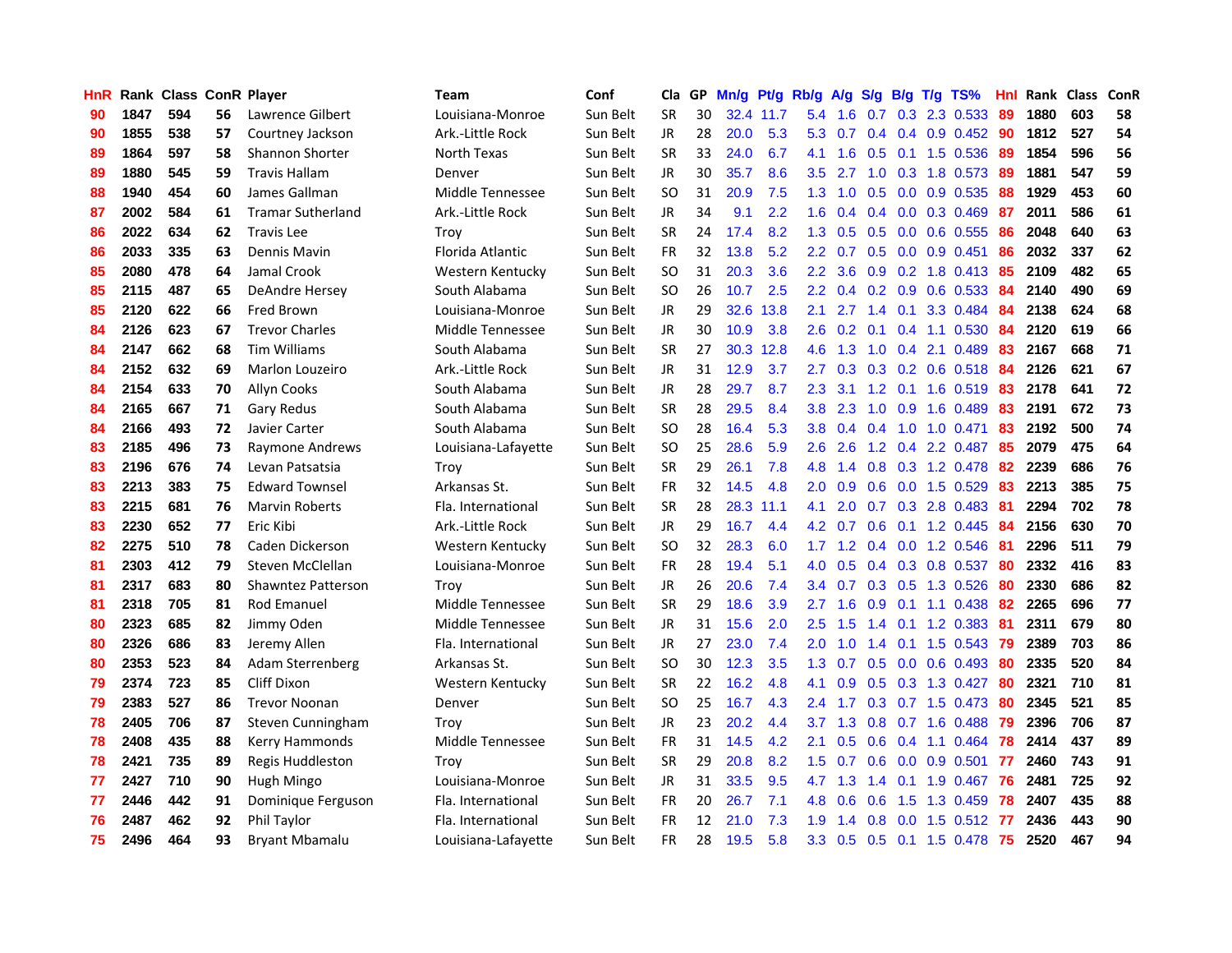| HnR | Rank | Class | ConR | Player | Team | Conf | Cla | GP | Mn/g | Pt/g | Rb/g | A/g | S/g | B/g | T/g | TS% | HnI | Rank | Class | ConR |
|---|---|---|---|---|---|---|---|---|---|---|---|---|---|---|---|---|---|---|---|---|
| 90 | 1847 | 594 | 56 | Lawrence Gilbert | Louisiana-Monroe | Sun Belt | SR | 30 | 32.4 | 11.7 | 5.4 | 1.6 | 0.7 | 0.3 | 2.3 | 0.533 | 89 | 1880 | 603 | 58 |
| 90 | 1855 | 538 | 57 | Courtney Jackson | Ark.-Little Rock | Sun Belt | JR | 28 | 20.0 | 5.3 | 5.3 | 0.7 | 0.4 | 0.4 | 0.9 | 0.452 | 90 | 1812 | 527 | 54 |
| 89 | 1864 | 597 | 58 | Shannon Shorter | North Texas | Sun Belt | SR | 33 | 24.0 | 6.7 | 4.1 | 1.6 | 0.5 | 0.1 | 1.5 | 0.536 | 89 | 1854 | 596 | 56 |
| 89 | 1880 | 545 | 59 | Travis Hallam | Denver | Sun Belt | JR | 30 | 35.7 | 8.6 | 3.5 | 2.7 | 1.0 | 0.3 | 1.8 | 0.573 | 89 | 1881 | 547 | 59 |
| 88 | 1940 | 454 | 60 | James Gallman | Middle Tennessee | Sun Belt | SO | 31 | 20.9 | 7.5 | 1.3 | 1.0 | 0.5 | 0.0 | 0.9 | 0.535 | 88 | 1929 | 453 | 60 |
| 87 | 2002 | 584 | 61 | Tramar Sutherland | Ark.-Little Rock | Sun Belt | JR | 34 | 9.1 | 2.2 | 1.6 | 0.4 | 0.4 | 0.0 | 0.3 | 0.469 | 87 | 2011 | 586 | 61 |
| 86 | 2022 | 634 | 62 | Travis Lee | Troy | Sun Belt | SR | 24 | 17.4 | 8.2 | 1.3 | 0.5 | 0.5 | 0.0 | 0.6 | 0.555 | 86 | 2048 | 640 | 63 |
| 86 | 2033 | 335 | 63 | Dennis Mavin | Florida Atlantic | Sun Belt | FR | 32 | 13.8 | 5.2 | 2.2 | 0.7 | 0.5 | 0.0 | 0.9 | 0.451 | 86 | 2032 | 337 | 62 |
| 85 | 2080 | 478 | 64 | Jamal Crook | Western Kentucky | Sun Belt | SO | 31 | 20.3 | 3.6 | 2.2 | 3.6 | 0.9 | 0.2 | 1.8 | 0.413 | 85 | 2109 | 482 | 65 |
| 85 | 2115 | 487 | 65 | DeAndre Hersey | South Alabama | Sun Belt | SO | 26 | 10.7 | 2.5 | 2.2 | 0.4 | 0.2 | 0.9 | 0.6 | 0.533 | 84 | 2140 | 490 | 69 |
| 85 | 2120 | 622 | 66 | Fred Brown | Louisiana-Monroe | Sun Belt | JR | 29 | 32.6 | 13.8 | 2.1 | 2.7 | 1.4 | 0.1 | 3.3 | 0.484 | 84 | 2138 | 624 | 68 |
| 84 | 2126 | 623 | 67 | Trevor Charles | Middle Tennessee | Sun Belt | JR | 30 | 10.9 | 3.8 | 2.6 | 0.2 | 0.1 | 0.4 | 1.1 | 0.530 | 84 | 2120 | 619 | 66 |
| 84 | 2147 | 662 | 68 | Tim Williams | South Alabama | Sun Belt | SR | 27 | 30.3 | 12.8 | 4.6 | 1.3 | 1.0 | 0.4 | 2.1 | 0.489 | 83 | 2167 | 668 | 71 |
| 84 | 2152 | 632 | 69 | Marlon Louzeiro | Ark.-Little Rock | Sun Belt | JR | 31 | 12.9 | 3.7 | 2.7 | 0.3 | 0.3 | 0.2 | 0.6 | 0.518 | 84 | 2126 | 621 | 67 |
| 84 | 2154 | 633 | 70 | Allyn Cooks | South Alabama | Sun Belt | JR | 28 | 29.7 | 8.7 | 2.3 | 3.1 | 1.2 | 0.1 | 1.6 | 0.519 | 83 | 2178 | 641 | 72 |
| 84 | 2165 | 667 | 71 | Gary Redus | South Alabama | Sun Belt | SR | 28 | 29.5 | 8.4 | 3.8 | 2.3 | 1.0 | 0.9 | 1.6 | 0.489 | 83 | 2191 | 672 | 73 |
| 84 | 2166 | 493 | 72 | Javier Carter | South Alabama | Sun Belt | SO | 28 | 16.4 | 5.3 | 3.8 | 0.4 | 0.4 | 1.0 | 1.0 | 0.471 | 83 | 2192 | 500 | 74 |
| 83 | 2185 | 496 | 73 | Raymone Andrews | Louisiana-Lafayette | Sun Belt | SO | 25 | 28.6 | 5.9 | 2.6 | 2.6 | 1.2 | 0.4 | 2.2 | 0.487 | 85 | 2079 | 475 | 64 |
| 83 | 2196 | 676 | 74 | Levan Patsatsia | Troy | Sun Belt | SR | 29 | 26.1 | 7.8 | 4.8 | 1.4 | 0.8 | 0.3 | 1.2 | 0.478 | 82 | 2239 | 686 | 76 |
| 83 | 2213 | 383 | 75 | Edward Townsel | Arkansas St. | Sun Belt | FR | 32 | 14.5 | 4.8 | 2.0 | 0.9 | 0.6 | 0.0 | 1.5 | 0.529 | 83 | 2213 | 385 | 75 |
| 83 | 2215 | 681 | 76 | Marvin Roberts | Fla. International | Sun Belt | SR | 28 | 28.3 | 11.1 | 4.1 | 2.0 | 0.7 | 0.3 | 2.8 | 0.483 | 81 | 2294 | 702 | 78 |
| 83 | 2230 | 652 | 77 | Eric Kibi | Ark.-Little Rock | Sun Belt | JR | 29 | 16.7 | 4.4 | 4.2 | 0.7 | 0.6 | 0.1 | 1.2 | 0.445 | 84 | 2156 | 630 | 70 |
| 82 | 2275 | 510 | 78 | Caden Dickerson | Western Kentucky | Sun Belt | SO | 32 | 28.3 | 6.0 | 1.7 | 1.2 | 0.4 | 0.0 | 1.2 | 0.546 | 81 | 2296 | 511 | 79 |
| 81 | 2303 | 412 | 79 | Steven McClellan | Louisiana-Monroe | Sun Belt | FR | 28 | 19.4 | 5.1 | 4.0 | 0.5 | 0.4 | 0.3 | 0.8 | 0.537 | 80 | 2332 | 416 | 83 |
| 81 | 2317 | 683 | 80 | Shawntez Patterson | Troy | Sun Belt | JR | 26 | 20.6 | 7.4 | 3.4 | 0.7 | 0.3 | 0.5 | 1.3 | 0.526 | 80 | 2330 | 686 | 82 |
| 81 | 2318 | 705 | 81 | Rod Emanuel | Middle Tennessee | Sun Belt | SR | 29 | 18.6 | 3.9 | 2.7 | 1.6 | 0.9 | 0.1 | 1.1 | 0.438 | 82 | 2265 | 696 | 77 |
| 80 | 2323 | 685 | 82 | Jimmy Oden | Middle Tennessee | Sun Belt | JR | 31 | 15.6 | 2.0 | 2.5 | 1.5 | 1.4 | 0.1 | 1.2 | 0.383 | 81 | 2311 | 679 | 80 |
| 80 | 2326 | 686 | 83 | Jeremy Allen | Fla. International | Sun Belt | JR | 27 | 23.0 | 7.4 | 2.0 | 1.0 | 1.4 | 0.1 | 1.5 | 0.543 | 79 | 2389 | 703 | 86 |
| 80 | 2353 | 523 | 84 | Adam Sterrenberg | Arkansas St. | Sun Belt | SO | 30 | 12.3 | 3.5 | 1.3 | 0.7 | 0.5 | 0.0 | 0.6 | 0.493 | 80 | 2335 | 520 | 84 |
| 79 | 2374 | 723 | 85 | Cliff Dixon | Western Kentucky | Sun Belt | SR | 22 | 16.2 | 4.8 | 4.1 | 0.9 | 0.5 | 0.3 | 1.3 | 0.427 | 80 | 2321 | 710 | 81 |
| 79 | 2383 | 527 | 86 | Trevor Noonan | Denver | Sun Belt | SO | 25 | 16.7 | 4.3 | 2.4 | 1.7 | 0.3 | 0.7 | 1.5 | 0.473 | 80 | 2345 | 521 | 85 |
| 78 | 2405 | 706 | 87 | Steven Cunningham | Troy | Sun Belt | JR | 23 | 20.2 | 4.4 | 3.7 | 1.3 | 0.8 | 0.7 | 1.6 | 0.488 | 79 | 2396 | 706 | 87 |
| 78 | 2408 | 435 | 88 | Kerry Hammonds | Middle Tennessee | Sun Belt | FR | 31 | 14.5 | 4.2 | 2.1 | 0.5 | 0.6 | 0.4 | 1.1 | 0.464 | 78 | 2414 | 437 | 89 |
| 78 | 2421 | 735 | 89 | Regis Huddleston | Troy | Sun Belt | SR | 29 | 20.8 | 8.2 | 1.5 | 0.7 | 0.6 | 0.0 | 0.9 | 0.501 | 77 | 2460 | 743 | 91 |
| 77 | 2427 | 710 | 90 | Hugh Mingo | Louisiana-Monroe | Sun Belt | JR | 31 | 33.5 | 9.5 | 4.7 | 1.3 | 1.4 | 0.1 | 1.9 | 0.467 | 76 | 2481 | 725 | 92 |
| 77 | 2446 | 442 | 91 | Dominique Ferguson | Fla. International | Sun Belt | FR | 20 | 26.7 | 7.1 | 4.8 | 0.6 | 0.6 | 1.5 | 1.3 | 0.459 | 78 | 2407 | 435 | 88 |
| 76 | 2487 | 462 | 92 | Phil Taylor | Fla. International | Sun Belt | FR | 12 | 21.0 | 7.3 | 1.9 | 1.4 | 0.8 | 0.0 | 1.5 | 0.512 | 77 | 2436 | 443 | 90 |
| 75 | 2496 | 464 | 93 | Bryant Mbamalu | Louisiana-Lafayette | Sun Belt | FR | 28 | 19.5 | 5.8 | 3.3 | 0.5 | 0.5 | 0.1 | 1.5 | 0.478 | 75 | 2520 | 467 | 94 |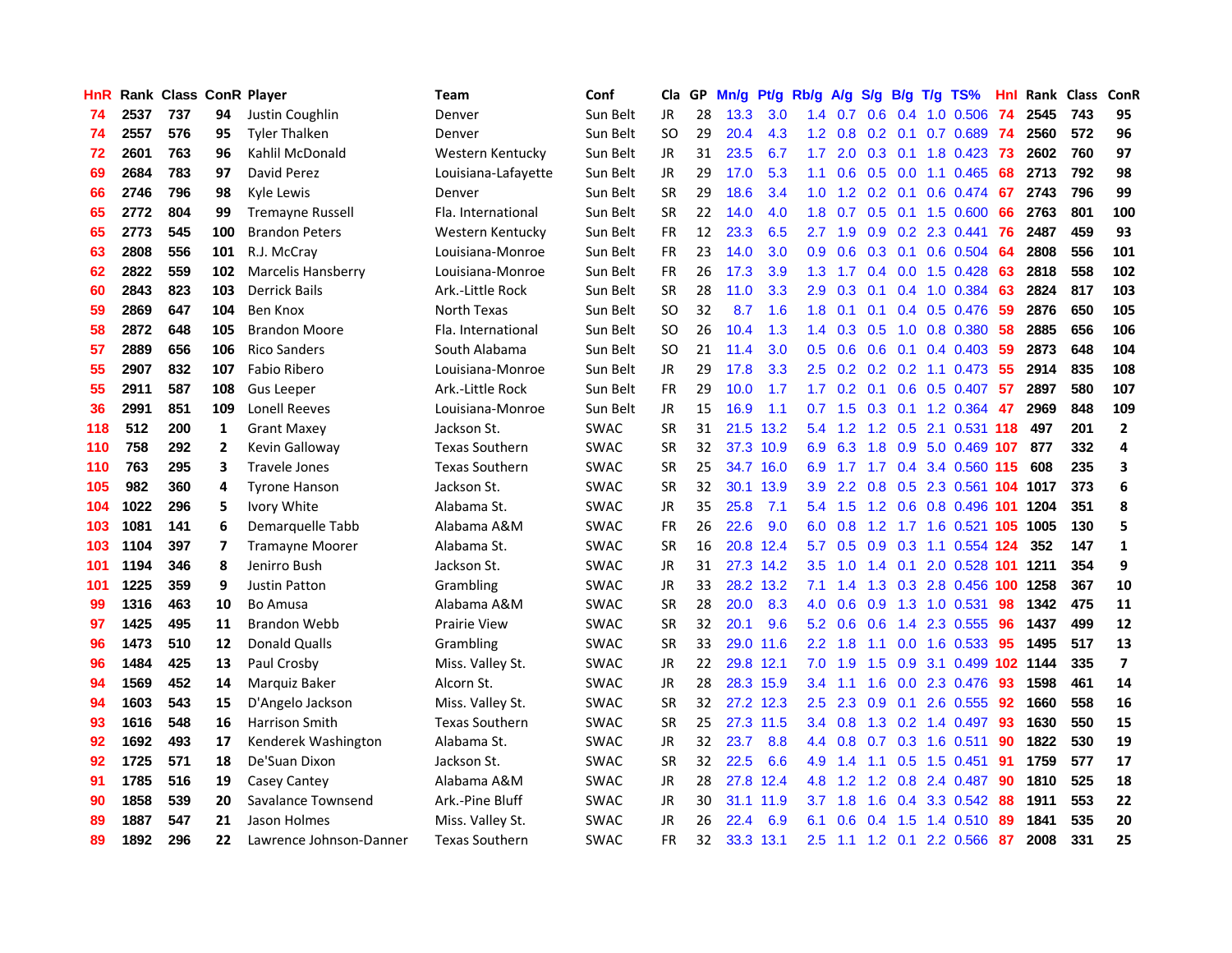| HnR | Rank | Class | ConR | Player | Team | Conf | Cla | GP | Mn/g | Pt/g | Rb/g | A/g | S/g | B/g | T/g | TS% | HnI | Rank | Class | ConR |
|---|---|---|---|---|---|---|---|---|---|---|---|---|---|---|---|---|---|---|---|---|
| 74 | 2537 | 737 | 94 | Justin Coughlin | Denver | Sun Belt | JR | 28 | 13.3 | 3.0 | 1.4 | 0.7 | 0.6 | 0.4 | 1.0 | 0.506 | 74 | 2545 | 743 | 95 |
| 74 | 2557 | 576 | 95 | Tyler Thalken | Denver | Sun Belt | SO | 29 | 20.4 | 4.3 | 1.2 | 0.8 | 0.2 | 0.1 | 0.7 | 0.689 | 74 | 2560 | 572 | 96 |
| 72 | 2601 | 763 | 96 | Kahlil McDonald | Western Kentucky | Sun Belt | JR | 31 | 23.5 | 6.7 | 1.7 | 2.0 | 0.3 | 0.1 | 1.8 | 0.423 | 73 | 2602 | 760 | 97 |
| 69 | 2684 | 783 | 97 | David Perez | Louisiana-Lafayette | Sun Belt | JR | 29 | 17.0 | 5.3 | 1.1 | 0.6 | 0.5 | 0.0 | 1.1 | 0.465 | 68 | 2713 | 792 | 98 |
| 66 | 2746 | 796 | 98 | Kyle Lewis | Denver | Sun Belt | SR | 29 | 18.6 | 3.4 | 1.0 | 1.2 | 0.2 | 0.1 | 0.6 | 0.474 | 67 | 2743 | 796 | 99 |
| 65 | 2772 | 804 | 99 | Tremayne Russell | Fla. International | Sun Belt | SR | 22 | 14.0 | 4.0 | 1.8 | 0.7 | 0.5 | 0.1 | 1.5 | 0.600 | 66 | 2763 | 801 | 100 |
| 65 | 2773 | 545 | 100 | Brandon Peters | Western Kentucky | Sun Belt | FR | 12 | 23.3 | 6.5 | 2.7 | 1.9 | 0.9 | 0.2 | 2.3 | 0.441 | 76 | 2487 | 459 | 93 |
| 63 | 2808 | 556 | 101 | R.J. McCray | Louisiana-Monroe | Sun Belt | FR | 23 | 14.0 | 3.0 | 0.9 | 0.6 | 0.3 | 0.1 | 0.6 | 0.504 | 64 | 2808 | 556 | 101 |
| 62 | 2822 | 559 | 102 | Marcelis Hansberry | Louisiana-Monroe | Sun Belt | FR | 26 | 17.3 | 3.9 | 1.3 | 1.7 | 0.4 | 0.0 | 1.5 | 0.428 | 63 | 2818 | 558 | 102 |
| 60 | 2843 | 823 | 103 | Derrick Bails | Ark.-Little Rock | Sun Belt | SR | 28 | 11.0 | 3.3 | 2.9 | 0.3 | 0.1 | 0.4 | 1.0 | 0.384 | 63 | 2824 | 817 | 103 |
| 59 | 2869 | 647 | 104 | Ben Knox | North Texas | Sun Belt | SO | 32 | 8.7 | 1.6 | 1.8 | 0.1 | 0.1 | 0.4 | 0.5 | 0.476 | 59 | 2876 | 650 | 105 |
| 58 | 2872 | 648 | 105 | Brandon Moore | Fla. International | Sun Belt | SO | 26 | 10.4 | 1.3 | 1.4 | 0.3 | 0.5 | 1.0 | 0.8 | 0.380 | 58 | 2885 | 656 | 106 |
| 57 | 2889 | 656 | 106 | Rico Sanders | South Alabama | Sun Belt | SO | 21 | 11.4 | 3.0 | 0.5 | 0.6 | 0.6 | 0.1 | 0.4 | 0.403 | 59 | 2873 | 648 | 104 |
| 55 | 2907 | 832 | 107 | Fabio Ribero | Louisiana-Monroe | Sun Belt | JR | 29 | 17.8 | 3.3 | 2.5 | 0.2 | 0.2 | 0.2 | 1.1 | 0.473 | 55 | 2914 | 835 | 108 |
| 55 | 2911 | 587 | 108 | Gus Leeper | Ark.-Little Rock | Sun Belt | FR | 29 | 10.0 | 1.7 | 1.7 | 0.2 | 0.1 | 0.6 | 0.5 | 0.407 | 57 | 2897 | 580 | 107 |
| 36 | 2991 | 851 | 109 | Lonell Reeves | Louisiana-Monroe | Sun Belt | JR | 15 | 16.9 | 1.1 | 0.7 | 1.5 | 0.3 | 0.1 | 1.2 | 0.364 | 47 | 2969 | 848 | 109 |
| 118 | 512 | 200 | 1 | Grant Maxey | Jackson St. | SWAC | SR | 31 | 21.5 | 13.2 | 5.4 | 1.2 | 1.2 | 0.5 | 2.1 | 0.531 | 118 | 497 | 201 | 2 |
| 110 | 758 | 292 | 2 | Kevin Galloway | Texas Southern | SWAC | SR | 32 | 37.3 | 10.9 | 6.9 | 6.3 | 1.8 | 0.9 | 5.0 | 0.469 | 107 | 877 | 332 | 4 |
| 110 | 763 | 295 | 3 | Travele Jones | Texas Southern | SWAC | SR | 25 | 34.7 | 16.0 | 6.9 | 1.7 | 1.7 | 0.4 | 3.4 | 0.560 | 115 | 608 | 235 | 3 |
| 105 | 982 | 360 | 4 | Tyrone Hanson | Jackson St. | SWAC | SR | 32 | 30.1 | 13.9 | 3.9 | 2.2 | 0.8 | 0.5 | 2.3 | 0.561 | 104 | 1017 | 373 | 6 |
| 104 | 1022 | 296 | 5 | Ivory White | Alabama St. | SWAC | JR | 35 | 25.8 | 7.1 | 5.4 | 1.5 | 1.2 | 0.6 | 0.8 | 0.496 | 101 | 1204 | 351 | 8 |
| 103 | 1081 | 141 | 6 | Demarquelle Tabb | Alabama A&M | SWAC | FR | 26 | 22.6 | 9.0 | 6.0 | 0.8 | 1.2 | 1.7 | 1.6 | 0.521 | 105 | 1005 | 130 | 5 |
| 103 | 1104 | 397 | 7 | Tramayne Moorer | Alabama St. | SWAC | SR | 16 | 20.8 | 12.4 | 5.7 | 0.5 | 0.9 | 0.3 | 1.1 | 0.554 | 124 | 352 | 147 | 1 |
| 101 | 1194 | 346 | 8 | Jenirro Bush | Jackson St. | SWAC | JR | 31 | 27.3 | 14.2 | 3.5 | 1.0 | 1.4 | 0.1 | 2.0 | 0.528 | 101 | 1211 | 354 | 9 |
| 101 | 1225 | 359 | 9 | Justin Patton | Grambling | SWAC | JR | 33 | 28.2 | 13.2 | 7.1 | 1.4 | 1.3 | 0.3 | 2.8 | 0.456 | 100 | 1258 | 367 | 10 |
| 99 | 1316 | 463 | 10 | Bo Amusa | Alabama A&M | SWAC | SR | 28 | 20.0 | 8.3 | 4.0 | 0.6 | 0.9 | 1.3 | 1.0 | 0.531 | 98 | 1342 | 475 | 11 |
| 97 | 1425 | 495 | 11 | Brandon Webb | Prairie View | SWAC | SR | 32 | 20.1 | 9.6 | 5.2 | 0.6 | 0.6 | 1.4 | 2.3 | 0.555 | 96 | 1437 | 499 | 12 |
| 96 | 1473 | 510 | 12 | Donald Qualls | Grambling | SWAC | SR | 33 | 29.0 | 11.6 | 2.2 | 1.8 | 1.1 | 0.0 | 1.6 | 0.533 | 95 | 1495 | 517 | 13 |
| 96 | 1484 | 425 | 13 | Paul Crosby | Miss. Valley St. | SWAC | JR | 22 | 29.8 | 12.1 | 7.0 | 1.9 | 1.5 | 0.9 | 3.1 | 0.499 | 102 | 1144 | 335 | 7 |
| 94 | 1569 | 452 | 14 | Marquiz Baker | Alcorn St. | SWAC | JR | 28 | 28.3 | 15.9 | 3.4 | 1.1 | 1.6 | 0.0 | 2.3 | 0.476 | 93 | 1598 | 461 | 14 |
| 94 | 1603 | 543 | 15 | D'Angelo Jackson | Miss. Valley St. | SWAC | SR | 32 | 27.2 | 12.3 | 2.5 | 2.3 | 0.9 | 0.1 | 2.6 | 0.555 | 92 | 1660 | 558 | 16 |
| 93 | 1616 | 548 | 16 | Harrison Smith | Texas Southern | SWAC | SR | 25 | 27.3 | 11.5 | 3.4 | 0.8 | 1.3 | 0.2 | 1.4 | 0.497 | 93 | 1630 | 550 | 15 |
| 92 | 1692 | 493 | 17 | Kenderek Washington | Alabama St. | SWAC | JR | 32 | 23.7 | 8.8 | 4.4 | 0.8 | 0.7 | 0.3 | 1.6 | 0.511 | 90 | 1822 | 530 | 19 |
| 92 | 1725 | 571 | 18 | De'Suan Dixon | Jackson St. | SWAC | SR | 32 | 22.5 | 6.6 | 4.9 | 1.4 | 1.1 | 0.5 | 1.5 | 0.451 | 91 | 1759 | 577 | 17 |
| 91 | 1785 | 516 | 19 | Casey Cantey | Alabama A&M | SWAC | JR | 28 | 27.8 | 12.4 | 4.8 | 1.2 | 1.2 | 0.8 | 2.4 | 0.487 | 90 | 1810 | 525 | 18 |
| 90 | 1858 | 539 | 20 | Savalance Townsend | Ark.-Pine Bluff | SWAC | JR | 30 | 31.1 | 11.9 | 3.7 | 1.8 | 1.6 | 0.4 | 3.3 | 0.542 | 88 | 1911 | 553 | 22 |
| 89 | 1887 | 547 | 21 | Jason Holmes | Miss. Valley St. | SWAC | JR | 26 | 22.4 | 6.9 | 6.1 | 0.6 | 0.4 | 1.5 | 1.4 | 0.510 | 89 | 1841 | 535 | 20 |
| 89 | 1892 | 296 | 22 | Lawrence Johnson-Danner | Texas Southern | SWAC | FR | 32 | 33.3 | 13.1 | 2.5 | 1.1 | 1.2 | 0.1 | 2.2 | 0.566 | 87 | 2008 | 331 | 25 |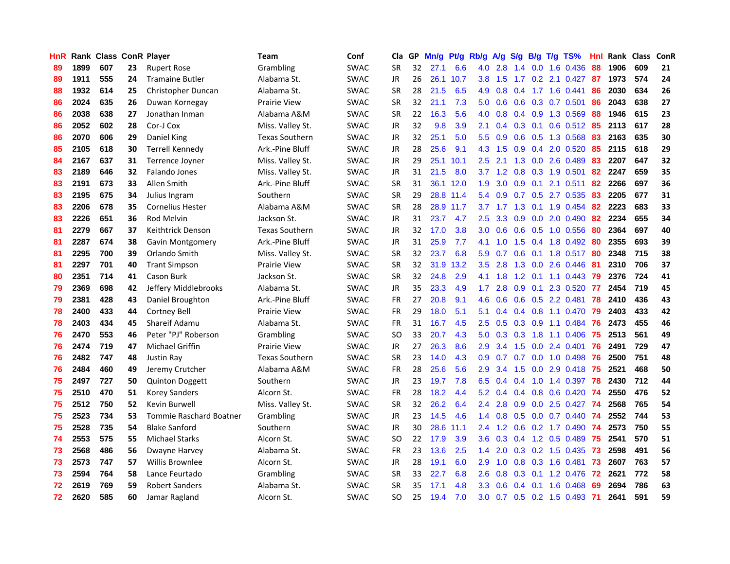| HnR | Rank | Class | ConR | Player | Team | Conf | Cla | GP | Mn/g | Pt/g | Rb/g | A/g | S/g | B/g | T/g | TS% | HnI | Rank | Class | ConR |
|---|---|---|---|---|---|---|---|---|---|---|---|---|---|---|---|---|---|---|---|---|
| 89 | 1899 | 607 | 23 | Rupert Rose | Grambling | SWAC | SR | 32 | 27.1 | 6.6 | 4.0 | 2.8 | 1.4 | 0.0 | 1.6 | 0.436 | 88 | 1906 | 609 | 21 |
| 89 | 1911 | 555 | 24 | Tramaine Butler | Alabama St. | SWAC | JR | 26 | 26.1 | 10.7 | 3.8 | 1.5 | 1.7 | 0.2 | 2.1 | 0.427 | 87 | 1973 | 574 | 24 |
| 88 | 1932 | 614 | 25 | Christopher Duncan | Alabama St. | SWAC | SR | 28 | 21.5 | 6.5 | 4.9 | 0.8 | 0.4 | 1.7 | 1.6 | 0.441 | 86 | 2030 | 634 | 26 |
| 86 | 2024 | 635 | 26 | Duwan Kornegay | Prairie View | SWAC | SR | 32 | 21.1 | 7.3 | 5.0 | 0.6 | 0.6 | 0.3 | 0.7 | 0.501 | 86 | 2043 | 638 | 27 |
| 86 | 2038 | 638 | 27 | Jonathan Inman | Alabama A&M | SWAC | SR | 22 | 16.3 | 5.6 | 4.0 | 0.8 | 0.4 | 0.9 | 1.3 | 0.569 | 88 | 1946 | 615 | 23 |
| 86 | 2052 | 602 | 28 | Cor-J Cox | Miss. Valley St. | SWAC | JR | 32 | 9.8 | 3.9 | 2.1 | 0.4 | 0.3 | 0.1 | 0.6 | 0.512 | 85 | 2113 | 617 | 28 |
| 86 | 2070 | 606 | 29 | Daniel King | Texas Southern | SWAC | JR | 32 | 25.1 | 5.0 | 5.5 | 0.9 | 0.6 | 0.5 | 1.3 | 0.568 | 83 | 2163 | 635 | 30 |
| 85 | 2105 | 618 | 30 | Terrell Kennedy | Ark.-Pine Bluff | SWAC | JR | 28 | 25.6 | 9.1 | 4.3 | 1.5 | 0.9 | 0.4 | 2.0 | 0.520 | 85 | 2115 | 618 | 29 |
| 84 | 2167 | 637 | 31 | Terrence Joyner | Miss. Valley St. | SWAC | JR | 29 | 25.1 | 10.1 | 2.5 | 2.1 | 1.3 | 0.0 | 2.6 | 0.489 | 83 | 2207 | 647 | 32 |
| 83 | 2189 | 646 | 32 | Falando Jones | Miss. Valley St. | SWAC | JR | 31 | 21.5 | 8.0 | 3.7 | 1.2 | 0.8 | 0.3 | 1.9 | 0.501 | 82 | 2247 | 659 | 35 |
| 83 | 2191 | 673 | 33 | Allen Smith | Ark.-Pine Bluff | SWAC | SR | 31 | 36.1 | 12.0 | 1.9 | 3.0 | 0.9 | 0.1 | 2.1 | 0.511 | 82 | 2266 | 697 | 36 |
| 83 | 2195 | 675 | 34 | Julius Ingram | Southern | SWAC | SR | 29 | 28.8 | 11.4 | 5.4 | 0.9 | 0.7 | 0.5 | 2.7 | 0.535 | 83 | 2205 | 677 | 31 |
| 83 | 2206 | 678 | 35 | Cornelius Hester | Alabama A&M | SWAC | SR | 28 | 28.9 | 11.7 | 3.7 | 1.7 | 1.3 | 0.1 | 1.9 | 0.454 | 82 | 2223 | 683 | 33 |
| 83 | 2226 | 651 | 36 | Rod Melvin | Jackson St. | SWAC | JR | 31 | 23.7 | 4.7 | 2.5 | 3.3 | 0.9 | 0.0 | 2.0 | 0.490 | 82 | 2234 | 655 | 34 |
| 81 | 2279 | 667 | 37 | Keithtrick Denson | Texas Southern | SWAC | JR | 32 | 17.0 | 3.8 | 3.0 | 0.6 | 0.6 | 0.5 | 1.0 | 0.556 | 80 | 2364 | 697 | 40 |
| 81 | 2287 | 674 | 38 | Gavin Montgomery | Ark.-Pine Bluff | SWAC | JR | 31 | 25.9 | 7.7 | 4.1 | 1.0 | 1.5 | 0.4 | 1.8 | 0.492 | 80 | 2355 | 693 | 39 |
| 81 | 2295 | 700 | 39 | Orlando Smith | Miss. Valley St. | SWAC | SR | 32 | 23.7 | 6.8 | 5.9 | 0.7 | 0.6 | 0.1 | 1.8 | 0.517 | 80 | 2348 | 715 | 38 |
| 81 | 2297 | 701 | 40 | Trant Simpson | Prairie View | SWAC | SR | 32 | 31.9 | 13.2 | 3.5 | 2.8 | 1.3 | 0.0 | 2.6 | 0.446 | 81 | 2310 | 706 | 37 |
| 80 | 2351 | 714 | 41 | Cason Burk | Jackson St. | SWAC | SR | 32 | 24.8 | 2.9 | 4.1 | 1.8 | 1.2 | 0.1 | 1.1 | 0.443 | 79 | 2376 | 724 | 41 |
| 79 | 2369 | 698 | 42 | Jeffery Middlebrooks | Alabama St. | SWAC | JR | 35 | 23.3 | 4.9 | 1.7 | 2.8 | 0.9 | 0.1 | 2.3 | 0.520 | 77 | 2454 | 719 | 45 |
| 79 | 2381 | 428 | 43 | Daniel Broughton | Ark.-Pine Bluff | SWAC | FR | 27 | 20.8 | 9.1 | 4.6 | 0.6 | 0.6 | 0.5 | 2.2 | 0.481 | 78 | 2410 | 436 | 43 |
| 78 | 2400 | 433 | 44 | Cortney Bell | Prairie View | SWAC | FR | 29 | 18.0 | 5.1 | 5.1 | 0.4 | 0.4 | 0.8 | 1.1 | 0.470 | 79 | 2403 | 433 | 42 |
| 78 | 2403 | 434 | 45 | Shareif Adamu | Alabama St. | SWAC | FR | 31 | 16.7 | 4.5 | 2.5 | 0.5 | 0.3 | 0.9 | 1.1 | 0.484 | 76 | 2473 | 455 | 46 |
| 76 | 2470 | 553 | 46 | Peter "PJ" Roberson | Grambling | SWAC | SO | 33 | 20.7 | 4.3 | 5.0 | 0.3 | 0.3 | 1.8 | 1.1 | 0.406 | 75 | 2513 | 561 | 49 |
| 76 | 2474 | 719 | 47 | Michael Griffin | Prairie View | SWAC | JR | 27 | 26.3 | 8.6 | 2.9 | 3.4 | 1.5 | 0.0 | 2.4 | 0.401 | 76 | 2491 | 729 | 47 |
| 76 | 2482 | 747 | 48 | Justin Ray | Texas Southern | SWAC | SR | 23 | 14.0 | 4.3 | 0.9 | 0.7 | 0.7 | 0.0 | 1.0 | 0.498 | 76 | 2500 | 751 | 48 |
| 76 | 2484 | 460 | 49 | Jeremy Crutcher | Alabama A&M | SWAC | FR | 28 | 25.6 | 5.6 | 2.9 | 3.4 | 1.5 | 0.0 | 2.9 | 0.418 | 75 | 2521 | 468 | 50 |
| 75 | 2497 | 727 | 50 | Quinton Doggett | Southern | SWAC | JR | 23 | 19.7 | 7.8 | 6.5 | 0.4 | 0.4 | 1.0 | 1.4 | 0.397 | 78 | 2430 | 712 | 44 |
| 75 | 2510 | 470 | 51 | Korey Sanders | Alcorn St. | SWAC | FR | 28 | 18.2 | 4.4 | 5.2 | 0.4 | 0.4 | 0.8 | 0.6 | 0.420 | 74 | 2550 | 476 | 52 |
| 75 | 2512 | 750 | 52 | Kevin Burwell | Miss. Valley St. | SWAC | SR | 32 | 26.2 | 6.4 | 2.4 | 2.8 | 0.9 | 0.0 | 2.5 | 0.427 | 74 | 2568 | 765 | 54 |
| 75 | 2523 | 734 | 53 | Tommie Raschard Boatner | Grambling | SWAC | JR | 23 | 14.5 | 4.6 | 1.4 | 0.8 | 0.5 | 0.0 | 0.7 | 0.440 | 74 | 2552 | 744 | 53 |
| 75 | 2528 | 735 | 54 | Blake Sanford | Southern | SWAC | JR | 30 | 28.6 | 11.1 | 2.4 | 1.2 | 0.6 | 0.2 | 1.7 | 0.490 | 74 | 2573 | 750 | 55 |
| 74 | 2553 | 575 | 55 | Michael Starks | Alcorn St. | SWAC | SO | 22 | 17.9 | 3.9 | 3.6 | 0.3 | 0.4 | 1.2 | 0.5 | 0.489 | 75 | 2541 | 570 | 51 |
| 73 | 2568 | 486 | 56 | Dwayne Harvey | Alabama St. | SWAC | FR | 23 | 13.6 | 2.5 | 1.4 | 2.0 | 0.3 | 0.2 | 1.5 | 0.435 | 73 | 2598 | 491 | 56 |
| 73 | 2573 | 747 | 57 | Willis Brownlee | Alcorn St. | SWAC | JR | 28 | 19.1 | 6.0 | 2.9 | 1.0 | 0.8 | 0.3 | 1.6 | 0.481 | 73 | 2607 | 763 | 57 |
| 73 | 2594 | 764 | 58 | Lance Feurtado | Grambling | SWAC | SR | 33 | 22.7 | 6.8 | 2.6 | 0.8 | 0.3 | 0.1 | 1.2 | 0.476 | 72 | 2621 | 772 | 58 |
| 72 | 2619 | 769 | 59 | Robert Sanders | Alabama St. | SWAC | SR | 35 | 17.1 | 4.8 | 3.3 | 0.6 | 0.4 | 0.1 | 1.6 | 0.468 | 69 | 2694 | 786 | 63 |
| 72 | 2620 | 585 | 60 | Jamar Ragland | Alcorn St. | SWAC | SO | 25 | 19.4 | 7.0 | 3.0 | 0.7 | 0.5 | 0.2 | 1.5 | 0.493 | 71 | 2641 | 591 | 59 |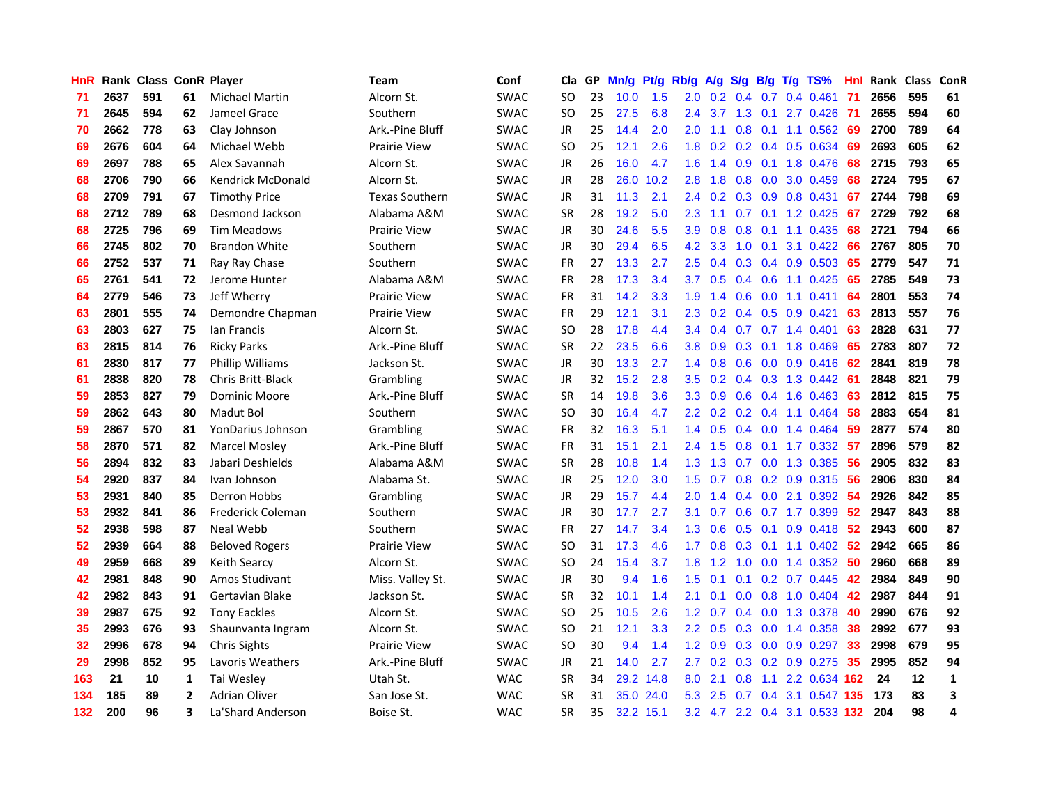| HnR | Rank | Class | ConR | Player | Team | Conf | Cla | GP | Mn/g | Pt/g | Rb/g | A/g | S/g | B/g | T/g | TS% | HnI | Rank | Class | ConR |
|---|---|---|---|---|---|---|---|---|---|---|---|---|---|---|---|---|---|---|---|---|
| 71 | 2637 | 591 | 61 | Michael Martin | Alcorn St. | SWAC | SO | 23 | 10.0 | 1.5 | 2.0 | 0.2 | 0.4 | 0.7 | 0.4 | 0.461 | 71 | 2656 | 595 | 61 |
| 71 | 2645 | 594 | 62 | Jameel Grace | Southern | SWAC | SO | 25 | 27.5 | 6.8 | 2.4 | 3.7 | 1.3 | 0.1 | 2.7 | 0.426 | 71 | 2655 | 594 | 60 |
| 70 | 2662 | 778 | 63 | Clay Johnson | Ark.-Pine Bluff | SWAC | JR | 25 | 14.4 | 2.0 | 2.0 | 1.1 | 0.8 | 0.1 | 1.1 | 0.562 | 69 | 2700 | 789 | 64 |
| 69 | 2676 | 604 | 64 | Michael Webb | Prairie View | SWAC | SO | 25 | 12.1 | 2.6 | 1.8 | 0.2 | 0.2 | 0.4 | 0.5 | 0.634 | 69 | 2693 | 605 | 62 |
| 69 | 2697 | 788 | 65 | Alex Savannah | Alcorn St. | SWAC | JR | 26 | 16.0 | 4.7 | 1.6 | 1.4 | 0.9 | 0.1 | 1.8 | 0.476 | 68 | 2715 | 793 | 65 |
| 68 | 2706 | 790 | 66 | Kendrick McDonald | Alcorn St. | SWAC | JR | 28 | 26.0 | 10.2 | 2.8 | 1.8 | 0.8 | 0.0 | 3.0 | 0.459 | 68 | 2724 | 795 | 67 |
| 68 | 2709 | 791 | 67 | Timothy Price | Texas Southern | SWAC | JR | 31 | 11.3 | 2.1 | 2.4 | 0.2 | 0.3 | 0.9 | 0.8 | 0.431 | 67 | 2744 | 798 | 69 |
| 68 | 2712 | 789 | 68 | Desmond Jackson | Alabama A&M | SWAC | SR | 28 | 19.2 | 5.0 | 2.3 | 1.1 | 0.7 | 0.1 | 1.2 | 0.425 | 67 | 2729 | 792 | 68 |
| 68 | 2725 | 796 | 69 | Tim Meadows | Prairie View | SWAC | JR | 30 | 24.6 | 5.5 | 3.9 | 0.8 | 0.8 | 0.1 | 1.1 | 0.435 | 68 | 2721 | 794 | 66 |
| 66 | 2745 | 802 | 70 | Brandon White | Southern | SWAC | JR | 30 | 29.4 | 6.5 | 4.2 | 3.3 | 1.0 | 0.1 | 3.1 | 0.422 | 66 | 2767 | 805 | 70 |
| 66 | 2752 | 537 | 71 | Ray Ray Chase | Southern | SWAC | FR | 27 | 13.3 | 2.7 | 2.5 | 0.4 | 0.3 | 0.4 | 0.9 | 0.503 | 65 | 2779 | 547 | 71 |
| 65 | 2761 | 541 | 72 | Jerome Hunter | Alabama A&M | SWAC | FR | 28 | 17.3 | 3.4 | 3.7 | 0.5 | 0.4 | 0.6 | 1.1 | 0.425 | 65 | 2785 | 549 | 73 |
| 64 | 2779 | 546 | 73 | Jeff Wherry | Prairie View | SWAC | FR | 31 | 14.2 | 3.3 | 1.9 | 1.4 | 0.6 | 0.0 | 1.1 | 0.411 | 64 | 2801 | 553 | 74 |
| 63 | 2801 | 555 | 74 | Demondre Chapman | Prairie View | SWAC | FR | 29 | 12.1 | 3.1 | 2.3 | 0.2 | 0.4 | 0.5 | 0.9 | 0.421 | 63 | 2813 | 557 | 76 |
| 63 | 2803 | 627 | 75 | Ian Francis | Alcorn St. | SWAC | SO | 28 | 17.8 | 4.4 | 3.4 | 0.4 | 0.7 | 0.7 | 1.4 | 0.401 | 63 | 2828 | 631 | 77 |
| 63 | 2815 | 814 | 76 | Ricky Parks | Ark.-Pine Bluff | SWAC | SR | 22 | 23.5 | 6.6 | 3.8 | 0.9 | 0.3 | 0.1 | 1.8 | 0.469 | 65 | 2783 | 807 | 72 |
| 61 | 2830 | 817 | 77 | Phillip Williams | Jackson St. | SWAC | JR | 30 | 13.3 | 2.7 | 1.4 | 0.8 | 0.6 | 0.0 | 0.9 | 0.416 | 62 | 2841 | 819 | 78 |
| 61 | 2838 | 820 | 78 | Chris Britt-Black | Grambling | SWAC | JR | 32 | 15.2 | 2.8 | 3.5 | 0.2 | 0.4 | 0.3 | 1.3 | 0.442 | 61 | 2848 | 821 | 79 |
| 59 | 2853 | 827 | 79 | Dominic Moore | Ark.-Pine Bluff | SWAC | SR | 14 | 19.8 | 3.6 | 3.3 | 0.9 | 0.6 | 0.4 | 1.6 | 0.463 | 63 | 2812 | 815 | 75 |
| 59 | 2862 | 643 | 80 | Madut Bol | Southern | SWAC | SO | 30 | 16.4 | 4.7 | 2.2 | 0.2 | 0.2 | 0.4 | 1.1 | 0.464 | 58 | 2883 | 654 | 81 |
| 59 | 2867 | 570 | 81 | YonDarius Johnson | Grambling | SWAC | FR | 32 | 16.3 | 5.1 | 1.4 | 0.5 | 0.4 | 0.0 | 1.4 | 0.464 | 59 | 2877 | 574 | 80 |
| 58 | 2870 | 571 | 82 | Marcel Mosley | Ark.-Pine Bluff | SWAC | FR | 31 | 15.1 | 2.1 | 2.4 | 1.5 | 0.8 | 0.1 | 1.7 | 0.332 | 57 | 2896 | 579 | 82 |
| 56 | 2894 | 832 | 83 | Jabari Deshields | Alabama A&M | SWAC | SR | 28 | 10.8 | 1.4 | 1.3 | 1.3 | 0.7 | 0.0 | 1.3 | 0.385 | 56 | 2905 | 832 | 83 |
| 54 | 2920 | 837 | 84 | Ivan Johnson | Alabama St. | SWAC | JR | 25 | 12.0 | 3.0 | 1.5 | 0.7 | 0.8 | 0.2 | 0.9 | 0.315 | 56 | 2906 | 830 | 84 |
| 53 | 2931 | 840 | 85 | Derron Hobbs | Grambling | SWAC | JR | 29 | 15.7 | 4.4 | 2.0 | 1.4 | 0.4 | 0.0 | 2.1 | 0.392 | 54 | 2926 | 842 | 85 |
| 53 | 2932 | 841 | 86 | Frederick Coleman | Southern | SWAC | JR | 30 | 17.7 | 2.7 | 3.1 | 0.7 | 0.6 | 0.7 | 1.7 | 0.399 | 52 | 2947 | 843 | 88 |
| 52 | 2938 | 598 | 87 | Neal Webb | Southern | SWAC | FR | 27 | 14.7 | 3.4 | 1.3 | 0.6 | 0.5 | 0.1 | 0.9 | 0.418 | 52 | 2943 | 600 | 87 |
| 52 | 2939 | 664 | 88 | Beloved Rogers | Prairie View | SWAC | SO | 31 | 17.3 | 4.6 | 1.7 | 0.8 | 0.3 | 0.1 | 1.1 | 0.402 | 52 | 2942 | 665 | 86 |
| 49 | 2959 | 668 | 89 | Keith Searcy | Alcorn St. | SWAC | SO | 24 | 15.4 | 3.7 | 1.8 | 1.2 | 1.0 | 0.0 | 1.4 | 0.352 | 50 | 2960 | 668 | 89 |
| 42 | 2981 | 848 | 90 | Amos Studivant | Miss. Valley St. | SWAC | JR | 30 | 9.4 | 1.6 | 1.5 | 0.1 | 0.1 | 0.2 | 0.7 | 0.445 | 42 | 2984 | 849 | 90 |
| 42 | 2982 | 843 | 91 | Gertavian Blake | Jackson St. | SWAC | SR | 32 | 10.1 | 1.4 | 2.1 | 0.1 | 0.0 | 0.8 | 1.0 | 0.404 | 42 | 2987 | 844 | 91 |
| 39 | 2987 | 675 | 92 | Tony Eackles | Alcorn St. | SWAC | SO | 25 | 10.5 | 2.6 | 1.2 | 0.7 | 0.4 | 0.0 | 1.3 | 0.378 | 40 | 2990 | 676 | 92 |
| 35 | 2993 | 676 | 93 | Shaunvanta Ingram | Alcorn St. | SWAC | SO | 21 | 12.1 | 3.3 | 2.2 | 0.5 | 0.3 | 0.0 | 1.4 | 0.358 | 38 | 2992 | 677 | 93 |
| 32 | 2996 | 678 | 94 | Chris Sights | Prairie View | SWAC | SO | 30 | 9.4 | 1.4 | 1.2 | 0.9 | 0.3 | 0.0 | 0.9 | 0.297 | 33 | 2998 | 679 | 95 |
| 29 | 2998 | 852 | 95 | Lavoris Weathers | Ark.-Pine Bluff | SWAC | JR | 21 | 14.0 | 2.7 | 2.7 | 0.2 | 0.3 | 0.2 | 0.9 | 0.275 | 35 | 2995 | 852 | 94 |
| 163 | 21 | 10 | 1 | Tai Wesley | Utah St. | WAC | SR | 34 | 29.2 | 14.8 | 8.0 | 2.1 | 0.8 | 1.1 | 2.2 | 0.634 | 162 | 24 | 12 | 1 |
| 134 | 185 | 89 | 2 | Adrian Oliver | San Jose St. | WAC | SR | 31 | 35.0 | 24.0 | 5.3 | 2.5 | 0.7 | 0.4 | 3.1 | 0.547 | 135 | 173 | 83 | 3 |
| 132 | 200 | 96 | 3 | La'Shard Anderson | Boise St. | WAC | SR | 35 | 32.2 | 15.1 | 3.2 | 4.7 | 2.2 | 0.4 | 3.1 | 0.533 | 132 | 204 | 98 | 4 |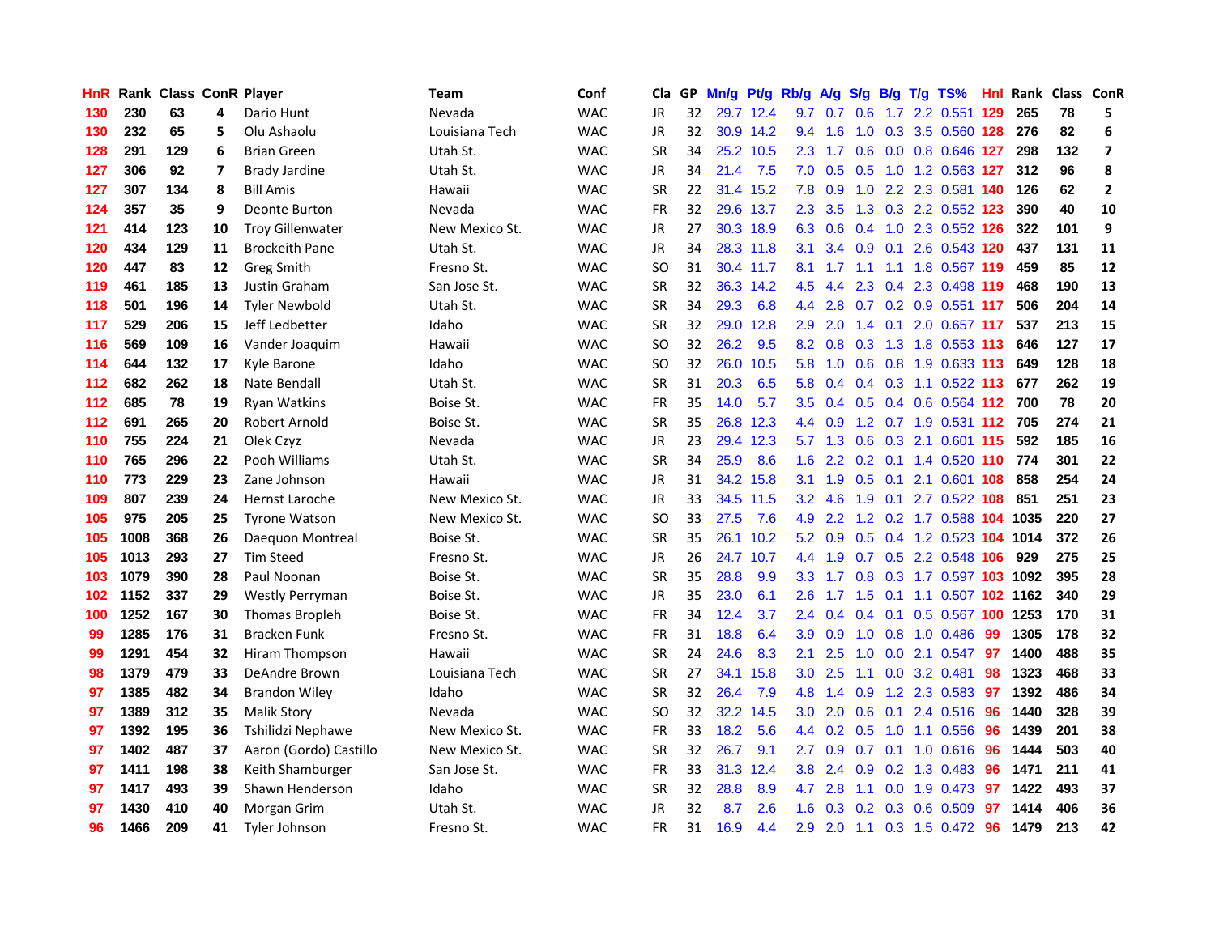| HnR | Rank | Class | ConR | Player | Team | Conf | Cla | GP | Mn/g | Pt/g | Rb/g | A/g | S/g | B/g | T/g | TS% | HnI | Rank | Class | ConR |
|---|---|---|---|---|---|---|---|---|---|---|---|---|---|---|---|---|---|---|---|---|
| 130 | 230 | 63 | 4 | Dario Hunt | Nevada | WAC | JR | 32 | 29.7 | 12.4 | 9.7 | 0.7 | 0.6 | 1.7 | 2.2 | 0.551 | 129 | 265 | 78 | 5 |
| 130 | 232 | 65 | 5 | Olu Ashaolu | Louisiana Tech | WAC | JR | 32 | 30.9 | 14.2 | 9.4 | 1.6 | 1.0 | 0.3 | 3.5 | 0.560 | 128 | 276 | 82 | 6 |
| 128 | 291 | 129 | 6 | Brian Green | Utah St. | WAC | SR | 34 | 25.2 | 10.5 | 2.3 | 1.7 | 0.6 | 0.0 | 0.8 | 0.646 | 127 | 298 | 132 | 7 |
| 127 | 306 | 92 | 7 | Brady Jardine | Utah St. | WAC | JR | 34 | 21.4 | 7.5 | 7.0 | 0.5 | 0.5 | 1.0 | 1.2 | 0.563 | 127 | 312 | 96 | 8 |
| 127 | 307 | 134 | 8 | Bill Amis | Hawaii | WAC | SR | 22 | 31.4 | 15.2 | 7.8 | 0.9 | 1.0 | 2.2 | 2.3 | 0.581 | 140 | 126 | 62 | 2 |
| 124 | 357 | 35 | 9 | Deonte Burton | Nevada | WAC | FR | 32 | 29.6 | 13.7 | 2.3 | 3.5 | 1.3 | 0.3 | 2.2 | 0.552 | 123 | 390 | 40 | 10 |
| 121 | 414 | 123 | 10 | Troy Gillenwater | New Mexico St. | WAC | JR | 27 | 30.3 | 18.9 | 6.3 | 0.6 | 0.4 | 1.0 | 2.3 | 0.552 | 126 | 322 | 101 | 9 |
| 120 | 434 | 129 | 11 | Brockeith Pane | Utah St. | WAC | JR | 34 | 28.3 | 11.8 | 3.1 | 3.4 | 0.9 | 0.1 | 2.6 | 0.543 | 120 | 437 | 131 | 11 |
| 120 | 447 | 83 | 12 | Greg Smith | Fresno St. | WAC | SO | 31 | 30.4 | 11.7 | 8.1 | 1.7 | 1.1 | 1.1 | 1.8 | 0.567 | 119 | 459 | 85 | 12 |
| 119 | 461 | 185 | 13 | Justin Graham | San Jose St. | WAC | SR | 32 | 36.3 | 14.2 | 4.5 | 4.4 | 2.3 | 0.4 | 2.3 | 0.498 | 119 | 468 | 190 | 13 |
| 118 | 501 | 196 | 14 | Tyler Newbold | Utah St. | WAC | SR | 34 | 29.3 | 6.8 | 4.4 | 2.8 | 0.7 | 0.2 | 0.9 | 0.551 | 117 | 506 | 204 | 14 |
| 117 | 529 | 206 | 15 | Jeff Ledbetter | Idaho | WAC | SR | 32 | 29.0 | 12.8 | 2.9 | 2.0 | 1.4 | 0.1 | 2.0 | 0.657 | 117 | 537 | 213 | 15 |
| 116 | 569 | 109 | 16 | Vander Joaquim | Hawaii | WAC | SO | 32 | 26.2 | 9.5 | 8.2 | 0.8 | 0.3 | 1.3 | 1.8 | 0.553 | 113 | 646 | 127 | 17 |
| 114 | 644 | 132 | 17 | Kyle Barone | Idaho | WAC | SO | 32 | 26.0 | 10.5 | 5.8 | 1.0 | 0.6 | 0.8 | 1.9 | 0.633 | 113 | 649 | 128 | 18 |
| 112 | 682 | 262 | 18 | Nate Bendall | Utah St. | WAC | SR | 31 | 20.3 | 6.5 | 5.8 | 0.4 | 0.4 | 0.3 | 1.1 | 0.522 | 113 | 677 | 262 | 19 |
| 112 | 685 | 78 | 19 | Ryan Watkins | Boise St. | WAC | FR | 35 | 14.0 | 5.7 | 3.5 | 0.4 | 0.5 | 0.4 | 0.6 | 0.564 | 112 | 700 | 78 | 20 |
| 112 | 691 | 265 | 20 | Robert Arnold | Boise St. | WAC | SR | 35 | 26.8 | 12.3 | 4.4 | 0.9 | 1.2 | 0.7 | 1.9 | 0.531 | 112 | 705 | 274 | 21 |
| 110 | 755 | 224 | 21 | Olek Czyz | Nevada | WAC | JR | 23 | 29.4 | 12.3 | 5.7 | 1.3 | 0.6 | 0.3 | 2.1 | 0.601 | 115 | 592 | 185 | 16 |
| 110 | 765 | 296 | 22 | Pooh Williams | Utah St. | WAC | SR | 34 | 25.9 | 8.6 | 1.6 | 2.2 | 0.2 | 0.1 | 1.4 | 0.520 | 110 | 774 | 301 | 22 |
| 110 | 773 | 229 | 23 | Zane Johnson | Hawaii | WAC | JR | 31 | 34.2 | 15.8 | 3.1 | 1.9 | 0.5 | 0.1 | 2.1 | 0.601 | 108 | 858 | 254 | 24 |
| 109 | 807 | 239 | 24 | Hernst Laroche | New Mexico St. | WAC | JR | 33 | 34.5 | 11.5 | 3.2 | 4.6 | 1.9 | 0.1 | 2.7 | 0.522 | 108 | 851 | 251 | 23 |
| 105 | 975 | 205 | 25 | Tyrone Watson | New Mexico St. | WAC | SO | 33 | 27.5 | 7.6 | 4.9 | 2.2 | 1.2 | 0.2 | 1.7 | 0.588 | 104 | 1035 | 220 | 27 |
| 105 | 1008 | 368 | 26 | Daequon Montreal | Boise St. | WAC | SR | 35 | 26.1 | 10.2 | 5.2 | 0.9 | 0.5 | 0.4 | 1.2 | 0.523 | 104 | 1014 | 372 | 26 |
| 105 | 1013 | 293 | 27 | Tim Steed | Fresno St. | WAC | JR | 26 | 24.7 | 10.7 | 4.4 | 1.9 | 0.7 | 0.5 | 2.2 | 0.548 | 106 | 929 | 275 | 25 |
| 103 | 1079 | 390 | 28 | Paul Noonan | Boise St. | WAC | SR | 35 | 28.8 | 9.9 | 3.3 | 1.7 | 0.8 | 0.3 | 1.7 | 0.597 | 103 | 1092 | 395 | 28 |
| 102 | 1152 | 337 | 29 | Westly Perryman | Boise St. | WAC | JR | 35 | 23.0 | 6.1 | 2.6 | 1.7 | 1.5 | 0.1 | 1.1 | 0.507 | 102 | 1162 | 340 | 29 |
| 100 | 1252 | 167 | 30 | Thomas Bropleh | Boise St. | WAC | FR | 34 | 12.4 | 3.7 | 2.4 | 0.4 | 0.4 | 0.1 | 0.5 | 0.567 | 100 | 1253 | 170 | 31 |
| 99 | 1285 | 176 | 31 | Bracken Funk | Fresno St. | WAC | FR | 31 | 18.8 | 6.4 | 3.9 | 0.9 | 1.0 | 0.8 | 1.0 | 0.486 | 99 | 1305 | 178 | 32 |
| 99 | 1291 | 454 | 32 | Hiram Thompson | Hawaii | WAC | SR | 24 | 24.6 | 8.3 | 2.1 | 2.5 | 1.0 | 0.0 | 2.1 | 0.547 | 97 | 1400 | 488 | 35 |
| 98 | 1379 | 479 | 33 | DeAndre Brown | Louisiana Tech | WAC | SR | 27 | 34.1 | 15.8 | 3.0 | 2.5 | 1.1 | 0.0 | 3.2 | 0.481 | 98 | 1323 | 468 | 33 |
| 97 | 1385 | 482 | 34 | Brandon Wiley | Idaho | WAC | SR | 32 | 26.4 | 7.9 | 4.8 | 1.4 | 0.9 | 1.2 | 2.3 | 0.583 | 97 | 1392 | 486 | 34 |
| 97 | 1389 | 312 | 35 | Malik Story | Nevada | WAC | SO | 32 | 32.2 | 14.5 | 3.0 | 2.0 | 0.6 | 0.1 | 2.4 | 0.516 | 96 | 1440 | 328 | 39 |
| 97 | 1392 | 195 | 36 | Tshilidzi Nephawe | New Mexico St. | WAC | FR | 33 | 18.2 | 5.6 | 4.4 | 0.2 | 0.5 | 1.0 | 1.1 | 0.556 | 96 | 1439 | 201 | 38 |
| 97 | 1402 | 487 | 37 | Aaron (Gordo) Castillo | New Mexico St. | WAC | SR | 32 | 26.7 | 9.1 | 2.7 | 0.9 | 0.7 | 0.1 | 1.0 | 0.616 | 96 | 1444 | 503 | 40 |
| 97 | 1411 | 198 | 38 | Keith Shamburger | San Jose St. | WAC | FR | 33 | 31.3 | 12.4 | 3.8 | 2.4 | 0.9 | 0.2 | 1.3 | 0.483 | 96 | 1471 | 211 | 41 |
| 97 | 1417 | 493 | 39 | Shawn Henderson | Idaho | WAC | SR | 32 | 28.8 | 8.9 | 4.7 | 2.8 | 1.1 | 0.0 | 1.9 | 0.473 | 97 | 1422 | 493 | 37 |
| 97 | 1430 | 410 | 40 | Morgan Grim | Utah St. | WAC | JR | 32 | 8.7 | 2.6 | 1.6 | 0.3 | 0.2 | 0.3 | 0.6 | 0.509 | 97 | 1414 | 406 | 36 |
| 96 | 1466 | 209 | 41 | Tyler Johnson | Fresno St. | WAC | FR | 31 | 16.9 | 4.4 | 2.9 | 2.0 | 1.1 | 0.3 | 1.5 | 0.472 | 96 | 1479 | 213 | 42 |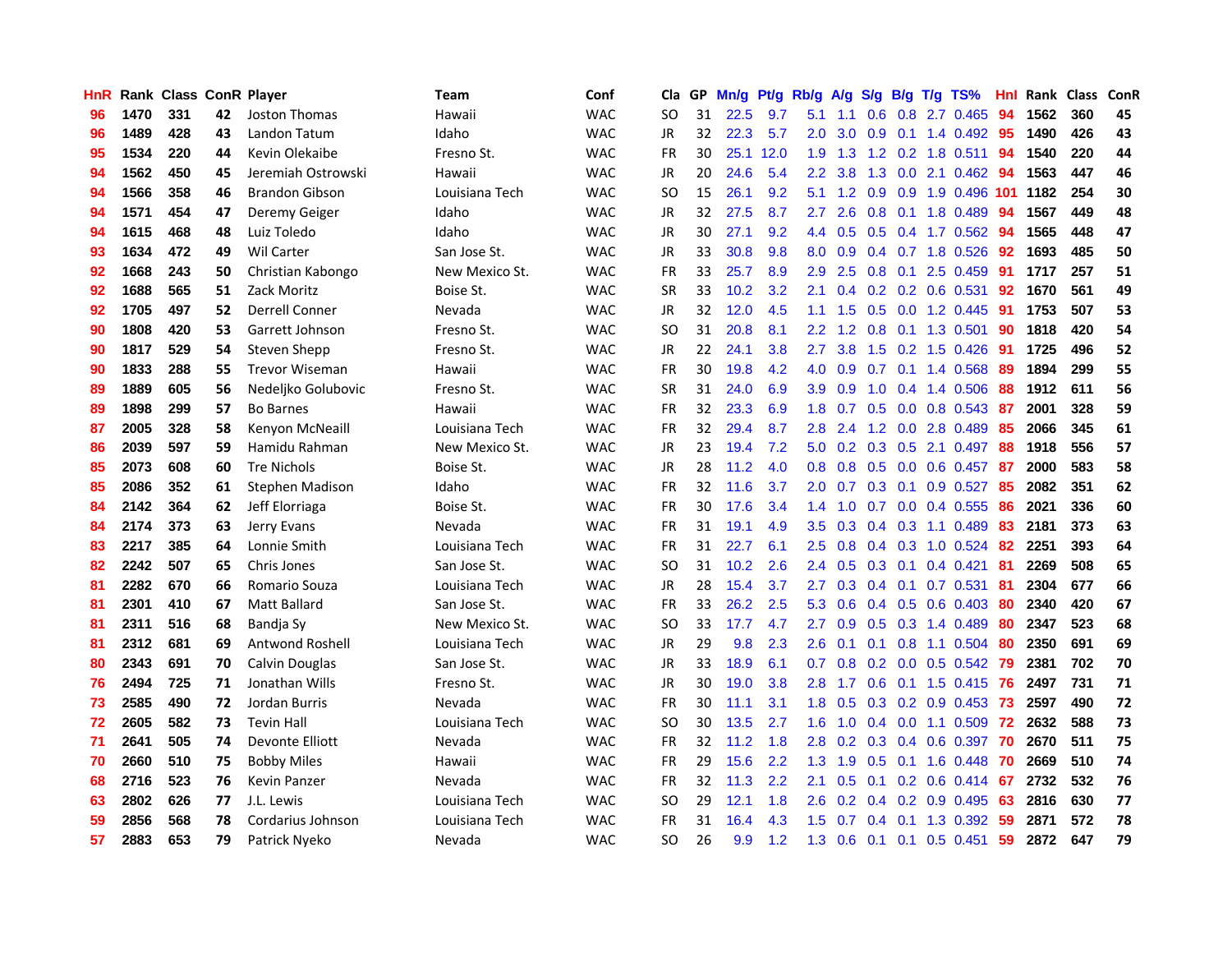| HnR | Rank | Class | ConR | Player | Team | Conf | Cla | GP | Mn/g | Pt/g | Rb/g | A/g | S/g | B/g | T/g | TS% | HnI | Rank | Class | ConR |
|---|---|---|---|---|---|---|---|---|---|---|---|---|---|---|---|---|---|---|---|---|
| 96 | 1470 | 331 | 42 | Joston Thomas | Hawaii | WAC | SO | 31 | 22.5 | 9.7 | 5.1 | 1.1 | 0.6 | 0.8 | 2.7 | 0.465 | 94 | 1562 | 360 | 45 |
| 96 | 1489 | 428 | 43 | Landon Tatum | Idaho | WAC | JR | 32 | 22.3 | 5.7 | 2.0 | 3.0 | 0.9 | 0.1 | 1.4 | 0.492 | 95 | 1490 | 426 | 43 |
| 95 | 1534 | 220 | 44 | Kevin Olekaibe | Fresno St. | WAC | FR | 30 | 25.1 | 12.0 | 1.9 | 1.3 | 1.2 | 0.2 | 1.8 | 0.511 | 94 | 1540 | 220 | 44 |
| 94 | 1562 | 450 | 45 | Jeremiah Ostrowski | Hawaii | WAC | JR | 20 | 24.6 | 5.4 | 2.2 | 3.8 | 1.3 | 0.0 | 2.1 | 0.462 | 94 | 1563 | 447 | 46 |
| 94 | 1566 | 358 | 46 | Brandon Gibson | Louisiana Tech | WAC | SO | 15 | 26.1 | 9.2 | 5.1 | 1.2 | 0.9 | 0.9 | 1.9 | 0.496 | 101 | 1182 | 254 | 30 |
| 94 | 1571 | 454 | 47 | Deremy Geiger | Idaho | WAC | JR | 32 | 27.5 | 8.7 | 2.7 | 2.6 | 0.8 | 0.1 | 1.8 | 0.489 | 94 | 1567 | 449 | 48 |
| 94 | 1615 | 468 | 48 | Luiz Toledo | Idaho | WAC | JR | 30 | 27.1 | 9.2 | 4.4 | 0.5 | 0.5 | 0.4 | 1.7 | 0.562 | 94 | 1565 | 448 | 47 |
| 93 | 1634 | 472 | 49 | Wil Carter | San Jose St. | WAC | JR | 33 | 30.8 | 9.8 | 8.0 | 0.9 | 0.4 | 0.7 | 1.8 | 0.526 | 92 | 1693 | 485 | 50 |
| 92 | 1668 | 243 | 50 | Christian Kabongo | New Mexico St. | WAC | FR | 33 | 25.7 | 8.9 | 2.9 | 2.5 | 0.8 | 0.1 | 2.5 | 0.459 | 91 | 1717 | 257 | 51 |
| 92 | 1688 | 565 | 51 | Zack Moritz | Boise St. | WAC | SR | 33 | 10.2 | 3.2 | 2.1 | 0.4 | 0.2 | 0.2 | 0.6 | 0.531 | 92 | 1670 | 561 | 49 |
| 92 | 1705 | 497 | 52 | Derrell Conner | Nevada | WAC | JR | 32 | 12.0 | 4.5 | 1.1 | 1.5 | 0.5 | 0.0 | 1.2 | 0.445 | 91 | 1753 | 507 | 53 |
| 90 | 1808 | 420 | 53 | Garrett Johnson | Fresno St. | WAC | SO | 31 | 20.8 | 8.1 | 2.2 | 1.2 | 0.8 | 0.1 | 1.3 | 0.501 | 90 | 1818 | 420 | 54 |
| 90 | 1817 | 529 | 54 | Steven Shepp | Fresno St. | WAC | JR | 22 | 24.1 | 3.8 | 2.7 | 3.8 | 1.5 | 0.2 | 1.5 | 0.426 | 91 | 1725 | 496 | 52 |
| 90 | 1833 | 288 | 55 | Trevor Wiseman | Hawaii | WAC | FR | 30 | 19.8 | 4.2 | 4.0 | 0.9 | 0.7 | 0.1 | 1.4 | 0.568 | 89 | 1894 | 299 | 55 |
| 89 | 1889 | 605 | 56 | Nedeljko Golubovic | Fresno St. | WAC | SR | 31 | 24.0 | 6.9 | 3.9 | 0.9 | 1.0 | 0.4 | 1.4 | 0.506 | 88 | 1912 | 611 | 56 |
| 89 | 1898 | 299 | 57 | Bo Barnes | Hawaii | WAC | FR | 32 | 23.3 | 6.9 | 1.8 | 0.7 | 0.5 | 0.0 | 0.8 | 0.543 | 87 | 2001 | 328 | 59 |
| 87 | 2005 | 328 | 58 | Kenyon McNeaill | Louisiana Tech | WAC | FR | 32 | 29.4 | 8.7 | 2.8 | 2.4 | 1.2 | 0.0 | 2.8 | 0.489 | 85 | 2066 | 345 | 61 |
| 86 | 2039 | 597 | 59 | Hamidu Rahman | New Mexico St. | WAC | JR | 23 | 19.4 | 7.2 | 5.0 | 0.2 | 0.3 | 0.5 | 2.1 | 0.497 | 88 | 1918 | 556 | 57 |
| 85 | 2073 | 608 | 60 | Tre Nichols | Boise St. | WAC | JR | 28 | 11.2 | 4.0 | 0.8 | 0.8 | 0.5 | 0.0 | 0.6 | 0.457 | 87 | 2000 | 583 | 58 |
| 85 | 2086 | 352 | 61 | Stephen Madison | Idaho | WAC | FR | 32 | 11.6 | 3.7 | 2.0 | 0.7 | 0.3 | 0.1 | 0.9 | 0.527 | 85 | 2082 | 351 | 62 |
| 84 | 2142 | 364 | 62 | Jeff Elorriaga | Boise St. | WAC | FR | 30 | 17.6 | 3.4 | 1.4 | 1.0 | 0.7 | 0.0 | 0.4 | 0.555 | 86 | 2021 | 336 | 60 |
| 84 | 2174 | 373 | 63 | Jerry Evans | Nevada | WAC | FR | 31 | 19.1 | 4.9 | 3.5 | 0.3 | 0.4 | 0.3 | 1.1 | 0.489 | 83 | 2181 | 373 | 63 |
| 83 | 2217 | 385 | 64 | Lonnie Smith | Louisiana Tech | WAC | FR | 31 | 22.7 | 6.1 | 2.5 | 0.8 | 0.4 | 0.3 | 1.0 | 0.524 | 82 | 2251 | 393 | 64 |
| 82 | 2242 | 507 | 65 | Chris Jones | San Jose St. | WAC | SO | 31 | 10.2 | 2.6 | 2.4 | 0.5 | 0.3 | 0.1 | 0.4 | 0.421 | 81 | 2269 | 508 | 65 |
| 81 | 2282 | 670 | 66 | Romario Souza | Louisiana Tech | WAC | JR | 28 | 15.4 | 3.7 | 2.7 | 0.3 | 0.4 | 0.1 | 0.7 | 0.531 | 81 | 2304 | 677 | 66 |
| 81 | 2301 | 410 | 67 | Matt Ballard | San Jose St. | WAC | FR | 33 | 26.2 | 2.5 | 5.3 | 0.6 | 0.4 | 0.5 | 0.6 | 0.403 | 80 | 2340 | 420 | 67 |
| 81 | 2311 | 516 | 68 | Bandja Sy | New Mexico St. | WAC | SO | 33 | 17.7 | 4.7 | 2.7 | 0.9 | 0.5 | 0.3 | 1.4 | 0.489 | 80 | 2347 | 523 | 68 |
| 81 | 2312 | 681 | 69 | Antwond Roshell | Louisiana Tech | WAC | JR | 29 | 9.8 | 2.3 | 2.6 | 0.1 | 0.1 | 0.8 | 1.1 | 0.504 | 80 | 2350 | 691 | 69 |
| 80 | 2343 | 691 | 70 | Calvin Douglas | San Jose St. | WAC | JR | 33 | 18.9 | 6.1 | 0.7 | 0.8 | 0.2 | 0.0 | 0.5 | 0.542 | 79 | 2381 | 702 | 70 |
| 76 | 2494 | 725 | 71 | Jonathan Wills | Fresno St. | WAC | JR | 30 | 19.0 | 3.8 | 2.8 | 1.7 | 0.6 | 0.1 | 1.5 | 0.415 | 76 | 2497 | 731 | 71 |
| 73 | 2585 | 490 | 72 | Jordan Burris | Nevada | WAC | FR | 30 | 11.1 | 3.1 | 1.8 | 0.5 | 0.3 | 0.2 | 0.9 | 0.453 | 73 | 2597 | 490 | 72 |
| 72 | 2605 | 582 | 73 | Tevin Hall | Louisiana Tech | WAC | SO | 30 | 13.5 | 2.7 | 1.6 | 1.0 | 0.4 | 0.0 | 1.1 | 0.509 | 72 | 2632 | 588 | 73 |
| 71 | 2641 | 505 | 74 | Devonte Elliott | Nevada | WAC | FR | 32 | 11.2 | 1.8 | 2.8 | 0.2 | 0.3 | 0.4 | 0.6 | 0.397 | 70 | 2670 | 511 | 75 |
| 70 | 2660 | 510 | 75 | Bobby Miles | Hawaii | WAC | FR | 29 | 15.6 | 2.2 | 1.3 | 1.9 | 0.5 | 0.1 | 1.6 | 0.448 | 70 | 2669 | 510 | 74 |
| 68 | 2716 | 523 | 76 | Kevin Panzer | Nevada | WAC | FR | 32 | 11.3 | 2.2 | 2.1 | 0.5 | 0.1 | 0.2 | 0.6 | 0.414 | 67 | 2732 | 532 | 76 |
| 63 | 2802 | 626 | 77 | J.L. Lewis | Louisiana Tech | WAC | SO | 29 | 12.1 | 1.8 | 2.6 | 0.2 | 0.4 | 0.2 | 0.9 | 0.495 | 63 | 2816 | 630 | 77 |
| 59 | 2856 | 568 | 78 | Cordarius Johnson | Louisiana Tech | WAC | FR | 31 | 16.4 | 4.3 | 1.5 | 0.7 | 0.4 | 0.1 | 1.3 | 0.392 | 59 | 2871 | 572 | 78 |
| 57 | 2883 | 653 | 79 | Patrick Nyeko | Nevada | WAC | SO | 26 | 9.9 | 1.2 | 1.3 | 0.6 | 0.1 | 0.1 | 0.5 | 0.451 | 59 | 2872 | 647 | 79 |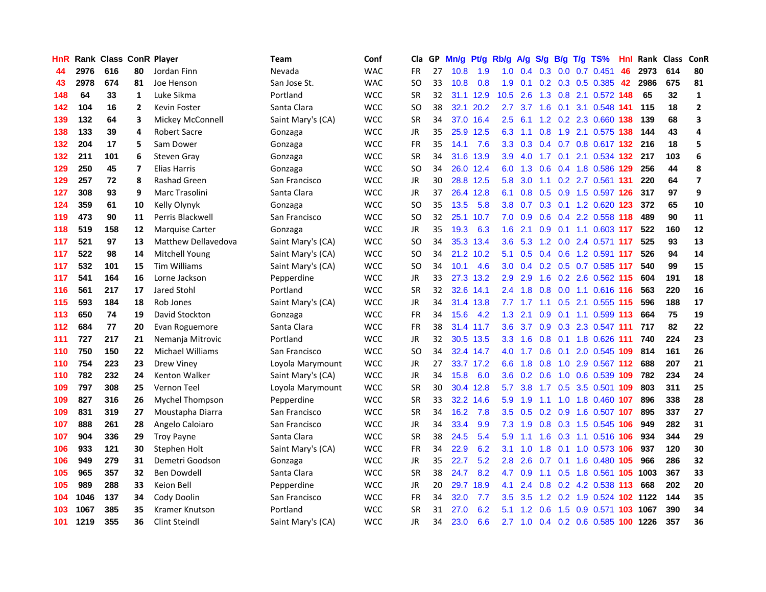| HnR | Rank | Class | ConR | Player | Team | Conf | Cla | GP | Mn/g | Pt/g | Rb/g | A/g | S/g | B/g | T/g | TS% | HnI | Rank | Class | ConR |
|---|---|---|---|---|---|---|---|---|---|---|---|---|---|---|---|---|---|---|---|---|
| 44 | 2976 | 616 | 80 | Jordan Finn | Nevada | WAC | FR | 27 | 10.8 | 1.9 | 1.0 | 0.4 | 0.3 | 0.0 | 0.7 | 0.451 | 46 | 2973 | 614 | 80 |
| 43 | 2978 | 674 | 81 | Joe Henson | San Jose St. | WAC | SO | 33 | 10.8 | 0.8 | 1.9 | 0.1 | 0.2 | 0.3 | 0.5 | 0.385 | 42 | 2986 | 675 | 81 |
| 148 | 64 | 33 | 1 | Luke Sikma | Portland | WCC | SR | 32 | 31.1 | 12.9 | 10.5 | 2.6 | 1.3 | 0.8 | 2.1 | 0.572 | 148 | 65 | 32 | 1 |
| 142 | 104 | 16 | 2 | Kevin Foster | Santa Clara | WCC | SO | 38 | 32.1 | 20.2 | 2.7 | 3.7 | 1.6 | 0.1 | 3.1 | 0.548 | 141 | 115 | 18 | 2 |
| 139 | 132 | 64 | 3 | Mickey McConnell | Saint Mary's (CA) | WCC | SR | 34 | 37.0 | 16.4 | 2.5 | 6.1 | 1.2 | 0.2 | 2.3 | 0.660 | 138 | 139 | 68 | 3 |
| 138 | 133 | 39 | 4 | Robert Sacre | Gonzaga | WCC | JR | 35 | 25.9 | 12.5 | 6.3 | 1.1 | 0.8 | 1.9 | 2.1 | 0.575 | 138 | 144 | 43 | 4 |
| 132 | 204 | 17 | 5 | Sam Dower | Gonzaga | WCC | FR | 35 | 14.1 | 7.6 | 3.3 | 0.3 | 0.4 | 0.7 | 0.8 | 0.617 | 132 | 216 | 18 | 5 |
| 132 | 211 | 101 | 6 | Steven Gray | Gonzaga | WCC | SR | 34 | 31.6 | 13.9 | 3.9 | 4.0 | 1.7 | 0.1 | 2.1 | 0.534 | 132 | 217 | 103 | 6 |
| 129 | 250 | 45 | 7 | Elias Harris | Gonzaga | WCC | SO | 34 | 26.0 | 12.4 | 6.0 | 1.3 | 0.6 | 0.4 | 1.8 | 0.586 | 129 | 256 | 44 | 8 |
| 129 | 257 | 72 | 8 | Rashad Green | San Francisco | WCC | JR | 30 | 28.8 | 12.5 | 5.8 | 3.0 | 1.1 | 0.2 | 2.7 | 0.561 | 131 | 220 | 64 | 7 |
| 127 | 308 | 93 | 9 | Marc Trasolini | Santa Clara | WCC | JR | 37 | 26.4 | 12.8 | 6.1 | 0.8 | 0.5 | 0.9 | 1.5 | 0.597 | 126 | 317 | 97 | 9 |
| 124 | 359 | 61 | 10 | Kelly Olynyk | Gonzaga | WCC | SO | 35 | 13.5 | 5.8 | 3.8 | 0.7 | 0.3 | 0.1 | 1.2 | 0.620 | 123 | 372 | 65 | 10 |
| 119 | 473 | 90 | 11 | Perris Blackwell | San Francisco | WCC | SO | 32 | 25.1 | 10.7 | 7.0 | 0.9 | 0.6 | 0.4 | 2.2 | 0.558 | 118 | 489 | 90 | 11 |
| 118 | 519 | 158 | 12 | Marquise Carter | Gonzaga | WCC | JR | 35 | 19.3 | 6.3 | 1.6 | 2.1 | 0.9 | 0.1 | 1.1 | 0.603 | 117 | 522 | 160 | 12 |
| 117 | 521 | 97 | 13 | Matthew Dellavedova | Saint Mary's (CA) | WCC | SO | 34 | 35.3 | 13.4 | 3.6 | 5.3 | 1.2 | 0.0 | 2.4 | 0.571 | 117 | 525 | 93 | 13 |
| 117 | 522 | 98 | 14 | Mitchell Young | Saint Mary's (CA) | WCC | SO | 34 | 21.2 | 10.2 | 5.1 | 0.5 | 0.4 | 0.6 | 1.2 | 0.591 | 117 | 526 | 94 | 14 |
| 117 | 532 | 101 | 15 | Tim Williams | Saint Mary's (CA) | WCC | SO | 34 | 10.1 | 4.6 | 3.0 | 0.4 | 0.2 | 0.5 | 0.7 | 0.585 | 117 | 540 | 99 | 15 |
| 117 | 541 | 164 | 16 | Lorne Jackson | Pepperdine | WCC | JR | 33 | 27.3 | 13.2 | 2.9 | 2.9 | 1.6 | 0.2 | 2.6 | 0.562 | 115 | 604 | 191 | 18 |
| 116 | 561 | 217 | 17 | Jared Stohl | Portland | WCC | SR | 32 | 32.6 | 14.1 | 2.4 | 1.8 | 0.8 | 0.0 | 1.1 | 0.616 | 116 | 563 | 220 | 16 |
| 115 | 593 | 184 | 18 | Rob Jones | Saint Mary's (CA) | WCC | JR | 34 | 31.4 | 13.8 | 7.7 | 1.7 | 1.1 | 0.5 | 2.1 | 0.555 | 115 | 596 | 188 | 17 |
| 113 | 650 | 74 | 19 | David Stockton | Gonzaga | WCC | FR | 34 | 15.6 | 4.2 | 1.3 | 2.1 | 0.9 | 0.1 | 1.1 | 0.599 | 113 | 664 | 75 | 19 |
| 112 | 684 | 77 | 20 | Evan Roguemore | Santa Clara | WCC | FR | 38 | 31.4 | 11.7 | 3.6 | 3.7 | 0.9 | 0.3 | 2.3 | 0.547 | 111 | 717 | 82 | 22 |
| 111 | 727 | 217 | 21 | Nemanja Mitrovic | Portland | WCC | JR | 32 | 30.5 | 13.5 | 3.3 | 1.6 | 0.8 | 0.1 | 1.8 | 0.626 | 111 | 740 | 224 | 23 |
| 110 | 750 | 150 | 22 | Michael Williams | San Francisco | WCC | SO | 34 | 32.4 | 14.7 | 4.0 | 1.7 | 0.6 | 0.1 | 2.0 | 0.545 | 109 | 814 | 161 | 26 |
| 110 | 754 | 223 | 23 | Drew Viney | Loyola Marymount | WCC | JR | 27 | 33.7 | 17.2 | 6.6 | 1.8 | 0.8 | 1.0 | 2.9 | 0.567 | 112 | 688 | 207 | 21 |
| 110 | 782 | 232 | 24 | Kenton Walker | Saint Mary's (CA) | WCC | JR | 34 | 15.8 | 6.0 | 3.6 | 0.2 | 0.6 | 1.0 | 0.6 | 0.539 | 109 | 782 | 234 | 24 |
| 109 | 797 | 308 | 25 | Vernon Teel | Loyola Marymount | WCC | SR | 30 | 30.4 | 12.8 | 5.7 | 3.8 | 1.7 | 0.5 | 3.5 | 0.501 | 109 | 803 | 311 | 25 |
| 109 | 827 | 316 | 26 | Mychel Thompson | Pepperdine | WCC | SR | 33 | 32.2 | 14.6 | 5.9 | 1.9 | 1.1 | 1.0 | 1.8 | 0.460 | 107 | 896 | 338 | 28 |
| 109 | 831 | 319 | 27 | Moustapha Diarra | San Francisco | WCC | SR | 34 | 16.2 | 7.8 | 3.5 | 0.5 | 0.2 | 0.9 | 1.6 | 0.507 | 107 | 895 | 337 | 27 |
| 107 | 888 | 261 | 28 | Angelo Caloiaro | San Francisco | WCC | JR | 34 | 33.4 | 9.9 | 7.3 | 1.9 | 0.8 | 0.3 | 1.5 | 0.545 | 106 | 949 | 282 | 31 |
| 107 | 904 | 336 | 29 | Troy Payne | Santa Clara | WCC | SR | 38 | 24.5 | 5.4 | 5.9 | 1.1 | 1.6 | 0.3 | 1.1 | 0.516 | 106 | 934 | 344 | 29 |
| 106 | 933 | 121 | 30 | Stephen Holt | Saint Mary's (CA) | WCC | FR | 34 | 22.9 | 6.2 | 3.1 | 1.0 | 1.8 | 0.1 | 1.0 | 0.573 | 106 | 937 | 120 | 30 |
| 106 | 949 | 279 | 31 | Demetri Goodson | Gonzaga | WCC | JR | 35 | 22.7 | 5.2 | 2.8 | 2.6 | 0.7 | 0.1 | 1.6 | 0.480 | 105 | 966 | 286 | 32 |
| 105 | 965 | 357 | 32 | Ben Dowdell | Santa Clara | WCC | SR | 38 | 24.7 | 8.2 | 4.7 | 0.9 | 1.1 | 0.5 | 1.8 | 0.561 | 105 | 1003 | 367 | 33 |
| 105 | 989 | 288 | 33 | Keion Bell | Pepperdine | WCC | JR | 20 | 29.7 | 18.9 | 4.1 | 2.4 | 0.8 | 0.2 | 4.2 | 0.538 | 113 | 668 | 202 | 20 |
| 104 | 1046 | 137 | 34 | Cody Doolin | San Francisco | WCC | FR | 34 | 32.0 | 7.7 | 3.5 | 3.5 | 1.2 | 0.2 | 1.9 | 0.524 | 102 | 1122 | 144 | 35 |
| 103 | 1067 | 385 | 35 | Kramer Knutson | Portland | WCC | SR | 31 | 27.0 | 6.2 | 5.1 | 1.2 | 0.6 | 1.5 | 0.9 | 0.571 | 103 | 1067 | 390 | 34 |
| 101 | 1219 | 355 | 36 | Clint Steindl | Saint Mary's (CA) | WCC | JR | 34 | 23.0 | 6.6 | 2.7 | 1.0 | 0.4 | 0.2 | 0.6 | 0.585 | 100 | 1226 | 357 | 36 |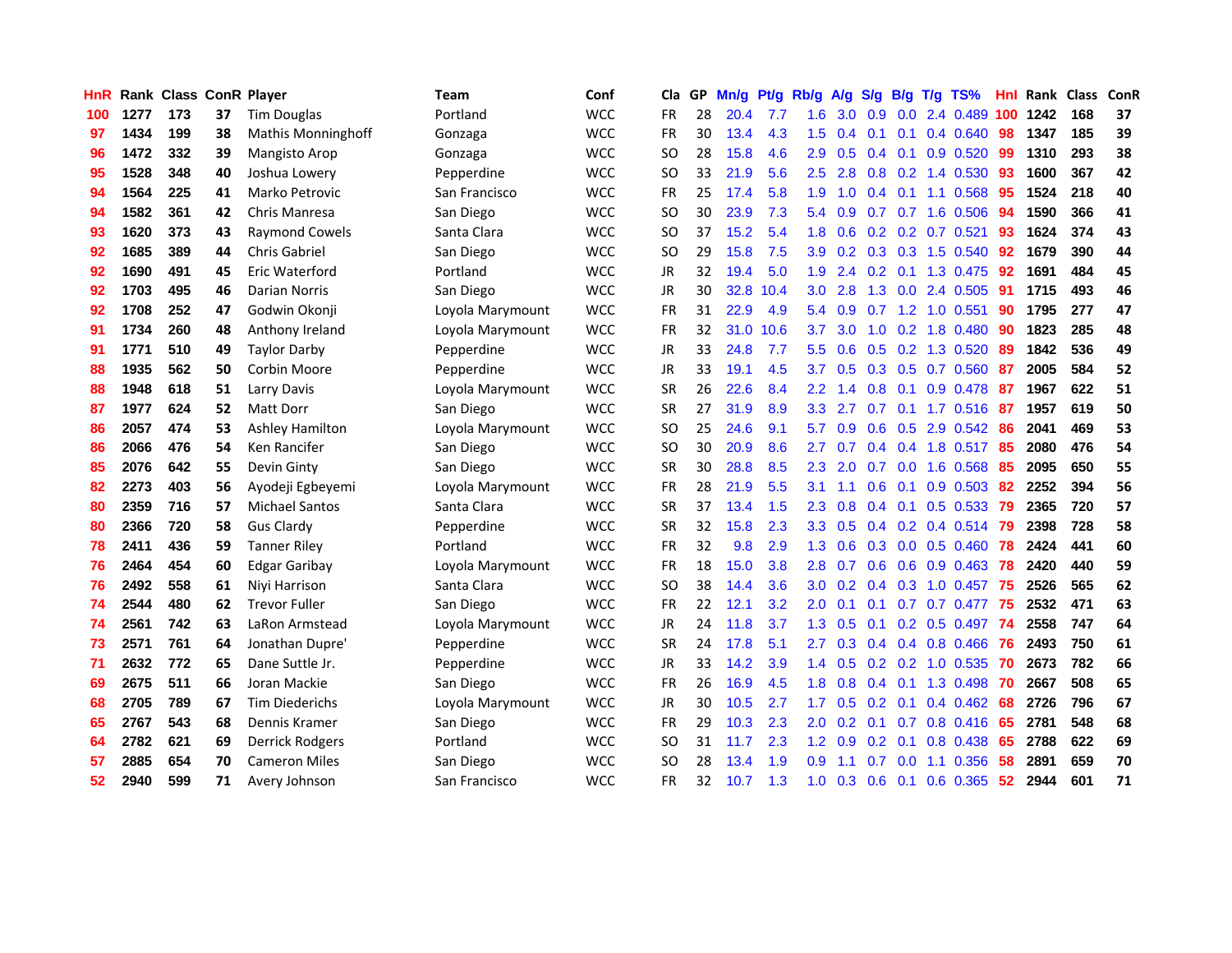| HnR | Rank | Class | ConR | Player | Team | Conf | Cla | GP | Mn/g | Pt/g | Rb/g | A/g | S/g | B/g | T/g | TS% | HnI | Rank | Class | ConR |
|---|---|---|---|---|---|---|---|---|---|---|---|---|---|---|---|---|---|---|---|---|
| 100 | 1277 | 173 | 37 | Tim Douglas | Portland | WCC | FR | 28 | 20.4 | 7.7 | 1.6 | 3.0 | 0.9 | 0.0 | 2.4 | 0.489 | 100 | 1242 | 168 | 37 |
| 97 | 1434 | 199 | 38 | Mathis Monninghoff | Gonzaga | WCC | FR | 30 | 13.4 | 4.3 | 1.5 | 0.4 | 0.1 | 0.1 | 0.4 | 0.640 | 98 | 1347 | 185 | 39 |
| 96 | 1472 | 332 | 39 | Mangisto Arop | Gonzaga | WCC | SO | 28 | 15.8 | 4.6 | 2.9 | 0.5 | 0.4 | 0.1 | 0.9 | 0.520 | 99 | 1310 | 293 | 38 |
| 95 | 1528 | 348 | 40 | Joshua Lowery | Pepperdine | WCC | SO | 33 | 21.9 | 5.6 | 2.5 | 2.8 | 0.8 | 0.2 | 1.4 | 0.530 | 93 | 1600 | 367 | 42 |
| 94 | 1564 | 225 | 41 | Marko Petrovic | San Francisco | WCC | FR | 25 | 17.4 | 5.8 | 1.9 | 1.0 | 0.4 | 0.1 | 1.1 | 0.568 | 95 | 1524 | 218 | 40 |
| 94 | 1582 | 361 | 42 | Chris Manresa | San Diego | WCC | SO | 30 | 23.9 | 7.3 | 5.4 | 0.9 | 0.7 | 0.7 | 1.6 | 0.506 | 94 | 1590 | 366 | 41 |
| 93 | 1620 | 373 | 43 | Raymond Cowels | Santa Clara | WCC | SO | 37 | 15.2 | 5.4 | 1.8 | 0.6 | 0.2 | 0.2 | 0.7 | 0.521 | 93 | 1624 | 374 | 43 |
| 92 | 1685 | 389 | 44 | Chris Gabriel | San Diego | WCC | SO | 29 | 15.8 | 7.5 | 3.9 | 0.2 | 0.3 | 0.3 | 1.5 | 0.540 | 92 | 1679 | 390 | 44 |
| 92 | 1690 | 491 | 45 | Eric Waterford | Portland | WCC | JR | 32 | 19.4 | 5.0 | 1.9 | 2.4 | 0.2 | 0.1 | 1.3 | 0.475 | 92 | 1691 | 484 | 45 |
| 92 | 1703 | 495 | 46 | Darian Norris | San Diego | WCC | JR | 30 | 32.8 | 10.4 | 3.0 | 2.8 | 1.3 | 0.0 | 2.4 | 0.505 | 91 | 1715 | 493 | 46 |
| 92 | 1708 | 252 | 47 | Godwin Okonji | Loyola Marymount | WCC | FR | 31 | 22.9 | 4.9 | 5.4 | 0.9 | 0.7 | 1.2 | 1.0 | 0.551 | 90 | 1795 | 277 | 47 |
| 91 | 1734 | 260 | 48 | Anthony Ireland | Loyola Marymount | WCC | FR | 32 | 31.0 | 10.6 | 3.7 | 3.0 | 1.0 | 0.2 | 1.8 | 0.480 | 90 | 1823 | 285 | 48 |
| 91 | 1771 | 510 | 49 | Taylor Darby | Pepperdine | WCC | JR | 33 | 24.8 | 7.7 | 5.5 | 0.6 | 0.5 | 0.2 | 1.3 | 0.520 | 89 | 1842 | 536 | 49 |
| 88 | 1935 | 562 | 50 | Corbin Moore | Pepperdine | WCC | JR | 33 | 19.1 | 4.5 | 3.7 | 0.5 | 0.3 | 0.5 | 0.7 | 0.560 | 87 | 2005 | 584 | 52 |
| 88 | 1948 | 618 | 51 | Larry Davis | Loyola Marymount | WCC | SR | 26 | 22.6 | 8.4 | 2.2 | 1.4 | 0.8 | 0.1 | 0.9 | 0.478 | 87 | 1967 | 622 | 51 |
| 87 | 1977 | 624 | 52 | Matt Dorr | San Diego | WCC | SR | 27 | 31.9 | 8.9 | 3.3 | 2.7 | 0.7 | 0.1 | 1.7 | 0.516 | 87 | 1957 | 619 | 50 |
| 86 | 2057 | 474 | 53 | Ashley Hamilton | Loyola Marymount | WCC | SO | 25 | 24.6 | 9.1 | 5.7 | 0.9 | 0.6 | 0.5 | 2.9 | 0.542 | 86 | 2041 | 469 | 53 |
| 86 | 2066 | 476 | 54 | Ken Rancifer | San Diego | WCC | SO | 30 | 20.9 | 8.6 | 2.7 | 0.7 | 0.4 | 0.4 | 1.8 | 0.517 | 85 | 2080 | 476 | 54 |
| 85 | 2076 | 642 | 55 | Devin Ginty | San Diego | WCC | SR | 30 | 28.8 | 8.5 | 2.3 | 2.0 | 0.7 | 0.0 | 1.6 | 0.568 | 85 | 2095 | 650 | 55 |
| 82 | 2273 | 403 | 56 | Ayodeji Egbeyemi | Loyola Marymount | WCC | FR | 28 | 21.9 | 5.5 | 3.1 | 1.1 | 0.6 | 0.1 | 0.9 | 0.503 | 82 | 2252 | 394 | 56 |
| 80 | 2359 | 716 | 57 | Michael Santos | Santa Clara | WCC | SR | 37 | 13.4 | 1.5 | 2.3 | 0.8 | 0.4 | 0.1 | 0.5 | 0.533 | 79 | 2365 | 720 | 57 |
| 80 | 2366 | 720 | 58 | Gus Clardy | Pepperdine | WCC | SR | 32 | 15.8 | 2.3 | 3.3 | 0.5 | 0.4 | 0.2 | 0.4 | 0.514 | 79 | 2398 | 728 | 58 |
| 78 | 2411 | 436 | 59 | Tanner Riley | Portland | WCC | FR | 32 | 9.8 | 2.9 | 1.3 | 0.6 | 0.3 | 0.0 | 0.5 | 0.460 | 78 | 2424 | 441 | 60 |
| 76 | 2464 | 454 | 60 | Edgar Garibay | Loyola Marymount | WCC | FR | 18 | 15.0 | 3.8 | 2.8 | 0.7 | 0.6 | 0.6 | 0.9 | 0.463 | 78 | 2420 | 440 | 59 |
| 76 | 2492 | 558 | 61 | Niyi Harrison | Santa Clara | WCC | SO | 38 | 14.4 | 3.6 | 3.0 | 0.2 | 0.4 | 0.3 | 1.0 | 0.457 | 75 | 2526 | 565 | 62 |
| 74 | 2544 | 480 | 62 | Trevor Fuller | San Diego | WCC | FR | 22 | 12.1 | 3.2 | 2.0 | 0.1 | 0.1 | 0.7 | 0.7 | 0.477 | 75 | 2532 | 471 | 63 |
| 74 | 2561 | 742 | 63 | LaRon Armstead | Loyola Marymount | WCC | JR | 24 | 11.8 | 3.7 | 1.3 | 0.5 | 0.1 | 0.2 | 0.5 | 0.497 | 74 | 2558 | 747 | 64 |
| 73 | 2571 | 761 | 64 | Jonathan Dupre' | Pepperdine | WCC | SR | 24 | 17.8 | 5.1 | 2.7 | 0.3 | 0.4 | 0.4 | 0.8 | 0.466 | 76 | 2493 | 750 | 61 |
| 71 | 2632 | 772 | 65 | Dane Suttle Jr. | Pepperdine | WCC | JR | 33 | 14.2 | 3.9 | 1.4 | 0.5 | 0.2 | 0.2 | 1.0 | 0.535 | 70 | 2673 | 782 | 66 |
| 69 | 2675 | 511 | 66 | Joran Mackie | San Diego | WCC | FR | 26 | 16.9 | 4.5 | 1.8 | 0.8 | 0.4 | 0.1 | 1.3 | 0.498 | 70 | 2667 | 508 | 65 |
| 68 | 2705 | 789 | 67 | Tim Diederichs | Loyola Marymount | WCC | JR | 30 | 10.5 | 2.7 | 1.7 | 0.5 | 0.2 | 0.1 | 0.4 | 0.462 | 68 | 2726 | 796 | 67 |
| 65 | 2767 | 543 | 68 | Dennis Kramer | San Diego | WCC | FR | 29 | 10.3 | 2.3 | 2.0 | 0.2 | 0.1 | 0.7 | 0.8 | 0.416 | 65 | 2781 | 548 | 68 |
| 64 | 2782 | 621 | 69 | Derrick Rodgers | Portland | WCC | SO | 31 | 11.7 | 2.3 | 1.2 | 0.9 | 0.2 | 0.1 | 0.8 | 0.438 | 65 | 2788 | 622 | 69 |
| 57 | 2885 | 654 | 70 | Cameron Miles | San Diego | WCC | SO | 28 | 13.4 | 1.9 | 0.9 | 1.1 | 0.7 | 0.0 | 1.1 | 0.356 | 58 | 2891 | 659 | 70 |
| 52 | 2940 | 599 | 71 | Avery Johnson | San Francisco | WCC | FR | 32 | 10.7 | 1.3 | 1.0 | 0.3 | 0.6 | 0.1 | 0.6 | 0.365 | 52 | 2944 | 601 | 71 |